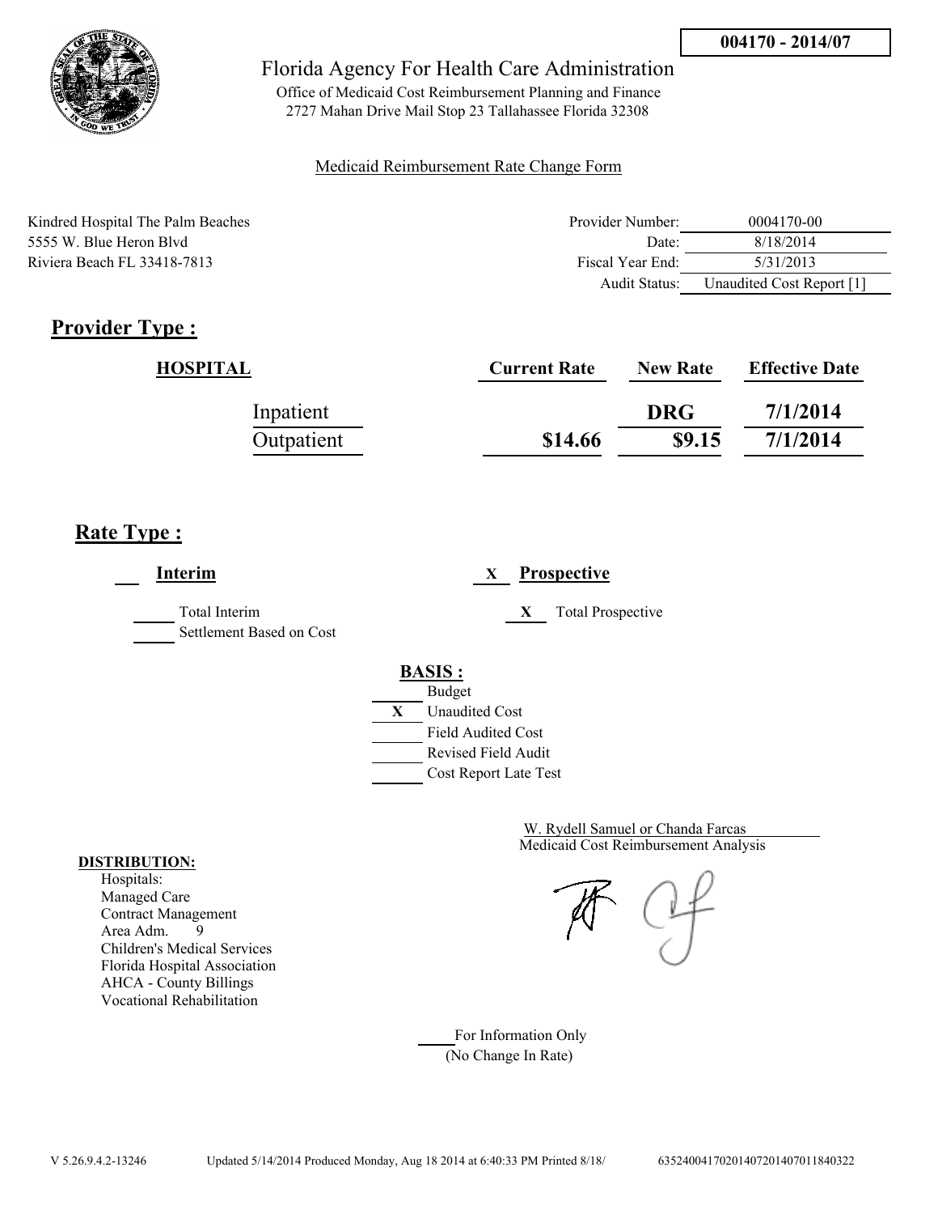**004170 - 2014/07**

# Florida Agency For Health Care Administration

Office of Medicaid Cost Reimbursement Planning and Finance
2727 Mahan Drive Mail Stop 23 Tallahassee Florida 32308

Medicaid Reimbursement Rate Change Form

Kindred Hospital The Palm Beaches
5555 W. Blue Heron Blvd
Riviera Beach FL 33418-7813

| | |
|---|---|
| Provider Number: | 0004170-00 |
| Date: | 8/18/2014 |
| Fiscal Year End: | 5/31/2013 |
| Audit Status: | Unaudited Cost Report [1] |

## Provider Type :

| HOSPITAL | Current Rate | New Rate | Effective Date |
|---|---|---|---|
| Inpatient | | DRG | 7/1/2014 |
| Outpatient | $14.66 | $9.15 | 7/1/2014 |

## Rate Type :

___ **Interim** X **Prospective**

_____ Total Interim
_____ Settlement Based on Cost

X Total Prospective

**BASIS :**

_____ Budget
X Unaudited Cost
_____ Field Audited Cost
_____ Revised Field Audit
_____ Cost Report Late Test

W. Rydell Samuel or Chanda Farcas
Medicaid Cost Reimbursement Analysis

**DISTRIBUTION:**

Hospitals:
Managed Care
Contract Management
Area Adm. 9
Children's Medical Services
Florida Hospital Association
AHCA - County Billings
Vocational Rehabilitation

_____ For Information Only
(No Change In Rate)

V 5.26.9.4.2-13246 Updated 5/14/2014 Produced Monday, Aug 18 2014 at 6:40:33 PM Printed 8/18/ 635240041702014072014070118403 22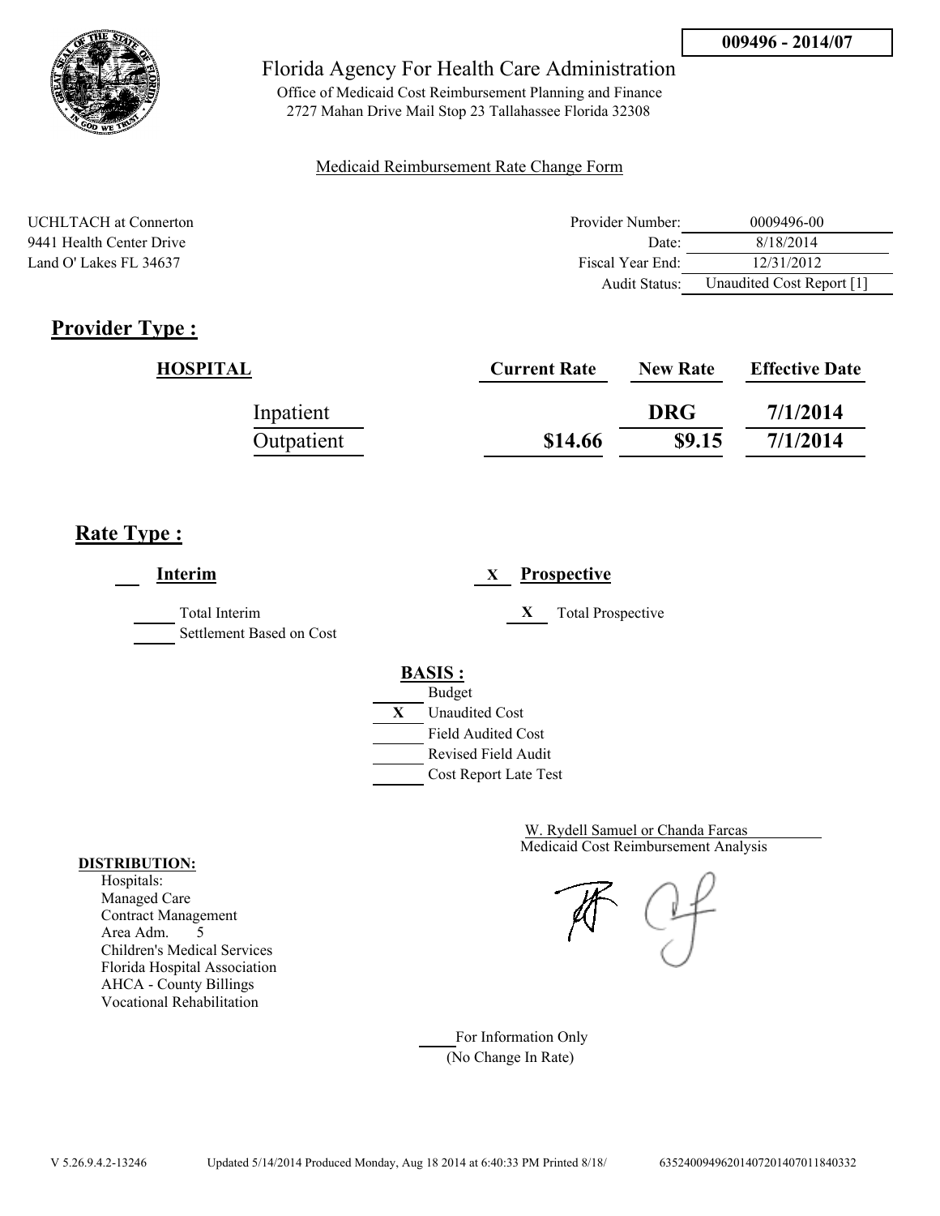**009496 - 2014/07**

# Florida Agency For Health Care Administration

Office of Medicaid Cost Reimbursement Planning and Finance
2727 Mahan Drive Mail Stop 23 Tallahassee Florida 32308

Medicaid Reimbursement Rate Change Form

UCHLTACH at Connerton
9441 Health Center Drive
Land O' Lakes FL 34637

| | |
|---|---|
| Provider Number: | 0009496-00 |
| Date: | 8/18/2014 |
| Fiscal Year End: | 12/31/2012 |
| Audit Status: | Unaudited Cost Report [1] |

## Provider Type :

| HOSPITAL | Current Rate | New Rate | Effective Date |
|---|---|---|---|
| Inpatient | | DRG | 7/1/2014 |
| Outpatient | $14.66 | $9.15 | 7/1/2014 |

## Rate Type :

___ **Interim**

_____ Total Interim
_____ Settlement Based on Cost

X **Prospective**

X Total Prospective

**BASIS :**

_____ Budget
X Unaudited Cost
_____ Field Audited Cost
_____ Revised Field Audit
_____ Cost Report Late Test

W. Rydell Samuel or Chanda Farcas
Medicaid Cost Reimbursement Analysis

**DISTRIBUTION:**
Hospitals:
Managed Care
Contract Management
Area Adm. 5
Children's Medical Services
Florida Hospital Association
AHCA - County Billings
Vocational Rehabilitation

_____ For Information Only
(No Change In Rate)

V 5.26.9.4.2-13246 Updated 5/14/2014 Produced Monday, Aug 18 2014 at 6:40:33 PM Printed 8/18/ 63524009496201407201407011840332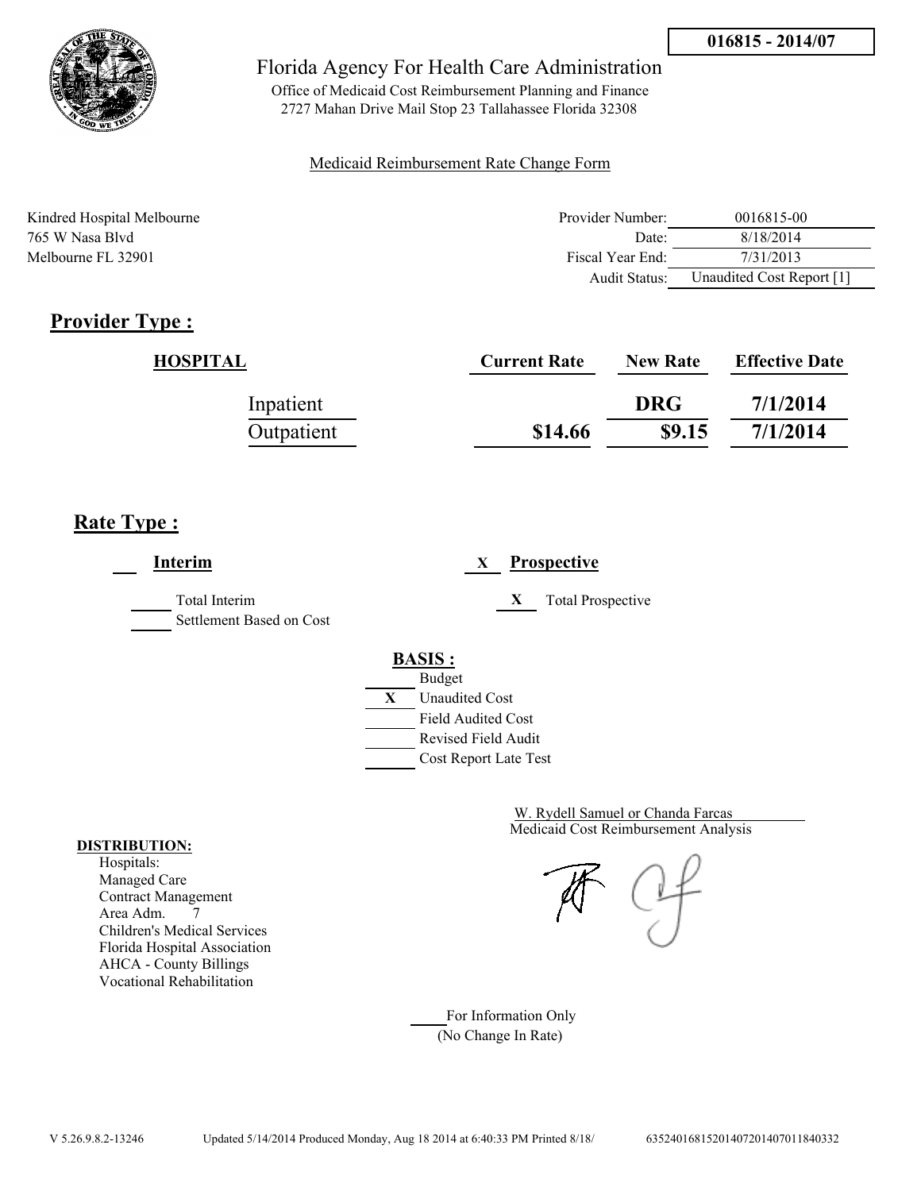**016815 - 2014/07**

Florida Agency For Health Care Administration

Office of Medicaid Cost Reimbursement Planning and Finance
2727 Mahan Drive Mail Stop 23 Tallahassee Florida 32308

Medicaid Reimbursement Rate Change Form

Kindred Hospital Melbourne
765 W Nasa Blvd
Melbourne FL 32901

| | |
|---|---|
| Provider Number: | 0016815-00 |
| Date: | 8/18/2014 |
| Fiscal Year End: | 7/31/2013 |
| Audit Status: | Unaudited Cost Report [1] |

## Provider Type :

| HOSPITAL | Current Rate | New Rate | Effective Date |
|---|---|---|---|
| Inpatient | | DRG | 7/1/2014 |
| Outpatient | $14.66 | $9.15 | 7/1/2014 |

## Rate Type :

___ **Interim**

_____ Total Interim
_____ Settlement Based on Cost

X **Prospective**

X Total Prospective

**BASIS :**

- ___ Budget
- X Unaudited Cost
- ___ Field Audited Cost
- ___ Revised Field Audit
- ___ Cost Report Late Test

W. Rydell Samuel or Chanda Farcas
Medicaid Cost Reimbursement Analysis

**DISTRIBUTION:**
Hospitals:
Managed Care
Contract Management
Area Adm. 7
Children's Medical Services
Florida Hospital Association
AHCA - County Billings
Vocational Rehabilitation

_____ For Information Only
(No Change In Rate)

V 5.26.9.8.2-13246 Updated 5/14/2014 Produced Monday, Aug 18 2014 at 6:40:33 PM Printed 8/18/ 635240168152014072014070118403332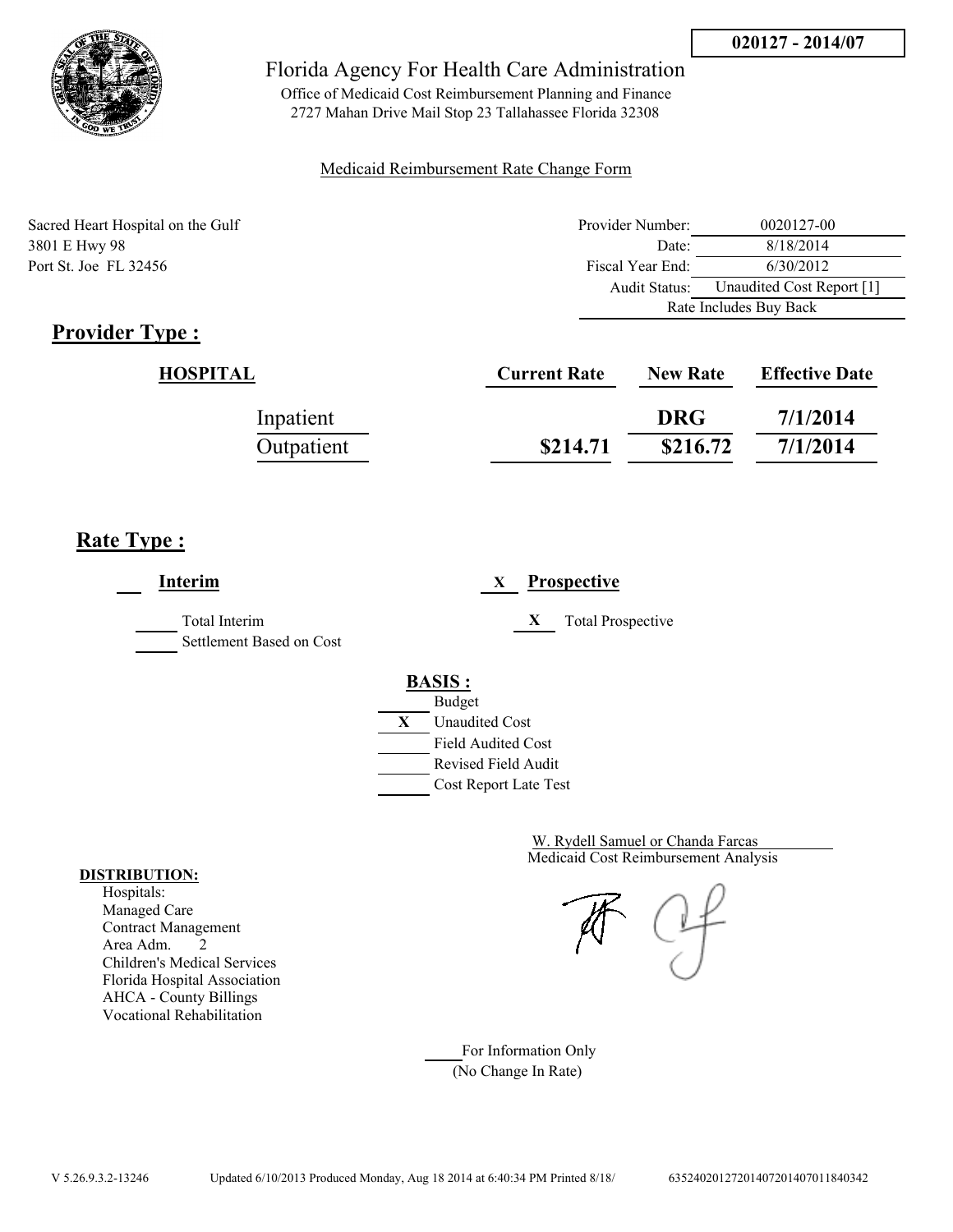**020127 - 2014/07**

Florida Agency For Health Care Administration

Office of Medicaid Cost Reimbursement Planning and Finance
2727 Mahan Drive Mail Stop 23 Tallahassee Florida 32308

Medicaid Reimbursement Rate Change Form

Sacred Heart Hospital on the Gulf
3801 E Hwy 98
Port St. Joe FL 32456

| | |
|---|---|
| Provider Number: | 0020127-00 |
| Date: | 8/18/2014 |
| Fiscal Year End: | 6/30/2012 |
| Audit Status: | Unaudited Cost Report [1] |
| | Rate Includes Buy Back |

## Provider Type :

| HOSPITAL | Current Rate | New Rate | Effective Date |
|---|---|---|---|
| Inpatient | | DRG | 7/1/2014 |
| Outpatient | $214.71 | $216.72 | 7/1/2014 |

## Rate Type :

___ **Interim** X **Prospective**

_____ Total Interim
_____ Settlement Based on Cost

X Total Prospective

**BASIS :**

_____ Budget
X Unaudited Cost
_____ Field Audited Cost
_____ Revised Field Audit
_____ Cost Report Late Test

W. Rydell Samuel or Chanda Farcas
Medicaid Cost Reimbursement Analysis

**DISTRIBUTION:**
Hospitals:
Managed Care
Contract Management
Area Adm. 2
Children's Medical Services
Florida Hospital Association
AHCA - County Billings
Vocational Rehabilitation

_____ For Information Only
(No Change In Rate)

V 5.26.9.3.2-13246 Updated 6/10/2013 Produced Monday, Aug 18 2014 at 6:40:34 PM Printed 8/18/ 635240201272014072014070118403 42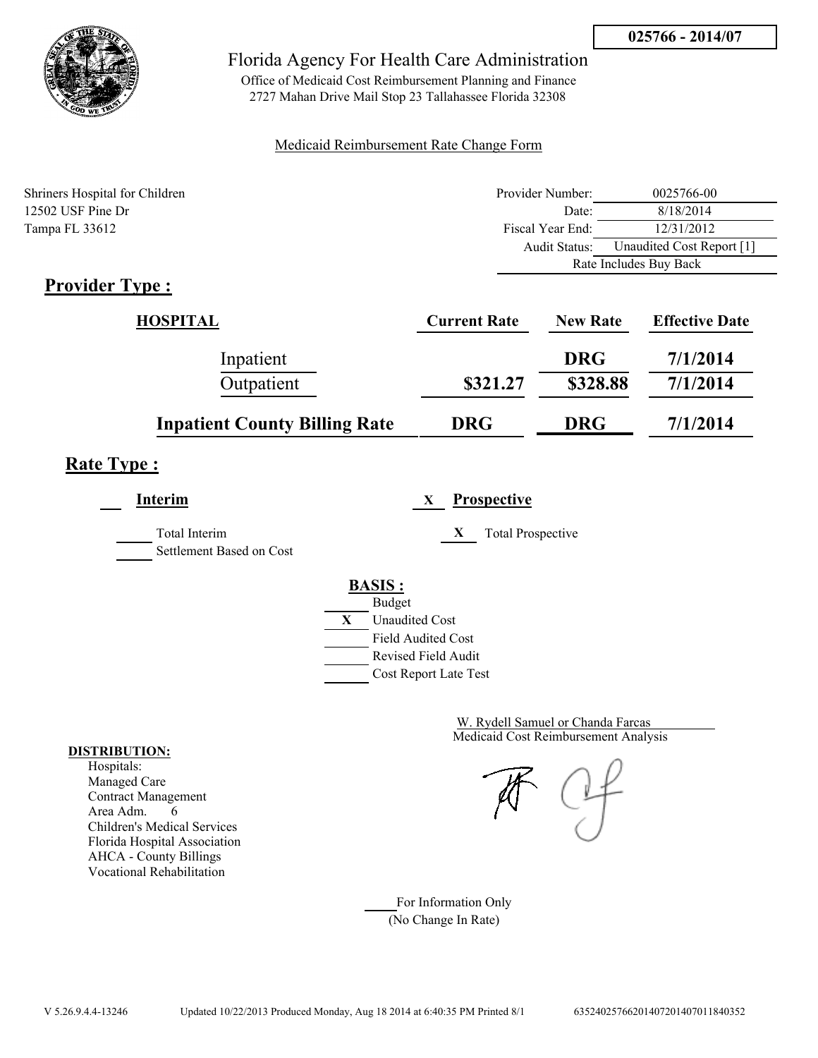025766 - 2014/07

Florida Agency For Health Care Administration

Office of Medicaid Cost Reimbursement Planning and Finance
2727 Mahan Drive Mail Stop 23 Tallahassee Florida 32308

Medicaid Reimbursement Rate Change Form

Shriners Hospital for Children
12502 USF Pine Dr
Tampa FL 33612

| | |
|---|---|
| Provider Number: | 0025766-00 |
| Date: | 8/18/2014 |
| Fiscal Year End: | 12/31/2012 |
| Audit Status: | Unaudited Cost Report [1] |
| | Rate Includes Buy Back |

## Provider Type :

| HOSPITAL | Current Rate | New Rate | Effective Date |
|---|---|---|---|
| Inpatient | | DRG | 7/1/2014 |
| Outpatient | $321.27 | $328.88 | 7/1/2014 |
| **Inpatient County Billing Rate** | **DRG** | **DRG** | **7/1/2014** |

## Rate Type :

___ **Interim** X **Prospective**

_____ Total Interim
_____ Settlement Based on Cost

X Total Prospective

**BASIS :**

- _____ Budget
- X Unaudited Cost
- _____ Field Audited Cost
- _____ Revised Field Audit
- _____ Cost Report Late Test

W. Rydell Samuel or Chanda Farcas
Medicaid Cost Reimbursement Analysis

**DISTRIBUTION:**

Hospitals:
Managed Care
Contract Management
Area Adm. 6
Children's Medical Services
Florida Hospital Association
AHCA - County Billings
Vocational Rehabilitation

_____ For Information Only
(No Change In Rate)

V 5.26.9.4.4-13246 Updated 10/22/2013 Produced Monday, Aug 18 2014 at 6:40:35 PM Printed 8/1 63524025766201407201407011840352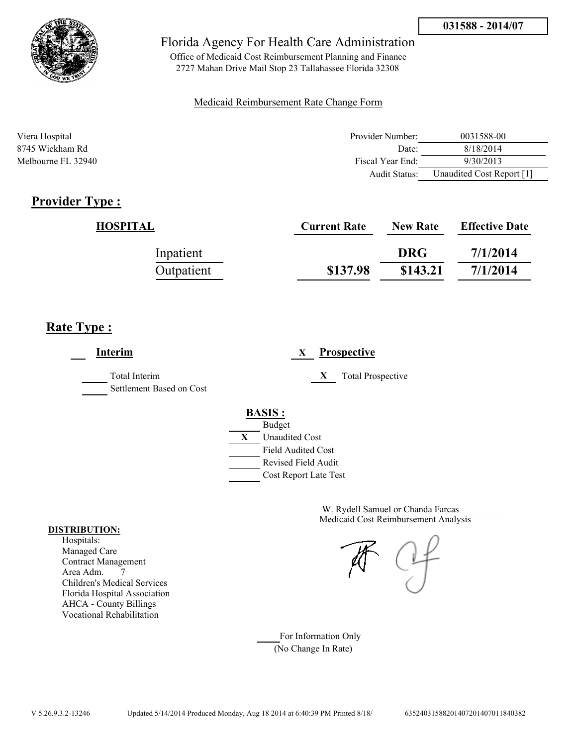031588 - 2014/07

Florida Agency For Health Care Administration

Office of Medicaid Cost Reimbursement Planning and Finance
2727 Mahan Drive Mail Stop 23 Tallahassee Florida 32308

Medicaid Reimbursement Rate Change Form

Viera Hospital
8745 Wickham Rd
Melbourne FL 32940

| | |
|---|---|
| Provider Number: | 0031588-00 |
| Date: | 8/18/2014 |
| Fiscal Year End: | 9/30/2013 |
| Audit Status: | Unaudited Cost Report [1] |

## Provider Type :

| HOSPITAL | Current Rate | New Rate | Effective Date |
|---|---|---|---|
| Inpatient | | DRG | 7/1/2014 |
| Outpatient | $137.98 | $143.21 | 7/1/2014 |

## Rate Type :

___ **Interim**

_____ Total Interim
_____ Settlement Based on Cost

X **Prospective**

X Total Prospective

**BASIS :**

_____ Budget
X Unaudited Cost
_____ Field Audited Cost
_____ Revised Field Audit
_____ Cost Report Late Test

W. Rydell Samuel or Chanda Farcas
Medicaid Cost Reimbursement Analysis

**DISTRIBUTION:**
Hospitals:
Managed Care
Contract Management
Area Adm. 7
Children's Medical Services
Florida Hospital Association
AHCA - County Billings
Vocational Rehabilitation

_____ For Information Only
(No Change In Rate)

V 5.26.9.3.2-13246 Updated 5/14/2014 Produced Monday, Aug 18 2014 at 6:40:39 PM Printed 8/18/ 635240315882014072014070118403​82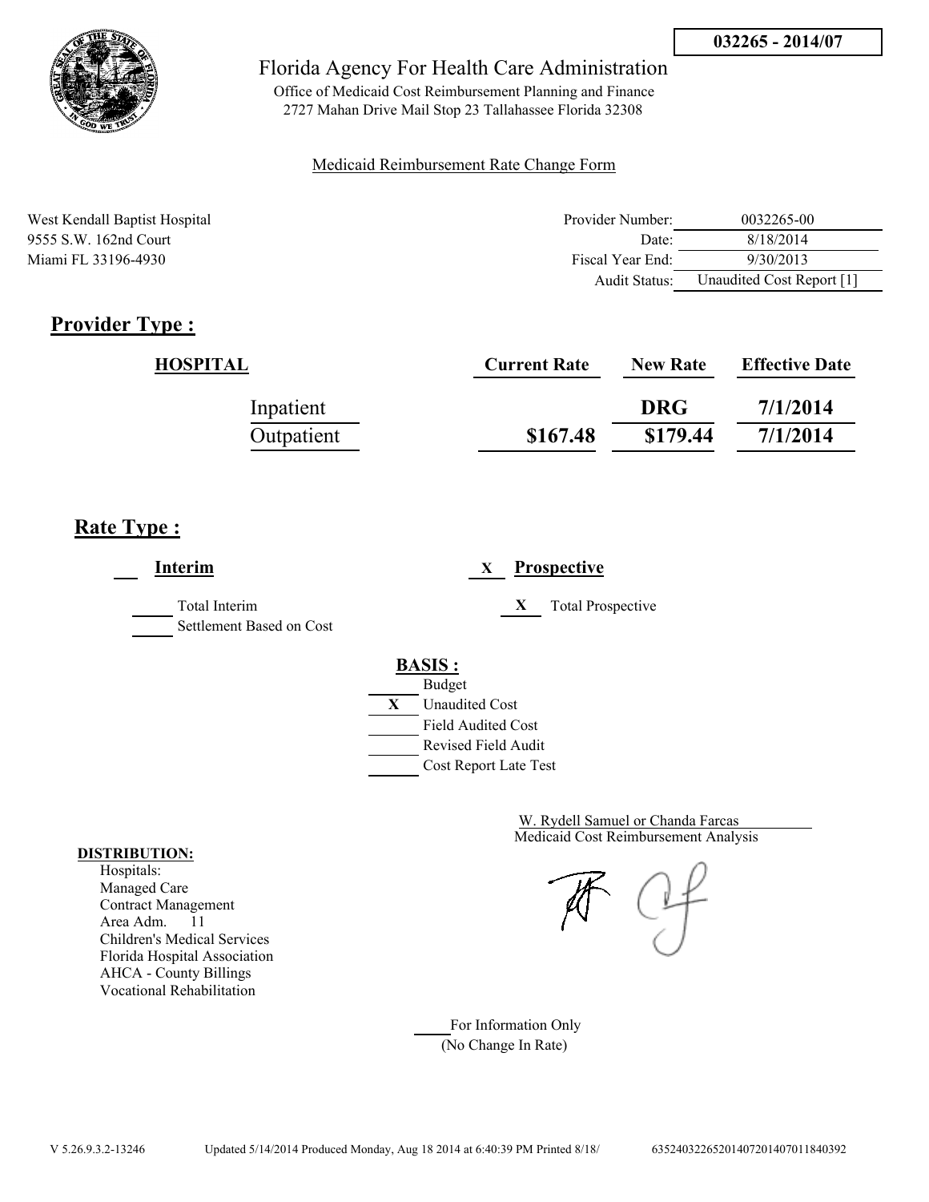032265 - 2014/07

Florida Agency For Health Care Administration

Office of Medicaid Cost Reimbursement Planning and Finance
2727 Mahan Drive Mail Stop 23 Tallahassee Florida 32308

Medicaid Reimbursement Rate Change Form

West Kendall Baptist Hospital
9555 S.W. 162nd Court
Miami FL 33196-4930

| | |
|---|---|
| Provider Number: | 0032265-00 |
| Date: | 8/18/2014 |
| Fiscal Year End: | 9/30/2013 |
| Audit Status: | Unaudited Cost Report [1] |

## Provider Type :

| HOSPITAL | Current Rate | New Rate | Effective Date |
|---|---|---|---|
| Inpatient | | DRG | 7/1/2014 |
| Outpatient | $167.48 | $179.44 | 7/1/2014 |

## Rate Type :

___ **Interim**

_____ Total Interim
_____ Settlement Based on Cost

X **Prospective**

X Total Prospective

**BASIS :**

- ___ Budget
- X Unaudited Cost
- ___ Field Audited Cost
- ___ Revised Field Audit
- ___ Cost Report Late Test

W. Rydell Samuel or Chanda Farcas
Medicaid Cost Reimbursement Analysis

**DISTRIBUTION:**

Hospitals:
Managed Care
Contract Management
Area Adm. 11
Children's Medical Services
Florida Hospital Association
AHCA - County Billings
Vocational Rehabilitation

____ For Information Only
(No Change In Rate)

V 5.26.9.3.2-13246 Updated 5/14/2014 Produced Monday, Aug 18 2014 at 6:40:39 PM Printed 8/18/ 635240322652014072014070118403 92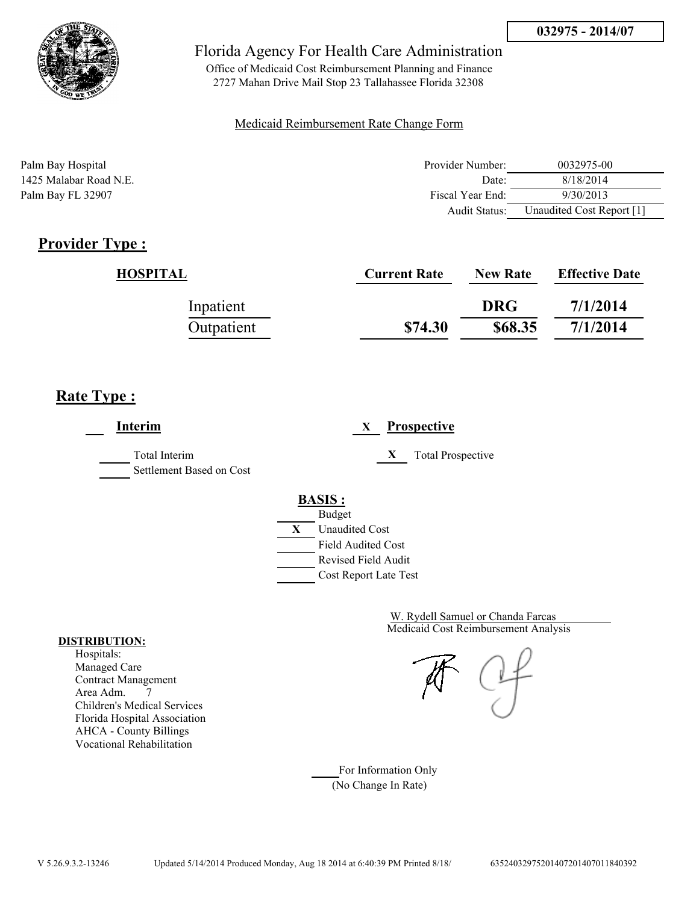032975 - 2014/07

Florida Agency For Health Care Administration

Office of Medicaid Cost Reimbursement Planning and Finance
2727 Mahan Drive Mail Stop 23 Tallahassee Florida 32308

Medicaid Reimbursement Rate Change Form

Palm Bay Hospital
1425 Malabar Road N.E.
Palm Bay FL 32907

| | |
|---|---|
| Provider Number: | 0032975-00 |
| Date: | 8/18/2014 |
| Fiscal Year End: | 9/30/2013 |
| Audit Status: | Unaudited Cost Report [1] |

## Provider Type :

| HOSPITAL | Current Rate | New Rate | Effective Date |
|---|---|---|---|
| Inpatient | | DRG | 7/1/2014 |
| Outpatient | $74.30 | $68.35 | 7/1/2014 |

## Rate Type :

**Interim**

_____ Total Interim
_____ Settlement Based on Cost

X **Prospective**

X Total Prospective

**BASIS :**

_____ Budget
X Unaudited Cost
_____ Field Audited Cost
_____ Revised Field Audit
_____ Cost Report Late Test

W. Rydell Samuel or Chanda Farcas
Medicaid Cost Reimbursement Analysis

**DISTRIBUTION:**
Hospitals:
Managed Care
Contract Management
Area Adm. 7
Children's Medical Services
Florida Hospital Association
AHCA - County Billings
Vocational Rehabilitation

_____ For Information Only
(No Change In Rate)

V 5.26.9.3.2-13246 Updated 5/14/2014 Produced Monday, Aug 18 2014 at 6:40:39 PM Printed 8/18/ 635240329752014072014070111840392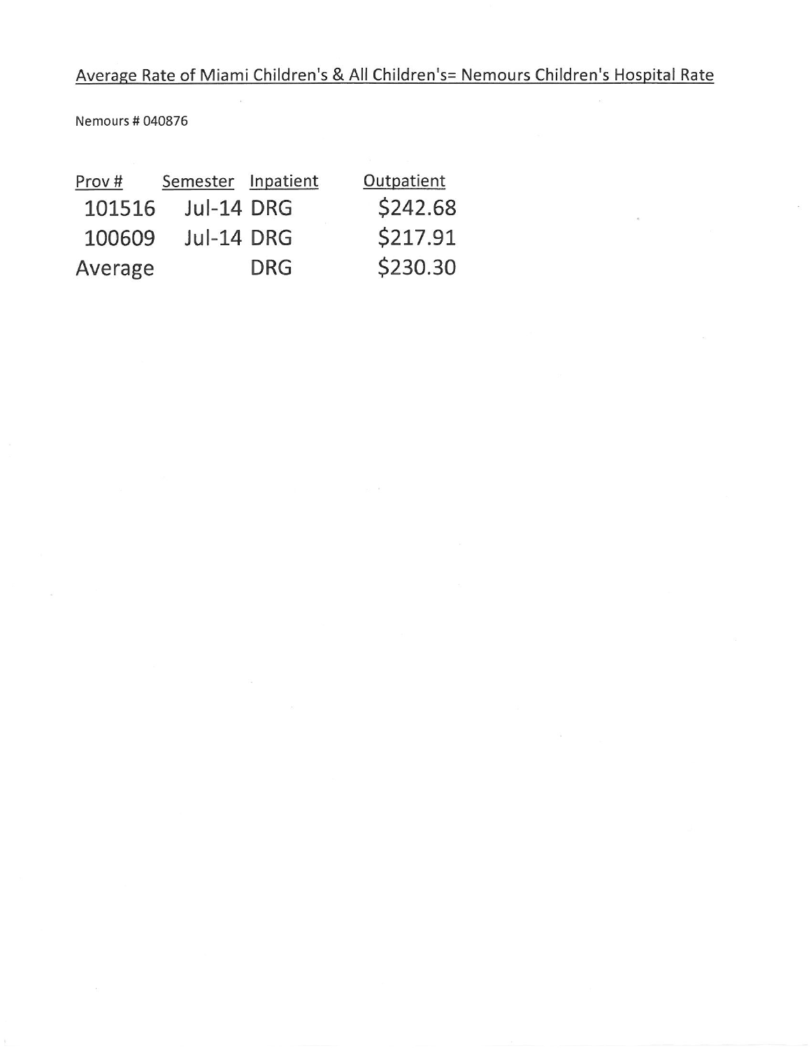Average Rate of Miami Children's & All Children's= Nemours Children's Hospital Rate

Nemours # 040876

| Prov # | Semester | Inpatient | Outpatient |
|---|---|---|---|
| 101516 | Jul-14 | DRG | $242.68 |
| 100609 | Jul-14 | DRG | $217.91 |
| Average | | DRG | $230.30 |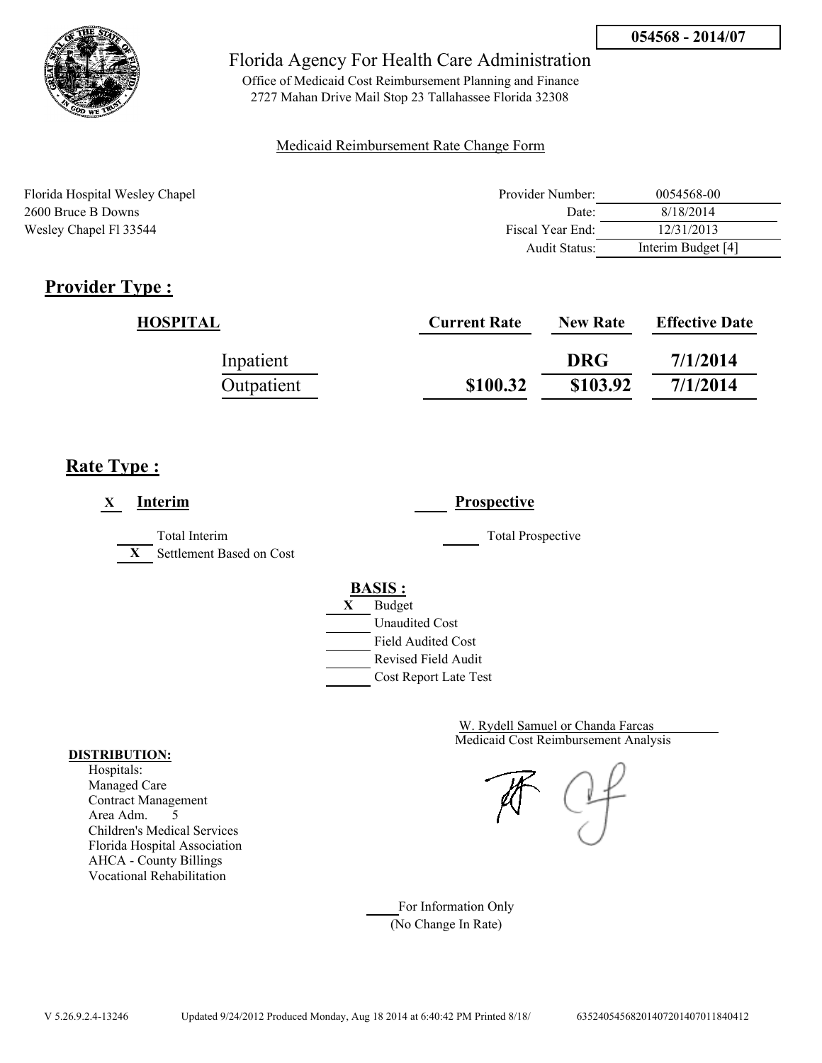054568 - 2014/07

Florida Agency For Health Care Administration

Office of Medicaid Cost Reimbursement Planning and Finance
2727 Mahan Drive Mail Stop 23 Tallahassee Florida 32308

Medicaid Reimbursement Rate Change Form

Florida Hospital Wesley Chapel
2600 Bruce B Downs
Wesley Chapel Fl 33544

| | |
|---|---|
| Provider Number: | 0054568-00 |
| Date: | 8/18/2014 |
| Fiscal Year End: | 12/31/2013 |
| Audit Status: | Interim Budget [4] |

## Provider Type :

| HOSPITAL | Current Rate | New Rate | Effective Date |
|---|---|---|---|
| Inpatient | | DRG | 7/1/2014 |
| Outpatient | $100.32 | $103.92 | 7/1/2014 |

## Rate Type :

X **Interim** ____ **Prospective**

____ Total Interim ____ Total Prospective
X Settlement Based on Cost

**BASIS :**
X Budget
____ Unaudited Cost
____ Field Audited Cost
____ Revised Field Audit
____ Cost Report Late Test

W. Rydell Samuel or Chanda Farcas
Medicaid Cost Reimbursement Analysis

**DISTRIBUTION:**
Hospitals:
Managed Care
Contract Management
Area Adm. 5
Children's Medical Services
Florida Hospital Association
AHCA - County Billings
Vocational Rehabilitation

____ For Information Only
(No Change In Rate)

V 5.26.9.2.4-13246 Updated 9/24/2012 Produced Monday, Aug 18 2014 at 6:40:42 PM Printed 8/18/ 635240545682014072014070118404​12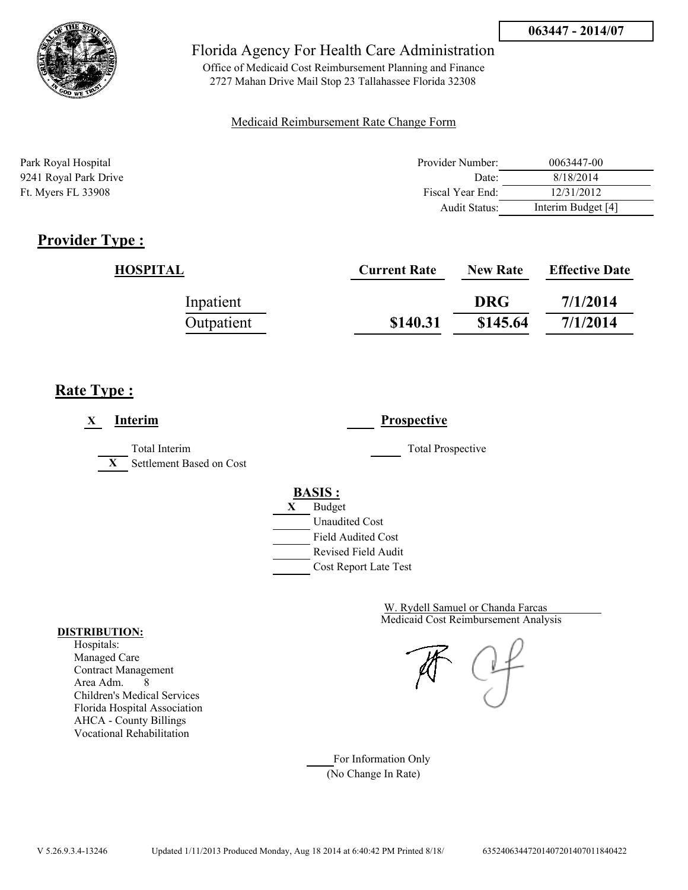063447 - 2014/07

Florida Agency For Health Care Administration

Office of Medicaid Cost Reimbursement Planning and Finance
2727 Mahan Drive Mail Stop 23 Tallahassee Florida 32308

Medicaid Reimbursement Rate Change Form

Park Royal Hospital
9241 Royal Park Drive
Ft. Myers FL 33908

| | |
|---|---|
| Provider Number: | 0063447-00 |
| Date: | 8/18/2014 |
| Fiscal Year End: | 12/31/2012 |
| Audit Status: | Interim Budget [4] |

## Provider Type :

| HOSPITAL | Current Rate | New Rate | Effective Date |
|---|---|---|---|
| Inpatient | | DRG | 7/1/2014 |
| Outpatient | $140.31 | $145.64 | 7/1/2014 |

## Rate Type :

X **Interim** ____ **Prospective**

____ Total Interim
X Settlement Based on Cost

____ Total Prospective

**BASIS :**

X Budget
____ Unaudited Cost
____ Field Audited Cost
____ Revised Field Audit
____ Cost Report Late Test

W. Rydell Samuel or Chanda Farcas
Medicaid Cost Reimbursement Analysis

**DISTRIBUTION:**
Hospitals:
Managed Care
Contract Management
Area Adm. 8
Children's Medical Services
Florida Hospital Association
AHCA - County Billings
Vocational Rehabilitation

____ For Information Only
(No Change In Rate)

V 5.26.9.3.4-13246 Updated 1/11/2013 Produced Monday, Aug 18 2014 at 6:40:42 PM Printed 8/18/ 63524063447201407201407011840422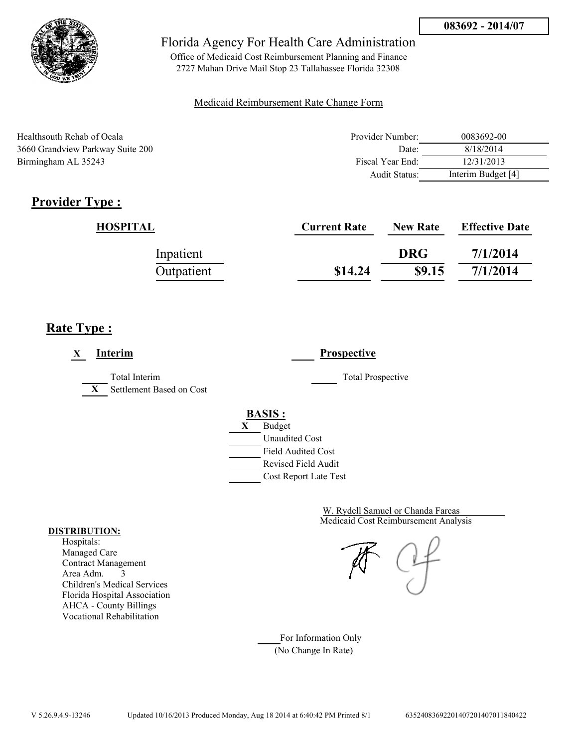**083692 - 2014/07**

# Florida Agency For Health Care Administration

Office of Medicaid Cost Reimbursement Planning and Finance
2727 Mahan Drive Mail Stop 23 Tallahassee Florida 32308

Medicaid Reimbursement Rate Change Form

Healthsouth Rehab of Ocala
3660 Grandview Parkway Suite 200
Birmingham AL 35243

| | |
|---|---|
| Provider Number: | 0083692-00 |
| Date: | 8/18/2014 |
| Fiscal Year End: | 12/31/2013 |
| Audit Status: | Interim Budget [4] |

## Provider Type :

| HOSPITAL | Current Rate | New Rate | Effective Date |
|---|---|---|---|
| Inpatient | | DRG | 7/1/2014 |
| Outpatient | $14.24 | $9.15 | 7/1/2014 |

## Rate Type :

X **Interim**

____ **Prospective**

____ Total Interim

X Settlement Based on Cost

____ Total Prospective

**BASIS :**

X Budget

____ Unaudited Cost

____ Field Audited Cost

____ Revised Field Audit

____ Cost Report Late Test

W. Rydell Samuel or Chanda Farcas
Medicaid Cost Reimbursement Analysis

**DISTRIBUTION:**

Hospitals:
Managed Care
Contract Management
Area Adm. 3
Children's Medical Services
Florida Hospital Association
AHCA - County Billings
Vocational Rehabilitation

____ For Information Only
(No Change In Rate)

V 5.26.9.4.9-13246 Updated 10/16/2013 Produced Monday, Aug 18 2014 at 6:40:42 PM Printed 8/1 635240836922014072014070118404222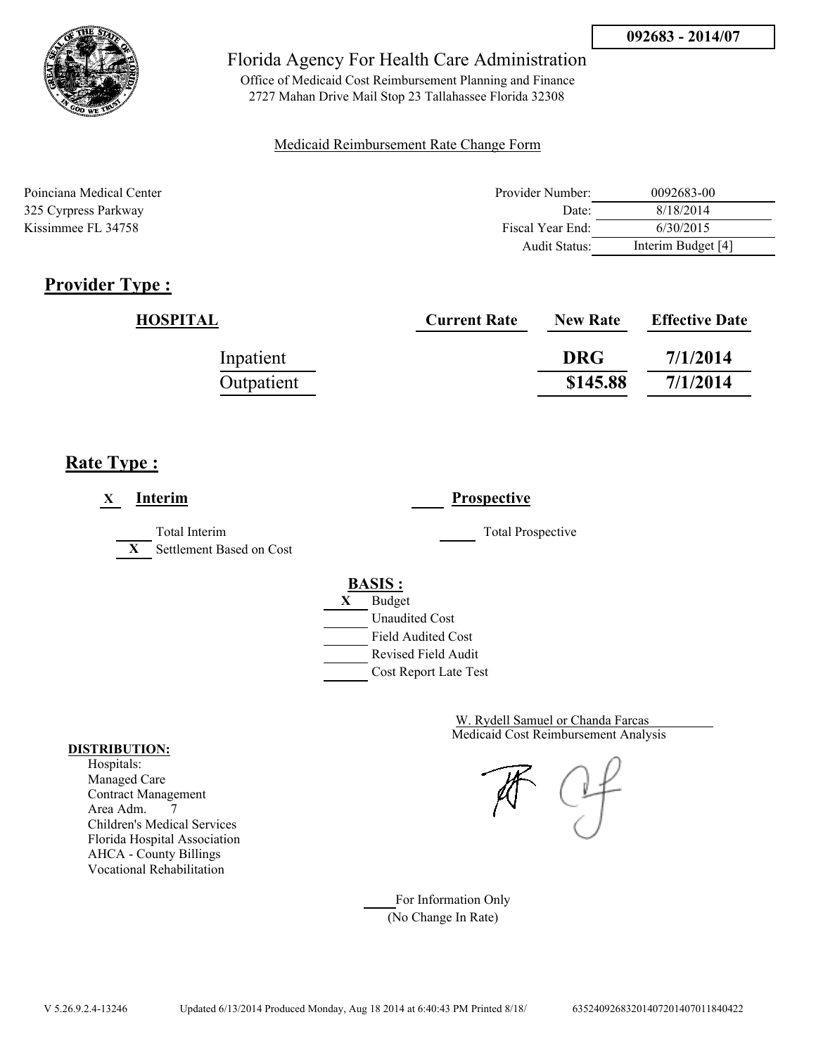092683 - 2014/07

Florida Agency For Health Care Administration

Office of Medicaid Cost Reimbursement Planning and Finance
2727 Mahan Drive Mail Stop 23 Tallahassee Florida 32308

Medicaid Reimbursement Rate Change Form

Poinciana Medical Center
325 Cyrpress Parkway
Kissimmee FL 34758

| | |
|---|---|
| Provider Number: | 0092683-00 |
| Date: | 8/18/2014 |
| Fiscal Year End: | 6/30/2015 |
| Audit Status: | Interim Budget [4] |

## Provider Type :

| HOSPITAL | Current Rate | New Rate | Effective Date |
|---|---|---|---|
| Inpatient | | DRG | 7/1/2014 |
| Outpatient | | $145.88 | 7/1/2014 |

## Rate Type :

X **Interim**

___ Total Interim
X Settlement Based on Cost

___ **Prospective**

___ Total Prospective

**BASIS :**

X Budget
___ Unaudited Cost
___ Field Audited Cost
___ Revised Field Audit
___ Cost Report Late Test

W. Rydell Samuel or Chanda Farcas
Medicaid Cost Reimbursement Analysis

**DISTRIBUTION:**
Hospitals:
Managed Care
Contract Management
Area Adm. 7
Children's Medical Services
Florida Hospital Association
AHCA - County Billings
Vocational Rehabilitation

___ For Information Only
(No Change In Rate)

V 5.26.9.2.4-13246 Updated 6/13/2014 Produced Monday, Aug 18 2014 at 6:40:43 PM Printed 8/18/ 635240926832014072014070118404 22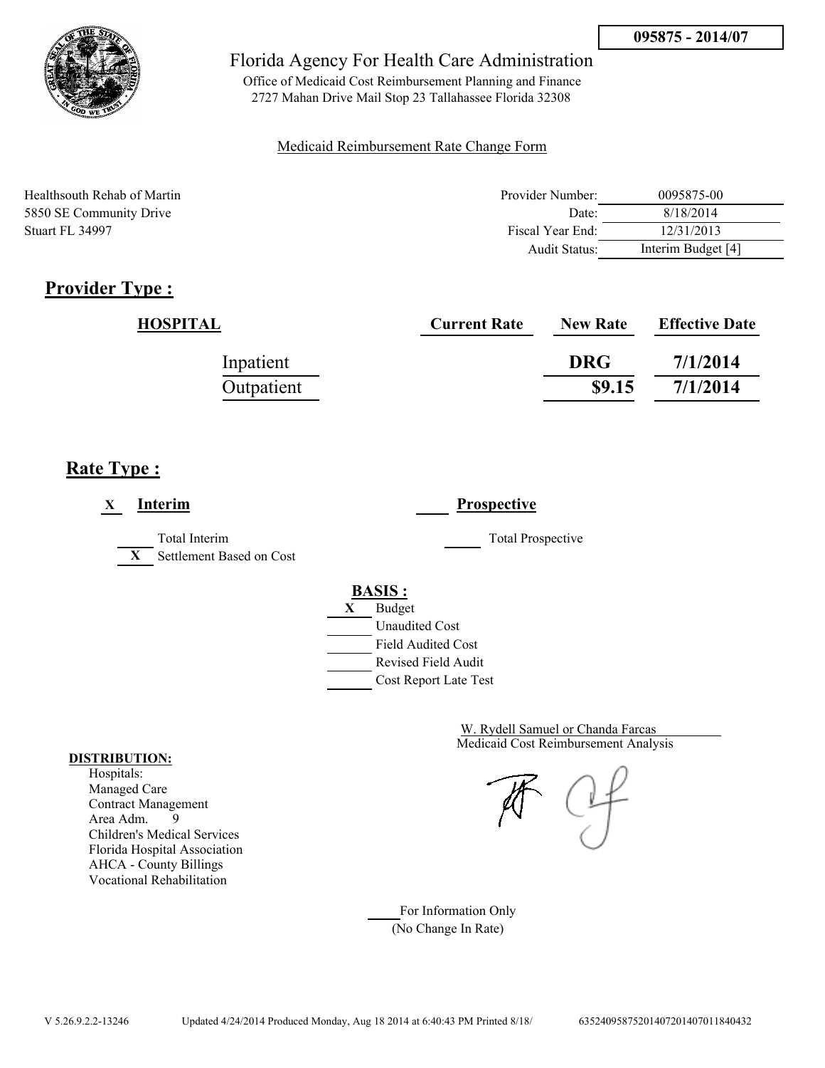**095875 - 2014/07**

Florida Agency For Health Care Administration

Office of Medicaid Cost Reimbursement Planning and Finance
2727 Mahan Drive Mail Stop 23 Tallahassee Florida 32308

Medicaid Reimbursement Rate Change Form

Healthsouth Rehab of Martin
5850 SE Community Drive
Stuart FL 34997

| | |
|---|---|
| Provider Number: | 0095875-00 |
| Date: | 8/18/2014 |
| Fiscal Year End: | 12/31/2013 |
| Audit Status: | Interim Budget [4] |

## Provider Type :

| HOSPITAL | Current Rate | New Rate | Effective Date |
|---|---|---|---|
| Inpatient | | DRG | 7/1/2014 |
| Outpatient | | $9.15 | 7/1/2014 |

## Rate Type :

X **Interim**

___ Total Interim
X Settlement Based on Cost

___ **Prospective**

___ Total Prospective

**BASIS :**

X Budget
___ Unaudited Cost
___ Field Audited Cost
___ Revised Field Audit
___ Cost Report Late Test

W. Rydell Samuel or Chanda Farcas
Medicaid Cost Reimbursement Analysis

**DISTRIBUTION:**
Hospitals:
Managed Care
Contract Management
Area Adm. 9
Children's Medical Services
Florida Hospital Association
AHCA - County Billings
Vocational Rehabilitation

___ For Information Only
(No Change In Rate)

V 5.26.9.2.2-13246 Updated 4/24/2014 Produced Monday, Aug 18 2014 at 6:40:43 PM Printed 8/18/ 635240958752014072014070118404320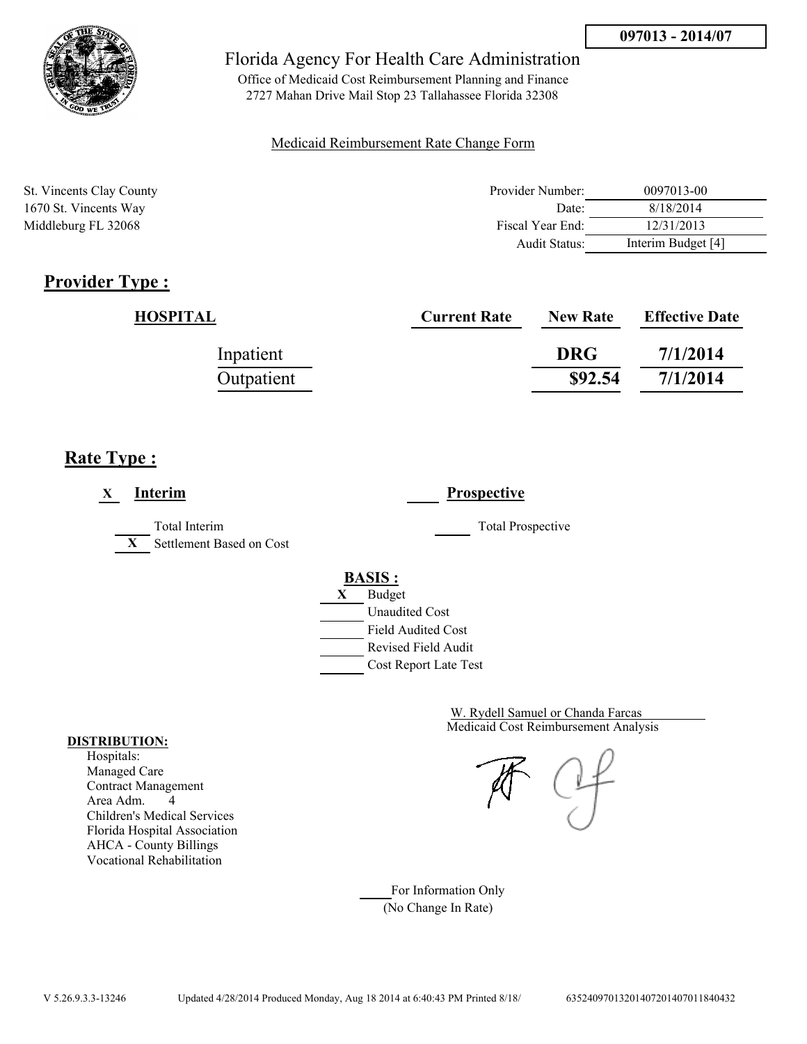097013 - 2014/07

Florida Agency For Health Care Administration

Office of Medicaid Cost Reimbursement Planning and Finance
2727 Mahan Drive Mail Stop 23 Tallahassee Florida 32308

Medicaid Reimbursement Rate Change Form

St. Vincents Clay County
1670 St. Vincents Way
Middleburg FL 32068

| | |
|---|---|
| Provider Number: | 0097013-00 |
| Date: | 8/18/2014 |
| Fiscal Year End: | 12/31/2013 |
| Audit Status: | Interim Budget [4] |

## Provider Type :

| HOSPITAL | Current Rate | New Rate | Effective Date |
|---|---|---|---|
| Inpatient | | DRG | 7/1/2014 |
| Outpatient | | $92.54 | 7/1/2014 |

## Rate Type :

X **Interim**

___ Total Interim
X Settlement Based on Cost

___ **Prospective**

___ Total Prospective

**BASIS :**

X Budget
___ Unaudited Cost
___ Field Audited Cost
___ Revised Field Audit
___ Cost Report Late Test

W. Rydell Samuel or Chanda Farcas
Medicaid Cost Reimbursement Analysis

**DISTRIBUTION:**

Hospitals:
Managed Care
Contract Management
Area Adm. 4
Children's Medical Services
Florida Hospital Association
AHCA - County Billings
Vocational Rehabilitation

___ For Information Only
(No Change In Rate)

V 5.26.9.3.3-13246 Updated 4/28/2014 Produced Monday, Aug 18 2014 at 6:40:43 PM Printed 8/18/ 635240970132014072014070118404 32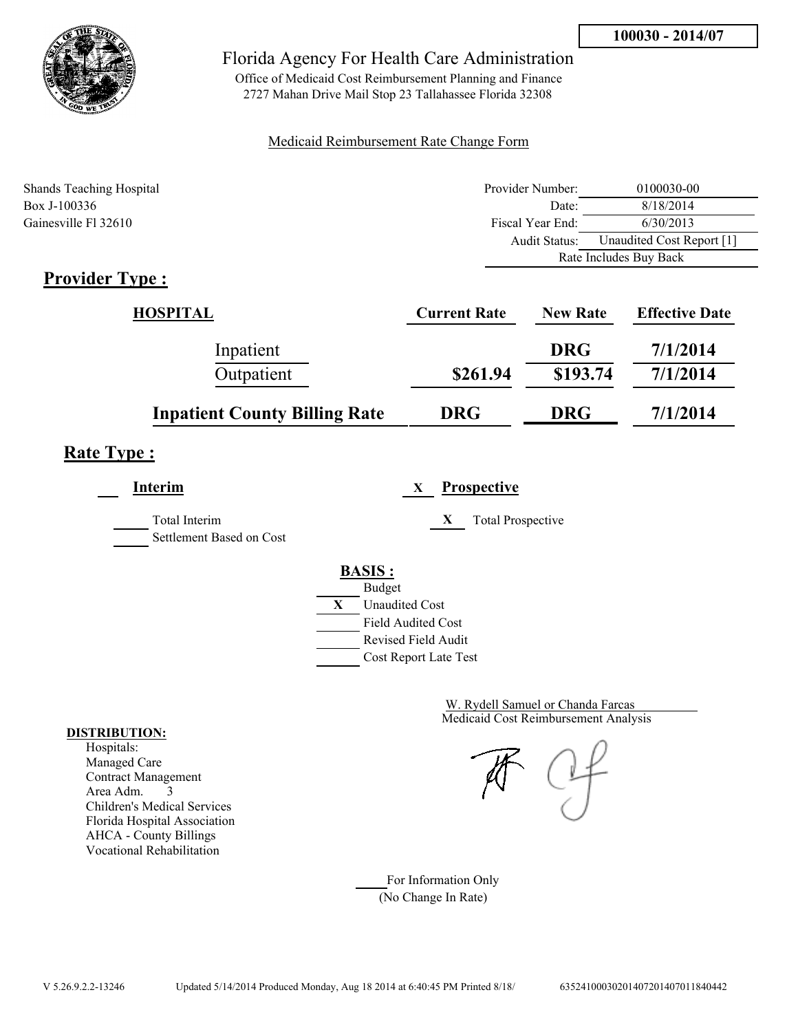**100030 - 2014/07**

Florida Agency For Health Care Administration

Office of Medicaid Cost Reimbursement Planning and Finance
2727 Mahan Drive Mail Stop 23 Tallahassee Florida 32308

Medicaid Reimbursement Rate Change Form

Shands Teaching Hospital
Box J-100336
Gainesville Fl 32610

| | |
|---|---|
| Provider Number: | 0100030-00 |
| Date: | 8/18/2014 |
| Fiscal Year End: | 6/30/2013 |
| Audit Status: | Unaudited Cost Report [1] |
| | Rate Includes Buy Back |

## Provider Type :

| HOSPITAL | Current Rate | New Rate | Effective Date |
|---|---|---|---|
| Inpatient | | DRG | 7/1/2014 |
| Outpatient | $261.94 | $193.74 | 7/1/2014 |
| **Inpatient County Billing Rate** | **DRG** | **DRG** | **7/1/2014** |

## Rate Type :

**Interim**

- Total Interim
- Settlement Based on Cost

X **Prospective**

- X Total Prospective

**BASIS :**

- Budget
- X Unaudited Cost
- Field Audited Cost
- Revised Field Audit
- Cost Report Late Test

W. Rydell Samuel or Chanda Farcas
Medicaid Cost Reimbursement Analysis

**DISTRIBUTION:**
Hospitals:
Managed Care
Contract Management
Area Adm. 3
Children's Medical Services
Florida Hospital Association
AHCA - County Billings
Vocational Rehabilitation

For Information Only
(No Change In Rate)

V 5.26.9.2.2-13246 Updated 5/14/2014 Produced Monday, Aug 18 2014 at 6:40:45 PM Printed 8/18/ 635241000302014072014070118404442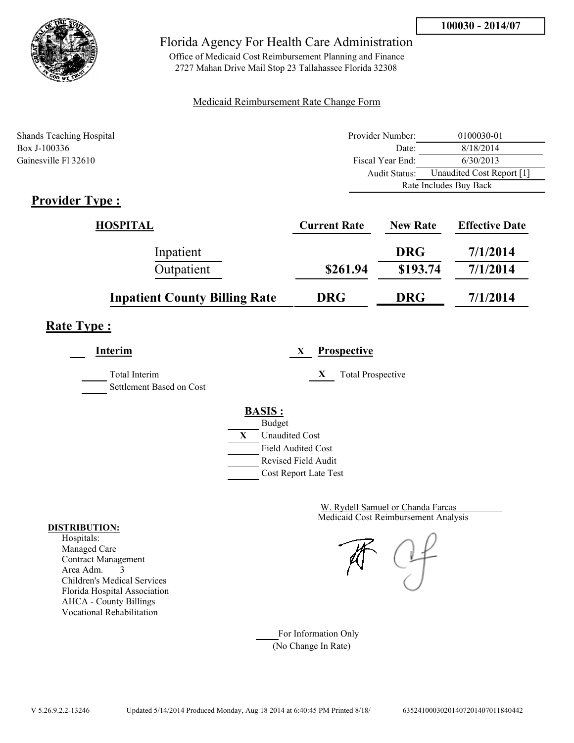100030 - 2014/07

# Florida Agency For Health Care Administration

Office of Medicaid Cost Reimbursement Planning and Finance
2727 Mahan Drive Mail Stop 23 Tallahassee Florida 32308

Medicaid Reimbursement Rate Change Form

Shands Teaching Hospital
Box J-100336
Gainesville Fl 32610

| | |
|---|---|
| Provider Number: | 0100030-01 |
| Date: | 8/18/2014 |
| Fiscal Year End: | 6/30/2013 |
| Audit Status: | Unaudited Cost Report [1] |
| | Rate Includes Buy Back |

## Provider Type :

| HOSPITAL | Current Rate | New Rate | Effective Date |
|---|---|---|---|
| Inpatient | | DRG | 7/1/2014 |
| Outpatient | $261.94 | $193.74 | 7/1/2014 |
| **Inpatient County Billing Rate** | **DRG** | **DRG** | **7/1/2014** |

## Rate Type :

**Interim**

- ___ Total Interim
- ___ Settlement Based on Cost

X **Prospective**

- X Total Prospective

**BASIS :**

- ___ Budget
- X Unaudited Cost
- ___ Field Audited Cost
- ___ Revised Field Audit
- ___ Cost Report Late Test

W. Rydell Samuel or Chanda Farcas
Medicaid Cost Reimbursement Analysis

**DISTRIBUTION:**

Hospitals:
Managed Care
Contract Management
Area Adm. 3
Children's Medical Services
Florida Hospital Association
AHCA - County Billings
Vocational Rehabilitation

___ For Information Only
(No Change In Rate)

V 5.26.9.2.2-13246 Updated 5/14/2014 Produced Monday, Aug 18 2014 at 6:40:45 PM Printed 8/18/ 63524100030201407201407011840442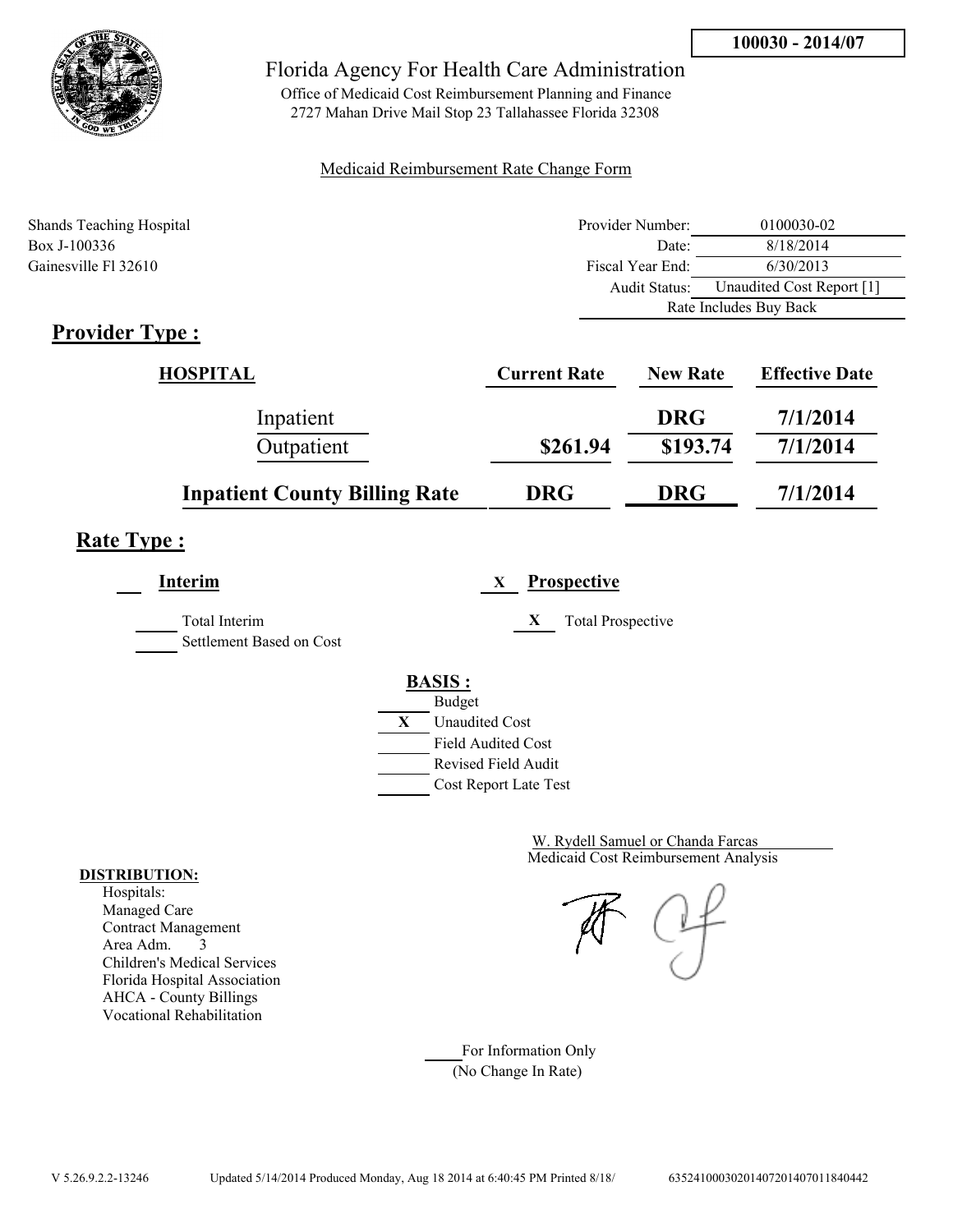**100030 - 2014/07**

# Florida Agency For Health Care Administration

Office of Medicaid Cost Reimbursement Planning and Finance
2727 Mahan Drive Mail Stop 23 Tallahassee Florida 32308

Medicaid Reimbursement Rate Change Form

Shands Teaching Hospital
Box J-100336
Gainesville Fl 32610

| | |
|---|---|
| Provider Number: | 0100030-02 |
| Date: | 8/18/2014 |
| Fiscal Year End: | 6/30/2013 |
| Audit Status: | Unaudited Cost Report [1] |
| | Rate Includes Buy Back |

## Provider Type :

| HOSPITAL | Current Rate | New Rate | Effective Date |
|---|---|---|---|
| Inpatient | | DRG | 7/1/2014 |
| Outpatient | $261.94 | $193.74 | 7/1/2014 |
| **Inpatient County Billing Rate** | **DRG** | **DRG** | **7/1/2014** |

## Rate Type :

___ **Interim**

___ Total Interim
___ Settlement Based on Cost

X **Prospective**

X Total Prospective

**BASIS :**

- ___ Budget
- X Unaudited Cost
- ___ Field Audited Cost
- ___ Revised Field Audit
- ___ Cost Report Late Test

W. Rydell Samuel or Chanda Farcas
Medicaid Cost Reimbursement Analysis

**DISTRIBUTION:**
Hospitals:
Managed Care
Contract Management
Area Adm. 3
Children's Medical Services
Florida Hospital Association
AHCA - County Billings
Vocational Rehabilitation

___ For Information Only
(No Change In Rate)

V 5.26.9.2.2-13246 Updated 5/14/2014 Produced Monday, Aug 18 2014 at 6:40:45 PM Printed 8/18/ 635241000302014072014070118404442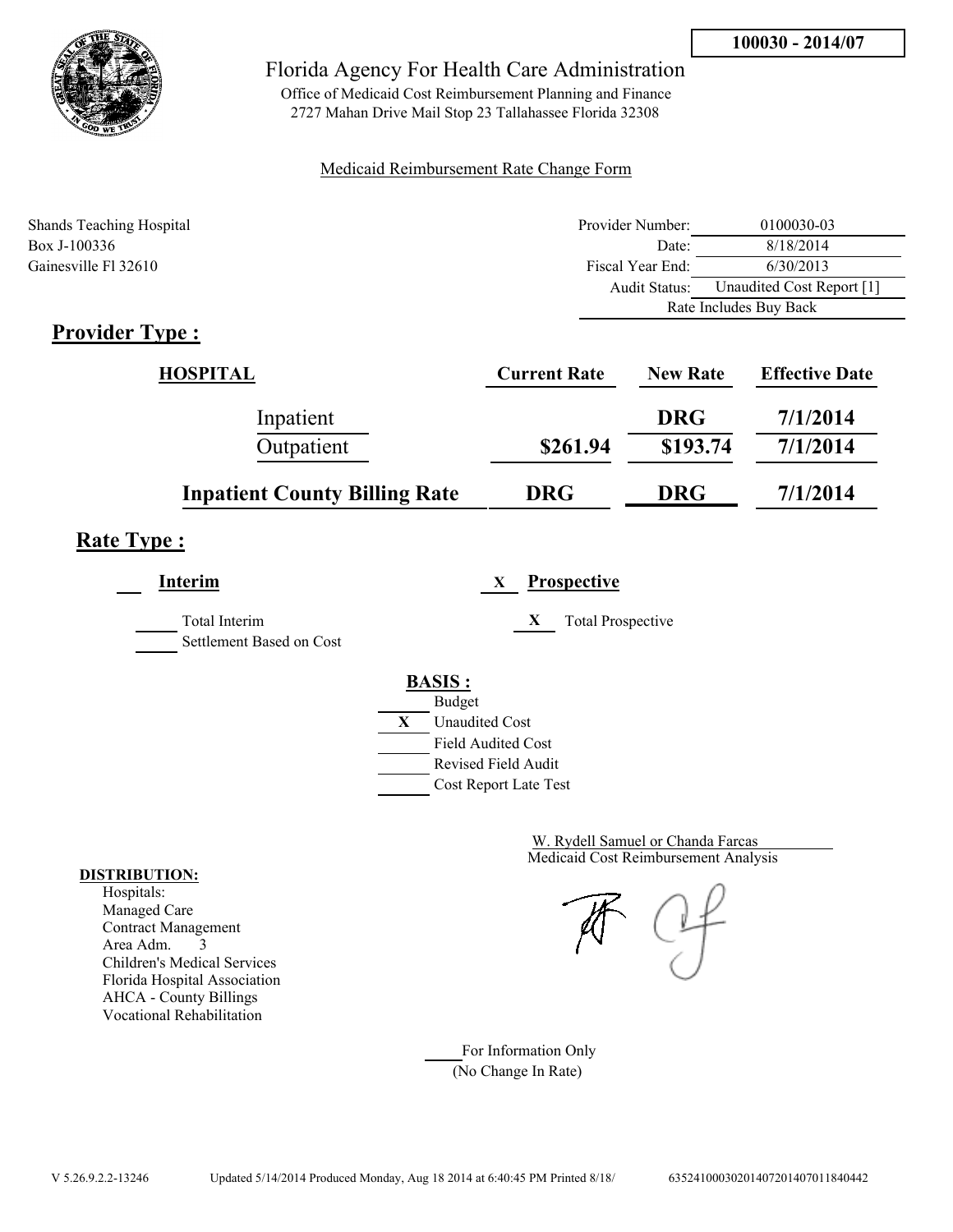**100030 - 2014/07**

# Florida Agency For Health Care Administration

Office of Medicaid Cost Reimbursement Planning and Finance
2727 Mahan Drive Mail Stop 23 Tallahassee Florida 32308

Medicaid Reimbursement Rate Change Form

Shands Teaching Hospital
Box J-100336
Gainesville Fl 32610

| | |
|---|---|
| Provider Number: | 0100030-03 |
| Date: | 8/18/2014 |
| Fiscal Year End: | 6/30/2013 |
| Audit Status: | Unaudited Cost Report [1] |
| | Rate Includes Buy Back |

## Provider Type :

| HOSPITAL | Current Rate | New Rate | Effective Date |
|---|---|---|---|
| Inpatient | | DRG | 7/1/2014 |
| Outpatient | $261.94 | $193.74 | 7/1/2014 |
| **Inpatient County Billing Rate** | **DRG** | **DRG** | **7/1/2014** |

## Rate Type :

___ **Interim**

___ Total Interim
___ Settlement Based on Cost

X **Prospective**

X Total Prospective

**BASIS :**

___ Budget
X Unaudited Cost
___ Field Audited Cost
___ Revised Field Audit
___ Cost Report Late Test

W. Rydell Samuel or Chanda Farcas
Medicaid Cost Reimbursement Analysis

**DISTRIBUTION:**
Hospitals:
Managed Care
Contract Management
Area Adm. 3
Children's Medical Services
Florida Hospital Association
AHCA - County Billings
Vocational Rehabilitation

___ For Information Only
(No Change In Rate)

V 5.26.9.2.2-13246 Updated 5/14/2014 Produced Monday, Aug 18 2014 at 6:40:45 PM Printed 8/18/ 635241000302014072014070118404442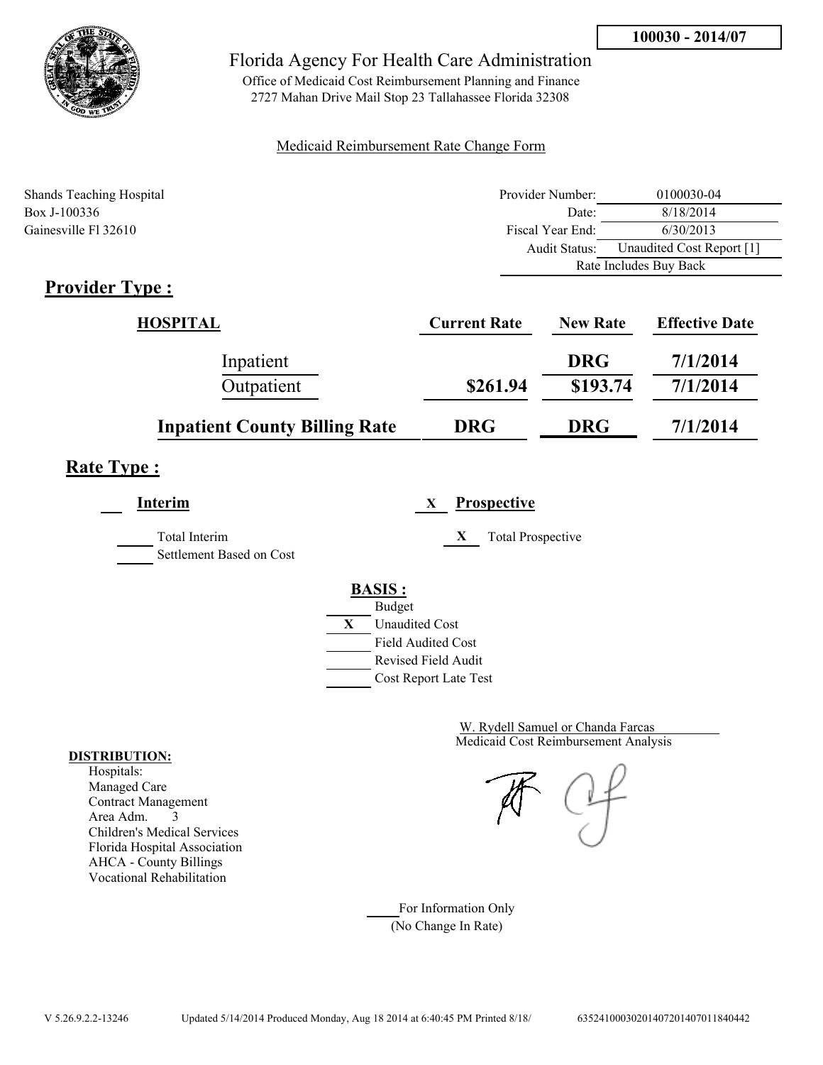**100030 - 2014/07**

Florida Agency For Health Care Administration

Office of Medicaid Cost Reimbursement Planning and Finance
2727 Mahan Drive Mail Stop 23 Tallahassee Florida 32308

Medicaid Reimbursement Rate Change Form

Shands Teaching Hospital
Box J-100336
Gainesville Fl 32610

| | |
|---|---|
| Provider Number: | 0100030-04 |
| Date: | 8/18/2014 |
| Fiscal Year End: | 6/30/2013 |
| Audit Status: | Unaudited Cost Report [1] |
| | Rate Includes Buy Back |

## Provider Type :

| HOSPITAL | Current Rate | New Rate | Effective Date |
|---|---|---|---|
| Inpatient | | DRG | 7/1/2014 |
| Outpatient | $261.94 | $193.74 | 7/1/2014 |
| **Inpatient County Billing Rate** | **DRG** | **DRG** | **7/1/2014** |

## Rate Type :

___ **Interim** X **Prospective**

___ Total Interim
___ Settlement Based on Cost

X Total Prospective

**BASIS :**

- ___ Budget
- X Unaudited Cost
- ___ Field Audited Cost
- ___ Revised Field Audit
- ___ Cost Report Late Test

W. Rydell Samuel or Chanda Farcas
Medicaid Cost Reimbursement Analysis

**DISTRIBUTION:**
Hospitals:
Managed Care
Contract Management
Area Adm. 3
Children's Medical Services
Florida Hospital Association
AHCA - County Billings
Vocational Rehabilitation

___ For Information Only
(No Change In Rate)

V 5.26.9.2.2-13246 Updated 5/14/2014 Produced Monday, Aug 18 2014 at 6:40:45 PM Printed 8/18/ 635241000302014072014070118404442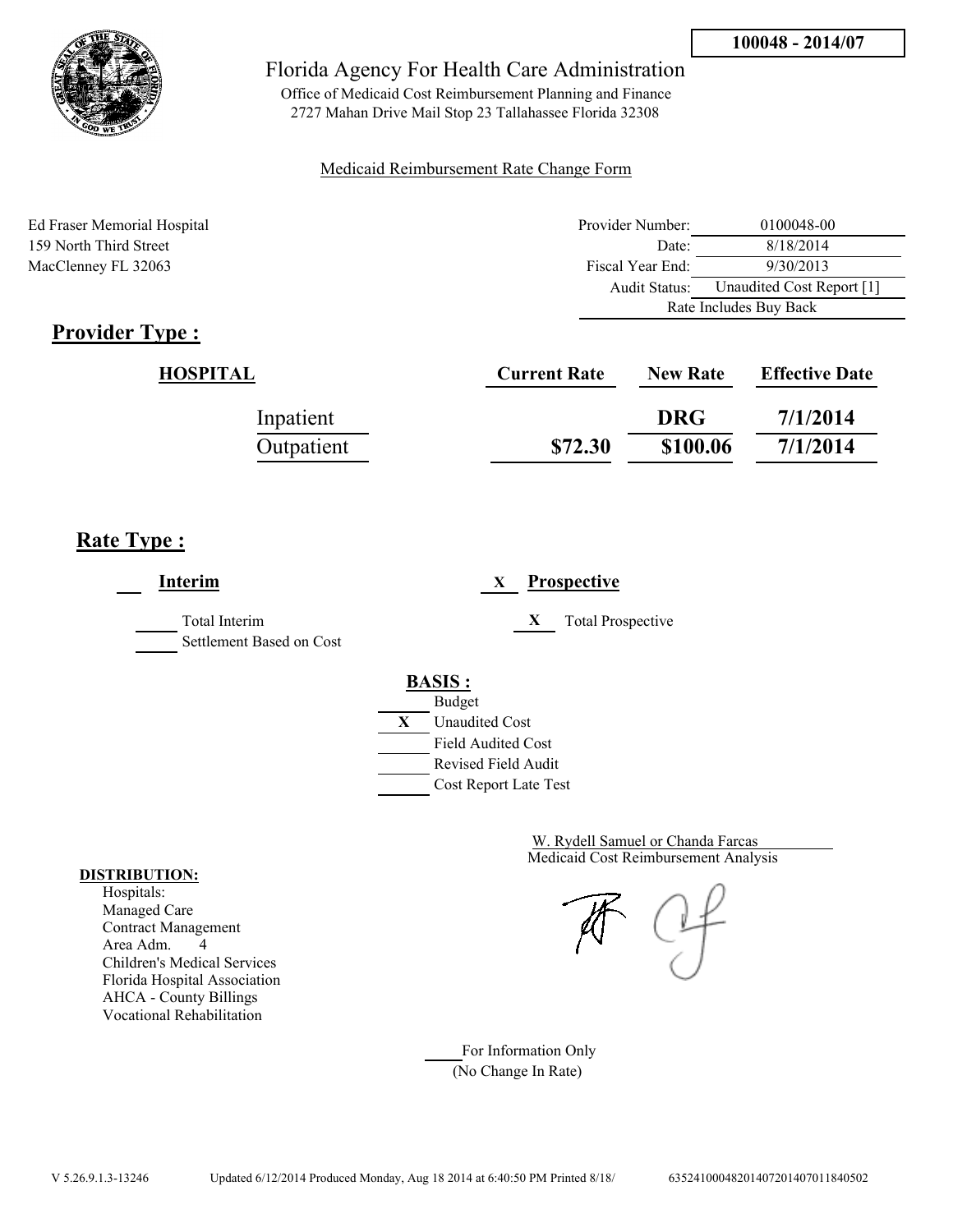**100048 - 2014/07**

Florida Agency For Health Care Administration

Office of Medicaid Cost Reimbursement Planning and Finance
2727 Mahan Drive Mail Stop 23 Tallahassee Florida 32308

Medicaid Reimbursement Rate Change Form

Ed Fraser Memorial Hospital
159 North Third Street
MacClenney FL 32063

| | |
|---|---|
| Provider Number: | 0100048-00 |
| Date: | 8/18/2014 |
| Fiscal Year End: | 9/30/2013 |
| Audit Status: | Unaudited Cost Report [1] |
| | Rate Includes Buy Back |

## Provider Type :

| HOSPITAL | Current Rate | New Rate | Effective Date |
|---|---|---|---|
| Inpatient | | DRG | 7/1/2014 |
| Outpatient | $72.30 | $100.06 | 7/1/2014 |

## Rate Type :

___ **Interim**

_____ Total Interim
_____ Settlement Based on Cost

X **Prospective**

X Total Prospective

**BASIS :**

- ___ Budget
- X Unaudited Cost
- ___ Field Audited Cost
- ___ Revised Field Audit
- ___ Cost Report Late Test

W. Rydell Samuel or Chanda Farcas
Medicaid Cost Reimbursement Analysis

**DISTRIBUTION:**
Hospitals:
Managed Care
Contract Management
Area Adm. 4
Children's Medical Services
Florida Hospital Association
AHCA - County Billings
Vocational Rehabilitation

___ For Information Only
(No Change In Rate)

V 5.26.9.1.3-13246 Updated 6/12/2014 Produced Monday, Aug 18 2014 at 6:40:50 PM Printed 8/18/ 635241000482014072014070118405​02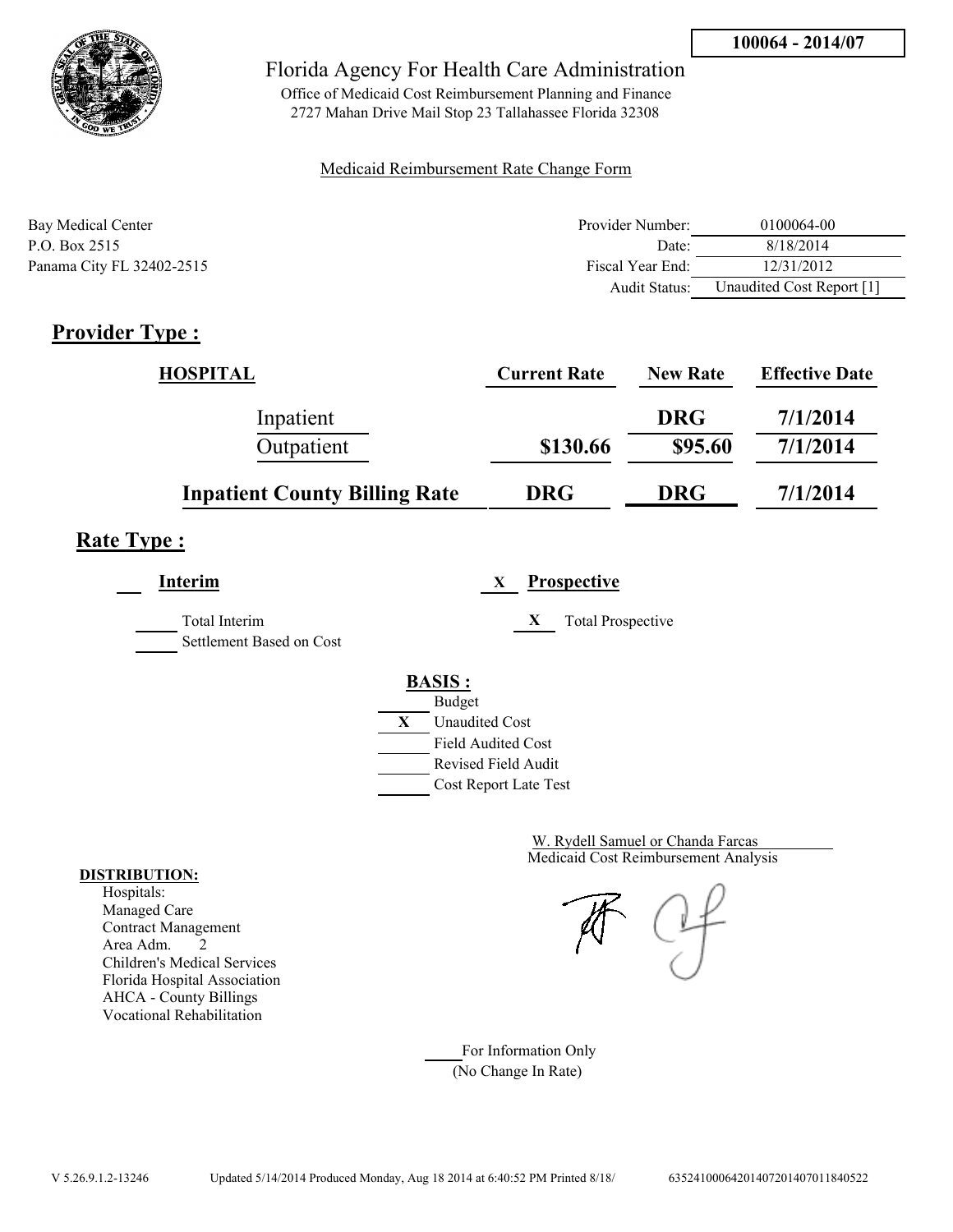**100064 - 2014/07**

Florida Agency For Health Care Administration

Office of Medicaid Cost Reimbursement Planning and Finance
2727 Mahan Drive Mail Stop 23 Tallahassee Florida 32308

Medicaid Reimbursement Rate Change Form

Bay Medical Center
P.O. Box 2515
Panama City FL 32402-2515

| | |
|---|---|
| Provider Number: | 0100064-00 |
| Date: | 8/18/2014 |
| Fiscal Year End: | 12/31/2012 |
| Audit Status: | Unaudited Cost Report [1] |

## Provider Type :

| HOSPITAL | Current Rate | New Rate | Effective Date |
|---|---|---|---|
| Inpatient | | DRG | 7/1/2014 |
| Outpatient | $130.66 | $95.60 | 7/1/2014 |
| **Inpatient County Billing Rate** | **DRG** | **DRG** | **7/1/2014** |

## Rate Type :

___ **Interim**

___ Total Interim

___ Settlement Based on Cost

X **Prospective**

X Total Prospective

**BASIS :**

___ Budget
X Unaudited Cost
___ Field Audited Cost
___ Revised Field Audit
___ Cost Report Late Test

W. Rydell Samuel or Chanda Farcas
Medicaid Cost Reimbursement Analysis

**DISTRIBUTION:**
Hospitals:
Managed Care
Contract Management
Area Adm. 2
Children's Medical Services
Florida Hospital Association
AHCA - County Billings
Vocational Rehabilitation

___ For Information Only
(No Change In Rate)

V 5.26.9.1.2-13246 Updated 5/14/2014 Produced Monday, Aug 18 2014 at 6:40:52 PM Printed 8/18/ 635241000642014072014070118405​22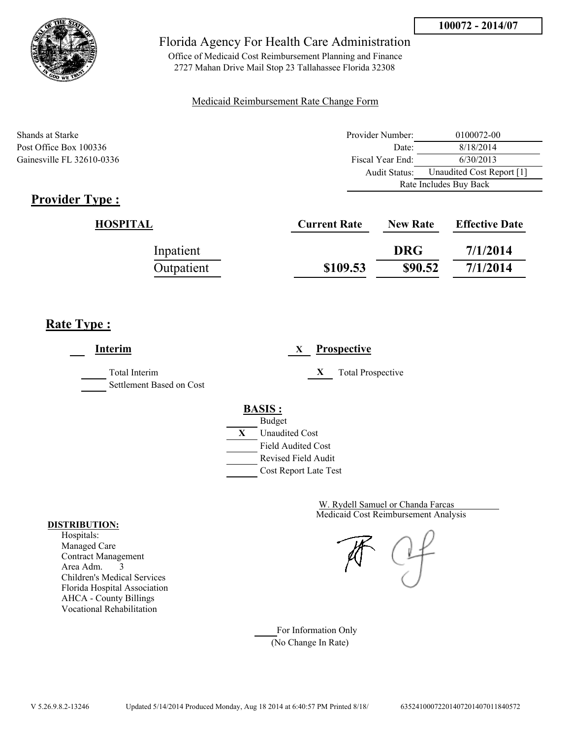**100072 - 2014/07**

# Florida Agency For Health Care Administration

Office of Medicaid Cost Reimbursement Planning and Finance
2727 Mahan Drive Mail Stop 23 Tallahassee Florida 32308

Medicaid Reimbursement Rate Change Form

Shands at Starke
Post Office Box 100336
Gainesville FL 32610-0336

| | |
|---|---|
| Provider Number: | 0100072-00 |
| Date: | 8/18/2014 |
| Fiscal Year End: | 6/30/2013 |
| Audit Status: | Unaudited Cost Report [1] |
| | Rate Includes Buy Back |

## Provider Type :

| HOSPITAL | Current Rate | New Rate | Effective Date |
|---|---|---|---|
| Inpatient | | DRG | 7/1/2014 |
| Outpatient | $109.53 | $90.52 | 7/1/2014 |

## Rate Type :

**Interim**
- ___ Total Interim
- ___ Settlement Based on Cost

**X Prospective**
- X Total Prospective

**BASIS :**
- ___ Budget
- X Unaudited Cost
- ___ Field Audited Cost
- ___ Revised Field Audit
- ___ Cost Report Late Test

W. Rydell Samuel or Chanda Farcas
Medicaid Cost Reimbursement Analysis

**DISTRIBUTION:**
Hospitals:
Managed Care
Contract Management
Area Adm. 3
Children's Medical Services
Florida Hospital Association
AHCA - County Billings
Vocational Rehabilitation

___ For Information Only
(No Change In Rate)

V 5.26.9.8.2-13246 Updated 5/14/2014 Produced Monday, Aug 18 2014 at 6:40:57 PM Printed 8/18/ 63524100072201407201407011840572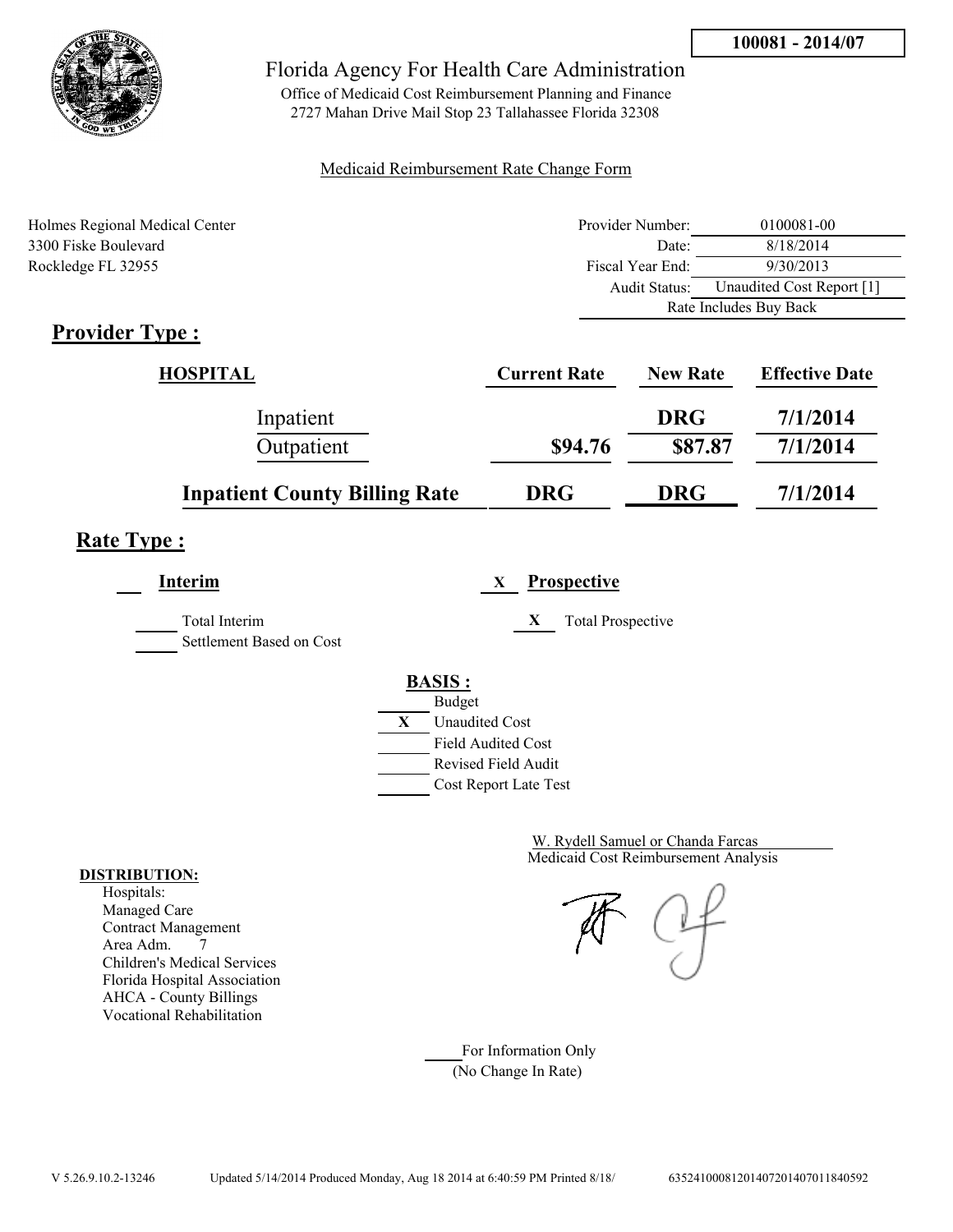**100081 - 2014/07**

# Florida Agency For Health Care Administration

Office of Medicaid Cost Reimbursement Planning and Finance
2727 Mahan Drive Mail Stop 23 Tallahassee Florida 32308

Medicaid Reimbursement Rate Change Form

Holmes Regional Medical Center
3300 Fiske Boulevard
Rockledge FL 32955

| | |
|---|---|
| Provider Number: | 0100081-00 |
| Date: | 8/18/2014 |
| Fiscal Year End: | 9/30/2013 |
| Audit Status: | Unaudited Cost Report [1] |
| | Rate Includes Buy Back |

## Provider Type :

| HOSPITAL | Current Rate | New Rate | Effective Date |
|---|---|---|---|
| Inpatient | | DRG | 7/1/2014 |
| Outpatient | $94.76 | $87.87 | 7/1/2014 |
| **Inpatient County Billing Rate** | **DRG** | **DRG** | **7/1/2014** |

## Rate Type :

___ **Interim** &nbsp;&nbsp;&nbsp; X **Prospective**

_____ Total Interim
_____ Settlement Based on Cost

X Total Prospective

**BASIS :**

- _____ Budget
- X Unaudited Cost
- _____ Field Audited Cost
- _____ Revised Field Audit
- _____ Cost Report Late Test

W. Rydell Samuel or Chanda Farcas
Medicaid Cost Reimbursement Analysis

**DISTRIBUTION:**
Hospitals:
Managed Care
Contract Management
Area Adm. 7
Children's Medical Services
Florida Hospital Association
AHCA - County Billings
Vocational Rehabilitation

_____ For Information Only
(No Change In Rate)

V 5.26.9.10.2-13246 &nbsp;&nbsp; Updated 5/14/2014 Produced Monday, Aug 18 2014 at 6:40:59 PM Printed 8/18/ &nbsp;&nbsp; 635241000812014072014070118405592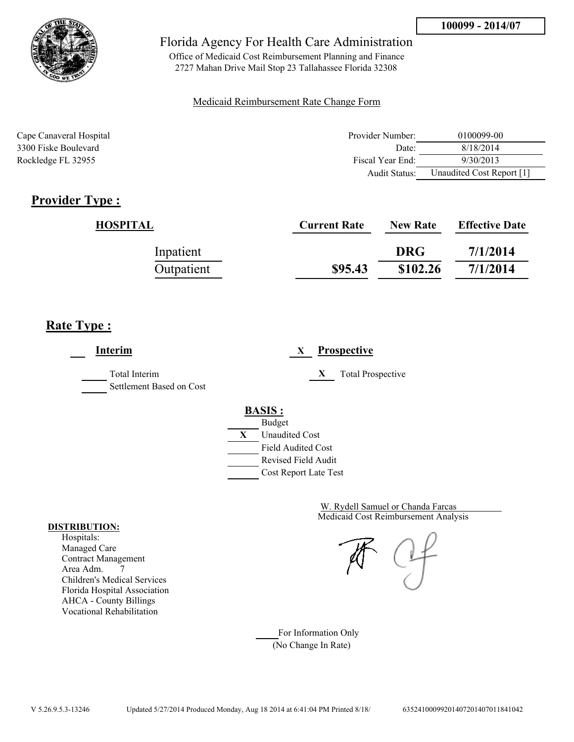100099 - 2014/07

# Florida Agency For Health Care Administration

Office of Medicaid Cost Reimbursement Planning and Finance
2727 Mahan Drive Mail Stop 23 Tallahassee Florida 32308

Medicaid Reimbursement Rate Change Form

Cape Canaveral Hospital
3300 Fiske Boulevard
Rockledge FL 32955

| | |
|---|---|
| Provider Number: | 0100099-00 |
| Date: | 8/18/2014 |
| Fiscal Year End: | 9/30/2013 |
| Audit Status: | Unaudited Cost Report [1] |

## Provider Type :

| HOSPITAL | Current Rate | New Rate | Effective Date |
|---|---|---|---|
| Inpatient | | DRG | 7/1/2014 |
| Outpatient | $95.43 | $102.26 | 7/1/2014 |

## Rate Type :

___ **Interim**

_____ Total Interim
_____ Settlement Based on Cost

X **Prospective**

X Total Prospective

**BASIS :**

- ___ Budget
- X Unaudited Cost
- ___ Field Audited Cost
- ___ Revised Field Audit
- ___ Cost Report Late Test

W. Rydell Samuel or Chanda Farcas
Medicaid Cost Reimbursement Analysis

**DISTRIBUTION:**
Hospitals:
Managed Care
Contract Management
Area Adm. 7
Children's Medical Services
Florida Hospital Association
AHCA - County Billings
Vocational Rehabilitation

_____ For Information Only
(No Change In Rate)

V 5.26.9.5.3-13246 Updated 5/27/2014 Produced Monday, Aug 18 2014 at 6:41:04 PM Printed 8/18/ 6352410009920140720140701184104​2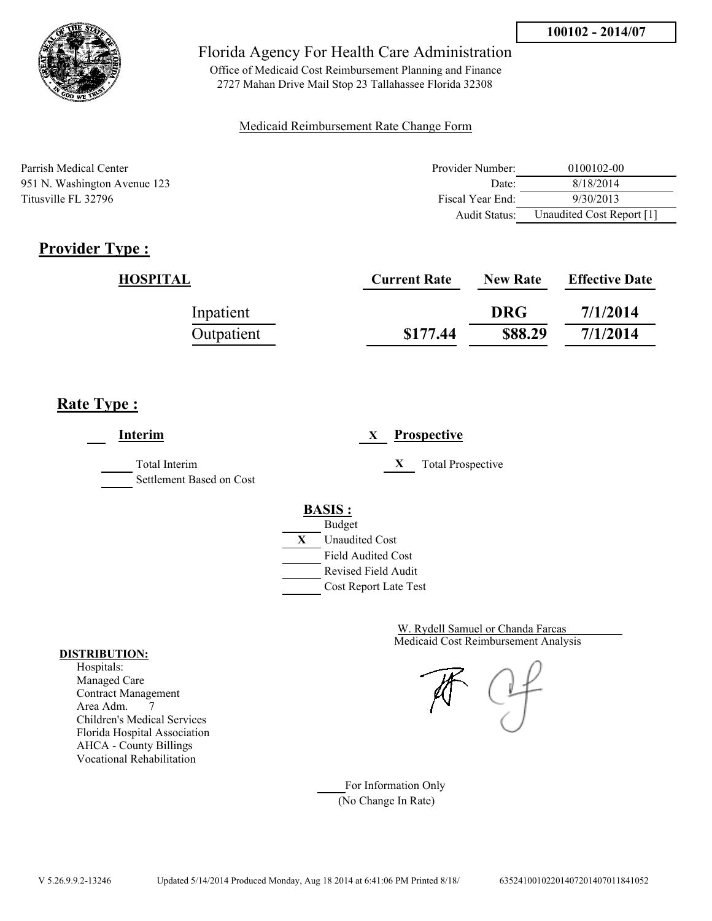**100102 - 2014/07**

# Florida Agency For Health Care Administration

Office of Medicaid Cost Reimbursement Planning and Finance
2727 Mahan Drive Mail Stop 23 Tallahassee Florida 32308

Medicaid Reimbursement Rate Change Form

Parrish Medical Center
951 N. Washington Avenue 123
Titusville FL 32796

| | |
|---|---|
| Provider Number: | 0100102-00 |
| Date: | 8/18/2014 |
| Fiscal Year End: | 9/30/2013 |
| Audit Status: | Unaudited Cost Report [1] |

## Provider Type :

| HOSPITAL | Current Rate | New Rate | Effective Date |
|---|---|---|---|
| Inpatient | | DRG | 7/1/2014 |
| Outpatient | $177.44 | $88.29 | 7/1/2014 |

## Rate Type :

___ **Interim**

_____ Total Interim
_____ Settlement Based on Cost

X **Prospective**

X Total Prospective

**BASIS :**

- ___ Budget
- X Unaudited Cost
- ___ Field Audited Cost
- ___ Revised Field Audit
- ___ Cost Report Late Test

W. Rydell Samuel or Chanda Farcas
Medicaid Cost Reimbursement Analysis

**DISTRIBUTION:**
Hospitals:
Managed Care
Contract Management
Area Adm. 7
Children's Medical Services
Florida Hospital Association
AHCA - County Billings
Vocational Rehabilitation

___ For Information Only
(No Change In Rate)

V 5.26.9.9.2-13246 Updated 5/14/2014 Produced Monday, Aug 18 2014 at 6:41:06 PM Printed 8/18/ 635241001022014072014070118410522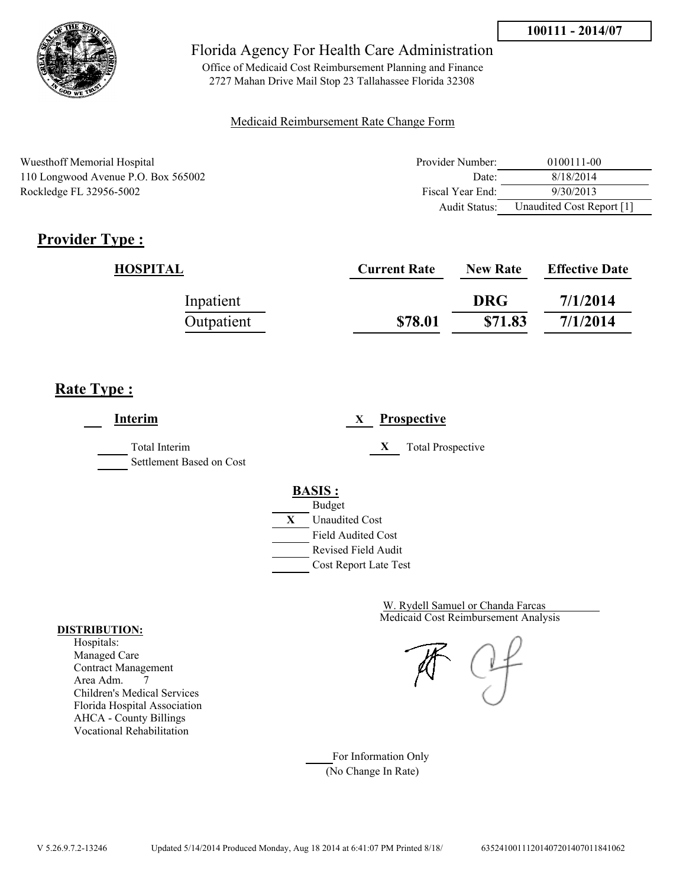**100111 - 2014/07**

Florida Agency For Health Care Administration

Office of Medicaid Cost Reimbursement Planning and Finance
2727 Mahan Drive Mail Stop 23 Tallahassee Florida 32308

Medicaid Reimbursement Rate Change Form

Wuesthoff Memorial Hospital
110 Longwood Avenue P.O. Box 565002
Rockledge FL 32956-5002

| | |
|---|---|
| Provider Number: | 0100111-00 |
| Date: | 8/18/2014 |
| Fiscal Year End: | 9/30/2013 |
| Audit Status: | Unaudited Cost Report [1] |

## Provider Type :

| HOSPITAL | Current Rate | New Rate | Effective Date |
|---|---|---|---|
| Inpatient | | DRG | 7/1/2014 |
| Outpatient | $78.01 | $71.83 | 7/1/2014 |

## Rate Type :

___ **Interim** &nbsp;&nbsp;&nbsp; X **Prospective**

_____ Total Interim
_____ Settlement Based on Cost

X Total Prospective

**BASIS :**

- _____ Budget
- X Unaudited Cost
- _____ Field Audited Cost
- _____ Revised Field Audit
- _____ Cost Report Late Test

W. Rydell Samuel or Chanda Farcas
Medicaid Cost Reimbursement Analysis

**DISTRIBUTION:**
Hospitals:
Managed Care
Contract Management
Area Adm. 7
Children's Medical Services
Florida Hospital Association
AHCA - County Billings
Vocational Rehabilitation

_____ For Information Only
(No Change In Rate)

V 5.26.9.7.2-13246 Updated 5/14/2014 Produced Monday, Aug 18 2014 at 6:41:07 PM Printed 8/18/ 6352410011120140720140701 1841062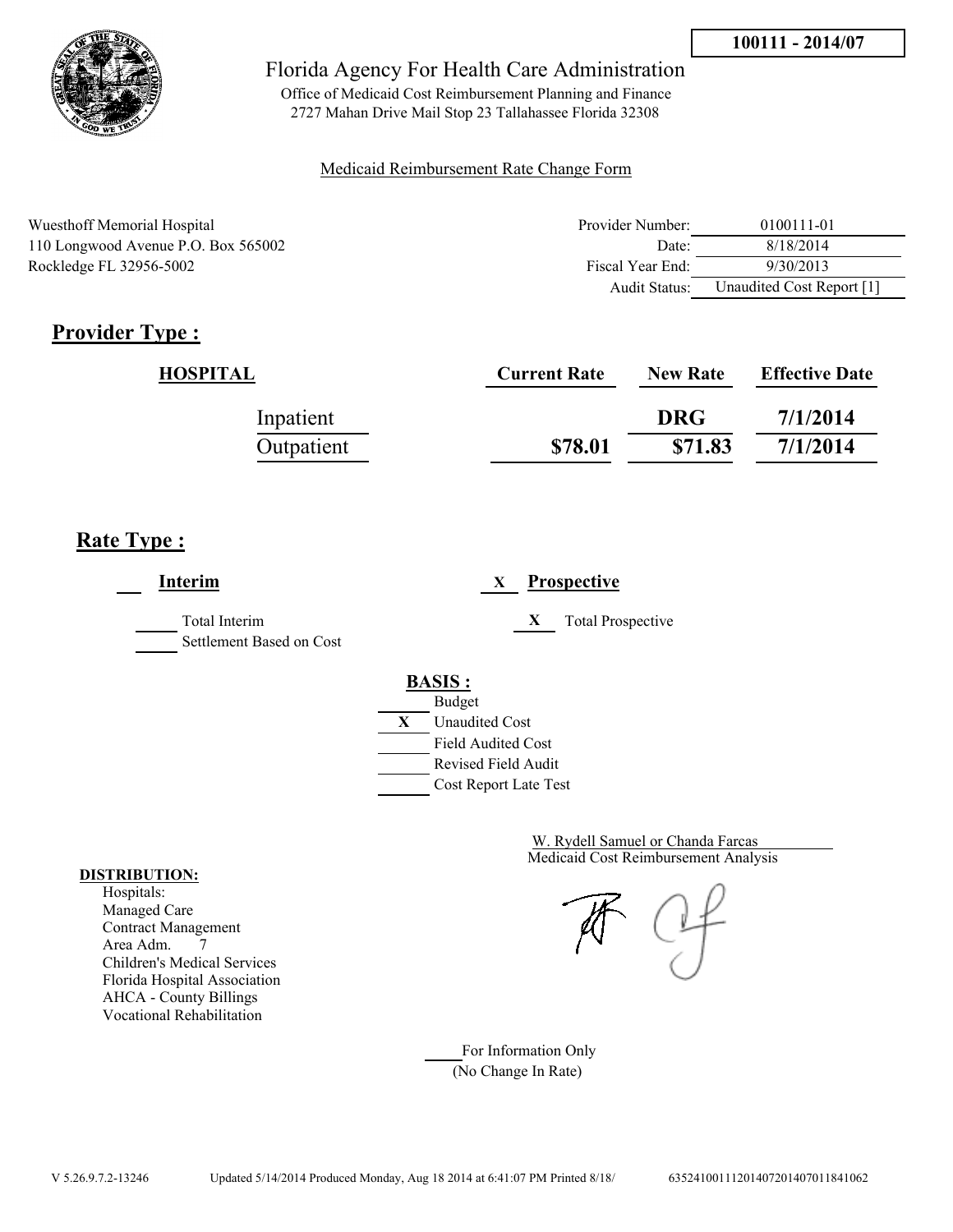**100111 - 2014/07**

Florida Agency For Health Care Administration

Office of Medicaid Cost Reimbursement Planning and Finance
2727 Mahan Drive Mail Stop 23 Tallahassee Florida 32308

Medicaid Reimbursement Rate Change Form

Wuesthoff Memorial Hospital
110 Longwood Avenue P.O. Box 565002
Rockledge FL 32956-5002

| | |
|---|---|
| Provider Number: | 0100111-01 |
| Date: | 8/18/2014 |
| Fiscal Year End: | 9/30/2013 |
| Audit Status: | Unaudited Cost Report [1] |

## Provider Type :

| HOSPITAL | Current Rate | New Rate | Effective Date |
|---|---|---|---|
| Inpatient | | DRG | 7/1/2014 |
| Outpatient | $78.01 | $71.83 | 7/1/2014 |

## Rate Type :

___ **Interim**

_____ Total Interim
_____ Settlement Based on Cost

X **Prospective**

X Total Prospective

**BASIS :**

_____ Budget
X Unaudited Cost
_____ Field Audited Cost
_____ Revised Field Audit
_____ Cost Report Late Test

W. Rydell Samuel or Chanda Farcas
Medicaid Cost Reimbursement Analysis

**DISTRIBUTION:**
Hospitals:
Managed Care
Contract Management
Area Adm. 7
Children's Medical Services
Florida Hospital Association
AHCA - County Billings
Vocational Rehabilitation

_____ For Information Only
(No Change In Rate)

V 5.26.9.7.2-13246 Updated 5/14/2014 Produced Monday, Aug 18 2014 at 6:41:07 PM Printed 8/18/ 63524100111201407201407011841062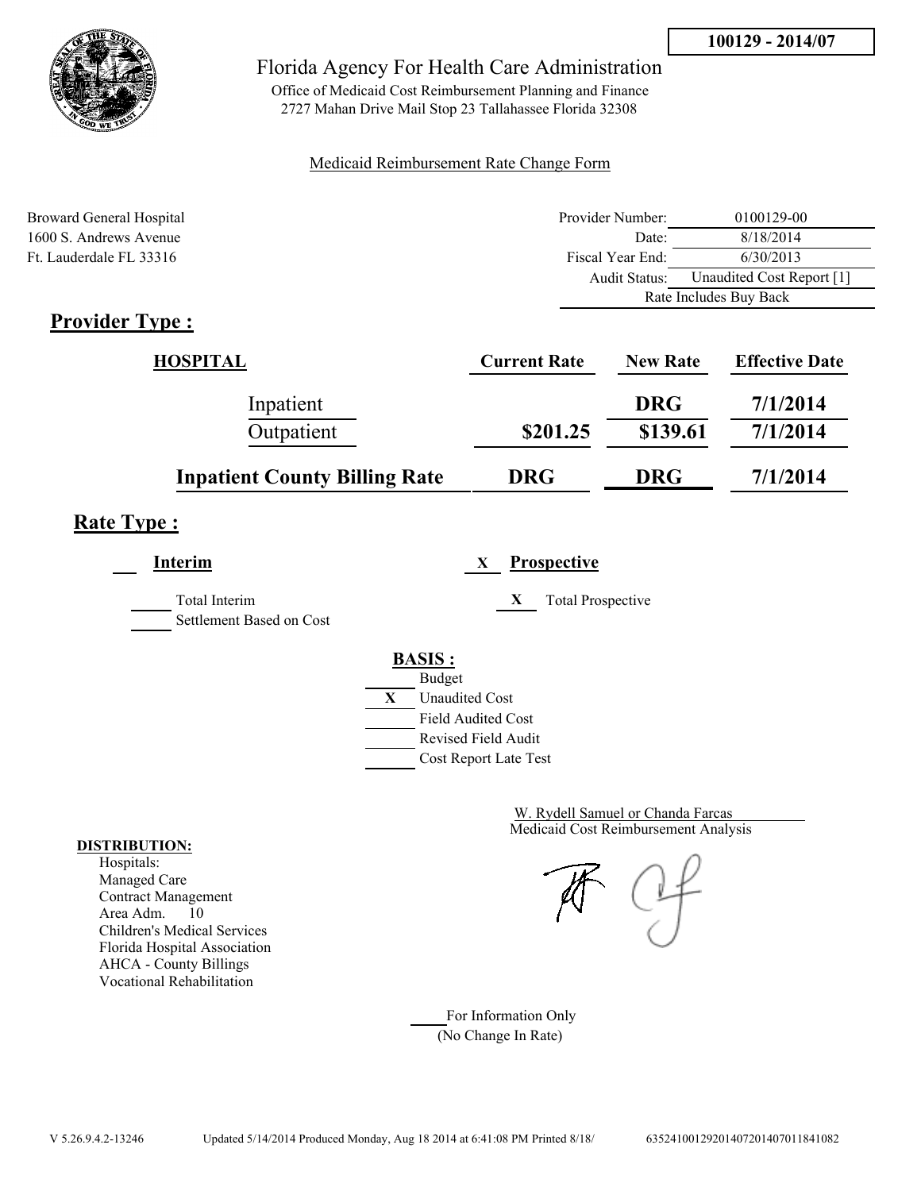**100129 - 2014/07**

Florida Agency For Health Care Administration

Office of Medicaid Cost Reimbursement Planning and Finance
2727 Mahan Drive Mail Stop 23 Tallahassee Florida 32308

Medicaid Reimbursement Rate Change Form

Broward General Hospital
1600 S. Andrews Avenue
Ft. Lauderdale FL 33316

| | |
|---|---|
| Provider Number: | 0100129-00 |
| Date: | 8/18/2014 |
| Fiscal Year End: | 6/30/2013 |
| Audit Status: | Unaudited Cost Report [1] |
| Rate Includes Buy Back | |

## Provider Type :

| HOSPITAL | Current Rate | New Rate | Effective Date |
|---|---|---|---|
| Inpatient | | DRG | 7/1/2014 |
| Outpatient | $201.25 | $139.61 | 7/1/2014 |
| **Inpatient County Billing Rate** | **DRG** | **DRG** | **7/1/2014** |

## Rate Type :

___ **Interim** &nbsp;&nbsp;&nbsp; X **Prospective**

___ Total Interim
___ Settlement Based on Cost

X Total Prospective

**BASIS :**

- ___ Budget
- X Unaudited Cost
- ___ Field Audited Cost
- ___ Revised Field Audit
- ___ Cost Report Late Test

W. Rydell Samuel or Chanda Farcas
Medicaid Cost Reimbursement Analysis

**DISTRIBUTION:**

Hospitals:
Managed Care
Contract Management
Area Adm. 10
Children's Medical Services
Florida Hospital Association
AHCA - County Billings
Vocational Rehabilitation

___ For Information Only
(No Change In Rate)

V 5.26.9.4.2-13246 Updated 5/14/2014 Produced Monday, Aug 18 2014 at 6:41:08 PM Printed 8/18/ 63524100129201407201407011841082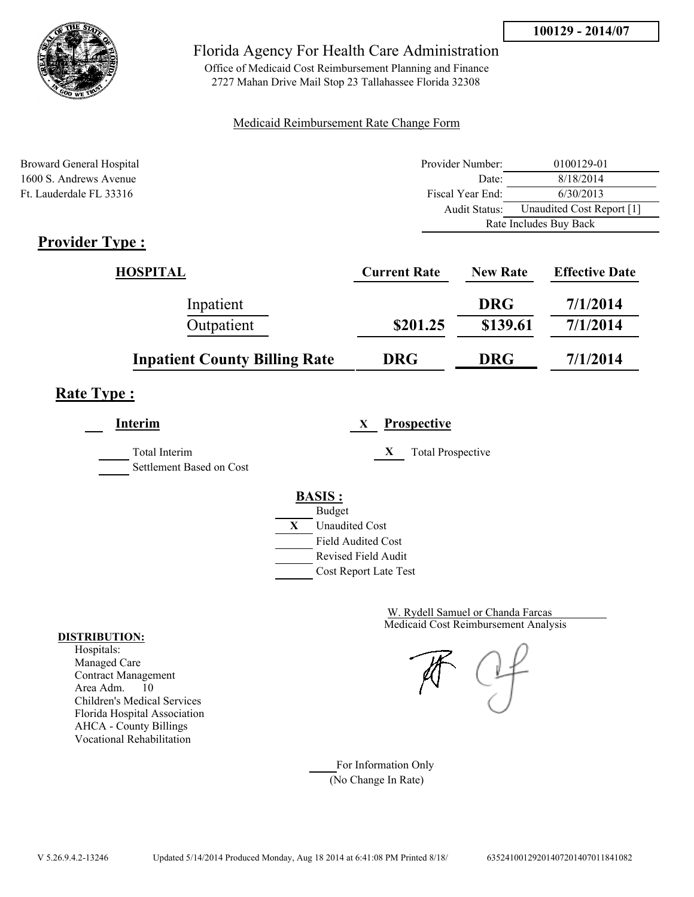**100129 - 2014/07**

# Florida Agency For Health Care Administration

Office of Medicaid Cost Reimbursement Planning and Finance
2727 Mahan Drive Mail Stop 23 Tallahassee Florida 32308

Medicaid Reimbursement Rate Change Form

Broward General Hospital
1600 S. Andrews Avenue
Ft. Lauderdale FL 33316

| | |
|---|---|
| Provider Number: | 0100129-01 |
| Date: | 8/18/2014 |
| Fiscal Year End: | 6/30/2013 |
| Audit Status: | Unaudited Cost Report [1] |
| | Rate Includes Buy Back |

## Provider Type :

| HOSPITAL | Current Rate | New Rate | Effective Date |
|---|---|---|---|
| Inpatient | | DRG | 7/1/2014 |
| Outpatient | $201.25 | $139.61 | 7/1/2014 |
| **Inpatient County Billing Rate** | **DRG** | **DRG** | **7/1/2014** |

## Rate Type :

___ **Interim**

_____ Total Interim
_____ Settlement Based on Cost

X **Prospective**

X Total Prospective

**BASIS :**

- _____ Budget
- X Unaudited Cost
- _____ Field Audited Cost
- _____ Revised Field Audit
- _____ Cost Report Late Test

W. Rydell Samuel or Chanda Farcas
Medicaid Cost Reimbursement Analysis

**DISTRIBUTION:**
Hospitals:
Managed Care
Contract Management
Area Adm. 10
Children's Medical Services
Florida Hospital Association
AHCA - County Billings
Vocational Rehabilitation

_____ For Information Only
(No Change In Rate)

V 5.26.9.4.2-13246 Updated 5/14/2014 Produced Monday, Aug 18 2014 at 6:41:08 PM Printed 8/18/ 635241001292014072014070118410​82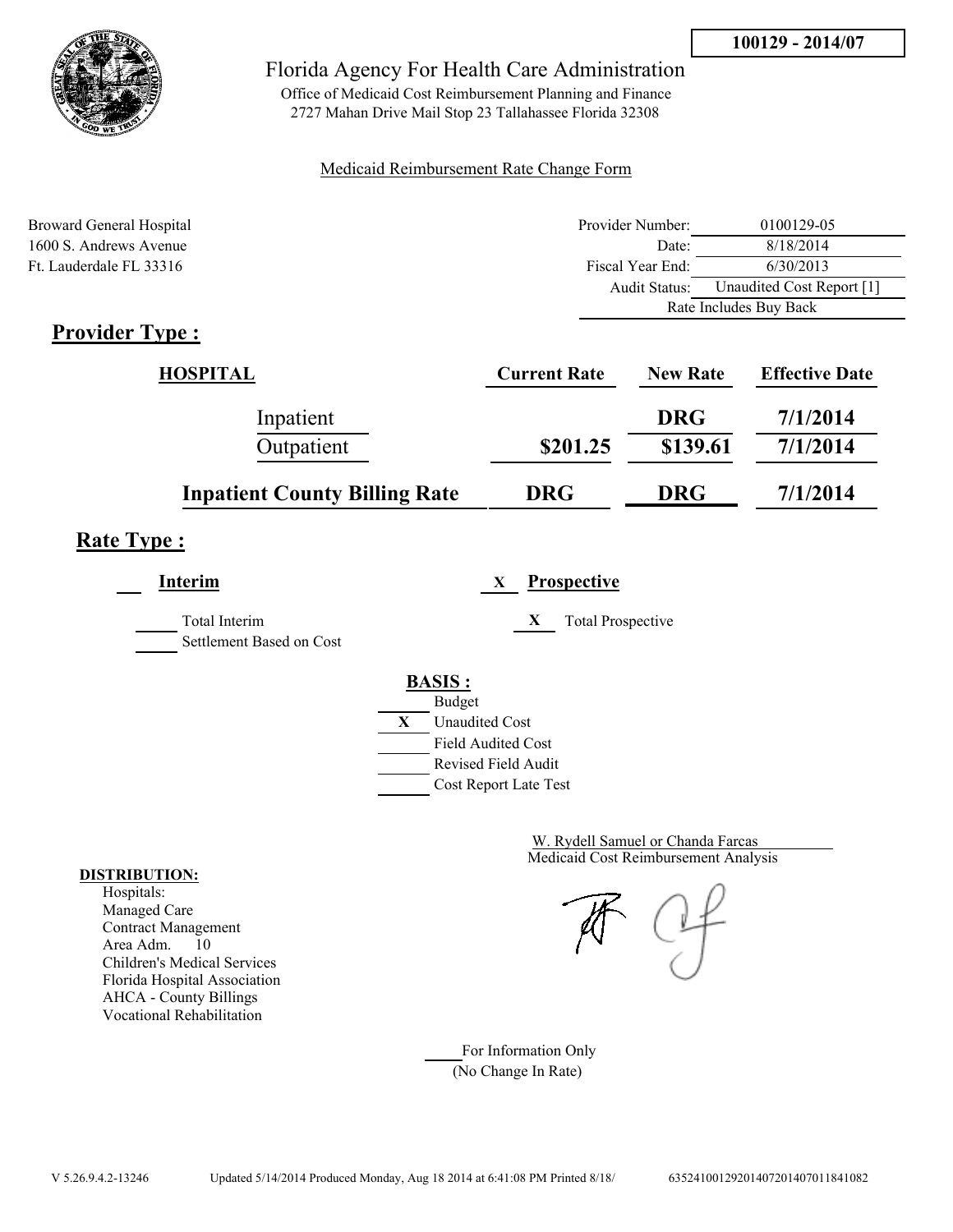**100129 - 2014/07**

# Florida Agency For Health Care Administration

Office of Medicaid Cost Reimbursement Planning and Finance
2727 Mahan Drive Mail Stop 23 Tallahassee Florida 32308

Medicaid Reimbursement Rate Change Form

Broward General Hospital
1600 S. Andrews Avenue
Ft. Lauderdale FL 33316

| | |
|---|---|
| Provider Number: | 0100129-05 |
| Date: | 8/18/2014 |
| Fiscal Year End: | 6/30/2013 |
| Audit Status: | Unaudited Cost Report [1] |
| | Rate Includes Buy Back |

## Provider Type :

| HOSPITAL | Current Rate | New Rate | Effective Date |
|---|---|---|---|
| Inpatient | | DRG | 7/1/2014 |
| Outpatient | $201.25 | $139.61 | 7/1/2014 |
| **Inpatient County Billing Rate** | **DRG** | **DRG** | **7/1/2014** |

## Rate Type :

___ **Interim**  X **Prospective**

___ Total Interim
___ Settlement Based on Cost

X Total Prospective

**BASIS :**

___ Budget
X Unaudited Cost
___ Field Audited Cost
___ Revised Field Audit
___ Cost Report Late Test

W. Rydell Samuel or Chanda Farcas
Medicaid Cost Reimbursement Analysis

**DISTRIBUTION:**
Hospitals:
Managed Care
Contract Management
Area Adm. 10
Children's Medical Services
Florida Hospital Association
AHCA - County Billings
Vocational Rehabilitation

___ For Information Only
(No Change In Rate)

V 5.26.9.4.2-13246    Updated 5/14/2014 Produced Monday, Aug 18 2014 at 6:41:08 PM Printed 8/18/    635241001292014072014070118410​82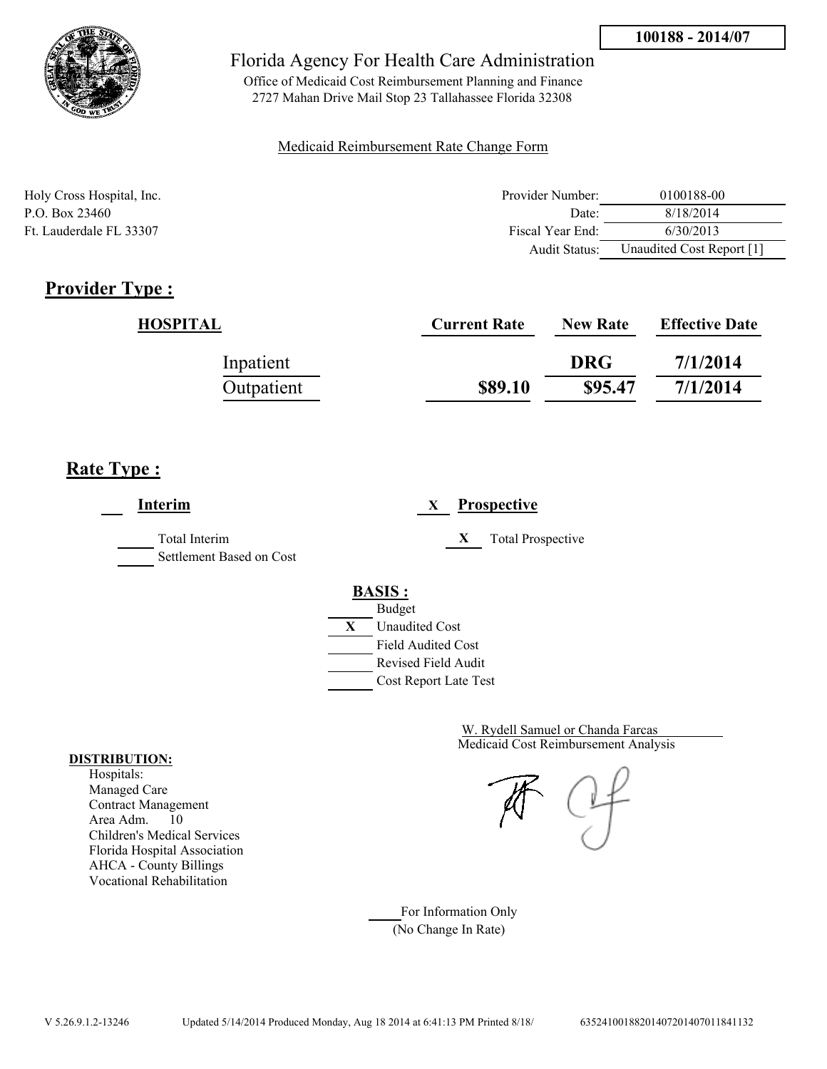**100188 - 2014/07**

# Florida Agency For Health Care Administration

Office of Medicaid Cost Reimbursement Planning and Finance
2727 Mahan Drive Mail Stop 23 Tallahassee Florida 32308

Medicaid Reimbursement Rate Change Form

Holy Cross Hospital, Inc.
P.O. Box 23460
Ft. Lauderdale FL 33307

| | |
|---|---|
| Provider Number: | 0100188-00 |
| Date: | 8/18/2014 |
| Fiscal Year End: | 6/30/2013 |
| Audit Status: | Unaudited Cost Report [1] |

## Provider Type :

| HOSPITAL | Current Rate | New Rate | Effective Date |
|---|---|---|---|
| Inpatient | | DRG | 7/1/2014 |
| Outpatient | $89.10 | $95.47 | 7/1/2014 |

## Rate Type :

___ **Interim**

_____ Total Interim
_____ Settlement Based on Cost

X **Prospective**

X Total Prospective

**BASIS :**

_____ Budget
X Unaudited Cost
_____ Field Audited Cost
_____ Revised Field Audit
_____ Cost Report Late Test

W. Rydell Samuel or Chanda Farcas
Medicaid Cost Reimbursement Analysis

**DISTRIBUTION:**
Hospitals:
Managed Care
Contract Management
Area Adm. 10
Children's Medical Services
Florida Hospital Association
AHCA - County Billings
Vocational Rehabilitation

_____ For Information Only
(No Change In Rate)

V 5.26.9.1.2-13246 Updated 5/14/2014 Produced Monday, Aug 18 2014 at 6:41:13 PM Printed 8/18/ 6352410018820140720140701184113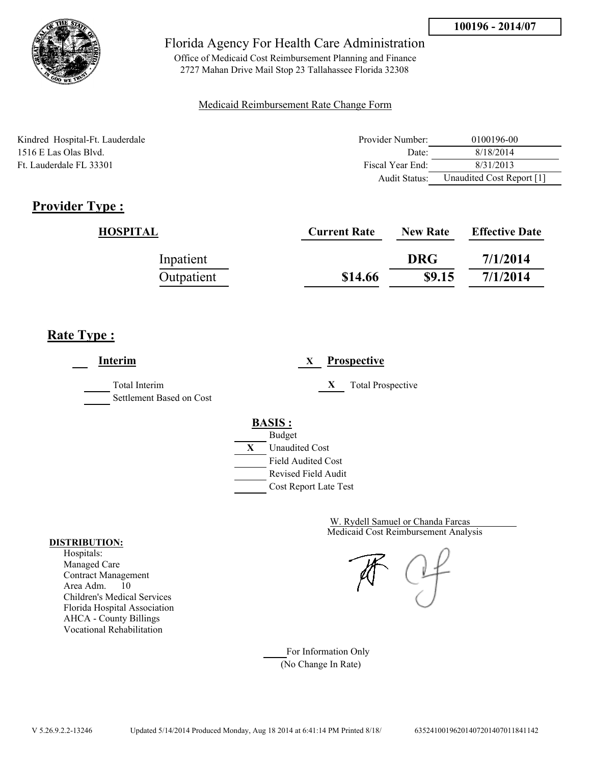100196 - 2014/07

# Florida Agency For Health Care Administration

Office of Medicaid Cost Reimbursement Planning and Finance
2727 Mahan Drive Mail Stop 23 Tallahassee Florida 32308

Medicaid Reimbursement Rate Change Form

Kindred Hospital-Ft. Lauderdale
1516 E Las Olas Blvd.
Ft. Lauderdale FL 33301

| | |
|---|---|
| Provider Number: | 0100196-00 |
| Date: | 8/18/2014 |
| Fiscal Year End: | 8/31/2013 |
| Audit Status: | Unaudited Cost Report [1] |

## Provider Type :

| HOSPITAL | Current Rate | New Rate | Effective Date |
|---|---|---|---|
| Inpatient | | DRG | 7/1/2014 |
| Outpatient | $14.66 | $9.15 | 7/1/2014 |

## Rate Type :

___ **Interim** X **Prospective**

_____ Total Interim
_____ Settlement Based on Cost

X Total Prospective

**BASIS :**

- ____ Budget
- X Unaudited Cost
- ____ Field Audited Cost
- ____ Revised Field Audit
- ____ Cost Report Late Test

W. Rydell Samuel or Chanda Farcas
Medicaid Cost Reimbursement Analysis

**DISTRIBUTION:**
Hospitals:
Managed Care
Contract Management
Area Adm. 10
Children's Medical Services
Florida Hospital Association
AHCA - County Billings
Vocational Rehabilitation

____ For Information Only
(No Change In Rate)

V 5.26.9.2.2-13246 Updated 5/14/2014 Produced Monday, Aug 18 2014 at 6:41:14 PM Printed 8/18/ 635241001962014072014070118411142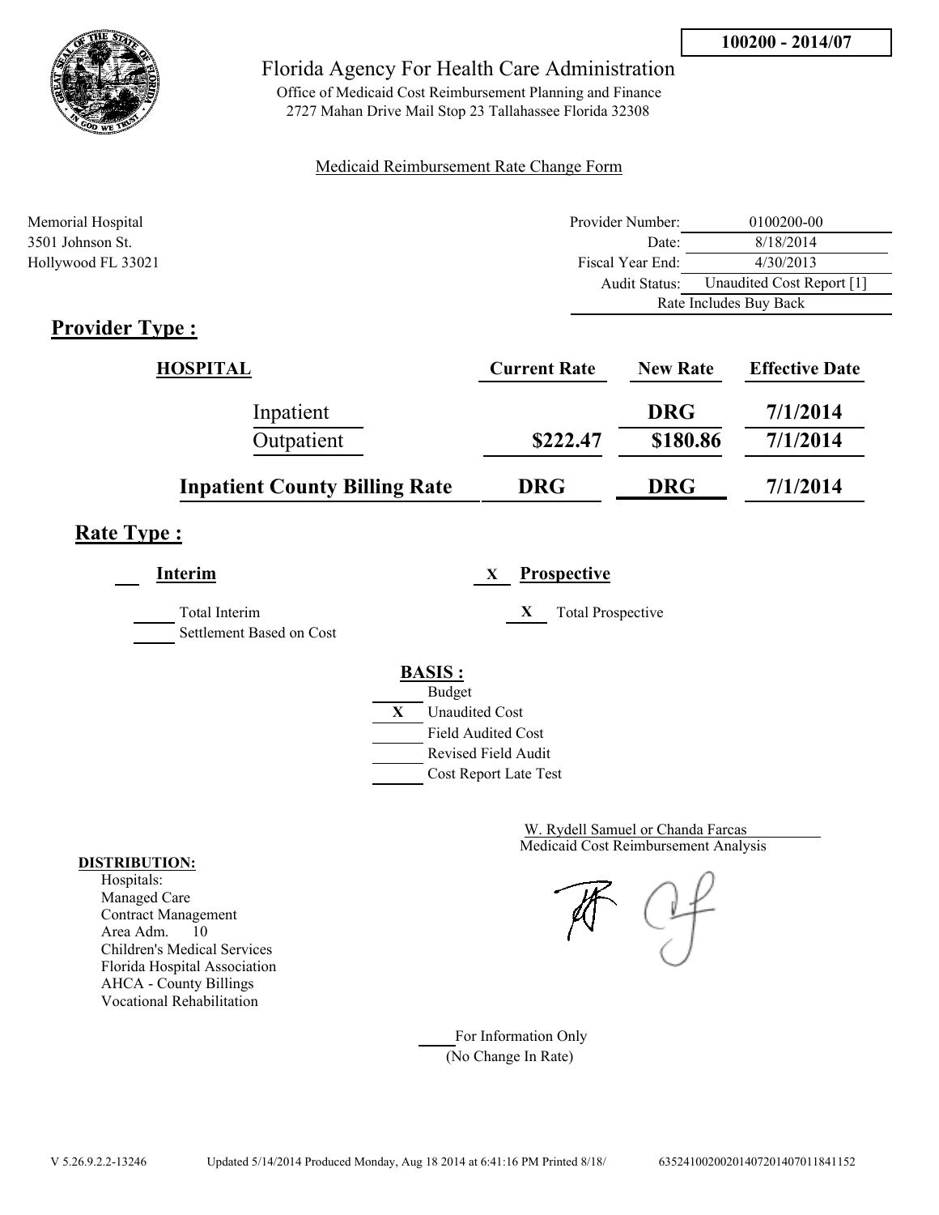**100200 - 2014/07**

# Florida Agency For Health Care Administration

Office of Medicaid Cost Reimbursement Planning and Finance
2727 Mahan Drive Mail Stop 23 Tallahassee Florida 32308

Medicaid Reimbursement Rate Change Form

Memorial Hospital
3501 Johnson St.
Hollywood FL 33021

| | |
|---|---|
| Provider Number: | 0100200-00 |
| Date: | 8/18/2014 |
| Fiscal Year End: | 4/30/2013 |
| Audit Status: | Unaudited Cost Report [1] |
| Rate Includes Buy Back | |

## Provider Type :

| HOSPITAL | Current Rate | New Rate | Effective Date |
|---|---|---|---|
| Inpatient | | DRG | 7/1/2014 |
| Outpatient | $222.47 | $180.86 | 7/1/2014 |
| **Inpatient County Billing Rate** | **DRG** | **DRG** | **7/1/2014** |

## Rate Type :

___ **Interim**

X **Prospective**

_____ Total Interim

_____ Settlement Based on Cost

X Total Prospective

**BASIS :**

_____ Budget
X Unaudited Cost
_____ Field Audited Cost
_____ Revised Field Audit
_____ Cost Report Late Test

W. Rydell Samuel or Chanda Farcas
Medicaid Cost Reimbursement Analysis

**DISTRIBUTION:**

Hospitals:
Managed Care
Contract Management
Area Adm. 10
Children's Medical Services
Florida Hospital Association
AHCA - County Billings
Vocational Rehabilitation

_____ For Information Only
(No Change In Rate)

V 5.26.9.2.2-13246 Updated 5/14/2014 Produced Monday, Aug 18 2014 at 6:41:16 PM Printed 8/18/ 635241002002014072014070118411 52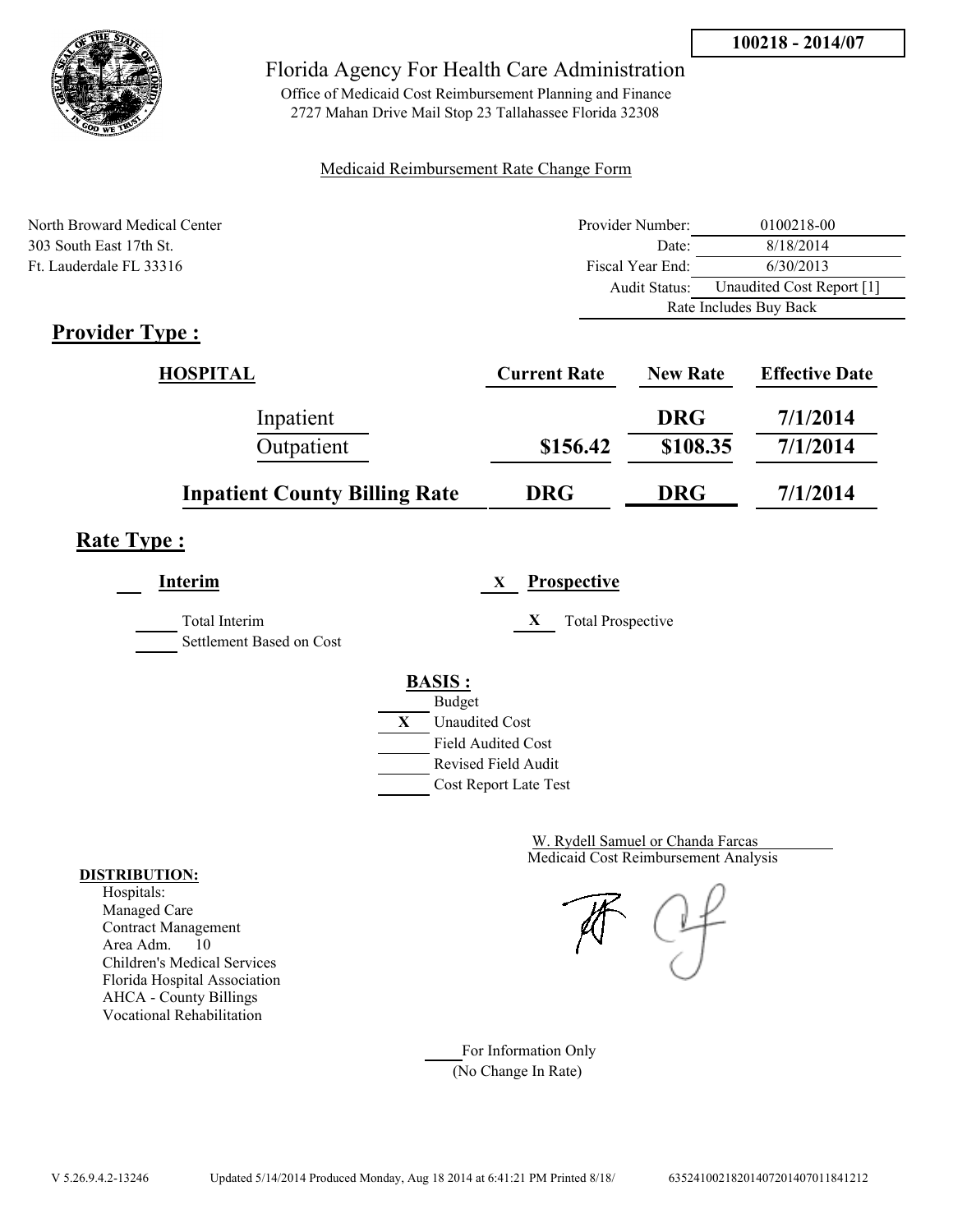**100218 - 2014/07**

Florida Agency For Health Care Administration

Office of Medicaid Cost Reimbursement Planning and Finance
2727 Mahan Drive Mail Stop 23 Tallahassee Florida 32308

Medicaid Reimbursement Rate Change Form

North Broward Medical Center
303 South East 17th St.
Ft. Lauderdale FL 33316

| | |
|---|---|
| Provider Number: | 0100218-00 |
| Date: | 8/18/2014 |
| Fiscal Year End: | 6/30/2013 |
| Audit Status: | Unaudited Cost Report [1] |
| | Rate Includes Buy Back |

## Provider Type :

| HOSPITAL | Current Rate | New Rate | Effective Date |
|---|---|---|---|
| Inpatient | | DRG | 7/1/2014 |
| Outpatient | $156.42 | $108.35 | 7/1/2014 |
| **Inpatient County Billing Rate** | **DRG** | **DRG** | **7/1/2014** |

## Rate Type :

**Interim**

- ___ Total Interim
- ___ Settlement Based on Cost

X **Prospective**

- X Total Prospective

**BASIS :**

- ___ Budget
- X Unaudited Cost
- ___ Field Audited Cost
- ___ Revised Field Audit
- ___ Cost Report Late Test

W. Rydell Samuel or Chanda Farcas
Medicaid Cost Reimbursement Analysis

**DISTRIBUTION:**

Hospitals:
Managed Care
Contract Management
Area Adm. 10
Children's Medical Services
Florida Hospital Association
AHCA - County Billings
Vocational Rehabilitation

___ For Information Only
(No Change In Rate)

V 5.26.9.4.2-13246 Updated 5/14/2014 Produced Monday, Aug 18 2014 at 6:41:21 PM Printed 8/18/ 635241002182014072014070118412​12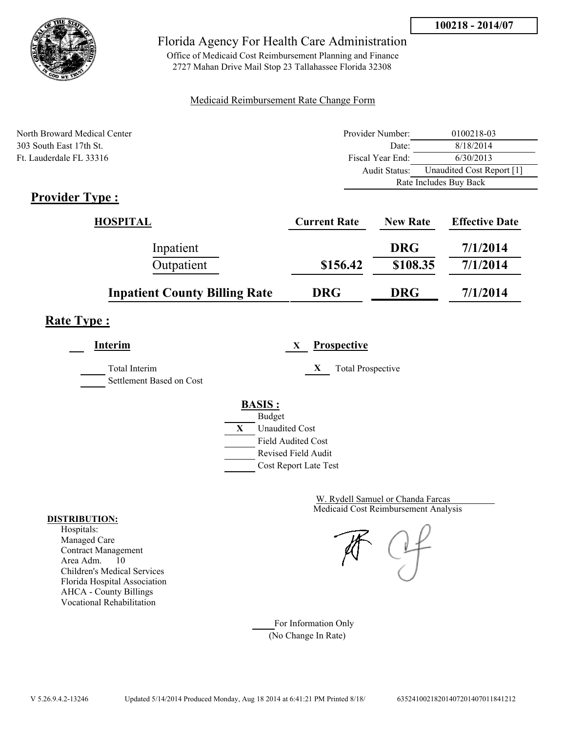100218 - 2014/07

Florida Agency For Health Care Administration

Office of Medicaid Cost Reimbursement Planning and Finance
2727 Mahan Drive Mail Stop 23 Tallahassee Florida 32308

Medicaid Reimbursement Rate Change Form

North Broward Medical Center
303 South East 17th St.
Ft. Lauderdale FL 33316

| | |
|---|---|
| Provider Number: | 0100218-03 |
| Date: | 8/18/2014 |
| Fiscal Year End: | 6/30/2013 |
| Audit Status: | Unaudited Cost Report [1] |
| | Rate Includes Buy Back |

## Provider Type :

| HOSPITAL | Current Rate | New Rate | Effective Date |
|---|---|---|---|
| Inpatient | | DRG | 7/1/2014 |
| Outpatient | $156.42 | $108.35 | 7/1/2014 |
| **Inpatient County Billing Rate** | **DRG** | **DRG** | **7/1/2014** |

## Rate Type :

___ **Interim**

_____ Total Interim
_____ Settlement Based on Cost

X **Prospective**

X Total Prospective

**BASIS :**

- _____ Budget
- X Unaudited Cost
- _____ Field Audited Cost
- _____ Revised Field Audit
- _____ Cost Report Late Test

W. Rydell Samuel or Chanda Farcas
Medicaid Cost Reimbursement Analysis

**DISTRIBUTION:**

Hospitals:
Managed Care
Contract Management
Area Adm. 10
Children's Medical Services
Florida Hospital Association
AHCA - County Billings
Vocational Rehabilitation

_____ For Information Only
(No Change In Rate)

V 5.26.9.4.2-13246 Updated 5/14/2014 Produced Monday, Aug 18 2014 at 6:41:21 PM Printed 8/18/ 63524100218201407201407011841212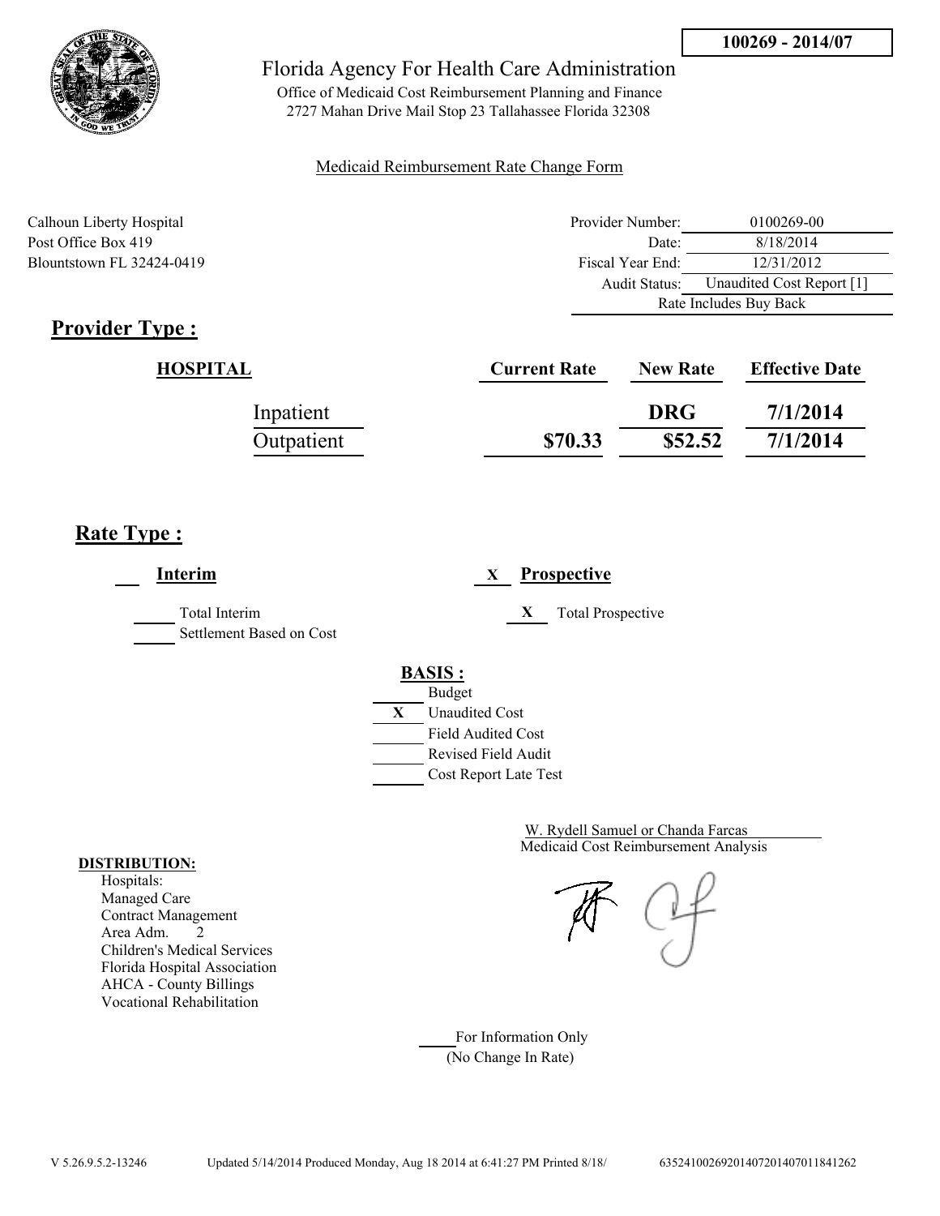**100269 - 2014/07**

# Florida Agency For Health Care Administration

Office of Medicaid Cost Reimbursement Planning and Finance
2727 Mahan Drive Mail Stop 23 Tallahassee Florida 32308

Medicaid Reimbursement Rate Change Form

Calhoun Liberty Hospital
Post Office Box 419
Blountstown FL 32424-0419

| | |
|---|---|
| Provider Number: | 0100269-00 |
| Date: | 8/18/2014 |
| Fiscal Year End: | 12/31/2012 |
| Audit Status: | Unaudited Cost Report [1] |
| | Rate Includes Buy Back |

## Provider Type :

| HOSPITAL | Current Rate | New Rate | Effective Date |
|---|---|---|---|
| Inpatient | | DRG | 7/1/2014 |
| Outpatient | $70.33 | $52.52 | 7/1/2014 |

## Rate Type :

___ **Interim**

_____ Total Interim
_____ Settlement Based on Cost

X **Prospective**

X Total Prospective

**BASIS :**

_____ Budget
X Unaudited Cost
_____ Field Audited Cost
_____ Revised Field Audit
_____ Cost Report Late Test

W. Rydell Samuel or Chanda Farcas
Medicaid Cost Reimbursement Analysis

**DISTRIBUTION:**
Hospitals:
Managed Care
Contract Management
Area Adm. 2
Children's Medical Services
Florida Hospital Association
AHCA - County Billings
Vocational Rehabilitation

_____ For Information Only
(No Change In Rate)

V 5.26.9.5.2-13246 Updated 5/14/2014 Produced Monday, Aug 18 2014 at 6:41:27 PM Printed 8/18/ 6352410026920140720140701184126​2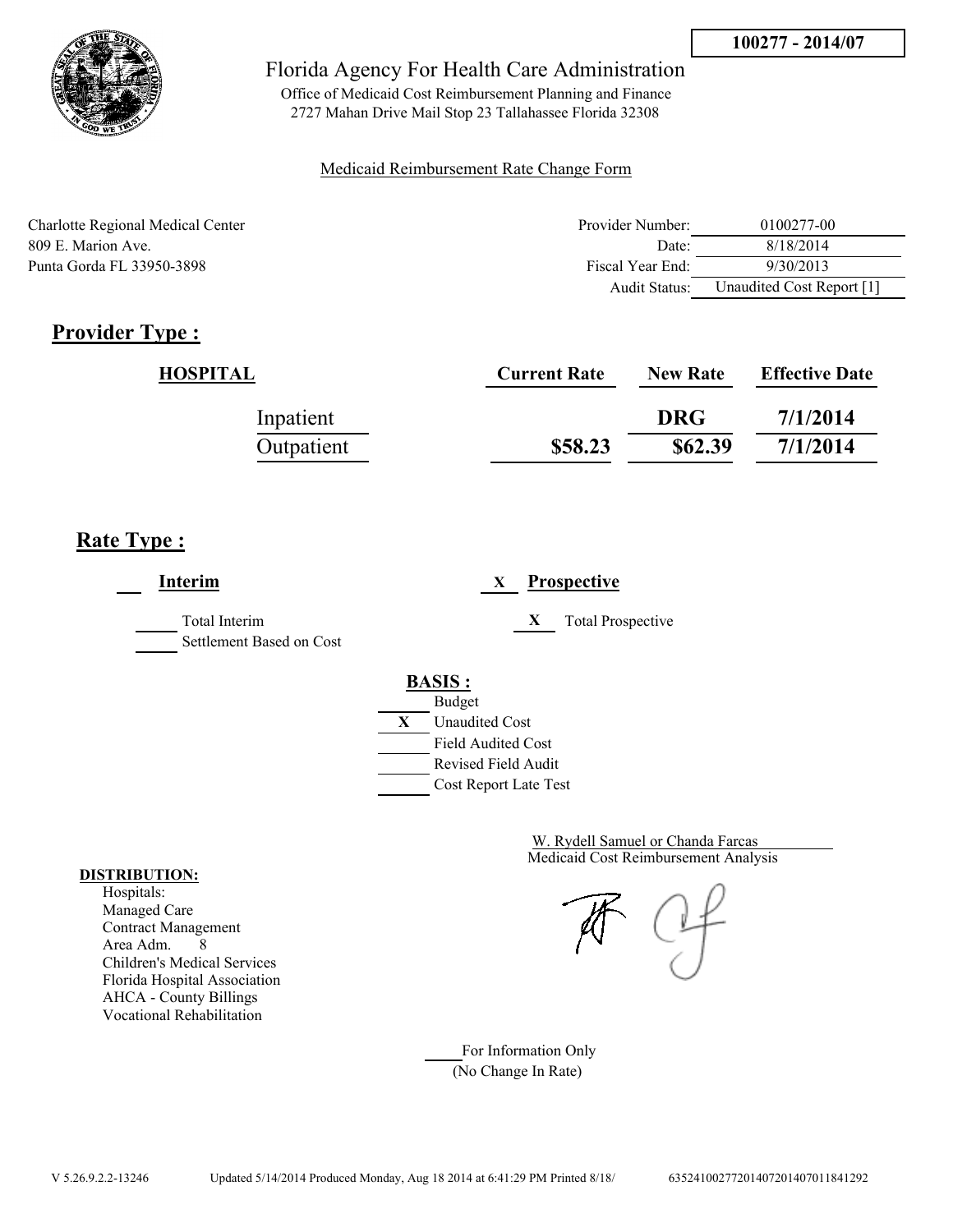100277 - 2014/07

Florida Agency For Health Care Administration

Office of Medicaid Cost Reimbursement Planning and Finance
2727 Mahan Drive Mail Stop 23 Tallahassee Florida 32308

Medicaid Reimbursement Rate Change Form

Charlotte Regional Medical Center
809 E. Marion Ave.
Punta Gorda FL 33950-3898

| | |
|---|---|
| Provider Number: | 0100277-00 |
| Date: | 8/18/2014 |
| Fiscal Year End: | 9/30/2013 |
| Audit Status: | Unaudited Cost Report [1] |

## Provider Type :

| HOSPITAL | Current Rate | New Rate | Effective Date |
|---|---|---|---|
| Inpatient | | DRG | 7/1/2014 |
| Outpatient | $58.23 | $62.39 | 7/1/2014 |

## Rate Type :

___ **Interim**

_____ Total Interim
_____ Settlement Based on Cost

X **Prospective**

X Total Prospective

**BASIS :**

_____ Budget
X Unaudited Cost
_____ Field Audited Cost
_____ Revised Field Audit
_____ Cost Report Late Test

W. Rydell Samuel or Chanda Farcas
Medicaid Cost Reimbursement Analysis

**DISTRIBUTION:**
Hospitals:
Managed Care
Contract Management
Area Adm. 8
Children's Medical Services
Florida Hospital Association
AHCA - County Billings
Vocational Rehabilitation

_____ For Information Only
(No Change In Rate)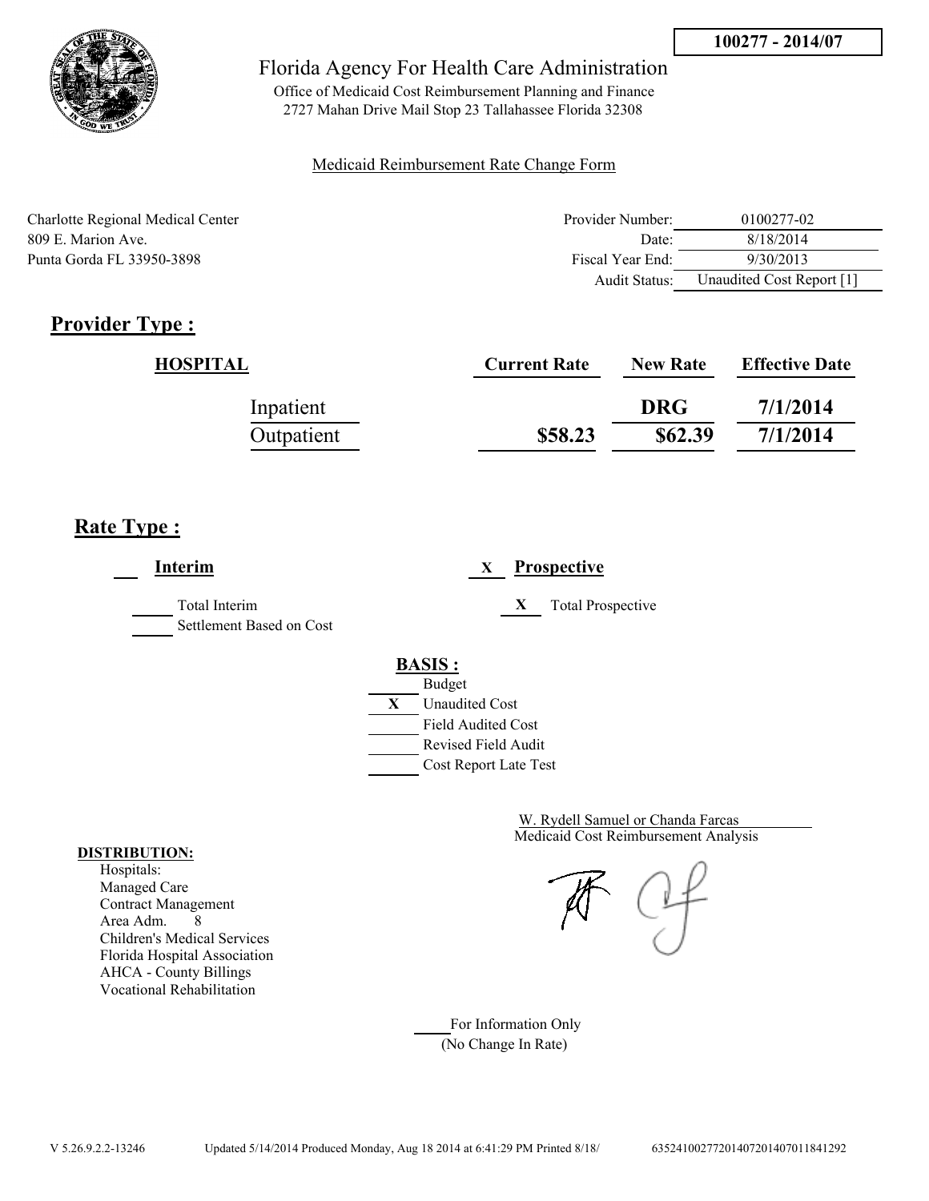**100277 - 2014/07**

# Florida Agency For Health Care Administration

Office of Medicaid Cost Reimbursement Planning and Finance
2727 Mahan Drive Mail Stop 23 Tallahassee Florida 32308

Medicaid Reimbursement Rate Change Form

Charlotte Regional Medical Center
809 E. Marion Ave.
Punta Gorda FL 33950-3898

| | |
|---|---|
| Provider Number: | 0100277-02 |
| Date: | 8/18/2014 |
| Fiscal Year End: | 9/30/2013 |
| Audit Status: | Unaudited Cost Report [1] |

## Provider Type :

| HOSPITAL | Current Rate | New Rate | Effective Date |
|---|---|---|---|
| Inpatient | | DRG | 7/1/2014 |
| Outpatient | $58.23 | $62.39 | 7/1/2014 |

## Rate Type :

___ **Interim**

___ Total Interim
___ Settlement Based on Cost

X **Prospective**

X Total Prospective

**BASIS :**

___ Budget
X Unaudited Cost
___ Field Audited Cost
___ Revised Field Audit
___ Cost Report Late Test

W. Rydell Samuel or Chanda Farcas
Medicaid Cost Reimbursement Analysis

**DISTRIBUTION:**
Hospitals:
Managed Care
Contract Management
Area Adm. 8
Children's Medical Services
Florida Hospital Association
AHCA - County Billings
Vocational Rehabilitation

___ For Information Only
(No Change In Rate)

V 5.26.9.2.2-13246 Updated 5/14/2014 Produced Monday, Aug 18 2014 at 6:41:29 PM Printed 8/18/ 635241002772014072014070118412​92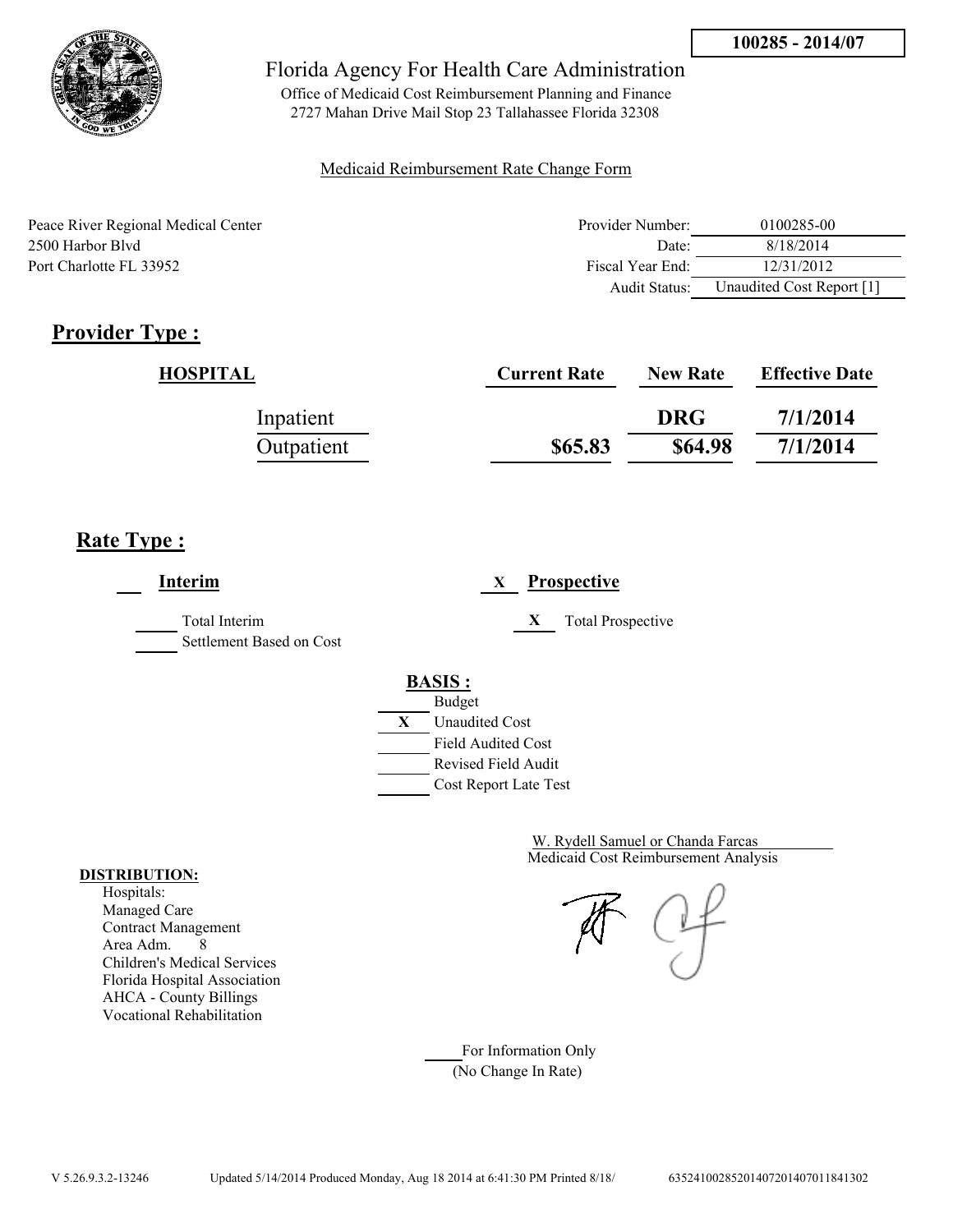**100285 - 2014/07**

Florida Agency For Health Care Administration

Office of Medicaid Cost Reimbursement Planning and Finance
2727 Mahan Drive Mail Stop 23 Tallahassee Florida 32308

Medicaid Reimbursement Rate Change Form

Peace River Regional Medical Center
2500 Harbor Blvd
Port Charlotte FL 33952

| | |
|---|---|
| Provider Number: | 0100285-00 |
| Date: | 8/18/2014 |
| Fiscal Year End: | 12/31/2012 |
| Audit Status: | Unaudited Cost Report [1] |

## Provider Type :

| HOSPITAL | Current Rate | New Rate | Effective Date |
|---|---|---|---|
| Inpatient | | DRG | 7/1/2014 |
| Outpatient | $65.83 | $64.98 | 7/1/2014 |

## Rate Type :

___ **Interim**

_____ Total Interim
_____ Settlement Based on Cost

X **Prospective**

X Total Prospective

**BASIS :**

_____ Budget
X Unaudited Cost
_____ Field Audited Cost
_____ Revised Field Audit
_____ Cost Report Late Test

W. Rydell Samuel or Chanda Farcas
Medicaid Cost Reimbursement Analysis

**DISTRIBUTION:**
Hospitals:
Managed Care
Contract Management
Area Adm. 8
Children's Medical Services
Florida Hospital Association
AHCA - County Billings
Vocational Rehabilitation

_____ For Information Only
(No Change In Rate)

V 5.26.9.3.2-13246 Updated 5/14/2014 Produced Monday, Aug 18 2014 at 6:41:30 PM Printed 8/18/ 635241002852014072014070118413302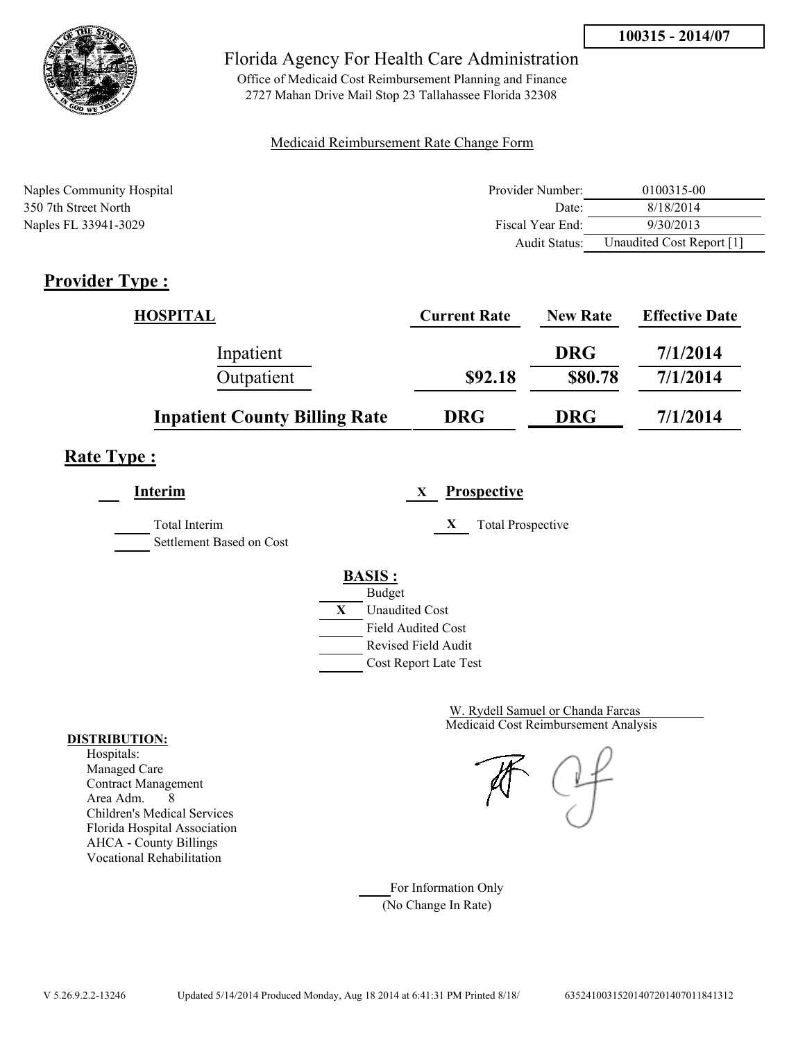**100315 - 2014/07**

# Florida Agency For Health Care Administration

Office of Medicaid Cost Reimbursement Planning and Finance
2727 Mahan Drive Mail Stop 23 Tallahassee Florida 32308

Medicaid Reimbursement Rate Change Form

Naples Community Hospital
350 7th Street North
Naples FL 33941-3029

| | |
|---|---|
| Provider Number: | 0100315-00 |
| Date: | 8/18/2014 |
| Fiscal Year End: | 9/30/2013 |
| Audit Status: | Unaudited Cost Report [1] |

## Provider Type :

| HOSPITAL | Current Rate | New Rate | Effective Date |
|---|---|---|---|
| Inpatient | | DRG | 7/1/2014 |
| Outpatient | $92.18 | $80.78 | 7/1/2014 |
| **Inpatient County Billing Rate** | DRG | DRG | 7/1/2014 |

## Rate Type :

___ **Interim**

___ Total Interim
___ Settlement Based on Cost

X **Prospective**

X Total Prospective

**BASIS :**

___ Budget
X Unaudited Cost
___ Field Audited Cost
___ Revised Field Audit
___ Cost Report Late Test

W. Rydell Samuel or Chanda Farcas
Medicaid Cost Reimbursement Analysis

**DISTRIBUTION:**
Hospitals:
Managed Care
Contract Management
Area Adm. 8
Children's Medical Services
Florida Hospital Association
AHCA - County Billings
Vocational Rehabilitation

___ For Information Only
(No Change In Rate)

V 5.26.9.2.2-13246 Updated 5/14/2014 Produced Monday, Aug 18 2014 at 6:41:31 PM Printed 8/18/ 635241003152014072014070118413​12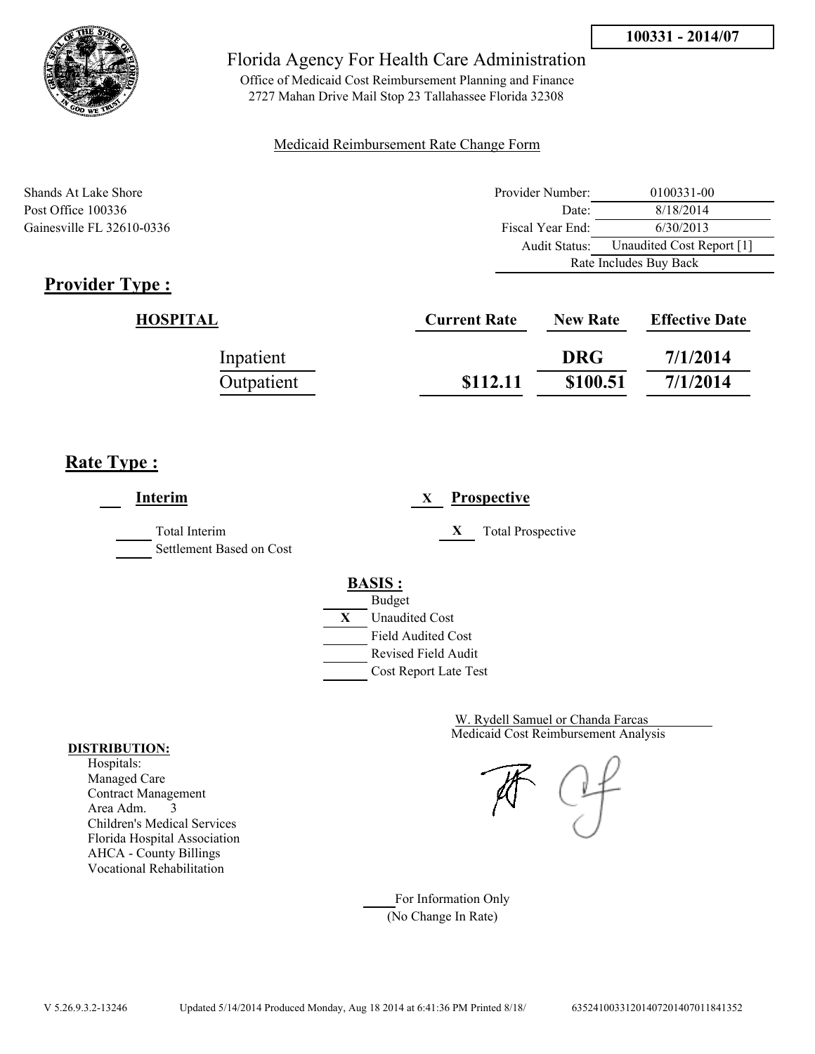100331 - 2014/07

Florida Agency For Health Care Administration

Office of Medicaid Cost Reimbursement Planning and Finance
2727 Mahan Drive Mail Stop 23 Tallahassee Florida 32308

Medicaid Reimbursement Rate Change Form

Shands At Lake Shore
Post Office 100336
Gainesville FL 32610-0336

| | |
|---|---|
| Provider Number: | 0100331-00 |
| Date: | 8/18/2014 |
| Fiscal Year End: | 6/30/2013 |
| Audit Status: | Unaudited Cost Report [1] |
| | Rate Includes Buy Back |

## Provider Type :

| HOSPITAL | Current Rate | New Rate | Effective Date |
|---|---|---|---|
| Inpatient | | DRG | 7/1/2014 |
| Outpatient | $112.11 | $100.51 | 7/1/2014 |

## Rate Type :

___ **Interim**

_____ Total Interim
_____ Settlement Based on Cost

X **Prospective**

X Total Prospective

**BASIS :**

_____ Budget
X Unaudited Cost
_____ Field Audited Cost
_____ Revised Field Audit
_____ Cost Report Late Test

W. Rydell Samuel or Chanda Farcas
Medicaid Cost Reimbursement Analysis

**DISTRIBUTION:**
Hospitals:
Managed Care
Contract Management
Area Adm. 3
Children's Medical Services
Florida Hospital Association
AHCA - County Billings
Vocational Rehabilitation

_____ For Information Only
(No Change In Rate)

V 5.26.9.3.2-13246 Updated 5/14/2014 Produced Monday, Aug 18 2014 at 6:41:36 PM Printed 8/18/ 63524100331201407201407011841352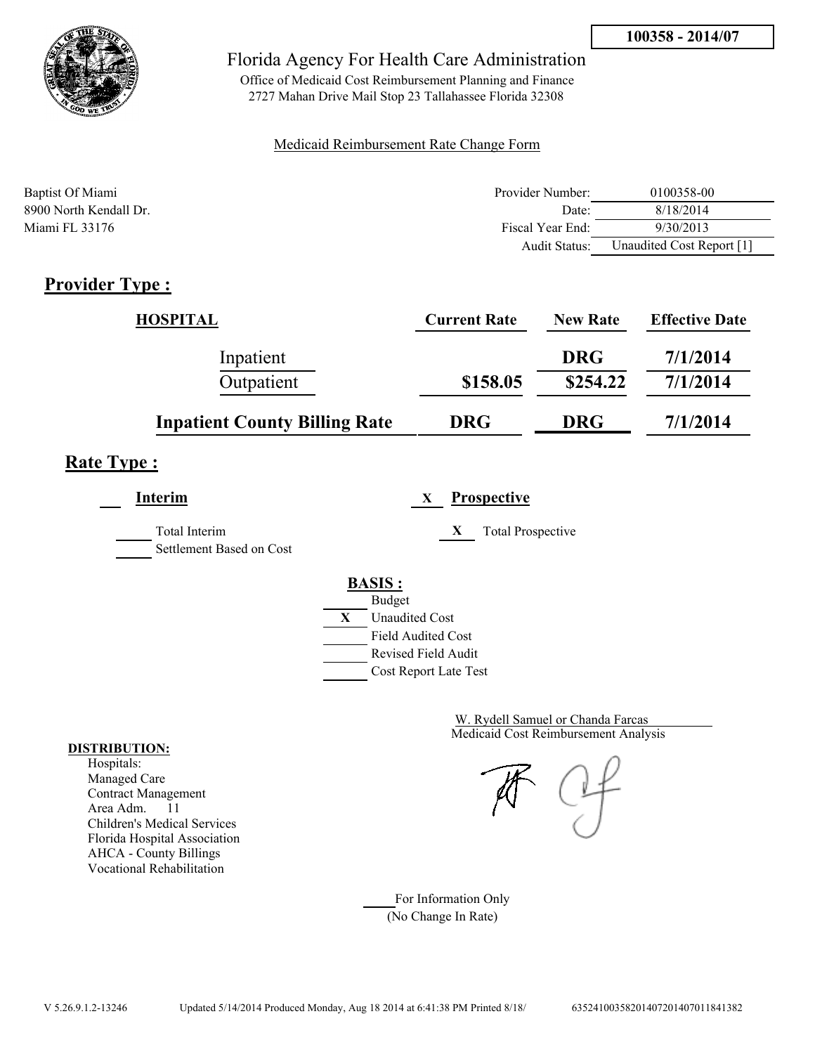**100358 - 2014/07**

Florida Agency For Health Care Administration

Office of Medicaid Cost Reimbursement Planning and Finance
2727 Mahan Drive Mail Stop 23 Tallahassee Florida 32308

Medicaid Reimbursement Rate Change Form

Baptist Of Miami
8900 North Kendall Dr.
Miami FL 33176

| | |
|---|---|
| Provider Number: | 0100358-00 |
| Date: | 8/18/2014 |
| Fiscal Year End: | 9/30/2013 |
| Audit Status: | Unaudited Cost Report [1] |

## Provider Type :

| HOSPITAL | Current Rate | New Rate | Effective Date |
|---|---|---|---|
| Inpatient | | DRG | 7/1/2014 |
| Outpatient | $158.05 | $254.22 | 7/1/2014 |
| **Inpatient County Billing Rate** | **DRG** | **DRG** | **7/1/2014** |

## Rate Type :

___ **Interim** X **Prospective**

_____ Total Interim
_____ Settlement Based on Cost

X Total Prospective

**BASIS :**

- _____ Budget
- X Unaudited Cost
- _____ Field Audited Cost
- _____ Revised Field Audit
- _____ Cost Report Late Test

W. Rydell Samuel or Chanda Farcas
Medicaid Cost Reimbursement Analysis

**DISTRIBUTION:**
Hospitals:
Managed Care
Contract Management
Area Adm. 11
Children's Medical Services
Florida Hospital Association
AHCA - County Billings
Vocational Rehabilitation

_____ For Information Only
(No Change In Rate)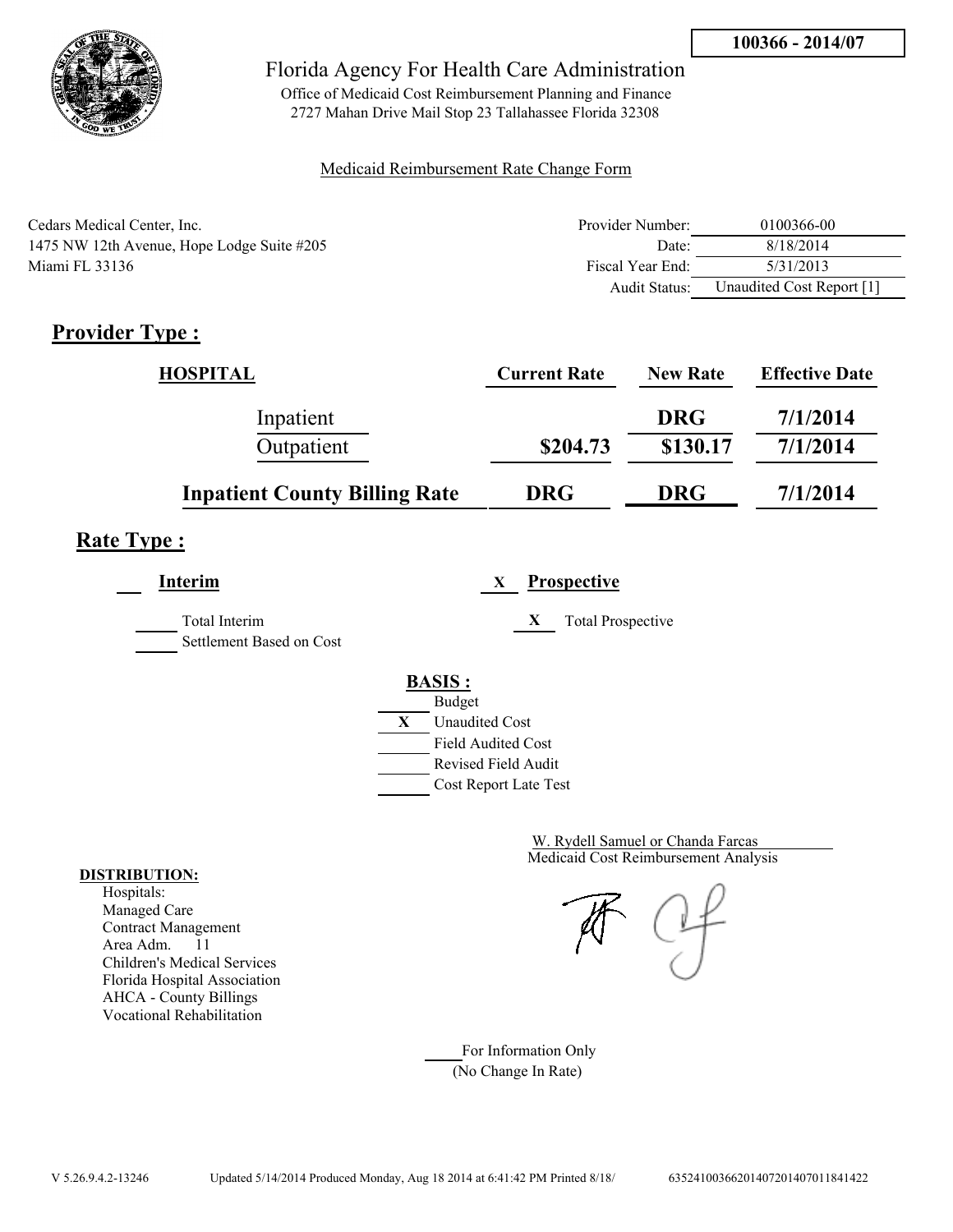100366 - 2014/07

# Florida Agency For Health Care Administration

Office of Medicaid Cost Reimbursement Planning and Finance
2727 Mahan Drive Mail Stop 23 Tallahassee Florida 32308

Medicaid Reimbursement Rate Change Form

Cedars Medical Center, Inc.
1475 NW 12th Avenue, Hope Lodge Suite #205
Miami FL 33136

| | |
|---|---|
| Provider Number: | 0100366-00 |
| Date: | 8/18/2014 |
| Fiscal Year End: | 5/31/2013 |
| Audit Status: | Unaudited Cost Report [1] |

## Provider Type :

| HOSPITAL | Current Rate | New Rate | Effective Date |
|---|---|---|---|
| Inpatient | | DRG | 7/1/2014 |
| Outpatient | $204.73 | $130.17 | 7/1/2014 |
| **Inpatient County Billing Rate** | **DRG** | **DRG** | **7/1/2014** |

## Rate Type :

___ **Interim** &nbsp;&nbsp;&nbsp; X **Prospective**

___ Total Interim &nbsp;&nbsp;&nbsp; X Total Prospective

___ Settlement Based on Cost

**BASIS :**

- ___ Budget
- X Unaudited Cost
- ___ Field Audited Cost
- ___ Revised Field Audit
- ___ Cost Report Late Test

W. Rydell Samuel or Chanda Farcas
Medicaid Cost Reimbursement Analysis

**DISTRIBUTION:**
Hospitals:
Managed Care
Contract Management
Area Adm. 11
Children's Medical Services
Florida Hospital Association
AHCA - County Billings
Vocational Rehabilitation

___ For Information Only
(No Change In Rate)

V 5.26.9.4.2-13246 &nbsp;&nbsp; Updated 5/14/2014 Produced Monday, Aug 18 2014 at 6:41:42 PM Printed 8/18/ &nbsp;&nbsp; 635241003662014072014070118414 22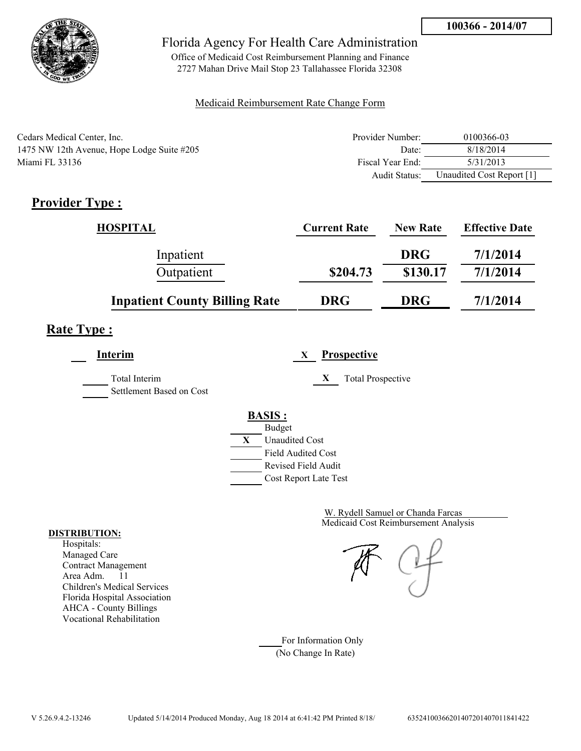100366 - 2014/07

# Florida Agency For Health Care Administration

Office of Medicaid Cost Reimbursement Planning and Finance
2727 Mahan Drive Mail Stop 23 Tallahassee Florida 32308

Medicaid Reimbursement Rate Change Form

Cedars Medical Center, Inc.
1475 NW 12th Avenue, Hope Lodge Suite #205
Miami FL 33136

| | |
|---|---|
| Provider Number: | 0100366-03 |
| Date: | 8/18/2014 |
| Fiscal Year End: | 5/31/2013 |
| Audit Status: | Unaudited Cost Report [1] |

## Provider Type :

| HOSPITAL | Current Rate | New Rate | Effective Date |
|---|---|---|---|
| Inpatient | | DRG | 7/1/2014 |
| Outpatient | $204.73 | $130.17 | 7/1/2014 |
| **Inpatient County Billing Rate** | **DRG** | **DRG** | **7/1/2014** |

## Rate Type :

___ **Interim** X **Prospective**

___ Total Interim
___ Settlement Based on Cost

X Total Prospective

**BASIS :**

___ Budget
X Unaudited Cost
___ Field Audited Cost
___ Revised Field Audit
___ Cost Report Late Test

W. Rydell Samuel or Chanda Farcas
Medicaid Cost Reimbursement Analysis

**DISTRIBUTION:**
Hospitals:
Managed Care
Contract Management
Area Adm. 11
Children's Medical Services
Florida Hospital Association
AHCA - County Billings
Vocational Rehabilitation

___ For Information Only
(No Change In Rate)

V 5.26.9.4.2-13246 Updated 5/14/2014 Produced Monday, Aug 18 2014 at 6:41:42 PM Printed 8/18/ 635241003662014072014070118414 22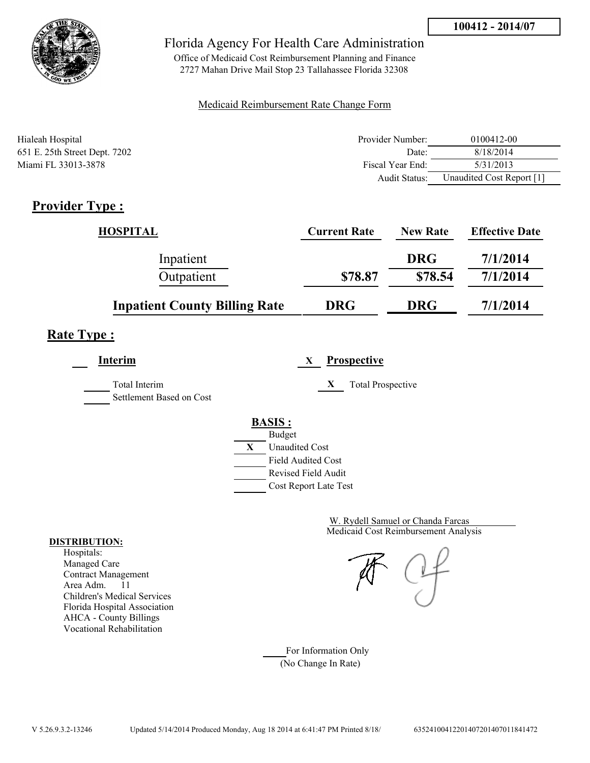**100412 - 2014/07**

Florida Agency For Health Care Administration

Office of Medicaid Cost Reimbursement Planning and Finance
2727 Mahan Drive Mail Stop 23 Tallahassee Florida 32308

Medicaid Reimbursement Rate Change Form

Hialeah Hospital
651 E. 25th Street Dept. 7202
Miami FL 33013-3878

| | |
|---|---|
| Provider Number: | 0100412-00 |
| Date: | 8/18/2014 |
| Fiscal Year End: | 5/31/2013 |
| Audit Status: | Unaudited Cost Report [1] |

## Provider Type :

| HOSPITAL | Current Rate | New Rate | Effective Date |
|---|---|---|---|
| Inpatient | | DRG | 7/1/2014 |
| Outpatient | $78.87 | $78.54 | 7/1/2014 |
| **Inpatient County Billing Rate** | **DRG** | **DRG** | **7/1/2014** |

## Rate Type :

___ **Interim** X **Prospective**

_____ Total Interim
_____ Settlement Based on Cost

X Total Prospective

**BASIS :**

- _____ Budget
- X Unaudited Cost
- _____ Field Audited Cost
- _____ Revised Field Audit
- _____ Cost Report Late Test

W. Rydell Samuel or Chanda Farcas
Medicaid Cost Reimbursement Analysis

**DISTRIBUTION:**

Hospitals:
Managed Care
Contract Management
Area Adm. 11
Children's Medical Services
Florida Hospital Association
AHCA - County Billings
Vocational Rehabilitation

_____ For Information Only
(No Change In Rate)

V 5.26.9.3.2-13246 Updated 5/14/2014 Produced Monday, Aug 18 2014 at 6:41:47 PM Printed 8/18/ 635241004122014072014070118414​72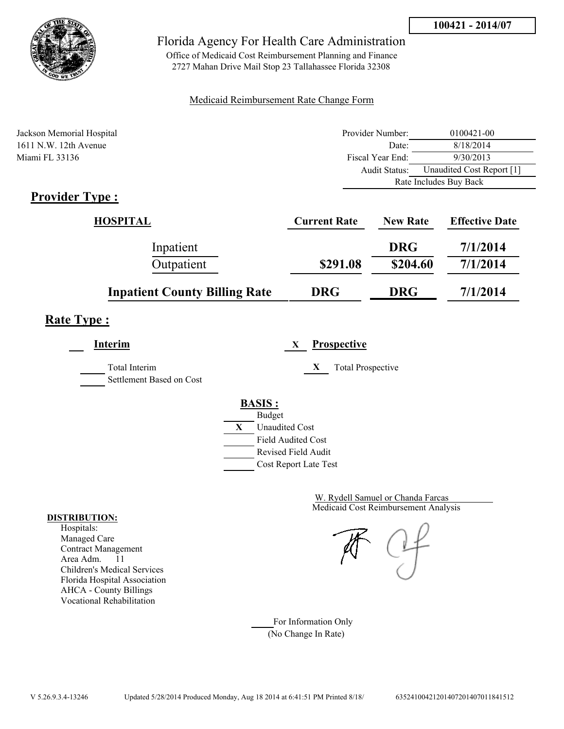**100421 - 2014/07**

# Florida Agency For Health Care Administration

Office of Medicaid Cost Reimbursement Planning and Finance
2727 Mahan Drive Mail Stop 23 Tallahassee Florida 32308

Medicaid Reimbursement Rate Change Form

Jackson Memorial Hospital
1611 N.W. 12th Avenue
Miami FL 33136

| | |
|---|---|
| Provider Number: | 0100421-00 |
| Date: | 8/18/2014 |
| Fiscal Year End: | 9/30/2013 |
| Audit Status: | Unaudited Cost Report [1] |
| Rate Includes Buy Back | |

## Provider Type :

| HOSPITAL | Current Rate | New Rate | Effective Date |
|---|---|---|---|
| Inpatient | | DRG | 7/1/2014 |
| Outpatient | $291.08 | $204.60 | 7/1/2014 |
| **Inpatient County Billing Rate** | **DRG** | **DRG** | **7/1/2014** |

## Rate Type :

___ **Interim**

___ Total Interim
___ Settlement Based on Cost

X **Prospective**

X Total Prospective

**BASIS :**

___ Budget
X Unaudited Cost
___ Field Audited Cost
___ Revised Field Audit
___ Cost Report Late Test

W. Rydell Samuel or Chanda Farcas
Medicaid Cost Reimbursement Analysis

**DISTRIBUTION:**
Hospitals:
Managed Care
Contract Management
Area Adm. 11
Children's Medical Services
Florida Hospital Association
AHCA - County Billings
Vocational Rehabilitation

___ For Information Only
(No Change In Rate)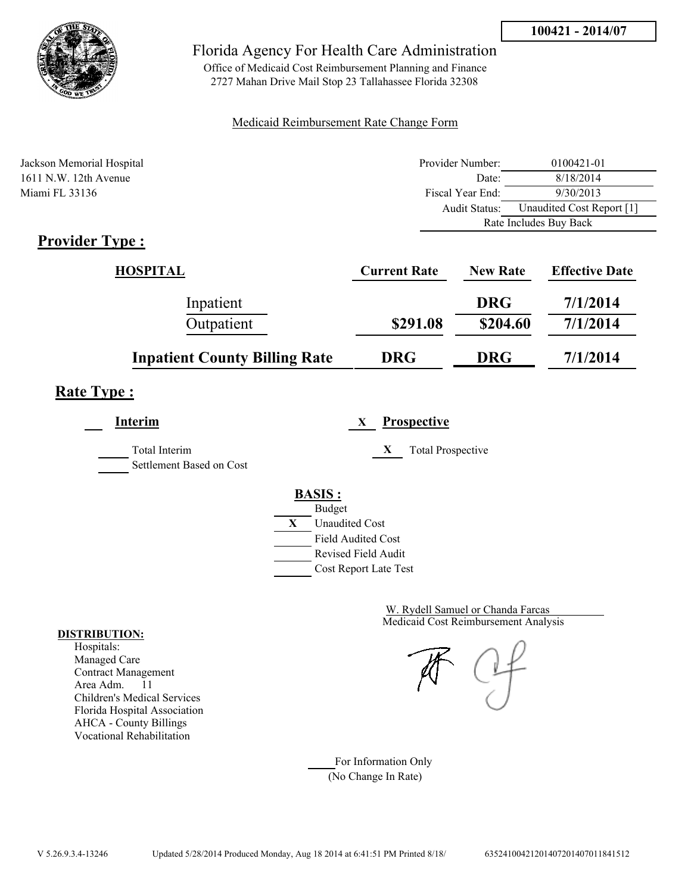**100421 - 2014/07**

Florida Agency For Health Care Administration

Office of Medicaid Cost Reimbursement Planning and Finance
2727 Mahan Drive Mail Stop 23 Tallahassee Florida 32308

Medicaid Reimbursement Rate Change Form

Jackson Memorial Hospital
1611 N.W. 12th Avenue
Miami FL 33136

| | |
|---|---|
| Provider Number: | 0100421-01 |
| Date: | 8/18/2014 |
| Fiscal Year End: | 9/30/2013 |
| Audit Status: | Unaudited Cost Report [1] |
| Rate Includes Buy Back | |

## Provider Type :

| HOSPITAL | Current Rate | New Rate | Effective Date |
|---|---|---|---|
| Inpatient | | DRG | 7/1/2014 |
| Outpatient | $291.08 | $204.60 | 7/1/2014 |
| **Inpatient County Billing Rate** | **DRG** | **DRG** | **7/1/2014** |

## Rate Type :

___ **Interim**

_____ Total Interim
_____ Settlement Based on Cost

X **Prospective**

X Total Prospective

**BASIS :**

_____ Budget
X Unaudited Cost
_____ Field Audited Cost
_____ Revised Field Audit
_____ Cost Report Late Test

W. Rydell Samuel or Chanda Farcas
Medicaid Cost Reimbursement Analysis

**DISTRIBUTION:**

Hospitals:
Managed Care
Contract Management
Area Adm. 11
Children's Medical Services
Florida Hospital Association
AHCA - County Billings
Vocational Rehabilitation

_____ For Information Only
(No Change In Rate)

V 5.26.9.3.4-13246 Updated 5/28/2014 Produced Monday, Aug 18 2014 at 6:41:51 PM Printed 8/18/ 635241004212014072014070118415​12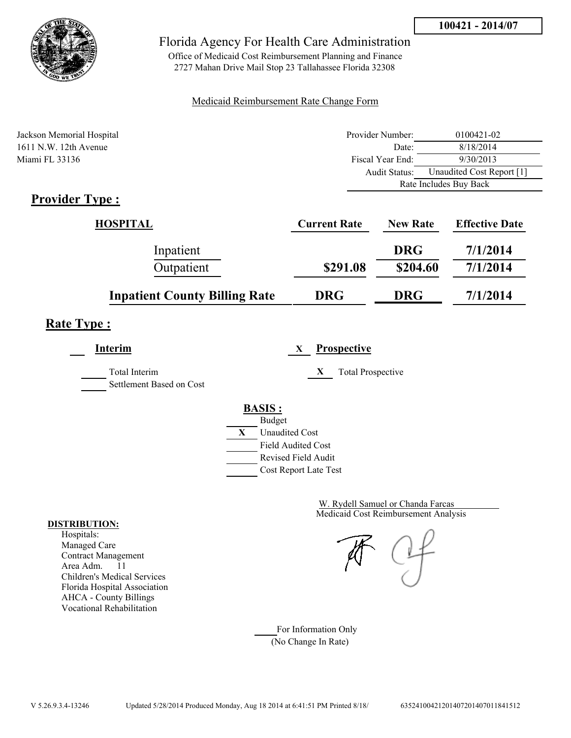**100421 - 2014/07**

# Florida Agency For Health Care Administration

Office of Medicaid Cost Reimbursement Planning and Finance
2727 Mahan Drive Mail Stop 23 Tallahassee Florida 32308

Medicaid Reimbursement Rate Change Form

Jackson Memorial Hospital
1611 N.W. 12th Avenue
Miami FL 33136

| | |
|---|---|
| Provider Number: | 0100421-02 |
| Date: | 8/18/2014 |
| Fiscal Year End: | 9/30/2013 |
| Audit Status: | Unaudited Cost Report [1] |
| | Rate Includes Buy Back |

## Provider Type :

| HOSPITAL | Current Rate | New Rate | Effective Date |
|---|---|---|---|
| Inpatient | | DRG | 7/1/2014 |
| Outpatient | $291.08 | $204.60 | 7/1/2014 |
| **Inpatient County Billing Rate** | **DRG** | **DRG** | **7/1/2014** |

## Rate Type :

___ **Interim**

___ Total Interim
___ Settlement Based on Cost

X **Prospective**

X Total Prospective

**BASIS :**

___ Budget
X Unaudited Cost
___ Field Audited Cost
___ Revised Field Audit
___ Cost Report Late Test

W. Rydell Samuel or Chanda Farcas
Medicaid Cost Reimbursement Analysis

**DISTRIBUTION:**
Hospitals:
Managed Care
Contract Management
Area Adm. 11
Children's Medical Services
Florida Hospital Association
AHCA - County Billings
Vocational Rehabilitation

___ For Information Only
(No Change In Rate)

V 5.26.9.3.4-13246 Updated 5/28/2014 Produced Monday, Aug 18 2014 at 6:41:51 PM Printed 8/18/ 63524100421201407201407011841512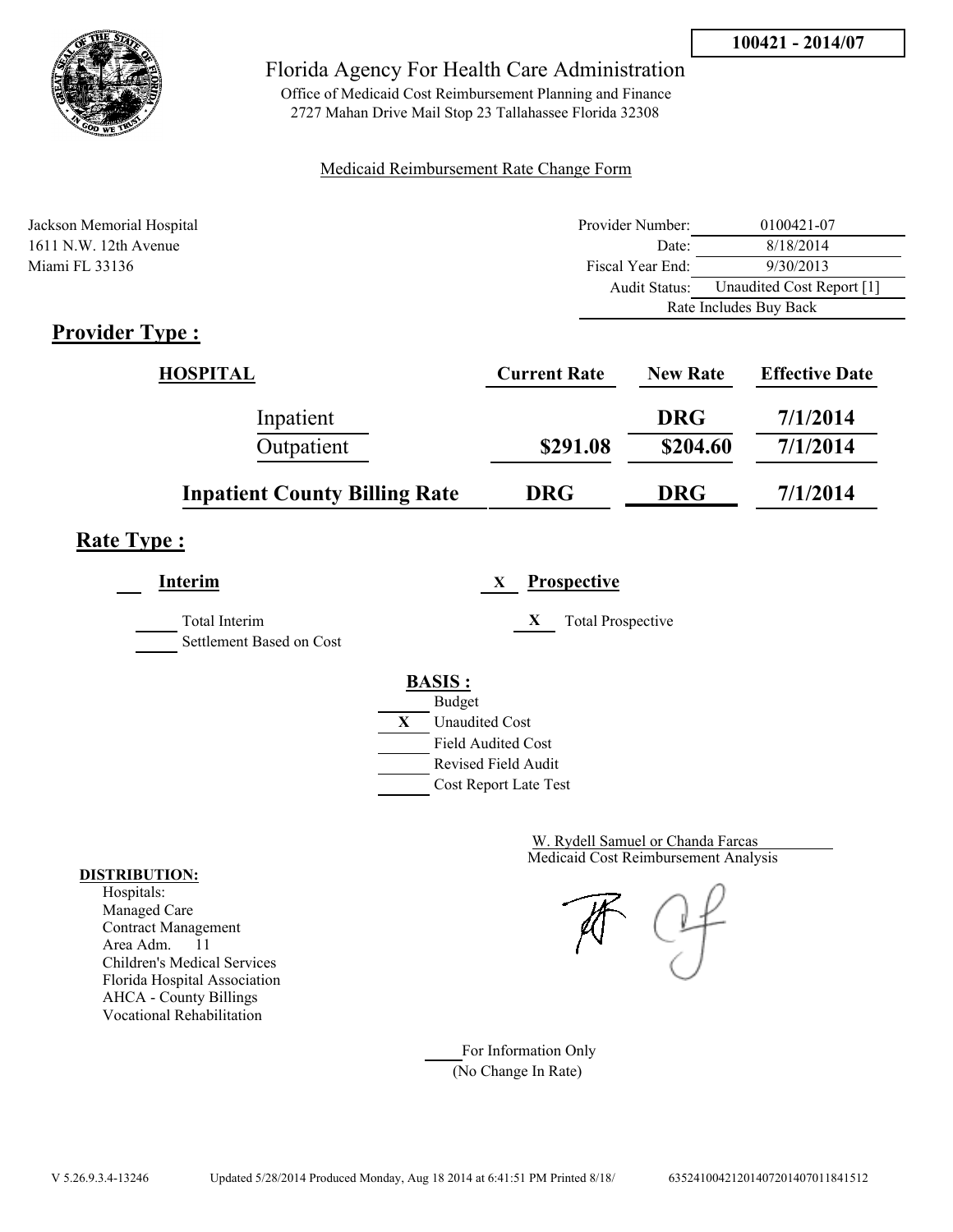**100421 - 2014/07**

Florida Agency For Health Care Administration

Office of Medicaid Cost Reimbursement Planning and Finance
2727 Mahan Drive Mail Stop 23 Tallahassee Florida 32308

Medicaid Reimbursement Rate Change Form

Jackson Memorial Hospital
1611 N.W. 12th Avenue
Miami FL 33136

| | |
|---|---|
| Provider Number: | 0100421-07 |
| Date: | 8/18/2014 |
| Fiscal Year End: | 9/30/2013 |
| Audit Status: | Unaudited Cost Report [1] |
| | Rate Includes Buy Back |

## Provider Type :

| HOSPITAL | Current Rate | New Rate | Effective Date |
|---|---|---|---|
| Inpatient | | DRG | 7/1/2014 |
| Outpatient | $291.08 | $204.60 | 7/1/2014 |
| **Inpatient County Billing Rate** | DRG | DRG | 7/1/2014 |

## Rate Type :

___ **Interim**

___ Total Interim

___ Settlement Based on Cost

X **Prospective**

X Total Prospective

**BASIS :**

___ Budget

X Unaudited Cost

___ Field Audited Cost

___ Revised Field Audit

___ Cost Report Late Test

W. Rydell Samuel or Chanda Farcas
Medicaid Cost Reimbursement Analysis

**DISTRIBUTION:**

Hospitals:
Managed Care
Contract Management
Area Adm. 11
Children's Medical Services
Florida Hospital Association
AHCA - County Billings
Vocational Rehabilitation

___ For Information Only
(No Change In Rate)

V 5.26.9.3.4-13246 Updated 5/28/2014 Produced Monday, Aug 18 2014 at 6:41:51 PM Printed 8/18/ 635241004212014072014070118415​12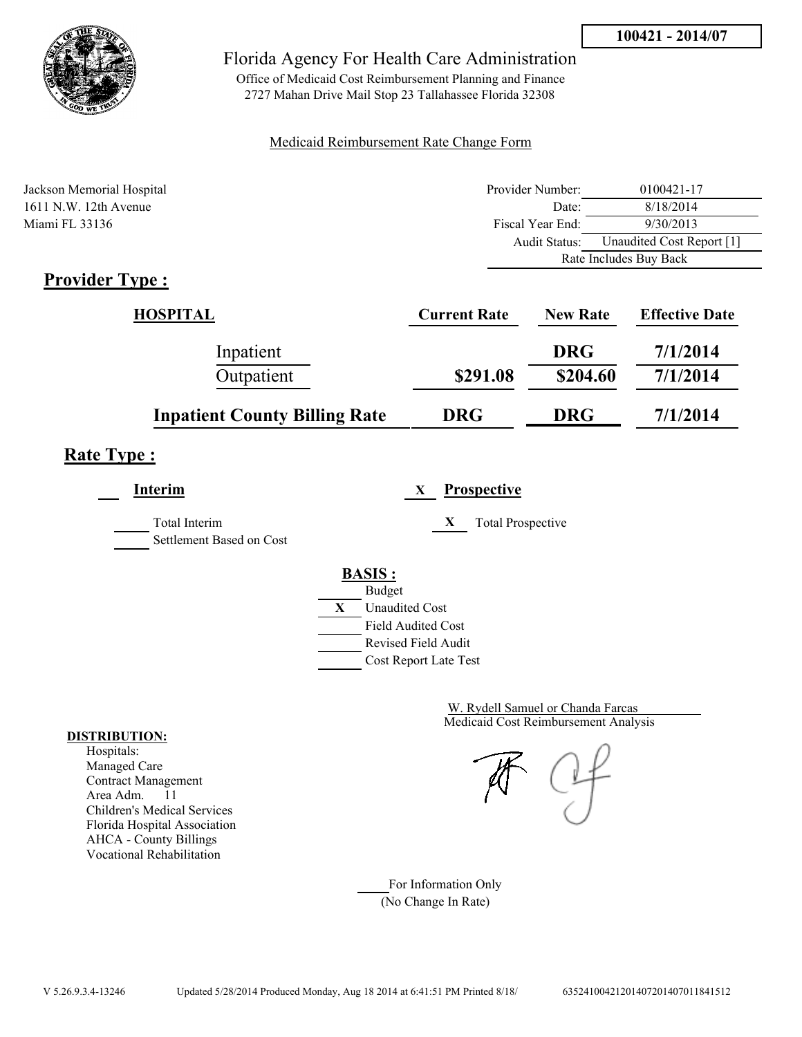**100421 - 2014/07**

# Florida Agency For Health Care Administration

Office of Medicaid Cost Reimbursement Planning and Finance
2727 Mahan Drive Mail Stop 23 Tallahassee Florida 32308

Medicaid Reimbursement Rate Change Form

Jackson Memorial Hospital
1611 N.W. 12th Avenue
Miami FL 33136

| | |
|---|---|
| Provider Number: | 0100421-17 |
| Date: | 8/18/2014 |
| Fiscal Year End: | 9/30/2013 |
| Audit Status: | Unaudited Cost Report [1] |
| | Rate Includes Buy Back |

## Provider Type :

| HOSPITAL | Current Rate | New Rate | Effective Date |
|---|---|---|---|
| Inpatient | | DRG | 7/1/2014 |
| Outpatient | $291.08 | $204.60 | 7/1/2014 |
| **Inpatient County Billing Rate** | **DRG** | **DRG** | **7/1/2014** |

## Rate Type :

___ **Interim**

_____ Total Interim
_____ Settlement Based on Cost

X **Prospective**

X Total Prospective

**BASIS :**

_____ Budget
X Unaudited Cost
_____ Field Audited Cost
_____ Revised Field Audit
_____ Cost Report Late Test

W. Rydell Samuel or Chanda Farcas
Medicaid Cost Reimbursement Analysis

**DISTRIBUTION:**
Hospitals:
Managed Care
Contract Management
Area Adm. 11
Children's Medical Services
Florida Hospital Association
AHCA - County Billings
Vocational Rehabilitation

_____ For Information Only
(No Change In Rate)

V 5.26.9.3.4-13246 Updated 5/28/2014 Produced Monday, Aug 18 2014 at 6:41:51 PM Printed 8/18/ 635241004212014072014070118415l2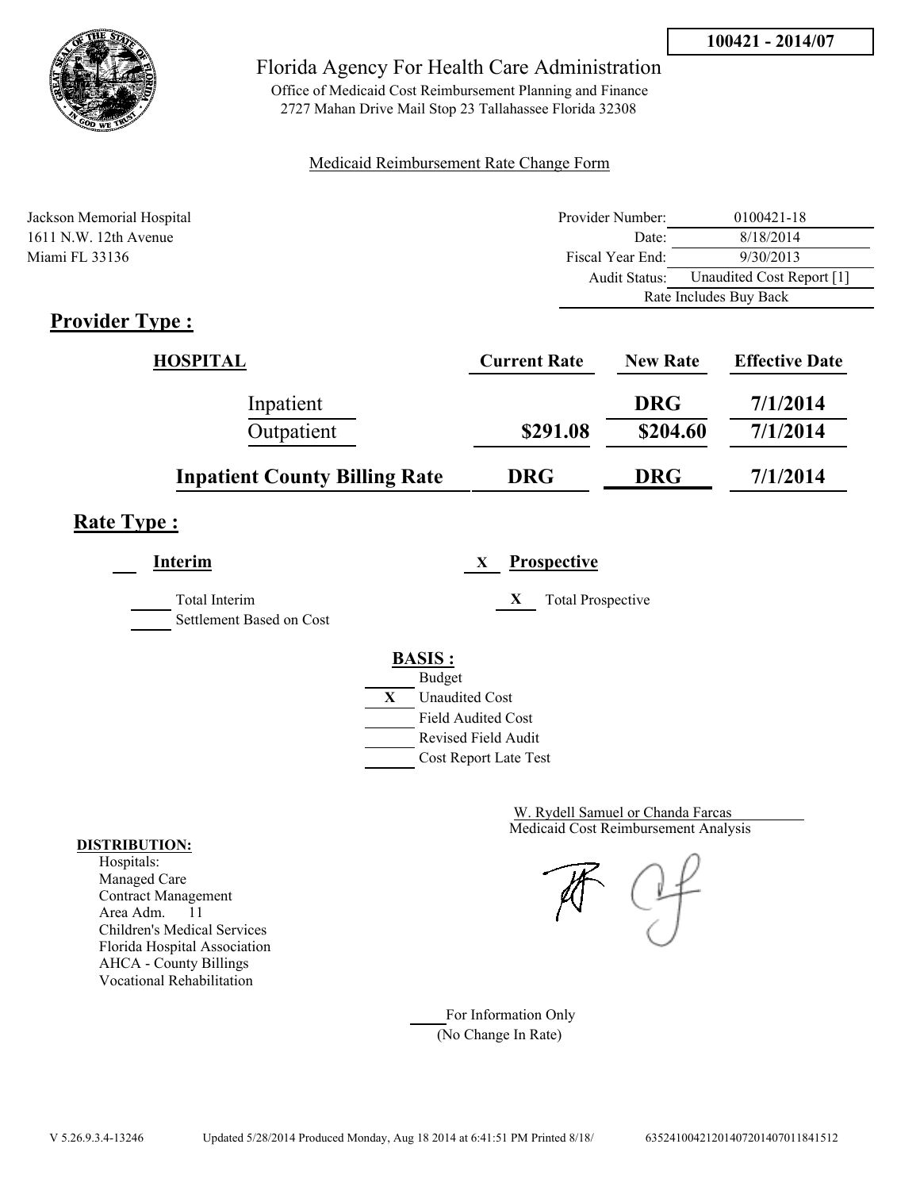**100421 - 2014/07**

Florida Agency For Health Care Administration

Office of Medicaid Cost Reimbursement Planning and Finance
2727 Mahan Drive Mail Stop 23 Tallahassee Florida 32308

Medicaid Reimbursement Rate Change Form

Jackson Memorial Hospital
1611 N.W. 12th Avenue
Miami FL 33136

| | |
|---|---|
| Provider Number: | 0100421-18 |
| Date: | 8/18/2014 |
| Fiscal Year End: | 9/30/2013 |
| Audit Status: | Unaudited Cost Report [1] |
| Rate Includes Buy Back | |

## Provider Type :

| HOSPITAL | Current Rate | New Rate | Effective Date |
|---|---|---|---|
| Inpatient | | DRG | 7/1/2014 |
| Outpatient | $291.08 | $204.60 | 7/1/2014 |
| **Inpatient County Billing Rate** | **DRG** | **DRG** | **7/1/2014** |

## Rate Type :

**Interim**

- ___ Total Interim
- ___ Settlement Based on Cost

X **Prospective**

- X Total Prospective

**BASIS :**

- ___ Budget
- X Unaudited Cost
- ___ Field Audited Cost
- ___ Revised Field Audit
- ___ Cost Report Late Test

W. Rydell Samuel or Chanda Farcas
Medicaid Cost Reimbursement Analysis

**DISTRIBUTION:**

Hospitals:
Managed Care
Contract Management
Area Adm. 11
Children's Medical Services
Florida Hospital Association
AHCA - County Billings
Vocational Rehabilitation

___ For Information Only
(No Change In Rate)

V 5.26.9.3.4-13246 Updated 5/28/2014 Produced Monday, Aug 18 2014 at 6:41:51 PM Printed 8/18/ 635241004212014072014070118415122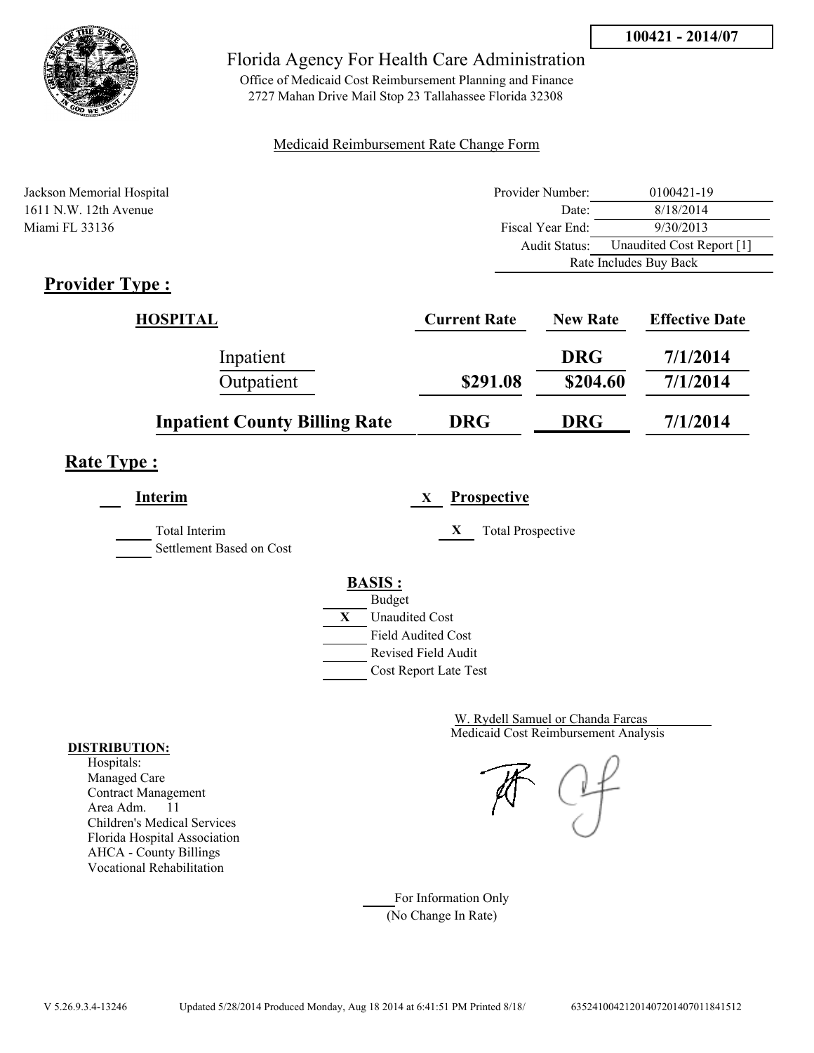**100421 - 2014/07**

Florida Agency For Health Care Administration

Office of Medicaid Cost Reimbursement Planning and Finance
2727 Mahan Drive Mail Stop 23 Tallahassee Florida 32308

Medicaid Reimbursement Rate Change Form

Jackson Memorial Hospital
1611 N.W. 12th Avenue
Miami FL 33136

| | |
|---|---|
| Provider Number: | 0100421-19 |
| Date: | 8/18/2014 |
| Fiscal Year End: | 9/30/2013 |
| Audit Status: | Unaudited Cost Report [1] |
| Rate Includes Buy Back | |

## Provider Type :

| HOSPITAL | Current Rate | New Rate | Effective Date |
|---|---|---|---|
| Inpatient | | DRG | 7/1/2014 |
| Outpatient | $291.08 | $204.60 | 7/1/2014 |
| **Inpatient County Billing Rate** | **DRG** | **DRG** | **7/1/2014** |

## Rate Type :

___ **Interim**

_____ Total Interim
_____ Settlement Based on Cost

X **Prospective**

X Total Prospective

**BASIS :**

_____ Budget
X Unaudited Cost
_____ Field Audited Cost
_____ Revised Field Audit
_____ Cost Report Late Test

W. Rydell Samuel or Chanda Farcas
Medicaid Cost Reimbursement Analysis

**DISTRIBUTION:**

Hospitals:
Managed Care
Contract Management
Area Adm. 11
Children's Medical Services
Florida Hospital Association
AHCA - County Billings
Vocational Rehabilitation

_____ For Information Only
(No Change In Rate)

V 5.26.9.3.4-13246 Updated 5/28/2014 Produced Monday, Aug 18 2014 at 6:41:51 PM Printed 8/18/ 63524100421201407201407011841512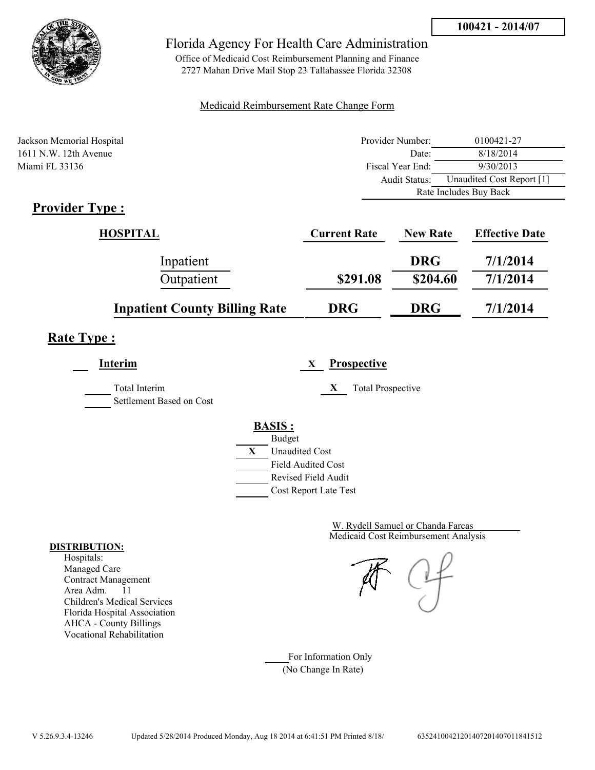**100421 - 2014/07**

Florida Agency For Health Care Administration

Office of Medicaid Cost Reimbursement Planning and Finance
2727 Mahan Drive Mail Stop 23 Tallahassee Florida 32308

Medicaid Reimbursement Rate Change Form

Jackson Memorial Hospital
1611 N.W. 12th Avenue
Miami FL 33136

| | |
|---|---|
| Provider Number: | 0100421-27 |
| Date: | 8/18/2014 |
| Fiscal Year End: | 9/30/2013 |
| Audit Status: | Unaudited Cost Report [1] |
| Rate Includes Buy Back | |

## Provider Type :

| HOSPITAL | Current Rate | New Rate | Effective Date |
|---|---|---|---|
| Inpatient | | DRG | 7/1/2014 |
| Outpatient | $291.08 | $204.60 | 7/1/2014 |
| **Inpatient County Billing Rate** | **DRG** | **DRG** | **7/1/2014** |

## Rate Type :

___ **Interim** 

___ Total Interim
___ Settlement Based on Cost

X **Prospective**

X Total Prospective

**BASIS :**

___ Budget
X Unaudited Cost
___ Field Audited Cost
___ Revised Field Audit
___ Cost Report Late Test

W. Rydell Samuel or Chanda Farcas
Medicaid Cost Reimbursement Analysis

**DISTRIBUTION:**

Hospitals:
Managed Care
Contract Management
Area Adm. 11
Children's Medical Services
Florida Hospital Association
AHCA - County Billings
Vocational Rehabilitation

___ For Information Only
(No Change In Rate)

V 5.26.9.3.4-13246 Updated 5/28/2014 Produced Monday, Aug 18 2014 at 6:41:51 PM Printed 8/18/ 635241004212014072014070118415​12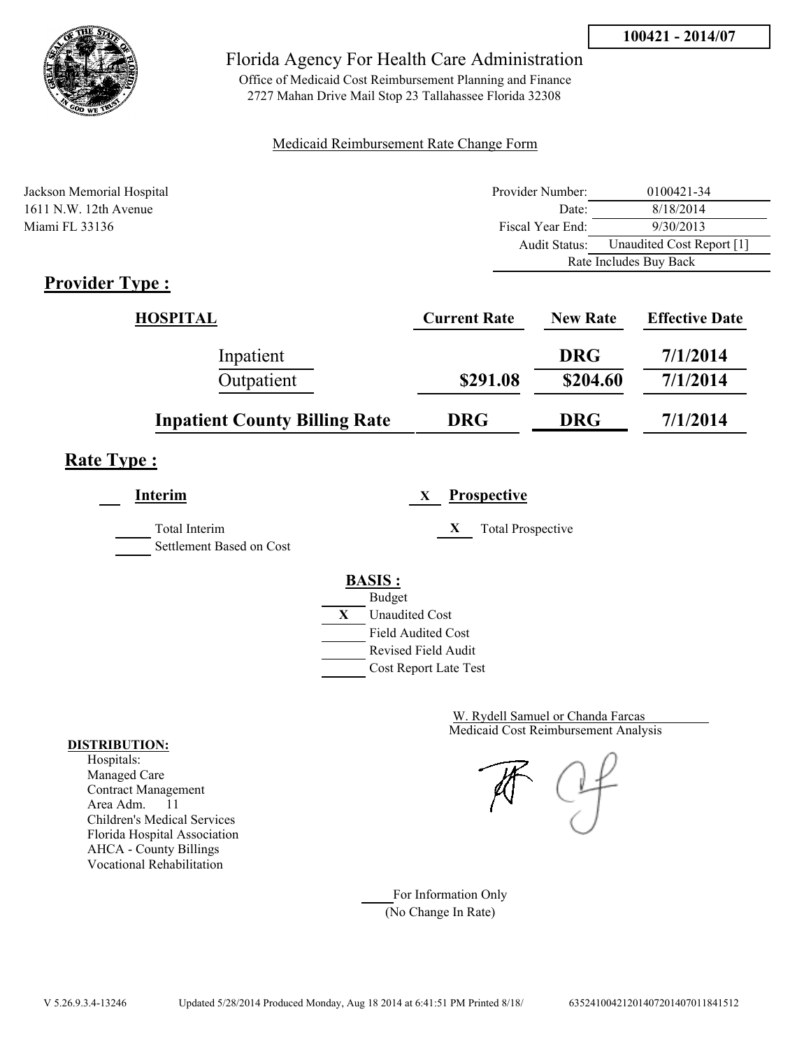**100421 - 2014/07**

# Florida Agency For Health Care Administration

Office of Medicaid Cost Reimbursement Planning and Finance
2727 Mahan Drive Mail Stop 23 Tallahassee Florida 32308

Medicaid Reimbursement Rate Change Form

Jackson Memorial Hospital
1611 N.W. 12th Avenue
Miami FL 33136

| | |
|---|---|
| Provider Number: | 0100421-34 |
| Date: | 8/18/2014 |
| Fiscal Year End: | 9/30/2013 |
| Audit Status: | Unaudited Cost Report [1] |
| Rate Includes Buy Back | |

## Provider Type :

| HOSPITAL | Current Rate | New Rate | Effective Date |
|---|---|---|---|
| Inpatient | | DRG | 7/1/2014 |
| Outpatient | $291.08 | $204.60 | 7/1/2014 |
| **Inpatient County Billing Rate** | **DRG** | **DRG** | **7/1/2014** |

## Rate Type :

___ **Interim**

___ Total Interim
___ Settlement Based on Cost

X **Prospective**

X Total Prospective

**BASIS :**

___ Budget
X Unaudited Cost
___ Field Audited Cost
___ Revised Field Audit
___ Cost Report Late Test

W. Rydell Samuel or Chanda Farcas
Medicaid Cost Reimbursement Analysis

**DISTRIBUTION:**

Hospitals:
Managed Care
Contract Management
Area Adm. 11
Children's Medical Services
Florida Hospital Association
AHCA - County Billings
Vocational Rehabilitation

___ For Information Only
(No Change In Rate)

V 5.26.9.3.4-13246 Updated 5/28/2014 Produced Monday, Aug 18 2014 at 6:41:51 PM Printed 8/18/ 635241004212014072014070118415​12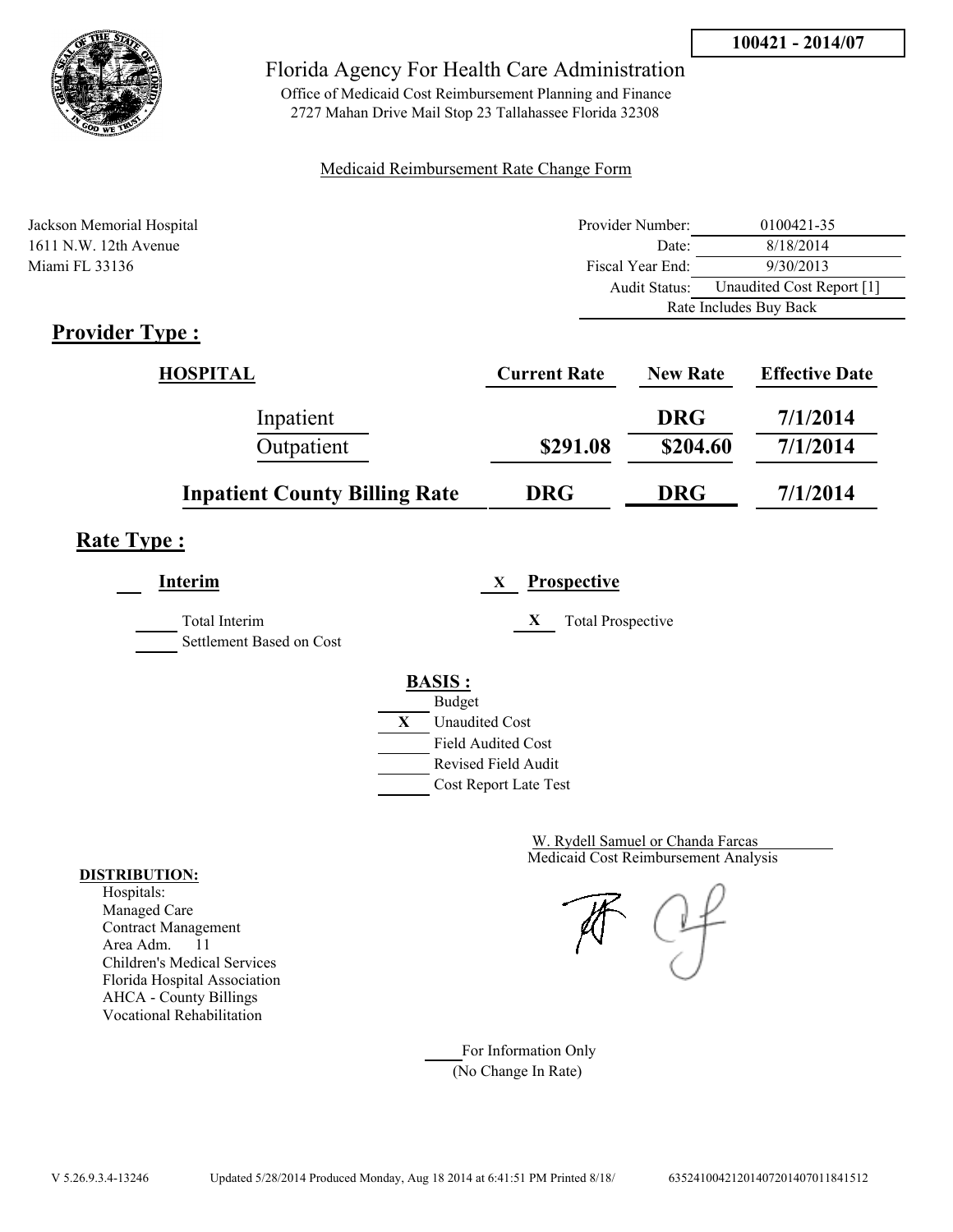**100421 - 2014/07**

# Florida Agency For Health Care Administration

Office of Medicaid Cost Reimbursement Planning and Finance
2727 Mahan Drive Mail Stop 23 Tallahassee Florida 32308

Medicaid Reimbursement Rate Change Form

Jackson Memorial Hospital
1611 N.W. 12th Avenue
Miami FL 33136

| | |
|---|---|
| Provider Number: | 0100421-35 |
| Date: | 8/18/2014 |
| Fiscal Year End: | 9/30/2013 |
| Audit Status: | Unaudited Cost Report [1] |
| | Rate Includes Buy Back |

## Provider Type :

| HOSPITAL | Current Rate | New Rate | Effective Date |
|---|---|---|---|
| Inpatient | | DRG | 7/1/2014 |
| Outpatient | $291.08 | $204.60 | 7/1/2014 |
| **Inpatient County Billing Rate** | **DRG** | **DRG** | **7/1/2014** |

## Rate Type :

**Interim**

- ___ Total Interim
- ___ Settlement Based on Cost

X **Prospective**

- X Total Prospective

**BASIS :**

- ___ Budget
- X Unaudited Cost
- ___ Field Audited Cost
- ___ Revised Field Audit
- ___ Cost Report Late Test

W. Rydell Samuel or Chanda Farcas
Medicaid Cost Reimbursement Analysis

**DISTRIBUTION:**
Hospitals:
Managed Care
Contract Management
Area Adm. 11
Children's Medical Services
Florida Hospital Association
AHCA - County Billings
Vocational Rehabilitation

___ For Information Only
(No Change In Rate)

V 5.26.9.3.4-13246 Updated 5/28/2014 Produced Monday, Aug 18 2014 at 6:41:51 PM Printed 8/18/ 635241004212014072014070118415​12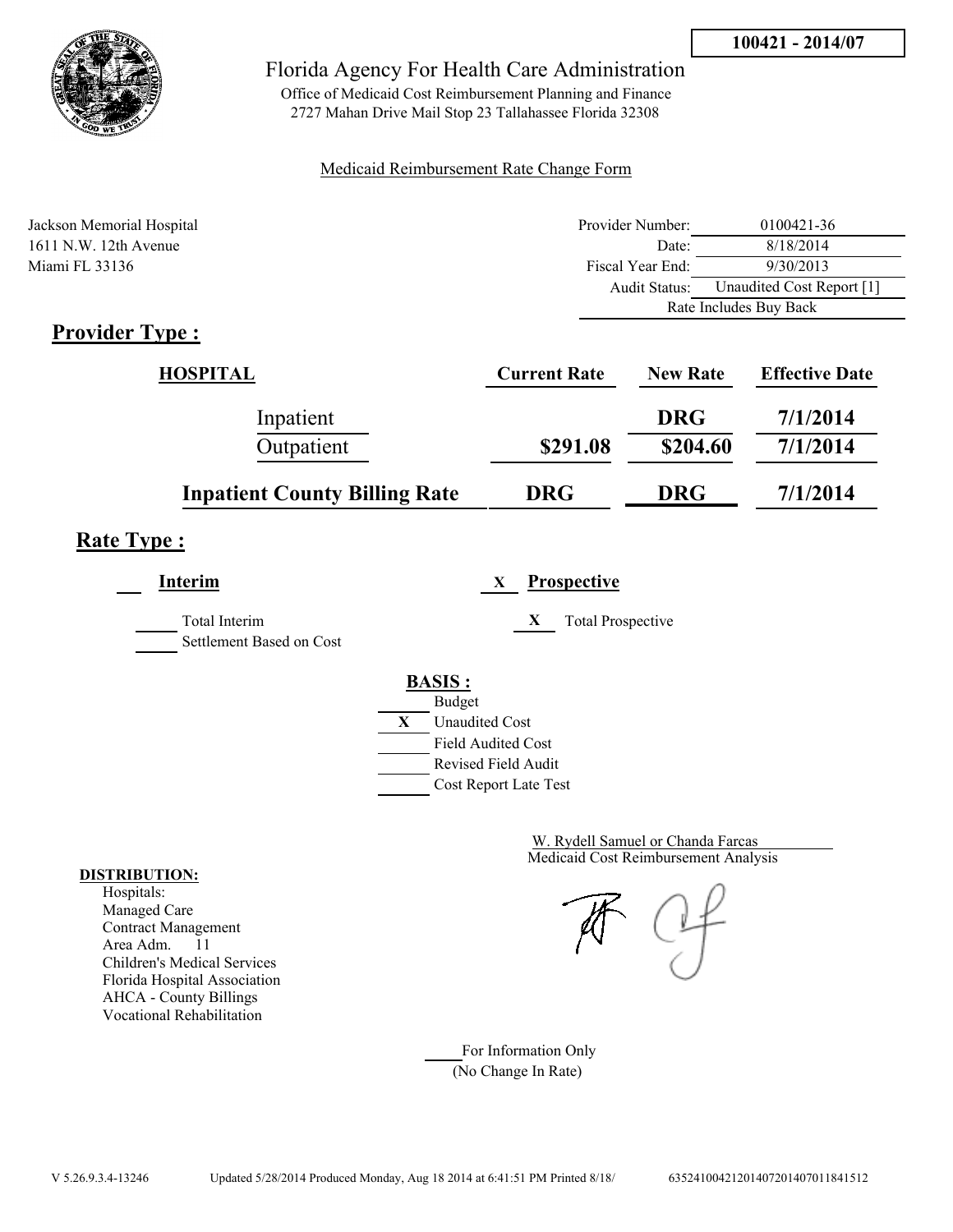**100421 - 2014/07**

Florida Agency For Health Care Administration

Office of Medicaid Cost Reimbursement Planning and Finance
2727 Mahan Drive Mail Stop 23 Tallahassee Florida 32308

Medicaid Reimbursement Rate Change Form

Jackson Memorial Hospital
1611 N.W. 12th Avenue
Miami FL 33136

| | |
|---|---|
| Provider Number: | 0100421-36 |
| Date: | 8/18/2014 |
| Fiscal Year End: | 9/30/2013 |
| Audit Status: | Unaudited Cost Report [1] |
| Rate Includes Buy Back | |

## Provider Type :

| HOSPITAL | Current Rate | New Rate | Effective Date |
|---|---|---|---|
| Inpatient | | DRG | 7/1/2014 |
| Outpatient | $291.08 | $204.60 | 7/1/2014 |
| **Inpatient County Billing Rate** | **DRG** | **DRG** | **7/1/2014** |

## Rate Type :

___ **Interim** X **Prospective**

___ Total Interim
___ Settlement Based on Cost

X Total Prospective

**BASIS :**

___ Budget
X Unaudited Cost
___ Field Audited Cost
___ Revised Field Audit
___ Cost Report Late Test

W. Rydell Samuel or Chanda Farcas
Medicaid Cost Reimbursement Analysis

**DISTRIBUTION:**
Hospitals:
Managed Care
Contract Management
Area Adm. 11
Children's Medical Services
Florida Hospital Association
AHCA - County Billings
Vocational Rehabilitation

___ For Information Only
(No Change In Rate)

V 5.26.9.3.4-13246 Updated 5/28/2014 Produced Monday, Aug 18 2014 at 6:41:51 PM Printed 8/18/ 6352410042120140720140701184151​2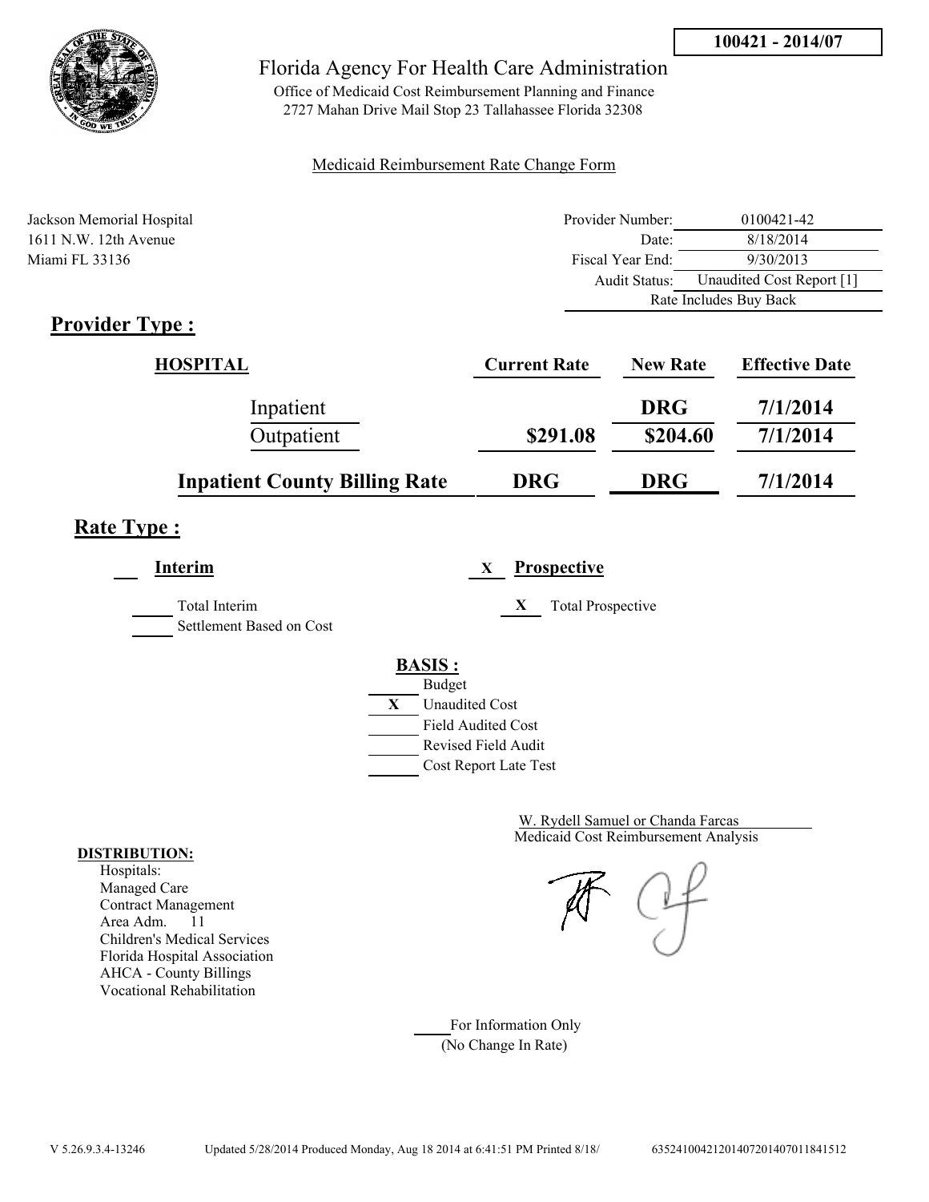100421 - 2014/07

# Florida Agency For Health Care Administration

Office of Medicaid Cost Reimbursement Planning and Finance
2727 Mahan Drive Mail Stop 23 Tallahassee Florida 32308

Medicaid Reimbursement Rate Change Form

Jackson Memorial Hospital
1611 N.W. 12th Avenue
Miami FL 33136

| | |
|---|---|
| Provider Number: | 0100421-42 |
| Date: | 8/18/2014 |
| Fiscal Year End: | 9/30/2013 |
| Audit Status: | Unaudited Cost Report [1] |
| Rate Includes Buy Back | |

## Provider Type :

| HOSPITAL | Current Rate | New Rate | Effective Date |
|---|---|---|---|
| Inpatient | | DRG | 7/1/2014 |
| Outpatient | $291.08 | $204.60 | 7/1/2014 |
| **Inpatient County Billing Rate** | **DRG** | **DRG** | **7/1/2014** |

## Rate Type :

**Interim**

- ___ Total Interim
- ___ Settlement Based on Cost

X **Prospective**

- X Total Prospective

**BASIS :**

- ___ Budget
- X Unaudited Cost
- ___ Field Audited Cost
- ___ Revised Field Audit
- ___ Cost Report Late Test

W. Rydell Samuel or Chanda Farcas
Medicaid Cost Reimbursement Analysis

**DISTRIBUTION:**

Hospitals:
Managed Care
Contract Management
Area Adm. 11
Children's Medical Services
Florida Hospital Association
AHCA - County Billings
Vocational Rehabilitation

___ For Information Only
(No Change In Rate)

V 5.26.9.3.4-13246 Updated 5/28/2014 Produced Monday, Aug 18 2014 at 6:41:51 PM Printed 8/18/ 635241004212014072014070118415​12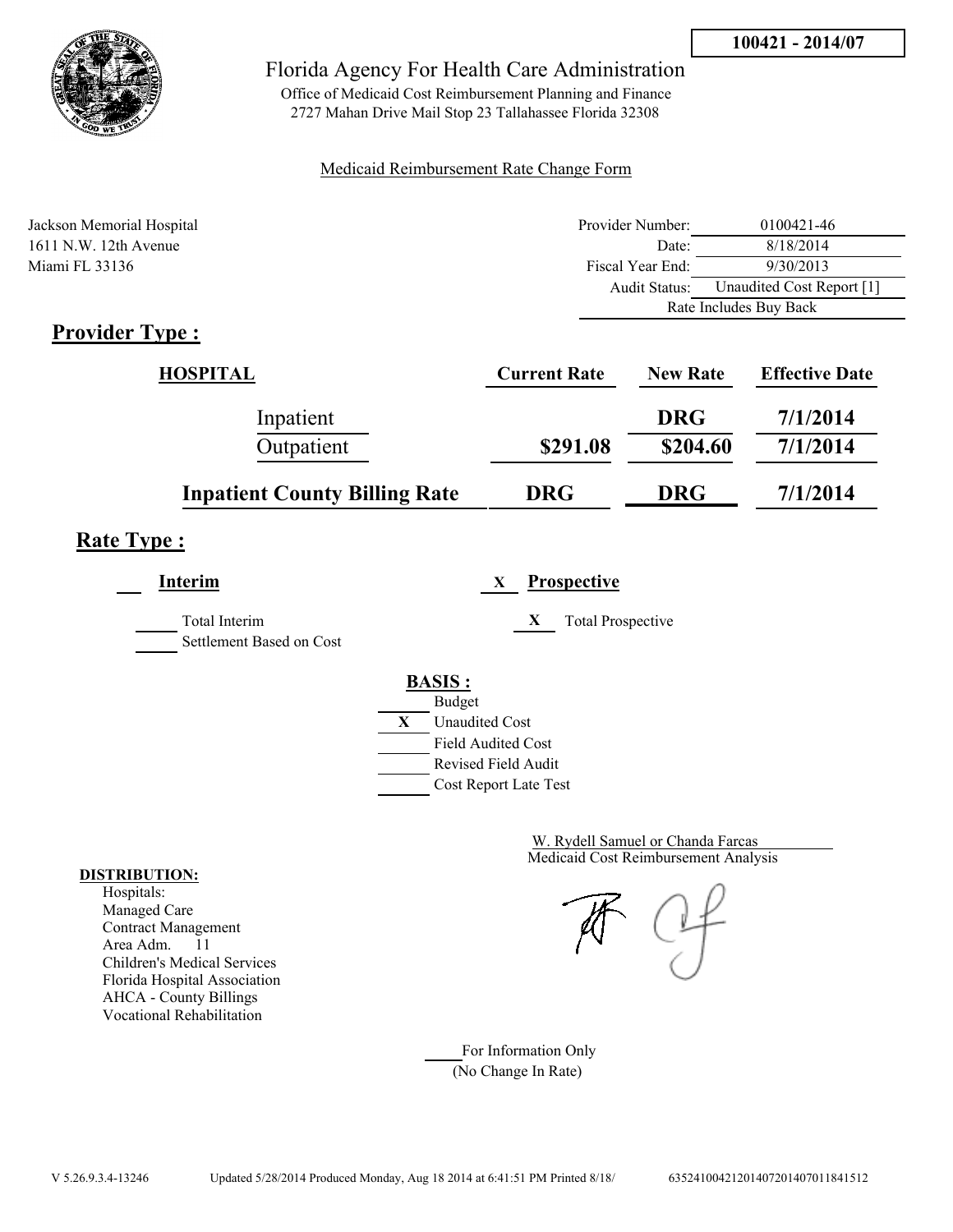**100421 - 2014/07**

Florida Agency For Health Care Administration

Office of Medicaid Cost Reimbursement Planning and Finance
2727 Mahan Drive Mail Stop 23 Tallahassee Florida 32308

Medicaid Reimbursement Rate Change Form

Jackson Memorial Hospital
1611 N.W. 12th Avenue
Miami FL 33136

| | |
|---|---|
| Provider Number: | 0100421-46 |
| Date: | 8/18/2014 |
| Fiscal Year End: | 9/30/2013 |
| Audit Status: | Unaudited Cost Report [1] |
| | Rate Includes Buy Back |

## Provider Type :

| HOSPITAL | Current Rate | New Rate | Effective Date |
|---|---|---|---|
| Inpatient | | DRG | 7/1/2014 |
| Outpatient | $291.08 | $204.60 | 7/1/2014 |
| **Inpatient County Billing Rate** | **DRG** | **DRG** | **7/1/2014** |

## Rate Type :

___ **Interim**

_____ Total Interim
_____ Settlement Based on Cost

X **Prospective**

X Total Prospective

**BASIS :**

_____ Budget
X Unaudited Cost
_____ Field Audited Cost
_____ Revised Field Audit
_____ Cost Report Late Test

W. Rydell Samuel or Chanda Farcas
Medicaid Cost Reimbursement Analysis

**DISTRIBUTION:**
Hospitals:
Managed Care
Contract Management
Area Adm. 11
Children's Medical Services
Florida Hospital Association
AHCA - County Billings
Vocational Rehabilitation

_____ For Information Only
(No Change In Rate)

V 5.26.9.3.4-13246 Updated 5/28/2014 Produced Monday, Aug 18 2014 at 6:41:51 PM Printed 8/18/ 635241004212014072014070118415​12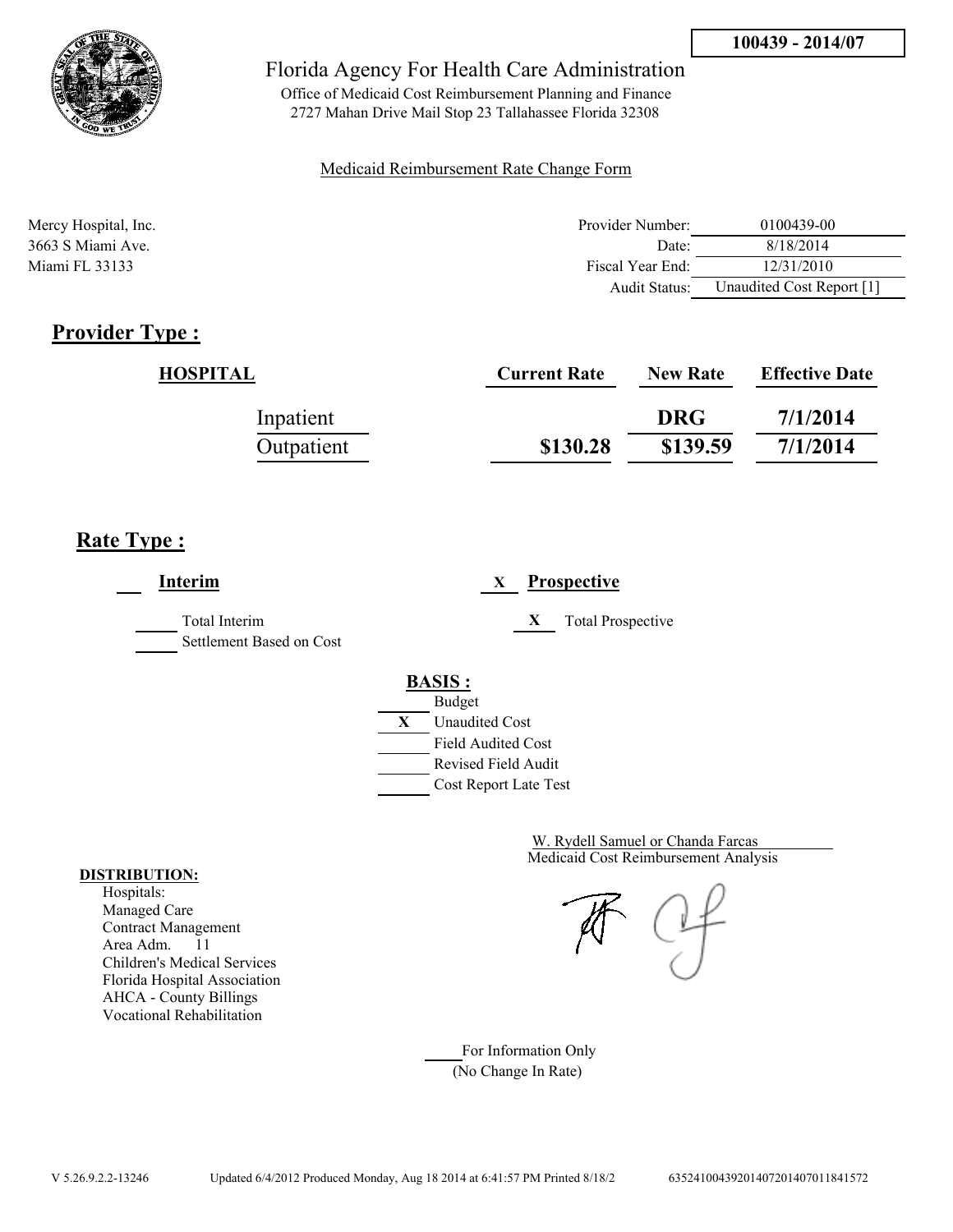100439 - 2014/07

Florida Agency For Health Care Administration

Office of Medicaid Cost Reimbursement Planning and Finance
2727 Mahan Drive Mail Stop 23 Tallahassee Florida 32308

Medicaid Reimbursement Rate Change Form

Mercy Hospital, Inc.
3663 S Miami Ave.
Miami FL 33133

| | |
|---|---|
| Provider Number: | 0100439-00 |
| Date: | 8/18/2014 |
| Fiscal Year End: | 12/31/2010 |
| Audit Status: | Unaudited Cost Report [1] |

## Provider Type :

| HOSPITAL | Current Rate | New Rate | Effective Date |
|---|---|---|---|
| Inpatient | | DRG | 7/1/2014 |
| Outpatient | $130.28 | $139.59 | 7/1/2014 |

## Rate Type :

___ **Interim** X **Prospective**

_____ Total Interim
_____ Settlement Based on Cost

X Total Prospective

**BASIS :**

_____ Budget
X Unaudited Cost
_____ Field Audited Cost
_____ Revised Field Audit
_____ Cost Report Late Test

W. Rydell Samuel or Chanda Farcas
Medicaid Cost Reimbursement Analysis

**DISTRIBUTION:**
Hospitals:
Managed Care
Contract Management
Area Adm. 11
Children's Medical Services
Florida Hospital Association
AHCA - County Billings
Vocational Rehabilitation

_____ For Information Only
(No Change In Rate)

V 5.26.9.2.2-13246 Updated 6/4/2012 Produced Monday, Aug 18 2014 at 6:41:57 PM Printed 8/18/2 635241004392014072014070118415​72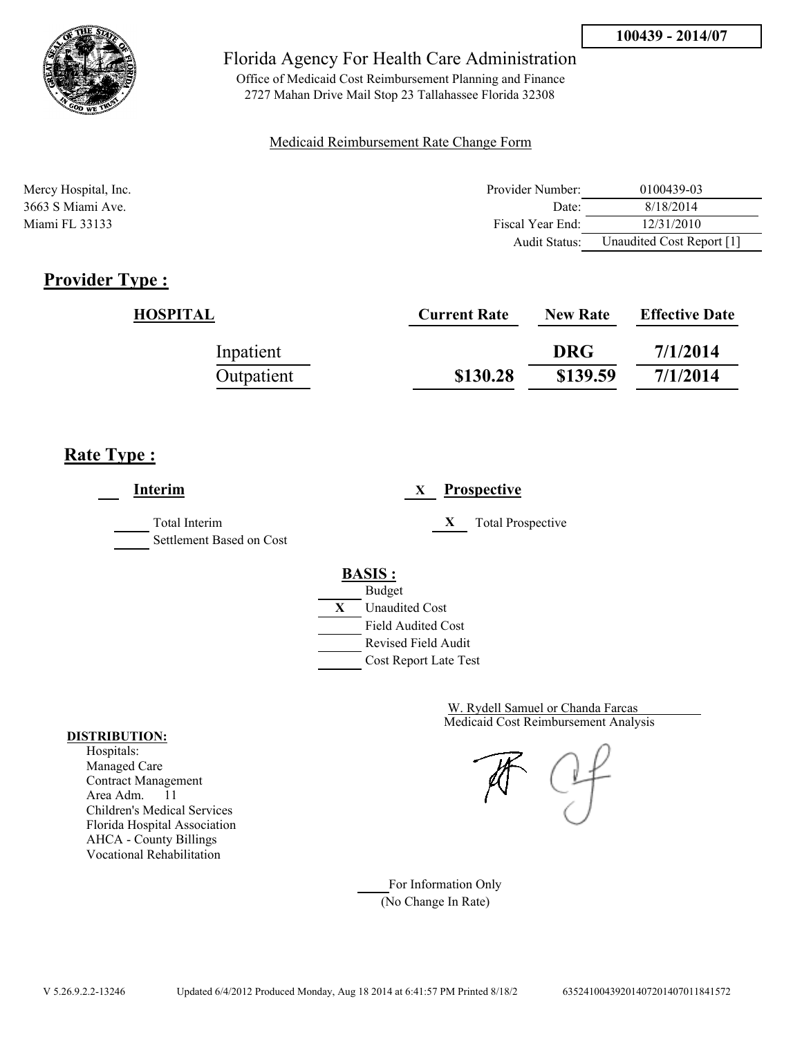100439 - 2014/07

# Florida Agency For Health Care Administration

Office of Medicaid Cost Reimbursement Planning and Finance
2727 Mahan Drive Mail Stop 23 Tallahassee Florida 32308

Medicaid Reimbursement Rate Change Form

Mercy Hospital, Inc.
3663 S Miami Ave.
Miami FL 33133

| | |
|---|---|
| Provider Number: | 0100439-03 |
| Date: | 8/18/2014 |
| Fiscal Year End: | 12/31/2010 |
| Audit Status: | Unaudited Cost Report [1] |

## Provider Type :

| HOSPITAL | Current Rate | New Rate | Effective Date |
|---|---|---|---|
| Inpatient | | DRG | 7/1/2014 |
| Outpatient | $130.28 | $139.59 | 7/1/2014 |

## Rate Type :

___ **Interim**

_____ Total Interim
_____ Settlement Based on Cost

X **Prospective**

X Total Prospective

**BASIS :**

_____ Budget
X Unaudited Cost
_____ Field Audited Cost
_____ Revised Field Audit
_____ Cost Report Late Test

W. Rydell Samuel or Chanda Farcas
Medicaid Cost Reimbursement Analysis

**DISTRIBUTION:**
Hospitals:
Managed Care
Contract Management
Area Adm. 11
Children's Medical Services
Florida Hospital Association
AHCA - County Billings
Vocational Rehabilitation

_____ For Information Only
(No Change In Rate)

V 5.26.9.2.2-13246 Updated 6/4/2012 Produced Monday, Aug 18 2014 at 6:41:57 PM Printed 8/18/2 635241004392014072014070111841572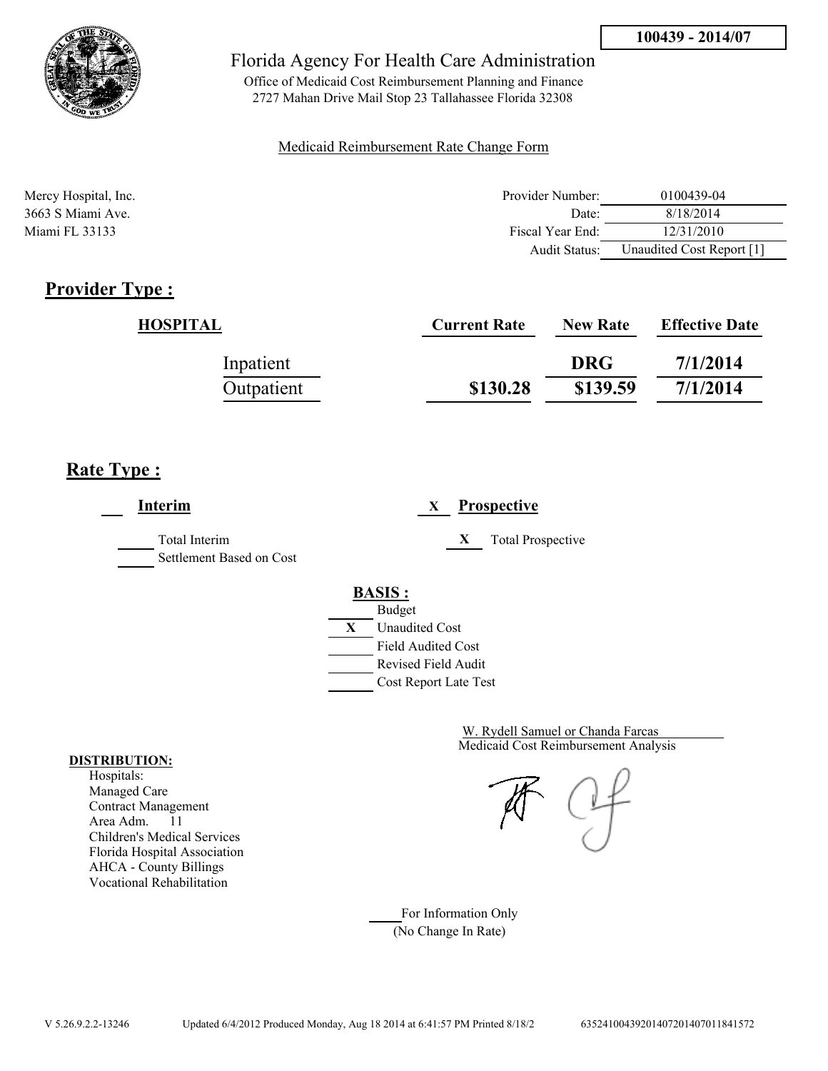**100439 - 2014/07**

Florida Agency For Health Care Administration

Office of Medicaid Cost Reimbursement Planning and Finance
2727 Mahan Drive Mail Stop 23 Tallahassee Florida 32308

Medicaid Reimbursement Rate Change Form

Mercy Hospital, Inc.
3663 S Miami Ave.
Miami FL 33133

| | |
|---|---|
| Provider Number: | 0100439-04 |
| Date: | 8/18/2014 |
| Fiscal Year End: | 12/31/2010 |
| Audit Status: | Unaudited Cost Report [1] |

## Provider Type :

| HOSPITAL | Current Rate | New Rate | Effective Date |
|---|---|---|---|
| Inpatient | | DRG | 7/1/2014 |
| Outpatient | $130.28 | $139.59 | 7/1/2014 |

## Rate Type :

___ **Interim**

_____ Total Interim
_____ Settlement Based on Cost

X **Prospective**

X Total Prospective

**BASIS :**

_____ Budget
X Unaudited Cost
_____ Field Audited Cost
_____ Revised Field Audit
_____ Cost Report Late Test

W. Rydell Samuel or Chanda Farcas
Medicaid Cost Reimbursement Analysis

**DISTRIBUTION:**
Hospitals:
Managed Care
Contract Management
Area Adm. 11
Children's Medical Services
Florida Hospital Association
AHCA - County Billings
Vocational Rehabilitation

_____ For Information Only
(No Change In Rate)

V 5.26.9.2.2-13246 Updated 6/4/2012 Produced Monday, Aug 18 2014 at 6:41:57 PM Printed 8/18/2 63524100439201407201407011841572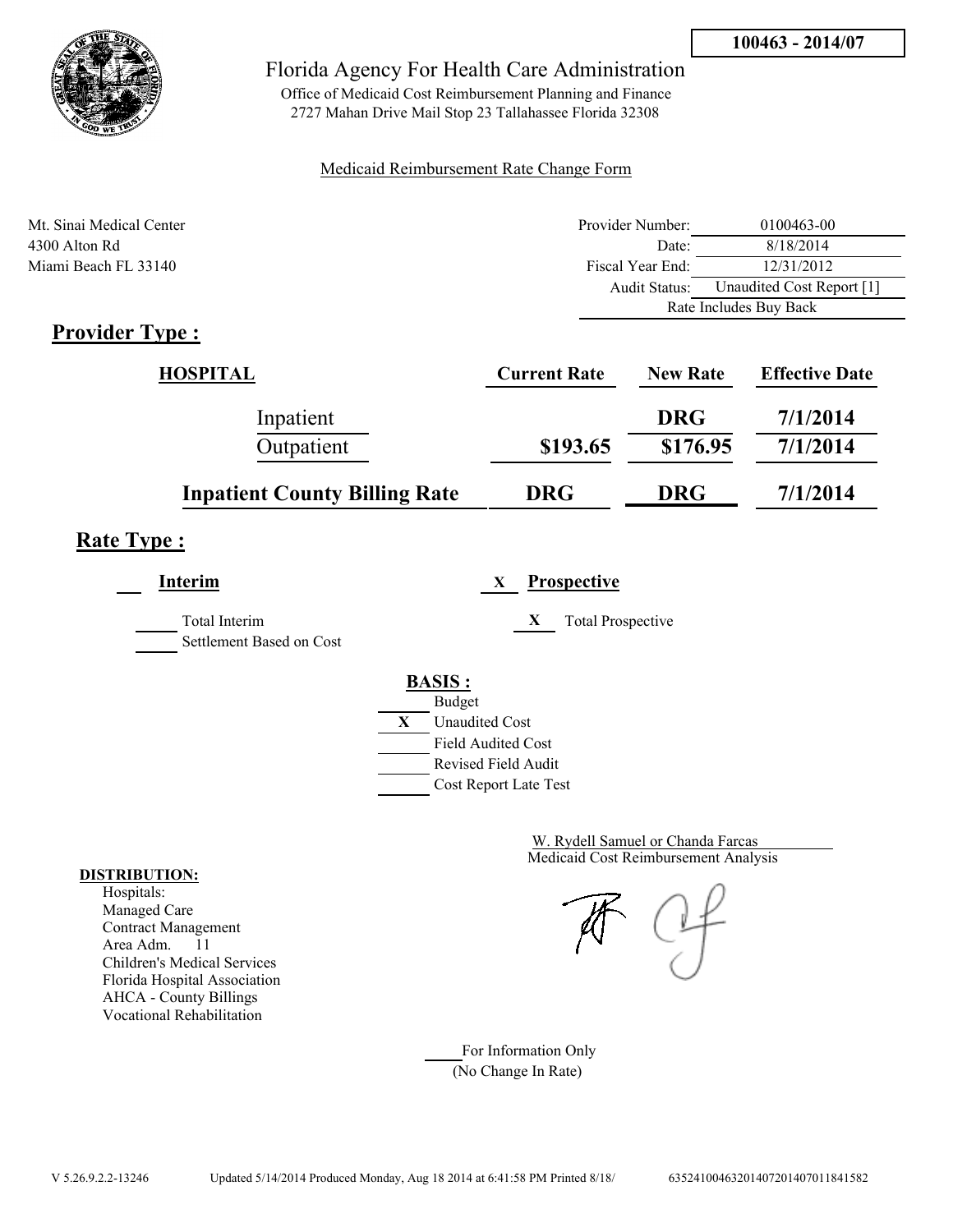100463 - 2014/07

# Florida Agency For Health Care Administration

Office of Medicaid Cost Reimbursement Planning and Finance
2727 Mahan Drive Mail Stop 23 Tallahassee Florida 32308

Medicaid Reimbursement Rate Change Form

Mt. Sinai Medical Center
4300 Alton Rd
Miami Beach FL 33140

| | |
|---|---|
| Provider Number: | 0100463-00 |
| Date: | 8/18/2014 |
| Fiscal Year End: | 12/31/2012 |
| Audit Status: | Unaudited Cost Report [1] |
| | Rate Includes Buy Back |

## Provider Type :

| HOSPITAL | Current Rate | New Rate | Effective Date |
|---|---|---|---|
| Inpatient | | DRG | 7/1/2014 |
| Outpatient | $193.65 | $176.95 | 7/1/2014 |
| **Inpatient County Billing Rate** | **DRG** | **DRG** | **7/1/2014** |

## Rate Type :

___ **Interim** X **Prospective**

___ Total Interim
___ Settlement Based on Cost

X Total Prospective

**BASIS :**

- ___ Budget
- X Unaudited Cost
- ___ Field Audited Cost
- ___ Revised Field Audit
- ___ Cost Report Late Test

W. Rydell Samuel or Chanda Farcas
Medicaid Cost Reimbursement Analysis

**DISTRIBUTION:**
Hospitals:
Managed Care
Contract Management
Area Adm. 11
Children's Medical Services
Florida Hospital Association
AHCA - County Billings
Vocational Rehabilitation

___ For Information Only
(No Change In Rate)

V 5.26.9.2.2-13246 Updated 5/14/2014 Produced Monday, Aug 18 2014 at 6:41:58 PM Printed 8/18/ 635241004632014072014070118415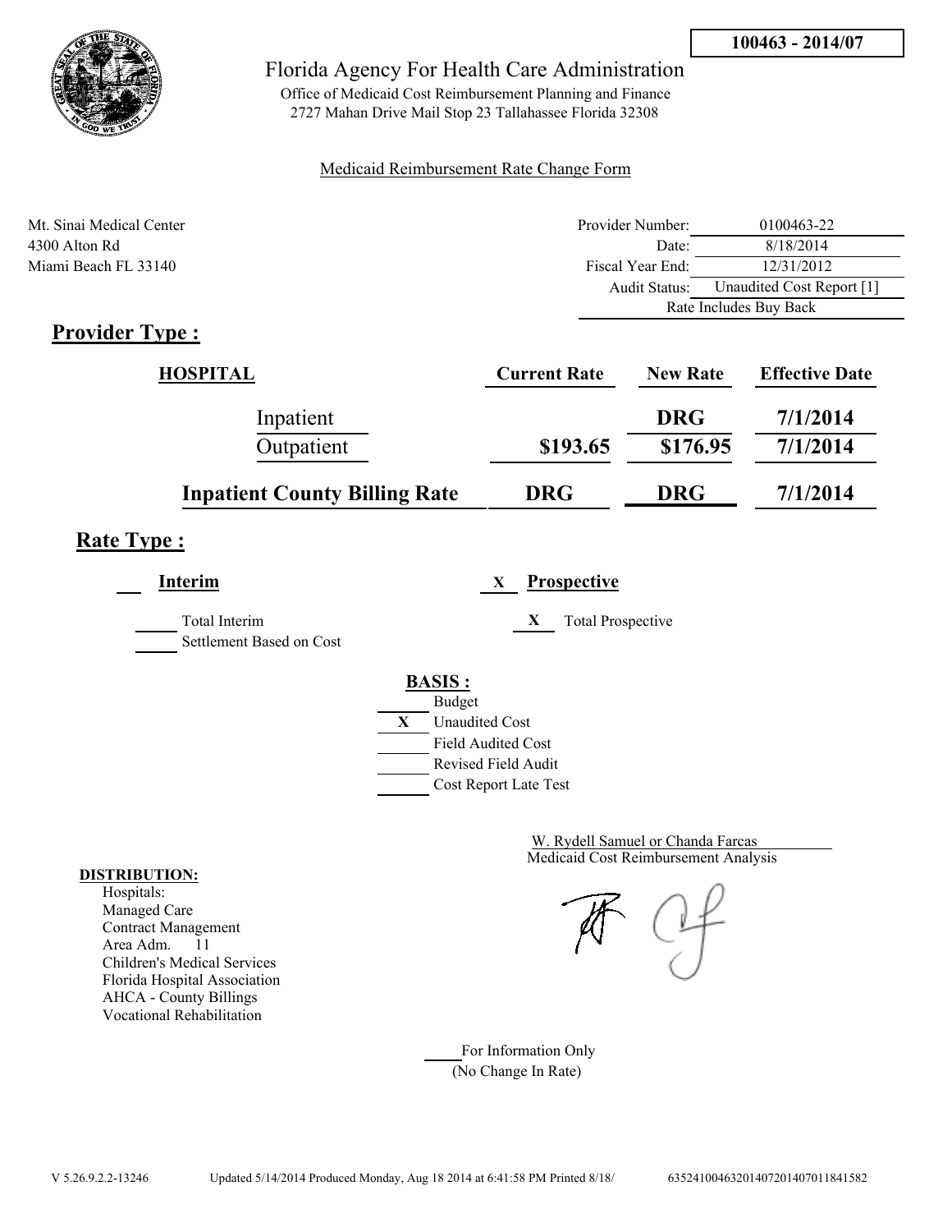100463 - 2014/07

Florida Agency For Health Care Administration

Office of Medicaid Cost Reimbursement Planning and Finance
2727 Mahan Drive Mail Stop 23 Tallahassee Florida 32308

Medicaid Reimbursement Rate Change Form

Mt. Sinai Medical Center
4300 Alton Rd
Miami Beach FL 33140

| | |
|---|---|
| Provider Number: | 0100463-22 |
| Date: | 8/18/2014 |
| Fiscal Year End: | 12/31/2012 |
| Audit Status: | Unaudited Cost Report [1] |
| | Rate Includes Buy Back |

## Provider Type :

| HOSPITAL | Current Rate | New Rate | Effective Date |
|---|---|---|---|
| Inpatient | | DRG | 7/1/2014 |
| Outpatient | $193.65 | $176.95 | 7/1/2014 |
| **Inpatient County Billing Rate** | **DRG** | **DRG** | **7/1/2014** |

## Rate Type :

___ **Interim**

___ Total Interim
___ Settlement Based on Cost

X **Prospective**

X Total Prospective

**BASIS :**

___ Budget
X Unaudited Cost
___ Field Audited Cost
___ Revised Field Audit
___ Cost Report Late Test

W. Rydell Samuel or Chanda Farcas
Medicaid Cost Reimbursement Analysis

**DISTRIBUTION:**

Hospitals:
Managed Care
Contract Management
Area Adm. 11
Children's Medical Services
Florida Hospital Association
AHCA - County Billings
Vocational Rehabilitation

___ For Information Only
(No Change In Rate)

V 5.26.9.2.2-13246 Updated 5/14/2014 Produced Monday, Aug 18 2014 at 6:41:58 PM Printed 8/18/ 635241004632014072014070118415​82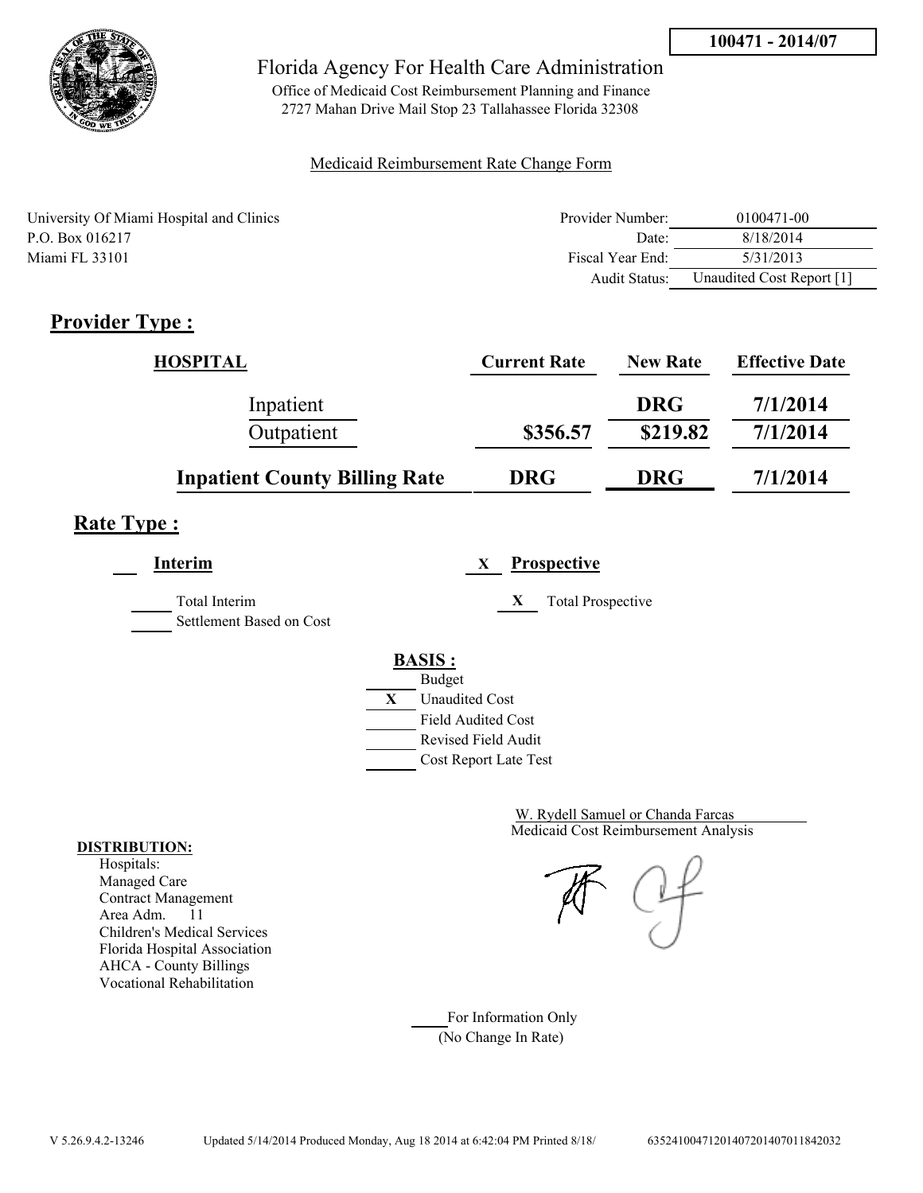100471 - 2014/07

# Florida Agency For Health Care Administration

Office of Medicaid Cost Reimbursement Planning and Finance
2727 Mahan Drive Mail Stop 23 Tallahassee Florida 32308

Medicaid Reimbursement Rate Change Form

University Of Miami Hospital and Clinics
P.O. Box 016217
Miami FL 33101

| | |
|---|---|
| Provider Number: | 0100471-00 |
| Date: | 8/18/2014 |
| Fiscal Year End: | 5/31/2013 |
| Audit Status: | Unaudited Cost Report [1] |

## Provider Type :

| HOSPITAL | Current Rate | New Rate | Effective Date |
|---|---|---|---|
| Inpatient | | DRG | 7/1/2014 |
| Outpatient | $356.57 | $219.82 | 7/1/2014 |
| **Inpatient County Billing Rate** | **DRG** | **DRG** | **7/1/2014** |

## Rate Type :

___ **Interim**

_____ Total Interim
_____ Settlement Based on Cost

X **Prospective**

X Total Prospective

**BASIS :**

_____ Budget
X Unaudited Cost
_____ Field Audited Cost
_____ Revised Field Audit
_____ Cost Report Late Test

W. Rydell Samuel or Chanda Farcas
Medicaid Cost Reimbursement Analysis

**DISTRIBUTION:**
Hospitals:
Managed Care
Contract Management
Area Adm. 11
Children's Medical Services
Florida Hospital Association
AHCA - County Billings
Vocational Rehabilitation

_____ For Information Only
(No Change In Rate)

V 5.26.9.4.2-13246 Updated 5/14/2014 Produced Monday, Aug 18 2014 at 6:42:04 PM Printed 8/18/ 63524100471201407201407011842032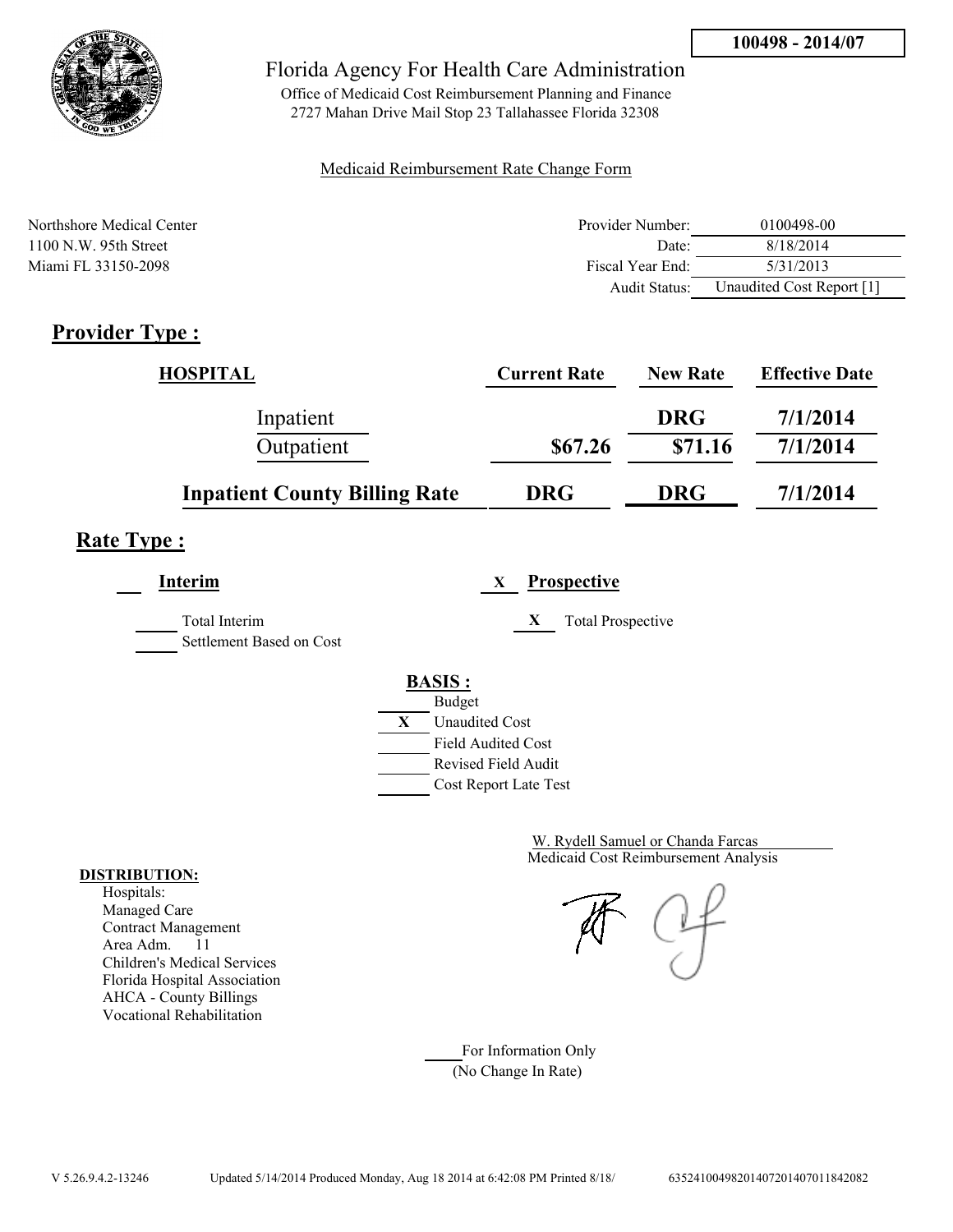**100498 - 2014/07**

Florida Agency For Health Care Administration

Office of Medicaid Cost Reimbursement Planning and Finance
2727 Mahan Drive Mail Stop 23 Tallahassee Florida 32308

Medicaid Reimbursement Rate Change Form

Northshore Medical Center
1100 N.W. 95th Street
Miami FL 33150-2098

| | |
|---|---|
| Provider Number: | 0100498-00 |
| Date: | 8/18/2014 |
| Fiscal Year End: | 5/31/2013 |
| Audit Status: | Unaudited Cost Report [1] |

## Provider Type :

| HOSPITAL | Current Rate | New Rate | Effective Date |
|---|---|---|---|
| Inpatient | | DRG | 7/1/2014 |
| Outpatient | $67.26 | $71.16 | 7/1/2014 |
| **Inpatient County Billing Rate** | **DRG** | **DRG** | **7/1/2014** |

## Rate Type :

___ **Interim**

___ Total Interim
___ Settlement Based on Cost

X **Prospective**

X Total Prospective

**BASIS :**

___ Budget
X Unaudited Cost
___ Field Audited Cost
___ Revised Field Audit
___ Cost Report Late Test

W. Rydell Samuel or Chanda Farcas
Medicaid Cost Reimbursement Analysis

**DISTRIBUTION:**
Hospitals:
Managed Care
Contract Management
Area Adm. 11
Children's Medical Services
Florida Hospital Association
AHCA - County Billings
Vocational Rehabilitation

___ For Information Only
(No Change In Rate)

V 5.26.9.4.2-13246 Updated 5/14/2014 Produced Monday, Aug 18 2014 at 6:42:08 PM Printed 8/18/ 635241004982014072014070118420​82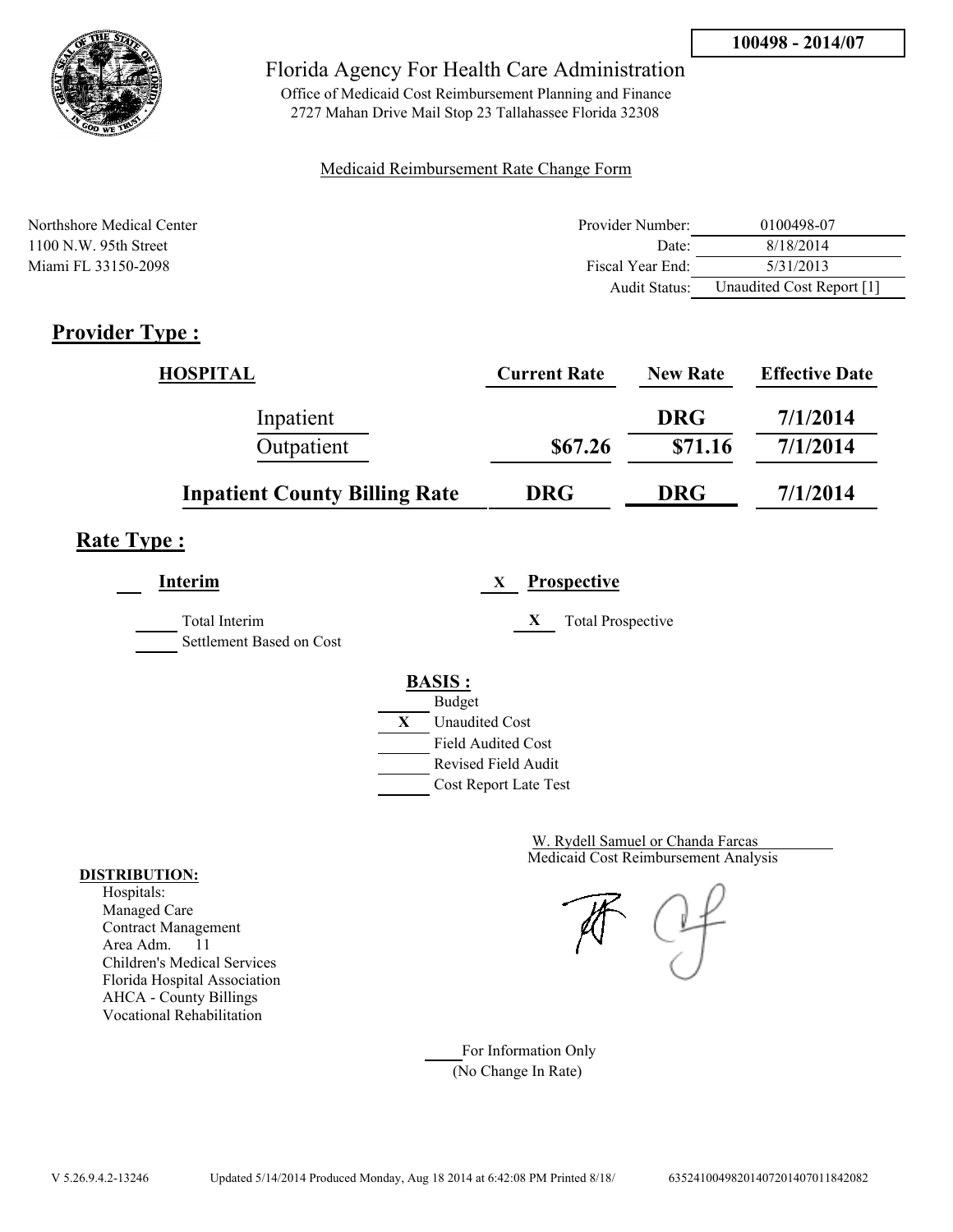**100498 - 2014/07**

# Florida Agency For Health Care Administration

Office of Medicaid Cost Reimbursement Planning and Finance
2727 Mahan Drive Mail Stop 23 Tallahassee Florida 32308

Medicaid Reimbursement Rate Change Form

Northshore Medical Center
1100 N.W. 95th Street
Miami FL 33150-2098

| | |
|---|---|
| Provider Number: | 0100498-07 |
| Date: | 8/18/2014 |
| Fiscal Year End: | 5/31/2013 |
| Audit Status: | Unaudited Cost Report [1] |

## Provider Type :

| HOSPITAL | Current Rate | New Rate | Effective Date |
|---|---|---|---|
| Inpatient | | DRG | 7/1/2014 |
| Outpatient | $67.26 | $71.16 | 7/1/2014 |
| **Inpatient County Billing Rate** | **DRG** | **DRG** | **7/1/2014** |

## Rate Type :

___ **Interim**

_____ Total Interim
_____ Settlement Based on Cost

X **Prospective**

X Total Prospective

**BASIS :**

_____ Budget
X Unaudited Cost
_____ Field Audited Cost
_____ Revised Field Audit
_____ Cost Report Late Test

W. Rydell Samuel or Chanda Farcas
Medicaid Cost Reimbursement Analysis

**DISTRIBUTION:**
Hospitals:
Managed Care
Contract Management
Area Adm. 11
Children's Medical Services
Florida Hospital Association
AHCA - County Billings
Vocational Rehabilitation

_____ For Information Only
(No Change In Rate)

V 5.26.9.4.2-13246 Updated 5/14/2014 Produced Monday, Aug 18 2014 at 6:42:08 PM Printed 8/18/ 635241004982014072014070118420​82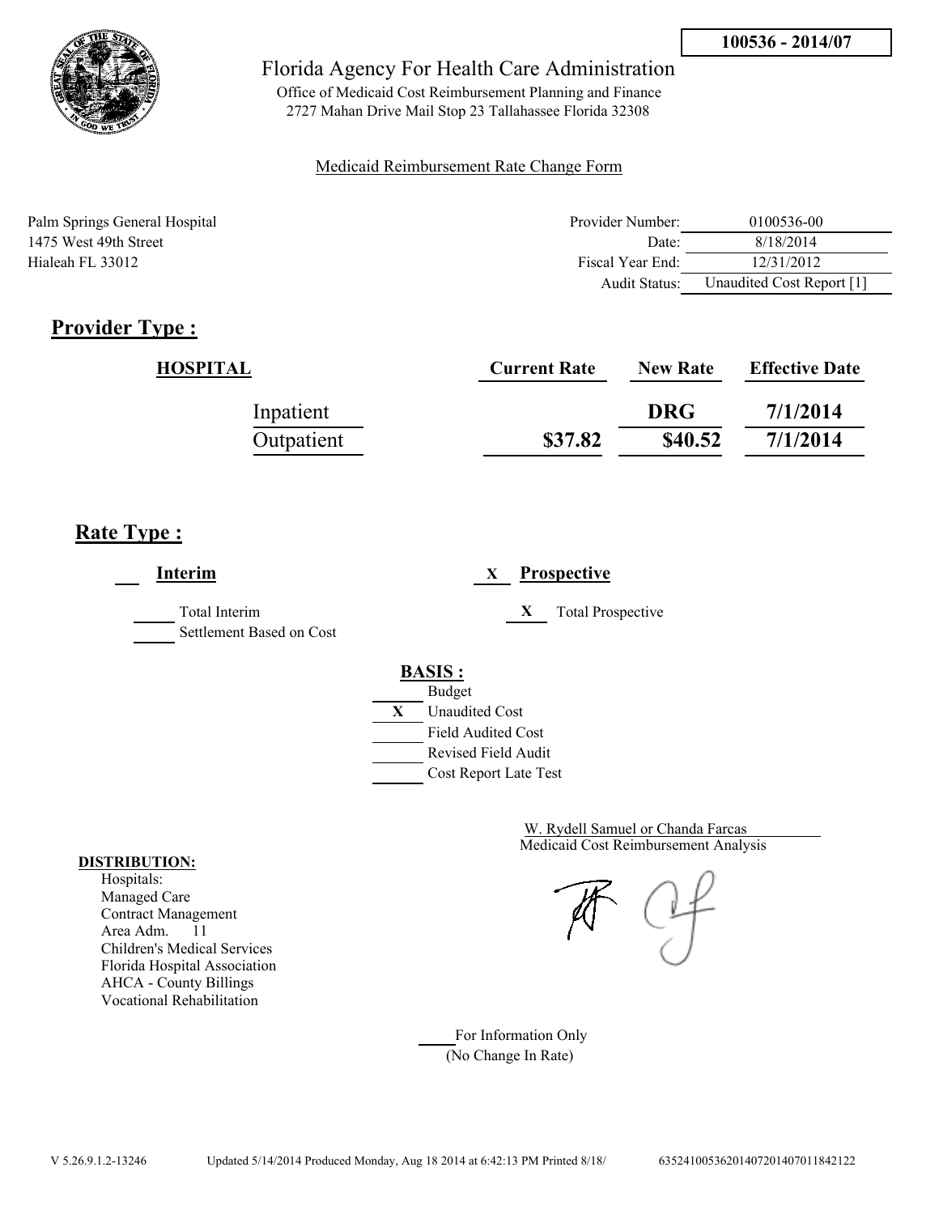**100536 - 2014/07**

# Florida Agency For Health Care Administration

Office of Medicaid Cost Reimbursement Planning and Finance
2727 Mahan Drive Mail Stop 23 Tallahassee Florida 32308

Medicaid Reimbursement Rate Change Form

Palm Springs General Hospital
1475 West 49th Street
Hialeah FL 33012

| | |
|---|---|
| Provider Number: | 0100536-00 |
| Date: | 8/18/2014 |
| Fiscal Year End: | 12/31/2012 |
| Audit Status: | Unaudited Cost Report [1] |

## Provider Type :

| HOSPITAL | Current Rate | New Rate | Effective Date |
|---|---|---|---|
| Inpatient | | DRG | 7/1/2014 |
| Outpatient | \$37.82 | \$40.52 | 7/1/2014 |

## Rate Type :

___ **Interim**

_____ Total Interim
_____ Settlement Based on Cost

X **Prospective**

X Total Prospective

**BASIS :**

_____ Budget
X Unaudited Cost
_____ Field Audited Cost
_____ Revised Field Audit
_____ Cost Report Late Test

W. Rydell Samuel or Chanda Farcas
Medicaid Cost Reimbursement Analysis

**DISTRIBUTION:**
Hospitals:
Managed Care
Contract Management
Area Adm. 11
Children's Medical Services
Florida Hospital Association
AHCA - County Billings
Vocational Rehabilitation

_____ For Information Only
(No Change In Rate)

V 5.26.9.1.2-13246 Updated 5/14/2014 Produced Monday, Aug 18 2014 at 6:42:13 PM Printed 8/18/ 635241005362014072014070118421​22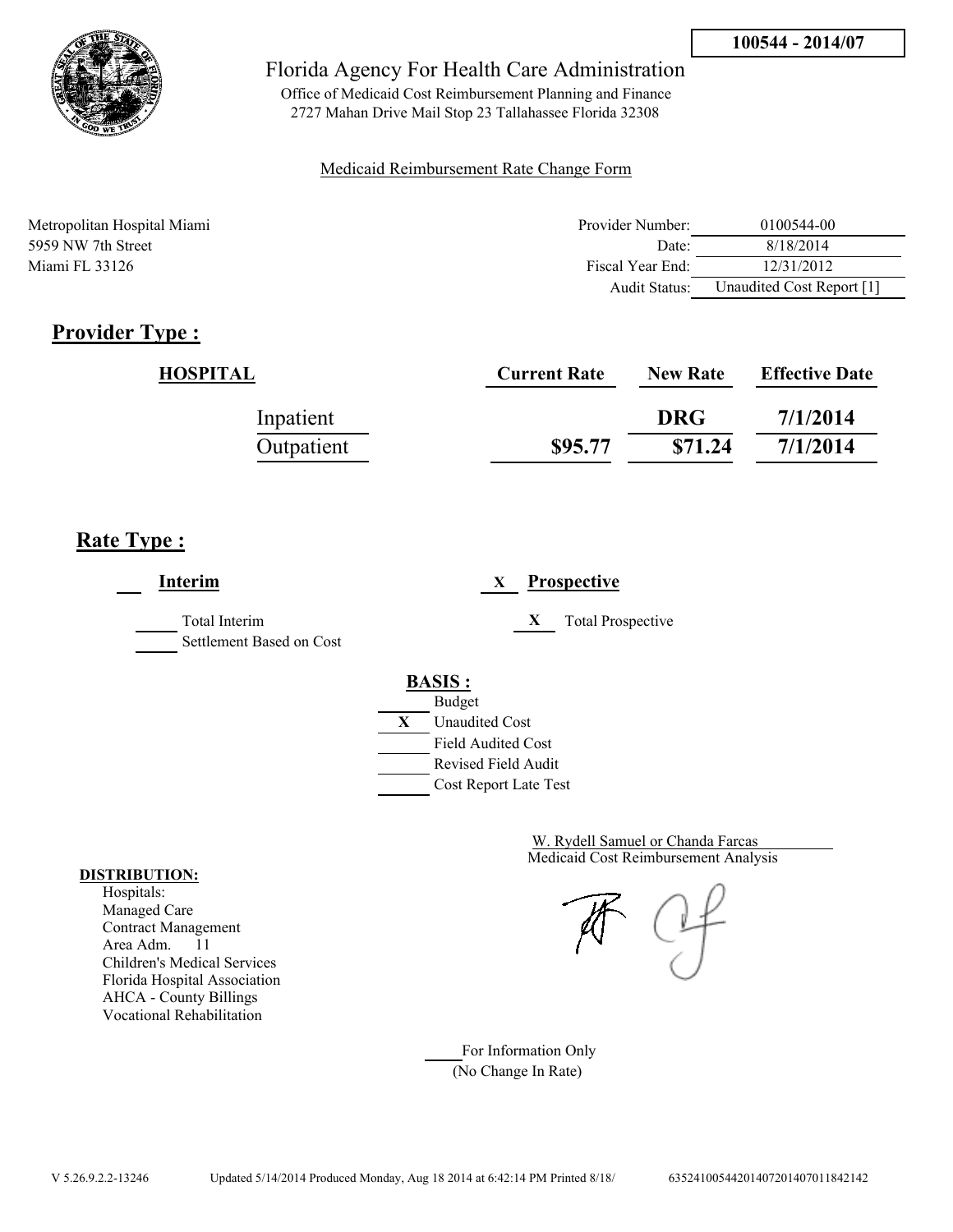**100544 - 2014/07**

Florida Agency For Health Care Administration

Office of Medicaid Cost Reimbursement Planning and Finance
2727 Mahan Drive Mail Stop 23 Tallahassee Florida 32308

Medicaid Reimbursement Rate Change Form

Metropolitan Hospital Miami
5959 NW 7th Street
Miami FL 33126

| | |
|---|---|
| Provider Number: | 0100544-00 |
| Date: | 8/18/2014 |
| Fiscal Year End: | 12/31/2012 |
| Audit Status: | Unaudited Cost Report [1] |

## Provider Type :

| HOSPITAL | Current Rate | New Rate | Effective Date |
|---|---|---|---|
| Inpatient | | DRG | 7/1/2014 |
| Outpatient | $95.77 | $71.24 | 7/1/2014 |

## Rate Type :

___ **Interim**

_____ Total Interim
_____ Settlement Based on Cost

X **Prospective**

X Total Prospective

**BASIS :**

_____ Budget
X Unaudited Cost
_____ Field Audited Cost
_____ Revised Field Audit
_____ Cost Report Late Test

W. Rydell Samuel or Chanda Farcas
Medicaid Cost Reimbursement Analysis

**DISTRIBUTION:**
Hospitals:
Managed Care
Contract Management
Area Adm. 11
Children's Medical Services
Florida Hospital Association
AHCA - County Billings
Vocational Rehabilitation

_____ For Information Only
(No Change In Rate)

V 5.26.9.2.2-13246 Updated 5/14/2014 Produced Monday, Aug 18 2014 at 6:42:14 PM Printed 8/18/ 635241005442014072014070111842142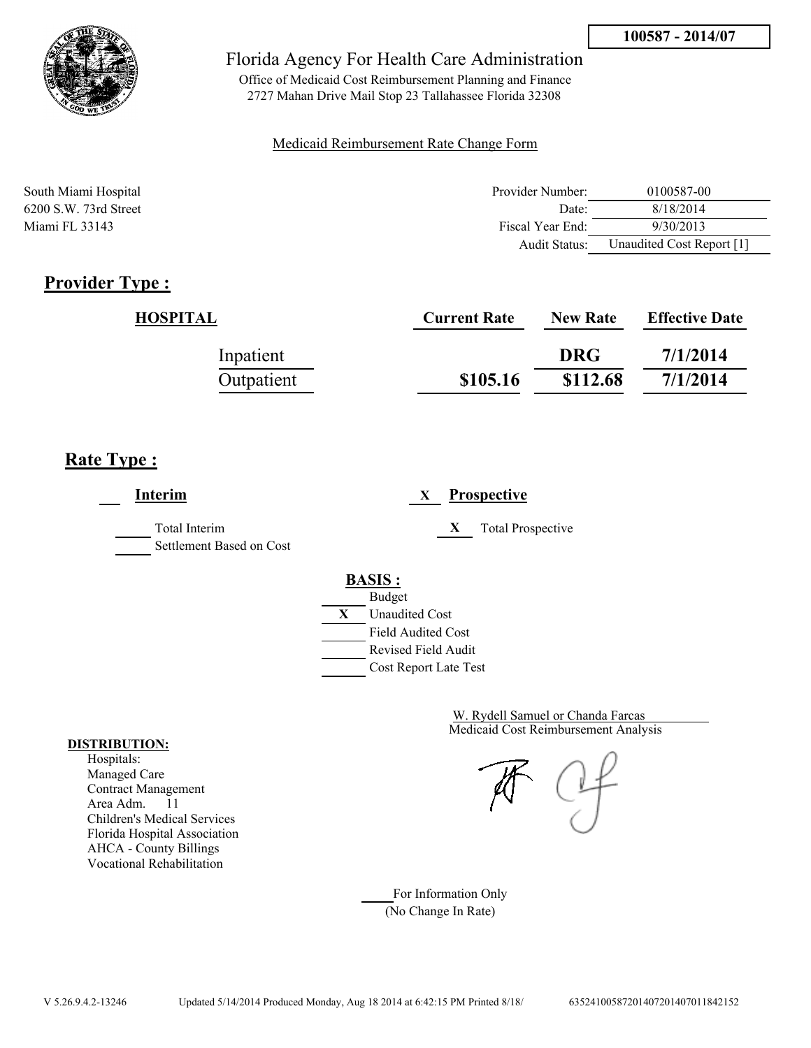**100587 - 2014/07**

Florida Agency For Health Care Administration

Office of Medicaid Cost Reimbursement Planning and Finance
2727 Mahan Drive Mail Stop 23 Tallahassee Florida 32308

Medicaid Reimbursement Rate Change Form

South Miami Hospital
6200 S.W. 73rd Street
Miami FL 33143

| | |
|---|---|
| Provider Number: | 0100587-00 |
| Date: | 8/18/2014 |
| Fiscal Year End: | 9/30/2013 |
| Audit Status: | Unaudited Cost Report [1] |

## Provider Type :

| HOSPITAL | Current Rate | New Rate | Effective Date |
|---|---|---|---|
| Inpatient | | DRG | 7/1/2014 |
| Outpatient | $105.16 | $112.68 | 7/1/2014 |

## Rate Type :

___ **Interim** X **Prospective**

_____ Total Interim
_____ Settlement Based on Cost

X Total Prospective

**BASIS :**

- _____ Budget
- X Unaudited Cost
- _____ Field Audited Cost
- _____ Revised Field Audit
- _____ Cost Report Late Test

W. Rydell Samuel or Chanda Farcas
Medicaid Cost Reimbursement Analysis

**DISTRIBUTION:**
Hospitals:
Managed Care
Contract Management
Area Adm. 11
Children's Medical Services
Florida Hospital Association
AHCA - County Billings
Vocational Rehabilitation

_____ For Information Only
(No Change In Rate)

V 5.26.9.4.2-13246 Updated 5/14/2014 Produced Monday, Aug 18 2014 at 6:42:15 PM Printed 8/18/ 6352410058720140720140701184215​2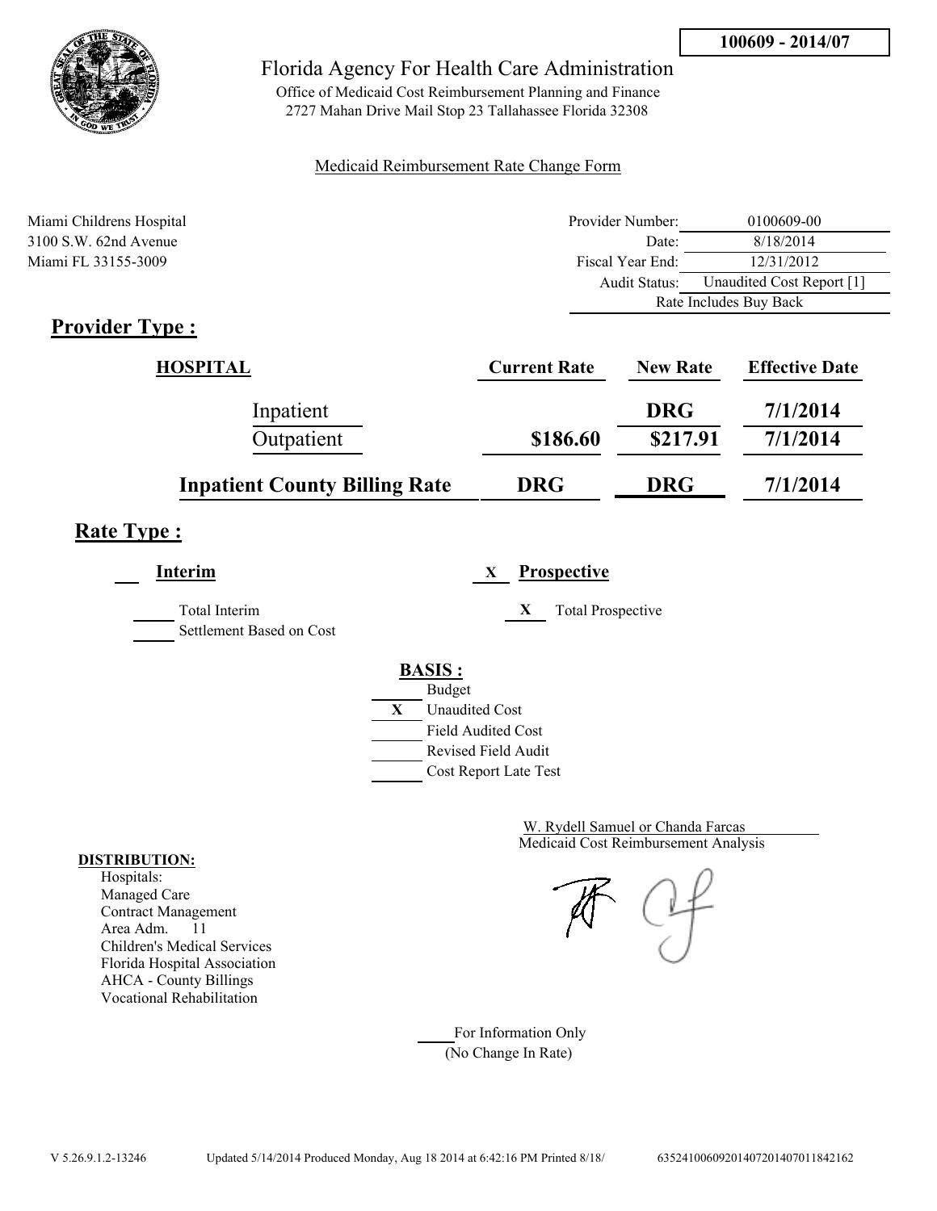**100609 - 2014/07**

# Florida Agency For Health Care Administration

Office of Medicaid Cost Reimbursement Planning and Finance
2727 Mahan Drive Mail Stop 23 Tallahassee Florida 32308

Medicaid Reimbursement Rate Change Form

Miami Childrens Hospital
3100 S.W. 62nd Avenue
Miami FL 33155-3009

| | |
|---|---|
| Provider Number: | 0100609-00 |
| Date: | 8/18/2014 |
| Fiscal Year End: | 12/31/2012 |
| Audit Status: | Unaudited Cost Report [1] |
| | Rate Includes Buy Back |

## Provider Type :

| HOSPITAL | Current Rate | New Rate | Effective Date |
|---|---|---|---|
| Inpatient | | DRG | 7/1/2014 |
| Outpatient | $186.60 | $217.91 | 7/1/2014 |
| **Inpatient County Billing Rate** | **DRG** | **DRG** | **7/1/2014** |

## Rate Type :

___ **Interim** X **Prospective**

_____ Total Interim
_____ Settlement Based on Cost

X Total Prospective

**BASIS :**

_____ Budget
X Unaudited Cost
_____ Field Audited Cost
_____ Revised Field Audit
_____ Cost Report Late Test

W. Rydell Samuel or Chanda Farcas
Medicaid Cost Reimbursement Analysis

**DISTRIBUTION:**

Hospitals:
Managed Care
Contract Management
Area Adm. 11
Children's Medical Services
Florida Hospital Association
AHCA - County Billings
Vocational Rehabilitation

_____ For Information Only
(No Change In Rate)

V 5.26.9.1.2-13246 Updated 5/14/2014 Produced Monday, Aug 18 2014 at 6:42:16 PM Printed 8/18/ 635241006092014072014070118421​62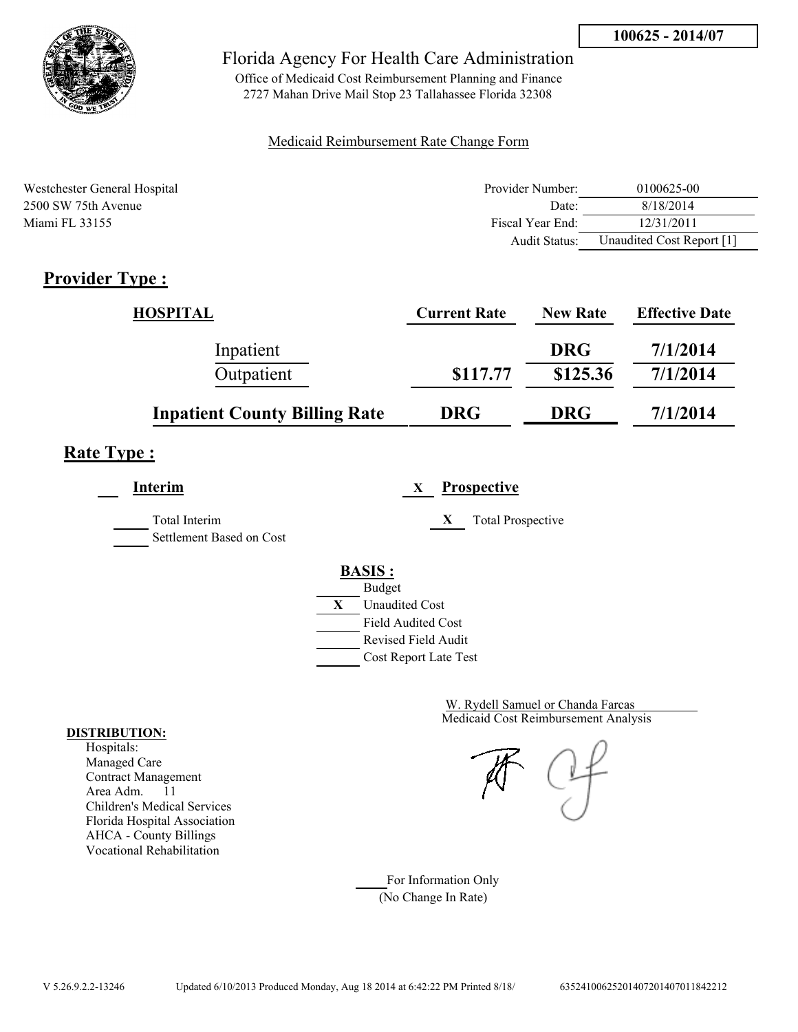**100625 - 2014/07**

Florida Agency For Health Care Administration

Office of Medicaid Cost Reimbursement Planning and Finance
2727 Mahan Drive Mail Stop 23 Tallahassee Florida 32308

Medicaid Reimbursement Rate Change Form

Westchester General Hospital
2500 SW 75th Avenue
Miami FL 33155

| | |
|---|---|
| Provider Number: | 0100625-00 |
| Date: | 8/18/2014 |
| Fiscal Year End: | 12/31/2011 |
| Audit Status: | Unaudited Cost Report [1] |

## Provider Type :

| HOSPITAL | Current Rate | New Rate | Effective Date |
|---|---|---|---|
| Inpatient | | DRG | 7/1/2014 |
| Outpatient | $117.77 | $125.36 | 7/1/2014 |
| **Inpatient County Billing Rate** | **DRG** | **DRG** | **7/1/2014** |

## Rate Type :

___ **Interim**

_____ Total Interim
_____ Settlement Based on Cost

X **Prospective**

X Total Prospective

**BASIS :**

- _____ Budget
- X Unaudited Cost
- _____ Field Audited Cost
- _____ Revised Field Audit
- _____ Cost Report Late Test

W. Rydell Samuel or Chanda Farcas
Medicaid Cost Reimbursement Analysis

**DISTRIBUTION:**
Hospitals:
Managed Care
Contract Management
Area Adm. 11
Children's Medical Services
Florida Hospital Association
AHCA - County Billings
Vocational Rehabilitation

_____ For Information Only
(No Change In Rate)

V 5.26.9.2.2-13246 Updated 6/10/2013 Produced Monday, Aug 18 2014 at 6:42:22 PM Printed 8/18/ 63524100625201407201407011842212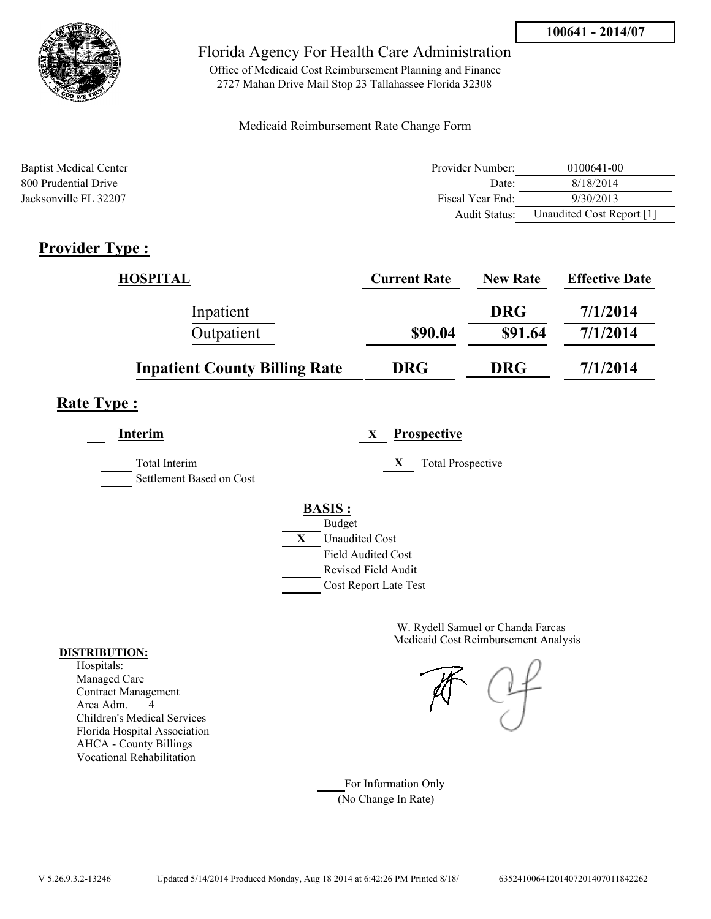**100641 - 2014/07**

# Florida Agency For Health Care Administration

Office of Medicaid Cost Reimbursement Planning and Finance
2727 Mahan Drive Mail Stop 23 Tallahassee Florida 32308

Medicaid Reimbursement Rate Change Form

Baptist Medical Center
800 Prudential Drive
Jacksonville FL 32207

| | |
|---|---|
| Provider Number: | 0100641-00 |
| Date: | 8/18/2014 |
| Fiscal Year End: | 9/30/2013 |
| Audit Status: | Unaudited Cost Report [1] |

## Provider Type :

| HOSPITAL | Current Rate | New Rate | Effective Date |
|---|---|---|---|
| Inpatient | | DRG | 7/1/2014 |
| Outpatient | $90.04 | $91.64 | 7/1/2014 |
| **Inpatient County Billing Rate** | **DRG** | **DRG** | **7/1/2014** |

## Rate Type :

___ **Interim**

___ Total Interim

___ Settlement Based on Cost

X **Prospective**

X Total Prospective

**BASIS :**

___ Budget
X Unaudited Cost
___ Field Audited Cost
___ Revised Field Audit
___ Cost Report Late Test

W. Rydell Samuel or Chanda Farcas
Medicaid Cost Reimbursement Analysis

**DISTRIBUTION:**
Hospitals:
Managed Care
Contract Management
Area Adm. 4
Children's Medical Services
Florida Hospital Association
AHCA - County Billings
Vocational Rehabilitation

___ For Information Only
(No Change In Rate)

V 5.26.9.3.2-13246 Updated 5/14/2014 Produced Monday, Aug 18 2014 at 6:42:26 PM Printed 8/18/ 6352410064120140720140701184226​2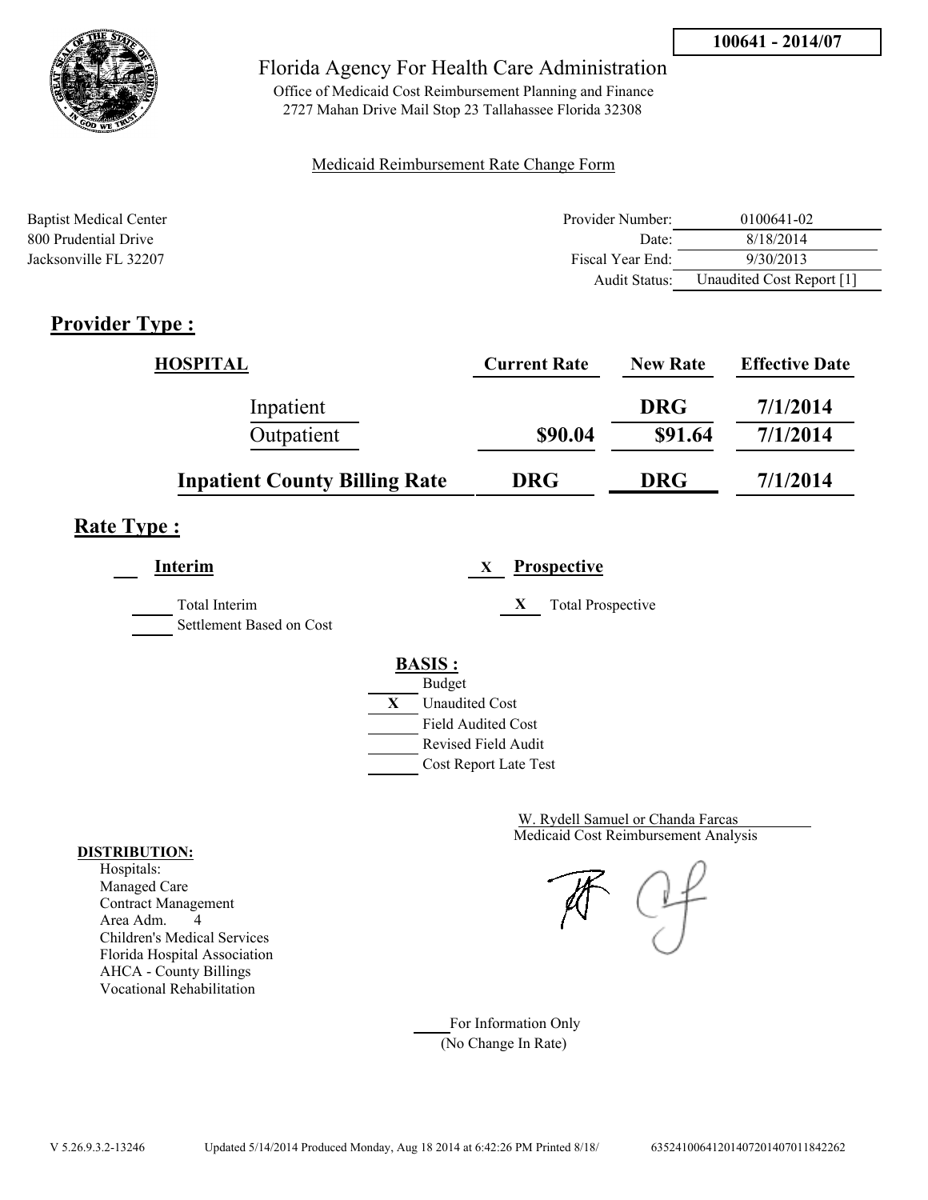100641 - 2014/07

Florida Agency For Health Care Administration

Office of Medicaid Cost Reimbursement Planning and Finance
2727 Mahan Drive Mail Stop 23 Tallahassee Florida 32308

Medicaid Reimbursement Rate Change Form

Baptist Medical Center
800 Prudential Drive
Jacksonville FL 32207

| | |
|---|---|
| Provider Number: | 0100641-02 |
| Date: | 8/18/2014 |
| Fiscal Year End: | 9/30/2013 |
| Audit Status: | Unaudited Cost Report [1] |

## Provider Type :

| HOSPITAL | Current Rate | New Rate | Effective Date |
|---|---|---|---|
| Inpatient | | DRG | 7/1/2014 |
| Outpatient | $90.04 | $91.64 | 7/1/2014 |
| **Inpatient County Billing Rate** | **DRG** | **DRG** | **7/1/2014** |

## Rate Type :

___ **Interim**

___ Total Interim
___ Settlement Based on Cost

X **Prospective**

X Total Prospective

**BASIS :**

___ Budget
X Unaudited Cost
___ Field Audited Cost
___ Revised Field Audit
___ Cost Report Late Test

W. Rydell Samuel or Chanda Farcas
Medicaid Cost Reimbursement Analysis

**DISTRIBUTION:**

Hospitals:
Managed Care
Contract Management
Area Adm. 4
Children's Medical Services
Florida Hospital Association
AHCA - County Billings
Vocational Rehabilitation

___ For Information Only
(No Change In Rate)

V 5.26.9.3.2-13246 Updated 5/14/2014 Produced Monday, Aug 18 2014 at 6:42:26 PM Printed 8/18/ 635241006412014072014070118422​62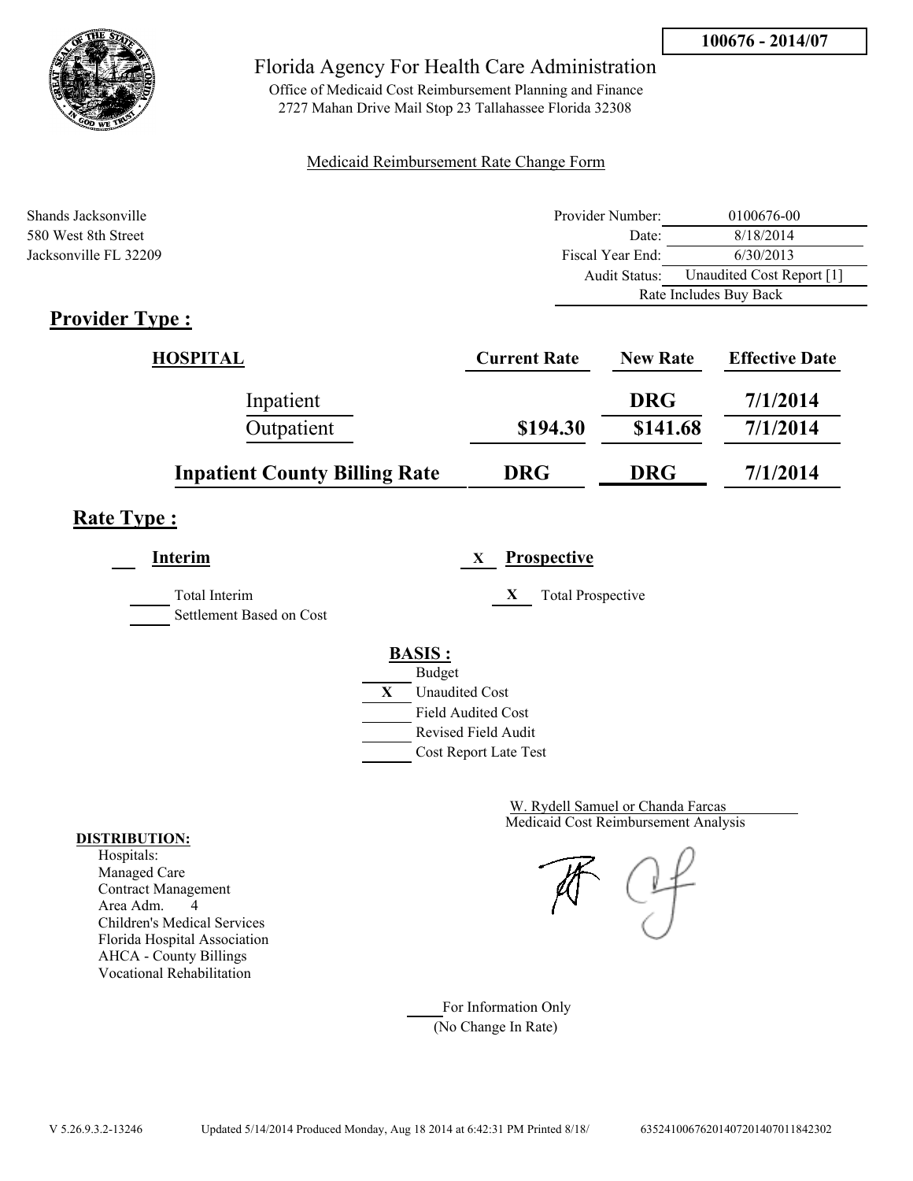**100676 - 2014/07**

Florida Agency For Health Care Administration

Office of Medicaid Cost Reimbursement Planning and Finance
2727 Mahan Drive Mail Stop 23 Tallahassee Florida 32308

Medicaid Reimbursement Rate Change Form

Shands Jacksonville
580 West 8th Street
Jacksonville FL 32209

| | |
|---|---|
| Provider Number: | 0100676-00 |
| Date: | 8/18/2014 |
| Fiscal Year End: | 6/30/2013 |
| Audit Status: | Unaudited Cost Report [1] |
| | Rate Includes Buy Back |

## Provider Type :

| HOSPITAL | Current Rate | New Rate | Effective Date |
|---|---|---|---|
| Inpatient | | DRG | 7/1/2014 |
| Outpatient | $194.30 | $141.68 | 7/1/2014 |
| **Inpatient County Billing Rate** | **DRG** | **DRG** | **7/1/2014** |

## Rate Type :

___ **Interim** X **Prospective**

___ Total Interim
___ Settlement Based on Cost

X Total Prospective

**BASIS :**

___ Budget
X Unaudited Cost
___ Field Audited Cost
___ Revised Field Audit
___ Cost Report Late Test

W. Rydell Samuel or Chanda Farcas
Medicaid Cost Reimbursement Analysis

**DISTRIBUTION:**
Hospitals:
Managed Care
Contract Management
Area Adm. 4
Children's Medical Services
Florida Hospital Association
AHCA - County Billings
Vocational Rehabilitation

___ For Information Only
(No Change In Rate)

V 5.26.9.3.2-13246 Updated 5/14/2014 Produced Monday, Aug 18 2014 at 6:42:31 PM Printed 8/18/ 63524100676201407201407011842302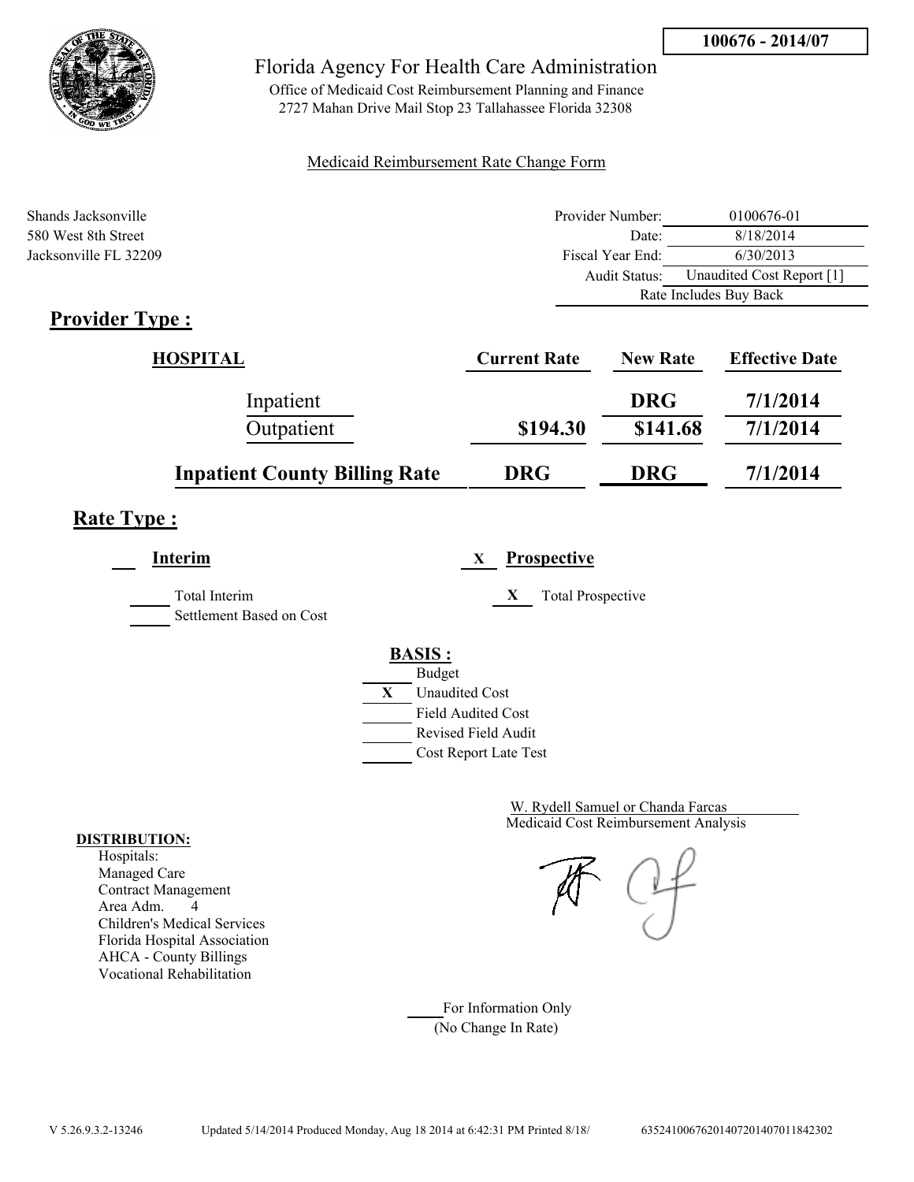**100676 - 2014/07**

# Florida Agency For Health Care Administration

Office of Medicaid Cost Reimbursement Planning and Finance
2727 Mahan Drive Mail Stop 23 Tallahassee Florida 32308

Medicaid Reimbursement Rate Change Form

Shands Jacksonville
580 West 8th Street
Jacksonville FL 32209

| | |
|---|---|
| Provider Number: | 0100676-01 |
| Date: | 8/18/2014 |
| Fiscal Year End: | 6/30/2013 |
| Audit Status: | Unaudited Cost Report [1] |
| | Rate Includes Buy Back |

## Provider Type :

| HOSPITAL | Current Rate | New Rate | Effective Date |
|---|---|---|---|
| Inpatient | | DRG | 7/1/2014 |
| Outpatient | $194.30 | $141.68 | 7/1/2014 |
| **Inpatient County Billing Rate** | **DRG** | **DRG** | **7/1/2014** |

## Rate Type :

___ **Interim**

___ Total Interim

___ Settlement Based on Cost

X **Prospective**

X Total Prospective

**BASIS :**

___ Budget
X Unaudited Cost
___ Field Audited Cost
___ Revised Field Audit
___ Cost Report Late Test

W. Rydell Samuel or Chanda Farcas
Medicaid Cost Reimbursement Analysis

**DISTRIBUTION:**

Hospitals:
Managed Care
Contract Management
Area Adm. 4
Children's Medical Services
Florida Hospital Association
AHCA - County Billings
Vocational Rehabilitation

___ For Information Only
(No Change In Rate)

V 5.26.9.3.2-13246 Updated 5/14/2014 Produced Monday, Aug 18 2014 at 6:42:31 PM Printed 8/18/ 635241006762014072014070118423O2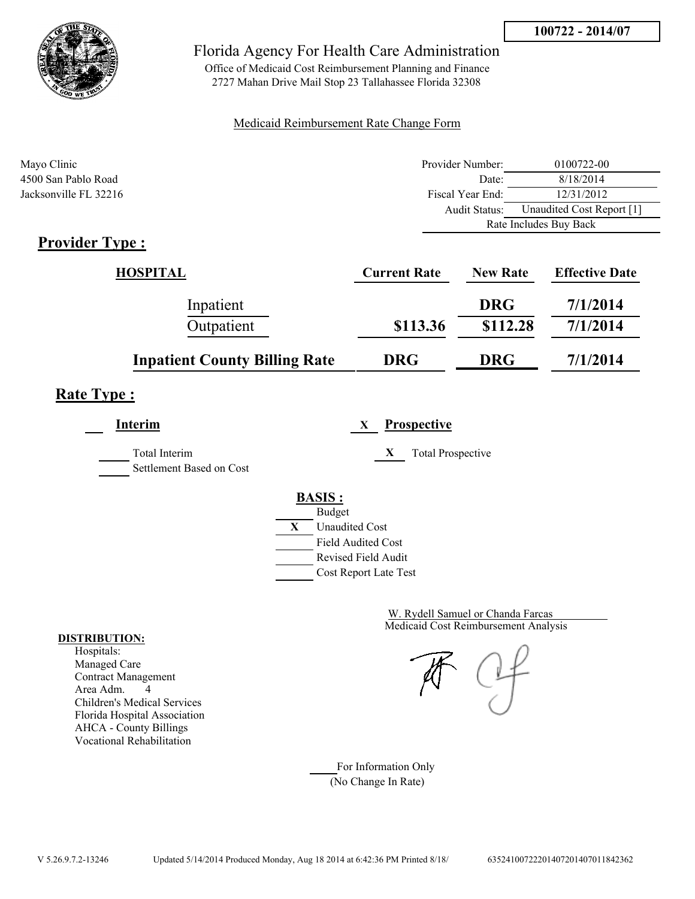100722 - 2014/07

Florida Agency For Health Care Administration

Office of Medicaid Cost Reimbursement Planning and Finance
2727 Mahan Drive Mail Stop 23 Tallahassee Florida 32308

Medicaid Reimbursement Rate Change Form

Mayo Clinic
4500 San Pablo Road
Jacksonville FL 32216

| | |
|---|---|
| Provider Number: | 0100722-00 |
| Date: | 8/18/2014 |
| Fiscal Year End: | 12/31/2012 |
| Audit Status: | Unaudited Cost Report [1] |
| | Rate Includes Buy Back |

## Provider Type :

| HOSPITAL | Current Rate | New Rate | Effective Date |
|---|---|---|---|
| Inpatient | | DRG | 7/1/2014 |
| Outpatient | $113.36 | $112.28 | 7/1/2014 |
| **Inpatient County Billing Rate** | **DRG** | **DRG** | **7/1/2014** |

## Rate Type :

___ **Interim**

___ Total Interim

___ Settlement Based on Cost

X **Prospective**

X Total Prospective

**BASIS :**

___ Budget
X Unaudited Cost
___ Field Audited Cost
___ Revised Field Audit
___ Cost Report Late Test

W. Rydell Samuel or Chanda Farcas
Medicaid Cost Reimbursement Analysis

**DISTRIBUTION:**
- Hospitals:
- Managed Care
- Contract Management
- Area Adm. 4
- Children's Medical Services
- Florida Hospital Association
- AHCA - County Billings
- Vocational Rehabilitation

___ For Information Only
(No Change In Rate)

V 5.26.9.7.2-13246 Updated 5/14/2014 Produced Monday, Aug 18 2014 at 6:42:36 PM Printed 8/18/ 63524100722201407201407011842362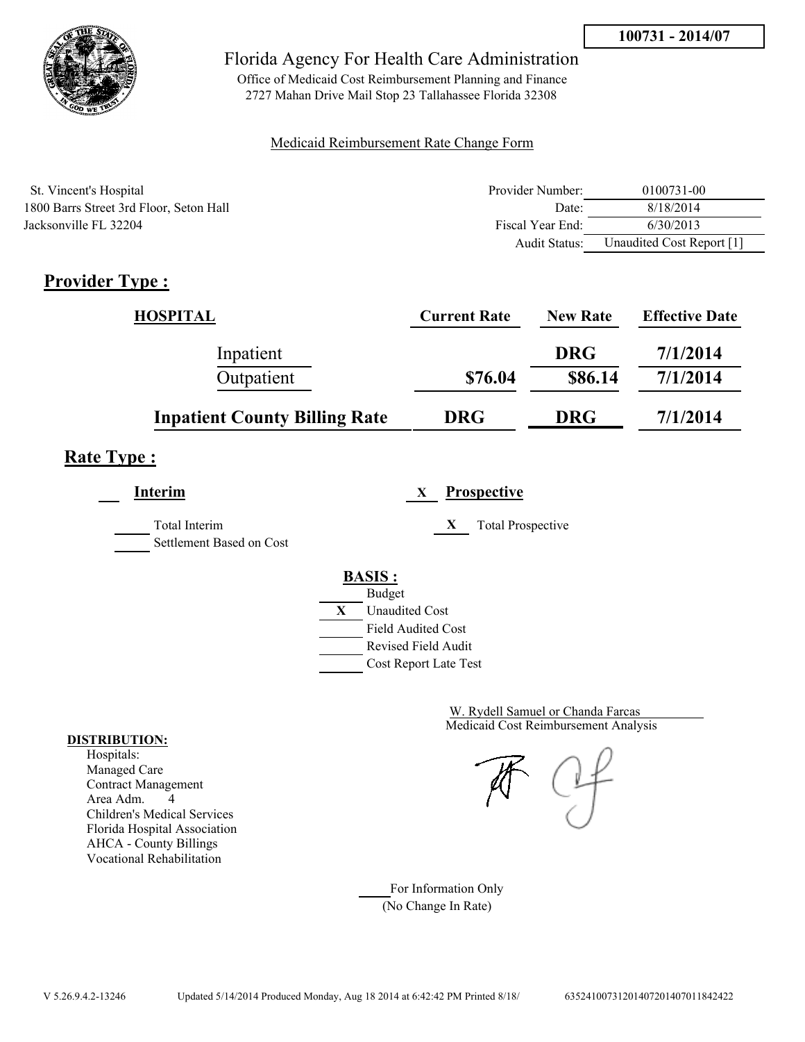**100731 - 2014/07**

# Florida Agency For Health Care Administration

Office of Medicaid Cost Reimbursement Planning and Finance
2727 Mahan Drive Mail Stop 23 Tallahassee Florida 32308

Medicaid Reimbursement Rate Change Form

St. Vincent's Hospital
1800 Barrs Street 3rd Floor, Seton Hall
Jacksonville FL 32204

| | |
|---|---|
| Provider Number: | 0100731-00 |
| Date: | 8/18/2014 |
| Fiscal Year End: | 6/30/2013 |
| Audit Status: | Unaudited Cost Report [1] |

## Provider Type :

| HOSPITAL | Current Rate | New Rate | Effective Date |
|---|---|---|---|
| Inpatient | | DRG | 7/1/2014 |
| Outpatient | $76.04 | $86.14 | 7/1/2014 |
| **Inpatient County Billing Rate** | **DRG** | **DRG** | **7/1/2014** |

## Rate Type :

___ **Interim**

_____ Total Interim
_____ Settlement Based on Cost

X **Prospective**

X Total Prospective

**BASIS :**

_____ Budget
X Unaudited Cost
_____ Field Audited Cost
_____ Revised Field Audit
_____ Cost Report Late Test

W. Rydell Samuel or Chanda Farcas
Medicaid Cost Reimbursement Analysis

**DISTRIBUTION:**
Hospitals:
Managed Care
Contract Management
Area Adm. 4
Children's Medical Services
Florida Hospital Association
AHCA - County Billings
Vocational Rehabilitation

_____ For Information Only
(No Change In Rate)

V 5.26.9.4.2-13246 Updated 5/14/2014 Produced Monday, Aug 18 2014 at 6:42:42 PM Printed 8/18/ 635241007312014072014070118424222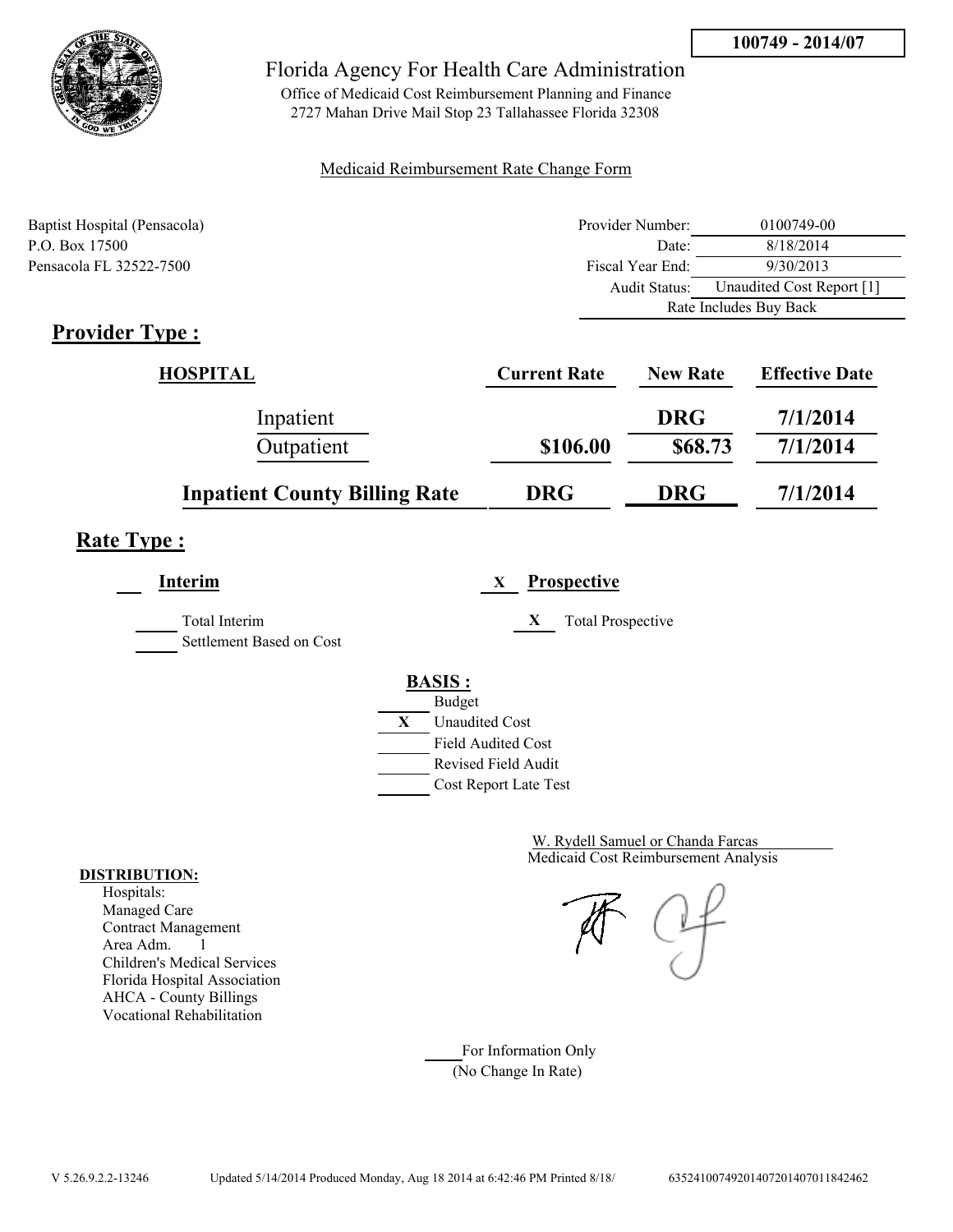**100749 - 2014/07**

# Florida Agency For Health Care Administration

Office of Medicaid Cost Reimbursement Planning and Finance
2727 Mahan Drive Mail Stop 23 Tallahassee Florida 32308

Medicaid Reimbursement Rate Change Form

Baptist Hospital (Pensacola)
P.O. Box 17500
Pensacola FL 32522-7500

| | |
|---|---|
| Provider Number: | 0100749-00 |
| Date: | 8/18/2014 |
| Fiscal Year End: | 9/30/2013 |
| Audit Status: | Unaudited Cost Report [1] |
| | Rate Includes Buy Back |

## Provider Type :

| HOSPITAL | Current Rate | New Rate | Effective Date |
|---|---|---|---|
| Inpatient | | DRG | 7/1/2014 |
| Outpatient | $106.00 | $68.73 | 7/1/2014 |
| **Inpatient County Billing Rate** | **DRG** | **DRG** | **7/1/2014** |

## Rate Type :

___ **Interim**

_____ Total Interim
_____ Settlement Based on Cost

X **Prospective**

X Total Prospective

**BASIS :**

- ___ Budget
- X Unaudited Cost
- ___ Field Audited Cost
- ___ Revised Field Audit
- ___ Cost Report Late Test

W. Rydell Samuel or Chanda Farcas
Medicaid Cost Reimbursement Analysis

**DISTRIBUTION:**
Hospitals:
Managed Care
Contract Management
Area Adm. 1
Children's Medical Services
Florida Hospital Association
AHCA - County Billings
Vocational Rehabilitation

____ For Information Only
(No Change In Rate)

V 5.26.9.2.2-13246 Updated 5/14/2014 Produced Monday, Aug 18 2014 at 6:42:46 PM Printed 8/18/ 63524100749201407201407011842462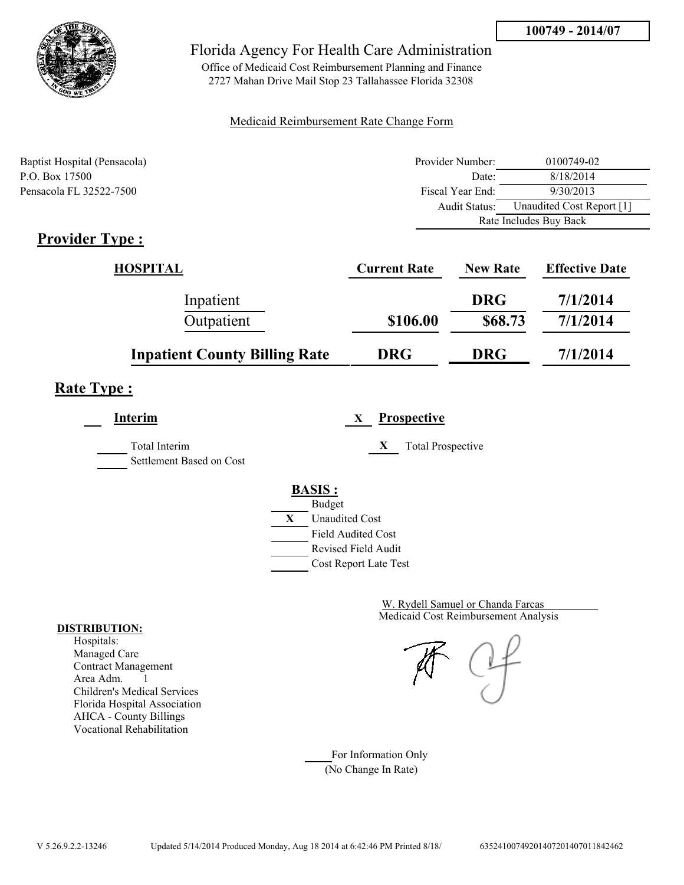**100749 - 2014/07**

# Florida Agency For Health Care Administration

Office of Medicaid Cost Reimbursement Planning and Finance
2727 Mahan Drive Mail Stop 23 Tallahassee Florida 32308

Medicaid Reimbursement Rate Change Form

Baptist Hospital (Pensacola)
P.O. Box 17500
Pensacola FL 32522-7500

| | |
|---|---|
| Provider Number: | 0100749-02 |
| Date: | 8/18/2014 |
| Fiscal Year End: | 9/30/2013 |
| Audit Status: | Unaudited Cost Report [1] |
| | Rate Includes Buy Back |

## Provider Type :

| HOSPITAL | Current Rate | New Rate | Effective Date |
|---|---|---|---|
| Inpatient | | DRG | 7/1/2014 |
| Outpatient | $106.00 | $68.73 | 7/1/2014 |
| **Inpatient County Billing Rate** | **DRG** | **DRG** | **7/1/2014** |

## Rate Type :

___ **Interim**

___ Total Interim
___ Settlement Based on Cost

X **Prospective**

X Total Prospective

**BASIS :**

___ Budget
X Unaudited Cost
___ Field Audited Cost
___ Revised Field Audit
___ Cost Report Late Test

W. Rydell Samuel or Chanda Farcas
Medicaid Cost Reimbursement Analysis

**DISTRIBUTION:**

Hospitals:
Managed Care
Contract Management
Area Adm. 1
Children's Medical Services
Florida Hospital Association
AHCA - County Billings
Vocational Rehabilitation

___ For Information Only
(No Change In Rate)

V 5.26.9.2.2-13246 Updated 5/14/2014 Produced Monday, Aug 18 2014 at 6:42:46 PM Printed 8/18/ 635241007492014072014070118424​62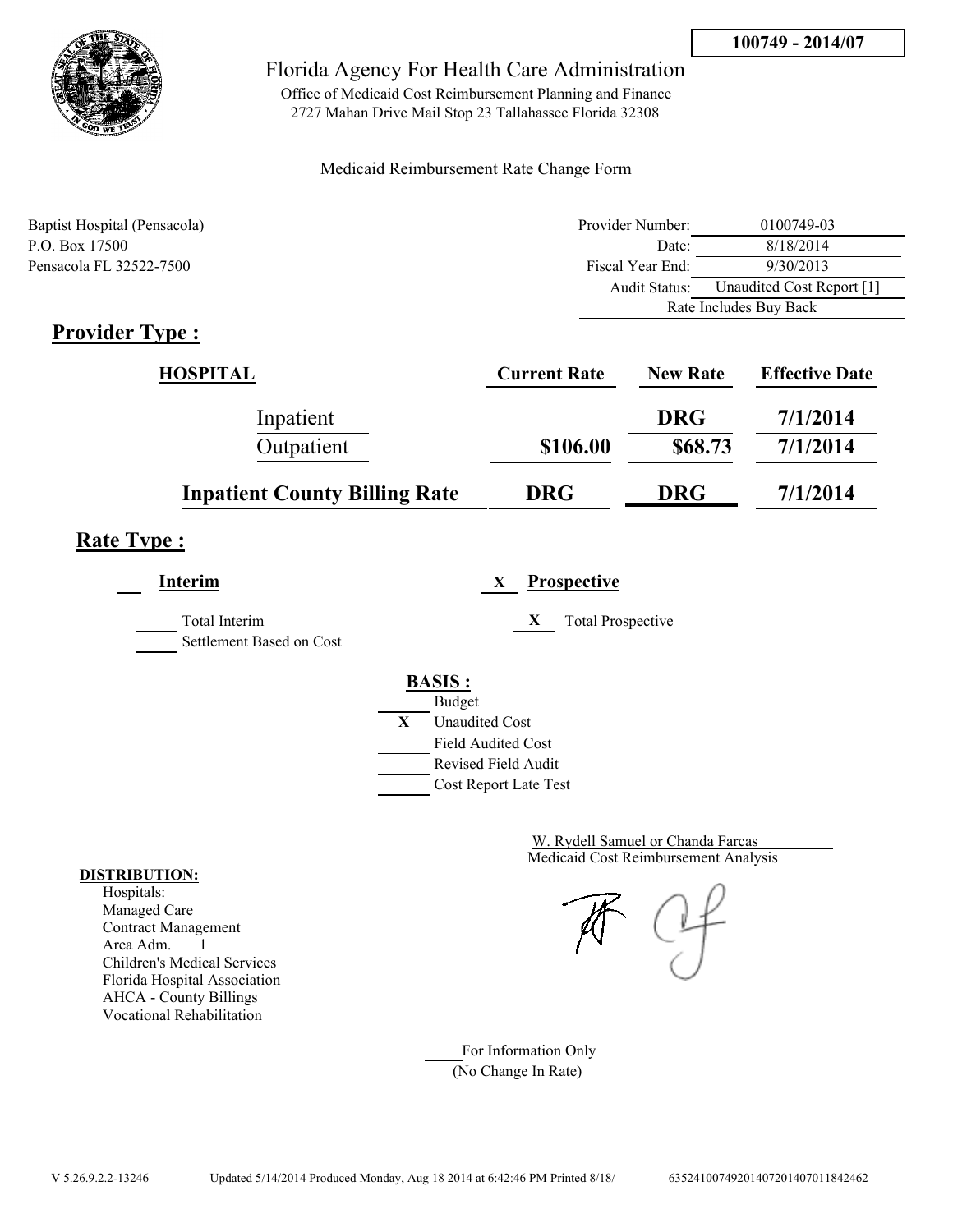**100749 - 2014/07**

# Florida Agency For Health Care Administration

Office of Medicaid Cost Reimbursement Planning and Finance
2727 Mahan Drive Mail Stop 23 Tallahassee Florida 32308

Medicaid Reimbursement Rate Change Form

Baptist Hospital (Pensacola)
P.O. Box 17500
Pensacola FL 32522-7500

| | |
|---|---|
| Provider Number: | 0100749-03 |
| Date: | 8/18/2014 |
| Fiscal Year End: | 9/30/2013 |
| Audit Status: | Unaudited Cost Report [1] |
| | Rate Includes Buy Back |

## Provider Type :

| HOSPITAL | Current Rate | New Rate | Effective Date |
|---|---|---|---|
| Inpatient | | DRG | 7/1/2014 |
| Outpatient | $106.00 | $68.73 | 7/1/2014 |
| **Inpatient County Billing Rate** | DRG | DRG | 7/1/2014 |

## Rate Type :

___ **Interim**

___ Total Interim

___ Settlement Based on Cost

X **Prospective**

X Total Prospective

**BASIS :**

___ Budget
X Unaudited Cost
___ Field Audited Cost
___ Revised Field Audit
___ Cost Report Late Test

W. Rydell Samuel or Chanda Farcas
Medicaid Cost Reimbursement Analysis

**DISTRIBUTION:**
Hospitals:
Managed Care
Contract Management
Area Adm. 1
Children's Medical Services
Florida Hospital Association
AHCA - County Billings
Vocational Rehabilitation

___ For Information Only
(No Change In Rate)

V 5.26.9.2.2-13246 Updated 5/14/2014 Produced Monday, Aug 18 2014 at 6:42:46 PM Printed 8/18/ 635241007492014072014070118424 62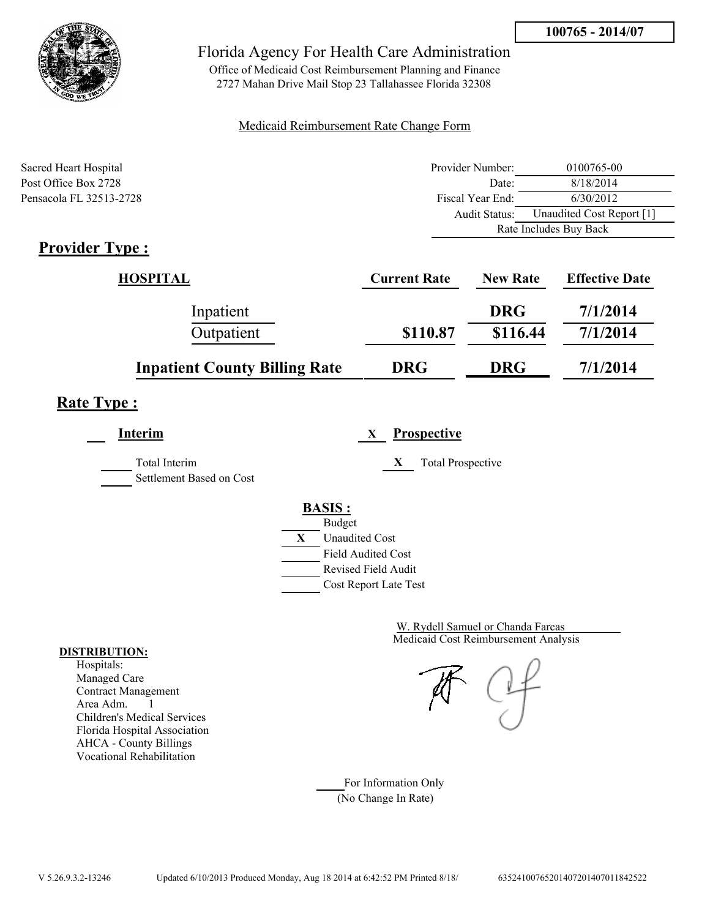**100765 - 2014/07**

Florida Agency For Health Care Administration

Office of Medicaid Cost Reimbursement Planning and Finance
2727 Mahan Drive Mail Stop 23 Tallahassee Florida 32308

Medicaid Reimbursement Rate Change Form

Sacred Heart Hospital
Post Office Box 2728
Pensacola FL 32513-2728

| | |
|---|---|
| Provider Number: | 0100765-00 |
| Date: | 8/18/2014 |
| Fiscal Year End: | 6/30/2012 |
| Audit Status: | Unaudited Cost Report [1] |
| | Rate Includes Buy Back |

## Provider Type :

| HOSPITAL | Current Rate | New Rate | Effective Date |
|---|---|---|---|
| Inpatient | | DRG | 7/1/2014 |
| Outpatient | $110.87 | $116.44 | 7/1/2014 |
| **Inpatient County Billing Rate** | **DRG** | **DRG** | **7/1/2014** |

## Rate Type :

___ **Interim**

_____ Total Interim
_____ Settlement Based on Cost

X **Prospective**

X Total Prospective

**BASIS :**

_____ Budget
X Unaudited Cost
_____ Field Audited Cost
_____ Revised Field Audit
_____ Cost Report Late Test

W. Rydell Samuel or Chanda Farcas
Medicaid Cost Reimbursement Analysis

**DISTRIBUTION:**

Hospitals:
Managed Care
Contract Management
Area Adm. 1
Children's Medical Services
Florida Hospital Association
AHCA - County Billings
Vocational Rehabilitation

_____ For Information Only
(No Change In Rate)

V 5.26.9.3.2-13246 Updated 6/10/2013 Produced Monday, Aug 18 2014 at 6:42:52 PM Printed 8/18/ 635241007652014072014070118425​22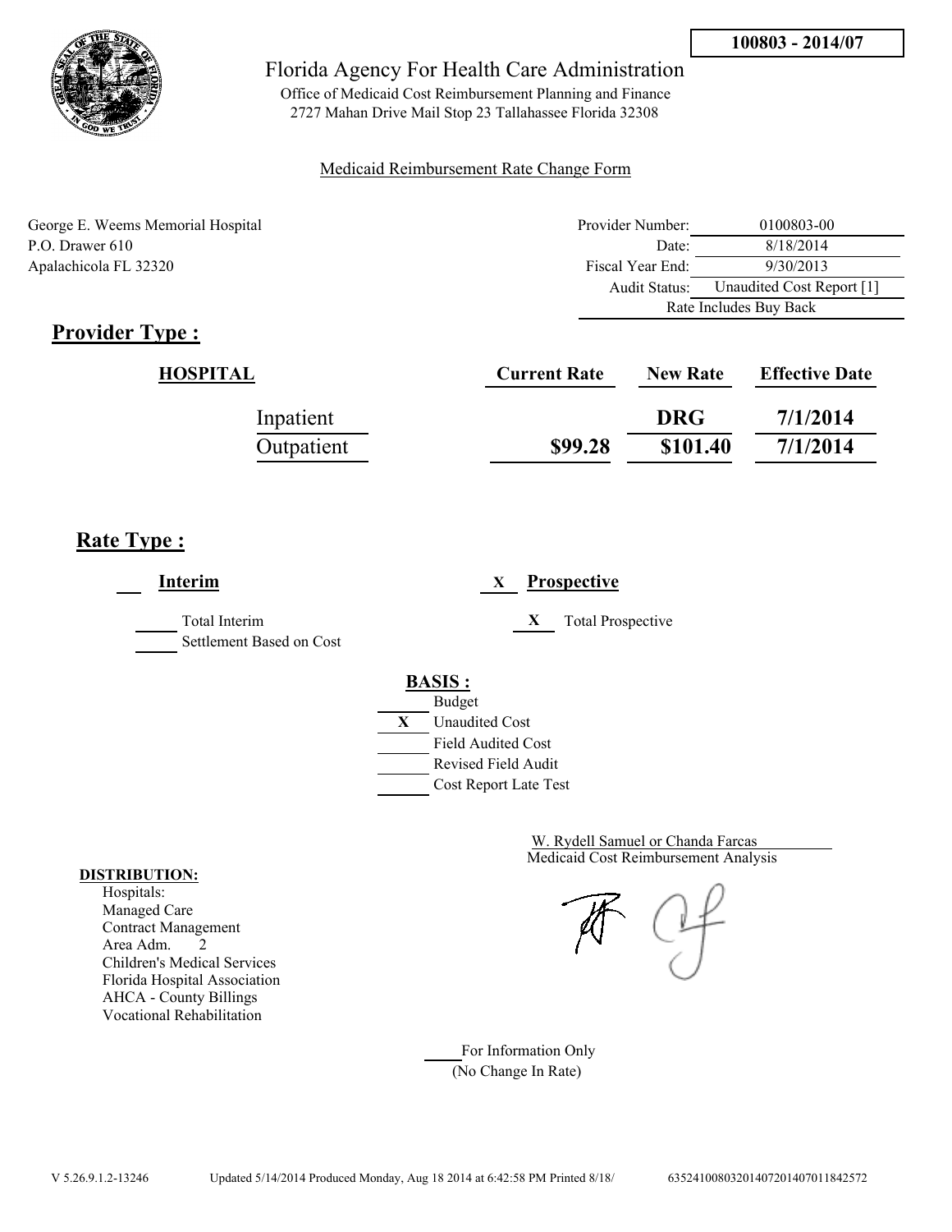**100803 - 2014/07**

Florida Agency For Health Care Administration

Office of Medicaid Cost Reimbursement Planning and Finance
2727 Mahan Drive Mail Stop 23 Tallahassee Florida 32308

Medicaid Reimbursement Rate Change Form

George E. Weems Memorial Hospital
P.O. Drawer 610
Apalachicola FL 32320

| | |
|---|---|
| Provider Number: | 0100803-00 |
| Date: | 8/18/2014 |
| Fiscal Year End: | 9/30/2013 |
| Audit Status: | Unaudited Cost Report [1] |
| | Rate Includes Buy Back |

## Provider Type :

| HOSPITAL | Current Rate | New Rate | Effective Date |
|---|---|---|---|
| Inpatient | | DRG | 7/1/2014 |
| Outpatient | $99.28 | $101.40 | 7/1/2014 |

## Rate Type :

___ **Interim**

_____ Total Interim
_____ Settlement Based on Cost

X **Prospective**

X Total Prospective

**BASIS :**

_____ Budget
X Unaudited Cost
_____ Field Audited Cost
_____ Revised Field Audit
_____ Cost Report Late Test

W. Rydell Samuel or Chanda Farcas
Medicaid Cost Reimbursement Analysis

**DISTRIBUTION:**
Hospitals:
Managed Care
Contract Management
Area Adm. 2
Children's Medical Services
Florida Hospital Association
AHCA - County Billings
Vocational Rehabilitation

_____ For Information Only
(No Change In Rate)

V 5.26.9.1.2-13246 Updated 5/14/2014 Produced Monday, Aug 18 2014 at 6:42:58 PM Printed 8/18/ 635241008032014072014070118425​72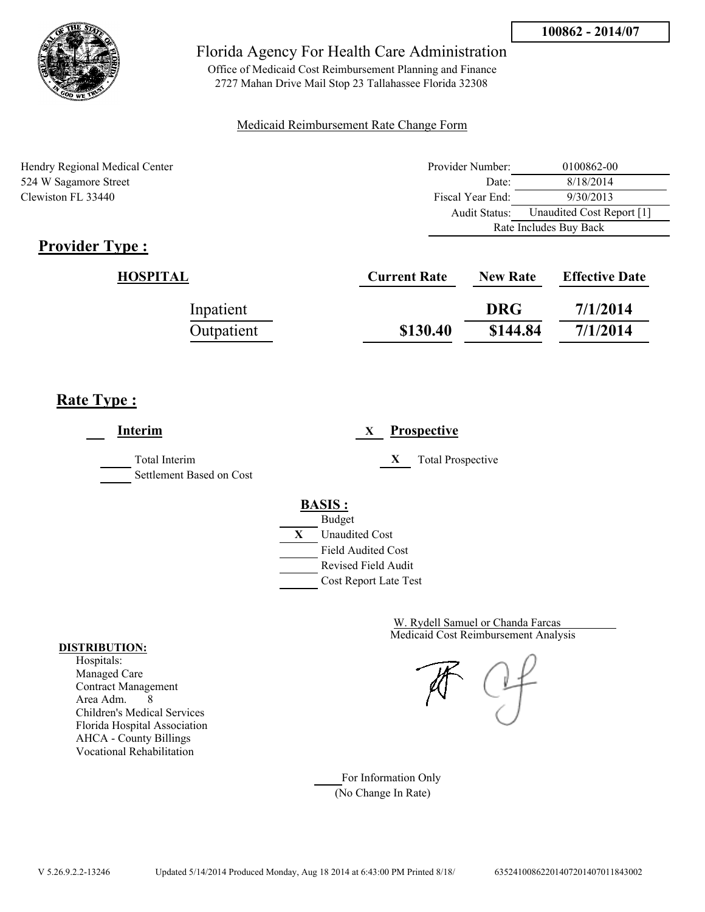100862 - 2014/07

# Florida Agency For Health Care Administration

Office of Medicaid Cost Reimbursement Planning and Finance
2727 Mahan Drive Mail Stop 23 Tallahassee Florida 32308

Medicaid Reimbursement Rate Change Form

Hendry Regional Medical Center
524 W Sagamore Street
Clewiston FL 33440

| | |
|---|---|
| Provider Number: | 0100862-00 |
| Date: | 8/18/2014 |
| Fiscal Year End: | 9/30/2013 |
| Audit Status: | Unaudited Cost Report [1] |
| Rate Includes Buy Back | |

## Provider Type :

| HOSPITAL | Current Rate | New Rate | Effective Date |
|---|---|---|---|
| Inpatient | | DRG | 7/1/2014 |
| Outpatient | $130.40 | $144.84 | 7/1/2014 |

## Rate Type :

___ **Interim**

_____ Total Interim
_____ Settlement Based on Cost

X **Prospective**

X Total Prospective

**BASIS :**

- _____ Budget
- X Unaudited Cost
- _____ Field Audited Cost
- _____ Revised Field Audit
- _____ Cost Report Late Test

W. Rydell Samuel or Chanda Farcas
Medicaid Cost Reimbursement Analysis

**DISTRIBUTION:**
Hospitals:
Managed Care
Contract Management
Area Adm. 8
Children's Medical Services
Florida Hospital Association
AHCA - County Billings
Vocational Rehabilitation

_____ For Information Only
(No Change In Rate)

V 5.26.9.2.2-13246 Updated 5/14/2014 Produced Monday, Aug 18 2014 at 6:43:00 PM Printed 8/18/ 6352410086220140720140701184300​2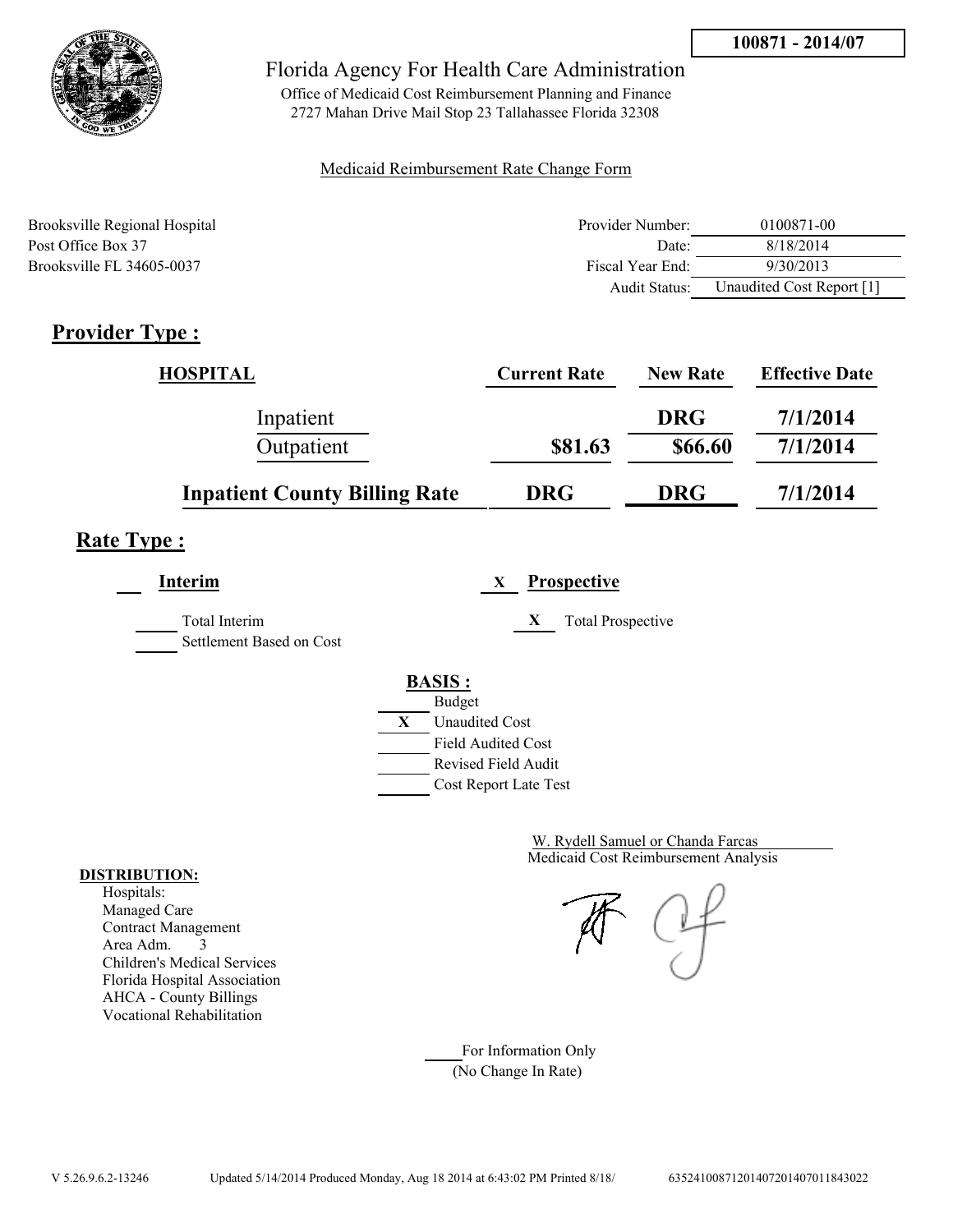**100871 - 2014/07**

Florida Agency For Health Care Administration

Office of Medicaid Cost Reimbursement Planning and Finance
2727 Mahan Drive Mail Stop 23 Tallahassee Florida 32308

Medicaid Reimbursement Rate Change Form

Brooksville Regional Hospital
Post Office Box 37
Brooksville FL 34605-0037

| | |
|---|---|
| Provider Number: | 0100871-00 |
| Date: | 8/18/2014 |
| Fiscal Year End: | 9/30/2013 |
| Audit Status: | Unaudited Cost Report [1] |

## Provider Type :

| HOSPITAL | Current Rate | New Rate | Effective Date |
|---|---|---|---|
| Inpatient | | DRG | 7/1/2014 |
| Outpatient | $81.63 | $66.60 | 7/1/2014 |
| **Inpatient County Billing Rate** | **DRG** | **DRG** | **7/1/2014** |

## Rate Type :

___ **Interim**

_____ Total Interim
_____ Settlement Based on Cost

X **Prospective**

X Total Prospective

**BASIS :**

_____ Budget
X Unaudited Cost
_____ Field Audited Cost
_____ Revised Field Audit
_____ Cost Report Late Test

W. Rydell Samuel or Chanda Farcas
Medicaid Cost Reimbursement Analysis

**DISTRIBUTION:**
Hospitals:
Managed Care
Contract Management
Area Adm. 3
Children's Medical Services
Florida Hospital Association
AHCA - County Billings
Vocational Rehabilitation

_____ For Information Only
(No Change In Rate)

V 5.26.9.6.2-13246 Updated 5/14/2014 Produced Monday, Aug 18 2014 at 6:43:02 PM Printed 8/18/ 635241008712014072014070118443022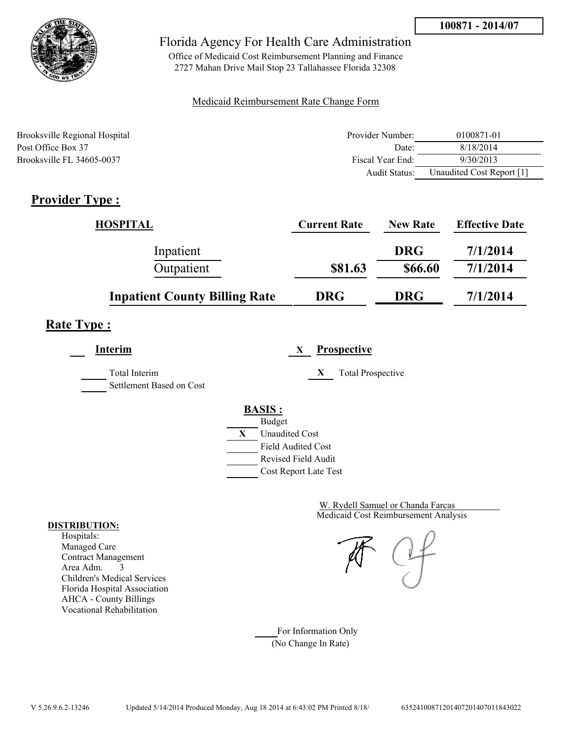**100871 - 2014/07**

Florida Agency For Health Care Administration

Office of Medicaid Cost Reimbursement Planning and Finance
2727 Mahan Drive Mail Stop 23 Tallahassee Florida 32308

Medicaid Reimbursement Rate Change Form

Brooksville Regional Hospital
Post Office Box 37
Brooksville FL 34605-0037

| | |
|---|---|
| Provider Number: | 0100871-01 |
| Date: | 8/18/2014 |
| Fiscal Year End: | 9/30/2013 |
| Audit Status: | Unaudited Cost Report [1] |

## Provider Type :

| HOSPITAL | Current Rate | New Rate | Effective Date |
|---|---|---|---|
| Inpatient | | DRG | 7/1/2014 |
| Outpatient | $81.63 | $66.60 | 7/1/2014 |
| **Inpatient County Billing Rate** | **DRG** | **DRG** | **7/1/2014** |

## Rate Type :

___ **Interim**

___ Total Interim
___ Settlement Based on Cost

X **Prospective**

X Total Prospective

**BASIS :**

___ Budget
X Unaudited Cost
___ Field Audited Cost
___ Revised Field Audit
___ Cost Report Late Test

W. Rydell Samuel or Chanda Farcas
Medicaid Cost Reimbursement Analysis

**DISTRIBUTION:**
Hospitals:
Managed Care
Contract Management
Area Adm. 3
Children's Medical Services
Florida Hospital Association
AHCA - County Billings
Vocational Rehabilitation

___ For Information Only
(No Change In Rate)

V 5.26.9.6.2-13246 Updated 5/14/2014 Produced Monday, Aug 18 2014 at 6:43:02 PM Printed 8/18/ 635241008712014072014070118430​22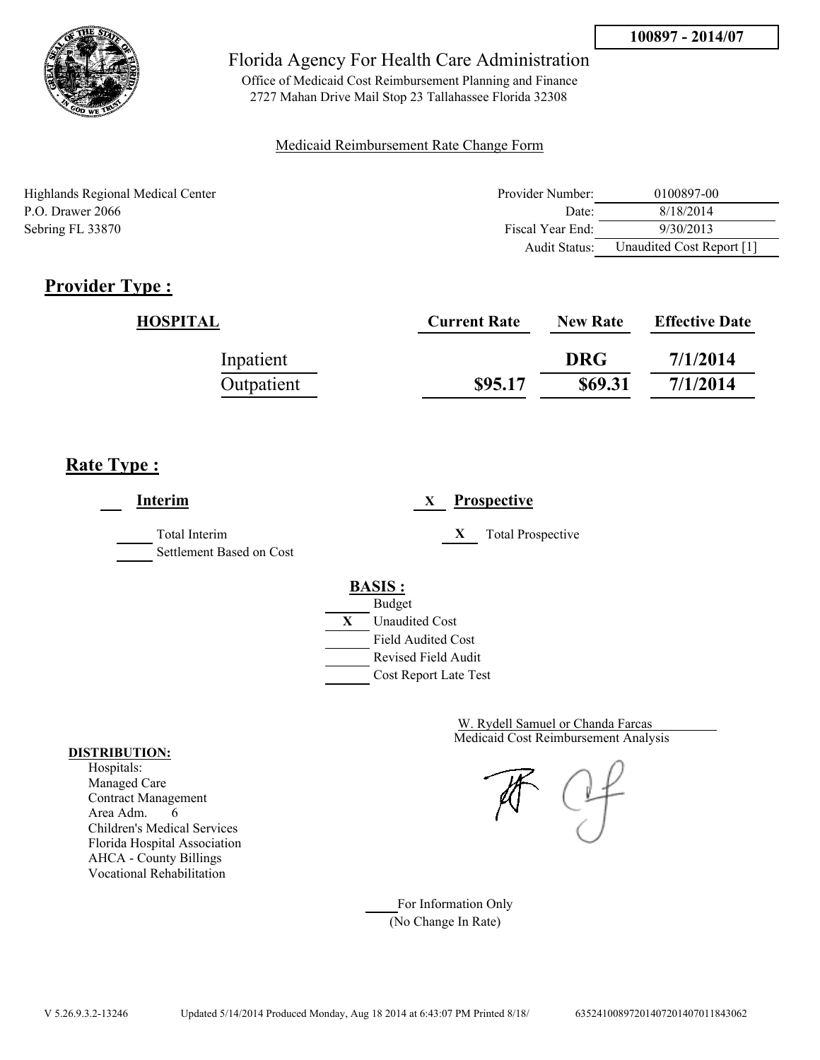**100897 - 2014/07**

# Florida Agency For Health Care Administration

Office of Medicaid Cost Reimbursement Planning and Finance
2727 Mahan Drive Mail Stop 23 Tallahassee Florida 32308

Medicaid Reimbursement Rate Change Form

Highlands Regional Medical Center
P.O. Drawer 2066
Sebring FL 33870

| | |
|---|---|
| Provider Number: | 0100897-00 |
| Date: | 8/18/2014 |
| Fiscal Year End: | 9/30/2013 |
| Audit Status: | Unaudited Cost Report [1] |

## Provider Type :

| HOSPITAL | Current Rate | New Rate | Effective Date |
|---|---|---|---|
| Inpatient | | DRG | 7/1/2014 |
| Outpatient | $95.17 | $69.31 | 7/1/2014 |

## Rate Type :

___ **Interim**

_____ Total Interim
_____ Settlement Based on Cost

X **Prospective**

X Total Prospective

**BASIS :**

_____ Budget
X Unaudited Cost
_____ Field Audited Cost
_____ Revised Field Audit
_____ Cost Report Late Test

W. Rydell Samuel or Chanda Farcas
Medicaid Cost Reimbursement Analysis

**DISTRIBUTION:**
Hospitals:
Managed Care
Contract Management
Area Adm. 6
Children's Medical Services
Florida Hospital Association
AHCA - County Billings
Vocational Rehabilitation

_____ For Information Only
(No Change In Rate)

V 5.26.9.3.2-13246 Updated 5/14/2014 Produced Monday, Aug 18 2014 at 6:43:07 PM Printed 8/18/ 63524100897201407201407011843062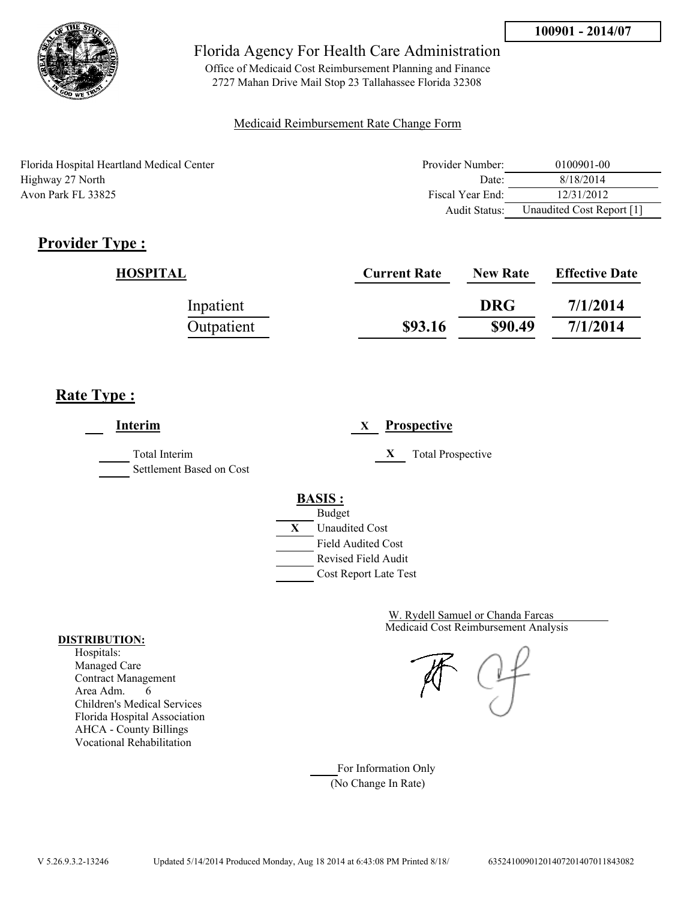100901 - 2014/07

# Florida Agency For Health Care Administration

Office of Medicaid Cost Reimbursement Planning and Finance
2727 Mahan Drive Mail Stop 23 Tallahassee Florida 32308

Medicaid Reimbursement Rate Change Form

Florida Hospital Heartland Medical Center
Highway 27 North
Avon Park FL 33825

| | |
|---|---|
| Provider Number: | 0100901-00 |
| Date: | 8/18/2014 |
| Fiscal Year End: | 12/31/2012 |
| Audit Status: | Unaudited Cost Report [1] |

## Provider Type :

| HOSPITAL | Current Rate | New Rate | Effective Date |
|---|---|---|---|
| Inpatient | | DRG | 7/1/2014 |
| Outpatient | $93.16 | $90.49 | 7/1/2014 |

## Rate Type :

___ **Interim**

_____ Total Interim
_____ Settlement Based on Cost

X **Prospective**

X Total Prospective

**BASIS :**

- ___ Budget
- X Unaudited Cost
- ___ Field Audited Cost
- ___ Revised Field Audit
- ___ Cost Report Late Test

W. Rydell Samuel or Chanda Farcas
Medicaid Cost Reimbursement Analysis

**DISTRIBUTION:**
Hospitals:
Managed Care
Contract Management
Area Adm. 6
Children's Medical Services
Florida Hospital Association
AHCA - County Billings
Vocational Rehabilitation

____ For Information Only
(No Change In Rate)

V 5.26.9.3.2-13246 Updated 5/14/2014 Produced Monday, Aug 18 2014 at 6:43:08 PM Printed 8/18/ 635241009012014072014070118430822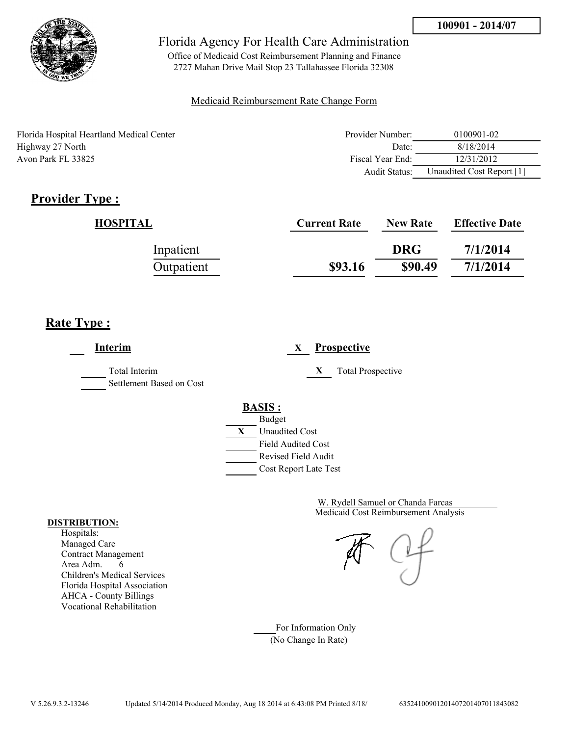100901 - 2014/07

Florida Agency For Health Care Administration

Office of Medicaid Cost Reimbursement Planning and Finance
2727 Mahan Drive Mail Stop 23 Tallahassee Florida 32308

Medicaid Reimbursement Rate Change Form

Florida Hospital Heartland Medical Center
Highway 27 North
Avon Park FL 33825

| | |
|---|---|
| Provider Number: | 0100901-02 |
| Date: | 8/18/2014 |
| Fiscal Year End: | 12/31/2012 |
| Audit Status: | Unaudited Cost Report [1] |

## Provider Type :

| HOSPITAL | Current Rate | New Rate | Effective Date |
|---|---|---|---|
| Inpatient | | DRG | 7/1/2014 |
| Outpatient | $93.16 | $90.49 | 7/1/2014 |

## Rate Type :

___ **Interim**

_____ Total Interim

_____ Settlement Based on Cost

X **Prospective**

X Total Prospective

**BASIS :**

_____ Budget

X Unaudited Cost

_____ Field Audited Cost

_____ Revised Field Audit

_____ Cost Report Late Test

W. Rydell Samuel or Chanda Farcas
Medicaid Cost Reimbursement Analysis

**DISTRIBUTION:**
Hospitals:
Managed Care
Contract Management
Area Adm. 6
Children's Medical Services
Florida Hospital Association
AHCA - County Billings
Vocational Rehabilitation

_____ For Information Only
(No Change In Rate)

V 5.26.9.3.2-13246 Updated 5/14/2014 Produced Monday, Aug 18 2014 at 6:43:08 PM Printed 8/18/ 635241009012014072014070118430​82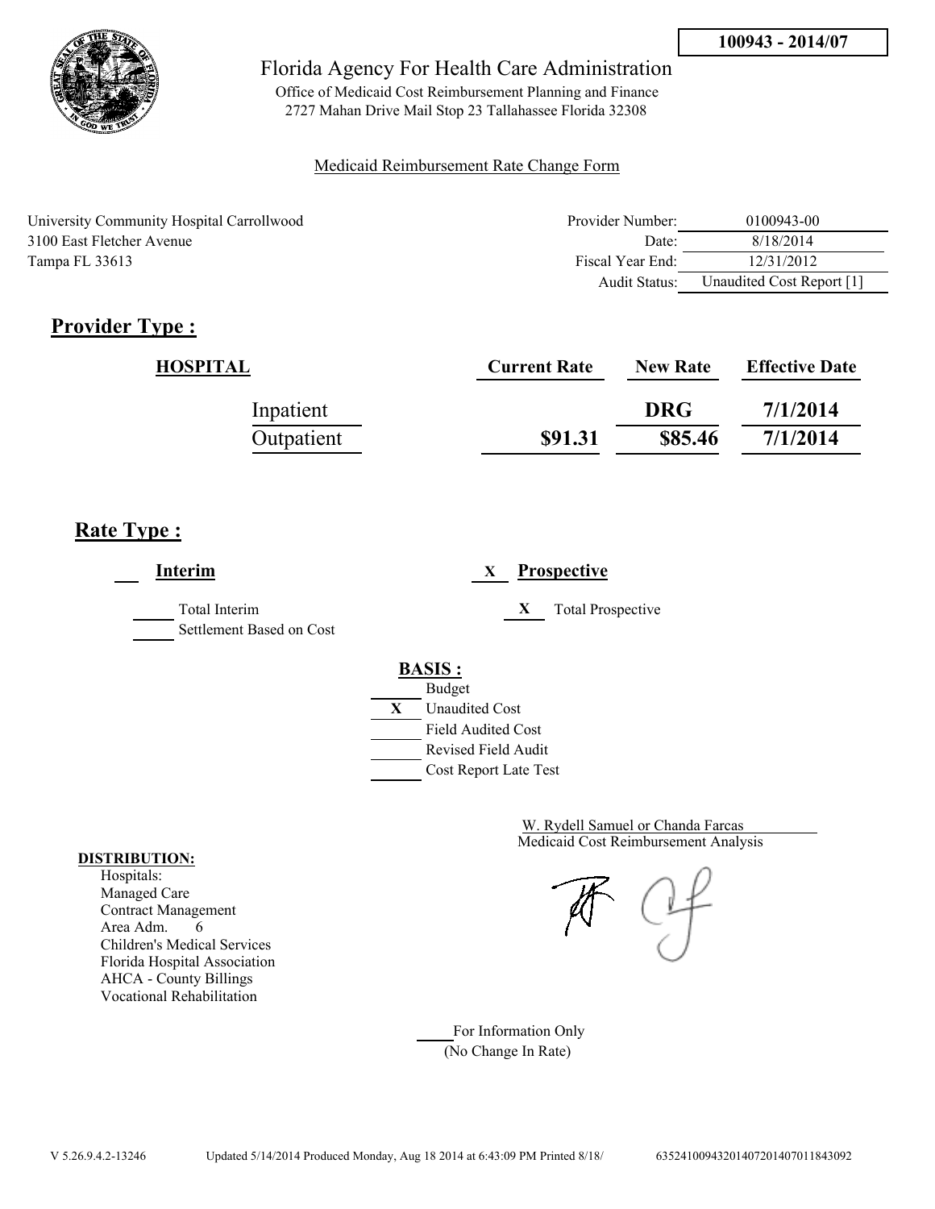100943 - 2014/07

# Florida Agency For Health Care Administration

Office of Medicaid Cost Reimbursement Planning and Finance
2727 Mahan Drive Mail Stop 23 Tallahassee Florida 32308

Medicaid Reimbursement Rate Change Form

University Community Hospital Carrollwood
3100 East Fletcher Avenue
Tampa FL 33613

| | |
|---|---|
| Provider Number: | 0100943-00 |
| Date: | 8/18/2014 |
| Fiscal Year End: | 12/31/2012 |
| Audit Status: | Unaudited Cost Report [1] |

## Provider Type :

| HOSPITAL | Current Rate | New Rate | Effective Date |
|---|---|---|---|
| Inpatient | | DRG | 7/1/2014 |
| Outpatient | $91.31 | $85.46 | 7/1/2014 |

## Rate Type :

___ **Interim**

_____ Total Interim
_____ Settlement Based on Cost

X **Prospective**

X Total Prospective

**BASIS :**

_____ Budget
X Unaudited Cost
_____ Field Audited Cost
_____ Revised Field Audit
_____ Cost Report Late Test

W. Rydell Samuel or Chanda Farcas
Medicaid Cost Reimbursement Analysis

**DISTRIBUTION:**

Hospitals:
Managed Care
Contract Management
Area Adm. 6
Children's Medical Services
Florida Hospital Association
AHCA - County Billings
Vocational Rehabilitation

_____ For Information Only
(No Change In Rate)

V 5.26.9.4.2-13246 Updated 5/14/2014 Produced Monday, Aug 18 2014 at 6:43:09 PM Printed 8/18/ 635241009432014072014070118430​92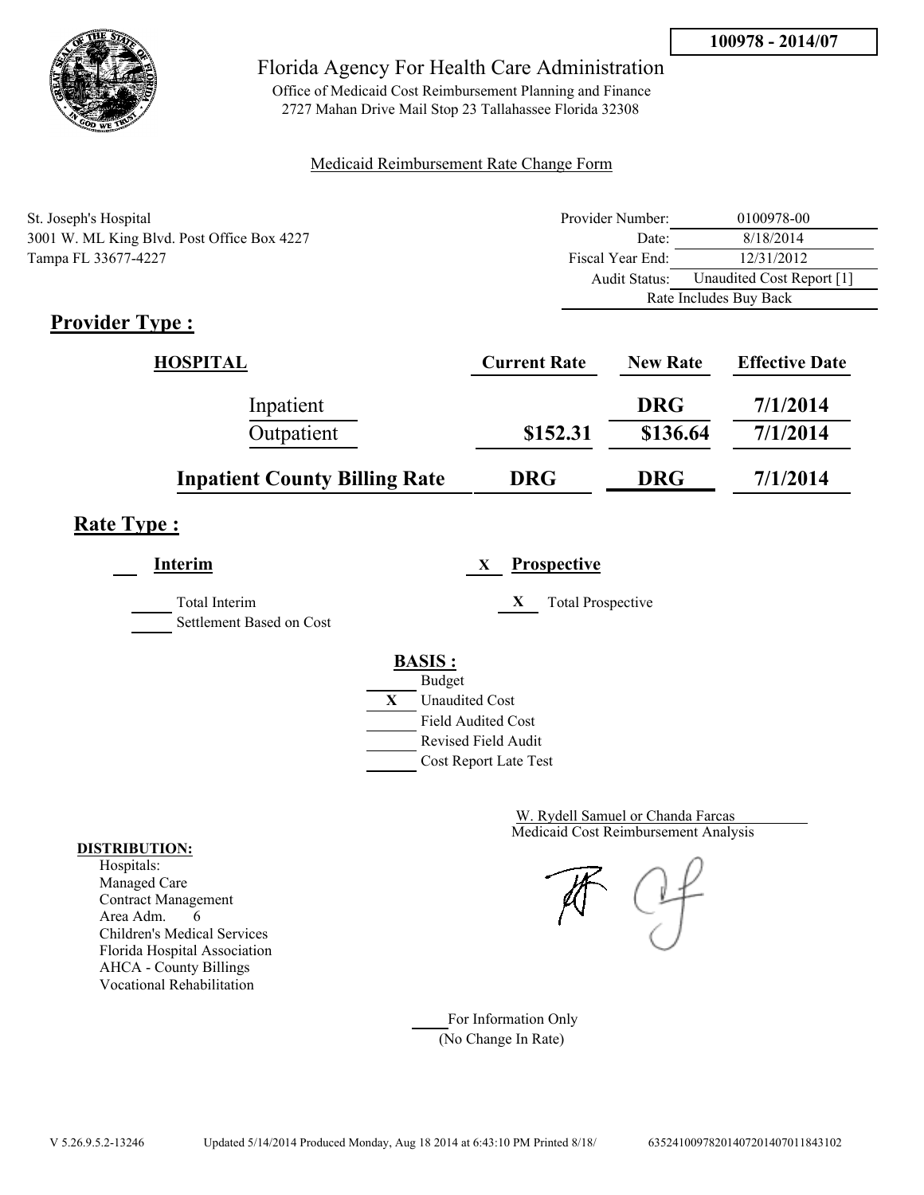**100978 - 2014/07**

Florida Agency For Health Care Administration

Office of Medicaid Cost Reimbursement Planning and Finance
2727 Mahan Drive Mail Stop 23 Tallahassee Florida 32308

Medicaid Reimbursement Rate Change Form

St. Joseph's Hospital
3001 W. ML King Blvd. Post Office Box 4227
Tampa FL 33677-4227

| | |
|---|---|
| Provider Number: | 0100978-00 |
| Date: | 8/18/2014 |
| Fiscal Year End: | 12/31/2012 |
| Audit Status: | Unaudited Cost Report [1] |
| | Rate Includes Buy Back |

## Provider Type :

| HOSPITAL | Current Rate | New Rate | Effective Date |
|---|---|---|---|
| Inpatient | | DRG | 7/1/2014 |
| Outpatient | $152.31 | $136.64 | 7/1/2014 |
| **Inpatient County Billing Rate** | **DRG** | **DRG** | **7/1/2014** |

## Rate Type :

___ **Interim**

_____ Total Interim

_____ Settlement Based on Cost

X **Prospective**

X Total Prospective

**BASIS :**

_____ Budget

X Unaudited Cost

_____ Field Audited Cost

_____ Revised Field Audit

_____ Cost Report Late Test

W. Rydell Samuel or Chanda Farcas
Medicaid Cost Reimbursement Analysis

**DISTRIBUTION:**

Hospitals:
Managed Care
Contract Management
Area Adm. 6
Children's Medical Services
Florida Hospital Association
AHCA - County Billings
Vocational Rehabilitation

_____ For Information Only
(No Change In Rate)

V 5.26.9.5.2-13246 Updated 5/14/2014 Produced Monday, Aug 18 2014 at 6:43:10 PM Printed 8/18/ 635241009782014072014070118431 02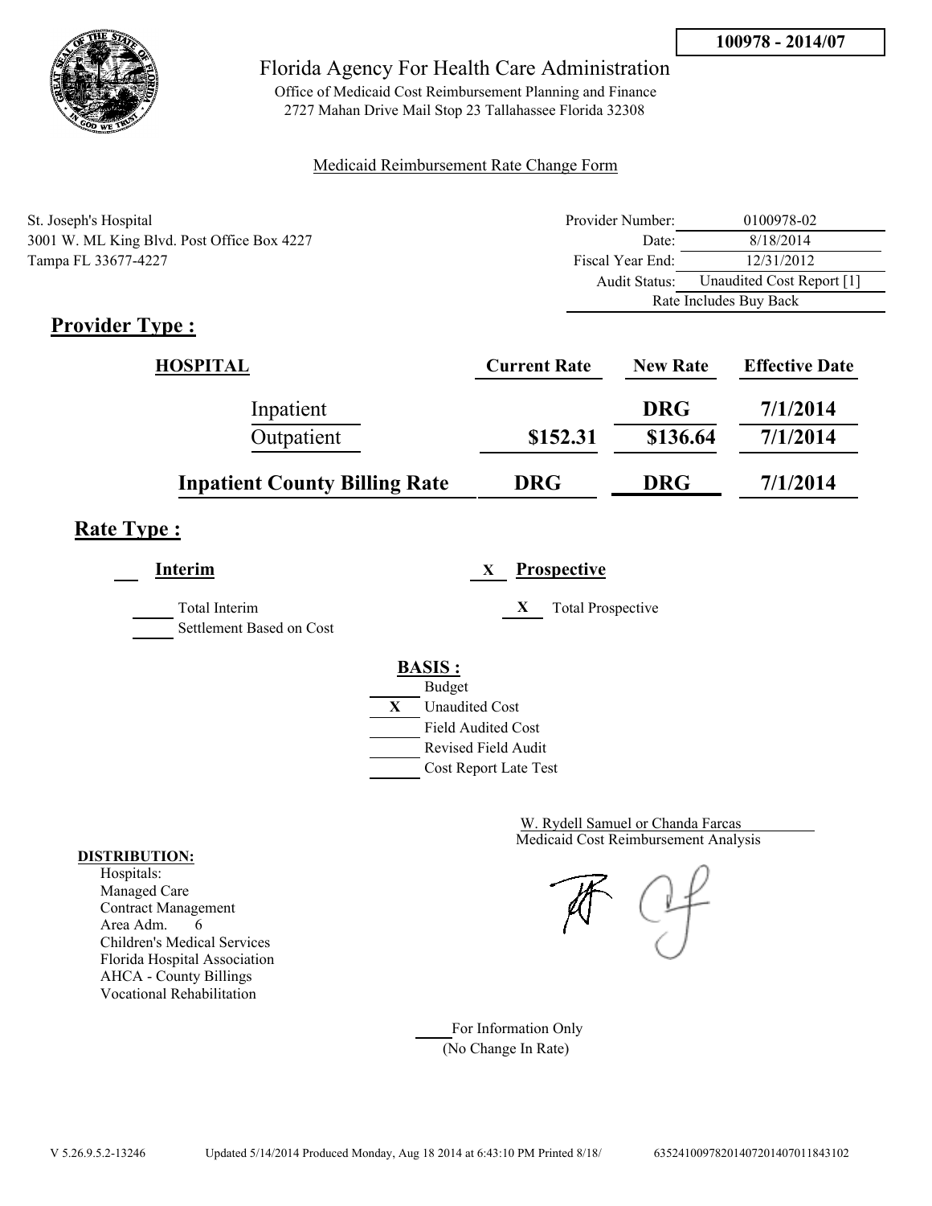100978 - 2014/07

# Florida Agency For Health Care Administration

Office of Medicaid Cost Reimbursement Planning and Finance
2727 Mahan Drive Mail Stop 23 Tallahassee Florida 32308

Medicaid Reimbursement Rate Change Form

St. Joseph's Hospital
3001 W. ML King Blvd. Post Office Box 4227
Tampa FL 33677-4227

| | |
|---|---|
| Provider Number: | 0100978-02 |
| Date: | 8/18/2014 |
| Fiscal Year End: | 12/31/2012 |
| Audit Status: | Unaudited Cost Report [1] |
| | Rate Includes Buy Back |

## Provider Type :

| HOSPITAL | Current Rate | New Rate | Effective Date |
|---|---|---|---|
| Inpatient | | DRG | 7/1/2014 |
| Outpatient | $152.31 | $136.64 | 7/1/2014 |
| **Inpatient County Billing Rate** | DRG | DRG | 7/1/2014 |

## Rate Type :

___ **Interim**

_____ Total Interim
_____ Settlement Based on Cost

X **Prospective**

X Total Prospective

**BASIS :**

- ___ Budget
- X Unaudited Cost
- ___ Field Audited Cost
- ___ Revised Field Audit
- ___ Cost Report Late Test

W. Rydell Samuel or Chanda Farcas
Medicaid Cost Reimbursement Analysis

**DISTRIBUTION:**
Hospitals:
Managed Care
Contract Management
Area Adm. 6
Children's Medical Services
Florida Hospital Association
AHCA - County Billings
Vocational Rehabilitation

____ For Information Only
(No Change In Rate)

V 5.26.9.5.2-13246 Updated 5/14/2014 Produced Monday, Aug 18 2014 at 6:43:10 PM Printed 8/18/ 635241009782014072014070118431O2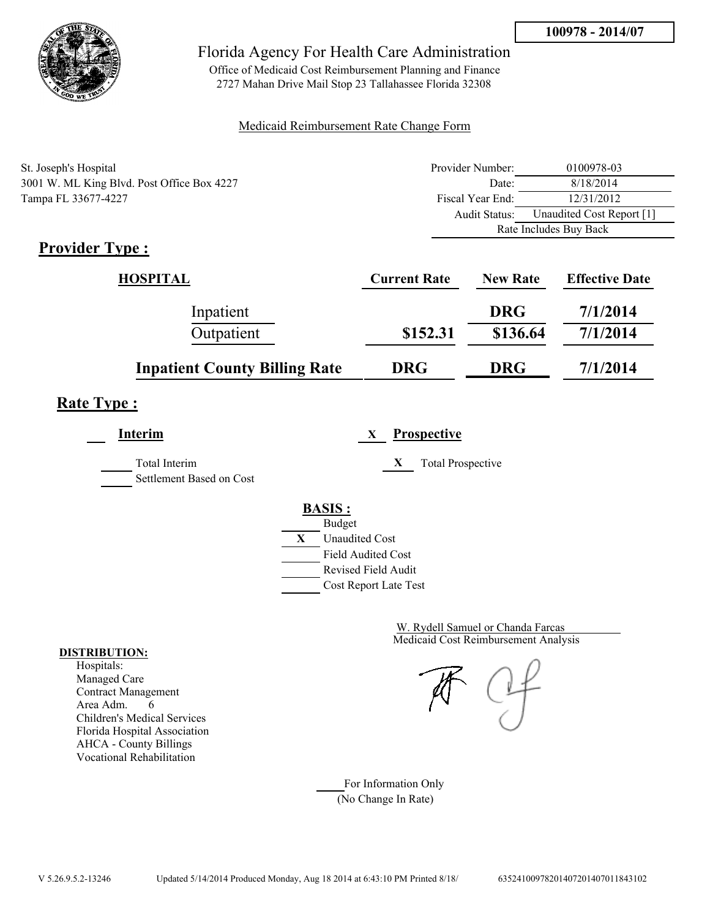**100978 - 2014/07**

# Florida Agency For Health Care Administration

Office of Medicaid Cost Reimbursement Planning and Finance
2727 Mahan Drive Mail Stop 23 Tallahassee Florida 32308

Medicaid Reimbursement Rate Change Form

St. Joseph's Hospital
3001 W. ML King Blvd. Post Office Box 4227
Tampa FL 33677-4227

| | |
|---|---|
| Provider Number: | 0100978-03 |
| Date: | 8/18/2014 |
| Fiscal Year End: | 12/31/2012 |
| Audit Status: | Unaudited Cost Report [1] |
| | Rate Includes Buy Back |

## Provider Type :

| HOSPITAL | Current Rate | New Rate | Effective Date |
|---|---|---|---|
| Inpatient | | DRG | 7/1/2014 |
| Outpatient | $152.31 | $136.64 | 7/1/2014 |
| **Inpatient County Billing Rate** | **DRG** | **DRG** | **7/1/2014** |

## Rate Type :

___ **Interim** &nbsp;&nbsp;&nbsp; X **Prospective**

___ Total Interim
___ Settlement Based on Cost

X Total Prospective

**BASIS :**

___ Budget
X Unaudited Cost
___ Field Audited Cost
___ Revised Field Audit
___ Cost Report Late Test

W. Rydell Samuel or Chanda Farcas
Medicaid Cost Reimbursement Analysis

**DISTRIBUTION:**
Hospitals:
Managed Care
Contract Management
Area Adm. 6
Children's Medical Services
Florida Hospital Association
AHCA - County Billings
Vocational Rehabilitation

___ For Information Only
(No Change In Rate)

V 5.26.9.5.2-13246 Updated 5/14/2014 Produced Monday, Aug 18 2014 at 6:43:10 PM Printed 8/18/ 635241009782014072014070118431​02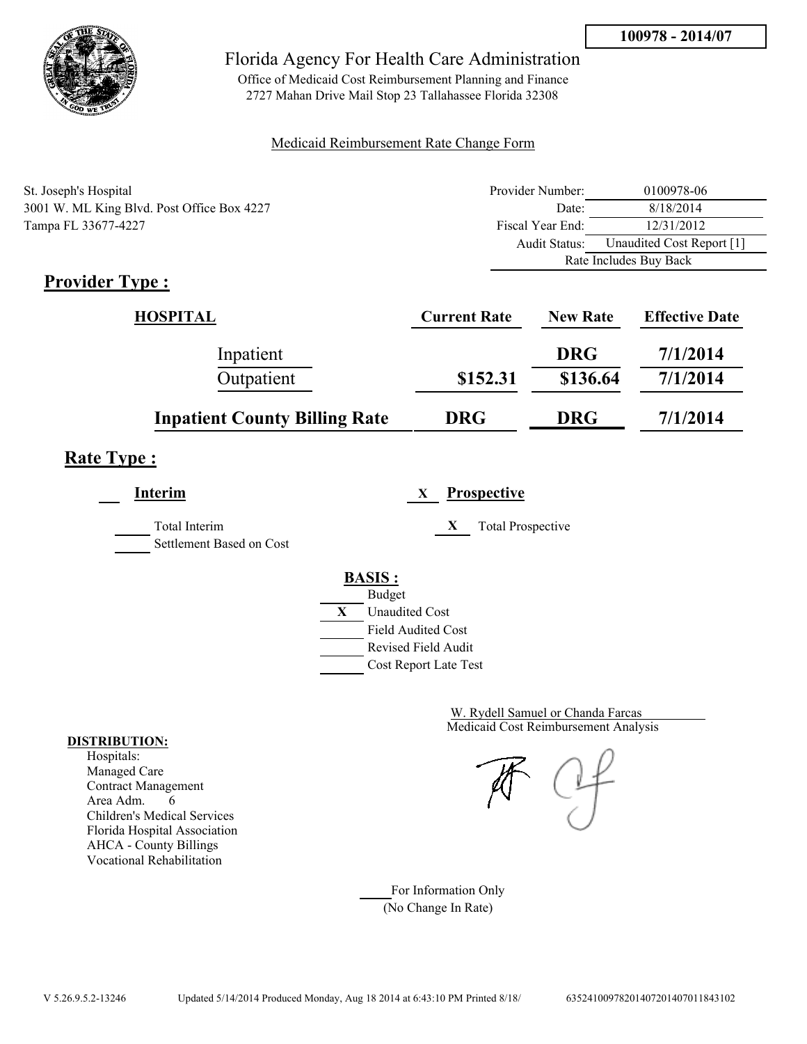**100978 - 2014/07**

# Florida Agency For Health Care Administration

Office of Medicaid Cost Reimbursement Planning and Finance
2727 Mahan Drive Mail Stop 23 Tallahassee Florida 32308

Medicaid Reimbursement Rate Change Form

St. Joseph's Hospital
3001 W. ML King Blvd. Post Office Box 4227
Tampa FL 33677-4227

| | |
|---|---|
| Provider Number: | 0100978-06 |
| Date: | 8/18/2014 |
| Fiscal Year End: | 12/31/2012 |
| Audit Status: | Unaudited Cost Report [1] |
| | Rate Includes Buy Back |

## Provider Type :

| HOSPITAL | Current Rate | New Rate | Effective Date |
|---|---|---|---|
| Inpatient | | DRG | 7/1/2014 |
| Outpatient | $152.31 | $136.64 | 7/1/2014 |
| **Inpatient County Billing Rate** | **DRG** | **DRG** | **7/1/2014** |

## Rate Type :

___ **Interim**

___ Total Interim

___ Settlement Based on Cost

X **Prospective**

X Total Prospective

**BASIS :**

___ Budget

X Unaudited Cost

___ Field Audited Cost

___ Revised Field Audit

___ Cost Report Late Test

W. Rydell Samuel or Chanda Farcas
Medicaid Cost Reimbursement Analysis

**DISTRIBUTION:**
Hospitals:
Managed Care
Contract Management
Area Adm. 6
Children's Medical Services
Florida Hospital Association
AHCA - County Billings
Vocational Rehabilitation

___ For Information Only
(No Change In Rate)

V 5.26.9.5.2-13246 Updated 5/14/2014 Produced Monday, Aug 18 2014 at 6:43:10 PM Printed 8/18/ 6352410097820140720140701184310​2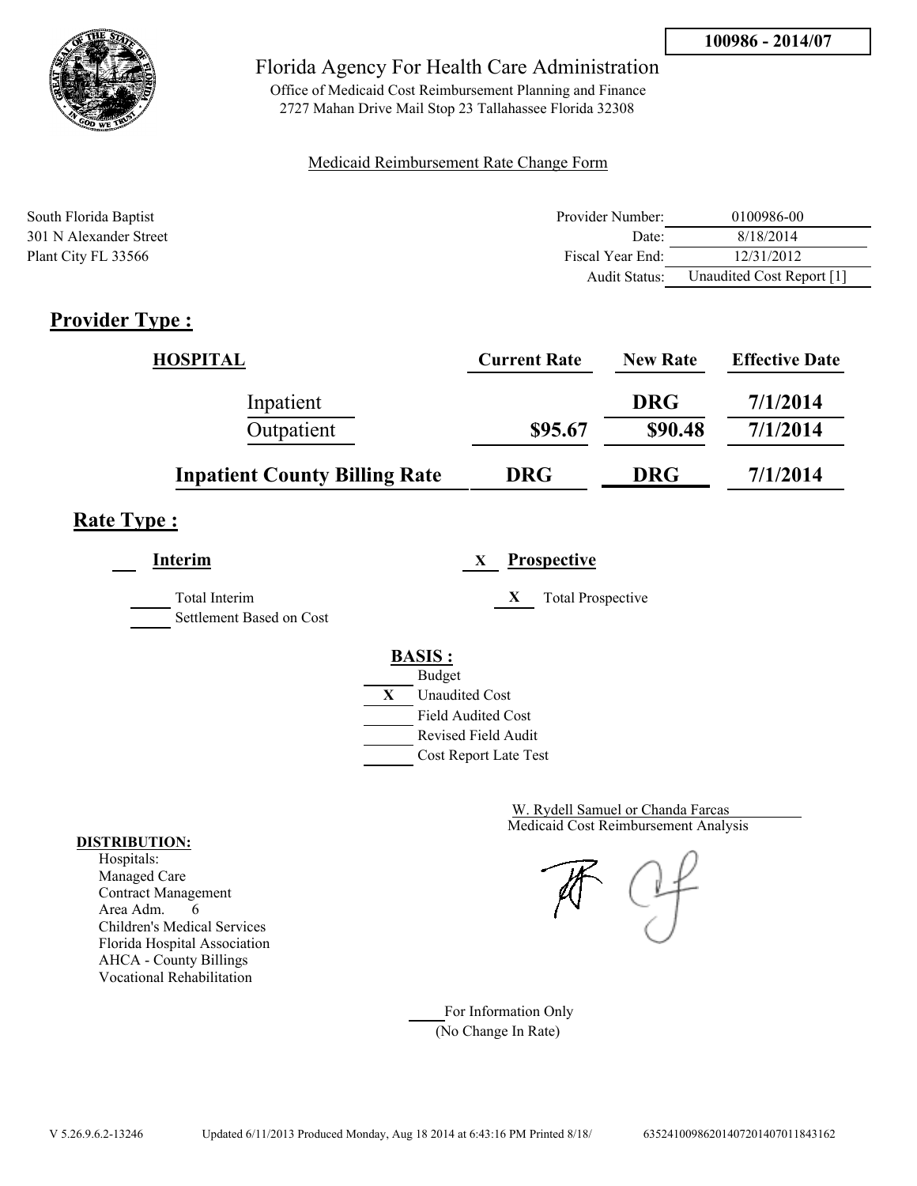**100986 - 2014/07**

Florida Agency For Health Care Administration

Office of Medicaid Cost Reimbursement Planning and Finance
2727 Mahan Drive Mail Stop 23 Tallahassee Florida 32308

Medicaid Reimbursement Rate Change Form

South Florida Baptist
301 N Alexander Street
Plant City FL 33566

| | |
|---|---|
| Provider Number: | 0100986-00 |
| Date: | 8/18/2014 |
| Fiscal Year End: | 12/31/2012 |
| Audit Status: | Unaudited Cost Report [1] |

## Provider Type :

| HOSPITAL | Current Rate | New Rate | Effective Date |
|---|---|---|---|
| Inpatient | | DRG | 7/1/2014 |
| Outpatient | $95.67 | $90.48 | 7/1/2014 |
| **Inpatient County Billing Rate** | DRG | DRG | 7/1/2014 |

## Rate Type :

___ **Interim** X **Prospective**

_____ Total Interim
_____ Settlement Based on Cost

X Total Prospective

**BASIS :**

_____ Budget
X Unaudited Cost
_____ Field Audited Cost
_____ Revised Field Audit
_____ Cost Report Late Test

W. Rydell Samuel or Chanda Farcas
Medicaid Cost Reimbursement Analysis

**DISTRIBUTION:**

Hospitals:
Managed Care
Contract Management
Area Adm. 6
Children's Medical Services
Florida Hospital Association
AHCA - County Billings
Vocational Rehabilitation

_____ For Information Only
(No Change In Rate)

V 5.26.9.6.2-13246 Updated 6/11/2013 Produced Monday, Aug 18 2014 at 6:43:16 PM Printed 8/18/ 635241009862014072014070118431 62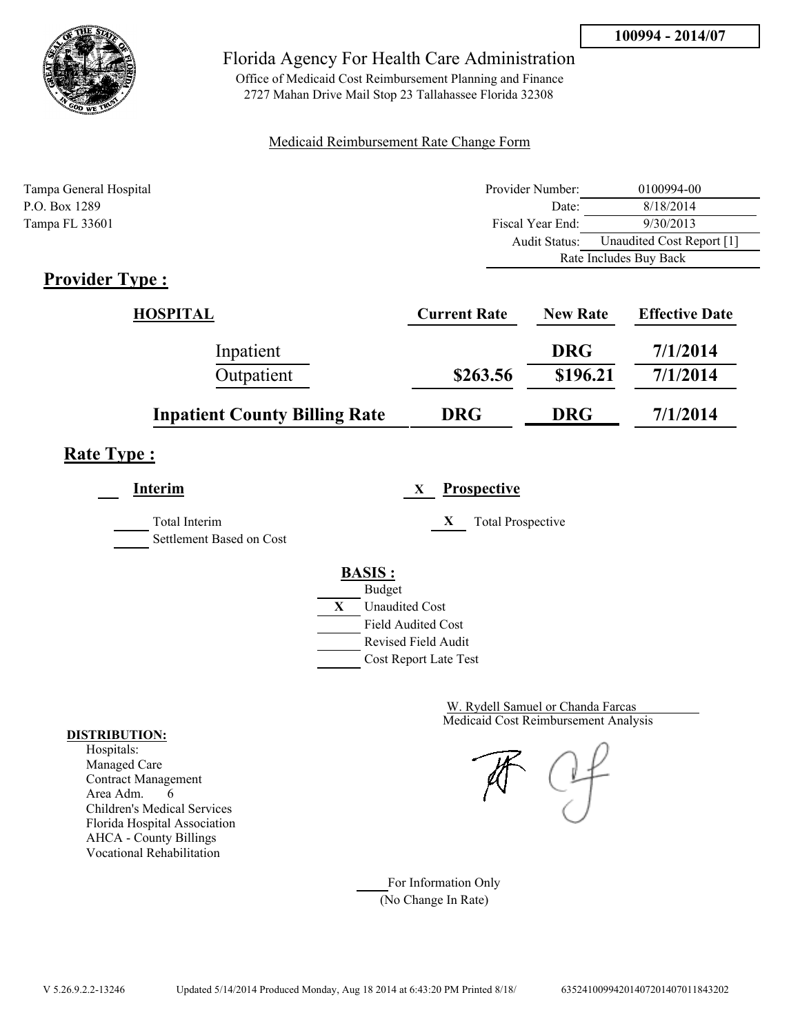**100994 - 2014/07**

Florida Agency For Health Care Administration

Office of Medicaid Cost Reimbursement Planning and Finance
2727 Mahan Drive Mail Stop 23 Tallahassee Florida 32308

Medicaid Reimbursement Rate Change Form

Tampa General Hospital
P.O. Box 1289
Tampa FL 33601

| | |
|---|---|
| Provider Number: | 0100994-00 |
| Date: | 8/18/2014 |
| Fiscal Year End: | 9/30/2013 |
| Audit Status: | Unaudited Cost Report [1] |
| | Rate Includes Buy Back |

## Provider Type :

| HOSPITAL | Current Rate | New Rate | Effective Date |
|---|---|---|---|
| Inpatient | | DRG | 7/1/2014 |
| Outpatient | $263.56 | $196.21 | 7/1/2014 |
| **Inpatient County Billing Rate** | **DRG** | **DRG** | **7/1/2014** |

## Rate Type :

___ **Interim**

_____ Total Interim
_____ Settlement Based on Cost

X **Prospective**

X Total Prospective

**BASIS :**

_____ Budget
X Unaudited Cost
_____ Field Audited Cost
_____ Revised Field Audit
_____ Cost Report Late Test

W. Rydell Samuel or Chanda Farcas
Medicaid Cost Reimbursement Analysis

**DISTRIBUTION:**
Hospitals:
Managed Care
Contract Management
Area Adm. 6
Children's Medical Services
Florida Hospital Association
AHCA - County Billings
Vocational Rehabilitation

_____ For Information Only
(No Change In Rate)

V 5.26.9.2.2-13246 Updated 5/14/2014 Produced Monday, Aug 18 2014 at 6:43:20 PM Printed 8/18/ 635241009942014072014070118432O2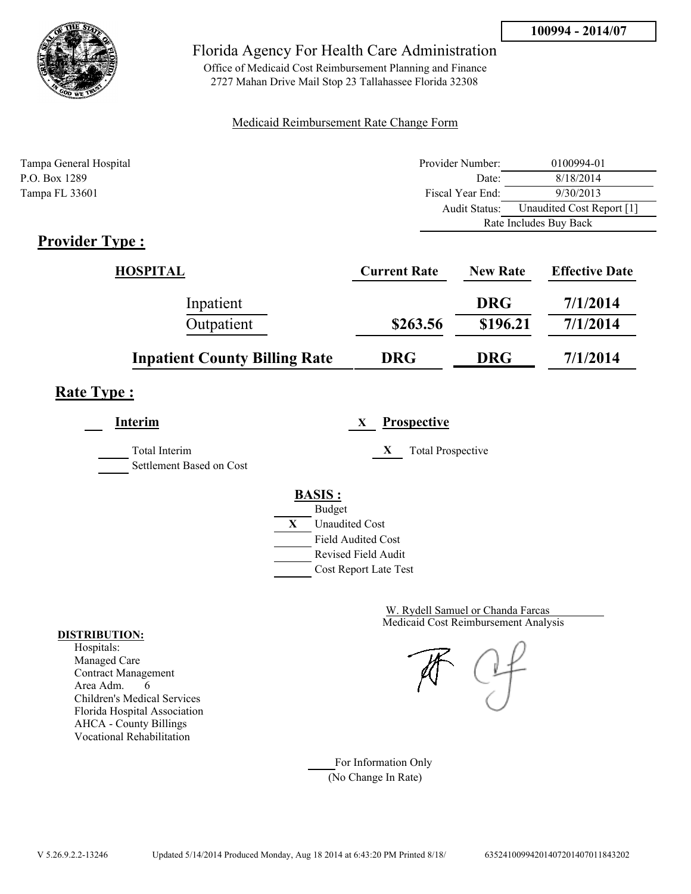**100994 - 2014/07**

Florida Agency For Health Care Administration

Office of Medicaid Cost Reimbursement Planning and Finance
2727 Mahan Drive Mail Stop 23 Tallahassee Florida 32308

Medicaid Reimbursement Rate Change Form

Tampa General Hospital
P.O. Box 1289
Tampa FL 33601

| | |
|---|---|
| Provider Number: | 0100994-01 |
| Date: | 8/18/2014 |
| Fiscal Year End: | 9/30/2013 |
| Audit Status: | Unaudited Cost Report [1] |
| | Rate Includes Buy Back |

## Provider Type :

| HOSPITAL | Current Rate | New Rate | Effective Date |
|---|---|---|---|
| Inpatient | | DRG | 7/1/2014 |
| Outpatient | $263.56 | $196.21 | 7/1/2014 |
| **Inpatient County Billing Rate** | **DRG** | **DRG** | **7/1/2014** |

## Rate Type :

___ **Interim**

_____ Total Interim
_____ Settlement Based on Cost

X **Prospective**

X Total Prospective

**BASIS :**

_____ Budget
X Unaudited Cost
_____ Field Audited Cost
_____ Revised Field Audit
_____ Cost Report Late Test

W. Rydell Samuel or Chanda Farcas
Medicaid Cost Reimbursement Analysis

**DISTRIBUTION:**
Hospitals:
Managed Care
Contract Management
Area Adm. 6
Children's Medical Services
Florida Hospital Association
AHCA - County Billings
Vocational Rehabilitation

_____ For Information Only
(No Change In Rate)

V 5.26.9.2.2-13246 Updated 5/14/2014 Produced Monday, Aug 18 2014 at 6:43:20 PM Printed 8/18/ 635241009942014072014070118432​02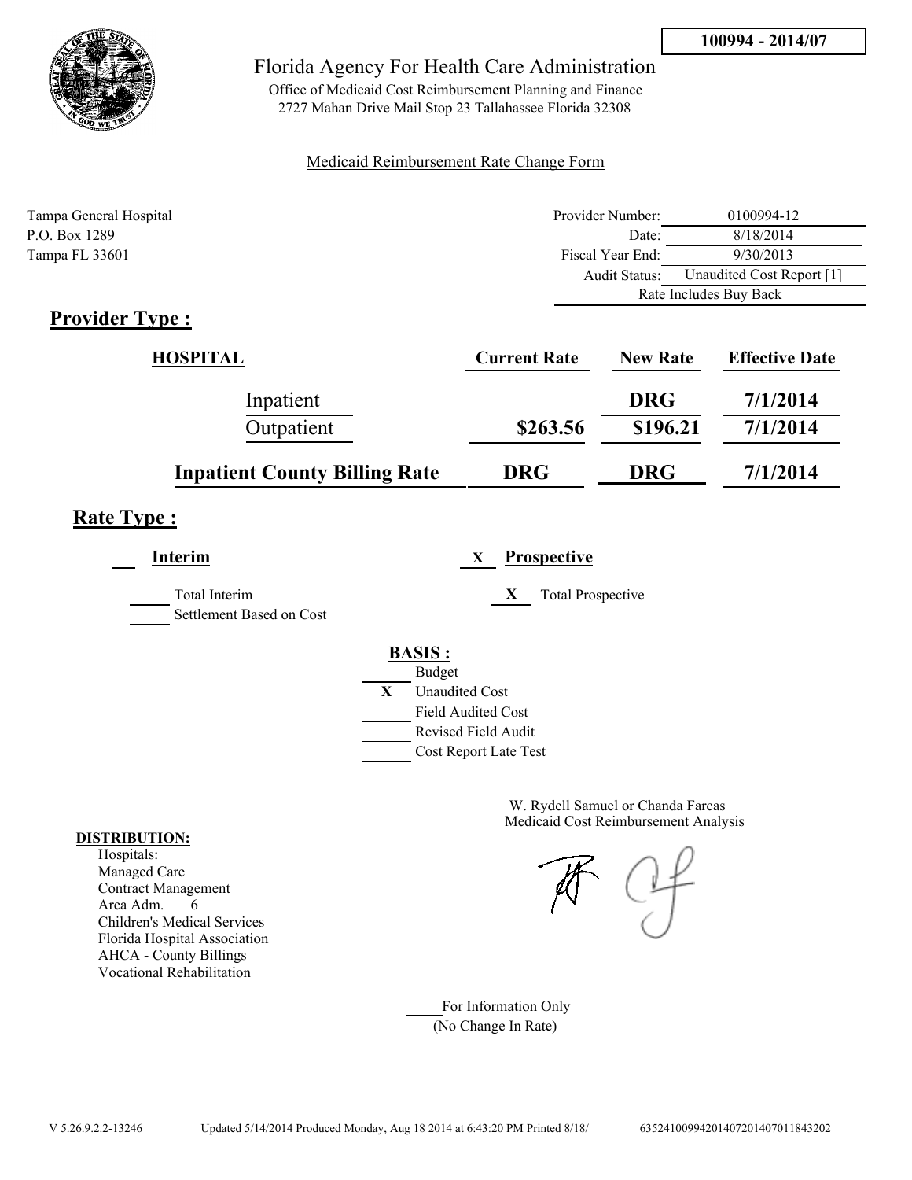**100994 - 2014/07**

Florida Agency For Health Care Administration

Office of Medicaid Cost Reimbursement Planning and Finance
2727 Mahan Drive Mail Stop 23 Tallahassee Florida 32308

Medicaid Reimbursement Rate Change Form

Tampa General Hospital
P.O. Box 1289
Tampa FL 33601

| | |
|---|---|
| Provider Number: | 0100994-12 |
| Date: | 8/18/2014 |
| Fiscal Year End: | 9/30/2013 |
| Audit Status: | Unaudited Cost Report [1] |
| | Rate Includes Buy Back |

## Provider Type :

| HOSPITAL | Current Rate | New Rate | Effective Date |
|---|---|---|---|
| Inpatient | | DRG | 7/1/2014 |
| Outpatient | $263.56 | $196.21 | 7/1/2014 |
| **Inpatient County Billing Rate** | **DRG** | **DRG** | **7/1/2014** |

## Rate Type :

___ **Interim**

_____ Total Interim
_____ Settlement Based on Cost

X **Prospective**

X Total Prospective

**BASIS :**

- _____ Budget
- X Unaudited Cost
- _____ Field Audited Cost
- _____ Revised Field Audit
- _____ Cost Report Late Test

W. Rydell Samuel or Chanda Farcas
Medicaid Cost Reimbursement Analysis

**DISTRIBUTION:**
Hospitals:
Managed Care
Contract Management
Area Adm. 6
Children's Medical Services
Florida Hospital Association
AHCA - County Billings
Vocational Rehabilitation

_____ For Information Only
(No Change In Rate)

V 5.26.9.2.2-13246 Updated 5/14/2014 Produced Monday, Aug 18 2014 at 6:43:20 PM Printed 8/18/ 635241009942014072014070118432O2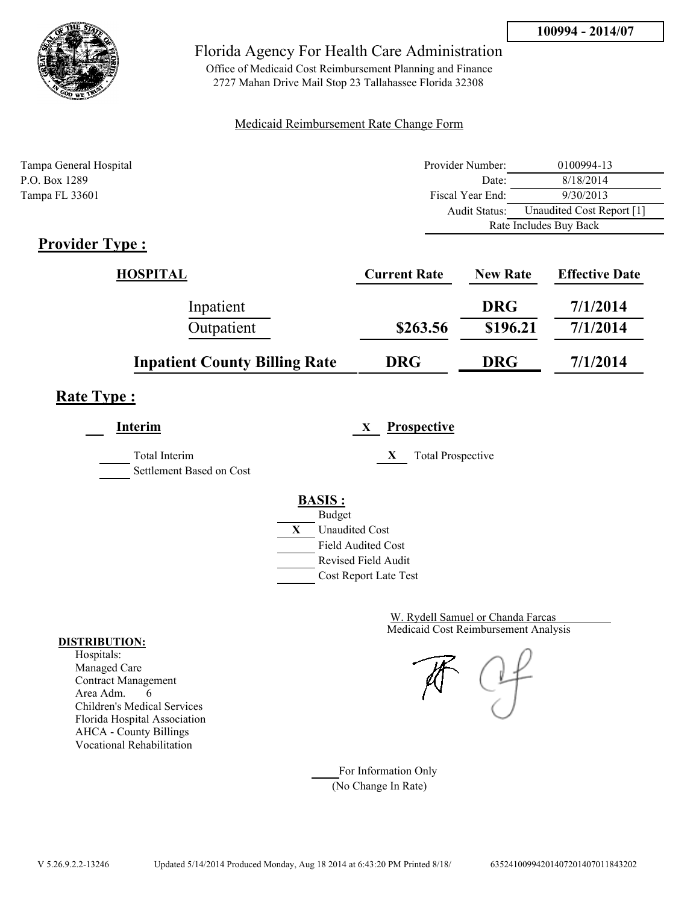**100994 - 2014/07**

Florida Agency For Health Care Administration

Office of Medicaid Cost Reimbursement Planning and Finance
2727 Mahan Drive Mail Stop 23 Tallahassee Florida 32308

Medicaid Reimbursement Rate Change Form

Tampa General Hospital
P.O. Box 1289
Tampa FL 33601

| | |
|---|---|
| Provider Number: | 0100994-13 |
| Date: | 8/18/2014 |
| Fiscal Year End: | 9/30/2013 |
| Audit Status: | Unaudited Cost Report [1] |
| Rate Includes Buy Back | |

## Provider Type :

| HOSPITAL | Current Rate | New Rate | Effective Date |
|---|---|---|---|
| Inpatient | | DRG | 7/1/2014 |
| Outpatient | $263.56 | $196.21 | 7/1/2014 |
| **Inpatient County Billing Rate** | **DRG** | **DRG** | **7/1/2014** |

## Rate Type :

___ **Interim**

_____ Total Interim

_____ Settlement Based on Cost

X **Prospective**

X Total Prospective

**BASIS :**

_____ Budget

X Unaudited Cost

_____ Field Audited Cost

_____ Revised Field Audit

_____ Cost Report Late Test

W. Rydell Samuel or Chanda Farcas
Medicaid Cost Reimbursement Analysis

**DISTRIBUTION:**

Hospitals:
Managed Care
Contract Management
Area Adm. 6
Children's Medical Services
Florida Hospital Association
AHCA - County Billings
Vocational Rehabilitation

_____ For Information Only
(No Change In Rate)

V 5.26.9.2.2-13246 Updated 5/14/2014 Produced Monday, Aug 18 2014 at 6:43:20 PM Printed 8/18/ 635241009942014072014070118432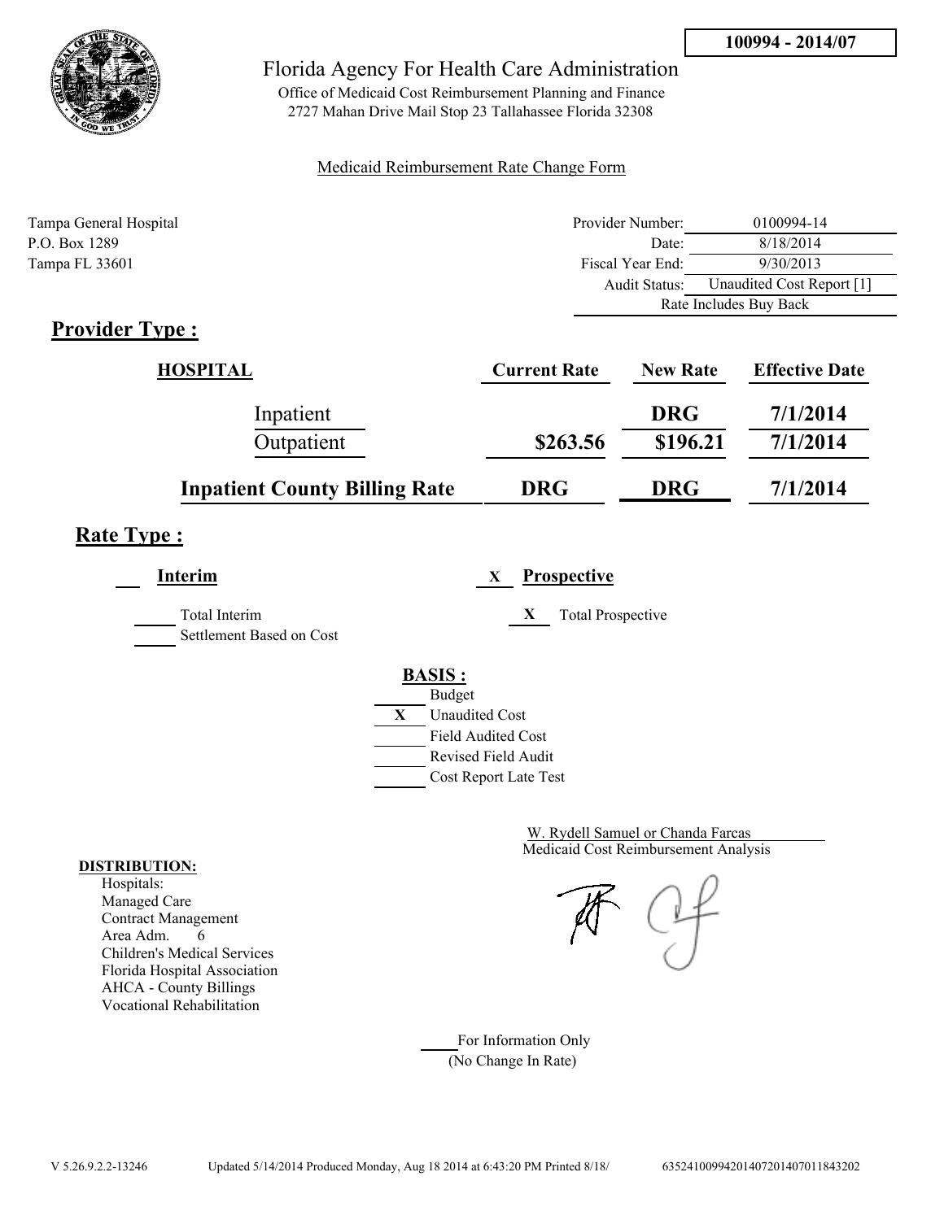**100994 - 2014/07**

# Florida Agency For Health Care Administration

Office of Medicaid Cost Reimbursement Planning and Finance
2727 Mahan Drive Mail Stop 23 Tallahassee Florida 32308

Medicaid Reimbursement Rate Change Form

Tampa General Hospital
P.O. Box 1289
Tampa FL 33601

| | |
|---|---|
| Provider Number: | 0100994-14 |
| Date: | 8/18/2014 |
| Fiscal Year End: | 9/30/2013 |
| Audit Status: | Unaudited Cost Report [1] |
| | Rate Includes Buy Back |

## Provider Type :

| HOSPITAL | Current Rate | New Rate | Effective Date |
|---|---|---|---|
| Inpatient | | DRG | 7/1/2014 |
| Outpatient | $263.56 | $196.21 | 7/1/2014 |
| **Inpatient County Billing Rate** | **DRG** | **DRG** | **7/1/2014** |

## Rate Type :

___ **Interim**

_____ Total Interim
_____ Settlement Based on Cost

X **Prospective**

X Total Prospective

**BASIS :**

- ___ Budget
- X Unaudited Cost
- ___ Field Audited Cost
- ___ Revised Field Audit
- ___ Cost Report Late Test

W. Rydell Samuel or Chanda Farcas
Medicaid Cost Reimbursement Analysis

**DISTRIBUTION:**
Hospitals:
Managed Care
Contract Management
Area Adm. 6
Children's Medical Services
Florida Hospital Association
AHCA - County Billings
Vocational Rehabilitation

____ For Information Only
(No Change In Rate)

V 5.26.9.2.2-13246 Updated 5/14/2014 Produced Monday, Aug 18 2014 at 6:43:20 PM Printed 8/18/ 63524100994201407201407011843202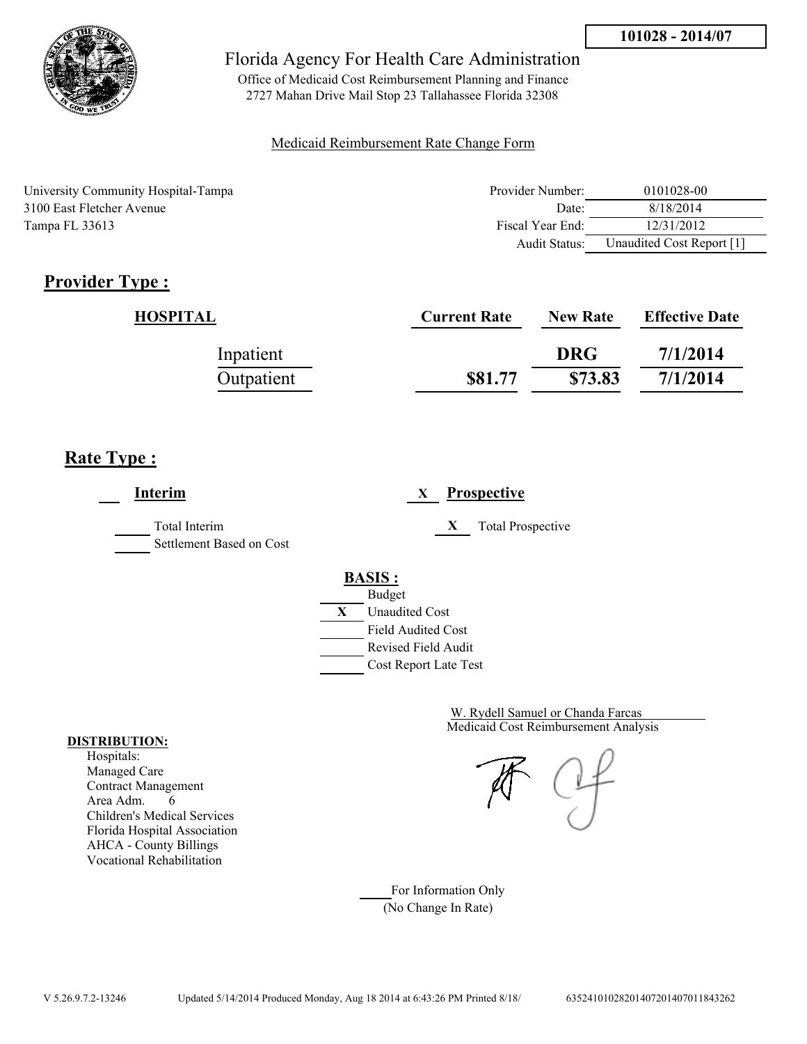101028 - 2014/07

Florida Agency For Health Care Administration

Office of Medicaid Cost Reimbursement Planning and Finance
2727 Mahan Drive Mail Stop 23 Tallahassee Florida 32308

Medicaid Reimbursement Rate Change Form

University Community Hospital-Tampa
3100 East Fletcher Avenue
Tampa FL 33613

| | |
|---|---|
| Provider Number: | 0101028-00 |
| Date: | 8/18/2014 |
| Fiscal Year End: | 12/31/2012 |
| Audit Status: | Unaudited Cost Report [1] |

## Provider Type :

| HOSPITAL | Current Rate | New Rate | Effective Date |
|---|---|---|---|
| Inpatient | | DRG | 7/1/2014 |
| Outpatient | $81.77 | $73.83 | 7/1/2014 |

## Rate Type :

___ **Interim**

_____ Total Interim
_____ Settlement Based on Cost

X **Prospective**

X Total Prospective

**BASIS :**

_____ Budget
X Unaudited Cost
_____ Field Audited Cost
_____ Revised Field Audit
_____ Cost Report Late Test

W. Rydell Samuel or Chanda Farcas
Medicaid Cost Reimbursement Analysis

**DISTRIBUTION:**
Hospitals:
Managed Care
Contract Management
Area Adm. 6
Children's Medical Services
Florida Hospital Association
AHCA - County Billings
Vocational Rehabilitation

_____ For Information Only
(No Change In Rate)

V 5.26.9.7.2-13246 Updated 5/14/2014 Produced Monday, Aug 18 2014 at 6:43:26 PM Printed 8/18/ 635241010282014072014070118432​62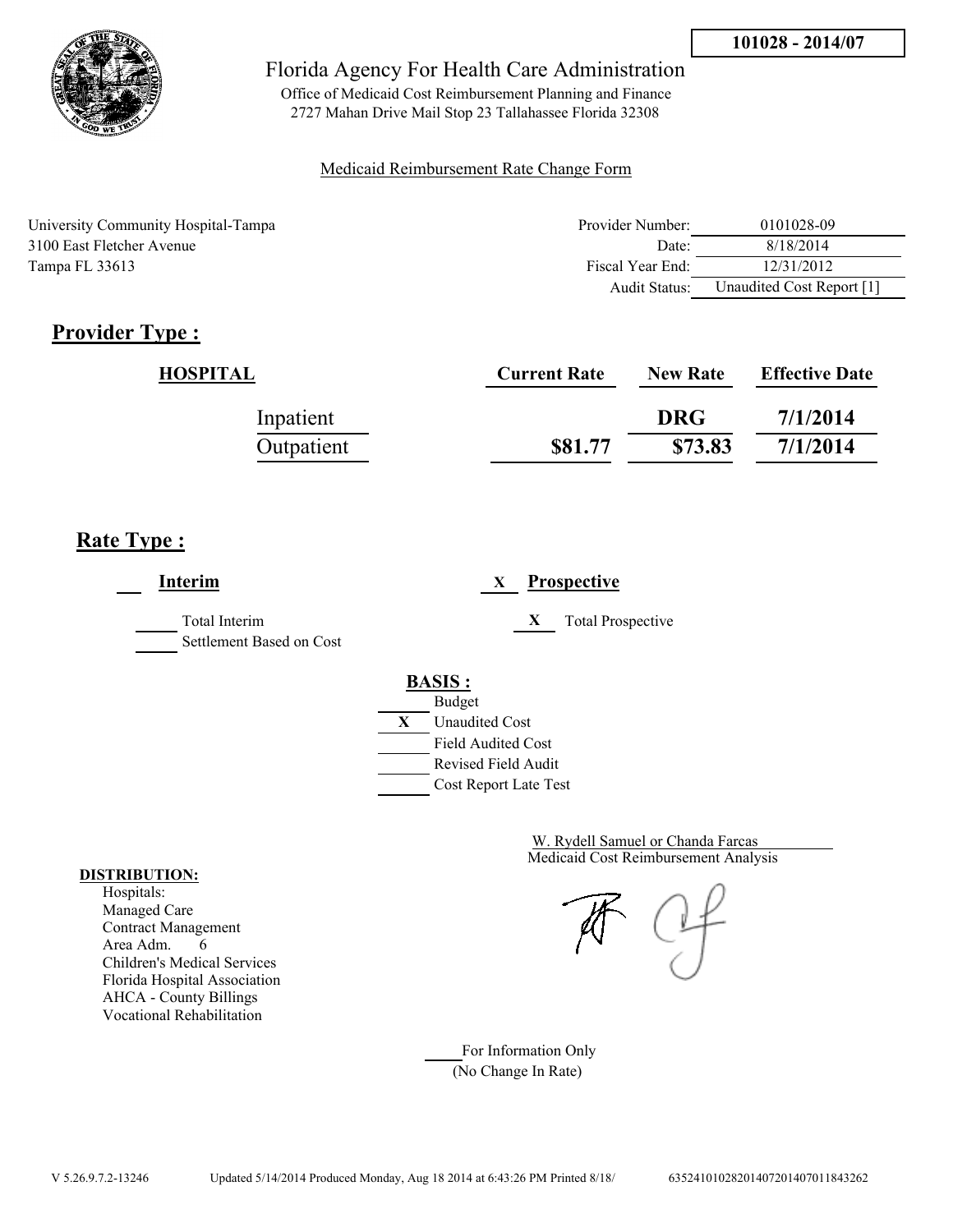**101028 - 2014/07**

# Florida Agency For Health Care Administration

Office of Medicaid Cost Reimbursement Planning and Finance
2727 Mahan Drive Mail Stop 23 Tallahassee Florida 32308

Medicaid Reimbursement Rate Change Form

University Community Hospital-Tampa
3100 East Fletcher Avenue
Tampa FL 33613

| | |
|---|---|
| Provider Number: | 0101028-09 |
| Date: | 8/18/2014 |
| Fiscal Year End: | 12/31/2012 |
| Audit Status: | Unaudited Cost Report [1] |

## Provider Type :

| HOSPITAL | Current Rate | New Rate | Effective Date |
|---|---|---|---|
| Inpatient | | DRG | 7/1/2014 |
| Outpatient | $81.77 | $73.83 | 7/1/2014 |

## Rate Type :

___ **Interim**

_____ Total Interim
_____ Settlement Based on Cost

X **Prospective**

X Total Prospective

**BASIS :**

_____ Budget
X Unaudited Cost
_____ Field Audited Cost
_____ Revised Field Audit
_____ Cost Report Late Test

W. Rydell Samuel or Chanda Farcas
Medicaid Cost Reimbursement Analysis

**DISTRIBUTION:**
Hospitals:
Managed Care
Contract Management
Area Adm. 6
Children's Medical Services
Florida Hospital Association
AHCA - County Billings
Vocational Rehabilitation

_____ For Information Only
(No Change In Rate)

V 5.26.9.7.2-13246 Updated 5/14/2014 Produced Monday, Aug 18 2014 at 6:43:26 PM Printed 8/18/ 635241010282014072014070118432​62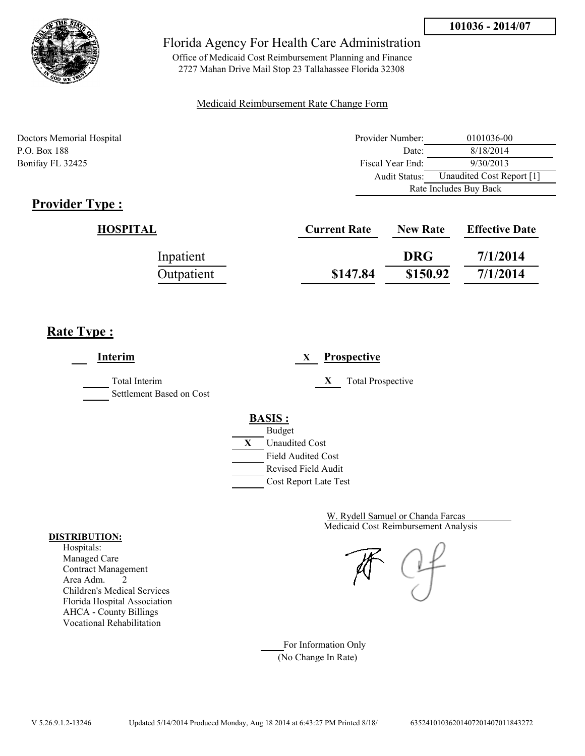**101036 - 2014/07**

# Florida Agency For Health Care Administration

Office of Medicaid Cost Reimbursement Planning and Finance
2727 Mahan Drive Mail Stop 23 Tallahassee Florida 32308

Medicaid Reimbursement Rate Change Form

Doctors Memorial Hospital
P.O. Box 188
Bonifay FL 32425

| | |
|---|---|
| Provider Number: | 0101036-00 |
| Date: | 8/18/2014 |
| Fiscal Year End: | 9/30/2013 |
| Audit Status: | Unaudited Cost Report [1] |
| | Rate Includes Buy Back |

## Provider Type :

| HOSPITAL | Current Rate | New Rate | Effective Date |
|---|---|---|---|
| Inpatient | | DRG | 7/1/2014 |
| Outpatient | $147.84 | $150.92 | 7/1/2014 |

## Rate Type :

___ **Interim**

_____ Total Interim
_____ Settlement Based on Cost

X **Prospective**

X Total Prospective

**BASIS :**

- ___ Budget
- X Unaudited Cost
- ___ Field Audited Cost
- ___ Revised Field Audit
- ___ Cost Report Late Test

W. Rydell Samuel or Chanda Farcas
Medicaid Cost Reimbursement Analysis

**DISTRIBUTION:**
Hospitals:
Managed Care
Contract Management
Area Adm. 2
Children's Medical Services
Florida Hospital Association
AHCA - County Billings
Vocational Rehabilitation

____ For Information Only
(No Change In Rate)

V 5.26.9.1.2-13246 Updated 5/14/2014 Produced Monday, Aug 18 2014 at 6:43:27 PM Printed 8/18/ 635241010362014072014070118432​72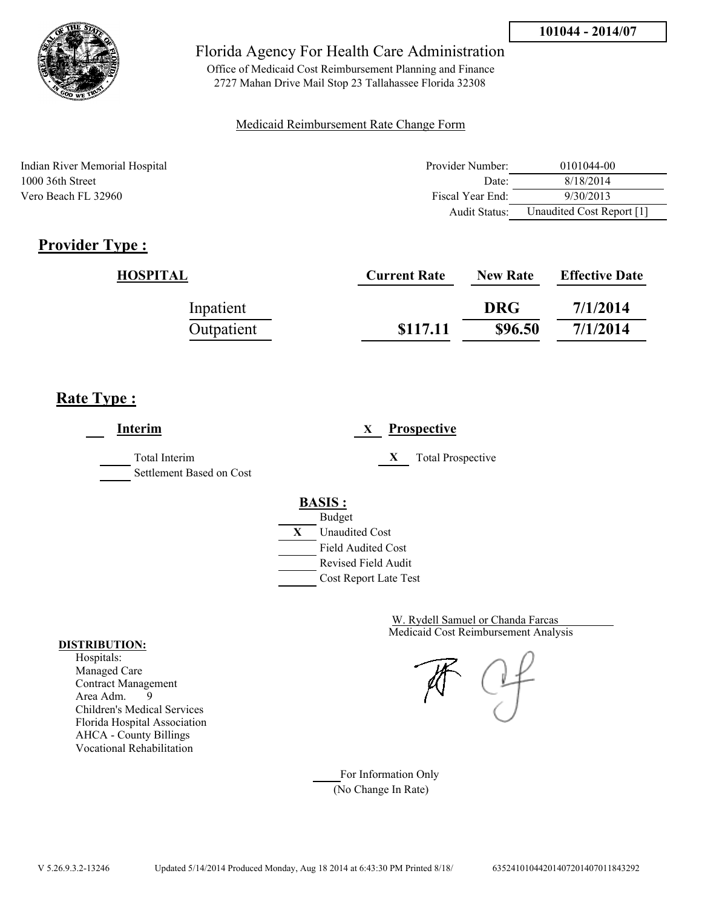**101044 - 2014/07**

Florida Agency For Health Care Administration

Office of Medicaid Cost Reimbursement Planning and Finance
2727 Mahan Drive Mail Stop 23 Tallahassee Florida 32308

Medicaid Reimbursement Rate Change Form

Indian River Memorial Hospital
1000 36th Street
Vero Beach FL 32960

| | |
|---|---|
| Provider Number: | 0101044-00 |
| Date: | 8/18/2014 |
| Fiscal Year End: | 9/30/2013 |
| Audit Status: | Unaudited Cost Report [1] |

## Provider Type :

| HOSPITAL | Current Rate | New Rate | Effective Date |
|---|---|---|---|
| Inpatient | | DRG | 7/1/2014 |
| Outpatient | $117.11 | $96.50 | 7/1/2014 |

## Rate Type :

___ **Interim**

_____ Total Interim
_____ Settlement Based on Cost

X **Prospective**

X Total Prospective

**BASIS :**

_____ Budget
X Unaudited Cost
_____ Field Audited Cost
_____ Revised Field Audit
_____ Cost Report Late Test

W. Rydell Samuel or Chanda Farcas
Medicaid Cost Reimbursement Analysis

**DISTRIBUTION:**
Hospitals:
Managed Care
Contract Management
Area Adm. 9
Children's Medical Services
Florida Hospital Association
AHCA - County Billings
Vocational Rehabilitation

_____ For Information Only
(No Change In Rate)

V 5.26.9.3.2-13246 Updated 5/14/2014 Produced Monday, Aug 18 2014 at 6:43:30 PM Printed 8/18/ 6352410104420140720140701184329​2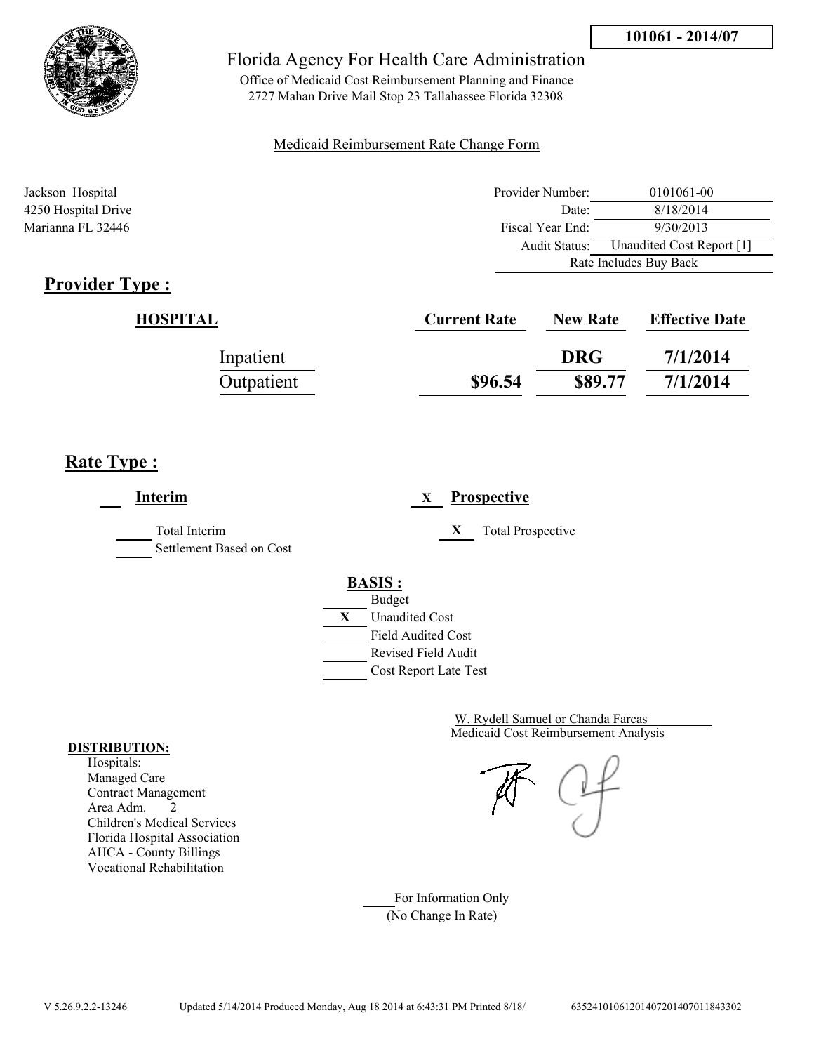101061 - 2014/07

Florida Agency For Health Care Administration

Office of Medicaid Cost Reimbursement Planning and Finance
2727 Mahan Drive Mail Stop 23 Tallahassee Florida 32308

Medicaid Reimbursement Rate Change Form

Jackson Hospital
4250 Hospital Drive
Marianna FL 32446

| | |
|---|---|
| Provider Number: | 0101061-00 |
| Date: | 8/18/2014 |
| Fiscal Year End: | 9/30/2013 |
| Audit Status: | Unaudited Cost Report [1] |
| | Rate Includes Buy Back |

## Provider Type :

| HOSPITAL | Current Rate | New Rate | Effective Date |
|---|---|---|---|
| Inpatient | | DRG | 7/1/2014 |
| Outpatient | $96.54 | $89.77 | 7/1/2014 |

## Rate Type :

___ **Interim**

_____ Total Interim
_____ Settlement Based on Cost

X **Prospective**

X Total Prospective

**BASIS :**

- ___ Budget
- X Unaudited Cost
- ___ Field Audited Cost
- ___ Revised Field Audit
- ___ Cost Report Late Test

W. Rydell Samuel or Chanda Farcas
Medicaid Cost Reimbursement Analysis

**DISTRIBUTION:**
Hospitals:
Managed Care
Contract Management
Area Adm. 2
Children's Medical Services
Florida Hospital Association
AHCA - County Billings
Vocational Rehabilitation

___ For Information Only
(No Change In Rate)

V 5.26.9.2.2-13246 Updated 5/14/2014 Produced Monday, Aug 18 2014 at 6:43:31 PM Printed 8/18/ 635241010612014072014070118433302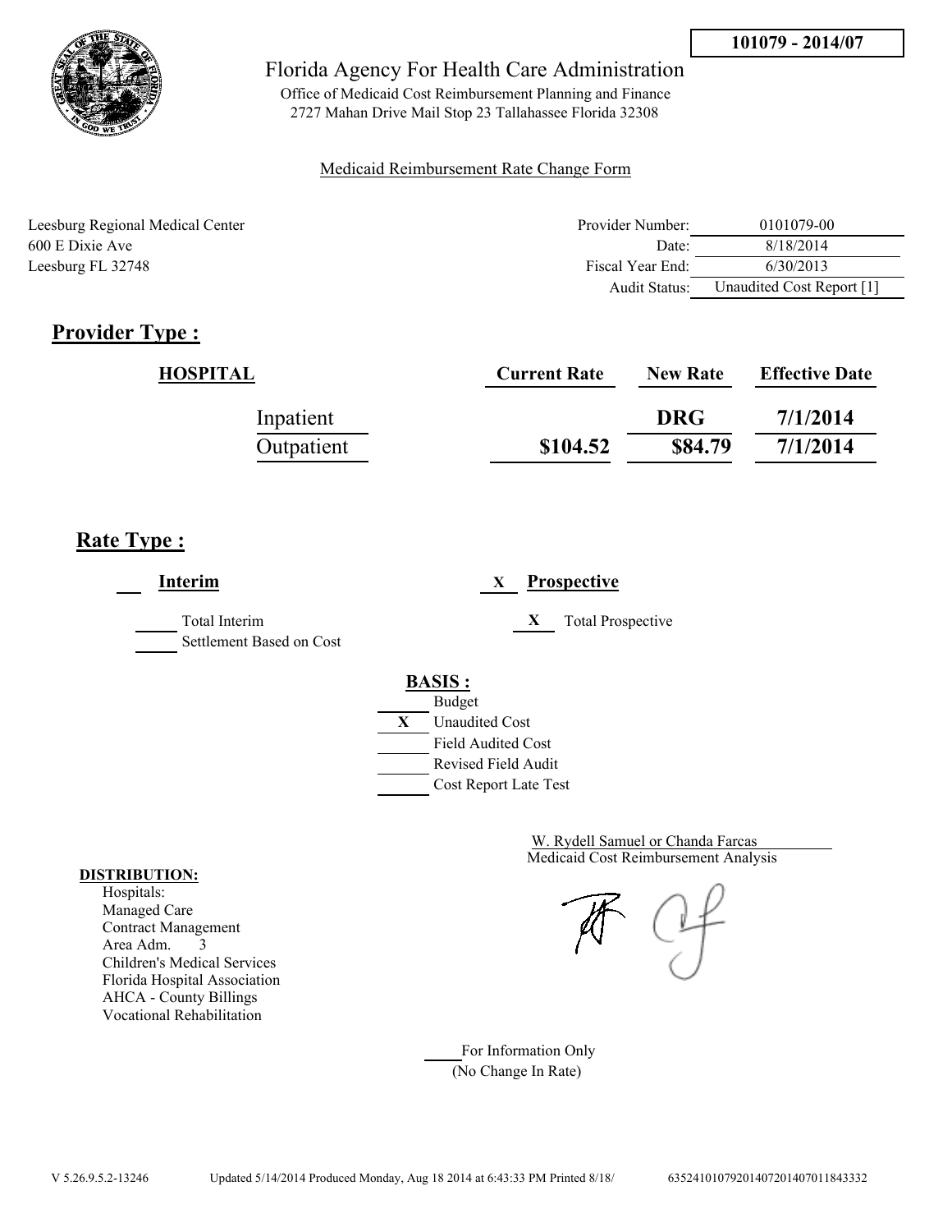101079 - 2014/07

Florida Agency For Health Care Administration

Office of Medicaid Cost Reimbursement Planning and Finance
2727 Mahan Drive Mail Stop 23 Tallahassee Florida 32308

Medicaid Reimbursement Rate Change Form

Leesburg Regional Medical Center
600 E Dixie Ave
Leesburg FL 32748

| | |
|---|---|
| Provider Number: | 0101079-00 |
| Date: | 8/18/2014 |
| Fiscal Year End: | 6/30/2013 |
| Audit Status: | Unaudited Cost Report [1] |

## Provider Type :

| HOSPITAL | Current Rate | New Rate | Effective Date |
|---|---|---|---|
| Inpatient | | DRG | 7/1/2014 |
| Outpatient | $104.52 | $84.79 | 7/1/2014 |

## Rate Type :

**Interim**

____ Total Interim
____ Settlement Based on Cost

X **Prospective**

X Total Prospective

**BASIS :**

____ Budget
X Unaudited Cost
____ Field Audited Cost
____ Revised Field Audit
____ Cost Report Late Test

W. Rydell Samuel or Chanda Farcas
Medicaid Cost Reimbursement Analysis

**DISTRIBUTION:**

Hospitals:
Managed Care
Contract Management
Area Adm. 3
Children's Medical Services
Florida Hospital Association
AHCA - County Billings
Vocational Rehabilitation

____ For Information Only
(No Change In Rate)

V 5.26.9.5.2-13246 Updated 5/14/2014 Produced Monday, Aug 18 2014 at 6:43:33 PM Printed 8/18/ 635241010792014072014070118433332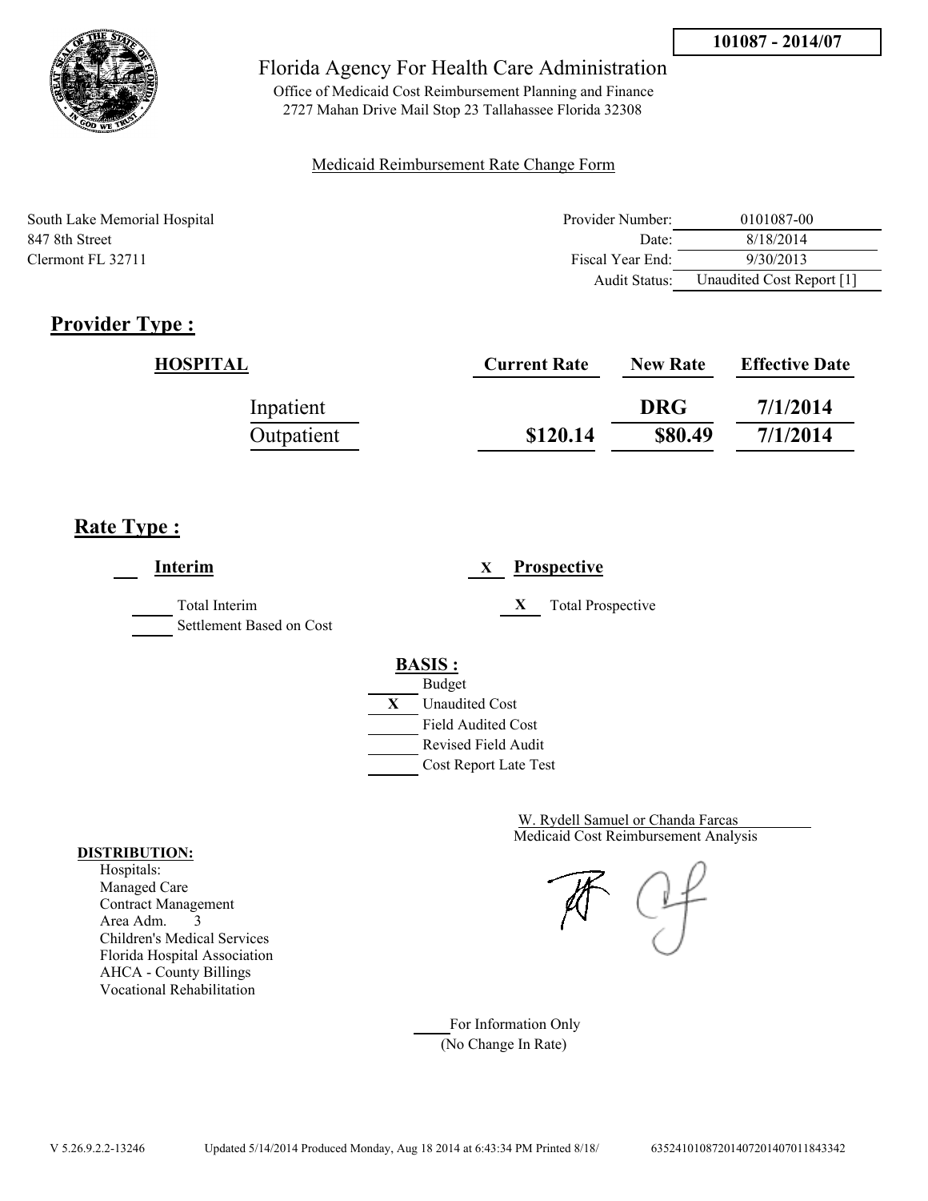**101087 - 2014/07**

# Florida Agency For Health Care Administration

Office of Medicaid Cost Reimbursement Planning and Finance
2727 Mahan Drive Mail Stop 23 Tallahassee Florida 32308

Medicaid Reimbursement Rate Change Form

South Lake Memorial Hospital
847 8th Street
Clermont FL 32711

| | |
|---|---|
| Provider Number: | 0101087-00 |
| Date: | 8/18/2014 |
| Fiscal Year End: | 9/30/2013 |
| Audit Status: | Unaudited Cost Report [1] |

## Provider Type :

| HOSPITAL | Current Rate | New Rate | Effective Date |
|---|---|---|---|
| Inpatient | | DRG | 7/1/2014 |
| Outpatient | $120.14 | $80.49 | 7/1/2014 |

## Rate Type :

___ **Interim** X **Prospective**

___ Total Interim
___ Settlement Based on Cost

X Total Prospective

**BASIS :**

- ___ Budget
- X Unaudited Cost
- ___ Field Audited Cost
- ___ Revised Field Audit
- ___ Cost Report Late Test

W. Rydell Samuel or Chanda Farcas
Medicaid Cost Reimbursement Analysis

**DISTRIBUTION:**
Hospitals:
Managed Care
Contract Management
Area Adm. 3
Children's Medical Services
Florida Hospital Association
AHCA - County Billings
Vocational Rehabilitation

___ For Information Only
(No Change In Rate)

V 5.26.9.2.2-13246 Updated 5/14/2014 Produced Monday, Aug 18 2014 at 6:43:34 PM Printed 8/18/ 635241010872014072014070118433342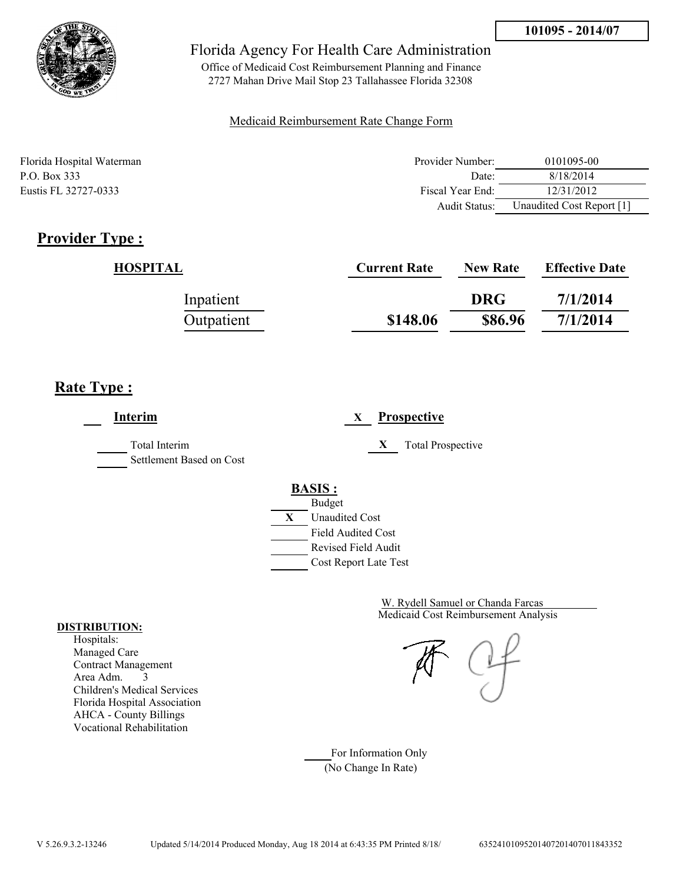**101095 - 2014/07**

# Florida Agency For Health Care Administration

Office of Medicaid Cost Reimbursement Planning and Finance
2727 Mahan Drive Mail Stop 23 Tallahassee Florida 32308

Medicaid Reimbursement Rate Change Form

Florida Hospital Waterman
P.O. Box 333
Eustis FL 32727-0333

| | |
|---|---|
| Provider Number: | 0101095-00 |
| Date: | 8/18/2014 |
| Fiscal Year End: | 12/31/2012 |
| Audit Status: | Unaudited Cost Report [1] |

## Provider Type :

| HOSPITAL | Current Rate | New Rate | Effective Date |
|---|---|---|---|
| Inpatient | | DRG | 7/1/2014 |
| Outpatient | $148.06 | $86.96 | 7/1/2014 |

## Rate Type :

___ **Interim**

_____ Total Interim
_____ Settlement Based on Cost

X **Prospective**

X Total Prospective

**BASIS :**

- _____ Budget
- X Unaudited Cost
- _____ Field Audited Cost
- _____ Revised Field Audit
- _____ Cost Report Late Test

W. Rydell Samuel or Chanda Farcas
Medicaid Cost Reimbursement Analysis

**DISTRIBUTION:**
Hospitals:
Managed Care
Contract Management
Area Adm. 3
Children's Medical Services
Florida Hospital Association
AHCA - County Billings
Vocational Rehabilitation

_____ For Information Only
(No Change In Rate)

V 5.26.9.3.2-13246 Updated 5/14/2014 Produced Monday, Aug 18 2014 at 6:43:35 PM Printed 8/18/ 635241010952014072014070118433352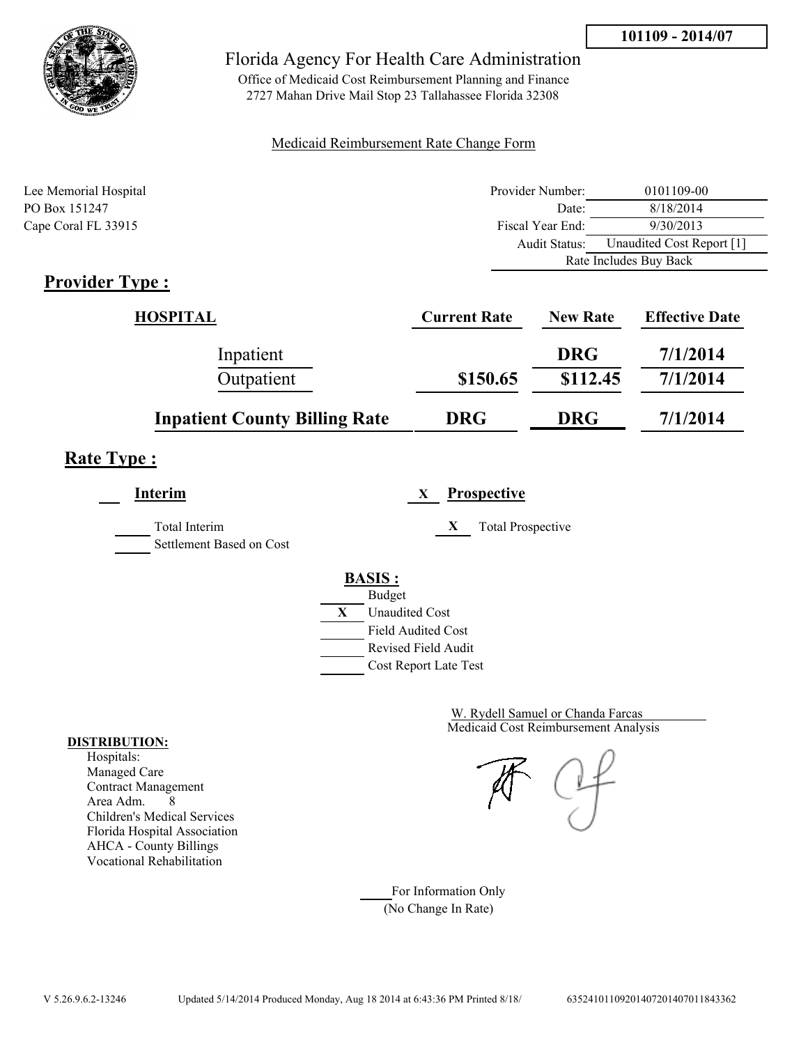**101109 - 2014/07**

# Florida Agency For Health Care Administration

Office of Medicaid Cost Reimbursement Planning and Finance
2727 Mahan Drive Mail Stop 23 Tallahassee Florida 32308

Medicaid Reimbursement Rate Change Form

Lee Memorial Hospital
PO Box 151247
Cape Coral FL 33915

| | |
|---|---|
| Provider Number: | 0101109-00 |
| Date: | 8/18/2014 |
| Fiscal Year End: | 9/30/2013 |
| Audit Status: | Unaudited Cost Report [1] |
| | Rate Includes Buy Back |

## Provider Type :

| HOSPITAL | Current Rate | New Rate | Effective Date |
|---|---|---|---|
| Inpatient | | DRG | 7/1/2014 |
| Outpatient | $150.65 | $112.45 | 7/1/2014 |
| **Inpatient County Billing Rate** | **DRG** | **DRG** | **7/1/2014** |

## Rate Type :

___ **Interim**

___ Total Interim

___ Settlement Based on Cost

X **Prospective**

X Total Prospective

**BASIS :**

___ Budget
X Unaudited Cost
___ Field Audited Cost
___ Revised Field Audit
___ Cost Report Late Test

W. Rydell Samuel or Chanda Farcas
Medicaid Cost Reimbursement Analysis

**DISTRIBUTION:**

Hospitals:
Managed Care
Contract Management
Area Adm. 8
Children's Medical Services
Florida Hospital Association
AHCA - County Billings
Vocational Rehabilitation

___ For Information Only
(No Change In Rate)

V 5.26.9.6.2-13246 Updated 5/14/2014 Produced Monday, Aug 18 2014 at 6:43:36 PM Printed 8/18/ 63524101109201407201407011843362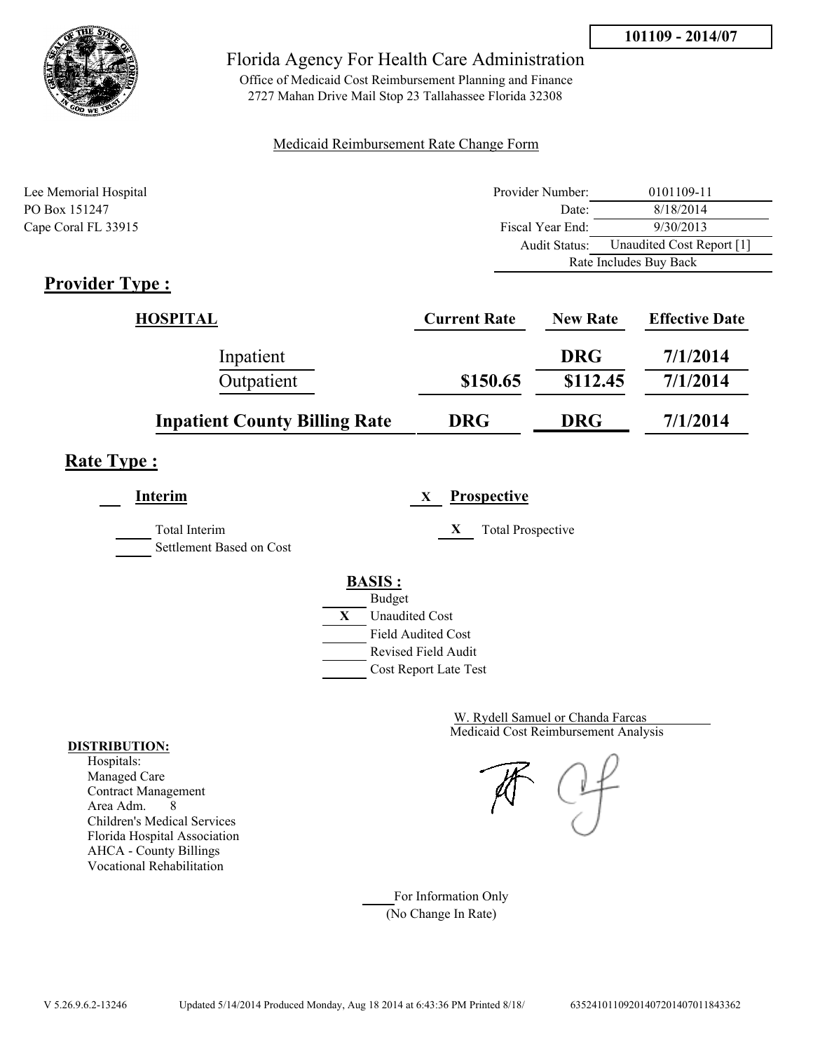**101109 - 2014/07**

# Florida Agency For Health Care Administration

Office of Medicaid Cost Reimbursement Planning and Finance
2727 Mahan Drive Mail Stop 23 Tallahassee Florida 32308

Medicaid Reimbursement Rate Change Form

Lee Memorial Hospital
PO Box 151247
Cape Coral FL 33915

| | |
|---|---|
| Provider Number: | 0101109-11 |
| Date: | 8/18/2014 |
| Fiscal Year End: | 9/30/2013 |
| Audit Status: | Unaudited Cost Report [1] |
| | Rate Includes Buy Back |

## Provider Type :

| HOSPITAL | Current Rate | New Rate | Effective Date |
|---|---|---|---|
| Inpatient | | DRG | 7/1/2014 |
| Outpatient | $150.65 | $112.45 | 7/1/2014 |
| **Inpatient County Billing Rate** | **DRG** | **DRG** | **7/1/2014** |

## Rate Type :

**Interim** ___

- ___ Total Interim
- ___ Settlement Based on Cost

**X Prospective**

- X Total Prospective

**BASIS :**

- ___ Budget
- X Unaudited Cost
- ___ Field Audited Cost
- ___ Revised Field Audit
- ___ Cost Report Late Test

W. Rydell Samuel or Chanda Farcas
Medicaid Cost Reimbursement Analysis

**DISTRIBUTION:**

Hospitals:
Managed Care
Contract Management
Area Adm. 8
Children's Medical Services
Florida Hospital Association
AHCA - County Billings
Vocational Rehabilitation

___ For Information Only
(No Change In Rate)

V 5.26.9.6.2-13246 Updated 5/14/2014 Produced Monday, Aug 18 2014 at 6:43:36 PM Printed 8/18/ 635241011092014072014070118433362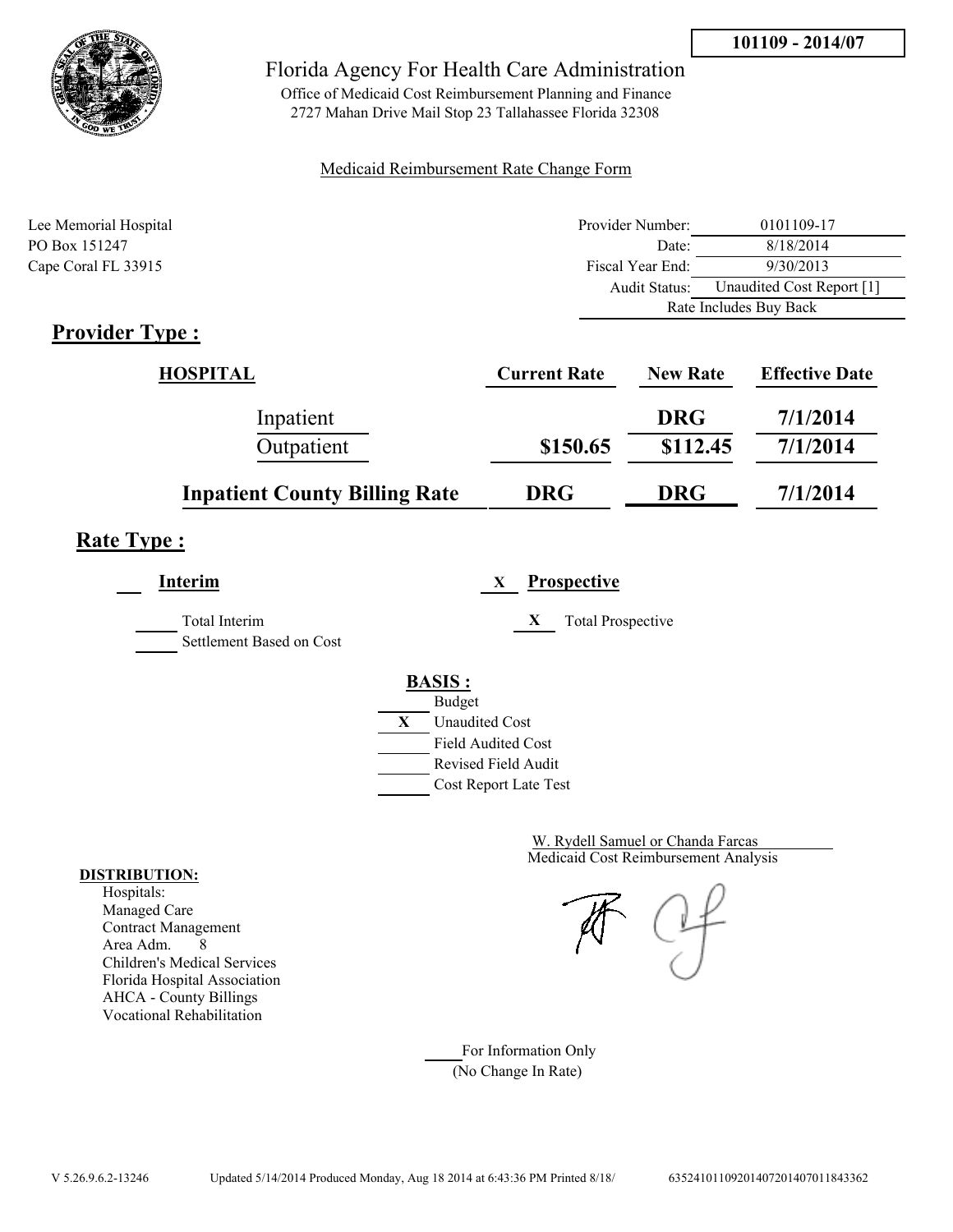**101109 - 2014/07**

Florida Agency For Health Care Administration

Office of Medicaid Cost Reimbursement Planning and Finance
2727 Mahan Drive Mail Stop 23 Tallahassee Florida 32308

Medicaid Reimbursement Rate Change Form

Lee Memorial Hospital
PO Box 151247
Cape Coral FL 33915

| | |
|---|---|
| Provider Number: | 0101109-17 |
| Date: | 8/18/2014 |
| Fiscal Year End: | 9/30/2013 |
| Audit Status: | Unaudited Cost Report [1] |
| | Rate Includes Buy Back |

## Provider Type :

| HOSPITAL | Current Rate | New Rate | Effective Date |
|---|---|---|---|
| Inpatient | | DRG | 7/1/2014 |
| Outpatient | $150.65 | $112.45 | 7/1/2014 |
| **Inpatient County Billing Rate** | **DRG** | **DRG** | **7/1/2014** |

## Rate Type :

___ **Interim**

___ Total Interim
___ Settlement Based on Cost

X **Prospective**

X Total Prospective

**BASIS :**

___ Budget
X Unaudited Cost
___ Field Audited Cost
___ Revised Field Audit
___ Cost Report Late Test

W. Rydell Samuel or Chanda Farcas
Medicaid Cost Reimbursement Analysis

**DISTRIBUTION:**
Hospitals:
Managed Care
Contract Management
Area Adm. 8
Children's Medical Services
Florida Hospital Association
AHCA - County Billings
Vocational Rehabilitation

___ For Information Only
(No Change In Rate)

V 5.26.9.6.2-13246 Updated 5/14/2014 Produced Monday, Aug 18 2014 at 6:43:36 PM Printed 8/18/ 63524101109201407201407011843362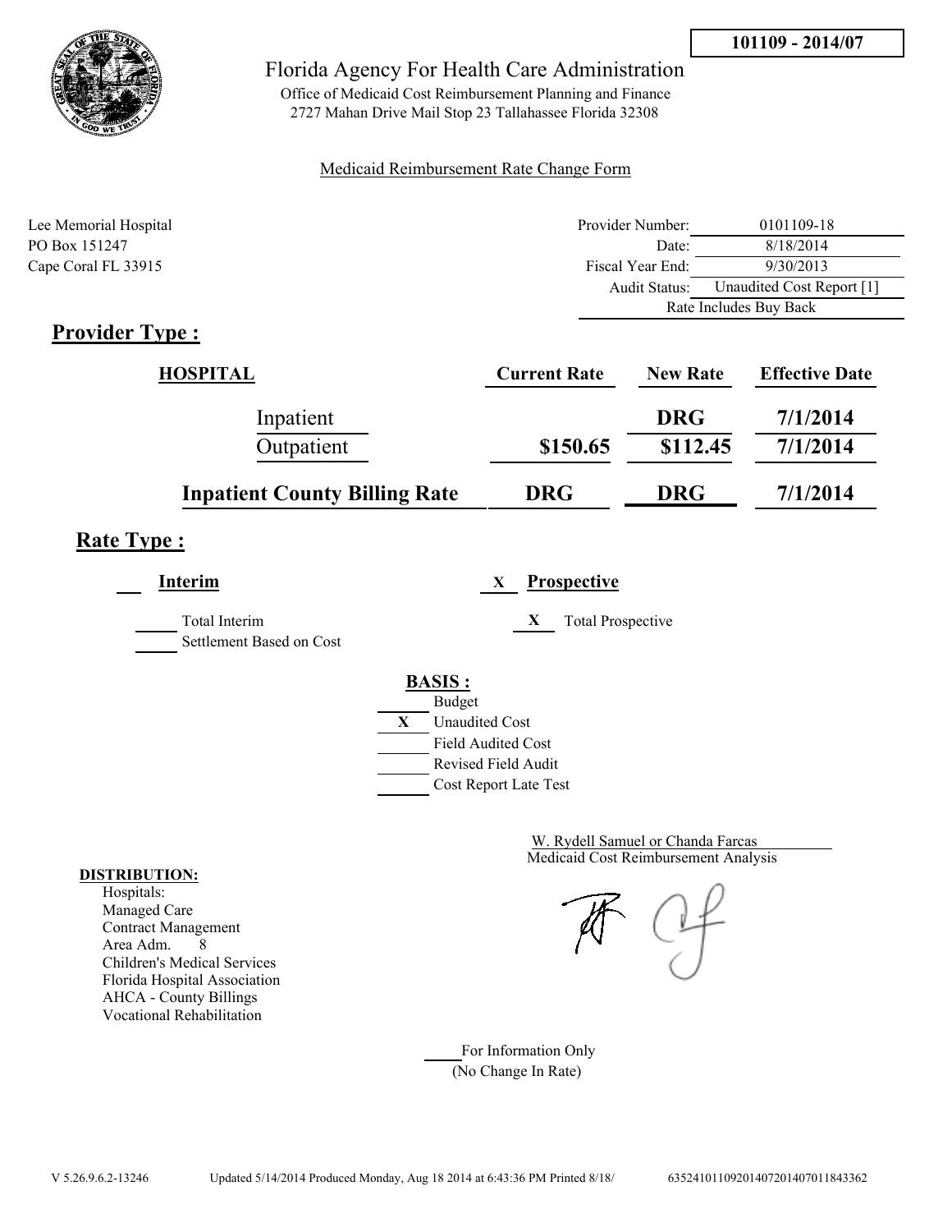**101109 - 2014/07**

Florida Agency For Health Care Administration

Office of Medicaid Cost Reimbursement Planning and Finance
2727 Mahan Drive Mail Stop 23 Tallahassee Florida 32308

Medicaid Reimbursement Rate Change Form

Lee Memorial Hospital
PO Box 151247
Cape Coral FL 33915

| | |
|---|---|
| Provider Number: | 0101109-18 |
| Date: | 8/18/2014 |
| Fiscal Year End: | 9/30/2013 |
| Audit Status: | Unaudited Cost Report [1] |
| | Rate Includes Buy Back |

## Provider Type :

| HOSPITAL | Current Rate | New Rate | Effective Date |
|---|---|---|---|
| Inpatient | | DRG | 7/1/2014 |
| Outpatient | $150.65 | $112.45 | 7/1/2014 |
| **Inpatient County Billing Rate** | **DRG** | **DRG** | **7/1/2014** |

## Rate Type :

___ **Interim**

___ Total Interim

___ Settlement Based on Cost

X **Prospective**

X Total Prospective

**BASIS :**

___ Budget

X Unaudited Cost

___ Field Audited Cost

___ Revised Field Audit

___ Cost Report Late Test

W. Rydell Samuel or Chanda Farcas
Medicaid Cost Reimbursement Analysis

**DISTRIBUTION:**

Hospitals:
Managed Care
Contract Management
Area Adm. 8
Children's Medical Services
Florida Hospital Association
AHCA - County Billings
Vocational Rehabilitation

___ For Information Only
(No Change In Rate)

V 5.26.9.6.2-13246 Updated 5/14/2014 Produced Monday, Aug 18 2014 at 6:43:36 PM Printed 8/18/ 635241011092014072014070118433 62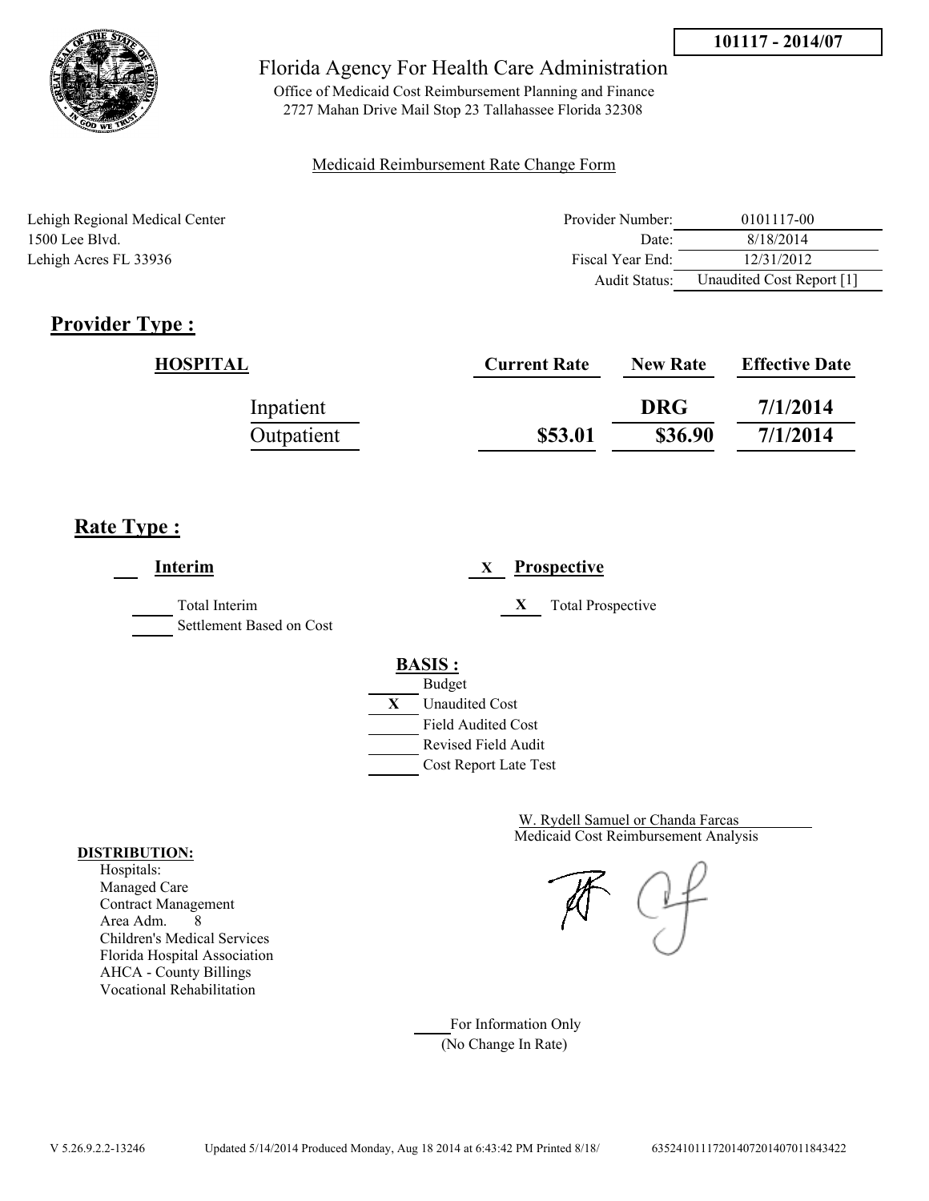**101117 - 2014/07**

# Florida Agency For Health Care Administration

Office of Medicaid Cost Reimbursement Planning and Finance
2727 Mahan Drive Mail Stop 23 Tallahassee Florida 32308

Medicaid Reimbursement Rate Change Form

Lehigh Regional Medical Center
1500 Lee Blvd.
Lehigh Acres FL 33936

| | |
|---|---|
| Provider Number: | 0101117-00 |
| Date: | 8/18/2014 |
| Fiscal Year End: | 12/31/2012 |
| Audit Status: | Unaudited Cost Report [1] |

## Provider Type :

| HOSPITAL | Current Rate | New Rate | Effective Date |
|---|---|---|---|
| Inpatient | | DRG | 7/1/2014 |
| Outpatient | $53.01 | $36.90 | 7/1/2014 |

## Rate Type :

___ **Interim**

_____ Total Interim
_____ Settlement Based on Cost

X **Prospective**

X Total Prospective

**BASIS :**

_____ Budget
X Unaudited Cost
_____ Field Audited Cost
_____ Revised Field Audit
_____ Cost Report Late Test

W. Rydell Samuel or Chanda Farcas
Medicaid Cost Reimbursement Analysis

**DISTRIBUTION:**
Hospitals:
Managed Care
Contract Management
Area Adm. 8
Children's Medical Services
Florida Hospital Association
AHCA - County Billings
Vocational Rehabilitation

_____ For Information Only
(No Change In Rate)

V 5.26.9.2.2-13246 Updated 5/14/2014 Produced Monday, Aug 18 2014 at 6:43:42 PM Printed 8/18/ 6352410111720140720140701184342​2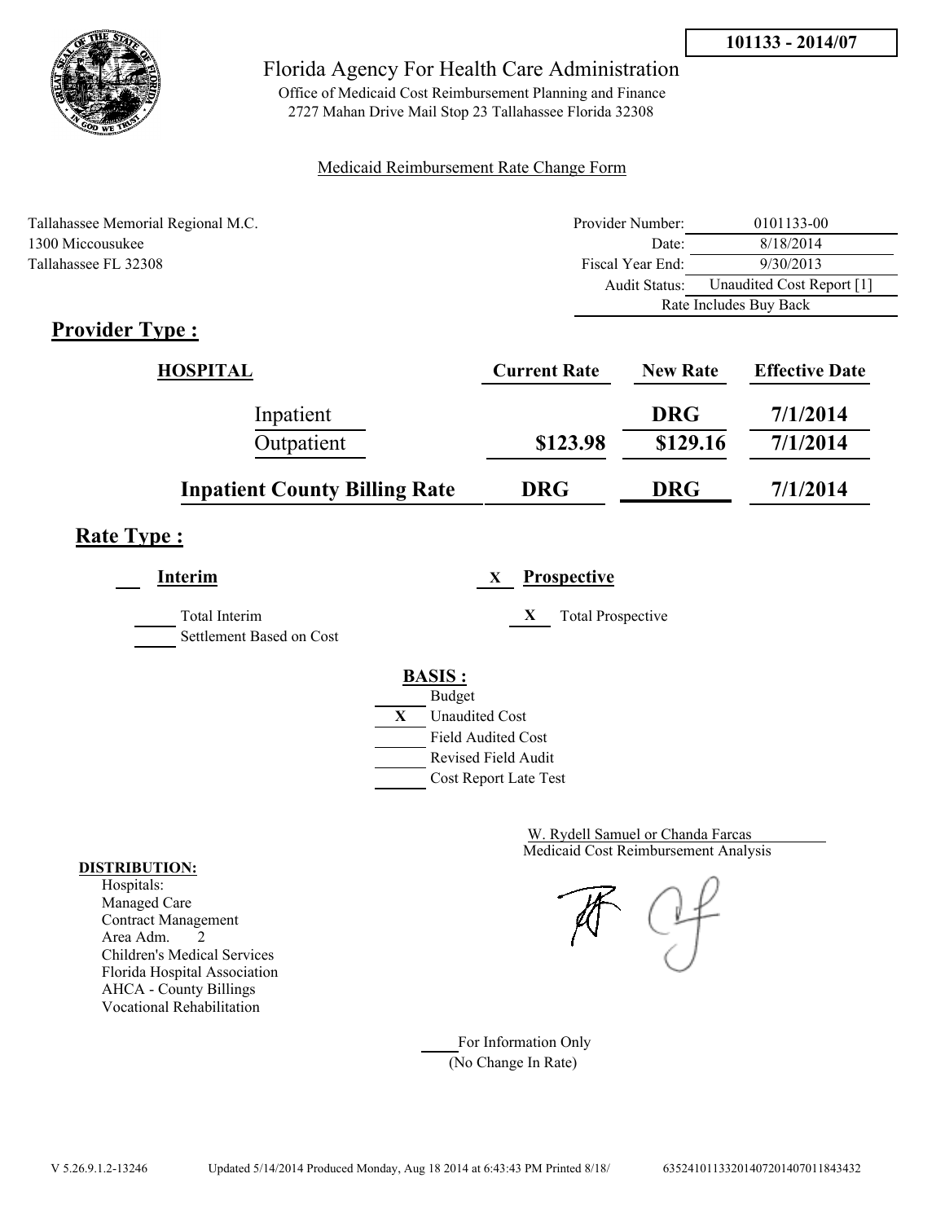**101133 - 2014/07**

# Florida Agency For Health Care Administration

Office of Medicaid Cost Reimbursement Planning and Finance
2727 Mahan Drive Mail Stop 23 Tallahassee Florida 32308

Medicaid Reimbursement Rate Change Form

Tallahassee Memorial Regional M.C.
1300 Miccousukee
Tallahassee FL 32308

| | |
|---|---|
| Provider Number: | 0101133-00 |
| Date: | 8/18/2014 |
| Fiscal Year End: | 9/30/2013 |
| Audit Status: | Unaudited Cost Report [1] |
| | Rate Includes Buy Back |

## Provider Type :

| HOSPITAL | Current Rate | New Rate | Effective Date |
|---|---|---|---|
| Inpatient | | DRG | 7/1/2014 |
| Outpatient | $123.98 | $129.16 | 7/1/2014 |
| **Inpatient County Billing Rate** | **DRG** | **DRG** | **7/1/2014** |

## Rate Type :

**Interim**

___ Total Interim
___ Settlement Based on Cost

X **Prospective**

X Total Prospective

**BASIS :**

___ Budget
X Unaudited Cost
___ Field Audited Cost
___ Revised Field Audit
___ Cost Report Late Test

W. Rydell Samuel or Chanda Farcas
Medicaid Cost Reimbursement Analysis

**DISTRIBUTION:**
Hospitals:
Managed Care
Contract Management
Area Adm. 2
Children's Medical Services
Florida Hospital Association
AHCA - County Billings
Vocational Rehabilitation

___ For Information Only
(No Change In Rate)

V 5.26.9.1.2-13246 Updated 5/14/2014 Produced Monday, Aug 18 2014 at 6:43:43 PM Printed 8/18/ 6352410113320140720140701184343​2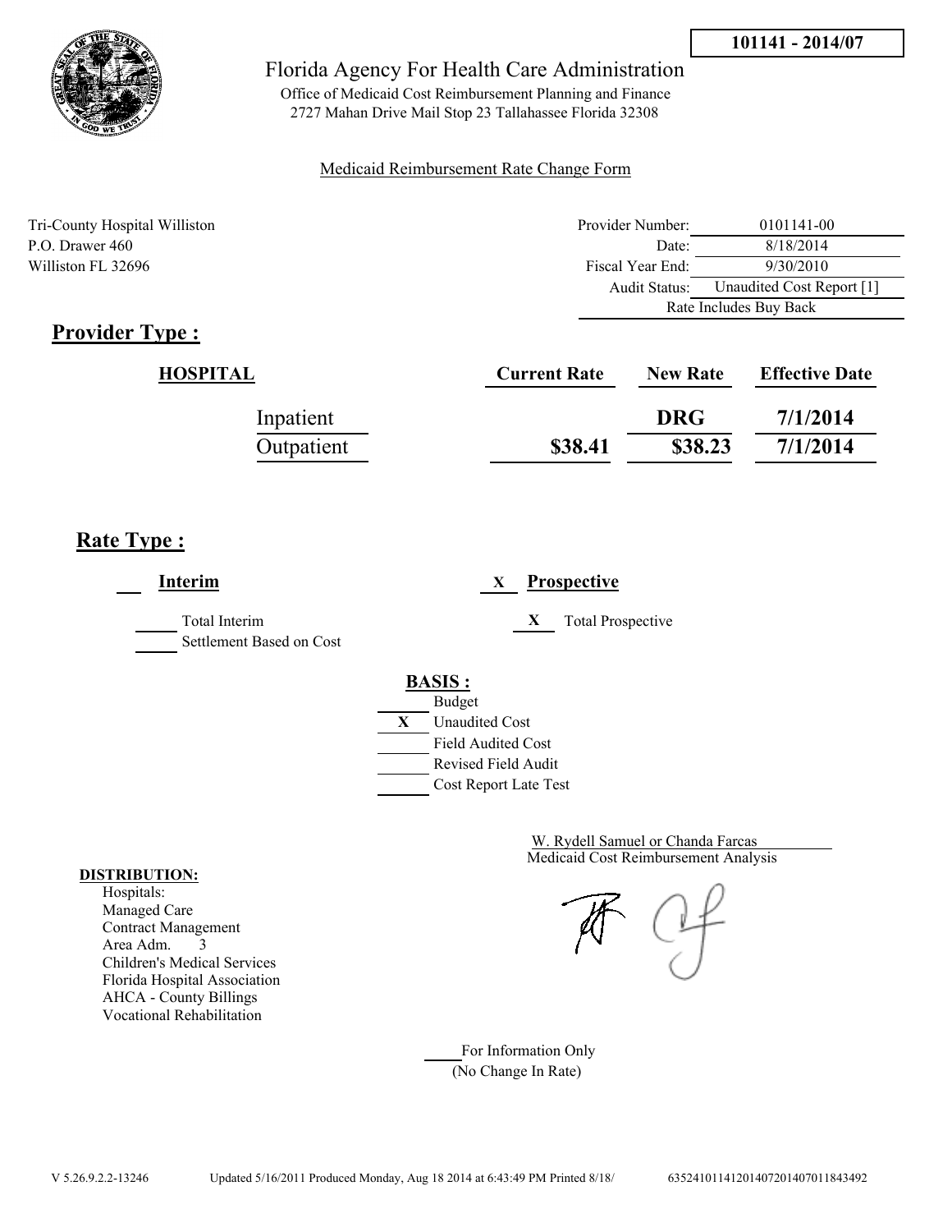**101141 - 2014/07**

Florida Agency For Health Care Administration

Office of Medicaid Cost Reimbursement Planning and Finance
2727 Mahan Drive Mail Stop 23 Tallahassee Florida 32308

Medicaid Reimbursement Rate Change Form

Tri-County Hospital Williston
P.O. Drawer 460
Williston FL 32696

| | |
|---|---|
| Provider Number: | 0101141-00 |
| Date: | 8/18/2014 |
| Fiscal Year End: | 9/30/2010 |
| Audit Status: | Unaudited Cost Report [1] |
| | Rate Includes Buy Back |

## Provider Type :

| HOSPITAL | Current Rate | New Rate | Effective Date |
|---|---|---|---|
| Inpatient | | DRG | 7/1/2014 |
| Outpatient | $38.41 | $38.23 | 7/1/2014 |

## Rate Type :

___ **Interim**

_____ Total Interim
_____ Settlement Based on Cost

X **Prospective**

X Total Prospective

**BASIS :**

- ___ Budget
- X Unaudited Cost
- ___ Field Audited Cost
- ___ Revised Field Audit
- ___ Cost Report Late Test

W. Rydell Samuel or Chanda Farcas
Medicaid Cost Reimbursement Analysis

**DISTRIBUTION:**

Hospitals:
Managed Care
Contract Management
Area Adm. 3
Children's Medical Services
Florida Hospital Association
AHCA - County Billings
Vocational Rehabilitation

____ For Information Only
(No Change In Rate)

V 5.26.9.2.2-13246 Updated 5/16/2011 Produced Monday, Aug 18 2014 at 6:43:49 PM Printed 8/18/ 63524101141201407201407011843492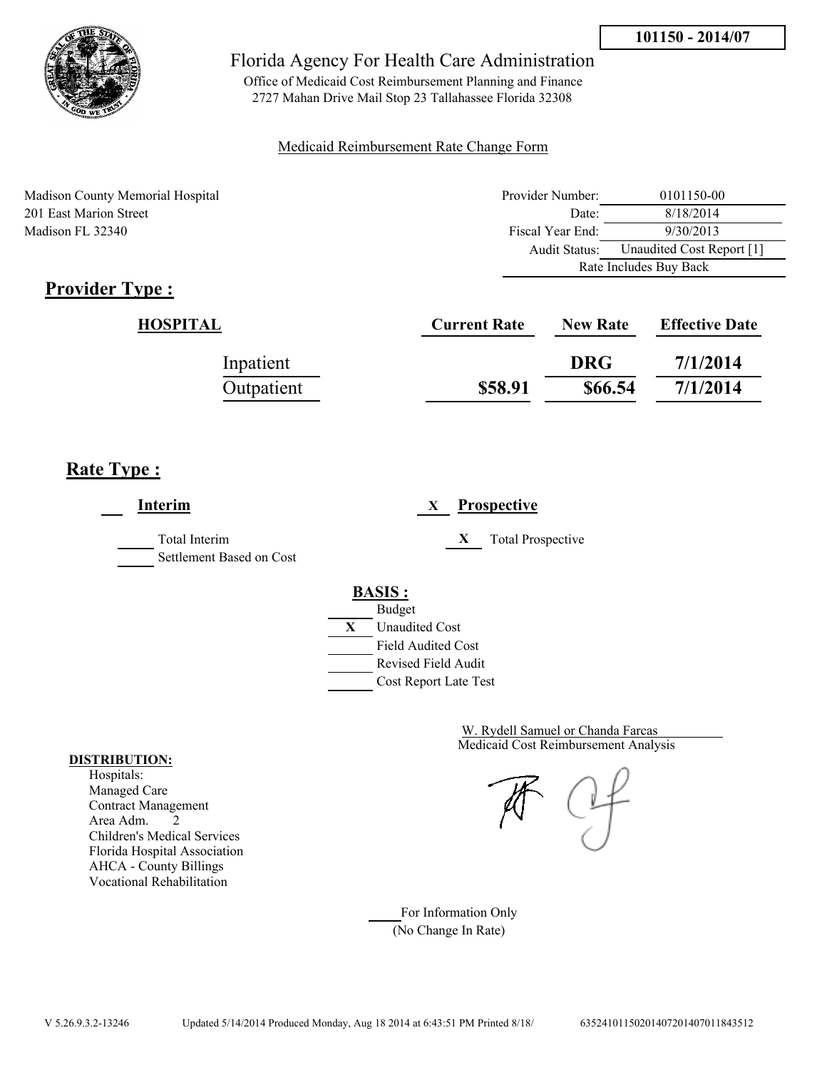101150 - 2014/07

Florida Agency For Health Care Administration

Office of Medicaid Cost Reimbursement Planning and Finance
2727 Mahan Drive Mail Stop 23 Tallahassee Florida 32308

Medicaid Reimbursement Rate Change Form

Madison County Memorial Hospital
201 East Marion Street
Madison FL 32340

| | |
|---|---|
| Provider Number: | 0101150-00 |
| Date: | 8/18/2014 |
| Fiscal Year End: | 9/30/2013 |
| Audit Status: | Unaudited Cost Report [1] |
| | Rate Includes Buy Back |

## Provider Type :

| HOSPITAL | Current Rate | New Rate | Effective Date |
|---|---|---|---|
| Inpatient | | DRG | 7/1/2014 |
| Outpatient | $58.91 | $66.54 | 7/1/2014 |

## Rate Type :

___ **Interim**

_____ Total Interim
_____ Settlement Based on Cost

X **Prospective**

X Total Prospective

**BASIS :**

_____ Budget
X Unaudited Cost
_____ Field Audited Cost
_____ Revised Field Audit
_____ Cost Report Late Test

W. Rydell Samuel or Chanda Farcas
Medicaid Cost Reimbursement Analysis

**DISTRIBUTION:**

Hospitals:
Managed Care
Contract Management
Area Adm. 2
Children's Medical Services
Florida Hospital Association
AHCA - County Billings
Vocational Rehabilitation

_____ For Information Only
(No Change In Rate)

V 5.26.9.3.2-13246 Updated 5/14/2014 Produced Monday, Aug 18 2014 at 6:43:51 PM Printed 8/18/ 63524101150201407201407011843512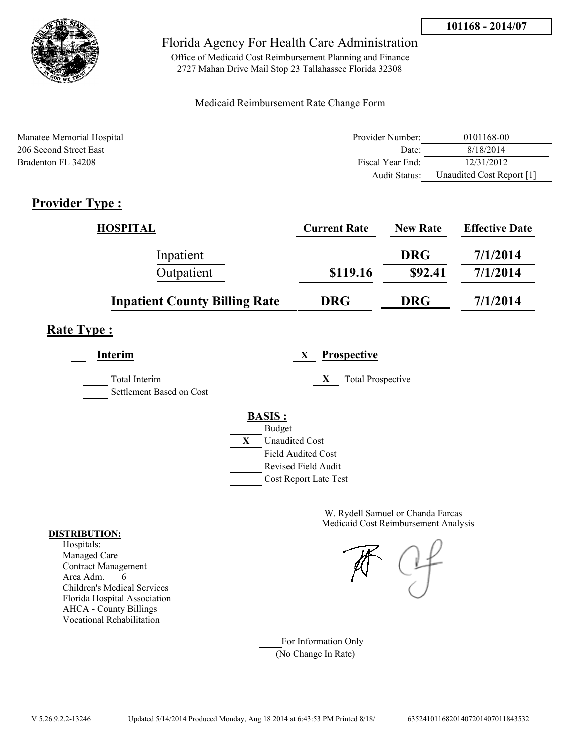**101168 - 2014/07**

# Florida Agency For Health Care Administration

Office of Medicaid Cost Reimbursement Planning and Finance
2727 Mahan Drive Mail Stop 23 Tallahassee Florida 32308

Medicaid Reimbursement Rate Change Form

Manatee Memorial Hospital
206 Second Street East
Bradenton FL 34208

| | |
|---|---|
| Provider Number: | 0101168-00 |
| Date: | 8/18/2014 |
| Fiscal Year End: | 12/31/2012 |
| Audit Status: | Unaudited Cost Report [1] |

## Provider Type :

| HOSPITAL | Current Rate | New Rate | Effective Date |
|---|---|---|---|
| Inpatient | | DRG | 7/1/2014 |
| Outpatient | $119.16 | $92.41 | 7/1/2014 |
| **Inpatient County Billing Rate** | **DRG** | **DRG** | **7/1/2014** |

## Rate Type :

**Interim**

____ Total Interim
____ Settlement Based on Cost

X **Prospective**

X Total Prospective

**BASIS :**

____ Budget
X Unaudited Cost
____ Field Audited Cost
____ Revised Field Audit
____ Cost Report Late Test

W. Rydell Samuel or Chanda Farcas
Medicaid Cost Reimbursement Analysis

**DISTRIBUTION:**
Hospitals:
Managed Care
Contract Management
Area Adm. 6
Children's Medical Services
Florida Hospital Association
AHCA - County Billings
Vocational Rehabilitation

____ For Information Only
(No Change In Rate)

V 5.26.9.2.2-13246 Updated 5/14/2014 Produced Monday, Aug 18 2014 at 6:43:53 PM Printed 8/18/ 6352410116820140720140701184353​2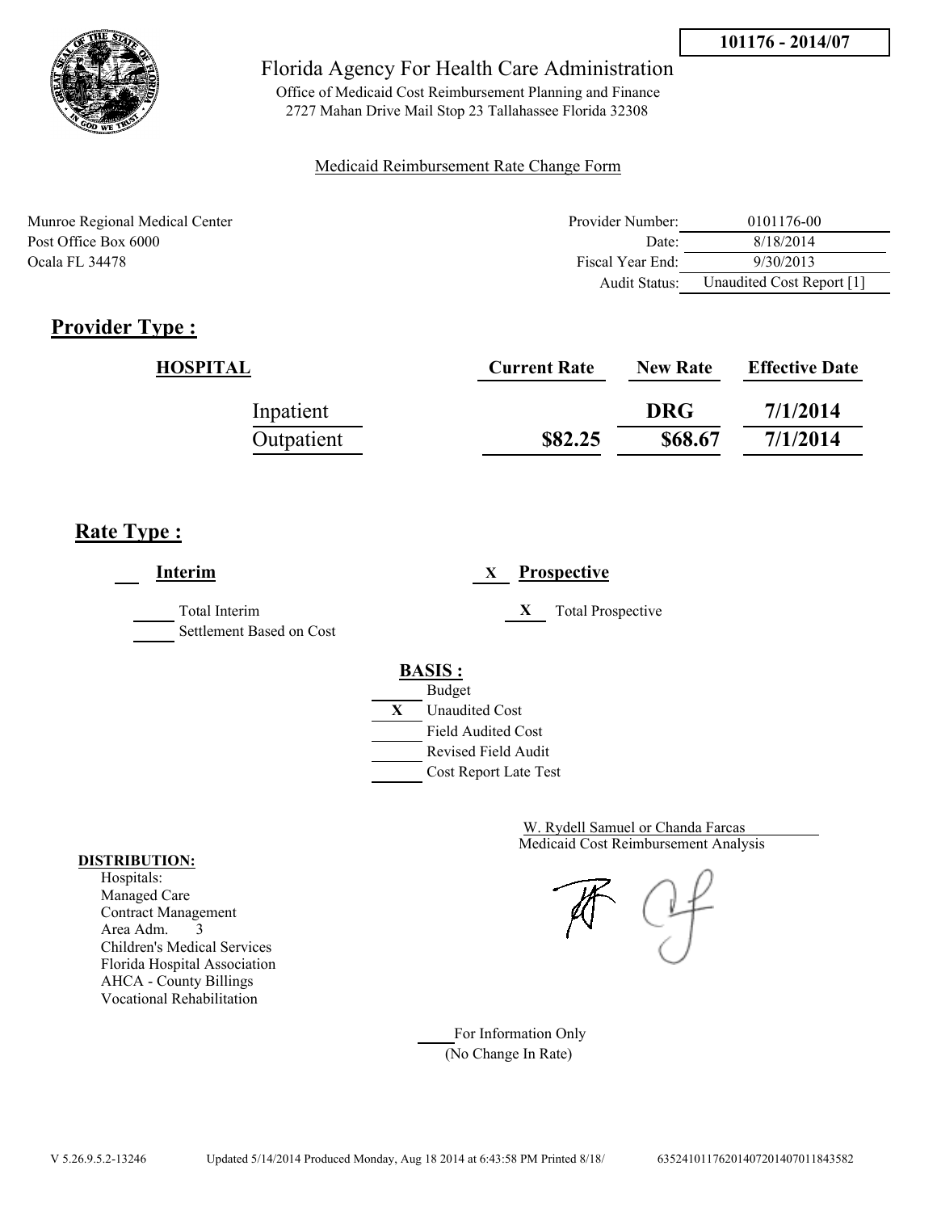**101176 - 2014/07**

# Florida Agency For Health Care Administration

Office of Medicaid Cost Reimbursement Planning and Finance
2727 Mahan Drive Mail Stop 23 Tallahassee Florida 32308

Medicaid Reimbursement Rate Change Form

Munroe Regional Medical Center
Post Office Box 6000
Ocala FL 34478

| | |
|---|---|
| Provider Number: | 0101176-00 |
| Date: | 8/18/2014 |
| Fiscal Year End: | 9/30/2013 |
| Audit Status: | Unaudited Cost Report [1] |

## Provider Type :

| HOSPITAL | Current Rate | New Rate | Effective Date |
|---|---|---|---|
| Inpatient | | DRG | 7/1/2014 |
| Outpatient | $82.25 | $68.67 | 7/1/2014 |

## Rate Type :

___ **Interim**

_____ Total Interim
_____ Settlement Based on Cost

X **Prospective**

X Total Prospective

**BASIS :**

_____ Budget
X Unaudited Cost
_____ Field Audited Cost
_____ Revised Field Audit
_____ Cost Report Late Test

W. Rydell Samuel or Chanda Farcas
Medicaid Cost Reimbursement Analysis

**DISTRIBUTION:**
Hospitals:
Managed Care
Contract Management
Area Adm. 3
Children's Medical Services
Florida Hospital Association
AHCA - County Billings
Vocational Rehabilitation

_____ For Information Only
(No Change In Rate)

V 5.26.9.5.2-13246 Updated 5/14/2014 Produced Monday, Aug 18 2014 at 6:43:58 PM Printed 8/18/ 63524101176201407201407011843582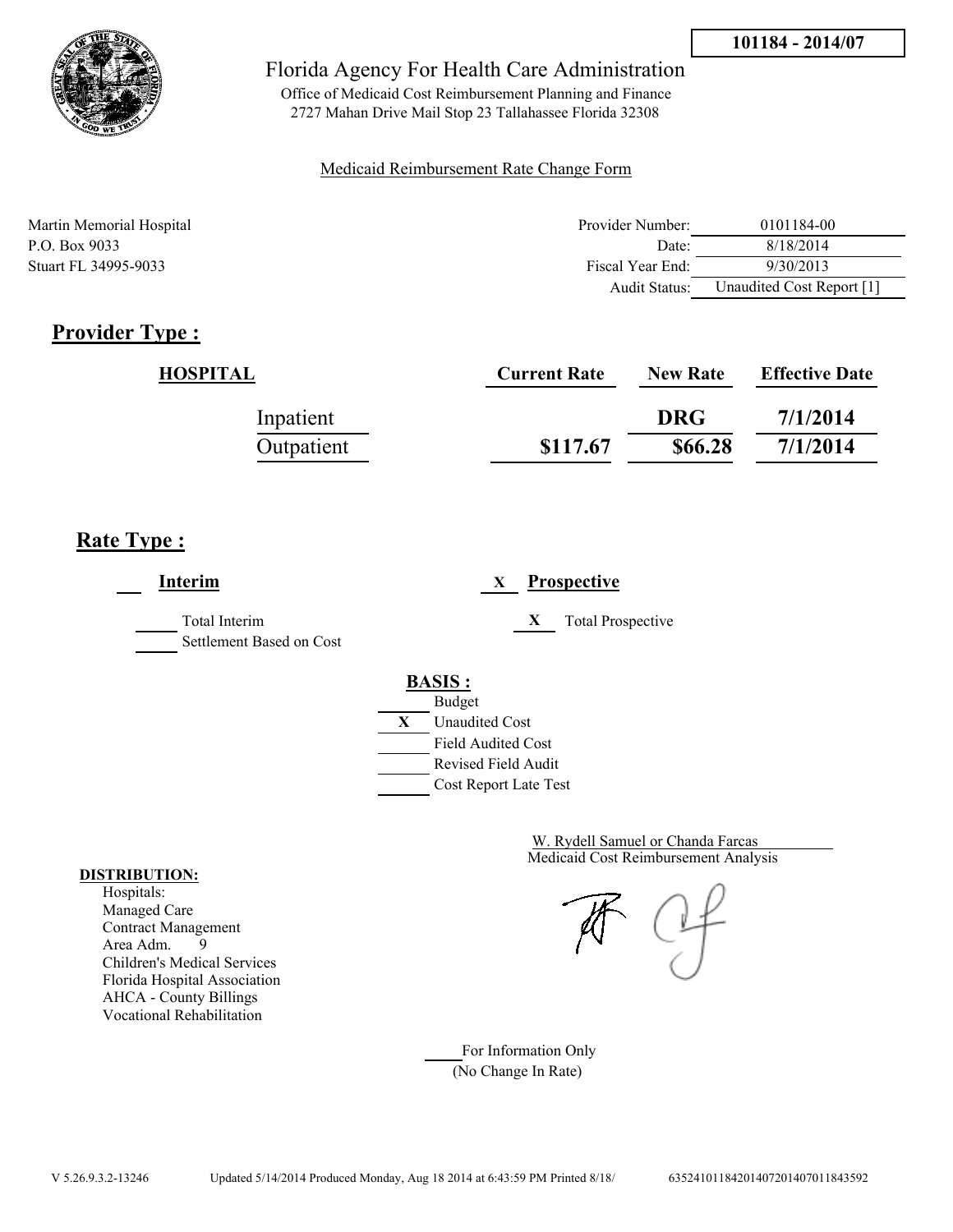**101184 - 2014/07**

Florida Agency For Health Care Administration

Office of Medicaid Cost Reimbursement Planning and Finance
2727 Mahan Drive Mail Stop 23 Tallahassee Florida 32308

Medicaid Reimbursement Rate Change Form

Martin Memorial Hospital
P.O. Box 9033
Stuart FL 34995-9033

| | |
|---|---|
| Provider Number: | 0101184-00 |
| Date: | 8/18/2014 |
| Fiscal Year End: | 9/30/2013 |
| Audit Status: | Unaudited Cost Report [1] |

## Provider Type :

| HOSPITAL | Current Rate | New Rate | Effective Date |
|---|---|---|---|
| Inpatient | | DRG | 7/1/2014 |
| Outpatient | $117.67 | $66.28 | 7/1/2014 |

## Rate Type :

___ **Interim**

_____ Total Interim
_____ Settlement Based on Cost

X **Prospective**

X Total Prospective

**BASIS :**

- ____ Budget
- X Unaudited Cost
- ____ Field Audited Cost
- ____ Revised Field Audit
- ____ Cost Report Late Test

W. Rydell Samuel or Chanda Farcas
Medicaid Cost Reimbursement Analysis

**DISTRIBUTION:**

Hospitals:
Managed Care
Contract Management
Area Adm. 9
Children's Medical Services
Florida Hospital Association
AHCA - County Billings
Vocational Rehabilitation

____ For Information Only
(No Change In Rate)

V 5.26.9.3.2-13246 Updated 5/14/2014 Produced Monday, Aug 18 2014 at 6:43:59 PM Printed 8/18/ 635241011842014072014070118435​92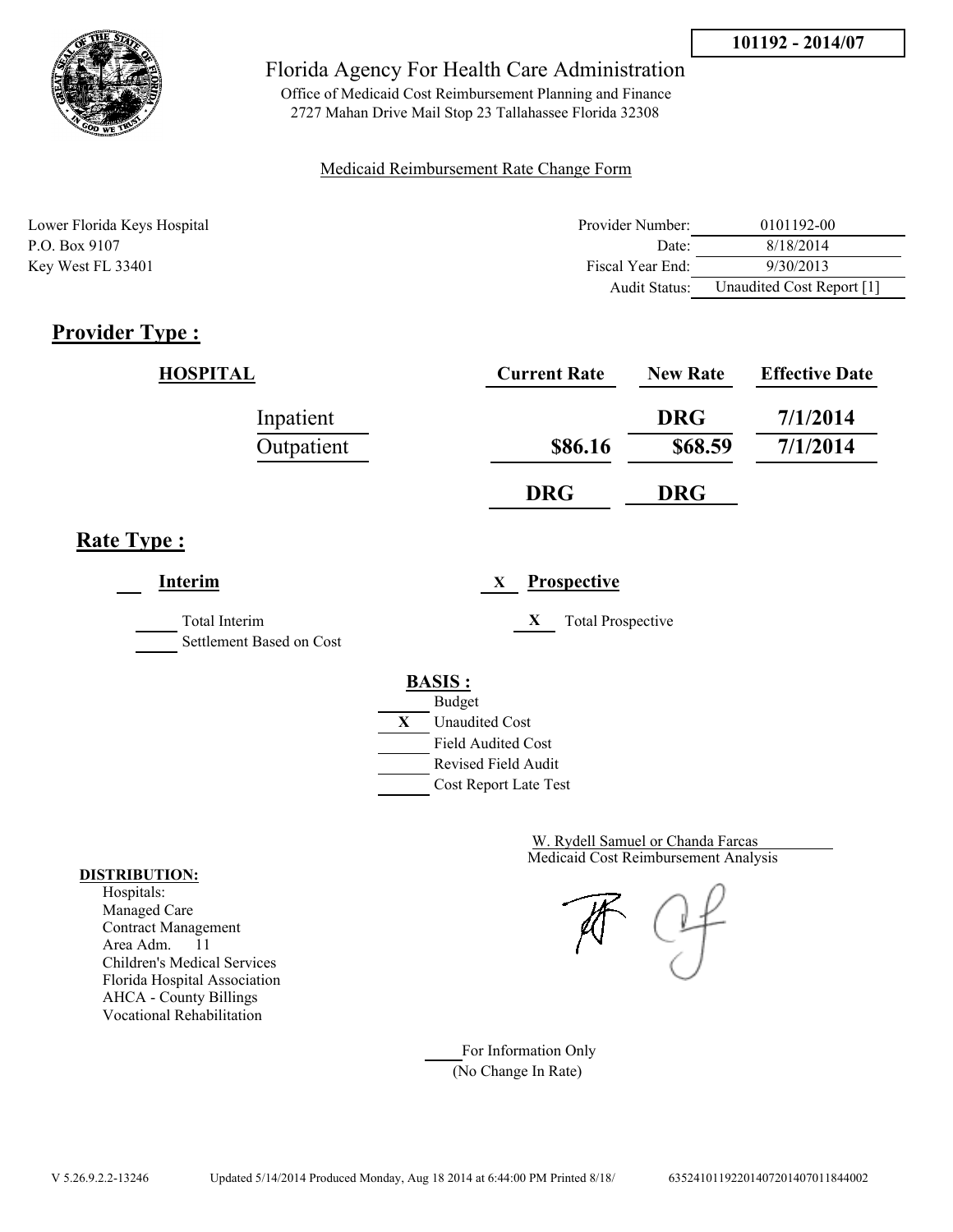**101192 - 2014/07**

# Florida Agency For Health Care Administration

Office of Medicaid Cost Reimbursement Planning and Finance
2727 Mahan Drive Mail Stop 23 Tallahassee Florida 32308

Medicaid Reimbursement Rate Change Form

Lower Florida Keys Hospital
P.O. Box 9107
Key West FL 33401

| | |
|---|---|
| Provider Number: | 0101192-00 |
| Date: | 8/18/2014 |
| Fiscal Year End: | 9/30/2013 |
| Audit Status: | Unaudited Cost Report [1] |

## Provider Type :

| HOSPITAL | Current Rate | New Rate | Effective Date |
|---|---|---|---|
| Inpatient | | DRG | 7/1/2014 |
| Outpatient | $86.16 | $68.59 | 7/1/2014 |
| | DRG | DRG | |

## Rate Type :

___ **Interim**

_____ Total Interim
_____ Settlement Based on Cost

X **Prospective**

X Total Prospective

**BASIS :**

_____ Budget
X Unaudited Cost
_____ Field Audited Cost
_____ Revised Field Audit
_____ Cost Report Late Test

W. Rydell Samuel or Chanda Farcas
Medicaid Cost Reimbursement Analysis

**DISTRIBUTION:**

Hospitals:
Managed Care
Contract Management
Area Adm. 11
Children's Medical Services
Florida Hospital Association
AHCA - County Billings
Vocational Rehabilitation

_____ For Information Only
(No Change In Rate)

V 5.26.9.2.2-13246 Updated 5/14/2014 Produced Monday, Aug 18 2014 at 6:44:00 PM Printed 8/18/ 635241011922014072014070118440002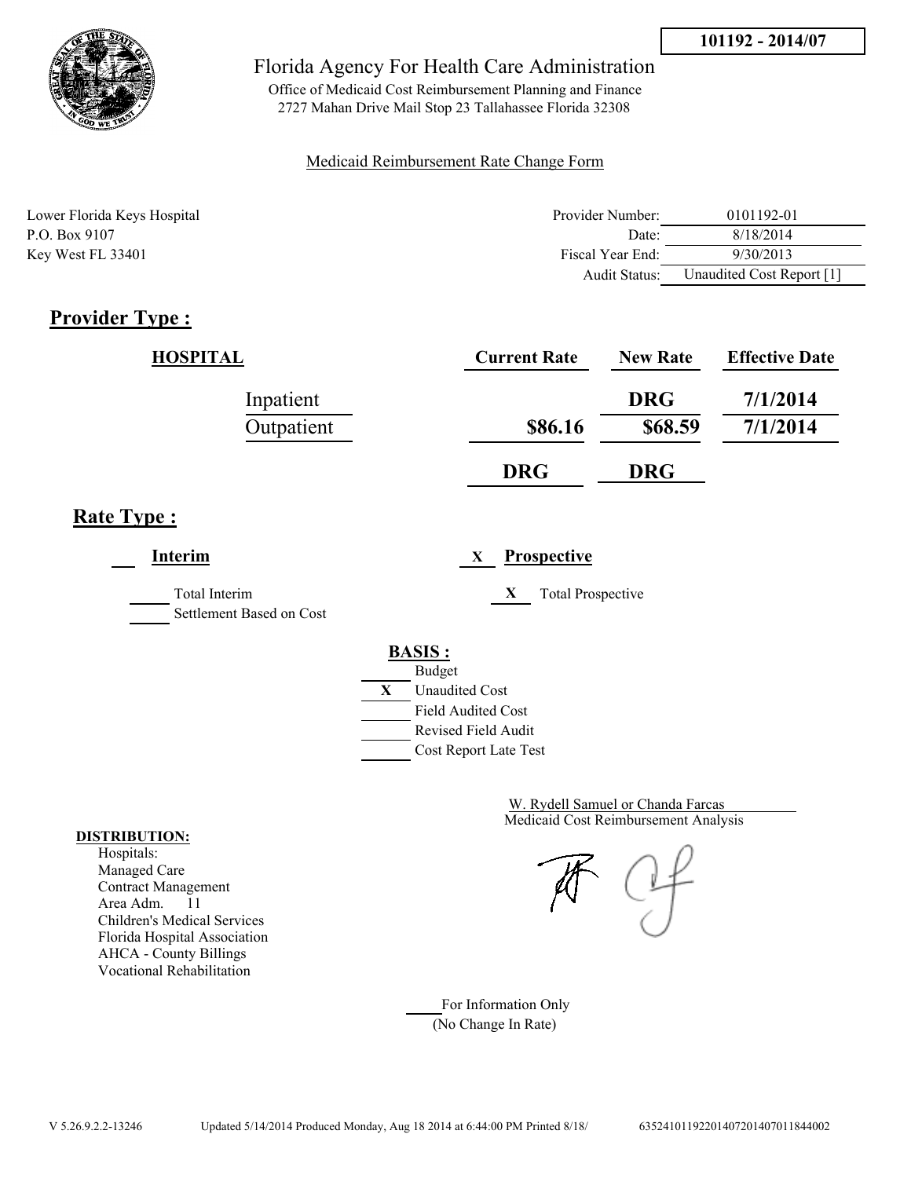**101192 - 2014/07**

# Florida Agency For Health Care Administration

Office of Medicaid Cost Reimbursement Planning and Finance
2727 Mahan Drive Mail Stop 23 Tallahassee Florida 32308

Medicaid Reimbursement Rate Change Form

Lower Florida Keys Hospital
P.O. Box 9107
Key West FL 33401

| | |
|---|---|
| Provider Number: | 0101192-01 |
| Date: | 8/18/2014 |
| Fiscal Year End: | 9/30/2013 |
| Audit Status: | Unaudited Cost Report [1] |

## Provider Type :

| HOSPITAL | Current Rate | New Rate | Effective Date |
|---|---|---|---|
| Inpatient | | DRG | 7/1/2014 |
| Outpatient | $86.16 | $68.59 | 7/1/2014 |
| | DRG | DRG | |

## Rate Type :

___ **Interim**

_____ Total Interim
_____ Settlement Based on Cost

X **Prospective**

X Total Prospective

**BASIS :**

_____ Budget
X Unaudited Cost
_____ Field Audited Cost
_____ Revised Field Audit
_____ Cost Report Late Test

W. Rydell Samuel or Chanda Farcas
Medicaid Cost Reimbursement Analysis

**DISTRIBUTION:**
Hospitals:
Managed Care
Contract Management
Area Adm. 11
Children's Medical Services
Florida Hospital Association
AHCA - County Billings
Vocational Rehabilitation

____ For Information Only
(No Change In Rate)

V 5.26.9.2.2-13246 Updated 5/14/2014 Produced Monday, Aug 18 2014 at 6:44:00 PM Printed 8/18/ 635241011922014072014070118440002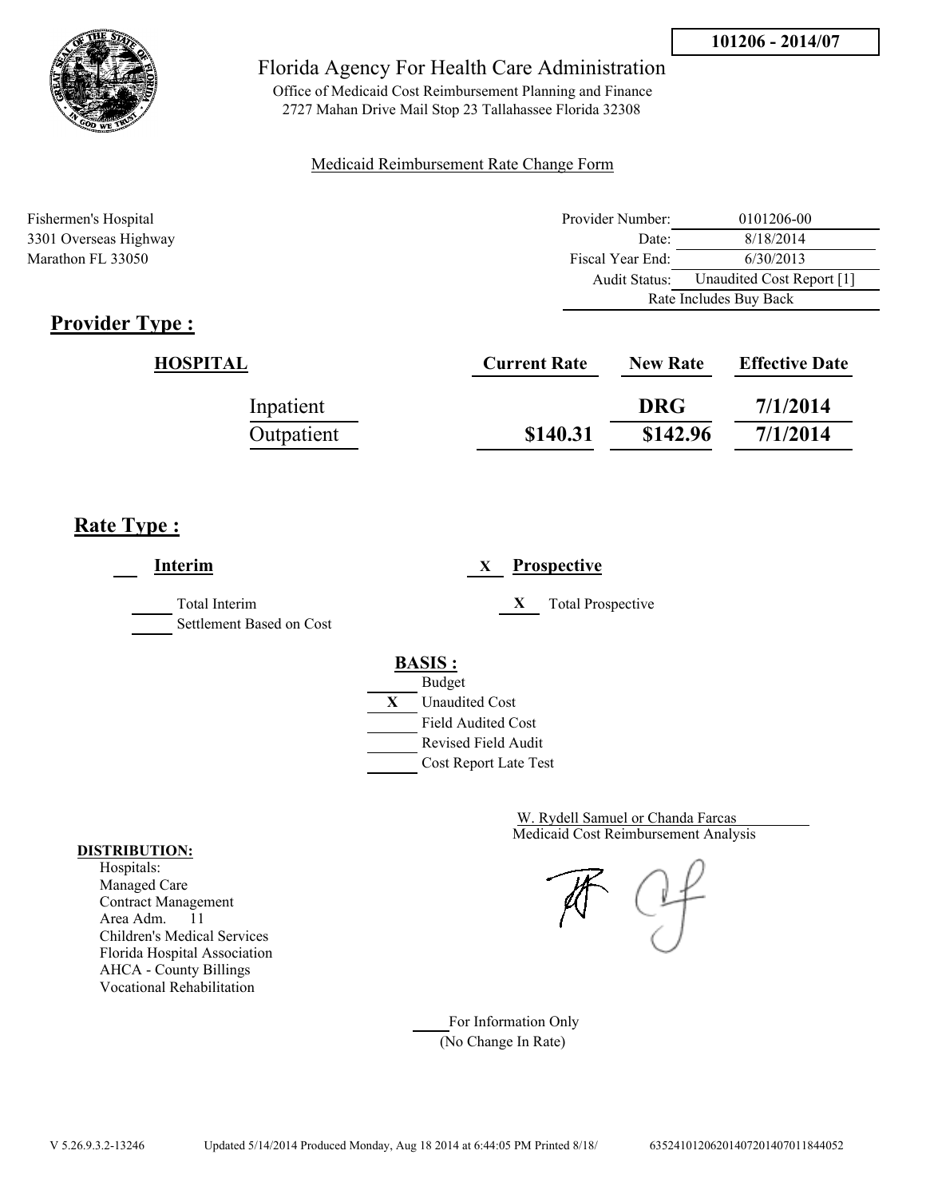**101206 - 2014/07**

# Florida Agency For Health Care Administration

Office of Medicaid Cost Reimbursement Planning and Finance
2727 Mahan Drive Mail Stop 23 Tallahassee Florida 32308

Medicaid Reimbursement Rate Change Form

Fishermen's Hospital
3301 Overseas Highway
Marathon FL 33050

| | |
|---|---|
| Provider Number: | 0101206-00 |
| Date: | 8/18/2014 |
| Fiscal Year End: | 6/30/2013 |
| Audit Status: | Unaudited Cost Report [1] |
| | Rate Includes Buy Back |

## Provider Type :

| HOSPITAL | Current Rate | New Rate | Effective Date |
|---|---|---|---|
| Inpatient | | DRG | 7/1/2014 |
| Outpatient | $140.31 | $142.96 | 7/1/2014 |

## Rate Type :

___ **Interim**

_____ Total Interim
_____ Settlement Based on Cost

X **Prospective**

X Total Prospective

**BASIS :**

_____ Budget
X Unaudited Cost
_____ Field Audited Cost
_____ Revised Field Audit
_____ Cost Report Late Test

W. Rydell Samuel or Chanda Farcas
Medicaid Cost Reimbursement Analysis

**DISTRIBUTION:**
Hospitals:
Managed Care
Contract Management
Area Adm. 11
Children's Medical Services
Florida Hospital Association
AHCA - County Billings
Vocational Rehabilitation

_____ For Information Only
(No Change In Rate)

V 5.26.9.3.2-13246 Updated 5/14/2014 Produced Monday, Aug 18 2014 at 6:44:05 PM Printed 8/18/ 63524101206201407201407011844052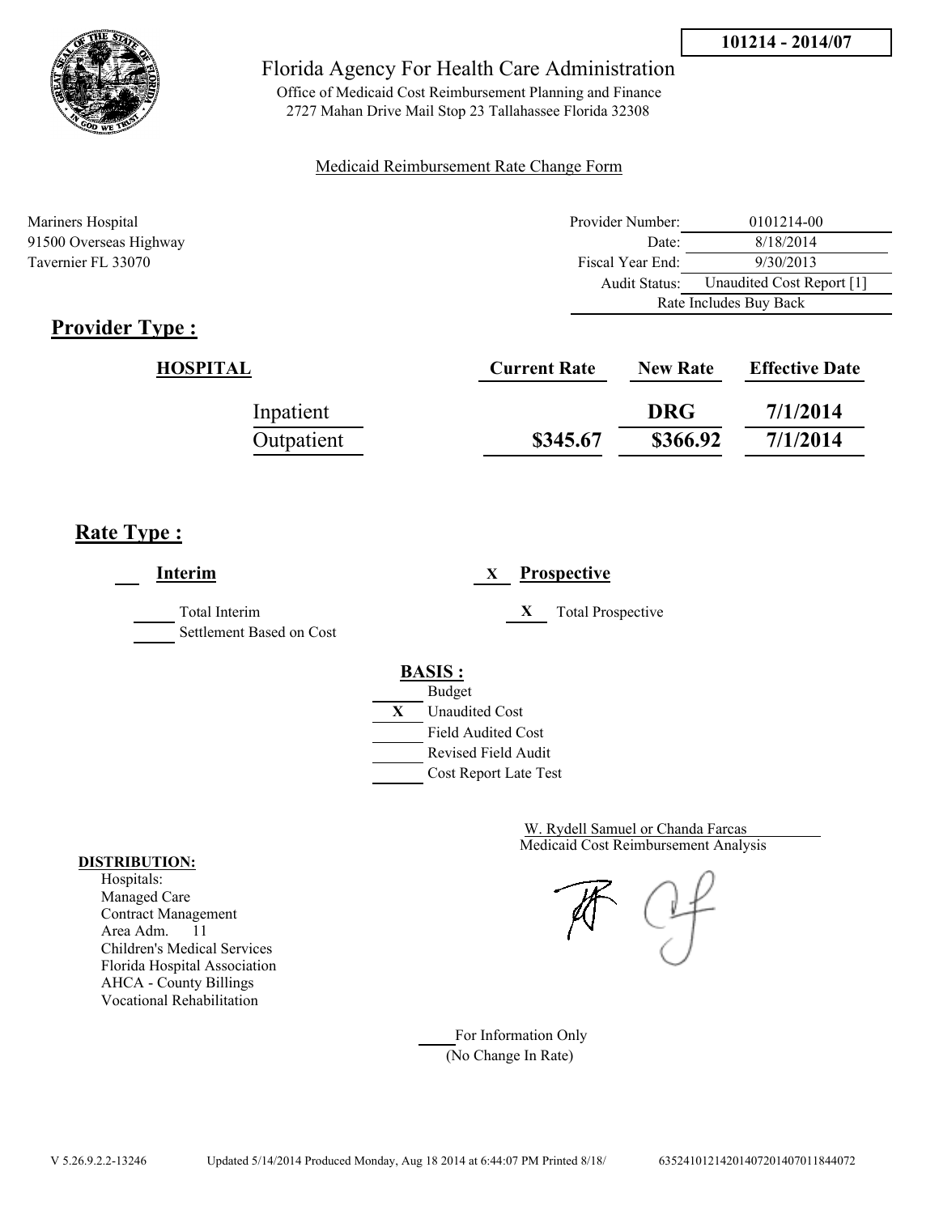101214 - 2014/07

Florida Agency For Health Care Administration

Office of Medicaid Cost Reimbursement Planning and Finance
2727 Mahan Drive Mail Stop 23 Tallahassee Florida 32308

Medicaid Reimbursement Rate Change Form

Mariners Hospital
91500 Overseas Highway
Tavernier FL 33070

| | |
|---|---|
| Provider Number: | 0101214-00 |
| Date: | 8/18/2014 |
| Fiscal Year End: | 9/30/2013 |
| Audit Status: | Unaudited Cost Report [1] |
| | Rate Includes Buy Back |

## Provider Type :

| HOSPITAL | Current Rate | New Rate | Effective Date |
|---|---|---|---|
| Inpatient | | DRG | 7/1/2014 |
| Outpatient | $345.67 | $366.92 | 7/1/2014 |

## Rate Type :

___ **Interim**

___ Total Interim
___ Settlement Based on Cost

X **Prospective**

X Total Prospective

**BASIS :**

___ Budget
X Unaudited Cost
___ Field Audited Cost
___ Revised Field Audit
___ Cost Report Late Test

W. Rydell Samuel or Chanda Farcas
Medicaid Cost Reimbursement Analysis

**DISTRIBUTION:**
Hospitals:
Managed Care
Contract Management
Area Adm. 11
Children's Medical Services
Florida Hospital Association
AHCA - County Billings
Vocational Rehabilitation

___ For Information Only
(No Change In Rate)

V 5.26.9.2.2-13246 Updated 5/14/2014 Produced Monday, Aug 18 2014 at 6:44:07 PM Printed 8/18/ 6352410121420140720140701184407​2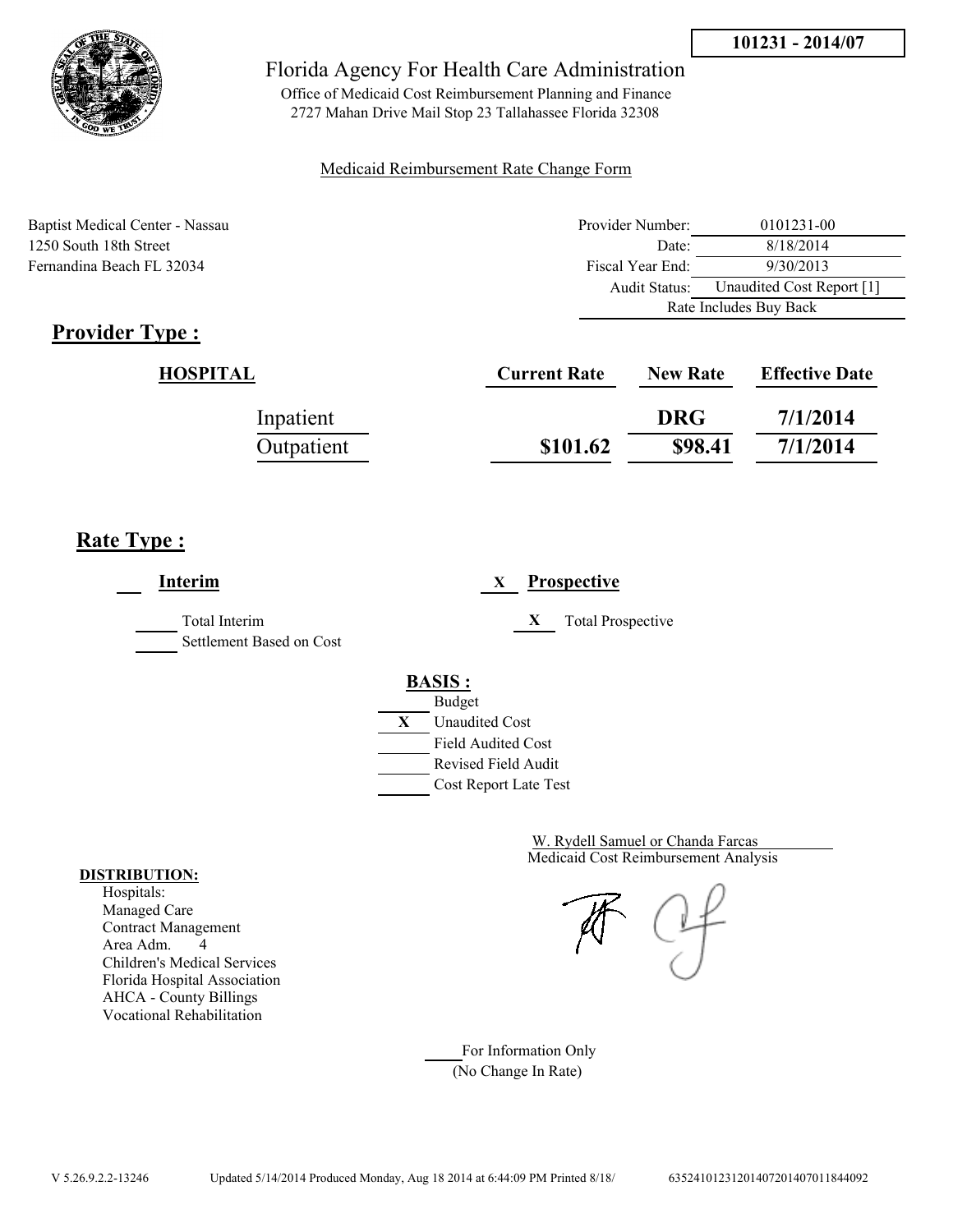**101231 - 2014/07**

# Florida Agency For Health Care Administration

Office of Medicaid Cost Reimbursement Planning and Finance
2727 Mahan Drive Mail Stop 23 Tallahassee Florida 32308

Medicaid Reimbursement Rate Change Form

Baptist Medical Center - Nassau
1250 South 18th Street
Fernandina Beach FL 32034

| | |
|---|---|
| Provider Number: | 0101231-00 |
| Date: | 8/18/2014 |
| Fiscal Year End: | 9/30/2013 |
| Audit Status: | Unaudited Cost Report [1] |
| | Rate Includes Buy Back |

## Provider Type :

| HOSPITAL | Current Rate | New Rate | Effective Date |
|---|---|---|---|
| Inpatient | | DRG | 7/1/2014 |
| Outpatient | $101.62 | $98.41 | 7/1/2014 |

## Rate Type :

___ **Interim**

_____ Total Interim
_____ Settlement Based on Cost

X **Prospective**

X Total Prospective

**BASIS :**

_____ Budget
X Unaudited Cost
_____ Field Audited Cost
_____ Revised Field Audit
_____ Cost Report Late Test

W. Rydell Samuel or Chanda Farcas
Medicaid Cost Reimbursement Analysis

**DISTRIBUTION:**
Hospitals:
Managed Care
Contract Management
Area Adm. 4
Children's Medical Services
Florida Hospital Association
AHCA - County Billings
Vocational Rehabilitation

_____ For Information Only
(No Change In Rate)

V 5.26.9.2.2-13246 Updated 5/14/2014 Produced Monday, Aug 18 2014 at 6:44:09 PM Printed 8/18/ 635241012312014072014070118440​92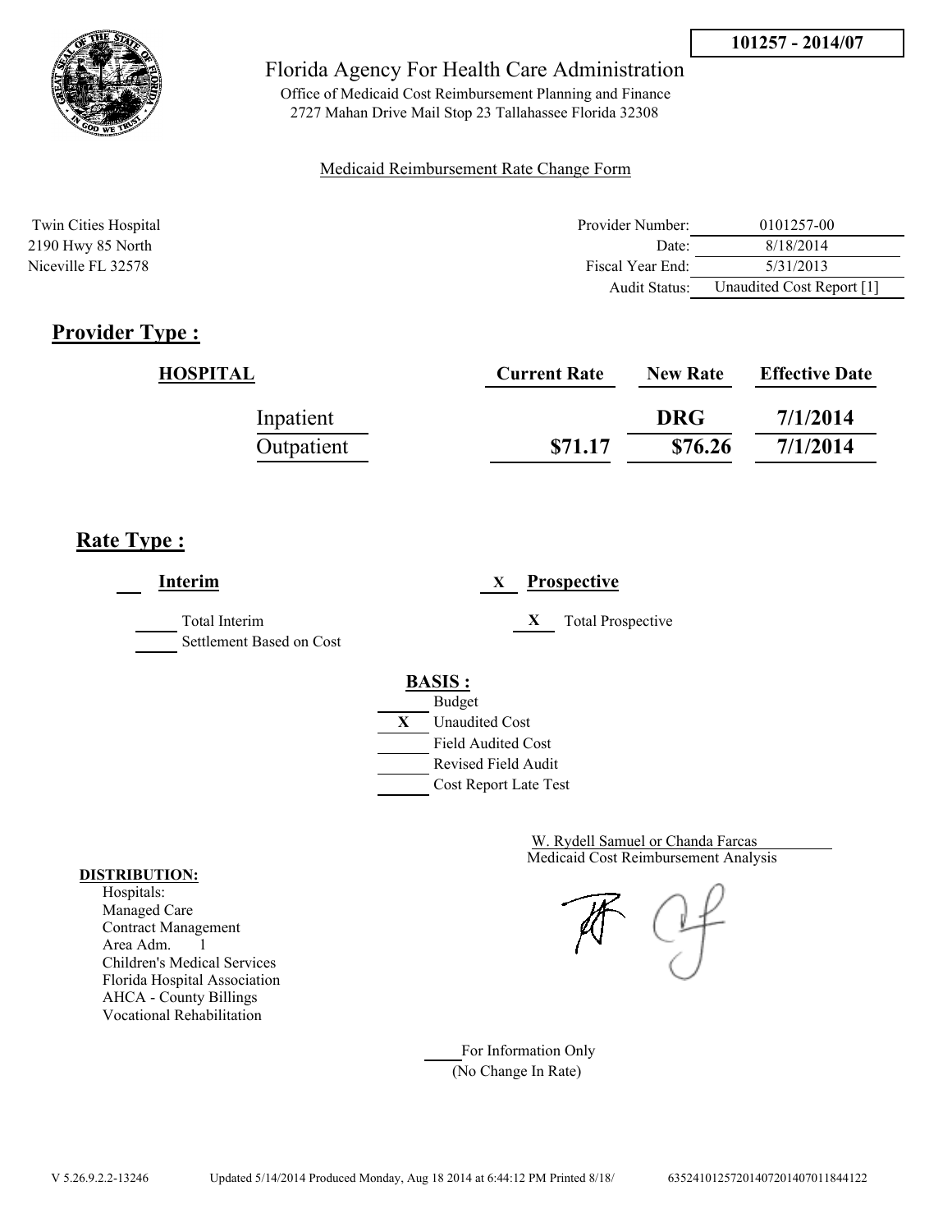**101257 - 2014/07**

# Florida Agency For Health Care Administration

Office of Medicaid Cost Reimbursement Planning and Finance
2727 Mahan Drive Mail Stop 23 Tallahassee Florida 32308

Medicaid Reimbursement Rate Change Form

Twin Cities Hospital
2190 Hwy 85 North
Niceville FL 32578

| | |
|---|---|
| Provider Number: | 0101257-00 |
| Date: | 8/18/2014 |
| Fiscal Year End: | 5/31/2013 |
| Audit Status: | Unaudited Cost Report [1] |

## Provider Type :

| HOSPITAL | Current Rate | New Rate | Effective Date |
|---|---|---|---|
| Inpatient | | DRG | 7/1/2014 |
| Outpatient | $71.17 | $76.26 | 7/1/2014 |

## Rate Type :

___ **Interim**

_____ Total Interim
_____ Settlement Based on Cost

X **Prospective**

X Total Prospective

**BASIS :**

_____ Budget
X Unaudited Cost
_____ Field Audited Cost
_____ Revised Field Audit
_____ Cost Report Late Test

W. Rydell Samuel or Chanda Farcas
Medicaid Cost Reimbursement Analysis

**DISTRIBUTION:**
Hospitals:
Managed Care
Contract Management
Area Adm. 1
Children's Medical Services
Florida Hospital Association
AHCA - County Billings
Vocational Rehabilitation

_____ For Information Only
(No Change In Rate)

V 5.26.9.2.2-13246 Updated 5/14/2014 Produced Monday, Aug 18 2014 at 6:44:12 PM Printed 8/18/ 635241012572014072014070118441 22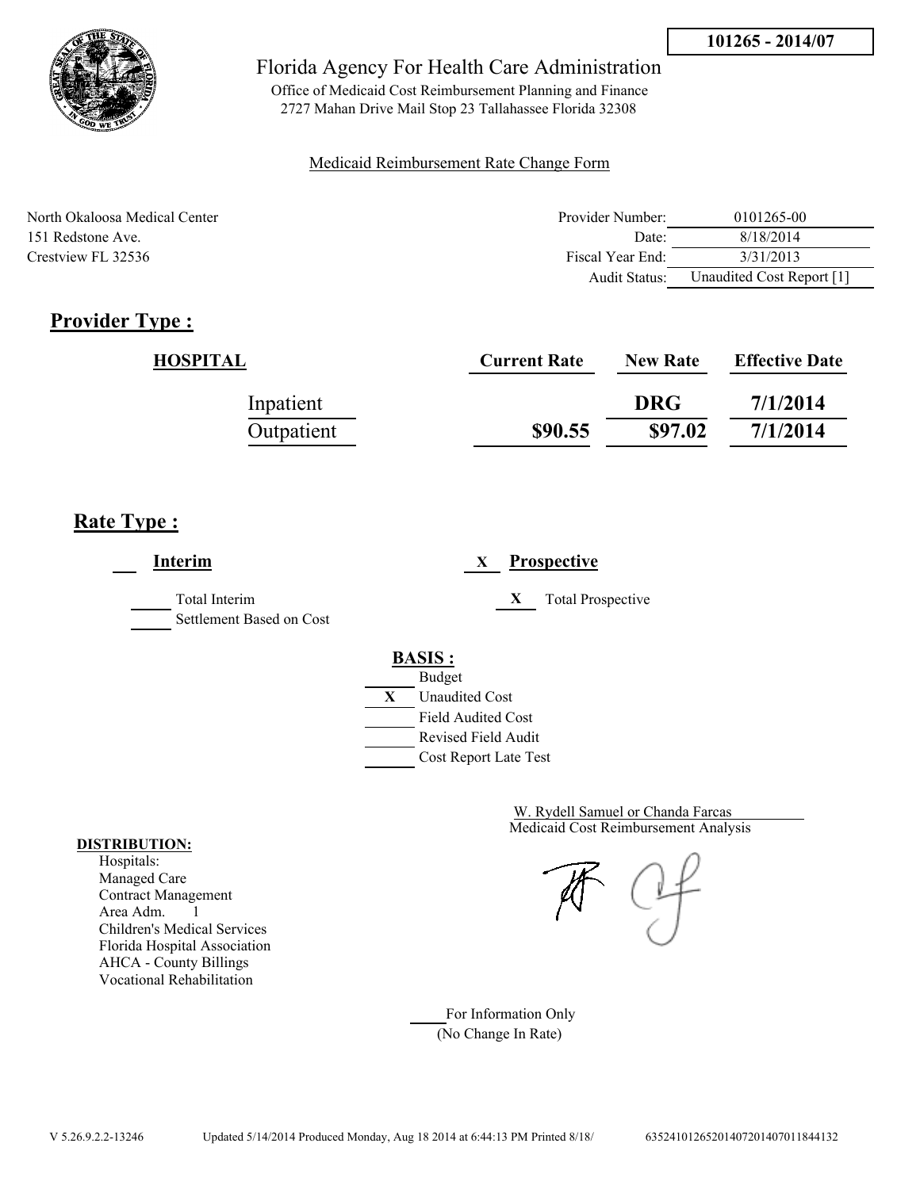101265 - 2014/07

Florida Agency For Health Care Administration

Office of Medicaid Cost Reimbursement Planning and Finance
2727 Mahan Drive Mail Stop 23 Tallahassee Florida 32308

Medicaid Reimbursement Rate Change Form

North Okaloosa Medical Center
151 Redstone Ave.
Crestview FL 32536

| | |
|---|---|
| Provider Number: | 0101265-00 |
| Date: | 8/18/2014 |
| Fiscal Year End: | 3/31/2013 |
| Audit Status: | Unaudited Cost Report [1] |

## Provider Type :

| HOSPITAL | Current Rate | New Rate | Effective Date |
|---|---|---|---|
| Inpatient | | DRG | 7/1/2014 |
| Outpatient | $90.55 | $97.02 | 7/1/2014 |

## Rate Type :

___ **Interim** &nbsp;&nbsp;&nbsp;&nbsp; X **Prospective**

___ Total Interim &nbsp;&nbsp;&nbsp;&nbsp; X Total Prospective

___ Settlement Based on Cost

**BASIS :**

___ Budget
X Unaudited Cost
___ Field Audited Cost
___ Revised Field Audit
___ Cost Report Late Test

W. Rydell Samuel or Chanda Farcas
Medicaid Cost Reimbursement Analysis

**DISTRIBUTION:**
Hospitals:
Managed Care
Contract Management
Area Adm. 1
Children's Medical Services
Florida Hospital Association
AHCA - County Billings
Vocational Rehabilitation

___ For Information Only
(No Change In Rate)

V 5.26.9.2.2-13246 &nbsp;&nbsp; Updated 5/14/2014 Produced Monday, Aug 18 2014 at 6:44:13 PM Printed 8/18/ &nbsp;&nbsp; 63524101265201407201407011844132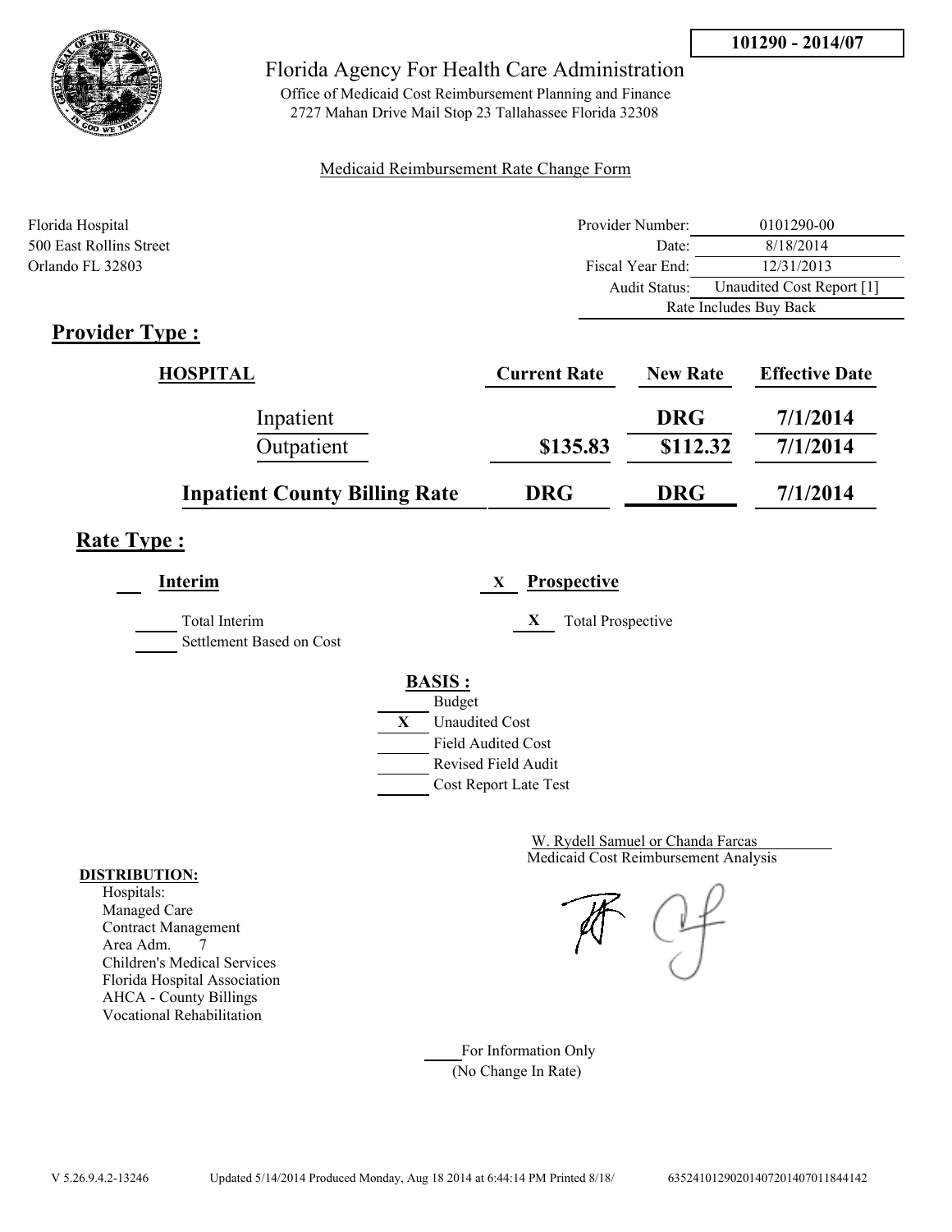101290 - 2014/07

# Florida Agency For Health Care Administration

Office of Medicaid Cost Reimbursement Planning and Finance
2727 Mahan Drive Mail Stop 23 Tallahassee Florida 32308

Medicaid Reimbursement Rate Change Form

Florida Hospital
500 East Rollins Street
Orlando FL 32803

| | |
|---|---|
| Provider Number: | 0101290-00 |
| Date: | 8/18/2014 |
| Fiscal Year End: | 12/31/2013 |
| Audit Status: | Unaudited Cost Report [1] |
| | Rate Includes Buy Back |

## Provider Type :

| HOSPITAL | Current Rate | New Rate | Effective Date |
|---|---|---|---|
| Inpatient | | DRG | 7/1/2014 |
| Outpatient | $135.83 | $112.32 | 7/1/2014 |
| **Inpatient County Billing Rate** | **DRG** | **DRG** | **7/1/2014** |

## Rate Type :

___ **Interim** X **Prospective**

_____ Total Interim
_____ Settlement Based on Cost

X Total Prospective

**BASIS :**

- _____ Budget
- X Unaudited Cost
- _____ Field Audited Cost
- _____ Revised Field Audit
- _____ Cost Report Late Test

W. Rydell Samuel or Chanda Farcas
Medicaid Cost Reimbursement Analysis

**DISTRIBUTION:**
Hospitals:
Managed Care
Contract Management
Area Adm. 7
Children's Medical Services
Florida Hospital Association
AHCA - County Billings
Vocational Rehabilitation

_____ For Information Only
(No Change In Rate)

V 5.26.9.4.2-13246 Updated 5/14/2014 Produced Monday, Aug 18 2014 at 6:44:14 PM Printed 8/18/ 6352410129020140720140701184414​2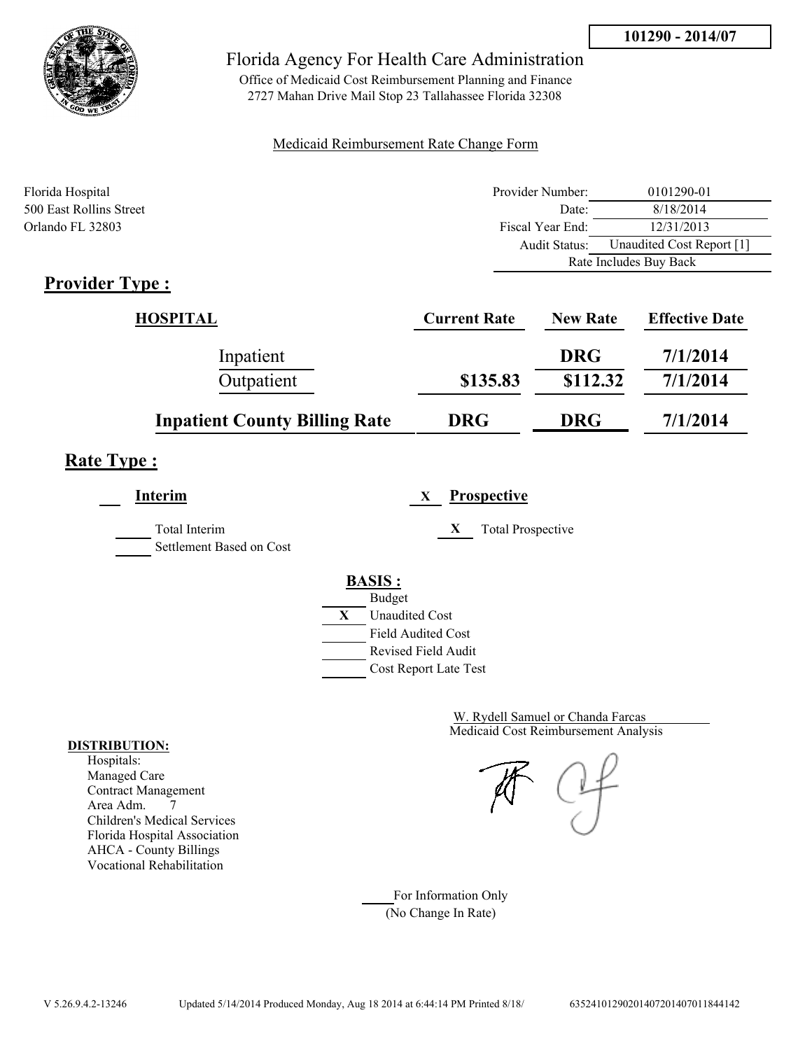**101290 - 2014/07**

# Florida Agency For Health Care Administration

Office of Medicaid Cost Reimbursement Planning and Finance
2727 Mahan Drive Mail Stop 23 Tallahassee Florida 32308

Medicaid Reimbursement Rate Change Form

Florida Hospital
500 East Rollins Street
Orlando FL 32803

| | |
|---|---|
| Provider Number: | 0101290-01 |
| Date: | 8/18/2014 |
| Fiscal Year End: | 12/31/2013 |
| Audit Status: | Unaudited Cost Report [1] |
| | Rate Includes Buy Back |

## Provider Type :

| HOSPITAL | Current Rate | New Rate | Effective Date |
|---|---|---|---|
| Inpatient | | DRG | 7/1/2014 |
| Outpatient | $135.83 | $112.32 | 7/1/2014 |
| **Inpatient County Billing Rate** | **DRG** | **DRG** | **7/1/2014** |

## Rate Type :

**Interim** ___ 
- ___ Total Interim
- ___ Settlement Based on Cost

**Prospective** X
- X Total Prospective

**BASIS :**
- ___ Budget
- X Unaudited Cost
- ___ Field Audited Cost
- ___ Revised Field Audit
- ___ Cost Report Late Test

W. Rydell Samuel or Chanda Farcas
Medicaid Cost Reimbursement Analysis

**DISTRIBUTION:**
Hospitals:
Managed Care
Contract Management
Area Adm. 7
Children's Medical Services
Florida Hospital Association
AHCA - County Billings
Vocational Rehabilitation

___ For Information Only
(No Change In Rate)

V 5.26.9.4.2-13246 Updated 5/14/2014 Produced Monday, Aug 18 2014 at 6:44:14 PM Printed 8/18/ 6352410129020140720140701 1844142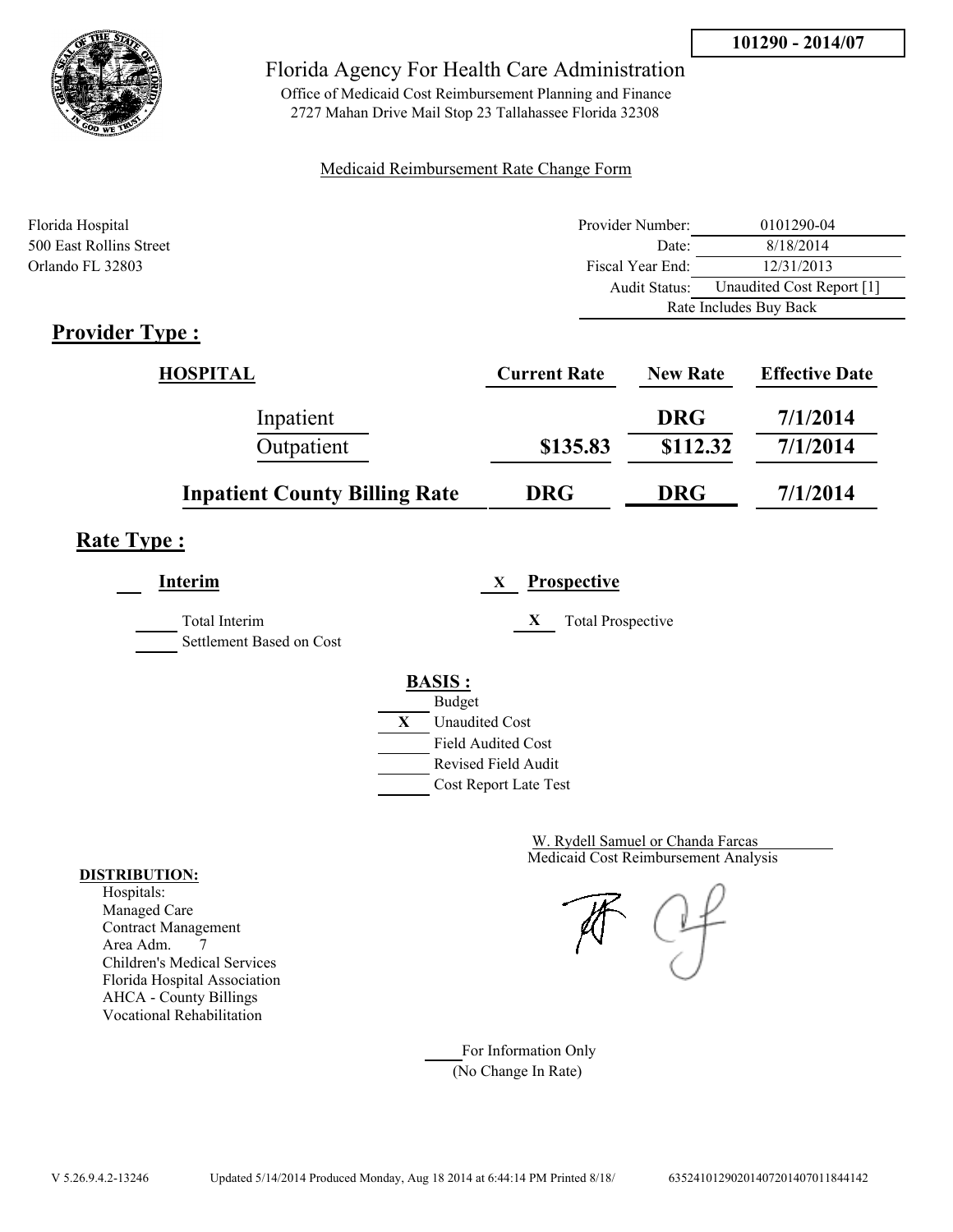**101290 - 2014/07**

Florida Agency For Health Care Administration

Office of Medicaid Cost Reimbursement Planning and Finance
2727 Mahan Drive Mail Stop 23 Tallahassee Florida 32308

Medicaid Reimbursement Rate Change Form

Florida Hospital
500 East Rollins Street
Orlando FL 32803

| | |
|---|---|
| Provider Number: | 0101290-04 |
| Date: | 8/18/2014 |
| Fiscal Year End: | 12/31/2013 |
| Audit Status: | Unaudited Cost Report [1] |
| | Rate Includes Buy Back |

## Provider Type :

| HOSPITAL | Current Rate | New Rate | Effective Date |
|---|---|---|---|
| Inpatient | | DRG | 7/1/2014 |
| Outpatient | $135.83 | $112.32 | 7/1/2014 |
| **Inpatient County Billing Rate** | **DRG** | **DRG** | **7/1/2014** |

## Rate Type :

___ **Interim**

_____ Total Interim
_____ Settlement Based on Cost

X **Prospective**

X Total Prospective

**BASIS :**

_____ Budget
X Unaudited Cost
_____ Field Audited Cost
_____ Revised Field Audit
_____ Cost Report Late Test

W. Rydell Samuel or Chanda Farcas
Medicaid Cost Reimbursement Analysis

**DISTRIBUTION:**
Hospitals:
Managed Care
Contract Management
Area Adm. 7
Children's Medical Services
Florida Hospital Association
AHCA - County Billings
Vocational Rehabilitation

_____ For Information Only
(No Change In Rate)

V 5.26.9.4.2-13246 Updated 5/14/2014 Produced Monday, Aug 18 2014 at 6:44:14 PM Printed 8/18/ 635241012902014072014070118441​42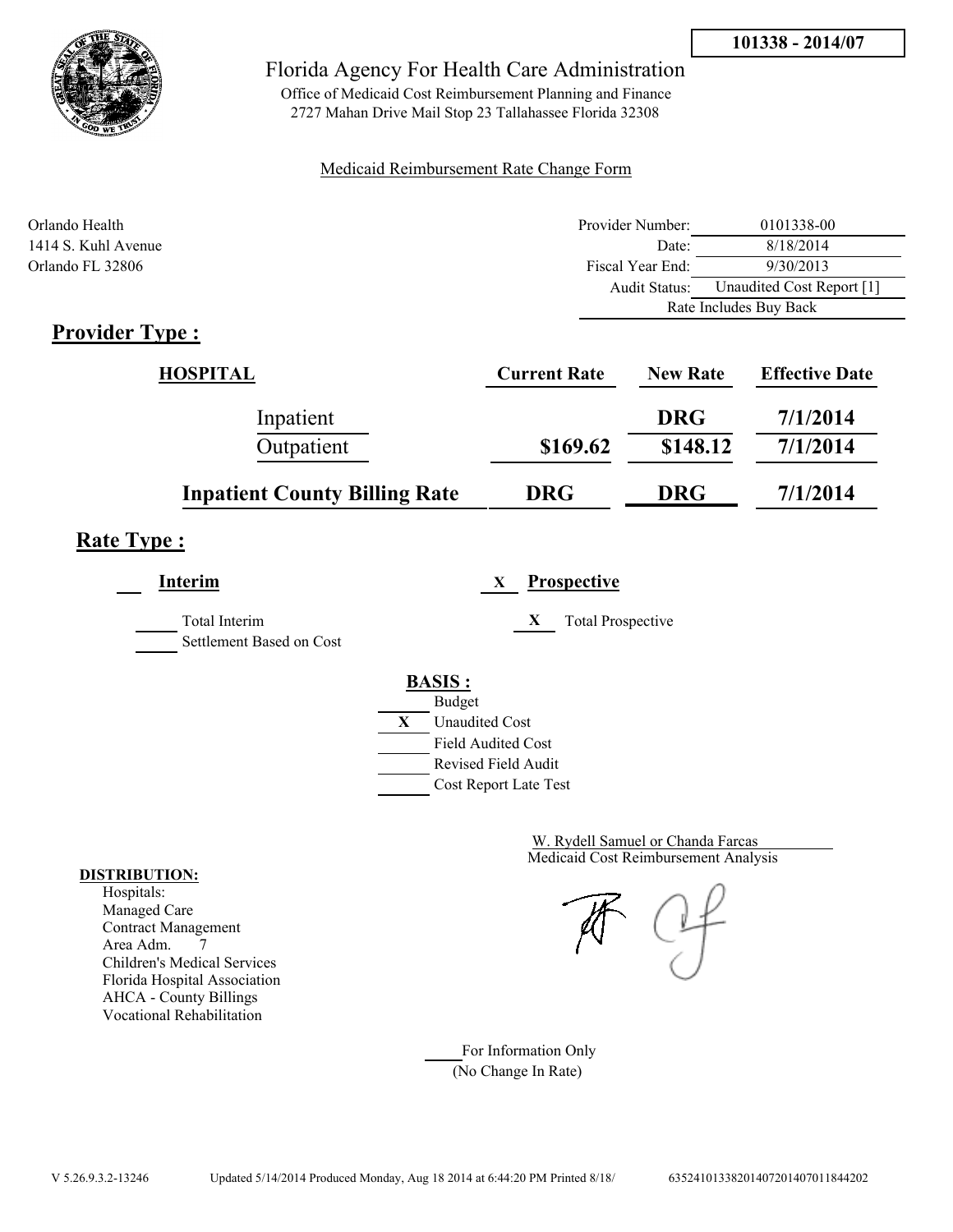**101338 - 2014/07**

# Florida Agency For Health Care Administration

Office of Medicaid Cost Reimbursement Planning and Finance
2727 Mahan Drive Mail Stop 23 Tallahassee Florida 32308

Medicaid Reimbursement Rate Change Form

Orlando Health
1414 S. Kuhl Avenue
Orlando FL 32806

| | |
|---|---|
| Provider Number: | 0101338-00 |
| Date: | 8/18/2014 |
| Fiscal Year End: | 9/30/2013 |
| Audit Status: | Unaudited Cost Report [1] |
| | Rate Includes Buy Back |

## Provider Type :

| HOSPITAL | Current Rate | New Rate | Effective Date |
|---|---|---|---|
| Inpatient | | DRG | 7/1/2014 |
| Outpatient | $169.62 | $148.12 | 7/1/2014 |
| **Inpatient County Billing Rate** | **DRG** | **DRG** | **7/1/2014** |

## Rate Type :

___ **Interim**

___ Total Interim
___ Settlement Based on Cost

X **Prospective**

X Total Prospective

**BASIS :**

___ Budget
X Unaudited Cost
___ Field Audited Cost
___ Revised Field Audit
___ Cost Report Late Test

W. Rydell Samuel or Chanda Farcas
Medicaid Cost Reimbursement Analysis

**DISTRIBUTION:**
Hospitals:
Managed Care
Contract Management
Area Adm. 7
Children's Medical Services
Florida Hospital Association
AHCA - County Billings
Vocational Rehabilitation

___ For Information Only
(No Change In Rate)

V 5.26.9.3.2-13246 Updated 5/14/2014 Produced Monday, Aug 18 2014 at 6:44:20 PM Printed 8/18/ 635241013382014072014070118442O2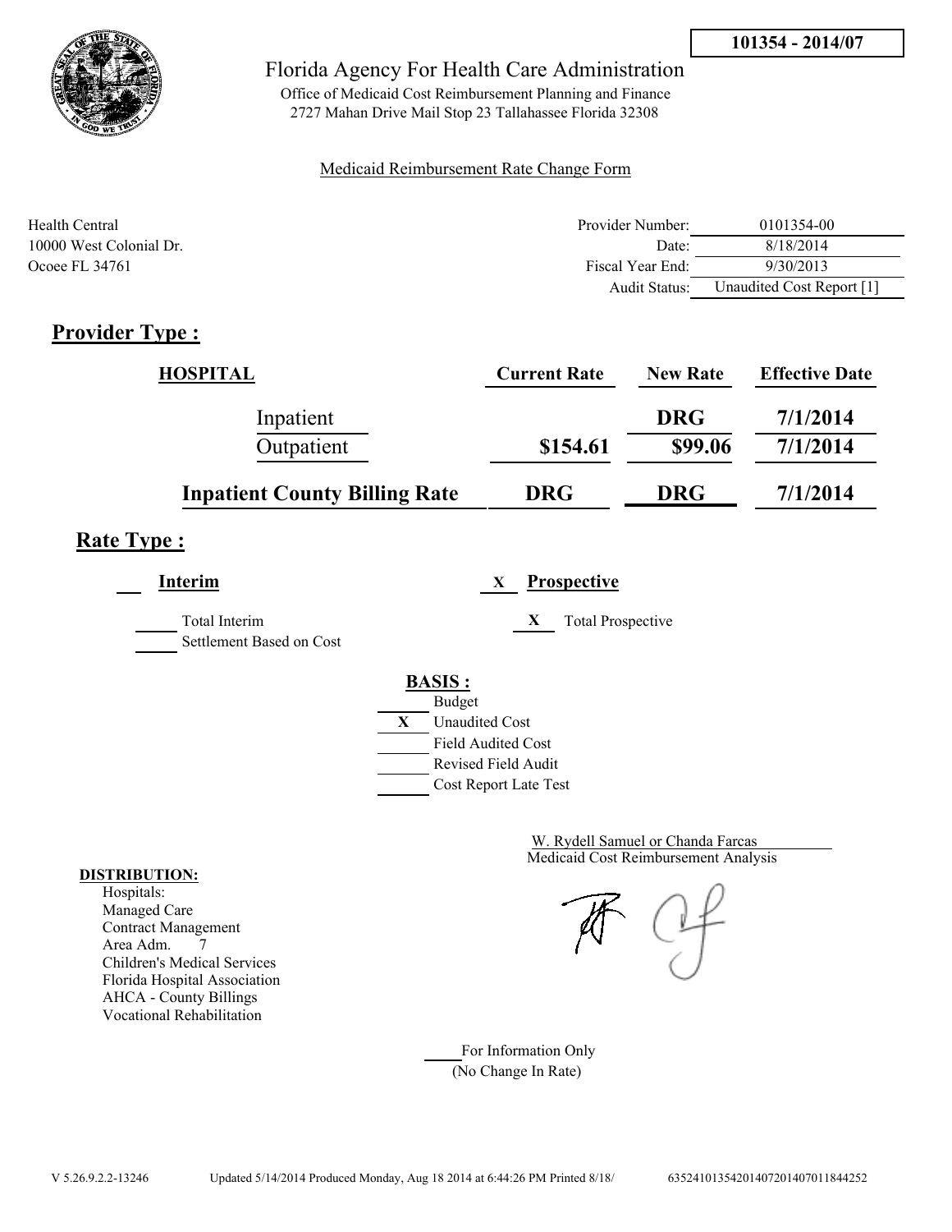**101354 - 2014/07**

Florida Agency For Health Care Administration

Office of Medicaid Cost Reimbursement Planning and Finance
2727 Mahan Drive Mail Stop 23 Tallahassee Florida 32308

Medicaid Reimbursement Rate Change Form

Health Central
10000 West Colonial Dr.
Ocoee FL 34761

| | |
|---|---|
| Provider Number: | 0101354-00 |
| Date: | 8/18/2014 |
| Fiscal Year End: | 9/30/2013 |
| Audit Status: | Unaudited Cost Report [1] |

## Provider Type :

| HOSPITAL | Current Rate | New Rate | Effective Date |
|---|---|---|---|
| Inpatient | | DRG | 7/1/2014 |
| Outpatient | $154.61 | $99.06 | 7/1/2014 |
| **Inpatient County Billing Rate** | DRG | DRG | 7/1/2014 |

## Rate Type :

___ **Interim**

_____ Total Interim
_____ Settlement Based on Cost

X **Prospective**

X Total Prospective

**BASIS :**

_____ Budget
X Unaudited Cost
_____ Field Audited Cost
_____ Revised Field Audit
_____ Cost Report Late Test

W. Rydell Samuel or Chanda Farcas
Medicaid Cost Reimbursement Analysis

**DISTRIBUTION:**
Hospitals:
Managed Care
Contract Management
Area Adm. 7
Children's Medical Services
Florida Hospital Association
AHCA - County Billings
Vocational Rehabilitation

_____ For Information Only
(No Change In Rate)

V 5.26.9.2.2-13246 Updated 5/14/2014 Produced Monday, Aug 18 2014 at 6:44:26 PM Printed 8/18/ 635241013542014072014070118442​52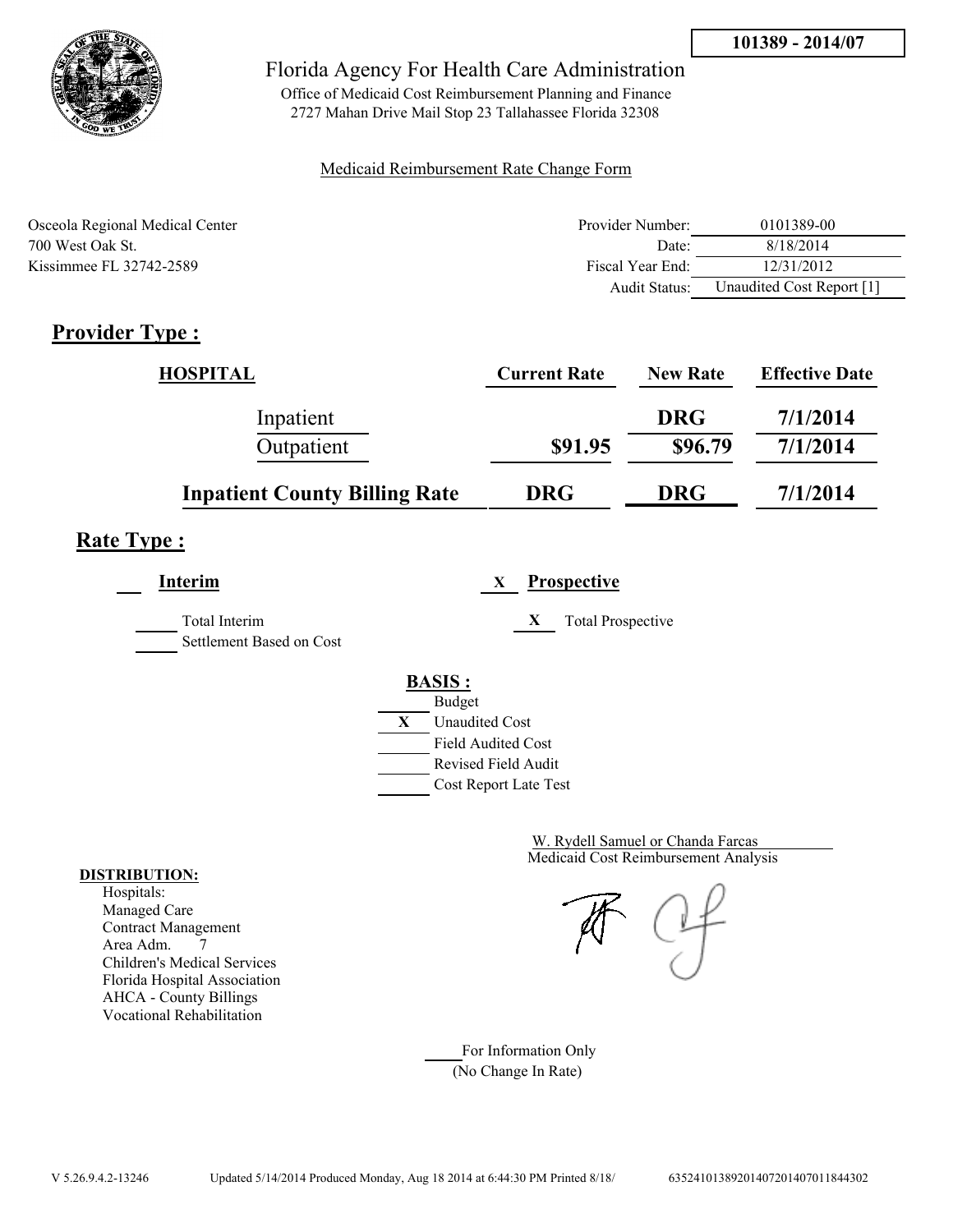**101389 - 2014/07**

# Florida Agency For Health Care Administration

Office of Medicaid Cost Reimbursement Planning and Finance
2727 Mahan Drive Mail Stop 23 Tallahassee Florida 32308

Medicaid Reimbursement Rate Change Form

Osceola Regional Medical Center
700 West Oak St.
Kissimmee FL 32742-2589

| | |
|---|---|
| Provider Number: | 0101389-00 |
| Date: | 8/18/2014 |
| Fiscal Year End: | 12/31/2012 |
| Audit Status: | Unaudited Cost Report [1] |

## Provider Type :

| HOSPITAL | Current Rate | New Rate | Effective Date |
|---|---|---|---|
| Inpatient | | DRG | 7/1/2014 |
| Outpatient | $91.95 | $96.79 | 7/1/2014 |
| **Inpatient County Billing Rate** | **DRG** | **DRG** | **7/1/2014** |

## Rate Type :

___ **Interim**

_____ Total Interim
_____ Settlement Based on Cost

X **Prospective**

X Total Prospective

**BASIS :**

_____ Budget
X Unaudited Cost
_____ Field Audited Cost
_____ Revised Field Audit
_____ Cost Report Late Test

W. Rydell Samuel or Chanda Farcas
Medicaid Cost Reimbursement Analysis

**DISTRIBUTION:**
Hospitals:
Managed Care
Contract Management
Area Adm. 7
Children's Medical Services
Florida Hospital Association
AHCA - County Billings
Vocational Rehabilitation

_____ For Information Only
(No Change In Rate)

V 5.26.9.4.2-13246 Updated 5/14/2014 Produced Monday, Aug 18 2014 at 6:44:30 PM Printed 8/18/ 6352410138920140720140701184430​2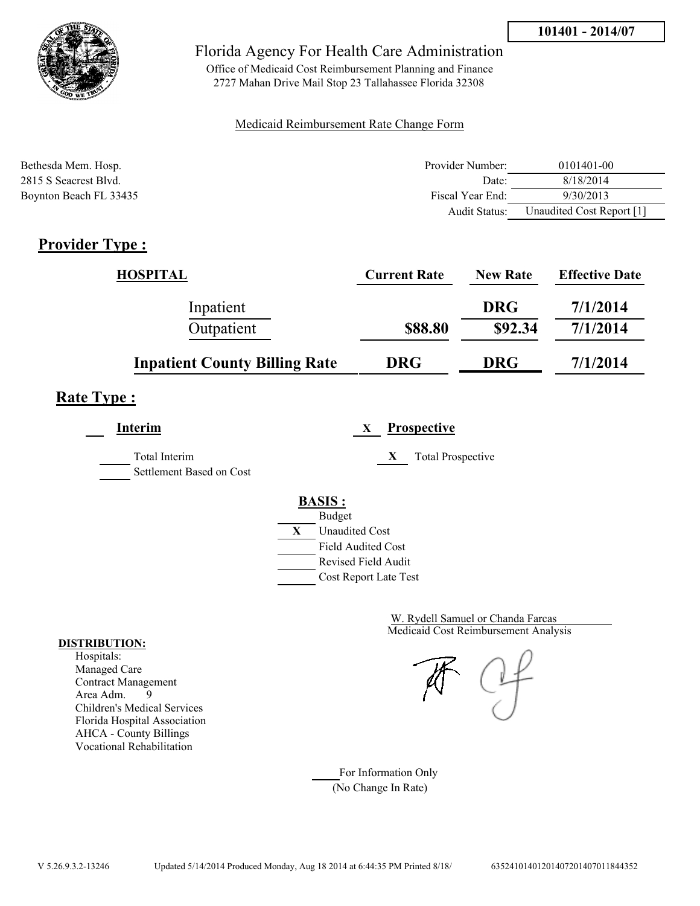101401 - 2014/07

Florida Agency For Health Care Administration

Office of Medicaid Cost Reimbursement Planning and Finance
2727 Mahan Drive Mail Stop 23 Tallahassee Florida 32308

Medicaid Reimbursement Rate Change Form

Bethesda Mem. Hosp.
2815 S Seacrest Blvd.
Boynton Beach FL 33435

| | |
|---|---|
| Provider Number: | 0101401-00 |
| Date: | 8/18/2014 |
| Fiscal Year End: | 9/30/2013 |
| Audit Status: | Unaudited Cost Report [1] |

## Provider Type :

| HOSPITAL | Current Rate | New Rate | Effective Date |
|---|---|---|---|
| Inpatient | | DRG | 7/1/2014 |
| Outpatient | $88.80 | $92.34 | 7/1/2014 |
| **Inpatient County Billing Rate** | **DRG** | **DRG** | **7/1/2014** |

## Rate Type :

**Interim** ___ Total Interim ___ Settlement Based on Cost

X **Prospective** X Total Prospective

**BASIS :**

- ___ Budget
- X Unaudited Cost
- ___ Field Audited Cost
- ___ Revised Field Audit
- ___ Cost Report Late Test

W. Rydell Samuel or Chanda Farcas
Medicaid Cost Reimbursement Analysis

**DISTRIBUTION:**
Hospitals:
Managed Care
Contract Management
Area Adm. 9
Children's Medical Services
Florida Hospital Association
AHCA - County Billings
Vocational Rehabilitation

___ For Information Only
(No Change In Rate)

V 5.26.9.3.2-13246 Updated 5/14/2014 Produced Monday, Aug 18 2014 at 6:44:35 PM Printed 8/18/ 635241014012014072014070118443 52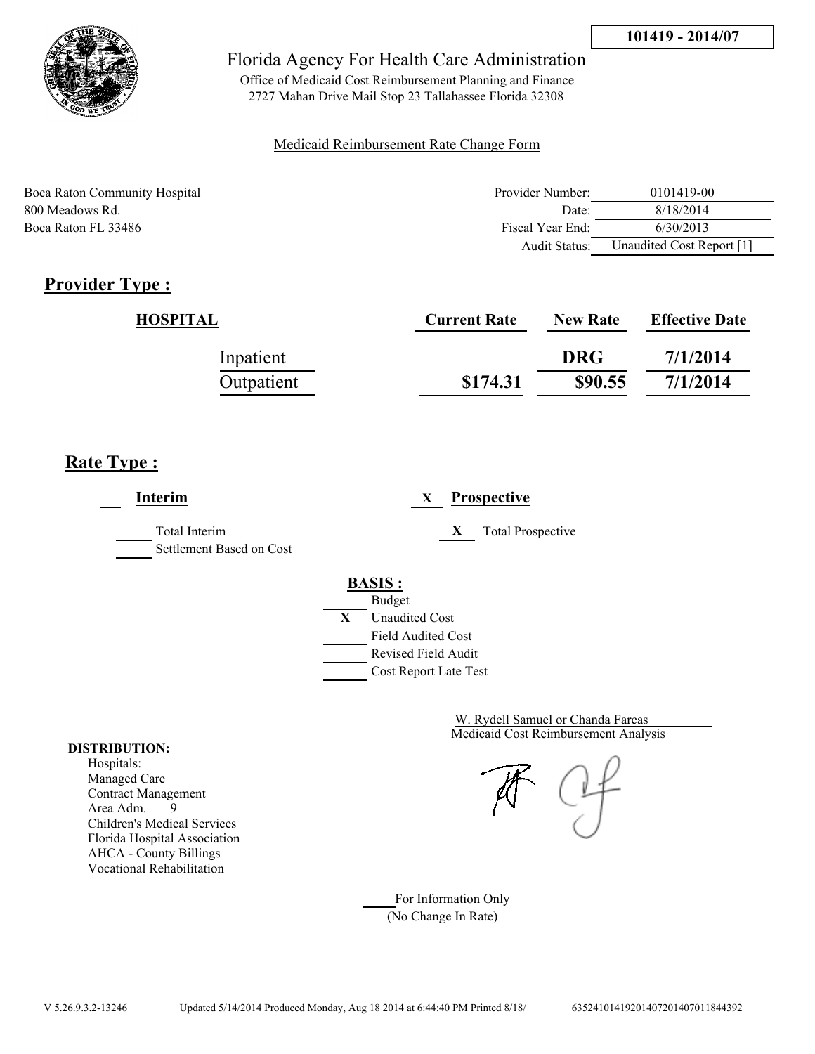101419 - 2014/07

# Florida Agency For Health Care Administration

Office of Medicaid Cost Reimbursement Planning and Finance
2727 Mahan Drive Mail Stop 23 Tallahassee Florida 32308

Medicaid Reimbursement Rate Change Form

Boca Raton Community Hospital
800 Meadows Rd.
Boca Raton FL 33486

| | |
|---|---|
| Provider Number: | 0101419-00 |
| Date: | 8/18/2014 |
| Fiscal Year End: | 6/30/2013 |
| Audit Status: | Unaudited Cost Report [1] |

## Provider Type :

| HOSPITAL | Current Rate | New Rate | Effective Date |
|---|---|---|---|
| Inpatient | | DRG | 7/1/2014 |
| Outpatient | $174.31 | $90.55 | 7/1/2014 |

## Rate Type :

___ **Interim**

_____ Total Interim
_____ Settlement Based on Cost

X **Prospective**

X Total Prospective

**BASIS :**

- _____ Budget
- X Unaudited Cost
- _____ Field Audited Cost
- _____ Revised Field Audit
- _____ Cost Report Late Test

W. Rydell Samuel or Chanda Farcas
Medicaid Cost Reimbursement Analysis

**DISTRIBUTION:**

Hospitals:
Managed Care
Contract Management
Area Adm. 9
Children's Medical Services
Florida Hospital Association
AHCA - County Billings
Vocational Rehabilitation

_____ For Information Only
(No Change In Rate)

V 5.26.9.3.2-13246 Updated 5/14/2014 Produced Monday, Aug 18 2014 at 6:44:40 PM Printed 8/18/ 635241014192014072014070118443​92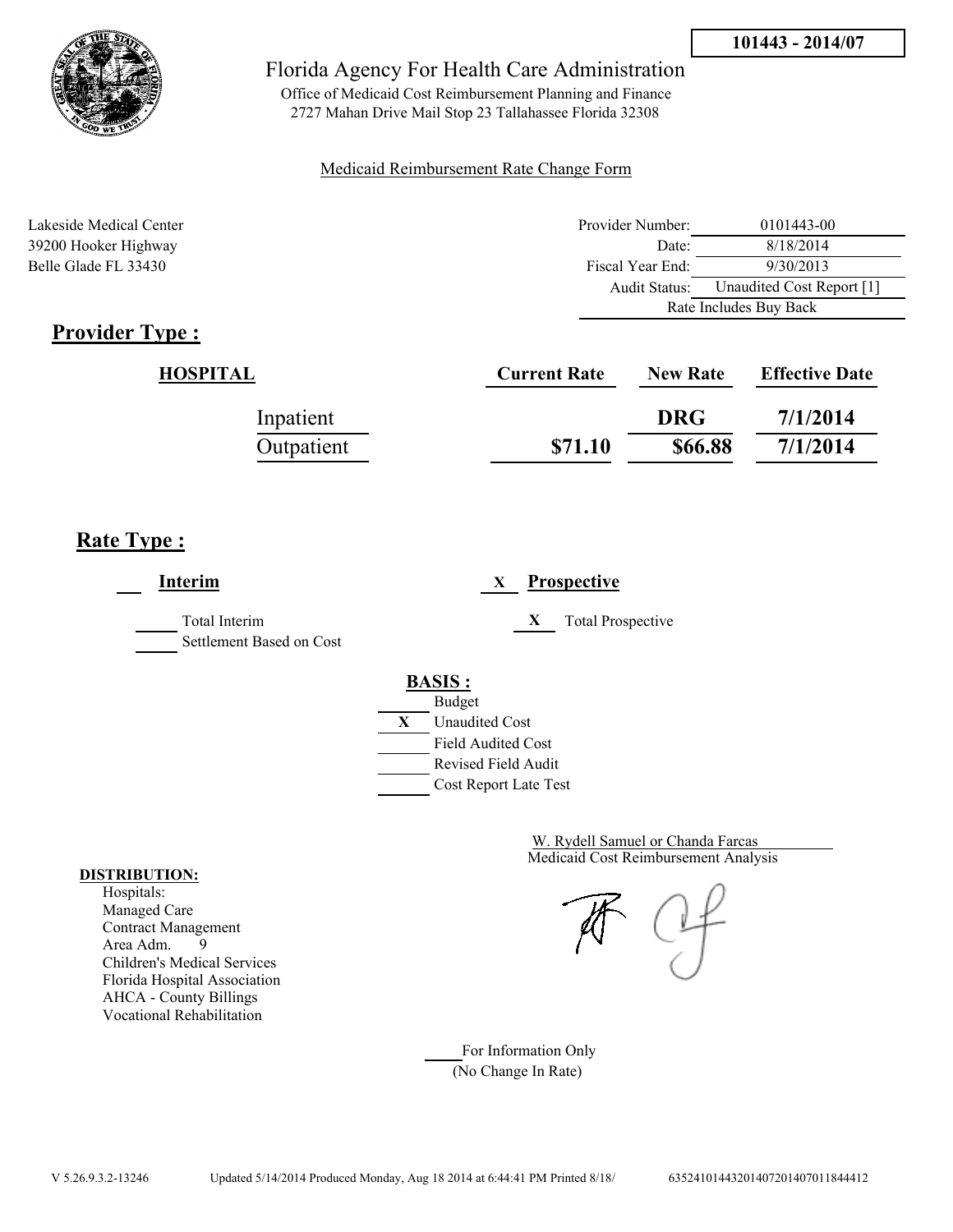**101443 - 2014/07**

Florida Agency For Health Care Administration

Office of Medicaid Cost Reimbursement Planning and Finance
2727 Mahan Drive Mail Stop 23 Tallahassee Florida 32308

Medicaid Reimbursement Rate Change Form

Lakeside Medical Center
39200 Hooker Highway
Belle Glade FL 33430

| | |
|---|---|
| Provider Number: | 0101443-00 |
| Date: | 8/18/2014 |
| Fiscal Year End: | 9/30/2013 |
| Audit Status: | Unaudited Cost Report [1] |
| | Rate Includes Buy Back |

## Provider Type :

| HOSPITAL | Current Rate | New Rate | Effective Date |
|---|---|---|---|
| Inpatient | | DRG | 7/1/2014 |
| Outpatient | $71.10 | $66.88 | 7/1/2014 |

## Rate Type :

___ **Interim**

___ Total Interim
___ Settlement Based on Cost

X **Prospective**

X Total Prospective

**BASIS :**

___ Budget
X Unaudited Cost
___ Field Audited Cost
___ Revised Field Audit
___ Cost Report Late Test

W. Rydell Samuel or Chanda Farcas
Medicaid Cost Reimbursement Analysis

**DISTRIBUTION:**
Hospitals:
Managed Care
Contract Management
Area Adm. 9
Children's Medical Services
Florida Hospital Association
AHCA - County Billings
Vocational Rehabilitation

___ For Information Only
(No Change In Rate)

V 5.26.9.3.2-13246 Updated 5/14/2014 Produced Monday, Aug 18 2014 at 6:44:41 PM Printed 8/18/ 635241014432014072014070118444412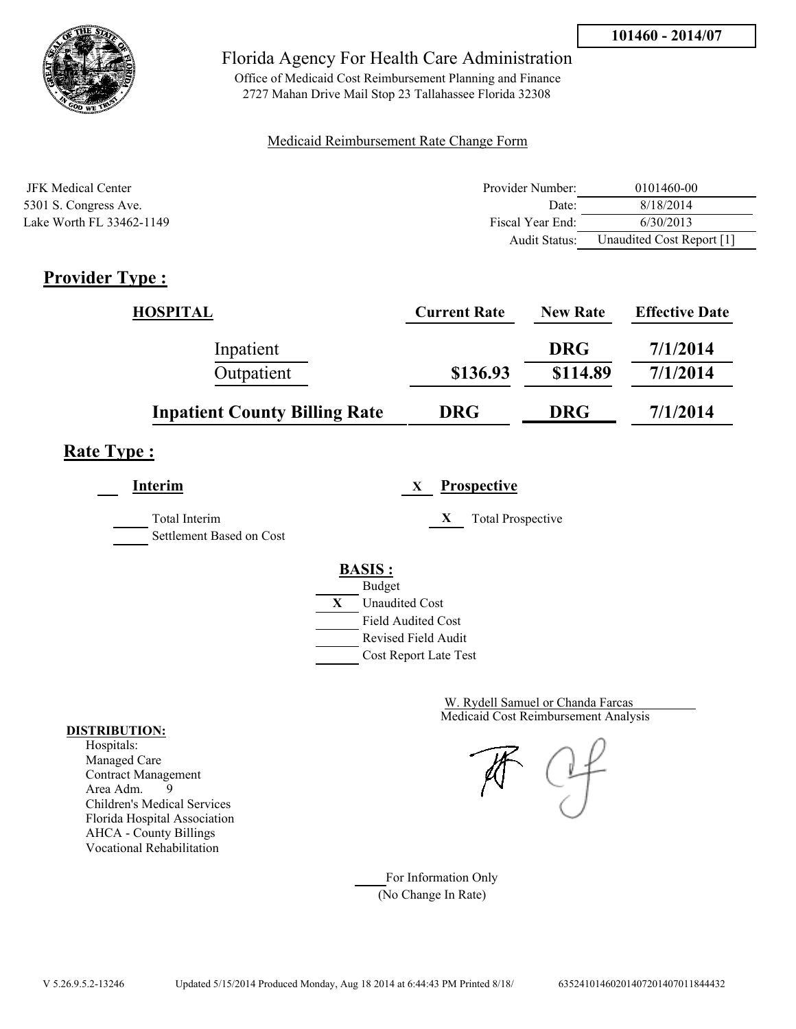**101460 - 2014/07**

Florida Agency For Health Care Administration

Office of Medicaid Cost Reimbursement Planning and Finance
2727 Mahan Drive Mail Stop 23 Tallahassee Florida 32308

Medicaid Reimbursement Rate Change Form

JFK Medical Center
5301 S. Congress Ave.
Lake Worth FL 33462-1149

| | |
|---|---|
| Provider Number: | 0101460-00 |
| Date: | 8/18/2014 |
| Fiscal Year End: | 6/30/2013 |
| Audit Status: | Unaudited Cost Report [1] |

## Provider Type :

| HOSPITAL | Current Rate | New Rate | Effective Date |
|---|---|---|---|
| Inpatient | | DRG | 7/1/2014 |
| Outpatient | $136.93 | $114.89 | 7/1/2014 |
| **Inpatient County Billing Rate** | DRG | DRG | 7/1/2014 |

## Rate Type :

___ **Interim**

_____ Total Interim
_____ Settlement Based on Cost

X **Prospective**

X Total Prospective

**BASIS :**

_____ Budget
X Unaudited Cost
_____ Field Audited Cost
_____ Revised Field Audit
_____ Cost Report Late Test

W. Rydell Samuel or Chanda Farcas
Medicaid Cost Reimbursement Analysis

**DISTRIBUTION:**
Hospitals:
Managed Care
Contract Management
Area Adm. 9
Children's Medical Services
Florida Hospital Association
AHCA - County Billings
Vocational Rehabilitation

_____ For Information Only
(No Change In Rate)

V 5.26.9.5.2-13246 Updated 5/15/2014 Produced Monday, Aug 18 2014 at 6:44:43 PM Printed 8/18/ 635241014602014072014070118444432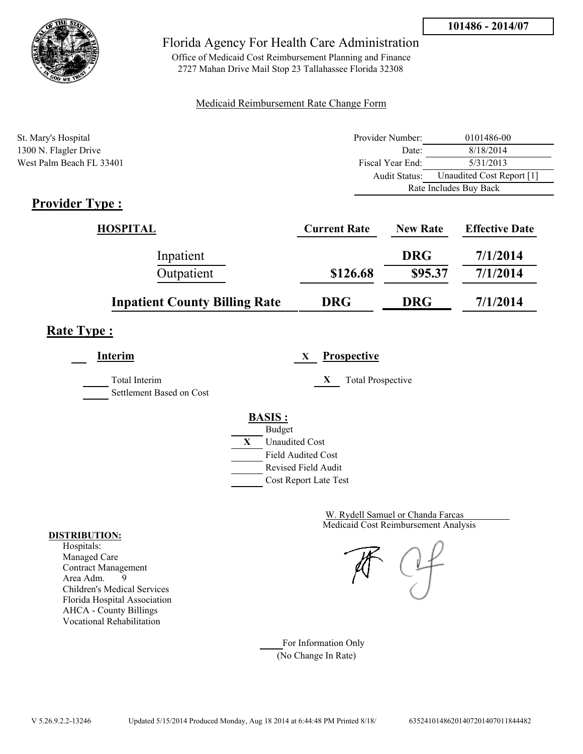**101486 - 2014/07**

# Florida Agency For Health Care Administration

Office of Medicaid Cost Reimbursement Planning and Finance
2727 Mahan Drive Mail Stop 23 Tallahassee Florida 32308

Medicaid Reimbursement Rate Change Form

St. Mary's Hospital
1300 N. Flagler Drive
West Palm Beach FL 33401

| | |
|---|---|
| Provider Number: | 0101486-00 |
| Date: | 8/18/2014 |
| Fiscal Year End: | 5/31/2013 |
| Audit Status: | Unaudited Cost Report [1] |
| | Rate Includes Buy Back |

## Provider Type :

| HOSPITAL | Current Rate | New Rate | Effective Date |
|---|---|---|---|
| Inpatient | | DRG | 7/1/2014 |
| Outpatient | $126.68 | $95.37 | 7/1/2014 |
| **Inpatient County Billing Rate** | **DRG** | **DRG** | **7/1/2014** |

## Rate Type :

___ **Interim**

_____ Total Interim
_____ Settlement Based on Cost

X **Prospective**

X Total Prospective

**BASIS :**

- ___ Budget
- X Unaudited Cost
- ___ Field Audited Cost
- ___ Revised Field Audit
- ___ Cost Report Late Test

W. Rydell Samuel or Chanda Farcas
Medicaid Cost Reimbursement Analysis

**DISTRIBUTION:**

Hospitals:
Managed Care
Contract Management
Area Adm. 9
Children's Medical Services
Florida Hospital Association
AHCA - County Billings
Vocational Rehabilitation

____ For Information Only
(No Change In Rate)

V 5.26.9.2.2-13246 Updated 5/15/2014 Produced Monday, Aug 18 2014 at 6:44:48 PM Printed 8/18/ 6352410148620140720140701184448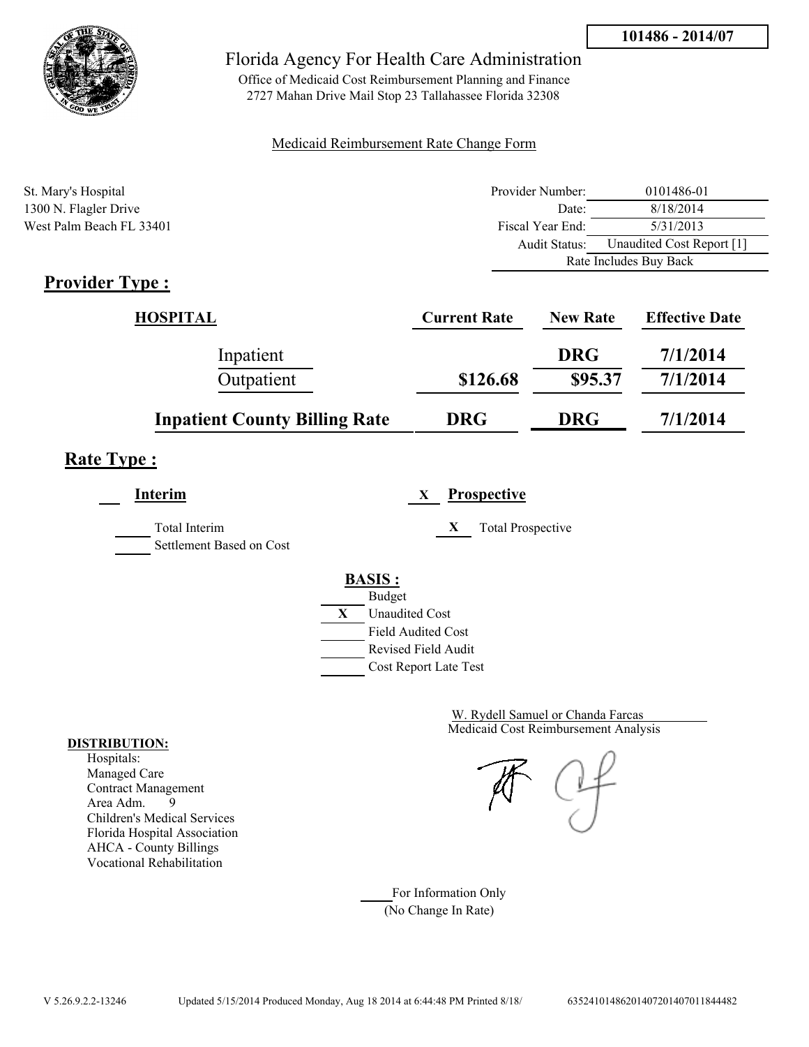101486 - 2014/07

# Florida Agency For Health Care Administration

Office of Medicaid Cost Reimbursement Planning and Finance
2727 Mahan Drive Mail Stop 23 Tallahassee Florida 32308

Medicaid Reimbursement Rate Change Form

St. Mary's Hospital
1300 N. Flagler Drive
West Palm Beach FL 33401

| | |
|---|---|
| Provider Number: | 0101486-01 |
| Date: | 8/18/2014 |
| Fiscal Year End: | 5/31/2013 |
| Audit Status: | Unaudited Cost Report [1] |
| | Rate Includes Buy Back |

## Provider Type :

| HOSPITAL | Current Rate | New Rate | Effective Date |
|---|---|---|---|
| Inpatient | | DRG | 7/1/2014 |
| Outpatient | $126.68 | $95.37 | 7/1/2014 |
| **Inpatient County Billing Rate** | **DRG** | **DRG** | **7/1/2014** |

## Rate Type :

___ **Interim** &nbsp;&nbsp;&nbsp; X **Prospective**

_____ Total Interim
_____ Settlement Based on Cost

X Total Prospective

**BASIS :**

- _____ Budget
- X Unaudited Cost
- _____ Field Audited Cost
- _____ Revised Field Audit
- _____ Cost Report Late Test

W. Rydell Samuel or Chanda Farcas
Medicaid Cost Reimbursement Analysis

**DISTRIBUTION:**
Hospitals:
Managed Care
Contract Management
Area Adm. 9
Children's Medical Services
Florida Hospital Association
AHCA - County Billings
Vocational Rehabilitation

_____ For Information Only
(No Change In Rate)

V 5.26.9.2.2-13246 Updated 5/15/2014 Produced Monday, Aug 18 2014 at 6:44:48 PM Printed 8/18/ 63524101486201407201407011844482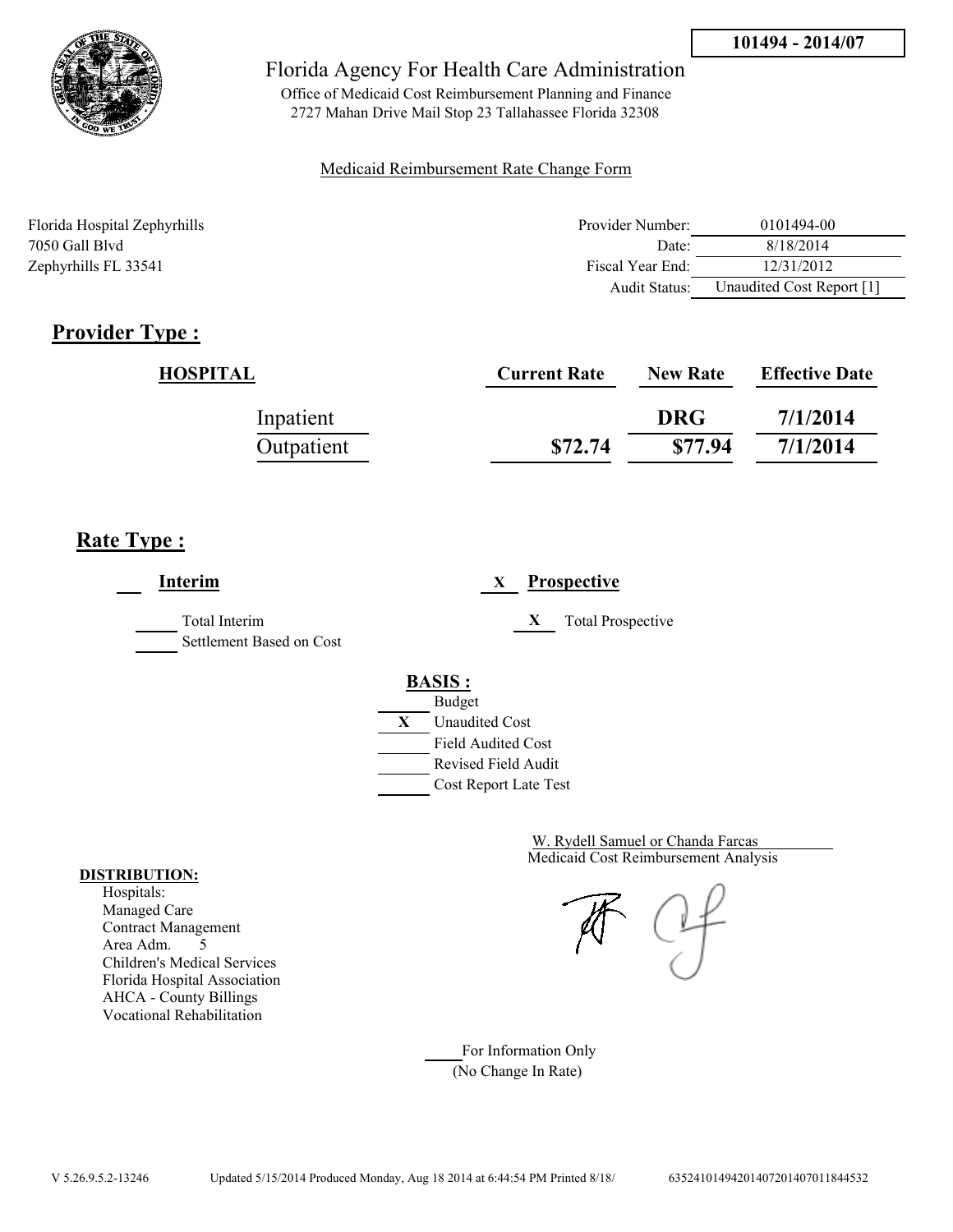101494 - 2014/07

Florida Agency For Health Care Administration

Office of Medicaid Cost Reimbursement Planning and Finance
2727 Mahan Drive Mail Stop 23 Tallahassee Florida 32308

Medicaid Reimbursement Rate Change Form

Florida Hospital Zephyrhills
7050 Gall Blvd
Zephyrhills FL 33541

| | |
|---|---|
| Provider Number: | 0101494-00 |
| Date: | 8/18/2014 |
| Fiscal Year End: | 12/31/2012 |
| Audit Status: | Unaudited Cost Report [1] |

## Provider Type :

| HOSPITAL | Current Rate | New Rate | Effective Date |
|---|---|---|---|
| Inpatient | | DRG | 7/1/2014 |
| Outpatient | $72.74 | $77.94 | 7/1/2014 |

## Rate Type :

___ **Interim**

___ Total Interim
___ Settlement Based on Cost

X **Prospective**

X Total Prospective

**BASIS :**

___ Budget
X Unaudited Cost
___ Field Audited Cost
___ Revised Field Audit
___ Cost Report Late Test

W. Rydell Samuel or Chanda Farcas
Medicaid Cost Reimbursement Analysis

**DISTRIBUTION:**

Hospitals:
Managed Care
Contract Management
Area Adm. 5
Children's Medical Services
Florida Hospital Association
AHCA - County Billings
Vocational Rehabilitation

___ For Information Only
(No Change In Rate)

V 5.26.9.5.2-13246 Updated 5/15/2014 Produced Monday, Aug 18 2014 at 6:44:54 PM Printed 8/18/ 6352410149420140720140701184453​2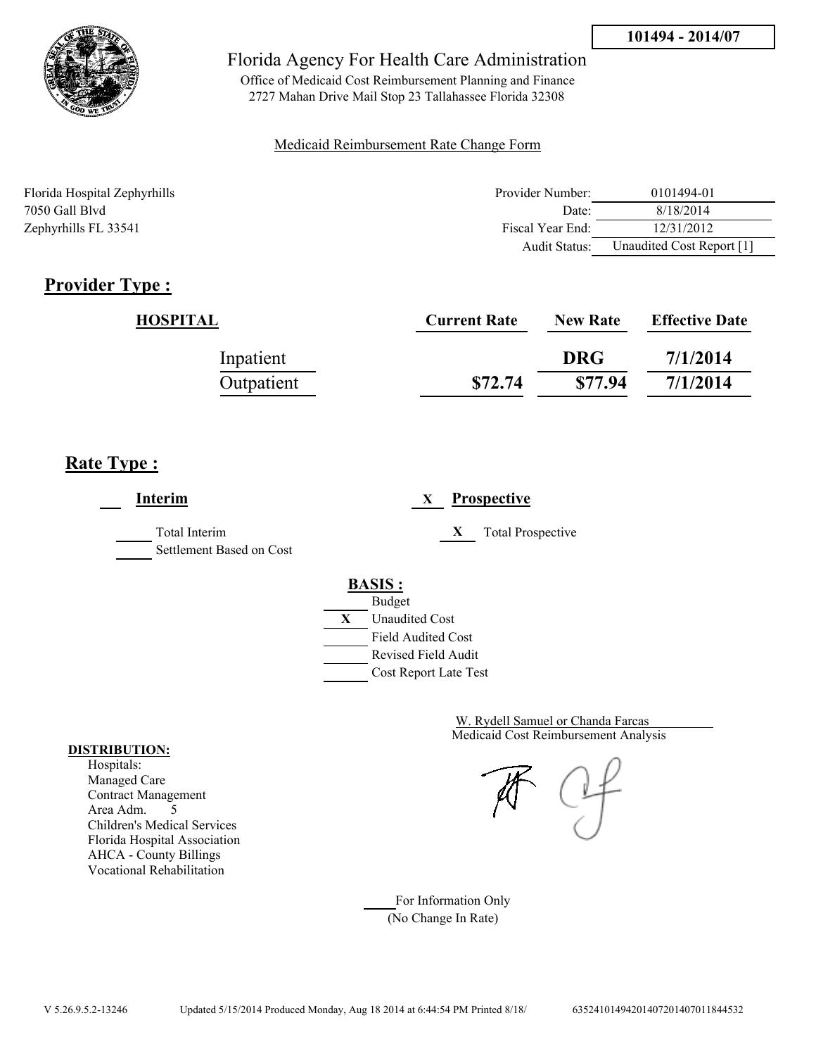**101494 - 2014/07**

Florida Agency For Health Care Administration

Office of Medicaid Cost Reimbursement Planning and Finance
2727 Mahan Drive Mail Stop 23 Tallahassee Florida 32308

Medicaid Reimbursement Rate Change Form

Florida Hospital Zephyrhills
7050 Gall Blvd
Zephyrhills FL 33541

| | |
|---|---|
| Provider Number: | 0101494-01 |
| Date: | 8/18/2014 |
| Fiscal Year End: | 12/31/2012 |
| Audit Status: | Unaudited Cost Report [1] |

## Provider Type :

| HOSPITAL | Current Rate | New Rate | Effective Date |
|---|---|---|---|
| Inpatient | | DRG | 7/1/2014 |
| Outpatient | $72.74 | $77.94 | 7/1/2014 |

## Rate Type :

___ **Interim**

_____ Total Interim
_____ Settlement Based on Cost

_X_ **Prospective**

_X_ Total Prospective

**BASIS :**

_____ Budget
_X_ Unaudited Cost
_____ Field Audited Cost
_____ Revised Field Audit
_____ Cost Report Late Test

W. Rydell Samuel or Chanda Farcas
Medicaid Cost Reimbursement Analysis

**DISTRIBUTION:**
Hospitals:
Managed Care
Contract Management
Area Adm. 5
Children's Medical Services
Florida Hospital Association
AHCA - County Billings
Vocational Rehabilitation

_____ For Information Only
(No Change In Rate)

V 5.26.9.5.2-13246 Updated 5/15/2014 Produced Monday, Aug 18 2014 at 6:44:54 PM Printed 8/18/ 635241014942014072014070118445​32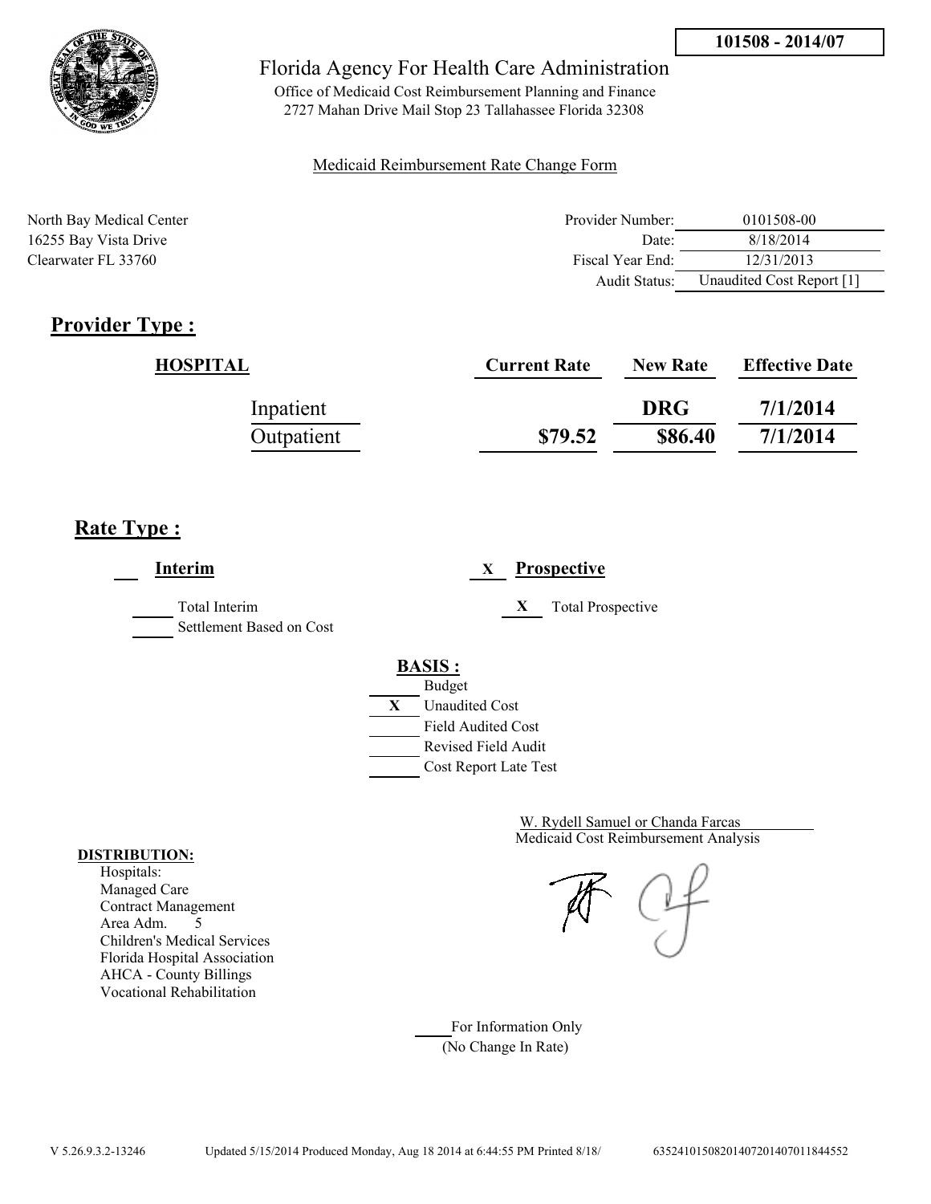**101508 - 2014/07**

# Florida Agency For Health Care Administration

Office of Medicaid Cost Reimbursement Planning and Finance
2727 Mahan Drive Mail Stop 23 Tallahassee Florida 32308

Medicaid Reimbursement Rate Change Form

North Bay Medical Center
16255 Bay Vista Drive
Clearwater FL 33760

| | |
|---|---|
| Provider Number: | 0101508-00 |
| Date: | 8/18/2014 |
| Fiscal Year End: | 12/31/2013 |
| Audit Status: | Unaudited Cost Report [1] |

## Provider Type :

| HOSPITAL | Current Rate | New Rate | Effective Date |
|---|---|---|---|
| Inpatient | | DRG | 7/1/2014 |
| Outpatient | $79.52 | $86.40 | 7/1/2014 |

## Rate Type :

___ **Interim**

_____ Total Interim
_____ Settlement Based on Cost

X **Prospective**

X Total Prospective

**BASIS :**

_____ Budget
X Unaudited Cost
_____ Field Audited Cost
_____ Revised Field Audit
_____ Cost Report Late Test

W. Rydell Samuel or Chanda Farcas
Medicaid Cost Reimbursement Analysis

**DISTRIBUTION:**
Hospitals:
Managed Care
Contract Management
Area Adm. 5
Children's Medical Services
Florida Hospital Association
AHCA - County Billings
Vocational Rehabilitation

_____ For Information Only
(No Change In Rate)

V 5.26.9.3.2-13246 Updated 5/15/2014 Produced Monday, Aug 18 2014 at 6:44:55 PM Printed 8/18/ 635241015082014072014070118445​52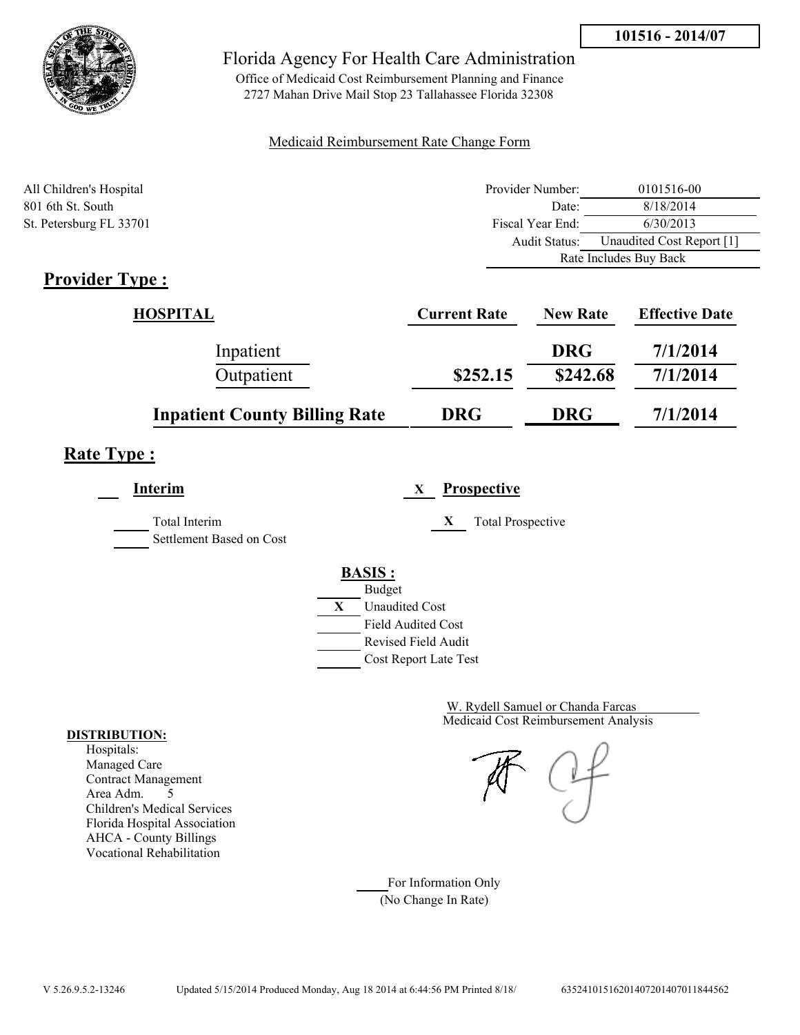**101516 - 2014/07**

# Florida Agency For Health Care Administration

Office of Medicaid Cost Reimbursement Planning and Finance
2727 Mahan Drive Mail Stop 23 Tallahassee Florida 32308

Medicaid Reimbursement Rate Change Form

All Children's Hospital
801 6th St. South
St. Petersburg FL 33701

| | |
|---|---|
| Provider Number: | 0101516-00 |
| Date: | 8/18/2014 |
| Fiscal Year End: | 6/30/2013 |
| Audit Status: | Unaudited Cost Report [1] |
| | Rate Includes Buy Back |

## Provider Type :

| HOSPITAL | Current Rate | New Rate | Effective Date |
|---|---|---|---|
| Inpatient | | DRG | 7/1/2014 |
| Outpatient | $252.15 | $242.68 | 7/1/2014 |
| **Inpatient County Billing Rate** | **DRG** | **DRG** | **7/1/2014** |

## Rate Type :

**Interim**

Total Interim
Settlement Based on Cost

X **Prospective**

X Total Prospective

**BASIS :**

- Budget
- X Unaudited Cost
- Field Audited Cost
- Revised Field Audit
- Cost Report Late Test

W. Rydell Samuel or Chanda Farcas
Medicaid Cost Reimbursement Analysis

**DISTRIBUTION:**
Hospitals:
Managed Care
Contract Management
Area Adm. 5
Children's Medical Services
Florida Hospital Association
AHCA - County Billings
Vocational Rehabilitation

For Information Only
(No Change In Rate)

V 5.26.9.5.2-13246 Updated 5/15/2014 Produced Monday, Aug 18 2014 at 6:44:56 PM Printed 8/18/ 635241015162014072014070118445562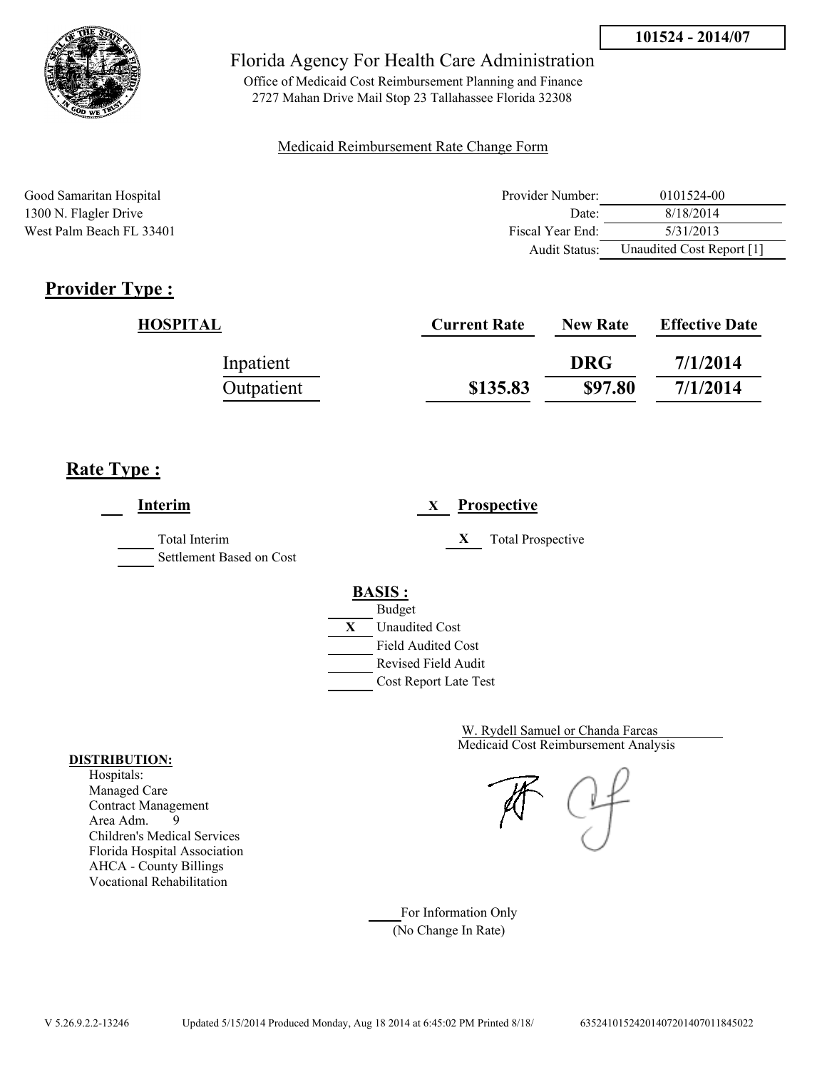**101524 - 2014/07**

# Florida Agency For Health Care Administration

Office of Medicaid Cost Reimbursement Planning and Finance
2727 Mahan Drive Mail Stop 23 Tallahassee Florida 32308

Medicaid Reimbursement Rate Change Form

Good Samaritan Hospital
1300 N. Flagler Drive
West Palm Beach FL 33401

| | |
|---|---|
| Provider Number: | 0101524-00 |
| Date: | 8/18/2014 |
| Fiscal Year End: | 5/31/2013 |
| Audit Status: | Unaudited Cost Report [1] |

## Provider Type :

| HOSPITAL | Current Rate | New Rate | Effective Date |
|---|---|---|---|
| Inpatient | | DRG | 7/1/2014 |
| Outpatient | $135.83 | $97.80 | 7/1/2014 |

## Rate Type :

___ **Interim**

_____ Total Interim
_____ Settlement Based on Cost

X **Prospective**

X Total Prospective

**BASIS :**

_____ Budget
X Unaudited Cost
_____ Field Audited Cost
_____ Revised Field Audit
_____ Cost Report Late Test

W. Rydell Samuel or Chanda Farcas
Medicaid Cost Reimbursement Analysis

**DISTRIBUTION:**
Hospitals:
Managed Care
Contract Management
Area Adm. 9
Children's Medical Services
Florida Hospital Association
AHCA - County Billings
Vocational Rehabilitation

_____ For Information Only
(No Change In Rate)

V 5.26.9.2.2-13246 Updated 5/15/2014 Produced Monday, Aug 18 2014 at 6:45:02 PM Printed 8/18/ 63524101524201407201407011845022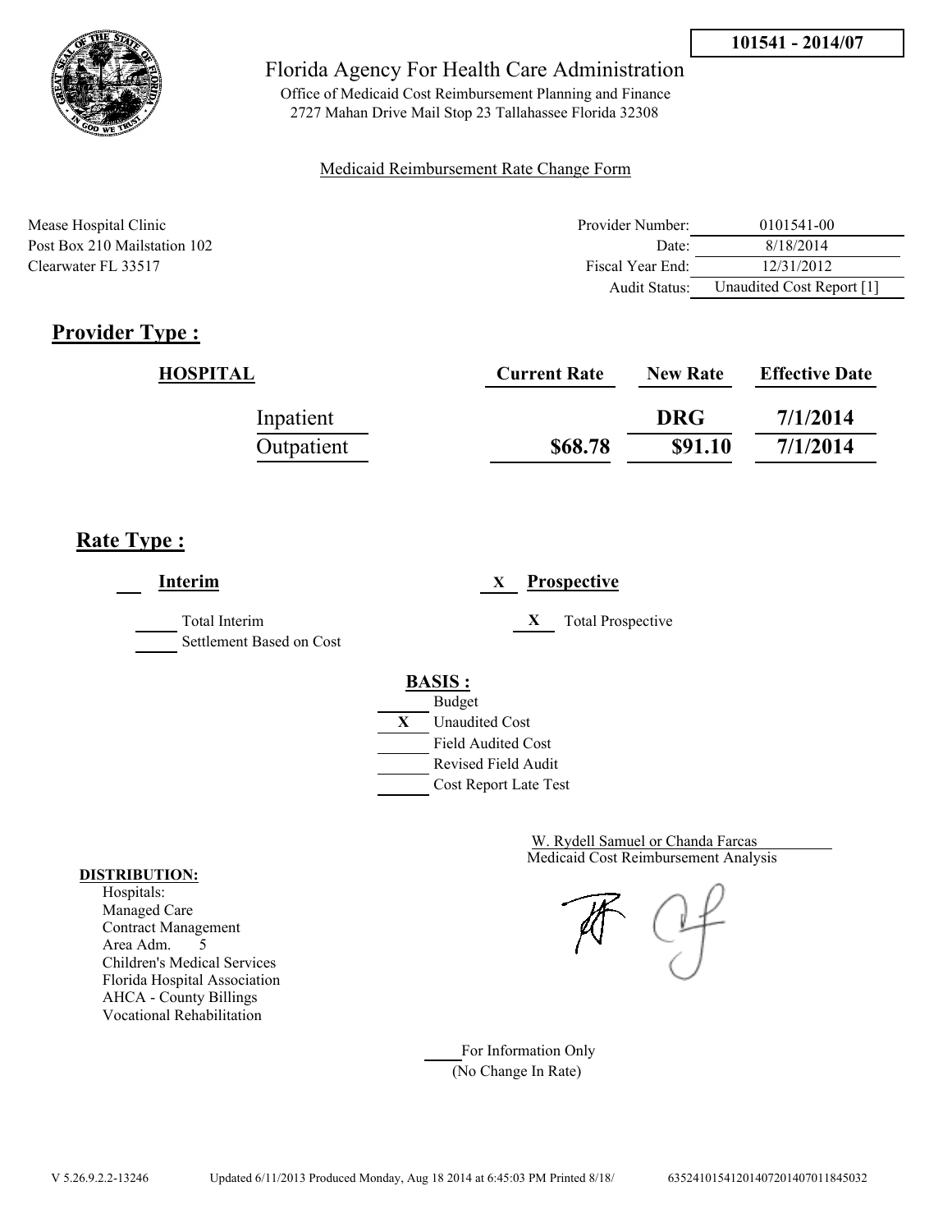101541 - 2014/07

Florida Agency For Health Care Administration

Office of Medicaid Cost Reimbursement Planning and Finance
2727 Mahan Drive Mail Stop 23 Tallahassee Florida 32308

Medicaid Reimbursement Rate Change Form

Mease Hospital Clinic
Post Box 210 Mailstation 102
Clearwater FL 33517

| | |
|---|---|
| Provider Number: | 0101541-00 |
| Date: | 8/18/2014 |
| Fiscal Year End: | 12/31/2012 |
| Audit Status: | Unaudited Cost Report [1] |

## Provider Type :

| HOSPITAL | Current Rate | New Rate | Effective Date |
|---|---|---|---|
| Inpatient | | DRG | 7/1/2014 |
| Outpatient | $68.78 | $91.10 | 7/1/2014 |

## Rate Type :

___ **Interim**

_____ Total Interim
_____ Settlement Based on Cost

X **Prospective**

X Total Prospective

**BASIS :**

_____ Budget
X Unaudited Cost
_____ Field Audited Cost
_____ Revised Field Audit
_____ Cost Report Late Test

W. Rydell Samuel or Chanda Farcas
Medicaid Cost Reimbursement Analysis

**DISTRIBUTION:**
Hospitals:
Managed Care
Contract Management
Area Adm. 5
Children's Medical Services
Florida Hospital Association
AHCA - County Billings
Vocational Rehabilitation

_____ For Information Only
(No Change In Rate)

V 5.26.9.2.2-13246 Updated 6/11/2013 Produced Monday, Aug 18 2014 at 6:45:03 PM Printed 8/18/ 635241015412014072014070118450​32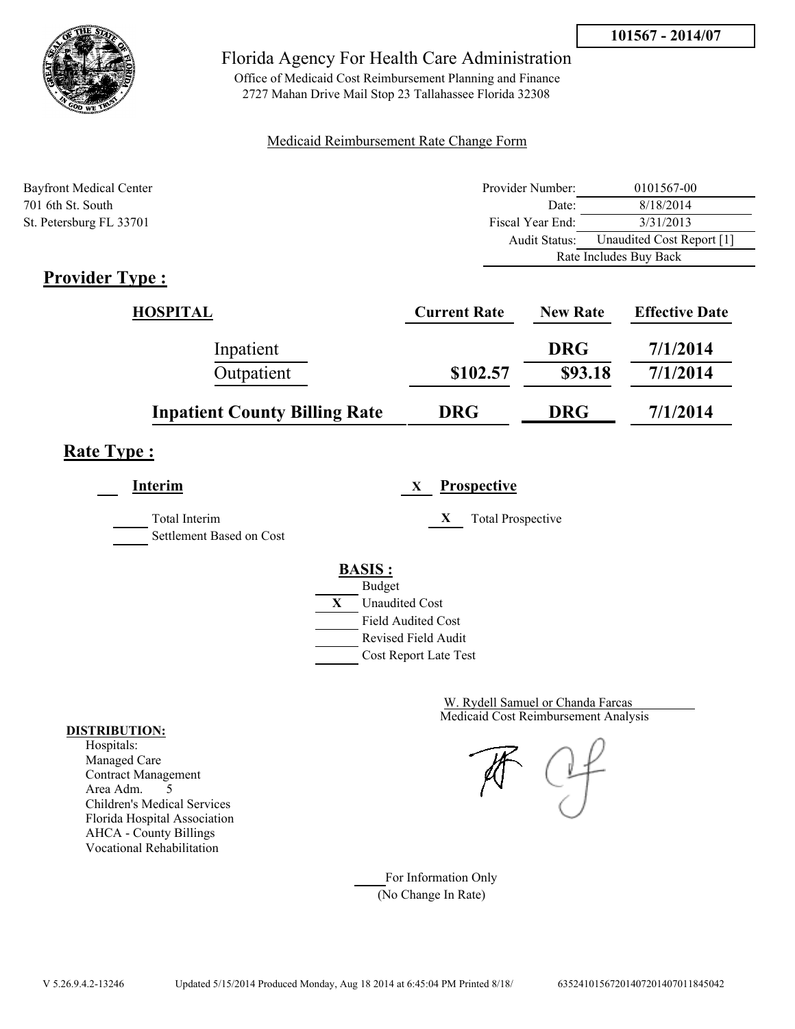**101567 - 2014/07**

# Florida Agency For Health Care Administration

Office of Medicaid Cost Reimbursement Planning and Finance
2727 Mahan Drive Mail Stop 23 Tallahassee Florida 32308

Medicaid Reimbursement Rate Change Form

Bayfront Medical Center
701 6th St. South
St. Petersburg FL 33701

| | |
|---|---|
| Provider Number: | 0101567-00 |
| Date: | 8/18/2014 |
| Fiscal Year End: | 3/31/2013 |
| Audit Status: | Unaudited Cost Report [1] |
| | Rate Includes Buy Back |

## Provider Type :

| HOSPITAL | Current Rate | New Rate | Effective Date |
|---|---|---|---|
| Inpatient | | DRG | 7/1/2014 |
| Outpatient | $102.57 | $93.18 | 7/1/2014 |
| **Inpatient County Billing Rate** | **DRG** | **DRG** | **7/1/2014** |

## Rate Type :

___ **Interim**

_____ Total Interim
_____ Settlement Based on Cost

X **Prospective**

X Total Prospective

**BASIS :**

- ___ Budget
- X Unaudited Cost
- ___ Field Audited Cost
- ___ Revised Field Audit
- ___ Cost Report Late Test

W. Rydell Samuel or Chanda Farcas
Medicaid Cost Reimbursement Analysis

**DISTRIBUTION:**
Hospitals:
Managed Care
Contract Management
Area Adm. 5
Children's Medical Services
Florida Hospital Association
AHCA - County Billings
Vocational Rehabilitation

____ For Information Only
(No Change In Rate)

V 5.26.9.4.2-13246 Updated 5/15/2014 Produced Monday, Aug 18 2014 at 6:45:04 PM Printed 8/18/ 635241015672014072014070118450422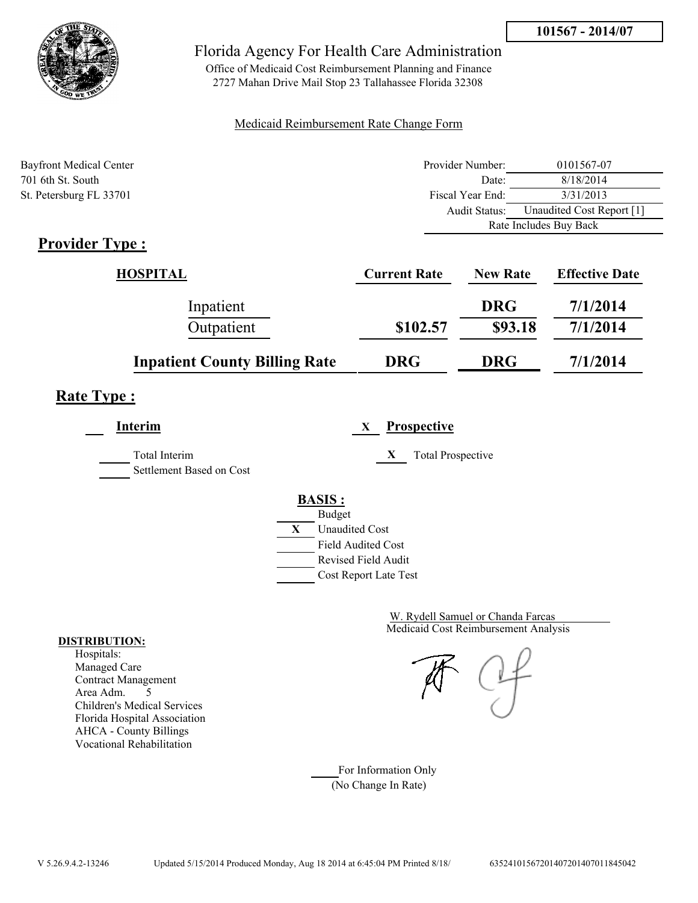**101567 - 2014/07**

# Florida Agency For Health Care Administration

Office of Medicaid Cost Reimbursement Planning and Finance
2727 Mahan Drive Mail Stop 23 Tallahassee Florida 32308

Medicaid Reimbursement Rate Change Form

Bayfront Medical Center
701 6th St. South
St. Petersburg FL 33701

| | |
|---|---|
| Provider Number: | 0101567-07 |
| Date: | 8/18/2014 |
| Fiscal Year End: | 3/31/2013 |
| Audit Status: | Unaudited Cost Report [1] |
| | Rate Includes Buy Back |

## Provider Type :

| HOSPITAL | Current Rate | New Rate | Effective Date |
|---|---|---|---|
| Inpatient | | DRG | 7/1/2014 |
| Outpatient | $102.57 | $93.18 | 7/1/2014 |
| **Inpatient County Billing Rate** | **DRG** | **DRG** | **7/1/2014** |

## Rate Type :

___ **Interim**

_____ Total Interim
_____ Settlement Based on Cost

X **Prospective**

X Total Prospective

**BASIS :**

_____ Budget
X Unaudited Cost
_____ Field Audited Cost
_____ Revised Field Audit
_____ Cost Report Late Test

W. Rydell Samuel or Chanda Farcas
Medicaid Cost Reimbursement Analysis

**DISTRIBUTION:**
Hospitals:
Managed Care
Contract Management
Area Adm. 5
Children's Medical Services
Florida Hospital Association
AHCA - County Billings
Vocational Rehabilitation

_____ For Information Only
(No Change In Rate)

V 5.26.9.4.2-13246 Updated 5/15/2014 Produced Monday, Aug 18 2014 at 6:45:04 PM Printed 8/18/ 63524101567201407201407011845042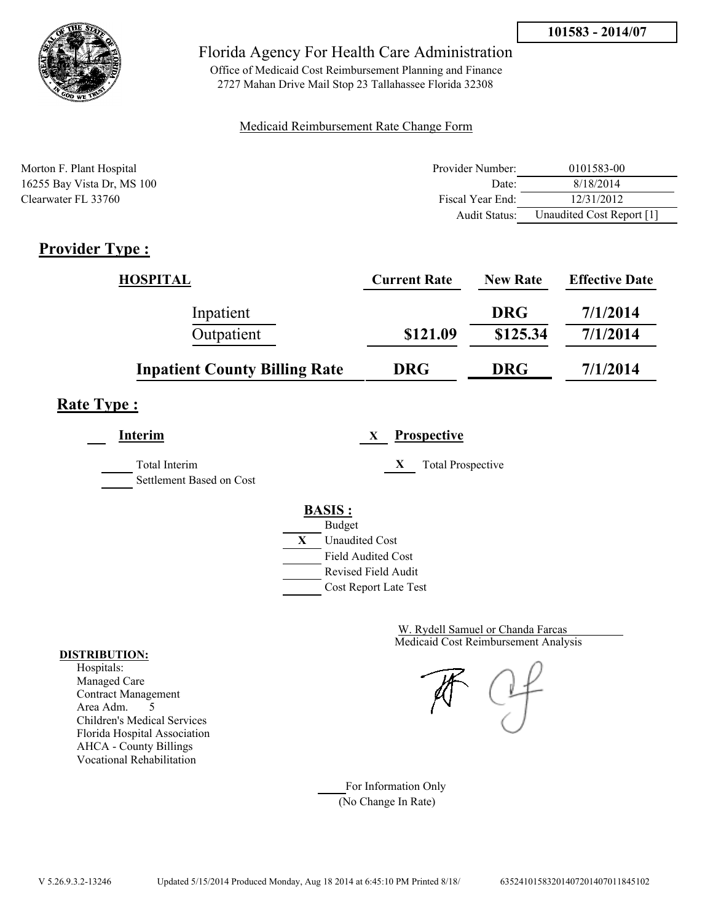**101583 - 2014/07**

Florida Agency For Health Care Administration

Office of Medicaid Cost Reimbursement Planning and Finance
2727 Mahan Drive Mail Stop 23 Tallahassee Florida 32308

Medicaid Reimbursement Rate Change Form

Morton F. Plant Hospital
16255 Bay Vista Dr, MS 100
Clearwater FL 33760

| | |
|---|---|
| Provider Number: | 0101583-00 |
| Date: | 8/18/2014 |
| Fiscal Year End: | 12/31/2012 |
| Audit Status: | Unaudited Cost Report [1] |

## Provider Type :

| HOSPITAL | Current Rate | New Rate | Effective Date |
|---|---|---|---|
| Inpatient | | DRG | 7/1/2014 |
| Outpatient | $121.09 | $125.34 | 7/1/2014 |
| **Inpatient County Billing Rate** | **DRG** | **DRG** | **7/1/2014** |

## Rate Type :

___ **Interim** X **Prospective**

___ Total Interim
___ Settlement Based on Cost

X Total Prospective

**BASIS :**

- ___ Budget
- X Unaudited Cost
- ___ Field Audited Cost
- ___ Revised Field Audit
- ___ Cost Report Late Test

W. Rydell Samuel or Chanda Farcas
Medicaid Cost Reimbursement Analysis

**DISTRIBUTION:**
Hospitals:
Managed Care
Contract Management
Area Adm. 5
Children's Medical Services
Florida Hospital Association
AHCA - County Billings
Vocational Rehabilitation

___ For Information Only
(No Change In Rate)

V 5.26.9.3.2-13246 Updated 5/15/2014 Produced Monday, Aug 18 2014 at 6:45:10 PM Printed 8/18/ 63524101583201407201407011845102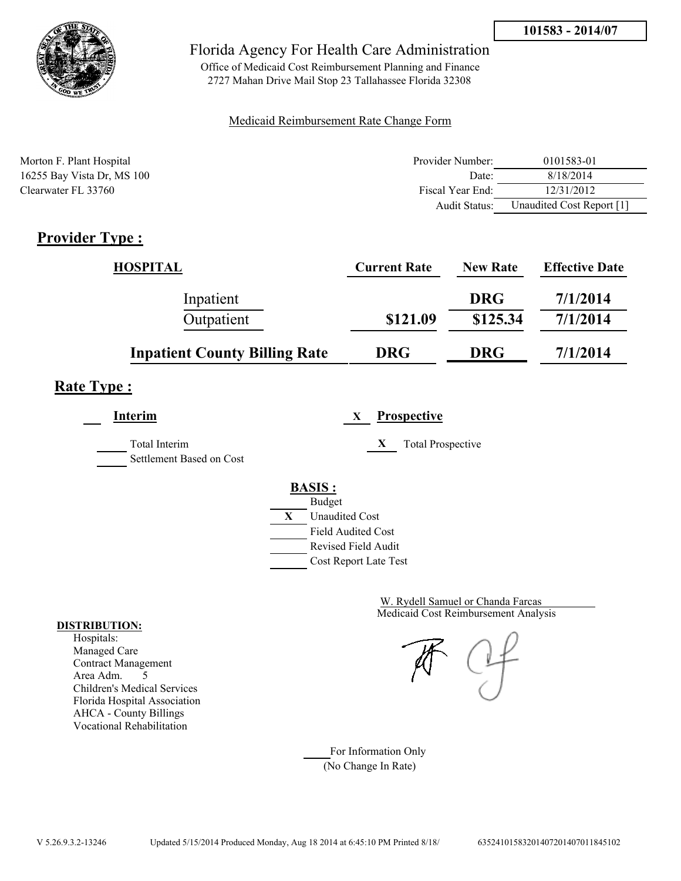**101583 - 2014/07**

Florida Agency For Health Care Administration

Office of Medicaid Cost Reimbursement Planning and Finance
2727 Mahan Drive Mail Stop 23 Tallahassee Florida 32308

Medicaid Reimbursement Rate Change Form

Morton F. Plant Hospital
16255 Bay Vista Dr, MS 100
Clearwater FL 33760

| | |
|---|---|
| Provider Number: | 0101583-01 |
| Date: | 8/18/2014 |
| Fiscal Year End: | 12/31/2012 |
| Audit Status: | Unaudited Cost Report [1] |

## Provider Type :

| HOSPITAL | Current Rate | New Rate | Effective Date |
|---|---|---|---|
| Inpatient | | DRG | 7/1/2014 |
| Outpatient | $121.09 | $125.34 | 7/1/2014 |
| **Inpatient County Billing Rate** | DRG | DRG | 7/1/2014 |

## Rate Type :

___ **Interim** X **Prospective**

___ Total Interim
___ Settlement Based on Cost

X Total Prospective

**BASIS :**

___ Budget
X Unaudited Cost
___ Field Audited Cost
___ Revised Field Audit
___ Cost Report Late Test

W. Rydell Samuel or Chanda Farcas
Medicaid Cost Reimbursement Analysis

**DISTRIBUTION:**
Hospitals:
Managed Care
Contract Management
Area Adm. 5
Children's Medical Services
Florida Hospital Association
AHCA - County Billings
Vocational Rehabilitation

___ For Information Only
(No Change In Rate)

V 5.26.9.3.2-13246 Updated 5/15/2014 Produced Monday, Aug 18 2014 at 6:45:10 PM Printed 8/18/ 63524101583201407201407011845102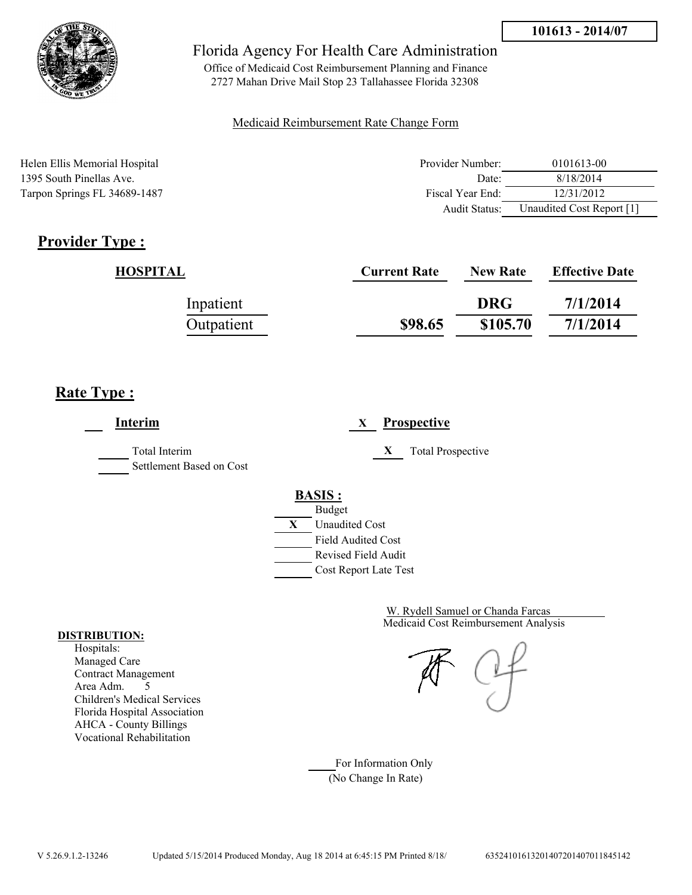101613 - 2014/07

Florida Agency For Health Care Administration

Office of Medicaid Cost Reimbursement Planning and Finance
2727 Mahan Drive Mail Stop 23 Tallahassee Florida 32308

Medicaid Reimbursement Rate Change Form

Helen Ellis Memorial Hospital
1395 South Pinellas Ave.
Tarpon Springs FL 34689-1487

| | |
|---|---|
| Provider Number: | 0101613-00 |
| Date: | 8/18/2014 |
| Fiscal Year End: | 12/31/2012 |
| Audit Status: | Unaudited Cost Report [1] |

## Provider Type :

| HOSPITAL | Current Rate | New Rate | Effective Date |
|---|---|---|---|
| Inpatient | | DRG | 7/1/2014 |
| Outpatient | $98.65 | $105.70 | 7/1/2014 |

## Rate Type :

___ **Interim**

_____ Total Interim
_____ Settlement Based on Cost

X **Prospective**

X Total Prospective

**BASIS :**

_____ Budget
X Unaudited Cost
_____ Field Audited Cost
_____ Revised Field Audit
_____ Cost Report Late Test

W. Rydell Samuel or Chanda Farcas
Medicaid Cost Reimbursement Analysis

**DISTRIBUTION:**
Hospitals:
Managed Care
Contract Management
Area Adm. 5
Children's Medical Services
Florida Hospital Association
AHCA - County Billings
Vocational Rehabilitation

_____ For Information Only
(No Change In Rate)

V 5.26.9.1.2-13246 Updated 5/15/2014 Produced Monday, Aug 18 2014 at 6:45:15 PM Printed 8/18/ 635241016132014072014070118451​42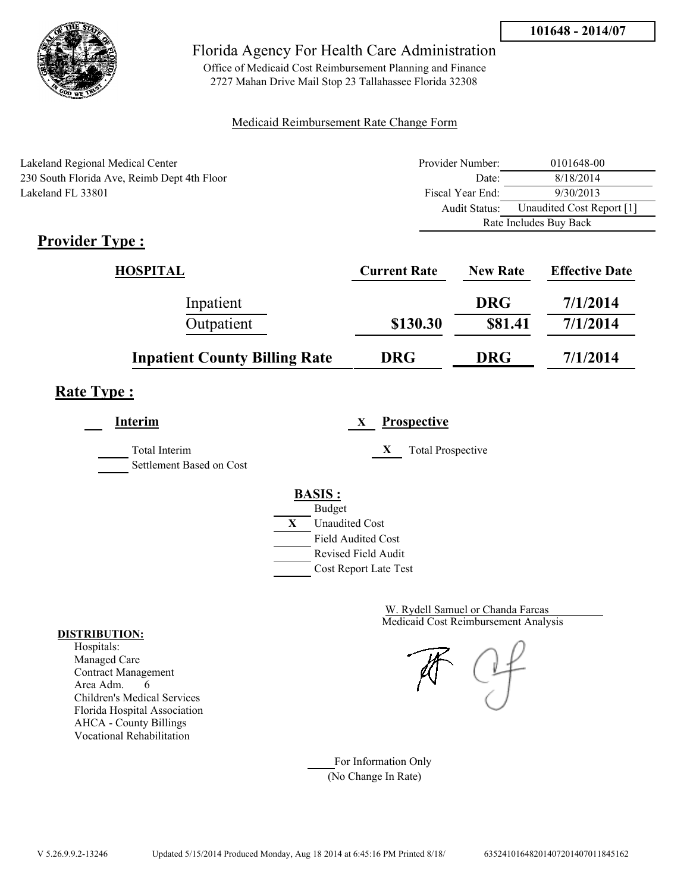**101648 - 2014/07**

Florida Agency For Health Care Administration

Office of Medicaid Cost Reimbursement Planning and Finance
2727 Mahan Drive Mail Stop 23 Tallahassee Florida 32308

Medicaid Reimbursement Rate Change Form

Lakeland Regional Medical Center
230 South Florida Ave, Reimb Dept 4th Floor
Lakeland FL 33801

| | |
|---|---|
| Provider Number: | 0101648-00 |
| Date: | 8/18/2014 |
| Fiscal Year End: | 9/30/2013 |
| Audit Status: | Unaudited Cost Report [1] |
| | Rate Includes Buy Back |

## Provider Type :

| HOSPITAL | Current Rate | New Rate | Effective Date |
|---|---|---|---|
| Inpatient | | DRG | 7/1/2014 |
| Outpatient | $130.30 | $81.41 | 7/1/2014 |
| **Inpatient County Billing Rate** | **DRG** | **DRG** | **7/1/2014** |

## Rate Type :

**Interim**

___ Total Interim

___ Settlement Based on Cost

X **Prospective**

X Total Prospective

**BASIS :**

___ Budget

X Unaudited Cost

___ Field Audited Cost

___ Revised Field Audit

___ Cost Report Late Test

W. Rydell Samuel or Chanda Farcas
Medicaid Cost Reimbursement Analysis

**DISTRIBUTION:**

Hospitals:
Managed Care
Contract Management
Area Adm. 6
Children's Medical Services
Florida Hospital Association
AHCA - County Billings
Vocational Rehabilitation

___ For Information Only
(No Change In Rate)

V 5.26.9.9.2-13246 Updated 5/15/2014 Produced Monday, Aug 18 2014 at 6:45:16 PM Printed 8/18/ 635241016482014072014070118451​62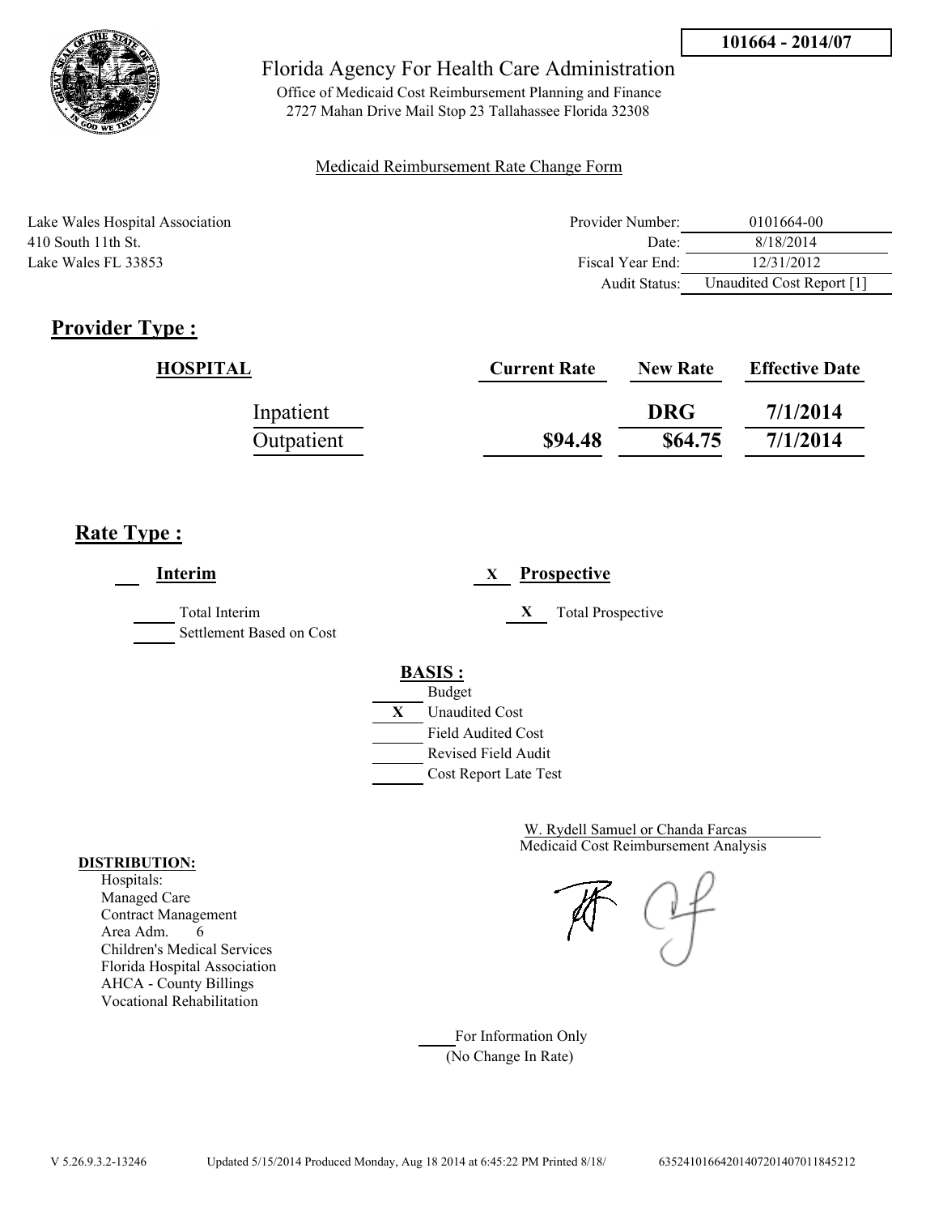**101664 - 2014/07**

# Florida Agency For Health Care Administration

Office of Medicaid Cost Reimbursement Planning and Finance
2727 Mahan Drive Mail Stop 23 Tallahassee Florida 32308

Medicaid Reimbursement Rate Change Form

Lake Wales Hospital Association
410 South 11th St.
Lake Wales FL 33853

| | |
|---|---|
| Provider Number: | 0101664-00 |
| Date: | 8/18/2014 |
| Fiscal Year End: | 12/31/2012 |
| Audit Status: | Unaudited Cost Report [1] |

## Provider Type :

| HOSPITAL | Current Rate | New Rate | Effective Date |
|---|---|---|---|
| Inpatient | | DRG | 7/1/2014 |
| Outpatient | $94.48 | $64.75 | 7/1/2014 |

## Rate Type :

**Interim**

- ___ Total Interim
- ___ Settlement Based on Cost

X **Prospective**

- X Total Prospective

**BASIS :**

- ___ Budget
- X Unaudited Cost
- ___ Field Audited Cost
- ___ Revised Field Audit
- ___ Cost Report Late Test

W. Rydell Samuel or Chanda Farcas
Medicaid Cost Reimbursement Analysis

**DISTRIBUTION:**

Hospitals:
Managed Care
Contract Management
Area Adm. 6
Children's Medical Services
Florida Hospital Association
AHCA - County Billings
Vocational Rehabilitation

___ For Information Only
(No Change In Rate)

V 5.26.9.3.2-13246 Updated 5/15/2014 Produced Monday, Aug 18 2014 at 6:45:22 PM Printed 8/18/ 63524101664201407201407011845212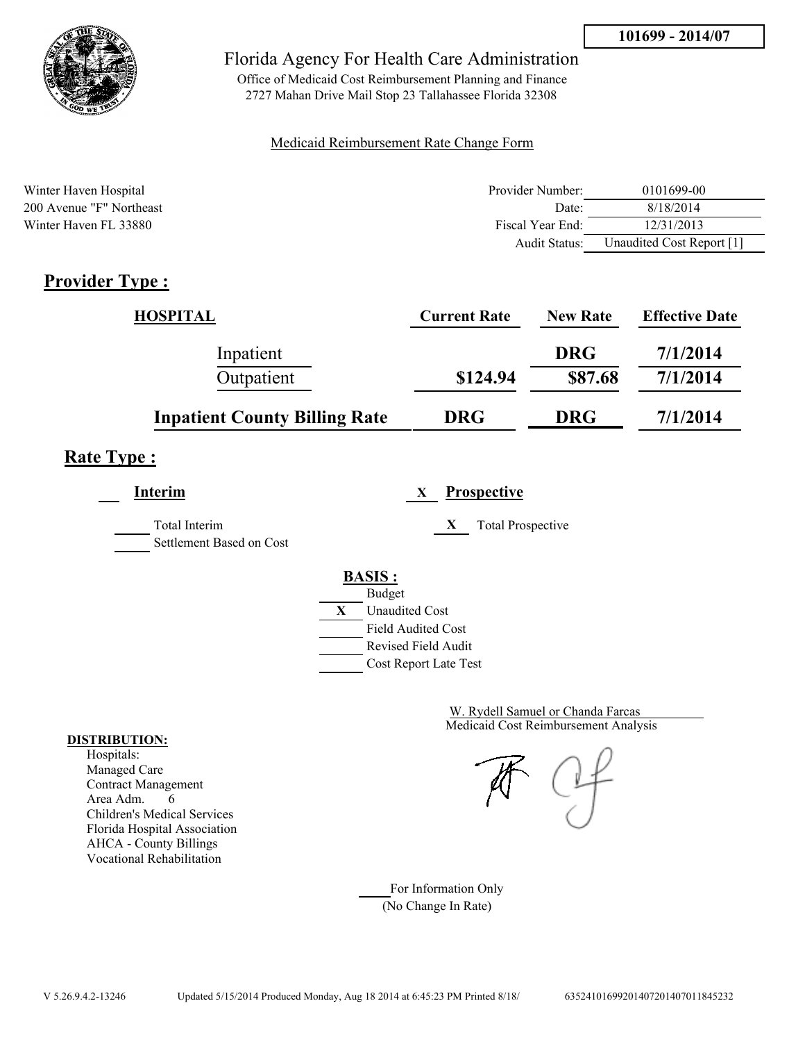101699 - 2014/07

Florida Agency For Health Care Administration

Office of Medicaid Cost Reimbursement Planning and Finance
2727 Mahan Drive Mail Stop 23 Tallahassee Florida 32308

Medicaid Reimbursement Rate Change Form

Winter Haven Hospital
200 Avenue "F" Northeast
Winter Haven FL 33880

| | |
|---|---|
| Provider Number: | 0101699-00 |
| Date: | 8/18/2014 |
| Fiscal Year End: | 12/31/2013 |
| Audit Status: | Unaudited Cost Report [1] |

## Provider Type :

| HOSPITAL | Current Rate | New Rate | Effective Date |
|---|---|---|---|
| Inpatient | | DRG | 7/1/2014 |
| Outpatient | $124.94 | $87.68 | 7/1/2014 |
| **Inpatient County Billing Rate** | **DRG** | **DRG** | **7/1/2014** |

## Rate Type :

**Interim**

- Total Interim
- Settlement Based on Cost

X **Prospective**

- X Total Prospective

**BASIS :**

- Budget
- X Unaudited Cost
- Field Audited Cost
- Revised Field Audit
- Cost Report Late Test

W. Rydell Samuel or Chanda Farcas
Medicaid Cost Reimbursement Analysis

**DISTRIBUTION:**
Hospitals:
Managed Care
Contract Management
Area Adm. 6
Children's Medical Services
Florida Hospital Association
AHCA - County Billings
Vocational Rehabilitation

For Information Only
(No Change In Rate)

V 5.26.9.4.2-13246 Updated 5/15/2014 Produced Monday, Aug 18 2014 at 6:45:23 PM Printed 8/18/ 635241016992014072014070118452 32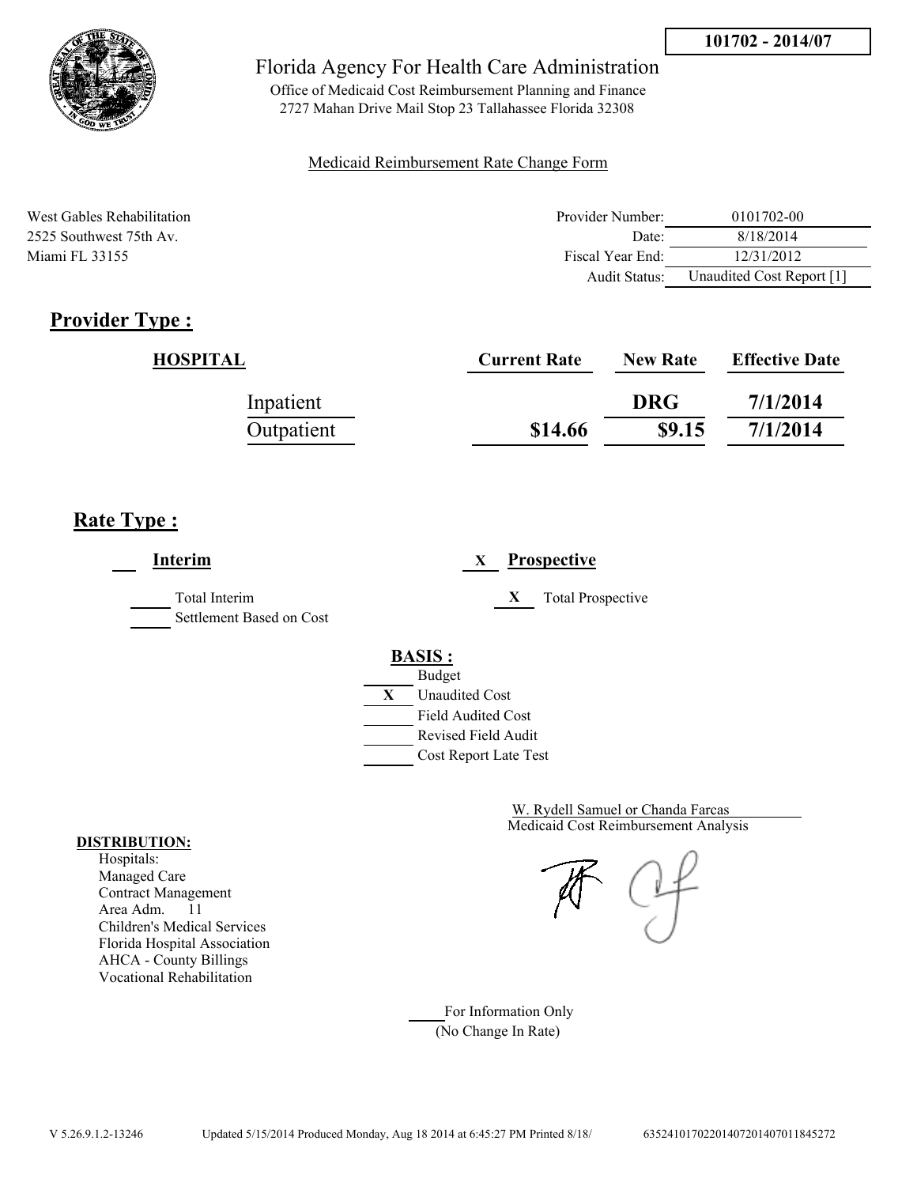**101702 - 2014/07**

# Florida Agency For Health Care Administration

Office of Medicaid Cost Reimbursement Planning and Finance
2727 Mahan Drive Mail Stop 23 Tallahassee Florida 32308

Medicaid Reimbursement Rate Change Form

West Gables Rehabilitation
2525 Southwest 75th Av.
Miami FL 33155

| | |
|---|---|
| Provider Number: | 0101702-00 |
| Date: | 8/18/2014 |
| Fiscal Year End: | 12/31/2012 |
| Audit Status: | Unaudited Cost Report [1] |

## Provider Type :

| HOSPITAL | Current Rate | New Rate | Effective Date |
|---|---|---|---|
| Inpatient | | DRG | 7/1/2014 |
| Outpatient | $14.66 | $9.15 | 7/1/2014 |

## Rate Type :

___ **Interim**

_____ Total Interim
_____ Settlement Based on Cost

X **Prospective**

X Total Prospective

**BASIS :**

_____ Budget
X Unaudited Cost
_____ Field Audited Cost
_____ Revised Field Audit
_____ Cost Report Late Test

W. Rydell Samuel or Chanda Farcas
Medicaid Cost Reimbursement Analysis

**DISTRIBUTION:**
Hospitals:
Managed Care
Contract Management
Area Adm. 11
Children's Medical Services
Florida Hospital Association
AHCA - County Billings
Vocational Rehabilitation

_____ For Information Only
(No Change In Rate)

V 5.26.9.1.2-13246 Updated 5/15/2014 Produced Monday, Aug 18 2014 at 6:45:27 PM Printed 8/18/ 6352410170220140720140701184527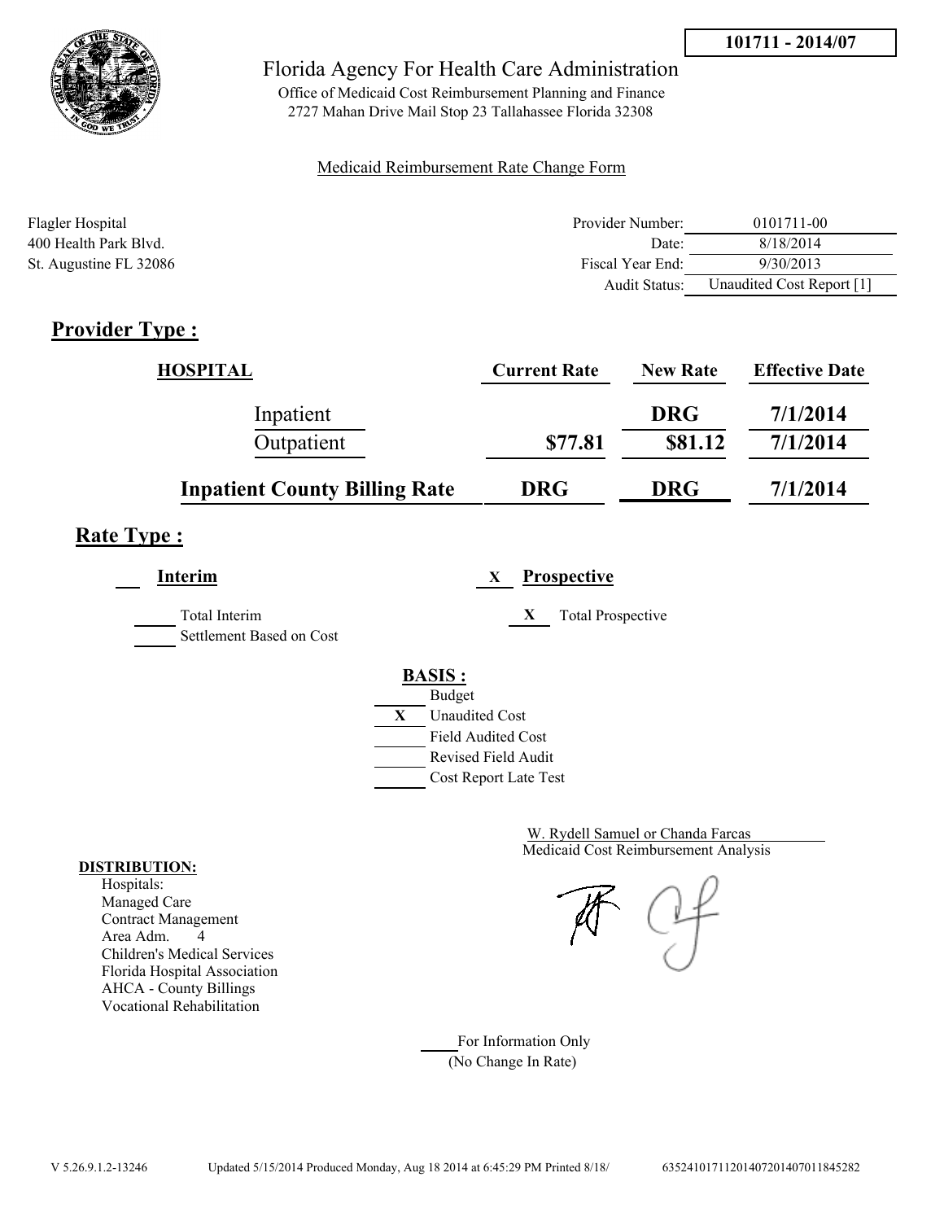101711 - 2014/07

# Florida Agency For Health Care Administration

Office of Medicaid Cost Reimbursement Planning and Finance
2727 Mahan Drive Mail Stop 23 Tallahassee Florida 32308

Medicaid Reimbursement Rate Change Form

Flagler Hospital
400 Health Park Blvd.
St. Augustine FL 32086

| | |
|---|---|
| Provider Number: | 0101711-00 |
| Date: | 8/18/2014 |
| Fiscal Year End: | 9/30/2013 |
| Audit Status: | Unaudited Cost Report [1] |

## Provider Type :

| HOSPITAL | Current Rate | New Rate | Effective Date |
|---|---|---|---|
| Inpatient | | DRG | 7/1/2014 |
| Outpatient | $77.81 | $81.12 | 7/1/2014 |
| **Inpatient County Billing Rate** | **DRG** | **DRG** | **7/1/2014** |

## Rate Type :

**Interim**

- ___ Total Interim
- ___ Settlement Based on Cost

X **Prospective**

- X Total Prospective

**BASIS :**

- ___ Budget
- X Unaudited Cost
- ___ Field Audited Cost
- ___ Revised Field Audit
- ___ Cost Report Late Test

W. Rydell Samuel or Chanda Farcas
Medicaid Cost Reimbursement Analysis

**DISTRIBUTION:**
Hospitals:
Managed Care
Contract Management
Area Adm. 4
Children's Medical Services
Florida Hospital Association
AHCA - County Billings
Vocational Rehabilitation

___ For Information Only
(No Change In Rate)

V 5.26.9.1.2-13246 Updated 5/15/2014 Produced Monday, Aug 18 2014 at 6:45:29 PM Printed 8/18/ 635241017112014072014070118452​82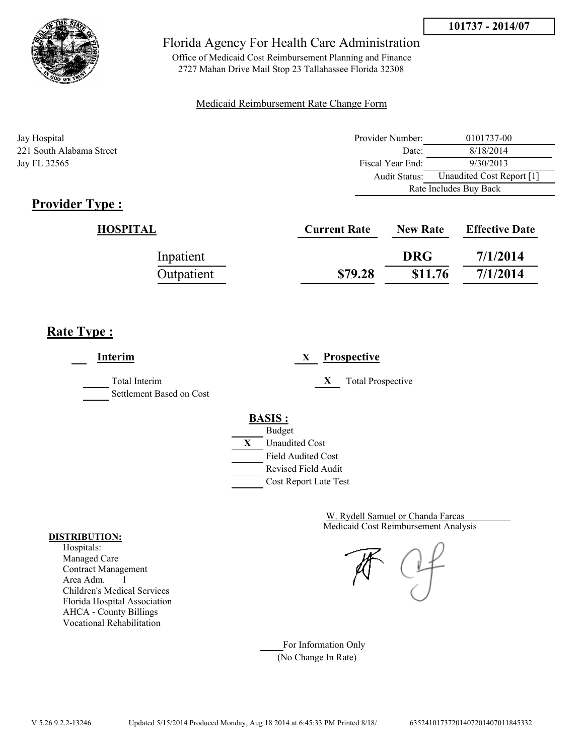**101737 - 2014/07**

Florida Agency For Health Care Administration

Office of Medicaid Cost Reimbursement Planning and Finance
2727 Mahan Drive Mail Stop 23 Tallahassee Florida 32308

Medicaid Reimbursement Rate Change Form

Jay Hospital
221 South Alabama Street
Jay FL 32565

| | |
|---|---|
| Provider Number: | 0101737-00 |
| Date: | 8/18/2014 |
| Fiscal Year End: | 9/30/2013 |
| Audit Status: | Unaudited Cost Report [1] |
| | Rate Includes Buy Back |

## Provider Type :

| HOSPITAL | Current Rate | New Rate | Effective Date |
|---|---|---|---|
| Inpatient | | DRG | 7/1/2014 |
| Outpatient | $79.28 | $11.76 | 7/1/2014 |

## Rate Type :

___ **Interim** | X **Prospective**

_____ Total Interim
_____ Settlement Based on Cost

X Total Prospective

**BASIS :**

- ___ Budget
- X Unaudited Cost
- ___ Field Audited Cost
- ___ Revised Field Audit
- ___ Cost Report Late Test

W. Rydell Samuel or Chanda Farcas
Medicaid Cost Reimbursement Analysis

**DISTRIBUTION:**
Hospitals:
Managed Care
Contract Management
Area Adm. 1
Children's Medical Services
Florida Hospital Association
AHCA - County Billings
Vocational Rehabilitation

____ For Information Only
(No Change In Rate)

V 5.26.9.2.2-13246 Updated 5/15/2014 Produced Monday, Aug 18 2014 at 6:45:33 PM Printed 8/18/ 635241017372014072014070118453332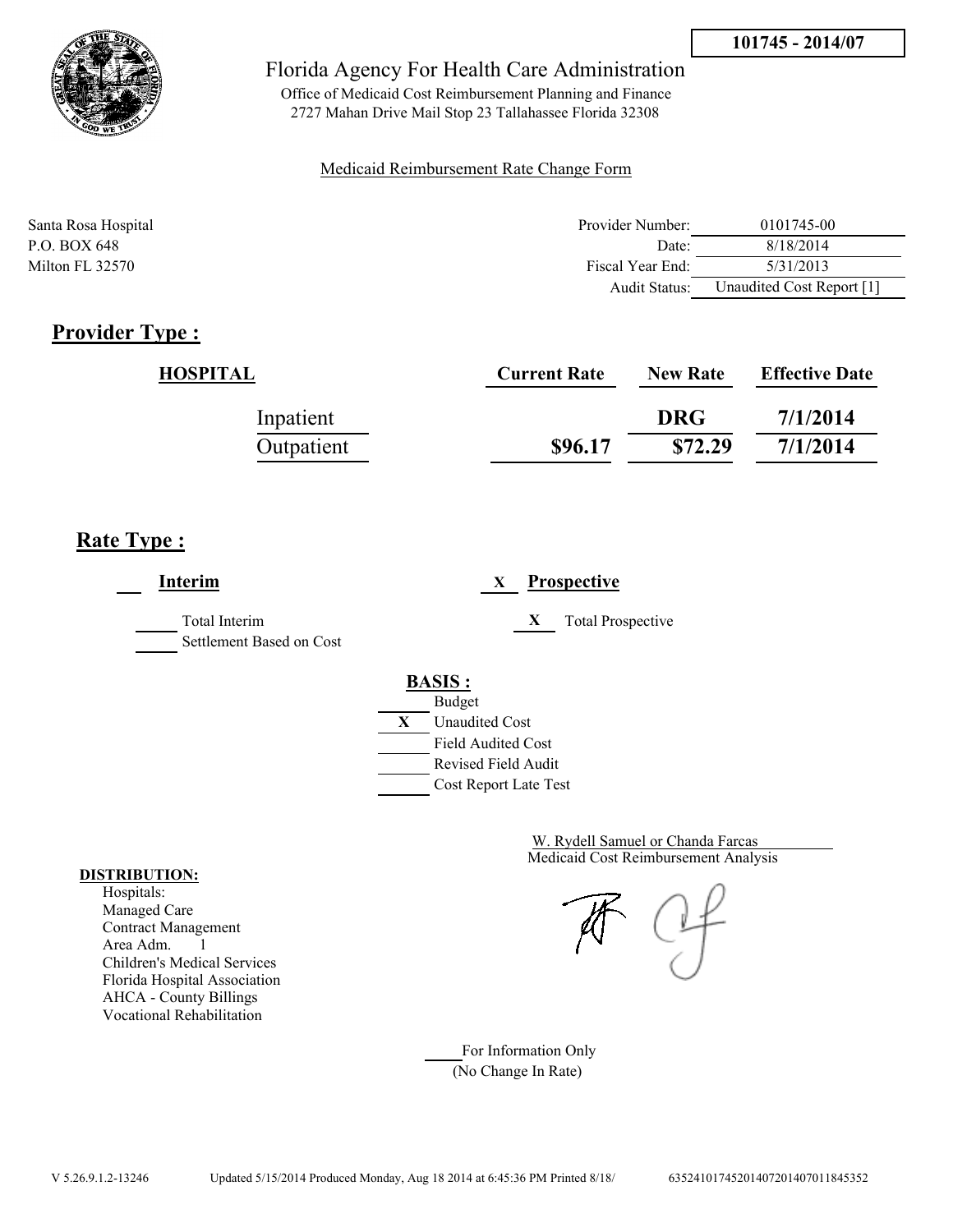**101745 - 2014/07**

# Florida Agency For Health Care Administration

Office of Medicaid Cost Reimbursement Planning and Finance
2727 Mahan Drive Mail Stop 23 Tallahassee Florida 32308

Medicaid Reimbursement Rate Change Form

Santa Rosa Hospital
P.O. BOX 648
Milton FL 32570

| | |
|---|---|
| Provider Number: | 0101745-00 |
| Date: | 8/18/2014 |
| Fiscal Year End: | 5/31/2013 |
| Audit Status: | Unaudited Cost Report [1] |

## Provider Type :

| HOSPITAL | Current Rate | New Rate | Effective Date |
|---|---|---|---|
| Inpatient | | DRG | 7/1/2014 |
| Outpatient | $96.17 | $72.29 | 7/1/2014 |

## Rate Type :

**Interim**

- ___ Total Interim
- ___ Settlement Based on Cost

X **Prospective**

- X Total Prospective

**BASIS :**

- ___ Budget
- X Unaudited Cost
- ___ Field Audited Cost
- ___ Revised Field Audit
- ___ Cost Report Late Test

W. Rydell Samuel or Chanda Farcas
Medicaid Cost Reimbursement Analysis

**DISTRIBUTION:**
Hospitals:
Managed Care
Contract Management
Area Adm. 1
Children's Medical Services
Florida Hospital Association
AHCA - County Billings
Vocational Rehabilitation

___ For Information Only
(No Change In Rate)

V 5.26.9.1.2-13246 Updated 5/15/2014 Produced Monday, Aug 18 2014 at 6:45:36 PM Printed 8/18/ 635241017452014072014070118453​52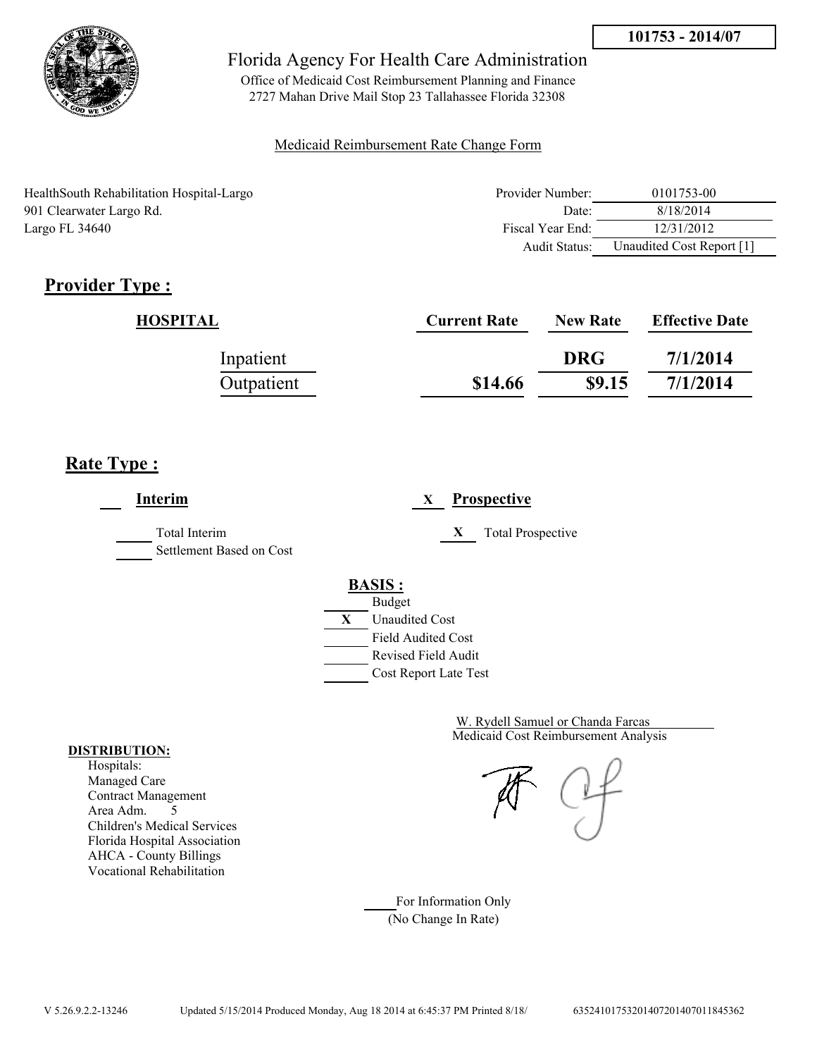101753 - 2014/07

# Florida Agency For Health Care Administration

Office of Medicaid Cost Reimbursement Planning and Finance
2727 Mahan Drive Mail Stop 23 Tallahassee Florida 32308

Medicaid Reimbursement Rate Change Form

HealthSouth Rehabilitation Hospital-Largo
901 Clearwater Largo Rd.
Largo FL 34640

| | |
|---|---|
| Provider Number: | 0101753-00 |
| Date: | 8/18/2014 |
| Fiscal Year End: | 12/31/2012 |
| Audit Status: | Unaudited Cost Report [1] |

## Provider Type :

| HOSPITAL | Current Rate | New Rate | Effective Date |
|---|---|---|---|
| Inpatient | | DRG | 7/1/2014 |
| Outpatient | $14.66 | $9.15 | 7/1/2014 |

## Rate Type :

___ **Interim**

_____ Total Interim
_____ Settlement Based on Cost

X **Prospective**

X Total Prospective

**BASIS :**

- ___ Budget
- X Unaudited Cost
- ___ Field Audited Cost
- ___ Revised Field Audit
- ___ Cost Report Late Test

W. Rydell Samuel or Chanda Farcas
Medicaid Cost Reimbursement Analysis

**DISTRIBUTION:**
Hospitals:
Managed Care
Contract Management
Area Adm. 5
Children's Medical Services
Florida Hospital Association
AHCA - County Billings
Vocational Rehabilitation

___ For Information Only
(No Change In Rate)

V 5.26.9.2.2-13246 Updated 5/15/2014 Produced Monday, Aug 18 2014 at 6:45:37 PM Printed 8/18/ 635241017532014072014070111845362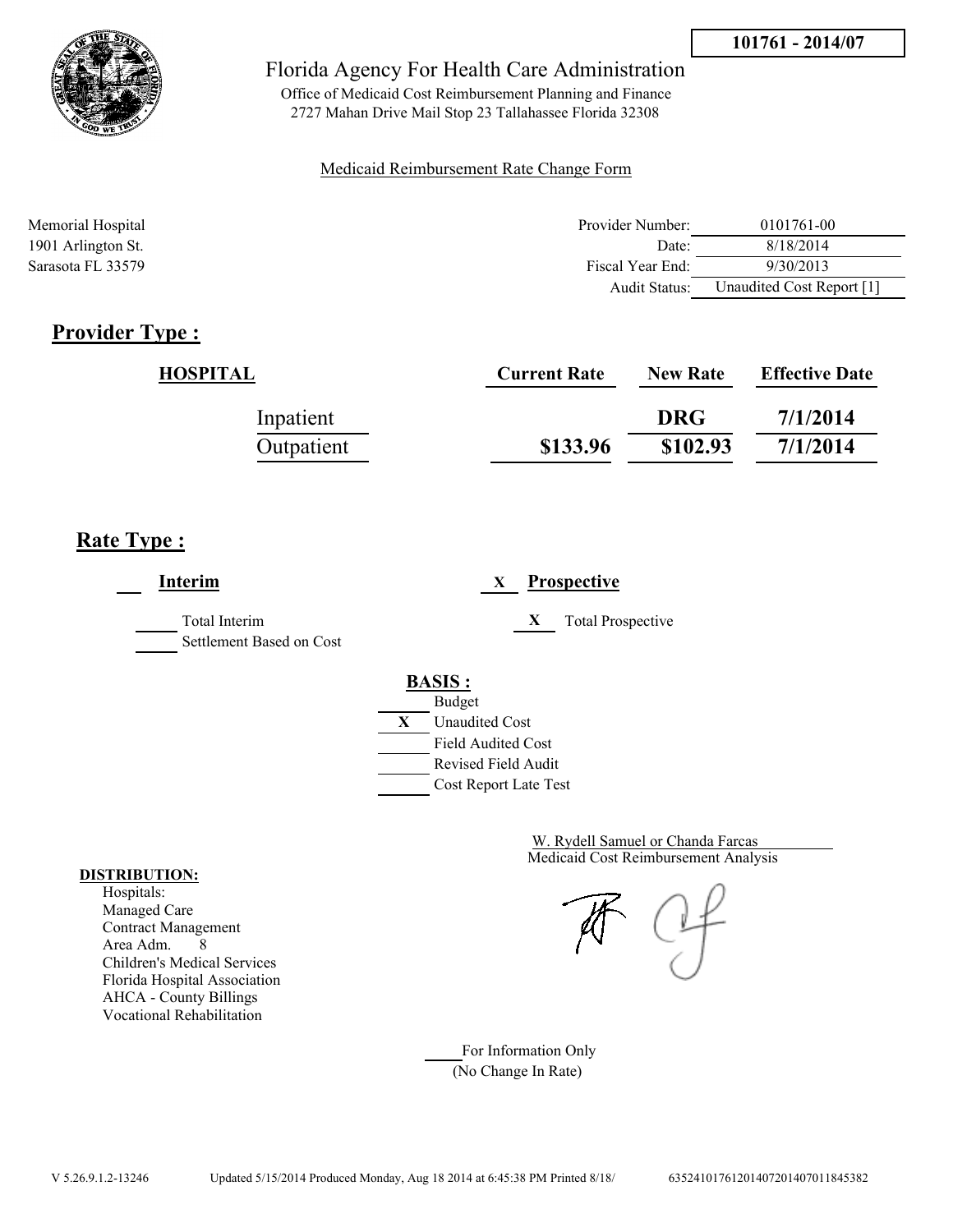101761 - 2014/07

# Florida Agency For Health Care Administration

Office of Medicaid Cost Reimbursement Planning and Finance
2727 Mahan Drive Mail Stop 23 Tallahassee Florida 32308

Medicaid Reimbursement Rate Change Form

Memorial Hospital
1901 Arlington St.
Sarasota FL 33579

| | |
|---|---|
| Provider Number: | 0101761-00 |
| Date: | 8/18/2014 |
| Fiscal Year End: | 9/30/2013 |
| Audit Status: | Unaudited Cost Report [1] |

## Provider Type :

| HOSPITAL | Current Rate | New Rate | Effective Date |
|---|---|---|---|
| Inpatient | | DRG | 7/1/2014 |
| Outpatient | $133.96 | $102.93 | 7/1/2014 |

## Rate Type :

___ **Interim**

_____ Total Interim
_____ Settlement Based on Cost

X **Prospective**

X Total Prospective

**BASIS :**

_____ Budget
X Unaudited Cost
_____ Field Audited Cost
_____ Revised Field Audit
_____ Cost Report Late Test

W. Rydell Samuel or Chanda Farcas
Medicaid Cost Reimbursement Analysis

**DISTRIBUTION:**
Hospitals:
Managed Care
Contract Management
Area Adm. 8
Children's Medical Services
Florida Hospital Association
AHCA - County Billings
Vocational Rehabilitation

_____ For Information Only
(No Change In Rate)

V 5.26.9.1.2-13246 Updated 5/15/2014 Produced Monday, Aug 18 2014 at 6:45:38 PM Printed 8/18/ 635241017612014072014070118453​82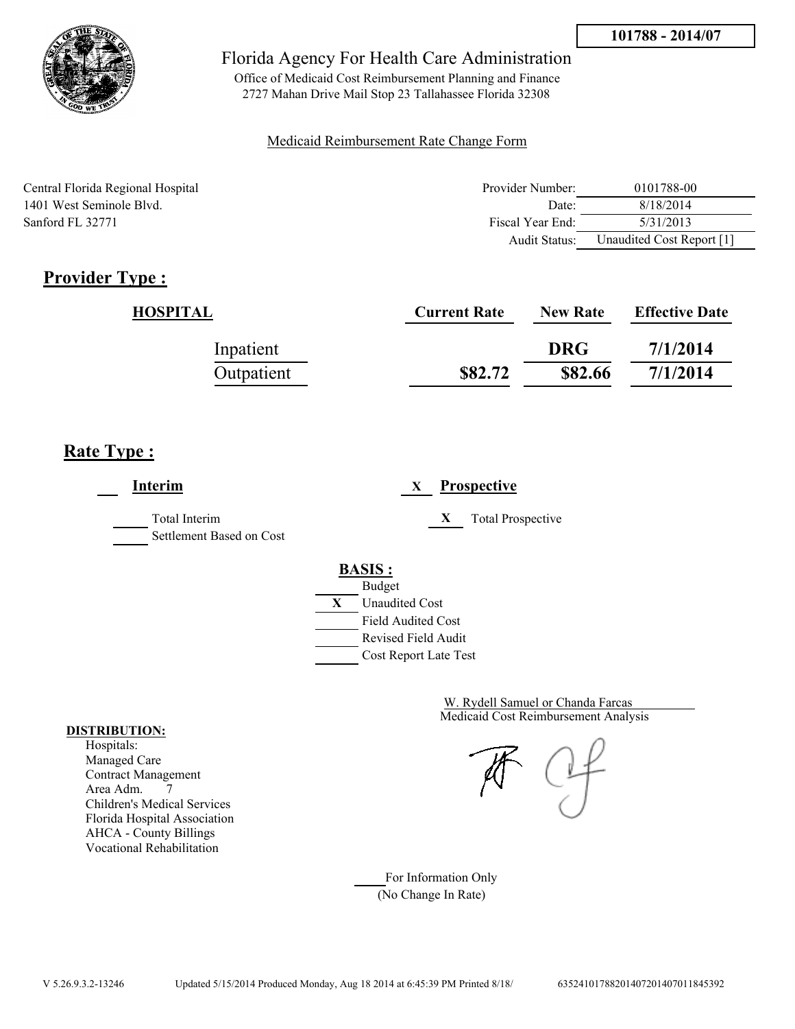101788 - 2014/07

# Florida Agency For Health Care Administration

Office of Medicaid Cost Reimbursement Planning and Finance
2727 Mahan Drive Mail Stop 23 Tallahassee Florida 32308

Medicaid Reimbursement Rate Change Form

Central Florida Regional Hospital
1401 West Seminole Blvd.
Sanford FL 32771

| | |
|---|---|
| Provider Number: | 0101788-00 |
| Date: | 8/18/2014 |
| Fiscal Year End: | 5/31/2013 |
| Audit Status: | Unaudited Cost Report [1] |

## Provider Type :

| HOSPITAL | Current Rate | New Rate | Effective Date |
|---|---|---|---|
| Inpatient | | DRG | 7/1/2014 |
| Outpatient | $82.72 | $82.66 | 7/1/2014 |

## Rate Type :

___ **Interim**

_____ Total Interim
_____ Settlement Based on Cost

X **Prospective**

X Total Prospective

**BASIS :**

_____ Budget
X Unaudited Cost
_____ Field Audited Cost
_____ Revised Field Audit
_____ Cost Report Late Test

W. Rydell Samuel or Chanda Farcas
Medicaid Cost Reimbursement Analysis

**DISTRIBUTION:**
Hospitals:
Managed Care
Contract Management
Area Adm. 7
Children's Medical Services
Florida Hospital Association
AHCA - County Billings
Vocational Rehabilitation

_____ For Information Only
(No Change In Rate)

V 5.26.9.3.2-13246 Updated 5/15/2014 Produced Monday, Aug 18 2014 at 6:45:39 PM Printed 8/18/ 63524101788201407201407011845392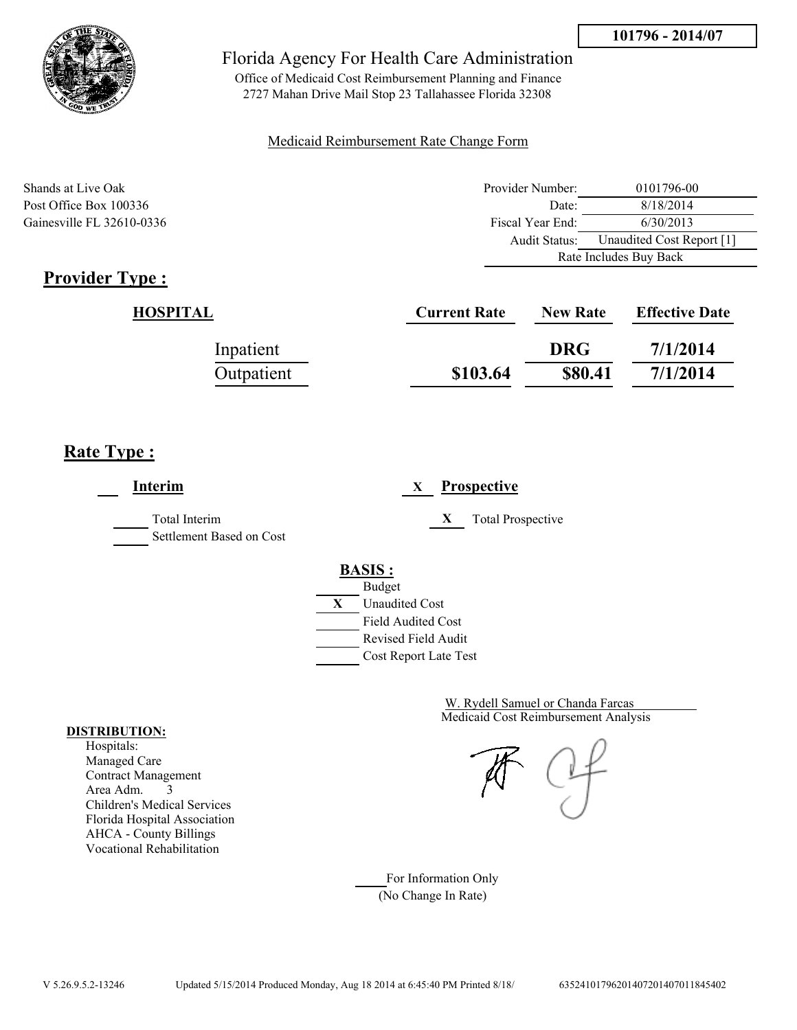**101796 - 2014/07**

# Florida Agency For Health Care Administration

Office of Medicaid Cost Reimbursement Planning and Finance
2727 Mahan Drive Mail Stop 23 Tallahassee Florida 32308

Medicaid Reimbursement Rate Change Form

Shands at Live Oak
Post Office Box 100336
Gainesville FL 32610-0336

| | |
|---|---|
| Provider Number: | 0101796-00 |
| Date: | 8/18/2014 |
| Fiscal Year End: | 6/30/2013 |
| Audit Status: | Unaudited Cost Report [1] |
| Rate Includes Buy Back | |

## Provider Type :

| HOSPITAL | Current Rate | New Rate | Effective Date |
|---|---|---|---|
| Inpatient | | DRG | 7/1/2014 |
| Outpatient | $103.64 | $80.41 | 7/1/2014 |

## Rate Type :

___ **Interim**

_____ Total Interim
_____ Settlement Based on Cost

X **Prospective**

X Total Prospective

**BASIS :**

- ___ Budget
- X Unaudited Cost
- ___ Field Audited Cost
- ___ Revised Field Audit
- ___ Cost Report Late Test

W. Rydell Samuel or Chanda Farcas
Medicaid Cost Reimbursement Analysis

**DISTRIBUTION:**
Hospitals:
Managed Care
Contract Management
Area Adm. 3
Children's Medical Services
Florida Hospital Association
AHCA - County Billings
Vocational Rehabilitation

____ For Information Only
(No Change In Rate)

V 5.26.9.5.2-13246 Updated 5/15/2014 Produced Monday, Aug 18 2014 at 6:45:40 PM Printed 8/18/ 63524101796201407201407011845402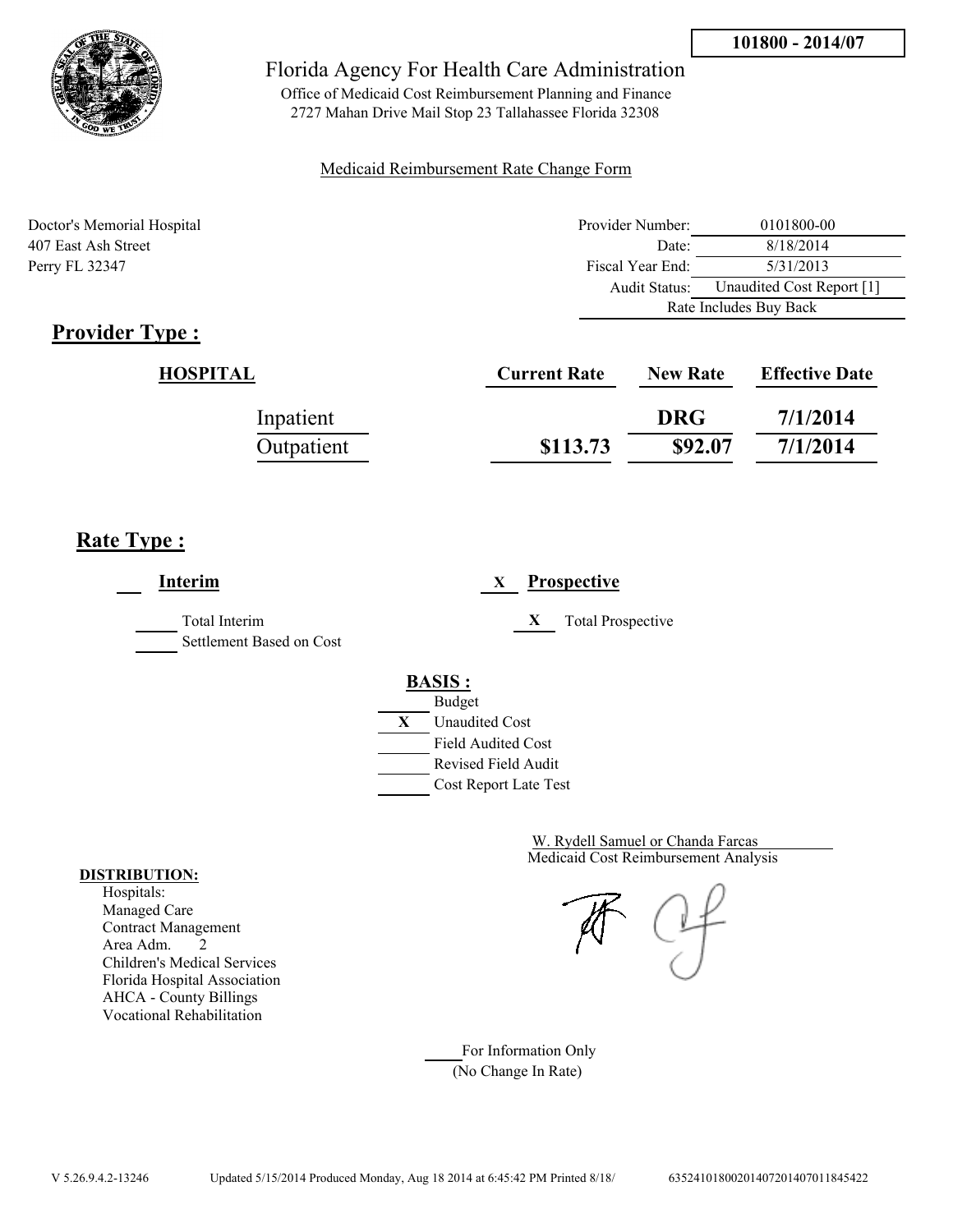101800 - 2014/07

Florida Agency For Health Care Administration

Office of Medicaid Cost Reimbursement Planning and Finance
2727 Mahan Drive Mail Stop 23 Tallahassee Florida 32308

Medicaid Reimbursement Rate Change Form

Doctor's Memorial Hospital
407 East Ash Street
Perry FL 32347

| | |
|---|---|
| Provider Number: | 0101800-00 |
| Date: | 8/18/2014 |
| Fiscal Year End: | 5/31/2013 |
| Audit Status: | Unaudited Cost Report [1] |
| Rate Includes Buy Back | |

## Provider Type :

| HOSPITAL | Current Rate | New Rate | Effective Date |
|---|---|---|---|
| Inpatient | | DRG | 7/1/2014 |
| Outpatient | $113.73 | $92.07 | 7/1/2014 |

## Rate Type :

___ **Interim**

_____ Total Interim
_____ Settlement Based on Cost

X **Prospective**

X Total Prospective

**BASIS :**

_____ Budget
X Unaudited Cost
_____ Field Audited Cost
_____ Revised Field Audit
_____ Cost Report Late Test

W. Rydell Samuel or Chanda Farcas
Medicaid Cost Reimbursement Analysis

**DISTRIBUTION:**
Hospitals:
Managed Care
Contract Management
Area Adm. 2
Children's Medical Services
Florida Hospital Association
AHCA - County Billings
Vocational Rehabilitation

_____ For Information Only
(No Change In Rate)

V 5.26.9.4.2-13246 Updated 5/15/2014 Produced Monday, Aug 18 2014 at 6:45:42 PM Printed 8/18/ 6352410180020140720140701184542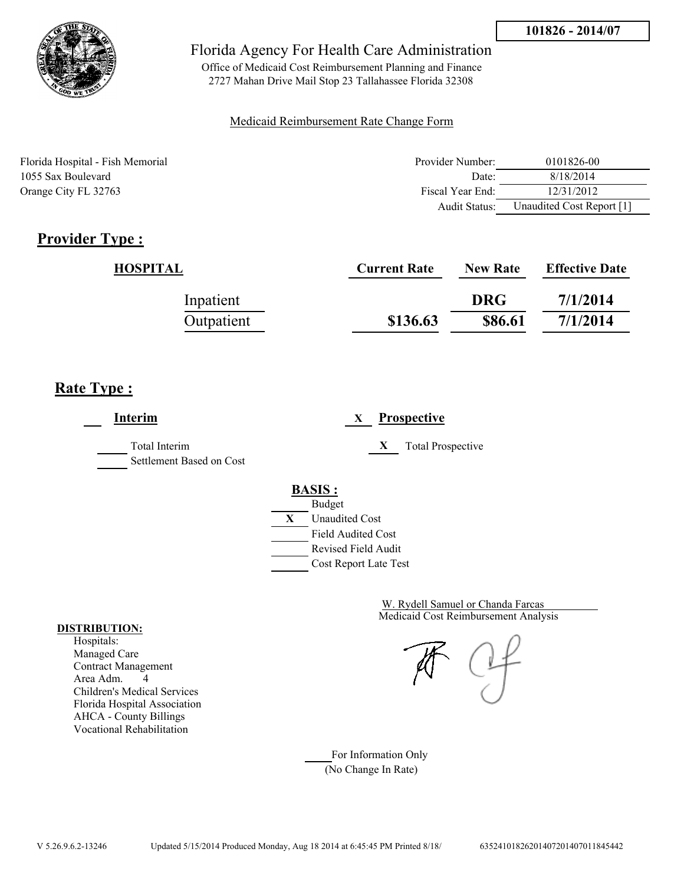**101826 - 2014/07**

# Florida Agency For Health Care Administration

Office of Medicaid Cost Reimbursement Planning and Finance
2727 Mahan Drive Mail Stop 23 Tallahassee Florida 32308

Medicaid Reimbursement Rate Change Form

Florida Hospital - Fish Memorial
1055 Sax Boulevard
Orange City FL 32763

| | |
|---|---|
| Provider Number: | 0101826-00 |
| Date: | 8/18/2014 |
| Fiscal Year End: | 12/31/2012 |
| Audit Status: | Unaudited Cost Report [1] |

## Provider Type :

| HOSPITAL | Current Rate | New Rate | Effective Date |
|---|---|---|---|
| Inpatient | | DRG | 7/1/2014 |
| Outpatient | $136.63 | $86.61 | 7/1/2014 |

## Rate Type :

___ **Interim** &nbsp;&nbsp;&nbsp; X **Prospective**

___ Total Interim &nbsp;&nbsp;&nbsp; X Total Prospective
___ Settlement Based on Cost

**BASIS :**

___ Budget
X Unaudited Cost
___ Field Audited Cost
___ Revised Field Audit
___ Cost Report Late Test

W. Rydell Samuel or Chanda Farcas
Medicaid Cost Reimbursement Analysis

**DISTRIBUTION:**
Hospitals:
Managed Care
Contract Management
Area Adm. 4
Children's Medical Services
Florida Hospital Association
AHCA - County Billings
Vocational Rehabilitation

___ For Information Only
(No Change In Rate)

V 5.26.9.6.2-13246 &nbsp;&nbsp; Updated 5/15/2014 Produced Monday, Aug 18 2014 at 6:45:45 PM Printed 8/18/ &nbsp;&nbsp; 6352410182620140720140701184544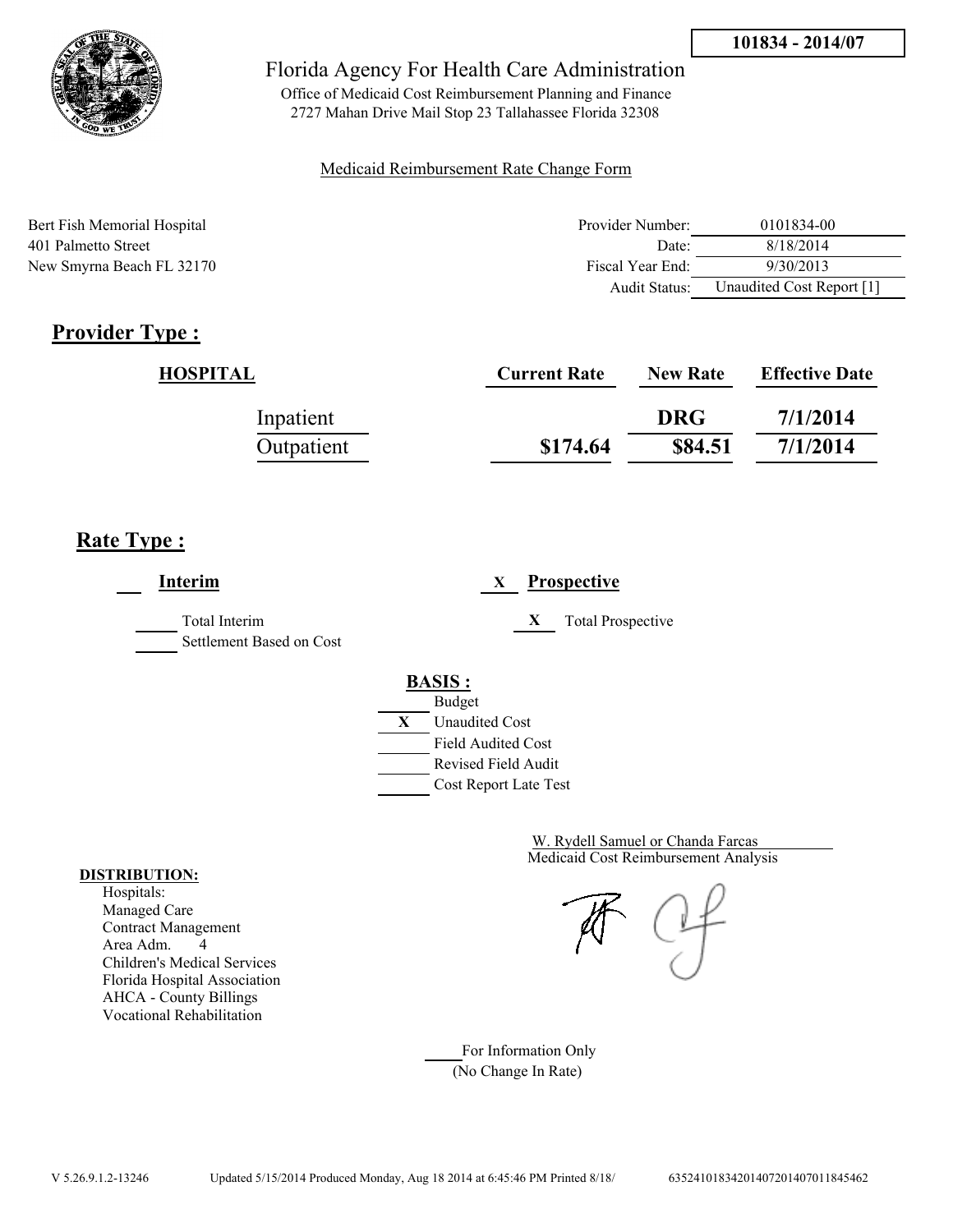**101834 - 2014/07**

Florida Agency For Health Care Administration

Office of Medicaid Cost Reimbursement Planning and Finance
2727 Mahan Drive Mail Stop 23 Tallahassee Florida 32308

Medicaid Reimbursement Rate Change Form

Bert Fish Memorial Hospital
401 Palmetto Street
New Smyrna Beach FL 32170

| | |
|---|---|
| Provider Number: | 0101834-00 |
| Date: | 8/18/2014 |
| Fiscal Year End: | 9/30/2013 |
| Audit Status: | Unaudited Cost Report [1] |

## Provider Type :

| HOSPITAL | Current Rate | New Rate | Effective Date |
|---|---|---|---|
| Inpatient | | DRG | 7/1/2014 |
| Outpatient | $174.64 | $84.51 | 7/1/2014 |

## Rate Type :

___ **Interim**

_____ Total Interim
_____ Settlement Based on Cost

X **Prospective**

X Total Prospective

**BASIS :**

_____ Budget
X Unaudited Cost
_____ Field Audited Cost
_____ Revised Field Audit
_____ Cost Report Late Test

W. Rydell Samuel or Chanda Farcas
Medicaid Cost Reimbursement Analysis

**DISTRIBUTION:**
Hospitals:
Managed Care
Contract Management
Area Adm. 4
Children's Medical Services
Florida Hospital Association
AHCA - County Billings
Vocational Rehabilitation

_____ For Information Only
(No Change In Rate)

V 5.26.9.1.2-13246 Updated 5/15/2014 Produced Monday, Aug 18 2014 at 6:45:46 PM Printed 8/18/ 635241018342014072014070118454622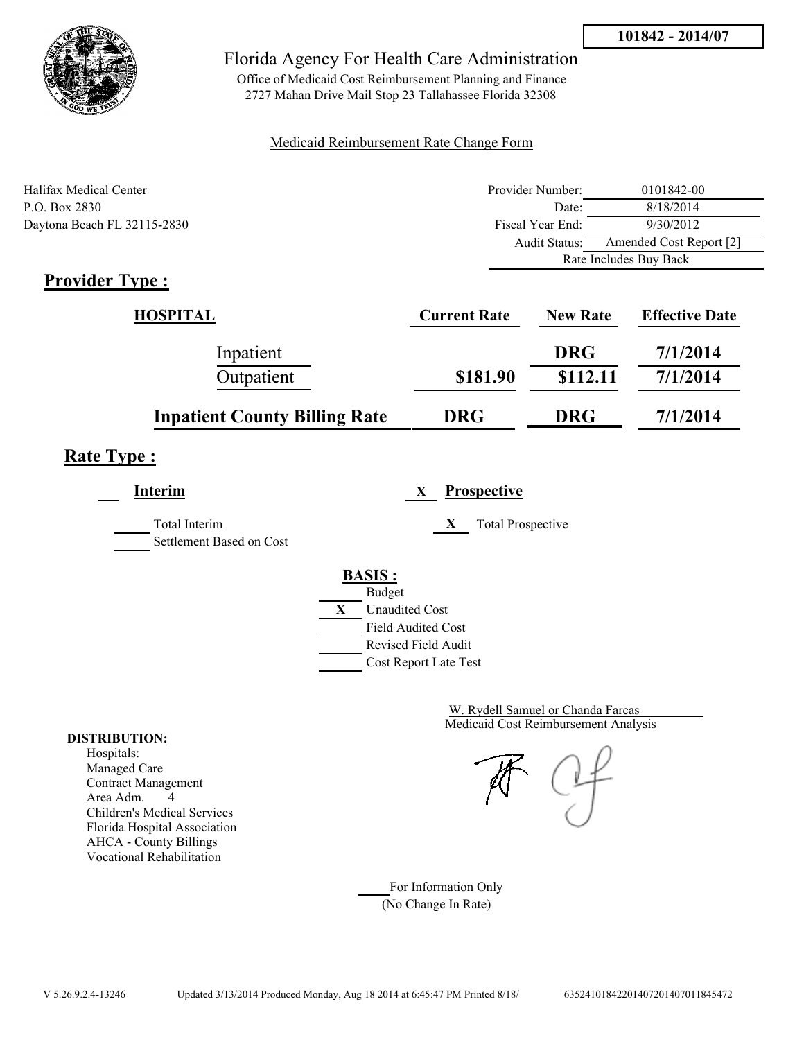**101842 - 2014/07**

Florida Agency For Health Care Administration

Office of Medicaid Cost Reimbursement Planning and Finance
2727 Mahan Drive Mail Stop 23 Tallahassee Florida 32308

Medicaid Reimbursement Rate Change Form

Halifax Medical Center
P.O. Box 2830
Daytona Beach FL 32115-2830

| | |
|---|---|
| Provider Number: | 0101842-00 |
| Date: | 8/18/2014 |
| Fiscal Year End: | 9/30/2012 |
| Audit Status: | Amended Cost Report [2] |
| | Rate Includes Buy Back |

## Provider Type :

| HOSPITAL | Current Rate | New Rate | Effective Date |
|---|---|---|---|
| Inpatient | | DRG | 7/1/2014 |
| Outpatient | $181.90 | $112.11 | 7/1/2014 |
| **Inpatient County Billing Rate** | DRG | DRG | 7/1/2014 |

## Rate Type :

___ **Interim**

___ Total Interim

___ Settlement Based on Cost

X **Prospective**

X Total Prospective

**BASIS :**

___ Budget

X Unaudited Cost

___ Field Audited Cost

___ Revised Field Audit

___ Cost Report Late Test

W. Rydell Samuel or Chanda Farcas
Medicaid Cost Reimbursement Analysis

**DISTRIBUTION:**

Hospitals:
Managed Care
Contract Management
Area Adm. 4
Children's Medical Services
Florida Hospital Association
AHCA - County Billings
Vocational Rehabilitation

___ For Information Only
(No Change In Rate)

V 5.26.9.2.4-13246 Updated 3/13/2014 Produced Monday, Aug 18 2014 at 6:45:47 PM Printed 8/18/ 635241018422014072014070118454​72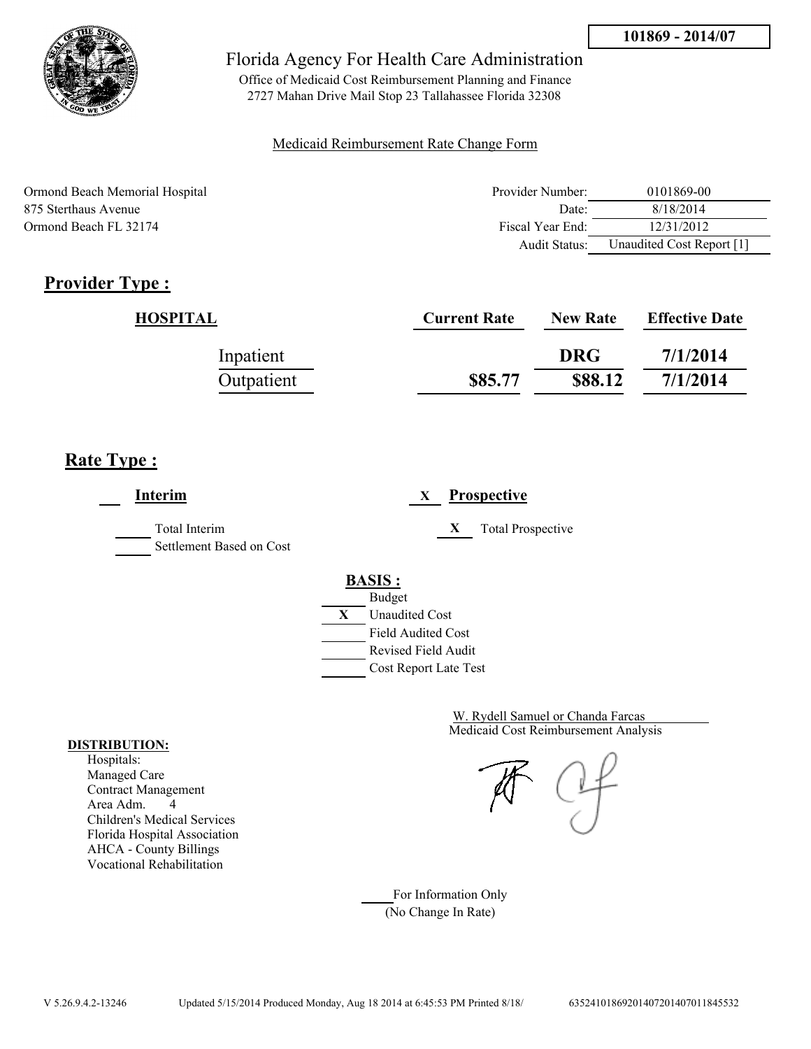**101869 - 2014/07**

# Florida Agency For Health Care Administration

Office of Medicaid Cost Reimbursement Planning and Finance
2727 Mahan Drive Mail Stop 23 Tallahassee Florida 32308

Medicaid Reimbursement Rate Change Form

Ormond Beach Memorial Hospital
875 Sterthaus Avenue
Ormond Beach FL 32174

| | |
|---|---|
| Provider Number: | 0101869-00 |
| Date: | 8/18/2014 |
| Fiscal Year End: | 12/31/2012 |
| Audit Status: | Unaudited Cost Report [1] |

## Provider Type :

| HOSPITAL | Current Rate | New Rate | Effective Date |
|---|---|---|---|
| Inpatient | | DRG | 7/1/2014 |
| Outpatient | $85.77 | $88.12 | 7/1/2014 |

## Rate Type :

___ **Interim**

___ Total Interim
___ Settlement Based on Cost

X **Prospective**

X Total Prospective

**BASIS :**

___ Budget
X Unaudited Cost
___ Field Audited Cost
___ Revised Field Audit
___ Cost Report Late Test

W. Rydell Samuel or Chanda Farcas
Medicaid Cost Reimbursement Analysis

**DISTRIBUTION:**
Hospitals:
Managed Care
Contract Management
Area Adm. 4
Children's Medical Services
Florida Hospital Association
AHCA - County Billings
Vocational Rehabilitation

___ For Information Only
(No Change In Rate)

V 5.26.9.4.2-13246 Updated 5/15/2014 Produced Monday, Aug 18 2014 at 6:45:53 PM Printed 8/18/ 6352410186920140720140701184553​2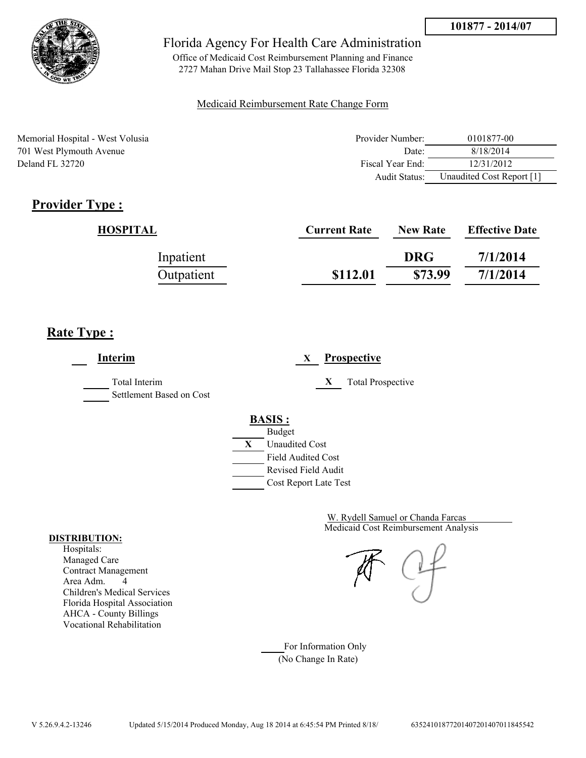**101877 - 2014/07**

Florida Agency For Health Care Administration

Office of Medicaid Cost Reimbursement Planning and Finance
2727 Mahan Drive Mail Stop 23 Tallahassee Florida 32308

Medicaid Reimbursement Rate Change Form

Memorial Hospital - West Volusia
701 West Plymouth Avenue
Deland FL 32720

| | |
|---|---|
| Provider Number: | 0101877-00 |
| Date: | 8/18/2014 |
| Fiscal Year End: | 12/31/2012 |
| Audit Status: | Unaudited Cost Report [1] |

## Provider Type :

| HOSPITAL | Current Rate | New Rate | Effective Date |
|---|---|---|---|
| Inpatient | | DRG | 7/1/2014 |
| Outpatient | $112.01 | $73.99 | 7/1/2014 |

## Rate Type :

___ **Interim**

_____ Total Interim
_____ Settlement Based on Cost

X **Prospective**

X Total Prospective

**BASIS :**

_____ Budget
X Unaudited Cost
_____ Field Audited Cost
_____ Revised Field Audit
_____ Cost Report Late Test

W. Rydell Samuel or Chanda Farcas
Medicaid Cost Reimbursement Analysis

**DISTRIBUTION:**
Hospitals:
Managed Care
Contract Management
Area Adm. 4
Children's Medical Services
Florida Hospital Association
AHCA - County Billings
Vocational Rehabilitation

_____ For Information Only
(No Change In Rate)

V 5.26.9.4.2-13246 Updated 5/15/2014 Produced Monday, Aug 18 2014 at 6:45:54 PM Printed 8/18/ 6352410187720140720140701184554​2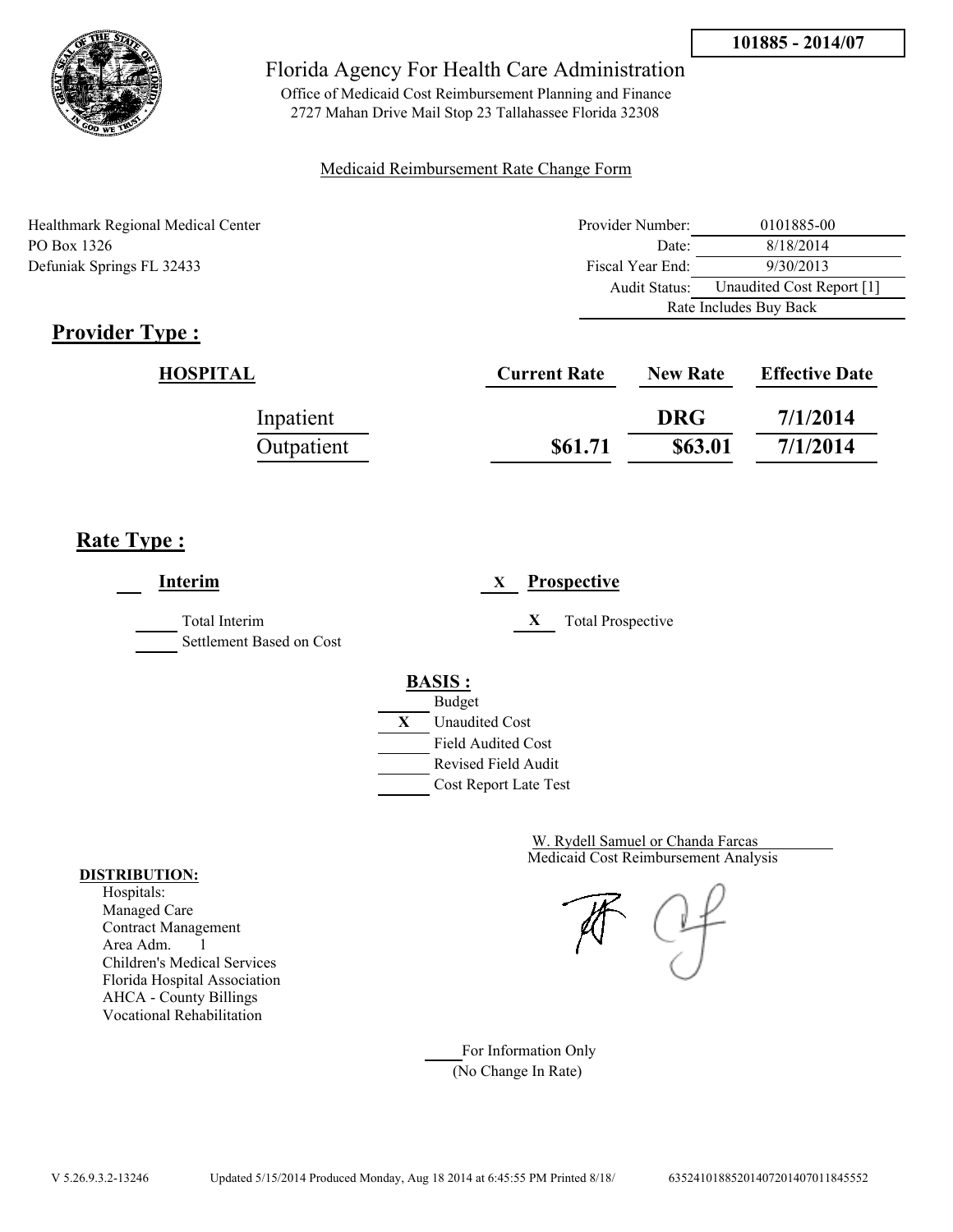**101885 - 2014/07**

Florida Agency For Health Care Administration

Office of Medicaid Cost Reimbursement Planning and Finance
2727 Mahan Drive Mail Stop 23 Tallahassee Florida 32308

Medicaid Reimbursement Rate Change Form

Healthmark Regional Medical Center
PO Box 1326
Defuniak Springs FL 32433

| | |
|---|---|
| Provider Number: | 0101885-00 |
| Date: | 8/18/2014 |
| Fiscal Year End: | 9/30/2013 |
| Audit Status: | Unaudited Cost Report [1] |
| | Rate Includes Buy Back |

## Provider Type :

| HOSPITAL | Current Rate | New Rate | Effective Date |
|---|---|---|---|
| Inpatient | | DRG | 7/1/2014 |
| Outpatient | $61.71 | $63.01 | 7/1/2014 |

## Rate Type :

___ **Interim**

_____ Total Interim
_____ Settlement Based on Cost

X **Prospective**

X Total Prospective

**BASIS :**

_____ Budget
X Unaudited Cost
_____ Field Audited Cost
_____ Revised Field Audit
_____ Cost Report Late Test

W. Rydell Samuel or Chanda Farcas
Medicaid Cost Reimbursement Analysis

**DISTRIBUTION:**
Hospitals:
Managed Care
Contract Management
Area Adm. 1
Children's Medical Services
Florida Hospital Association
AHCA - County Billings
Vocational Rehabilitation

_____ For Information Only
(No Change In Rate)

V 5.26.9.3.2-13246 Updated 5/15/2014 Produced Monday, Aug 18 2014 at 6:45:55 PM Printed 8/18/ 635241018852014072014070118455552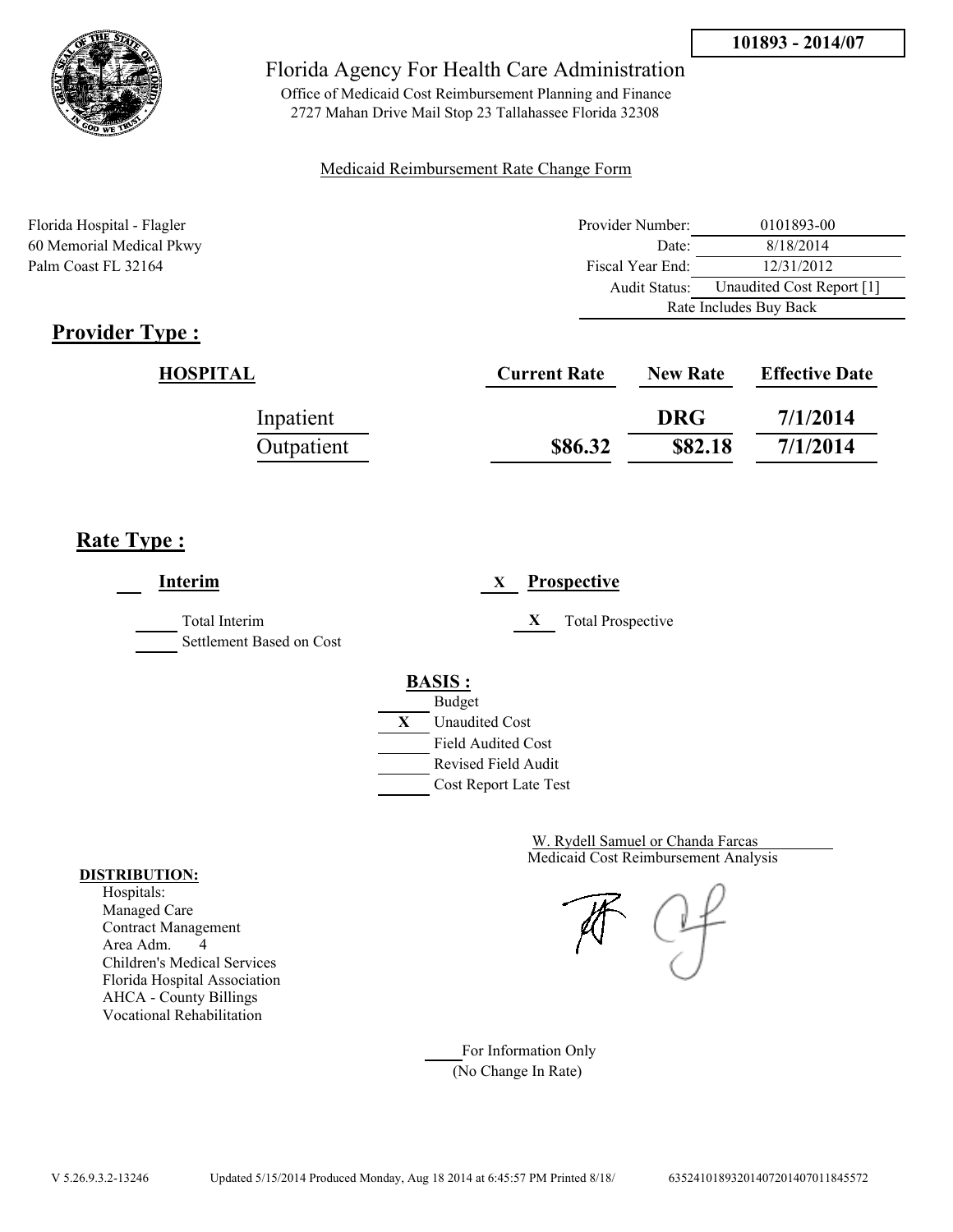**101893 - 2014/07**

# Florida Agency For Health Care Administration

Office of Medicaid Cost Reimbursement Planning and Finance
2727 Mahan Drive Mail Stop 23 Tallahassee Florida 32308

Medicaid Reimbursement Rate Change Form

Florida Hospital - Flagler
60 Memorial Medical Pkwy
Palm Coast FL 32164

| | |
|---|---|
| Provider Number: | 0101893-00 |
| Date: | 8/18/2014 |
| Fiscal Year End: | 12/31/2012 |
| Audit Status: | Unaudited Cost Report [1] |
| | Rate Includes Buy Back |

## Provider Type :

| HOSPITAL | Current Rate | New Rate | Effective Date |
|---|---|---|---|
| Inpatient | | DRG | 7/1/2014 |
| Outpatient | $86.32 | $82.18 | 7/1/2014 |

## Rate Type :

**Interim**

\_\_\_ Total Interim
\_\_\_ Settlement Based on Cost

X **Prospective**

X Total Prospective

**BASIS :**

- \_\_\_ Budget
- X Unaudited Cost
- \_\_\_ Field Audited Cost
- \_\_\_ Revised Field Audit
- \_\_\_ Cost Report Late Test

W. Rydell Samuel or Chanda Farcas
Medicaid Cost Reimbursement Analysis

**DISTRIBUTION:**
Hospitals:
Managed Care
Contract Management
Area Adm. 4
Children's Medical Services
Florida Hospital Association
AHCA - County Billings
Vocational Rehabilitation

\_\_\_ For Information Only
(No Change In Rate)

V 5.26.9.3.2-13246 Updated 5/15/2014 Produced Monday, Aug 18 2014 at 6:45:57 PM Printed 8/18/ 635241018932014072014070118455572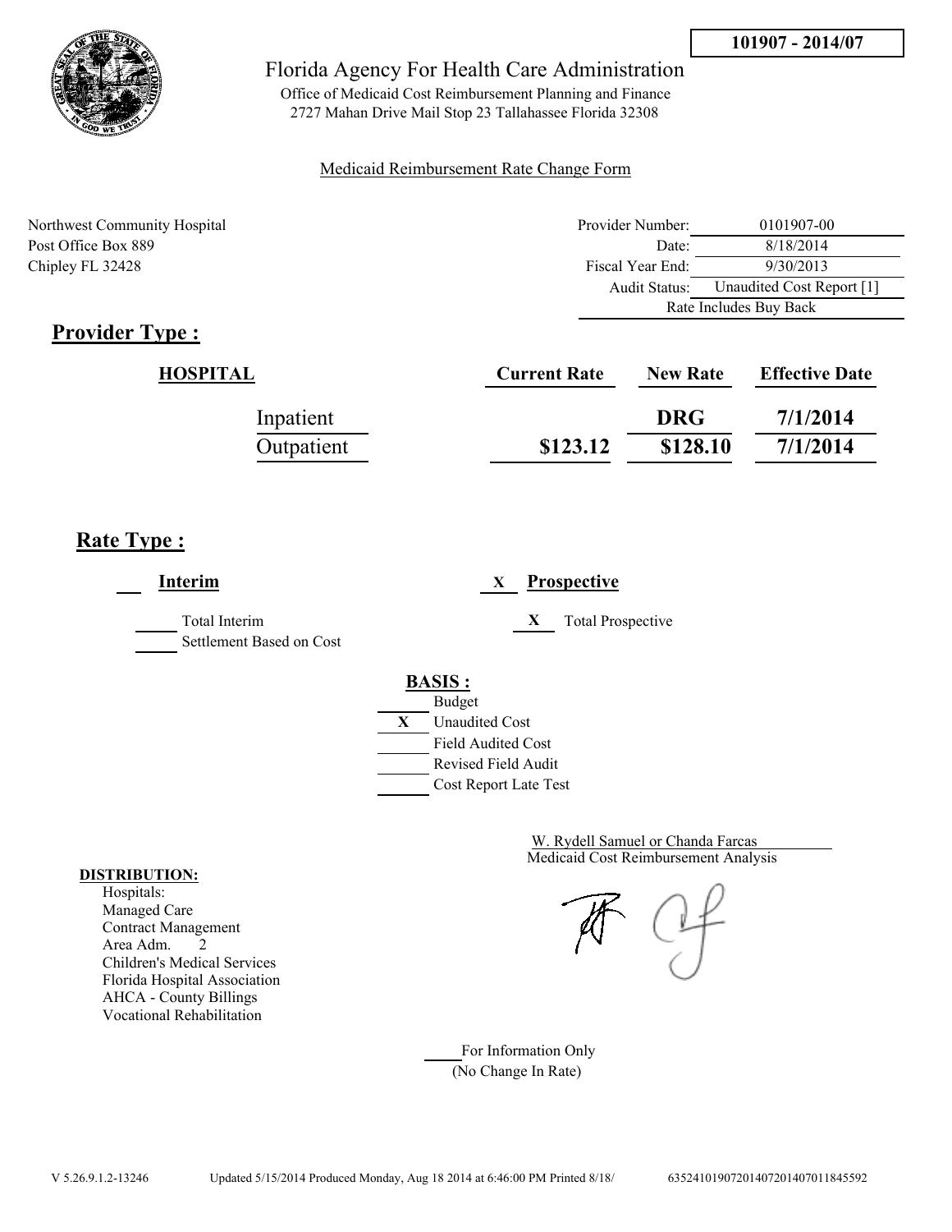**101907 - 2014/07**

# Florida Agency For Health Care Administration

Office of Medicaid Cost Reimbursement Planning and Finance
2727 Mahan Drive Mail Stop 23 Tallahassee Florida 32308

Medicaid Reimbursement Rate Change Form

Northwest Community Hospital
Post Office Box 889
Chipley FL 32428

| | |
|---|---|
| Provider Number: | 0101907-00 |
| Date: | 8/18/2014 |
| Fiscal Year End: | 9/30/2013 |
| Audit Status: | Unaudited Cost Report [1] |
| | Rate Includes Buy Back |

## Provider Type :

| HOSPITAL | Current Rate | New Rate | Effective Date |
|---|---|---|---|
| Inpatient | | DRG | 7/1/2014 |
| Outpatient | $123.12 | $128.10 | 7/1/2014 |

## Rate Type :

___ **Interim**

___ Total Interim
___ Settlement Based on Cost

X **Prospective**

X Total Prospective

**BASIS :**

___ Budget
X Unaudited Cost
___ Field Audited Cost
___ Revised Field Audit
___ Cost Report Late Test

W. Rydell Samuel or Chanda Farcas
Medicaid Cost Reimbursement Analysis

**DISTRIBUTION:**
Hospitals:
Managed Care
Contract Management
Area Adm. 2
Children's Medical Services
Florida Hospital Association
AHCA - County Billings
Vocational Rehabilitation

___ For Information Only
(No Change In Rate)

V 5.26.9.1.2-13246 Updated 5/15/2014 Produced Monday, Aug 18 2014 at 6:46:00 PM Printed 8/18/ 63524101907201407201407011845592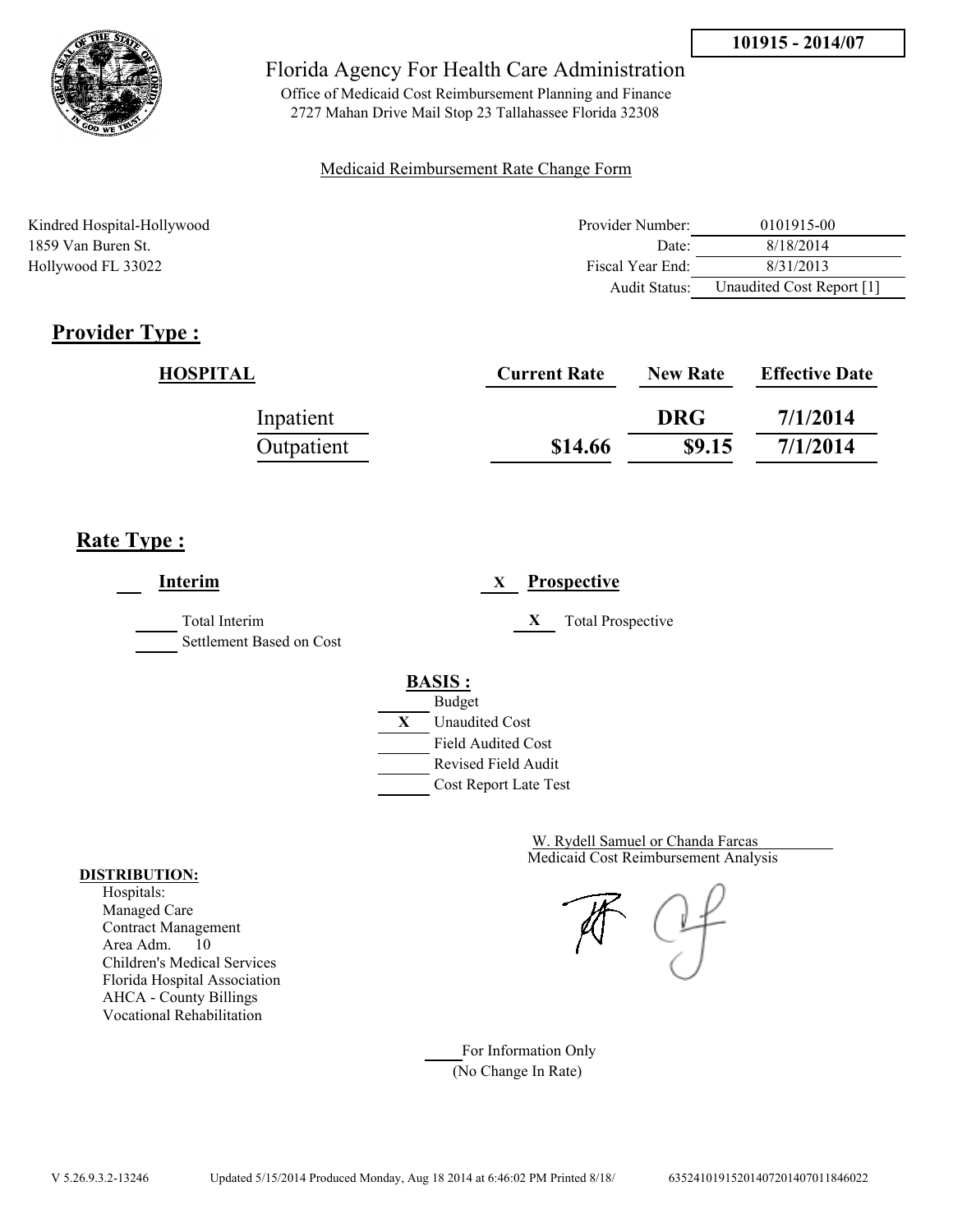101915 - 2014/07

Florida Agency For Health Care Administration

Office of Medicaid Cost Reimbursement Planning and Finance
2727 Mahan Drive Mail Stop 23 Tallahassee Florida 32308

Medicaid Reimbursement Rate Change Form

Kindred Hospital-Hollywood
1859 Van Buren St.
Hollywood FL 33022

| | |
|---|---|
| Provider Number: | 0101915-00 |
| Date: | 8/18/2014 |
| Fiscal Year End: | 8/31/2013 |
| Audit Status: | Unaudited Cost Report [1] |

## Provider Type :

| HOSPITAL | Current Rate | New Rate | Effective Date |
|---|---|---|---|
| Inpatient | | DRG | 7/1/2014 |
| Outpatient | $14.66 | $9.15 | 7/1/2014 |

## Rate Type :

___ **Interim**

_____ Total Interim
_____ Settlement Based on Cost

X **Prospective**

X Total Prospective

**BASIS :**

_____ Budget
X Unaudited Cost
_____ Field Audited Cost
_____ Revised Field Audit
_____ Cost Report Late Test

W. Rydell Samuel or Chanda Farcas
Medicaid Cost Reimbursement Analysis

**DISTRIBUTION:**
Hospitals:
Managed Care
Contract Management
Area Adm. 10
Children's Medical Services
Florida Hospital Association
AHCA - County Billings
Vocational Rehabilitation

_____ For Information Only
(No Change In Rate)

V 5.26.9.3.2-13246 Updated 5/15/2014 Produced Monday, Aug 18 2014 at 6:46:02 PM Printed 8/18/ 635241019152014072014070118460222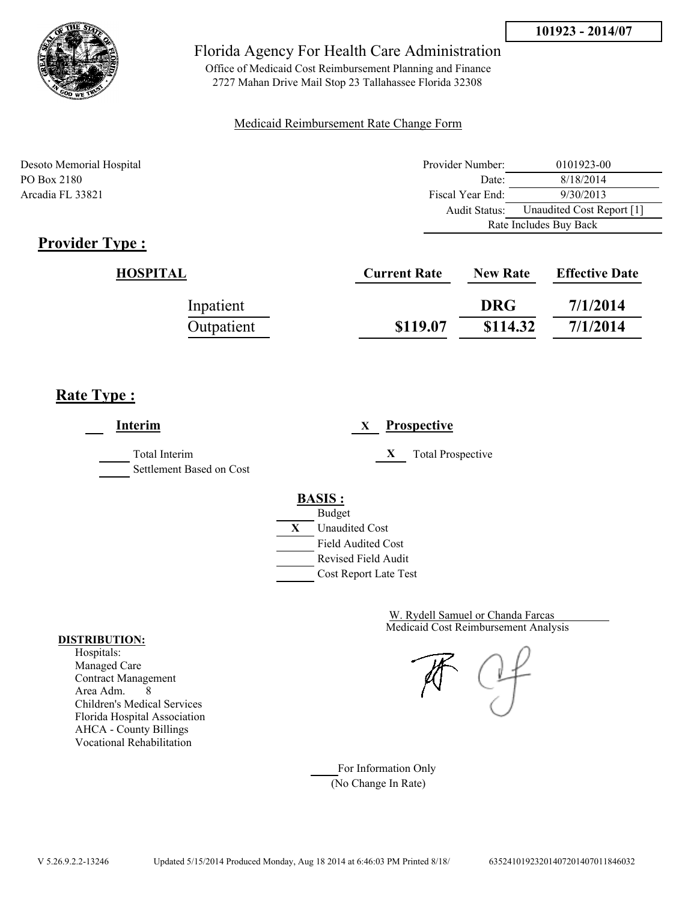**101923 - 2014/07**

# Florida Agency For Health Care Administration

Office of Medicaid Cost Reimbursement Planning and Finance
2727 Mahan Drive Mail Stop 23 Tallahassee Florida 32308

Medicaid Reimbursement Rate Change Form

Desoto Memorial Hospital
PO Box 2180
Arcadia FL 33821

| | |
|---|---|
| Provider Number: | 0101923-00 |
| Date: | 8/18/2014 |
| Fiscal Year End: | 9/30/2013 |
| Audit Status: | Unaudited Cost Report [1] |
| Rate Includes Buy Back | |

## Provider Type :

| HOSPITAL | Current Rate | New Rate | Effective Date |
|---|---|---|---|
| Inpatient | | DRG | 7/1/2014 |
| Outpatient | $119.07 | $114.32 | 7/1/2014 |

## Rate Type :

___ **Interim**

_____ Total Interim
_____ Settlement Based on Cost

X **Prospective**

X Total Prospective

**BASIS :**

_____ Budget
X Unaudited Cost
_____ Field Audited Cost
_____ Revised Field Audit
_____ Cost Report Late Test

W. Rydell Samuel or Chanda Farcas
Medicaid Cost Reimbursement Analysis

**DISTRIBUTION:**

Hospitals:
Managed Care
Contract Management
Area Adm. 8
Children's Medical Services
Florida Hospital Association
AHCA - County Billings
Vocational Rehabilitation

_____ For Information Only
(No Change In Rate)

V 5.26.9.2.2-13246 Updated 5/15/2014 Produced Monday, Aug 18 2014 at 6:46:03 PM Printed 8/18/ 635241019232014072014070118460​32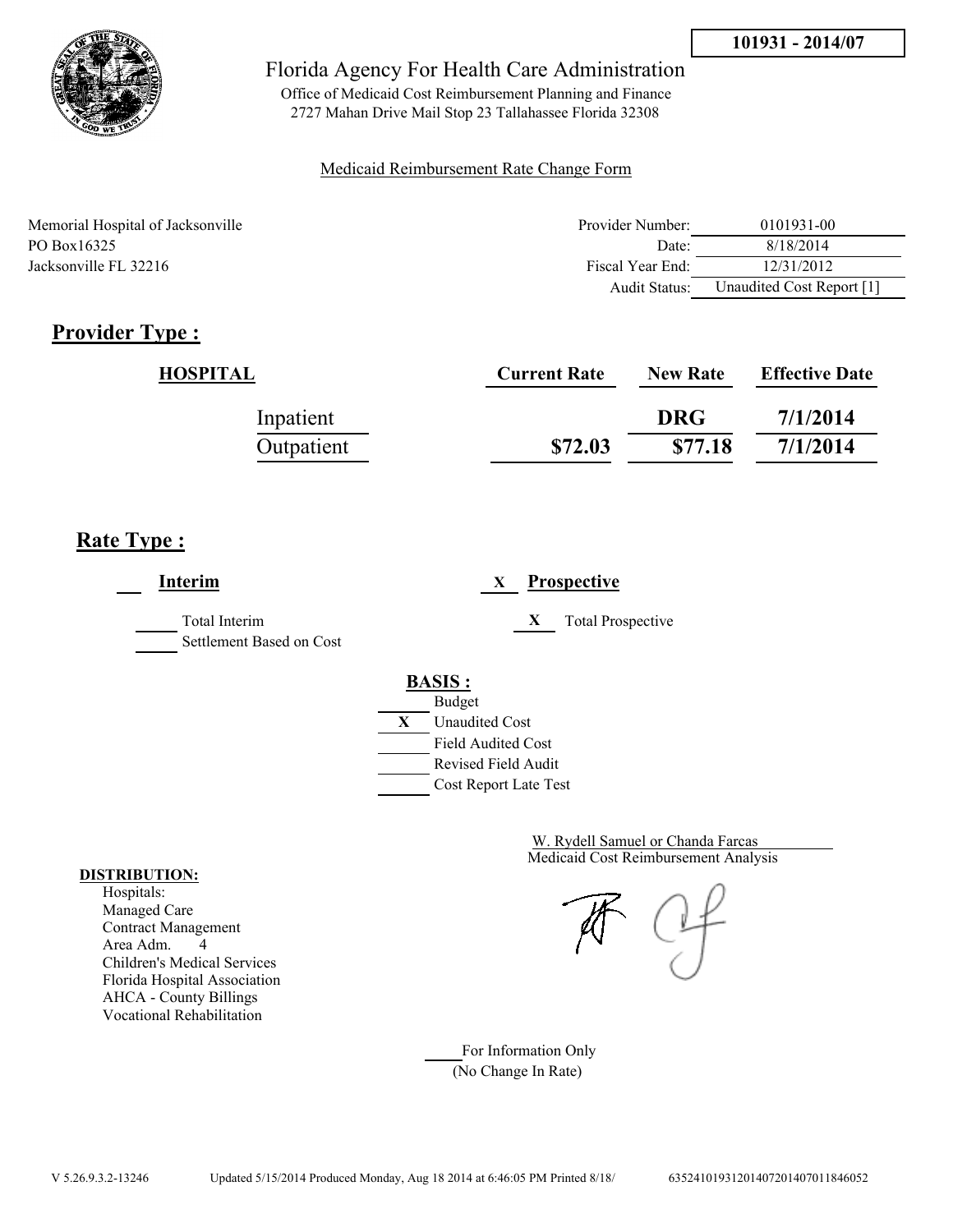101931 - 2014/07

# Florida Agency For Health Care Administration

Office of Medicaid Cost Reimbursement Planning and Finance
2727 Mahan Drive Mail Stop 23 Tallahassee Florida 32308

Medicaid Reimbursement Rate Change Form

Memorial Hospital of Jacksonville
PO Box16325
Jacksonville FL 32216

| | |
|---|---|
| Provider Number: | 0101931-00 |
| Date: | 8/18/2014 |
| Fiscal Year End: | 12/31/2012 |
| Audit Status: | Unaudited Cost Report [1] |

## Provider Type :

| HOSPITAL | Current Rate | New Rate | Effective Date |
|---|---|---|---|
| Inpatient | | DRG | 7/1/2014 |
| Outpatient | $72.03 | $77.18 | 7/1/2014 |

## Rate Type :

___ **Interim**

_____ Total Interim
_____ Settlement Based on Cost

X **Prospective**

X Total Prospective

**BASIS :**

- _____ Budget
- X Unaudited Cost
- _____ Field Audited Cost
- _____ Revised Field Audit
- _____ Cost Report Late Test

W. Rydell Samuel or Chanda Farcas
Medicaid Cost Reimbursement Analysis

**DISTRIBUTION:**
Hospitals:
Managed Care
Contract Management
Area Adm. 4
Children's Medical Services
Florida Hospital Association
AHCA - County Billings
Vocational Rehabilitation

_____ For Information Only
(No Change In Rate)

V 5.26.9.3.2-13246 Updated 5/15/2014 Produced Monday, Aug 18 2014 at 6:46:05 PM Printed 8/18/ 635241019312014072014070118460​52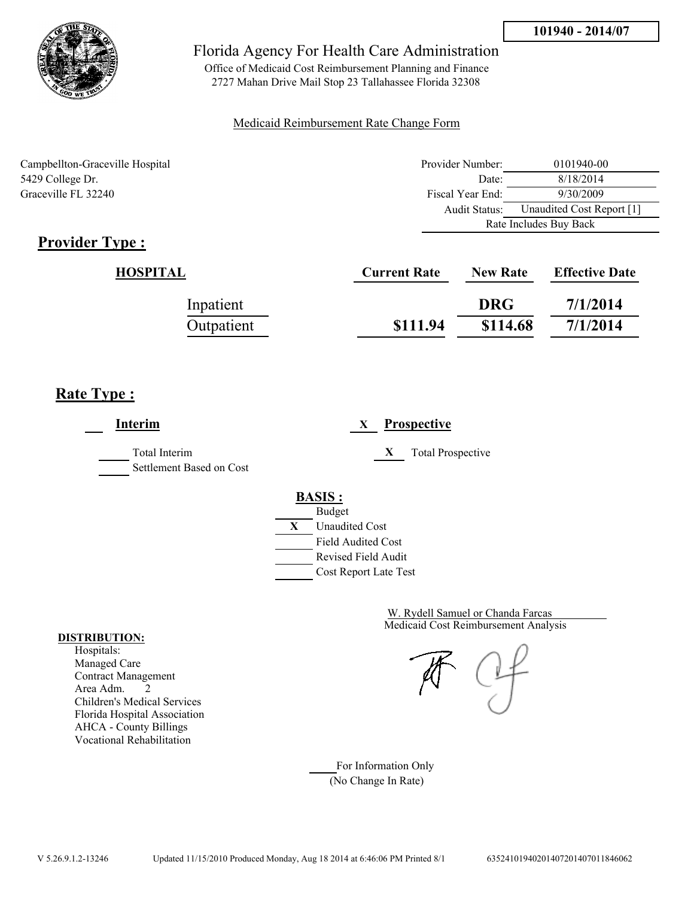**101940 - 2014/07**

# Florida Agency For Health Care Administration

Office of Medicaid Cost Reimbursement Planning and Finance
2727 Mahan Drive Mail Stop 23 Tallahassee Florida 32308

Medicaid Reimbursement Rate Change Form

Campbellton-Graceville Hospital
5429 College Dr.
Graceville FL 32240

| | |
|---|---|
| Provider Number: | 0101940-00 |
| Date: | 8/18/2014 |
| Fiscal Year End: | 9/30/2009 |
| Audit Status: | Unaudited Cost Report [1] |
| Rate Includes Buy Back | |

## Provider Type :

| HOSPITAL | Current Rate | New Rate | Effective Date |
|---|---|---|---|
| Inpatient | | DRG | 7/1/2014 |
| Outpatient | $111.94 | $114.68 | 7/1/2014 |

## Rate Type :

___ **Interim**

___ Total Interim
___ Settlement Based on Cost

X **Prospective**

X Total Prospective

**BASIS :**

___ Budget
X Unaudited Cost
___ Field Audited Cost
___ Revised Field Audit
___ Cost Report Late Test

W. Rydell Samuel or Chanda Farcas
Medicaid Cost Reimbursement Analysis

**DISTRIBUTION:**
Hospitals:
Managed Care
Contract Management
Area Adm. 2
Children's Medical Services
Florida Hospital Association
AHCA - County Billings
Vocational Rehabilitation

___ For Information Only
(No Change In Rate)

V 5.26.9.1.2-13246 Updated 11/15/2010 Produced Monday, Aug 18 2014 at 6:46:06 PM Printed 8/1 635241019402014072014070118460062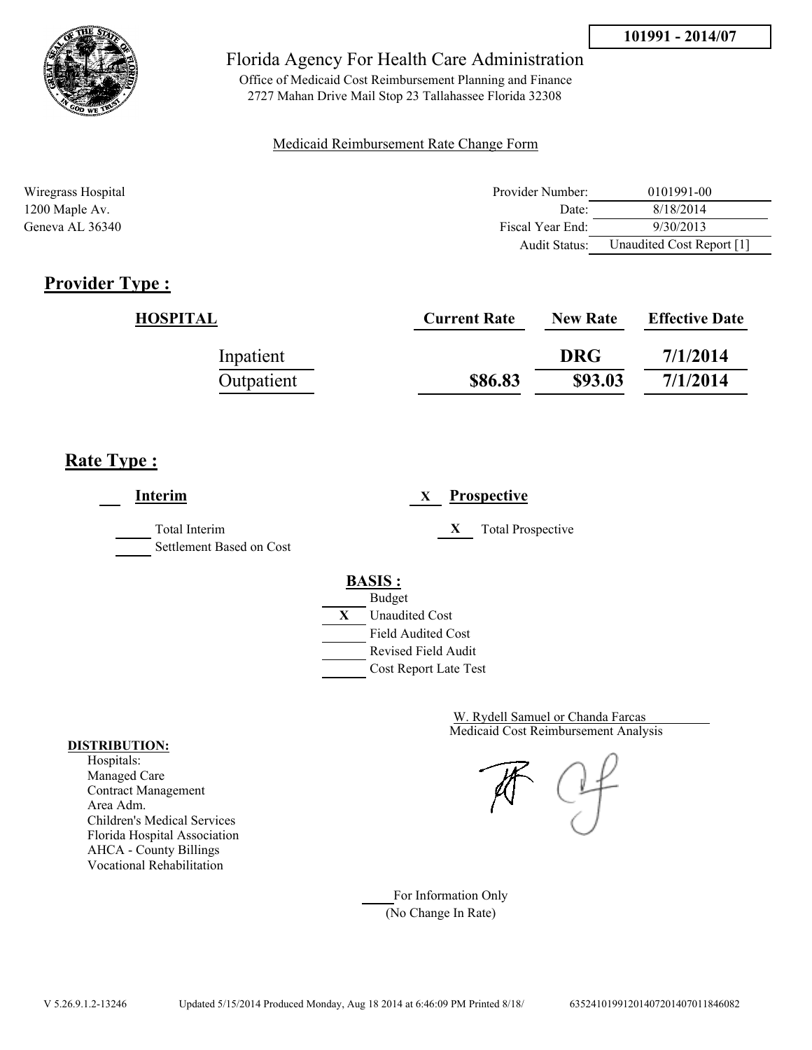101991 - 2014/07

Florida Agency For Health Care Administration

Office of Medicaid Cost Reimbursement Planning and Finance
2727 Mahan Drive Mail Stop 23 Tallahassee Florida 32308

Medicaid Reimbursement Rate Change Form

Wiregrass Hospital
1200 Maple Av.
Geneva AL 36340

| | |
|---|---|
| Provider Number: | 0101991-00 |
| Date: | 8/18/2014 |
| Fiscal Year End: | 9/30/2013 |
| Audit Status: | Unaudited Cost Report [1] |

## Provider Type :

| HOSPITAL | Current Rate | New Rate | Effective Date |
|---|---|---|---|
| Inpatient | | DRG | 7/1/2014 |
| Outpatient | $86.83 | $93.03 | 7/1/2014 |

## Rate Type :

___ **Interim**

_____ Total Interim
_____ Settlement Based on Cost

X **Prospective**

X Total Prospective

**BASIS :**

- ___ Budget
- X Unaudited Cost
- ___ Field Audited Cost
- ___ Revised Field Audit
- ___ Cost Report Late Test

W. Rydell Samuel or Chanda Farcas
Medicaid Cost Reimbursement Analysis

**DISTRIBUTION:**
Hospitals:
Managed Care
Contract Management
Area Adm.
Children's Medical Services
Florida Hospital Association
AHCA - County Billings
Vocational Rehabilitation

_____ For Information Only
(No Change In Rate)

V 5.26.9.1.2-13246 Updated 5/15/2014 Produced Monday, Aug 18 2014 at 6:46:09 PM Printed 8/18/ 635241019912014072014070118460​82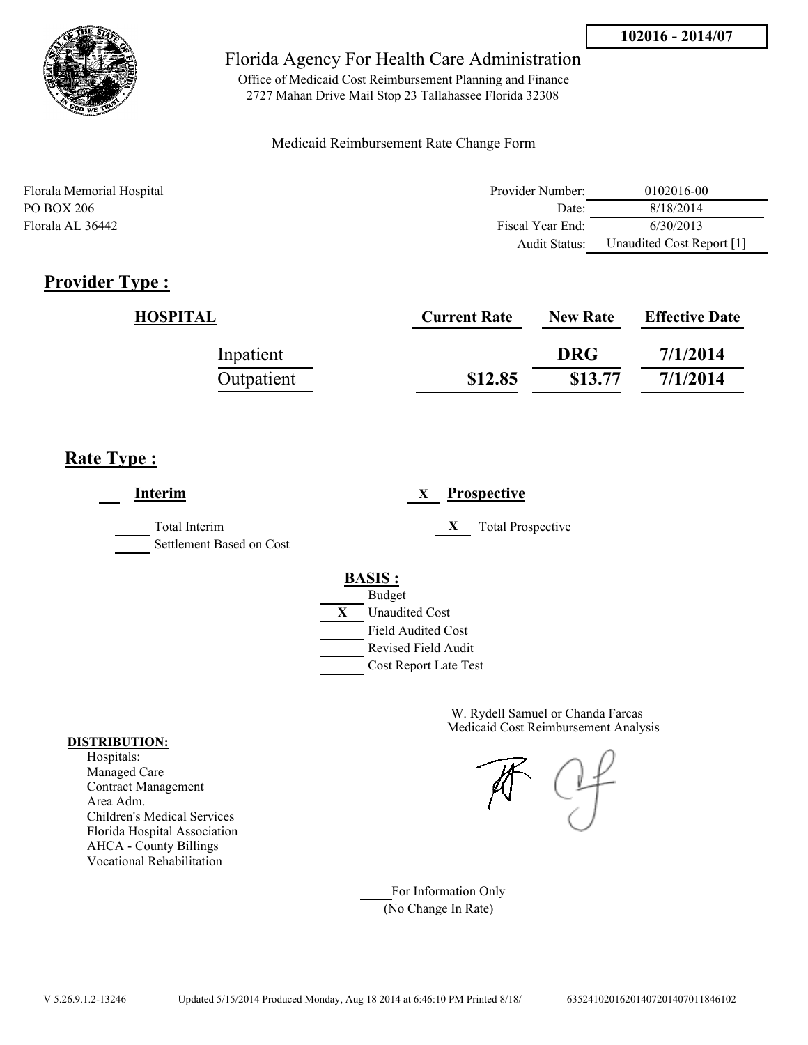102016 - 2014/07

Florida Agency For Health Care Administration

Office of Medicaid Cost Reimbursement Planning and Finance
2727 Mahan Drive Mail Stop 23 Tallahassee Florida 32308

Medicaid Reimbursement Rate Change Form

Florala Memorial Hospital
PO BOX 206
Florala AL 36442

| | |
|---|---|
| Provider Number: | 0102016-00 |
| Date: | 8/18/2014 |
| Fiscal Year End: | 6/30/2013 |
| Audit Status: | Unaudited Cost Report [1] |

## Provider Type :

| HOSPITAL | Current Rate | New Rate | Effective Date |
|---|---|---|---|
| Inpatient | | DRG | 7/1/2014 |
| Outpatient | $12.85 | $13.77 | 7/1/2014 |

## Rate Type :

___ **Interim**

___ Total Interim
___ Settlement Based on Cost

X **Prospective**

X Total Prospective

**BASIS :**

___ Budget
X Unaudited Cost
___ Field Audited Cost
___ Revised Field Audit
___ Cost Report Late Test

W. Rydell Samuel or Chanda Farcas
Medicaid Cost Reimbursement Analysis

**DISTRIBUTION:**

Hospitals:
Managed Care
Contract Management
Area Adm.
Children's Medical Services
Florida Hospital Association
AHCA - County Billings
Vocational Rehabilitation

___ For Information Only
(No Change In Rate)

V 5.26.9.1.2-13246 Updated 5/15/2014 Produced Monday, Aug 18 2014 at 6:46:10 PM Printed 8/18/ 635241020162014072014070118461002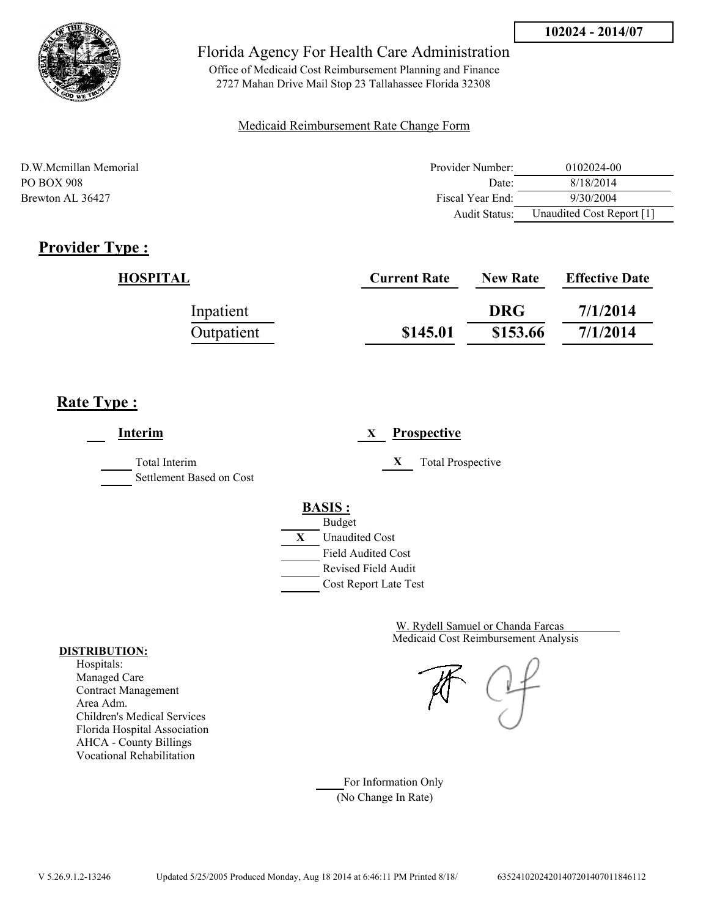**102024 - 2014/07**

# Florida Agency For Health Care Administration

Office of Medicaid Cost Reimbursement Planning and Finance
2727 Mahan Drive Mail Stop 23 Tallahassee Florida 32308

Medicaid Reimbursement Rate Change Form

D.W.Mcmillan Memorial
PO BOX 908
Brewton AL 36427

| | |
|---|---|
| Provider Number: | 0102024-00 |
| Date: | 8/18/2014 |
| Fiscal Year End: | 9/30/2004 |
| Audit Status: | Unaudited Cost Report [1] |

## Provider Type :

| HOSPITAL | Current Rate | New Rate | Effective Date |
|---|---|---|---|
| Inpatient | | DRG | 7/1/2014 |
| Outpatient | $145.01 | $153.66 | 7/1/2014 |

## Rate Type :

___ **Interim**

_____ Total Interim
_____ Settlement Based on Cost

X **Prospective**

X Total Prospective

**BASIS :**

- _____ Budget
- X Unaudited Cost
- _____ Field Audited Cost
- _____ Revised Field Audit
- _____ Cost Report Late Test

W. Rydell Samuel or Chanda Farcas
Medicaid Cost Reimbursement Analysis

**DISTRIBUTION:**
Hospitals:
Managed Care
Contract Management
Area Adm.
Children's Medical Services
Florida Hospital Association
AHCA - County Billings
Vocational Rehabilitation

_____ For Information Only
(No Change In Rate)

V 5.26.9.1.2-13246 Updated 5/25/2005 Produced Monday, Aug 18 2014 at 6:46:11 PM Printed 8/18/ 635241020242014072014070118461​12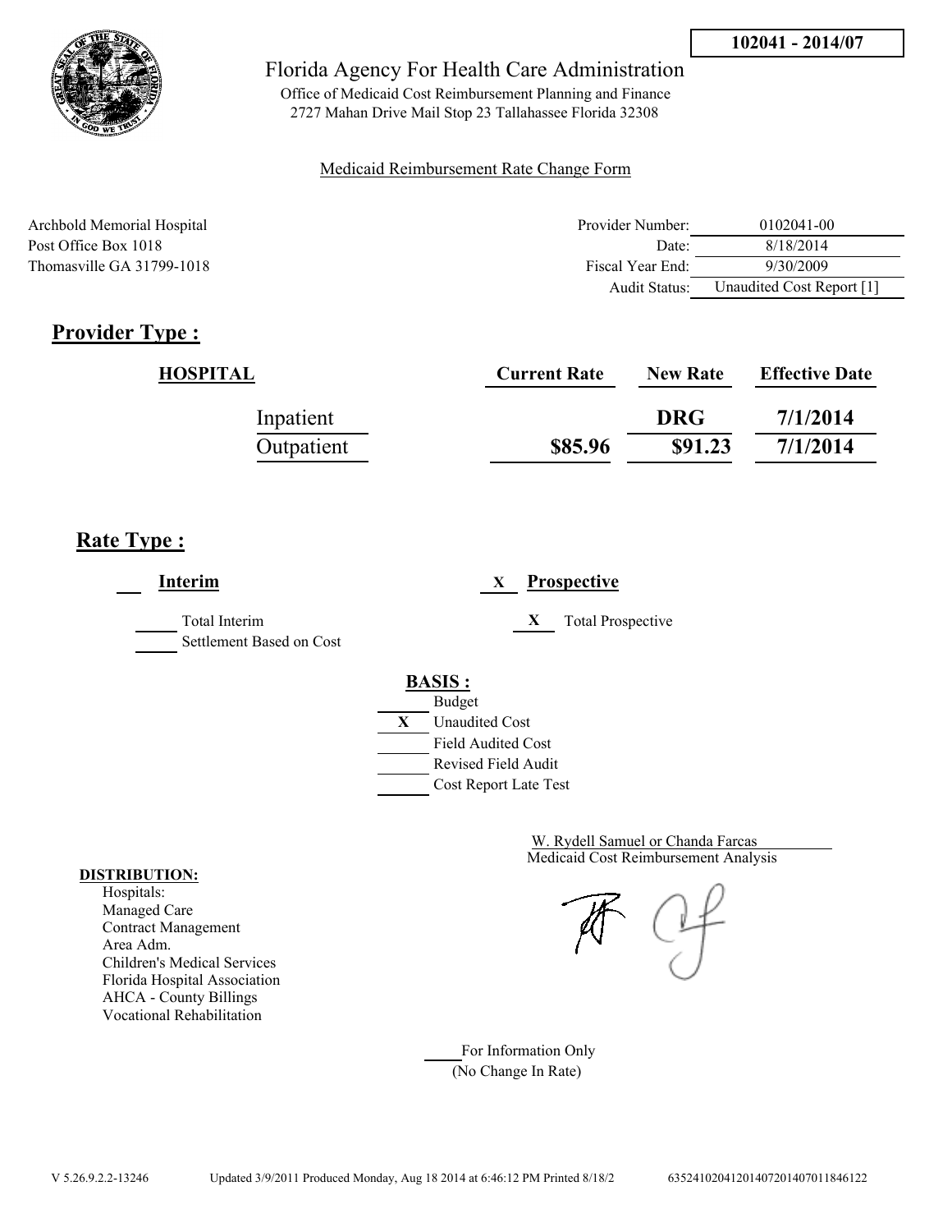**102041 - 2014/07**

# Florida Agency For Health Care Administration

Office of Medicaid Cost Reimbursement Planning and Finance
2727 Mahan Drive Mail Stop 23 Tallahassee Florida 32308

Medicaid Reimbursement Rate Change Form

Archbold Memorial Hospital
Post Office Box 1018
Thomasville GA 31799-1018

| | |
|---|---|
| Provider Number: | 0102041-00 |
| Date: | 8/18/2014 |
| Fiscal Year End: | 9/30/2009 |
| Audit Status: | Unaudited Cost Report [1] |

## Provider Type :

| HOSPITAL | Current Rate | New Rate | Effective Date |
|---|---|---|---|
| Inpatient | | DRG | 7/1/2014 |
| Outpatient | $85.96 | $91.23 | 7/1/2014 |

## Rate Type :

___ **Interim**

___ Total Interim
___ Settlement Based on Cost

X **Prospective**

X Total Prospective

**BASIS :**

___ Budget
X Unaudited Cost
___ Field Audited Cost
___ Revised Field Audit
___ Cost Report Late Test

W. Rydell Samuel or Chanda Farcas
Medicaid Cost Reimbursement Analysis

**DISTRIBUTION:**
Hospitals:
Managed Care
Contract Management
Area Adm.
Children's Medical Services
Florida Hospital Association
AHCA - County Billings
Vocational Rehabilitation

___ For Information Only
(No Change In Rate)

V 5.26.9.2.2-13246 Updated 3/9/2011 Produced Monday, Aug 18 2014 at 6:46:12 PM Printed 8/18/2 63524102041201407201407011846122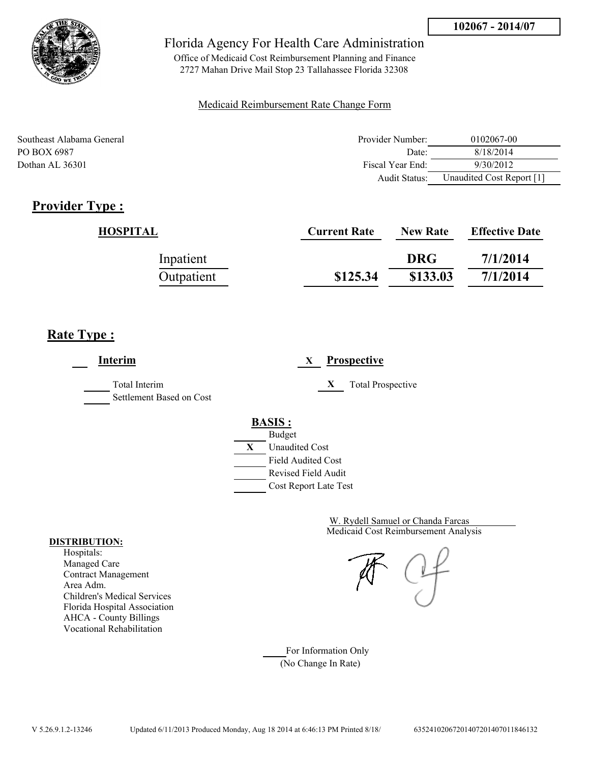**102067 - 2014/07**

Florida Agency For Health Care Administration

Office of Medicaid Cost Reimbursement Planning and Finance
2727 Mahan Drive Mail Stop 23 Tallahassee Florida 32308

Medicaid Reimbursement Rate Change Form

Southeast Alabama General
PO BOX 6987
Dothan AL 36301

| | |
|---|---|
| Provider Number: | 0102067-00 |
| Date: | 8/18/2014 |
| Fiscal Year End: | 9/30/2012 |
| Audit Status: | Unaudited Cost Report [1] |

## Provider Type :

| HOSPITAL | Current Rate | New Rate | Effective Date |
|---|---|---|---|
| Inpatient | | DRG | 7/1/2014 |
| Outpatient | $125.34 | $133.03 | 7/1/2014 |

## Rate Type :

___ **Interim**

_____ Total Interim
_____ Settlement Based on Cost

X **Prospective**

X Total Prospective

**BASIS :**

_____ Budget
X Unaudited Cost
_____ Field Audited Cost
_____ Revised Field Audit
_____ Cost Report Late Test

W. Rydell Samuel or Chanda Farcas
Medicaid Cost Reimbursement Analysis

**DISTRIBUTION:**
Hospitals:
Managed Care
Contract Management
Area Adm.
Children's Medical Services
Florida Hospital Association
AHCA - County Billings
Vocational Rehabilitation

_____ For Information Only
(No Change In Rate)

V 5.26.9.1.2-13246 Updated 6/11/2013 Produced Monday, Aug 18 2014 at 6:46:13 PM Printed 8/18/ 635241020672014072014070118461​32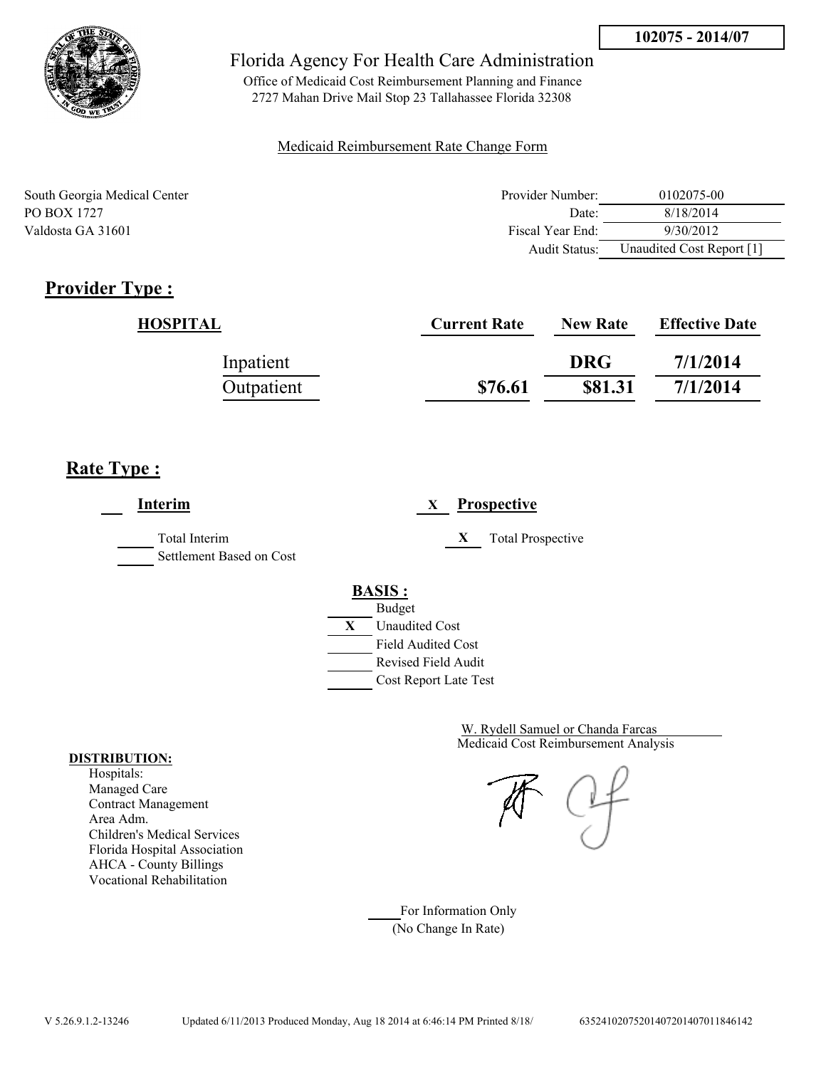102075 - 2014/07

# Florida Agency For Health Care Administration

Office of Medicaid Cost Reimbursement Planning and Finance
2727 Mahan Drive Mail Stop 23 Tallahassee Florida 32308

Medicaid Reimbursement Rate Change Form

South Georgia Medical Center
PO BOX 1727
Valdosta GA 31601

| | |
|---|---|
| Provider Number: | 0102075-00 |
| Date: | 8/18/2014 |
| Fiscal Year End: | 9/30/2012 |
| Audit Status: | Unaudited Cost Report [1] |

## Provider Type :

| HOSPITAL | Current Rate | New Rate | Effective Date |
|---|---|---|---|
| Inpatient | | DRG | 7/1/2014 |
| Outpatient | $76.61 | $81.31 | 7/1/2014 |

## Rate Type :

**Interim**

___ Total Interim
___ Settlement Based on Cost

X **Prospective**

X Total Prospective

**BASIS :**

___ Budget
X Unaudited Cost
___ Field Audited Cost
___ Revised Field Audit
___ Cost Report Late Test

W. Rydell Samuel or Chanda Farcas
Medicaid Cost Reimbursement Analysis

**DISTRIBUTION:**
Hospitals:
Managed Care
Contract Management
Area Adm.
Children's Medical Services
Florida Hospital Association
AHCA - County Billings
Vocational Rehabilitation

___ For Information Only
(No Change In Rate)

V 5.26.9.1.2-13246 Updated 6/11/2013 Produced Monday, Aug 18 2014 at 6:46:14 PM Printed 8/18/ 63524102075201407201407011846142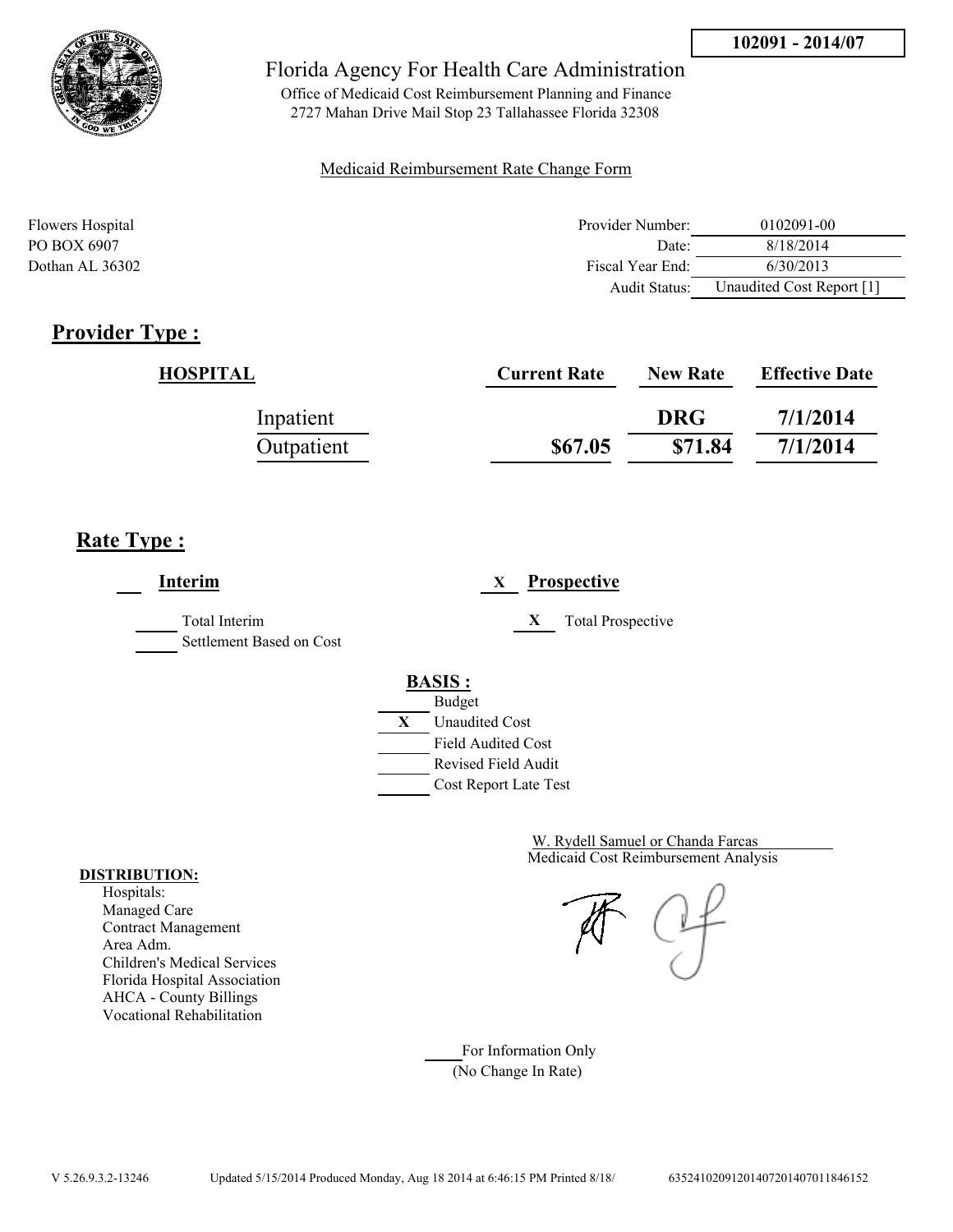**102091 - 2014/07**

Florida Agency For Health Care Administration

Office of Medicaid Cost Reimbursement Planning and Finance
2727 Mahan Drive Mail Stop 23 Tallahassee Florida 32308

Medicaid Reimbursement Rate Change Form

Flowers Hospital
PO BOX 6907
Dothan AL 36302

| | |
|---|---|
| Provider Number: | 0102091-00 |
| Date: | 8/18/2014 |
| Fiscal Year End: | 6/30/2013 |
| Audit Status: | Unaudited Cost Report [1] |

## Provider Type :

| HOSPITAL | Current Rate | New Rate | Effective Date |
|---|---|---|---|
| Inpatient | | DRG | 7/1/2014 |
| Outpatient | $67.05 | $71.84 | 7/1/2014 |

## Rate Type :

___ **Interim**

_____ Total Interim
_____ Settlement Based on Cost

X **Prospective**

X Total Prospective

**BASIS :**

_____ Budget
X Unaudited Cost
_____ Field Audited Cost
_____ Revised Field Audit
_____ Cost Report Late Test

W. Rydell Samuel or Chanda Farcas
Medicaid Cost Reimbursement Analysis

**DISTRIBUTION:**
Hospitals:
Managed Care
Contract Management
Area Adm.
Children's Medical Services
Florida Hospital Association
AHCA - County Billings
Vocational Rehabilitation

_____ For Information Only
(No Change In Rate)

V 5.26.9.3.2-13246 Updated 5/15/2014 Produced Monday, Aug 18 2014 at 6:46:15 PM Printed 8/18/ 63524102091201407201407011846152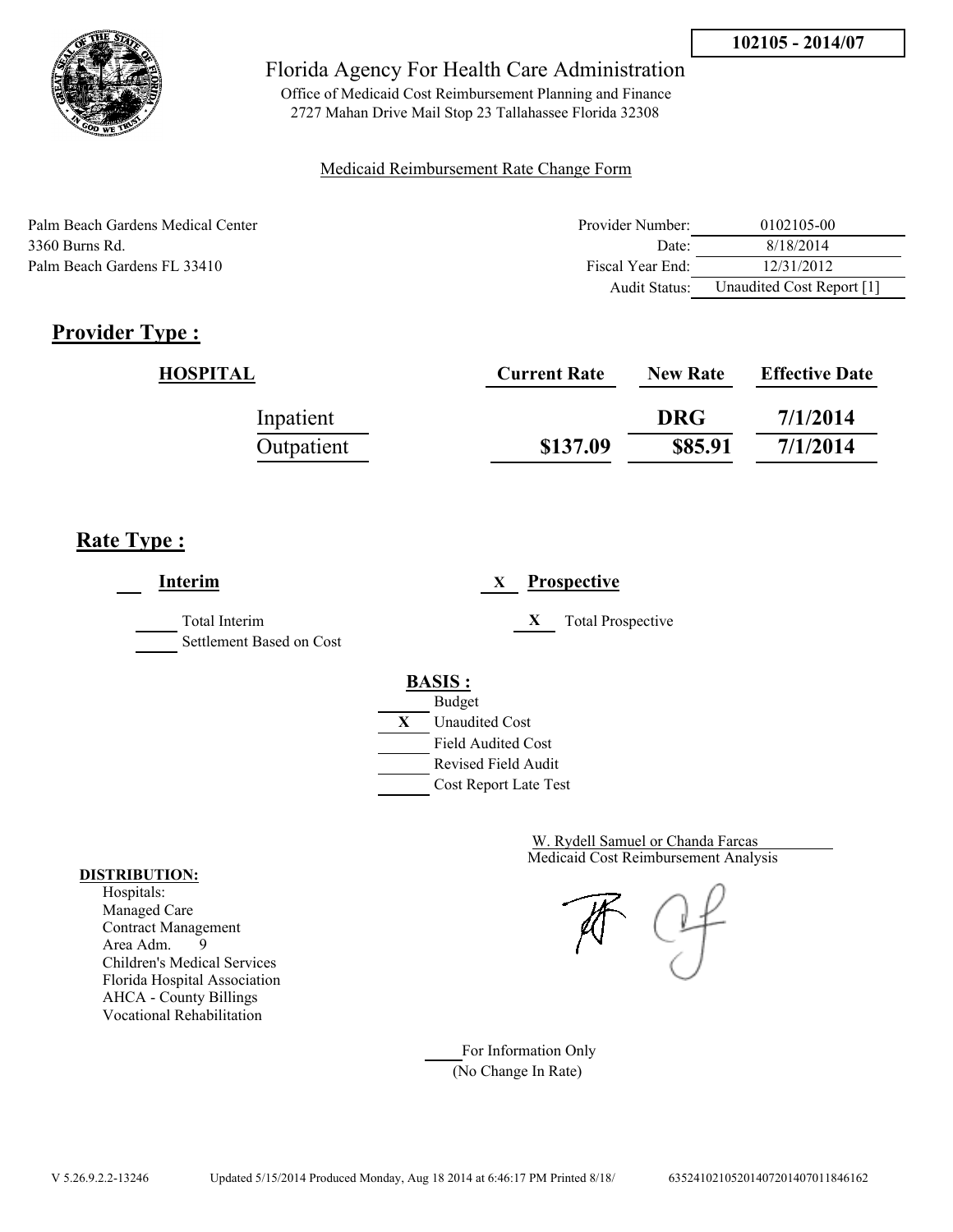102105 - 2014/07

# Florida Agency For Health Care Administration

Office of Medicaid Cost Reimbursement Planning and Finance
2727 Mahan Drive Mail Stop 23 Tallahassee Florida 32308

Medicaid Reimbursement Rate Change Form

Palm Beach Gardens Medical Center
3360 Burns Rd.
Palm Beach Gardens FL 33410

| | |
|---|---|
| Provider Number: | 0102105-00 |
| Date: | 8/18/2014 |
| Fiscal Year End: | 12/31/2012 |
| Audit Status: | Unaudited Cost Report [1] |

## Provider Type :

| HOSPITAL | Current Rate | New Rate | Effective Date |
|---|---|---|---|
| Inpatient | | DRG | 7/1/2014 |
| Outpatient | $137.09 | $85.91 | 7/1/2014 |

## Rate Type :

___ **Interim**

___ Total Interim

___ Settlement Based on Cost

X **Prospective**

X Total Prospective

**BASIS :**

___ Budget

X Unaudited Cost

___ Field Audited Cost

___ Revised Field Audit

___ Cost Report Late Test

W. Rydell Samuel or Chanda Farcas
Medicaid Cost Reimbursement Analysis

**DISTRIBUTION:**

Hospitals:
Managed Care
Contract Management
Area Adm. 9
Children's Medical Services
Florida Hospital Association
AHCA - County Billings
Vocational Rehabilitation

___ For Information Only
(No Change In Rate)

V 5.26.9.2.2-13246 Updated 5/15/2014 Produced Monday, Aug 18 2014 at 6:46:17 PM Printed 8/18/ 635241021052014072014070118461­62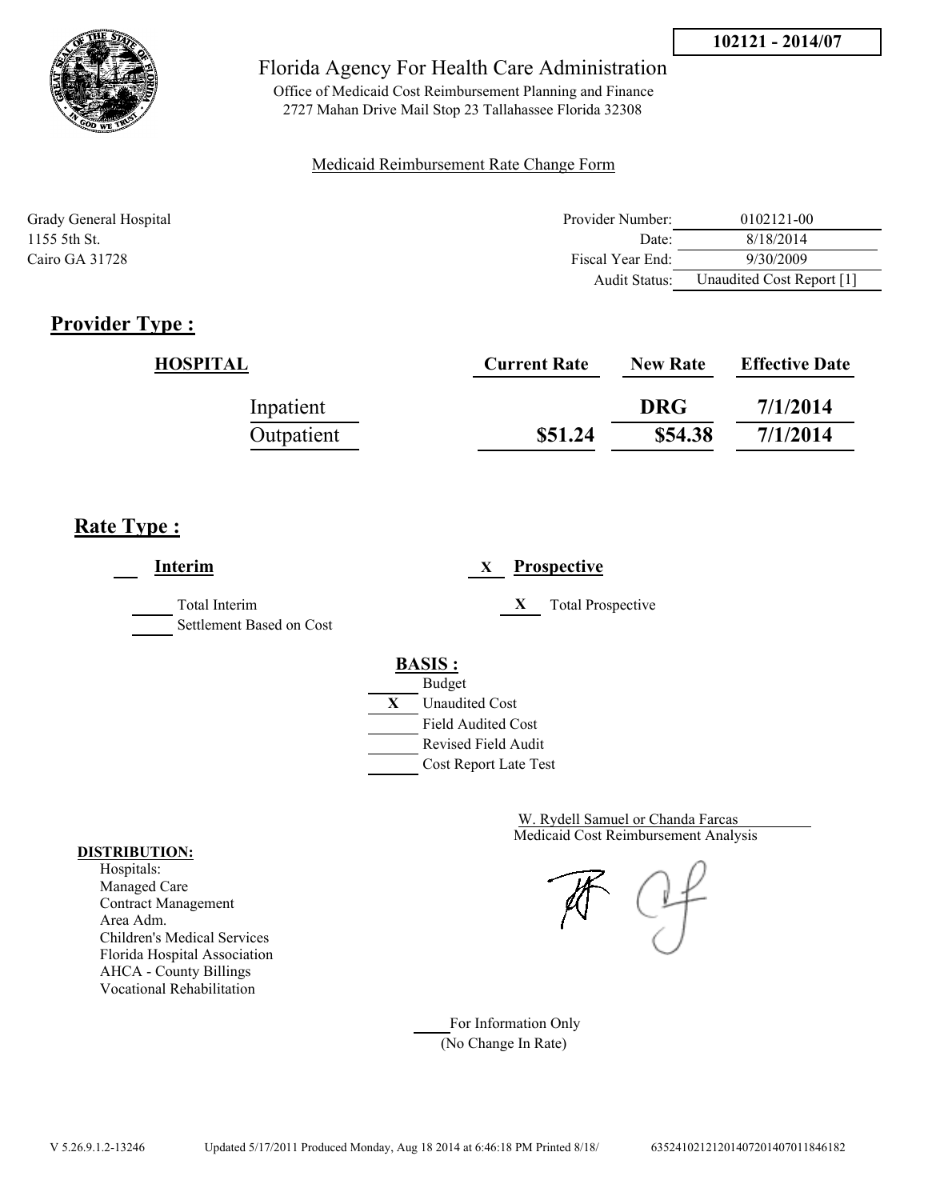**102121 - 2014/07**

# Florida Agency For Health Care Administration

Office of Medicaid Cost Reimbursement Planning and Finance
2727 Mahan Drive Mail Stop 23 Tallahassee Florida 32308

Medicaid Reimbursement Rate Change Form

Grady General Hospital
1155 5th St.
Cairo GA 31728

| | |
|---|---|
| Provider Number: | 0102121-00 |
| Date: | 8/18/2014 |
| Fiscal Year End: | 9/30/2009 |
| Audit Status: | Unaudited Cost Report [1] |

## Provider Type :

| HOSPITAL | Current Rate | New Rate | Effective Date |
|---|---|---|---|
| Inpatient | | DRG | 7/1/2014 |
| Outpatient | $51.24 | $54.38 | 7/1/2014 |

## Rate Type :

___ **Interim**

___ Total Interim
___ Settlement Based on Cost

X **Prospective**

X Total Prospective

**BASIS :**

___ Budget
X Unaudited Cost
___ Field Audited Cost
___ Revised Field Audit
___ Cost Report Late Test

W. Rydell Samuel or Chanda Farcas
Medicaid Cost Reimbursement Analysis

**DISTRIBUTION:**

Hospitals:
Managed Care
Contract Management
Area Adm.
Children's Medical Services
Florida Hospital Association
AHCA - County Billings
Vocational Rehabilitation

___ For Information Only
(No Change In Rate)

V 5.26.9.1.2-13246 Updated 5/17/2011 Produced Monday, Aug 18 2014 at 6:46:18 PM Printed 8/18/ 635241021212014072014070118461​82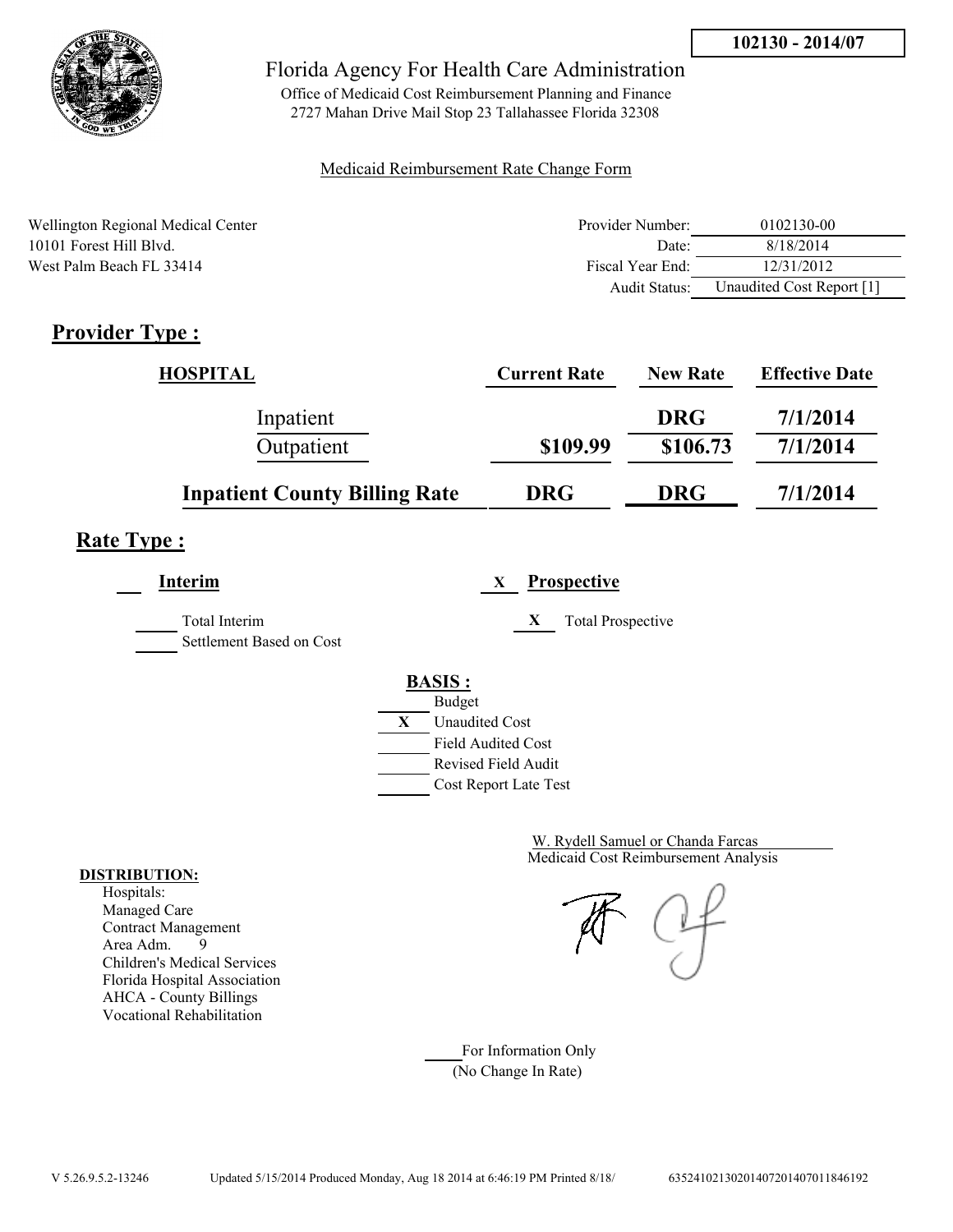102130 - 2014/07

# Florida Agency For Health Care Administration

Office of Medicaid Cost Reimbursement Planning and Finance
2727 Mahan Drive Mail Stop 23 Tallahassee Florida 32308

Medicaid Reimbursement Rate Change Form

Wellington Regional Medical Center
10101 Forest Hill Blvd.
West Palm Beach FL 33414

| | |
|---|---|
| Provider Number: | 0102130-00 |
| Date: | 8/18/2014 |
| Fiscal Year End: | 12/31/2012 |
| Audit Status: | Unaudited Cost Report [1] |

## Provider Type :

| HOSPITAL | Current Rate | New Rate | Effective Date |
|---|---|---|---|
| Inpatient | | DRG | 7/1/2014 |
| Outpatient | $109.99 | $106.73 | 7/1/2014 |
| **Inpatient County Billing Rate** | **DRG** | **DRG** | **7/1/2014** |

## Rate Type :

___ **Interim** | X **Prospective**

_____ Total Interim | X Total Prospective
_____ Settlement Based on Cost

**BASIS :**

_____ Budget
X Unaudited Cost
_____ Field Audited Cost
_____ Revised Field Audit
_____ Cost Report Late Test

W. Rydell Samuel or Chanda Farcas
Medicaid Cost Reimbursement Analysis

**DISTRIBUTION:**
Hospitals:
Managed Care
Contract Management
Area Adm. 9
Children's Medical Services
Florida Hospital Association
AHCA - County Billings
Vocational Rehabilitation

_____ For Information Only
(No Change In Rate)

V 5.26.9.5.2-13246 Updated 5/15/2014 Produced Monday, Aug 18 2014 at 6:46:19 PM Printed 8/18/ 635241021302014072014070118461​92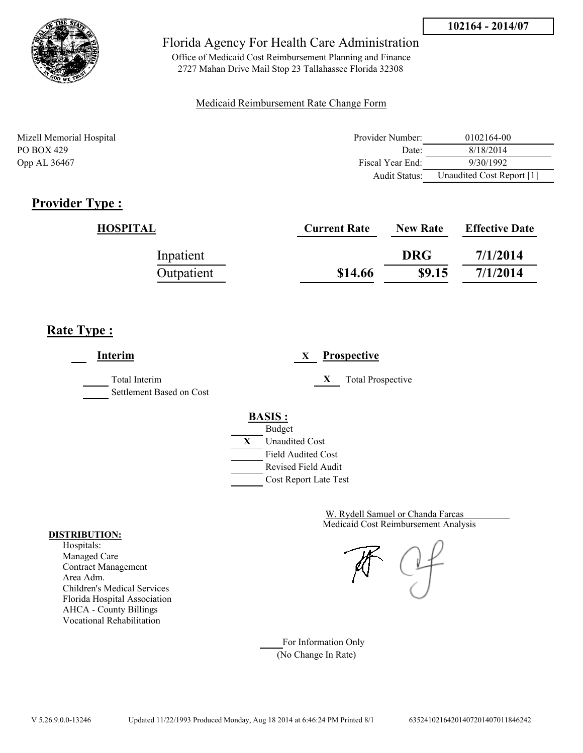**102164 - 2014/07**

Florida Agency For Health Care Administration

Office of Medicaid Cost Reimbursement Planning and Finance
2727 Mahan Drive Mail Stop 23 Tallahassee Florida 32308

Medicaid Reimbursement Rate Change Form

Mizell Memorial Hospital
PO BOX 429
Opp AL 36467

| | |
|---|---|
| Provider Number: | 0102164-00 |
| Date: | 8/18/2014 |
| Fiscal Year End: | 9/30/1992 |
| Audit Status: | Unaudited Cost Report [1] |

## Provider Type :

| HOSPITAL | Current Rate | New Rate | Effective Date |
|---|---|---|---|
| Inpatient | | DRG | 7/1/2014 |
| Outpatient | $14.66 | $9.15 | 7/1/2014 |

## Rate Type :

___ **Interim**

___ Total Interim
___ Settlement Based on Cost

X **Prospective**

X Total Prospective

**BASIS :**

___ Budget
X Unaudited Cost
___ Field Audited Cost
___ Revised Field Audit
___ Cost Report Late Test

W. Rydell Samuel or Chanda Farcas
Medicaid Cost Reimbursement Analysis

**DISTRIBUTION:**

Hospitals:
Managed Care
Contract Management
Area Adm.
Children's Medical Services
Florida Hospital Association
AHCA - County Billings
Vocational Rehabilitation

___ For Information Only
(No Change In Rate)

V 5.26.9.0.0-13246 Updated 11/22/1993 Produced Monday, Aug 18 2014 at 6:46:24 PM Printed 8/1 63524102164201407201407011846242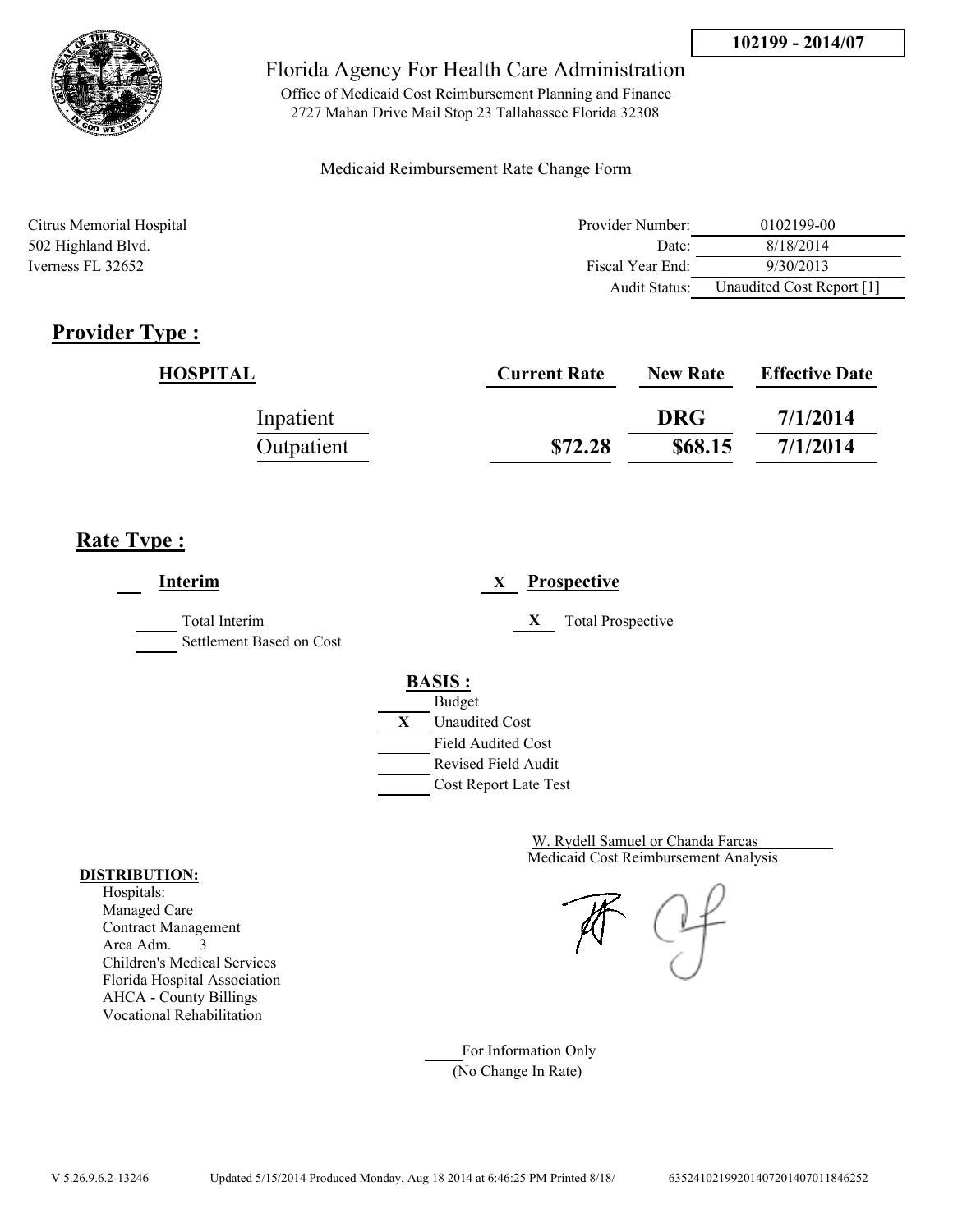**102199 - 2014/07**

Florida Agency For Health Care Administration

Office of Medicaid Cost Reimbursement Planning and Finance
2727 Mahan Drive Mail Stop 23 Tallahassee Florida 32308

Medicaid Reimbursement Rate Change Form

Citrus Memorial Hospital
502 Highland Blvd.
Iverness FL 32652

| | |
|---|---|
| Provider Number: | 0102199-00 |
| Date: | 8/18/2014 |
| Fiscal Year End: | 9/30/2013 |
| Audit Status: | Unaudited Cost Report [1] |

## Provider Type :

| HOSPITAL | Current Rate | New Rate | Effective Date |
|---|---|---|---|
| Inpatient | | DRG | 7/1/2014 |
| Outpatient | $72.28 | $68.15 | 7/1/2014 |

## Rate Type :

___ **Interim**

_____ Total Interim
_____ Settlement Based on Cost

X **Prospective**

X Total Prospective

**BASIS :**

_____ Budget
X Unaudited Cost
_____ Field Audited Cost
_____ Revised Field Audit
_____ Cost Report Late Test

W. Rydell Samuel or Chanda Farcas
Medicaid Cost Reimbursement Analysis

**DISTRIBUTION:**
Hospitals:
Managed Care
Contract Management
Area Adm. 3
Children's Medical Services
Florida Hospital Association
AHCA - County Billings
Vocational Rehabilitation

_____ For Information Only
(No Change In Rate)

V 5.26.9.6.2-13246 Updated 5/15/2014 Produced Monday, Aug 18 2014 at 6:46:25 PM Printed 8/18/ 635241021992014072014070118462 52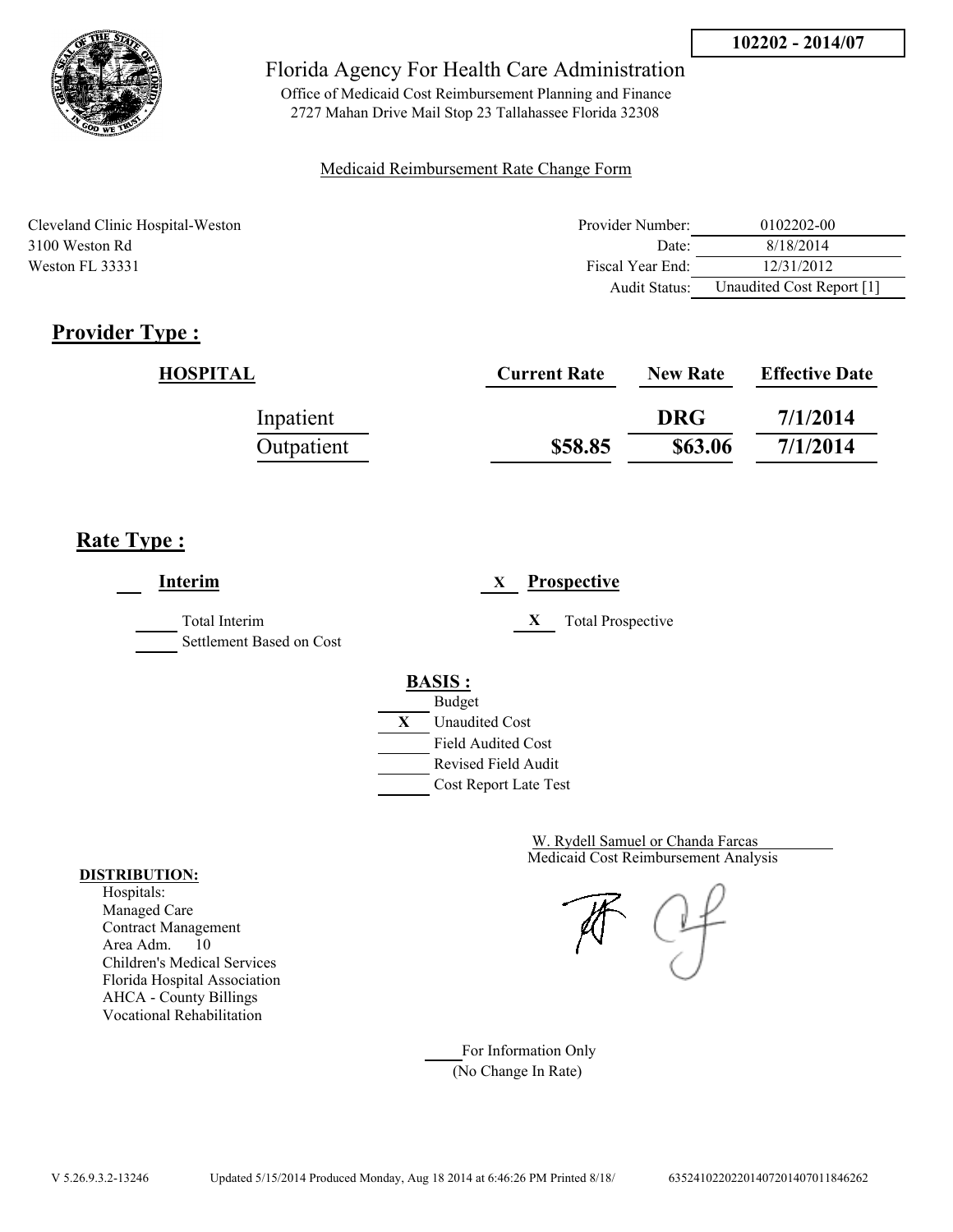**102202 - 2014/07**

# Florida Agency For Health Care Administration

Office of Medicaid Cost Reimbursement Planning and Finance
2727 Mahan Drive Mail Stop 23 Tallahassee Florida 32308

Medicaid Reimbursement Rate Change Form

Cleveland Clinic Hospital-Weston
3100 Weston Rd
Weston FL 33331

| | |
|---|---|
| Provider Number: | 0102202-00 |
| Date: | 8/18/2014 |
| Fiscal Year End: | 12/31/2012 |
| Audit Status: | Unaudited Cost Report [1] |

## Provider Type :

| HOSPITAL | Current Rate | New Rate | Effective Date |
|---|---|---|---|
| Inpatient | | DRG | 7/1/2014 |
| Outpatient | $58.85 | $63.06 | 7/1/2014 |

## Rate Type :

___ **Interim**

___ Total Interim
___ Settlement Based on Cost

X **Prospective**

X Total Prospective

**BASIS :**

___ Budget
X Unaudited Cost
___ Field Audited Cost
___ Revised Field Audit
___ Cost Report Late Test

W. Rydell Samuel or Chanda Farcas
Medicaid Cost Reimbursement Analysis

**DISTRIBUTION:**
Hospitals:
Managed Care
Contract Management
Area Adm. 10
Children's Medical Services
Florida Hospital Association
AHCA - County Billings
Vocational Rehabilitation

___ For Information Only
(No Change In Rate)

V 5.26.9.3.2-13246 Updated 5/15/2014 Produced Monday, Aug 18 2014 at 6:46:26 PM Printed 8/18/ 635241022022014072014070118462​62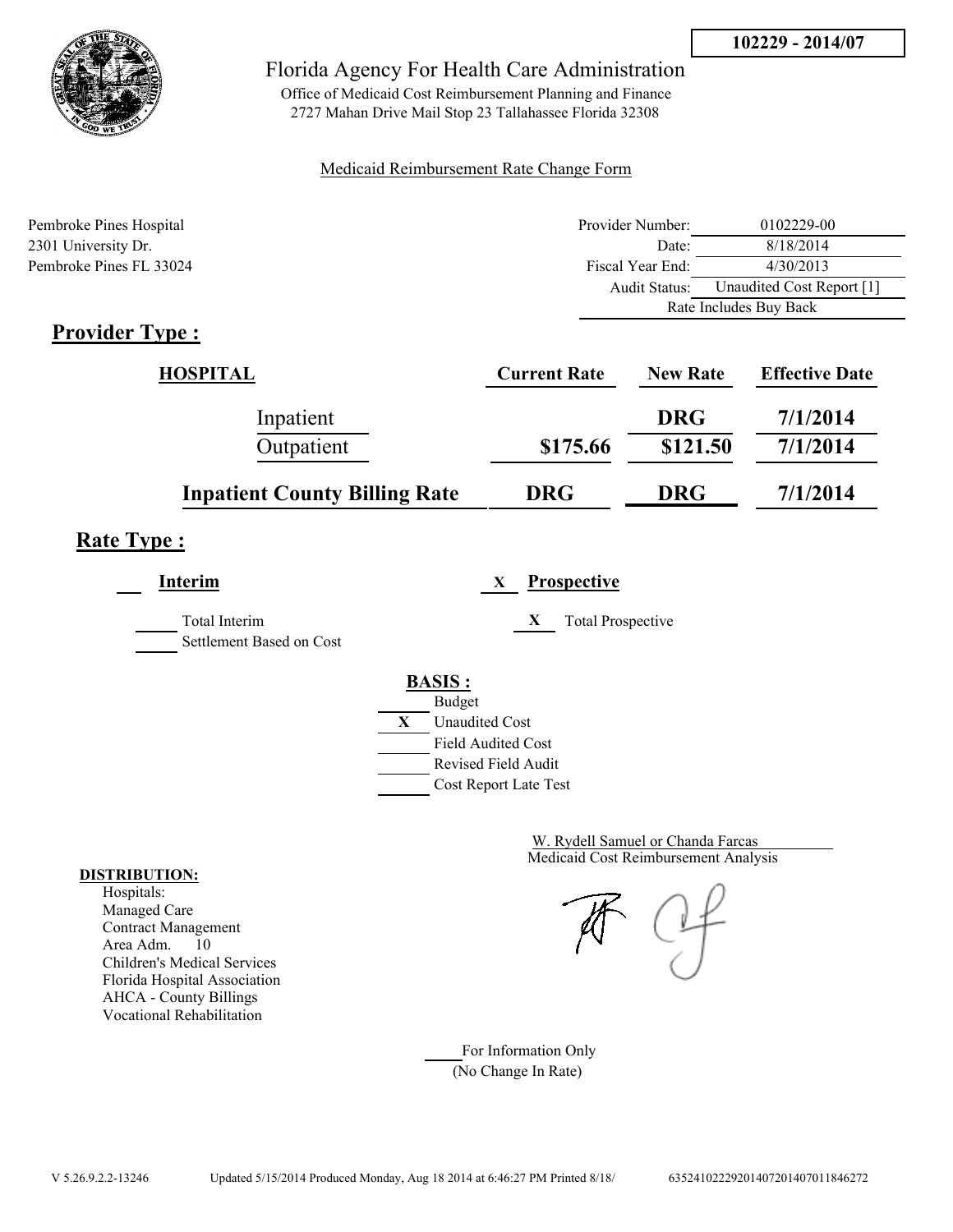**102229 - 2014/07**

# Florida Agency For Health Care Administration

Office of Medicaid Cost Reimbursement Planning and Finance
2727 Mahan Drive Mail Stop 23 Tallahassee Florida 32308

Medicaid Reimbursement Rate Change Form

Pembroke Pines Hospital
2301 University Dr.
Pembroke Pines FL 33024

| | |
|---|---|
| Provider Number: | 0102229-00 |
| Date: | 8/18/2014 |
| Fiscal Year End: | 4/30/2013 |
| Audit Status: | Unaudited Cost Report [1] |
| | Rate Includes Buy Back |

## Provider Type :

| HOSPITAL | Current Rate | New Rate | Effective Date |
|---|---|---|---|
| Inpatient | | DRG | 7/1/2014 |
| Outpatient | $175.66 | $121.50 | 7/1/2014 |
| **Inpatient County Billing Rate** | DRG | DRG | 7/1/2014 |

## Rate Type :

___ **Interim**

___ Total Interim
___ Settlement Based on Cost

X **Prospective**

X Total Prospective

**BASIS :**

___ Budget
X Unaudited Cost
___ Field Audited Cost
___ Revised Field Audit
___ Cost Report Late Test

W. Rydell Samuel or Chanda Farcas
Medicaid Cost Reimbursement Analysis

**DISTRIBUTION:**
Hospitals:
Managed Care
Contract Management
Area Adm. 10
Children's Medical Services
Florida Hospital Association
AHCA - County Billings
Vocational Rehabilitation

___ For Information Only
(No Change In Rate)

V 5.26.9.2.2-13246 Updated 5/15/2014 Produced Monday, Aug 18 2014 at 6:46:27 PM Printed 8/18/ 63524102229201407201407011846272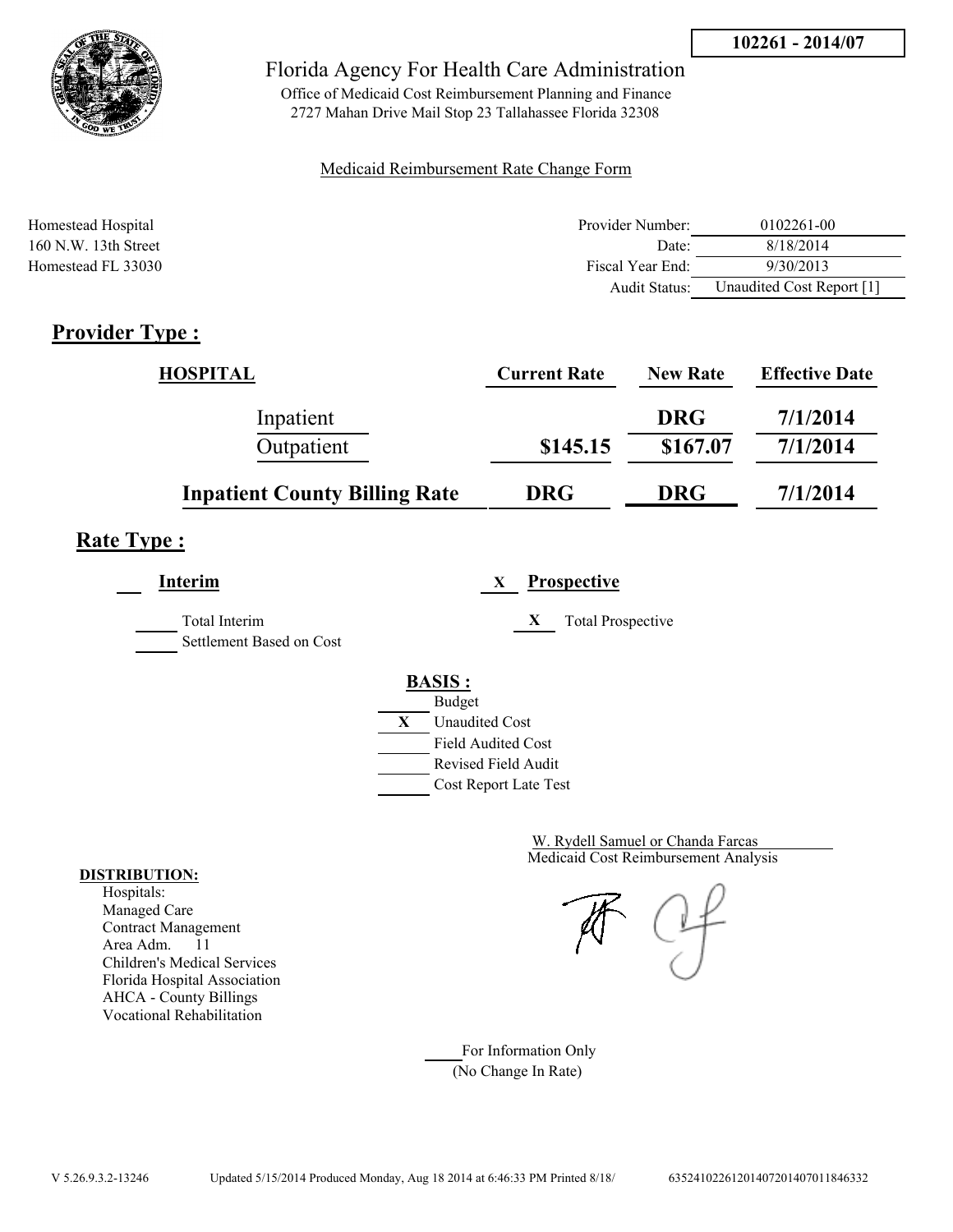**102261 - 2014/07**

# Florida Agency For Health Care Administration

Office of Medicaid Cost Reimbursement Planning and Finance
2727 Mahan Drive Mail Stop 23 Tallahassee Florida 32308

Medicaid Reimbursement Rate Change Form

Homestead Hospital
160 N.W. 13th Street
Homestead FL 33030

| | |
|---|---|
| Provider Number: | 0102261-00 |
| Date: | 8/18/2014 |
| Fiscal Year End: | 9/30/2013 |
| Audit Status: | Unaudited Cost Report [1] |

## Provider Type :

| HOSPITAL | Current Rate | New Rate | Effective Date |
|---|---|---|---|
| Inpatient | | DRG | 7/1/2014 |
| Outpatient | $145.15 | $167.07 | 7/1/2014 |
| **Inpatient County Billing Rate** | **DRG** | **DRG** | **7/1/2014** |

## Rate Type :

**Interim**

___ Total Interim
___ Settlement Based on Cost

X **Prospective**

X Total Prospective

**BASIS :**

___ Budget
X Unaudited Cost
___ Field Audited Cost
___ Revised Field Audit
___ Cost Report Late Test

W. Rydell Samuel or Chanda Farcas
Medicaid Cost Reimbursement Analysis

**DISTRIBUTION:**
Hospitals:
Managed Care
Contract Management
Area Adm. 11
Children's Medical Services
Florida Hospital Association
AHCA - County Billings
Vocational Rehabilitation

___ For Information Only
(No Change In Rate)

V 5.26.9.3.2-13246 Updated 5/15/2014 Produced Monday, Aug 18 2014 at 6:46:33 PM Printed 8/18/ 63524102261201407201407011846332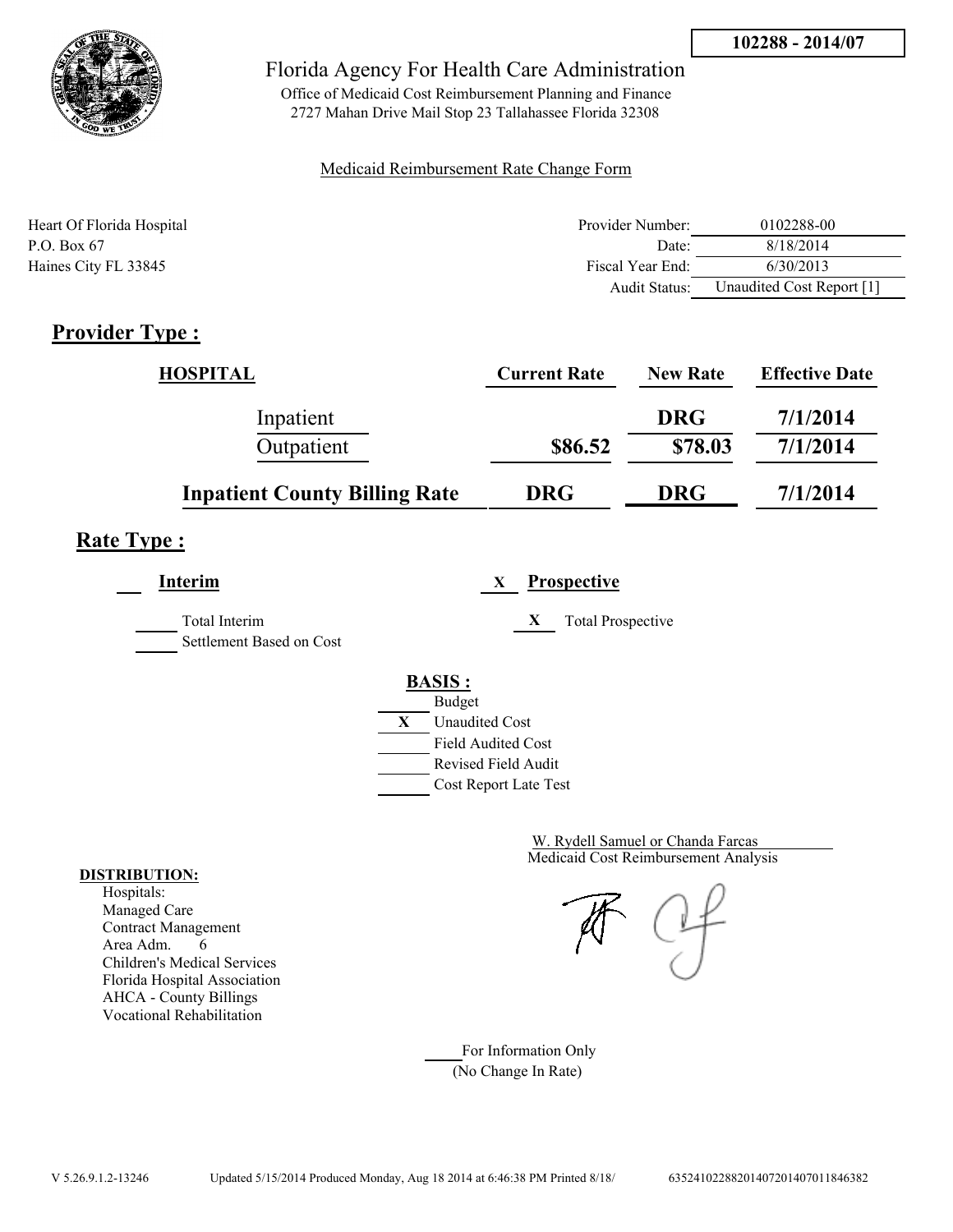**102288 - 2014/07**

Florida Agency For Health Care Administration

Office of Medicaid Cost Reimbursement Planning and Finance
2727 Mahan Drive Mail Stop 23 Tallahassee Florida 32308

Medicaid Reimbursement Rate Change Form

Heart Of Florida Hospital
P.O. Box 67
Haines City FL 33845

| | |
|---|---|
| Provider Number: | 0102288-00 |
| Date: | 8/18/2014 |
| Fiscal Year End: | 6/30/2013 |
| Audit Status: | Unaudited Cost Report [1] |

## Provider Type :

| HOSPITAL | Current Rate | New Rate | Effective Date |
|---|---|---|---|
| Inpatient | | DRG | 7/1/2014 |
| Outpatient | $86.52 | $78.03 | 7/1/2014 |
| **Inpatient County Billing Rate** | **DRG** | **DRG** | **7/1/2014** |

## Rate Type :

___ **Interim**

___ Total Interim

___ Settlement Based on Cost

X **Prospective**

X Total Prospective

**BASIS :**

___ Budget

X Unaudited Cost

___ Field Audited Cost

___ Revised Field Audit

___ Cost Report Late Test

W. Rydell Samuel or Chanda Farcas
Medicaid Cost Reimbursement Analysis

**DISTRIBUTION:**

Hospitals:
Managed Care
Contract Management
Area Adm. 6
Children's Medical Services
Florida Hospital Association
AHCA - County Billings
Vocational Rehabilitation

___ For Information Only
(No Change In Rate)

V 5.26.9.1.2-13246 Updated 5/15/2014 Produced Monday, Aug 18 2014 at 6:46:38 PM Printed 8/18/ 63524102288201407201407011846382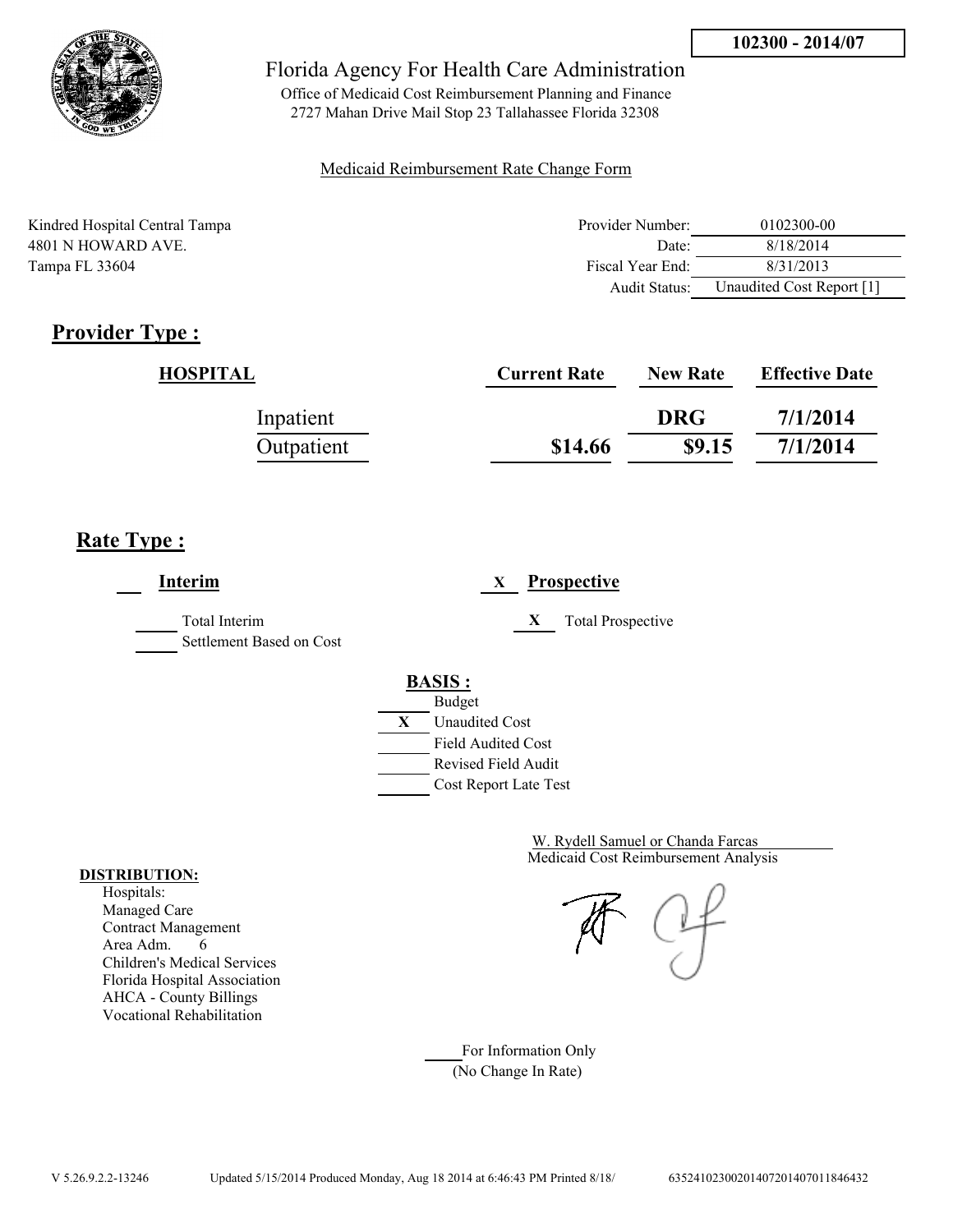102300 - 2014/07

Florida Agency For Health Care Administration

Office of Medicaid Cost Reimbursement Planning and Finance
2727 Mahan Drive Mail Stop 23 Tallahassee Florida 32308

Medicaid Reimbursement Rate Change Form

Kindred Hospital Central Tampa
4801 N HOWARD AVE.
Tampa FL 33604

| | |
|---|---|
| Provider Number: | 0102300-00 |
| Date: | 8/18/2014 |
| Fiscal Year End: | 8/31/2013 |
| Audit Status: | Unaudited Cost Report [1] |

## Provider Type :

| HOSPITAL | Current Rate | New Rate | Effective Date |
|---|---|---|---|
| Inpatient | | DRG | 7/1/2014 |
| Outpatient | $14.66 | $9.15 | 7/1/2014 |

## Rate Type :

___ **Interim**

_____ Total Interim
_____ Settlement Based on Cost

X **Prospective**

X Total Prospective

**BASIS :**

_____ Budget
X Unaudited Cost
_____ Field Audited Cost
_____ Revised Field Audit
_____ Cost Report Late Test

W. Rydell Samuel or Chanda Farcas
Medicaid Cost Reimbursement Analysis

**DISTRIBUTION:**
Hospitals:
Managed Care
Contract Management
Area Adm. 6
Children's Medical Services
Florida Hospital Association
AHCA - County Billings
Vocational Rehabilitation

_____ For Information Only
(No Change In Rate)

V 5.26.9.2.2-13246 Updated 5/15/2014 Produced Monday, Aug 18 2014 at 6:46:43 PM Printed 8/18/ 635241023002014072014070118464 32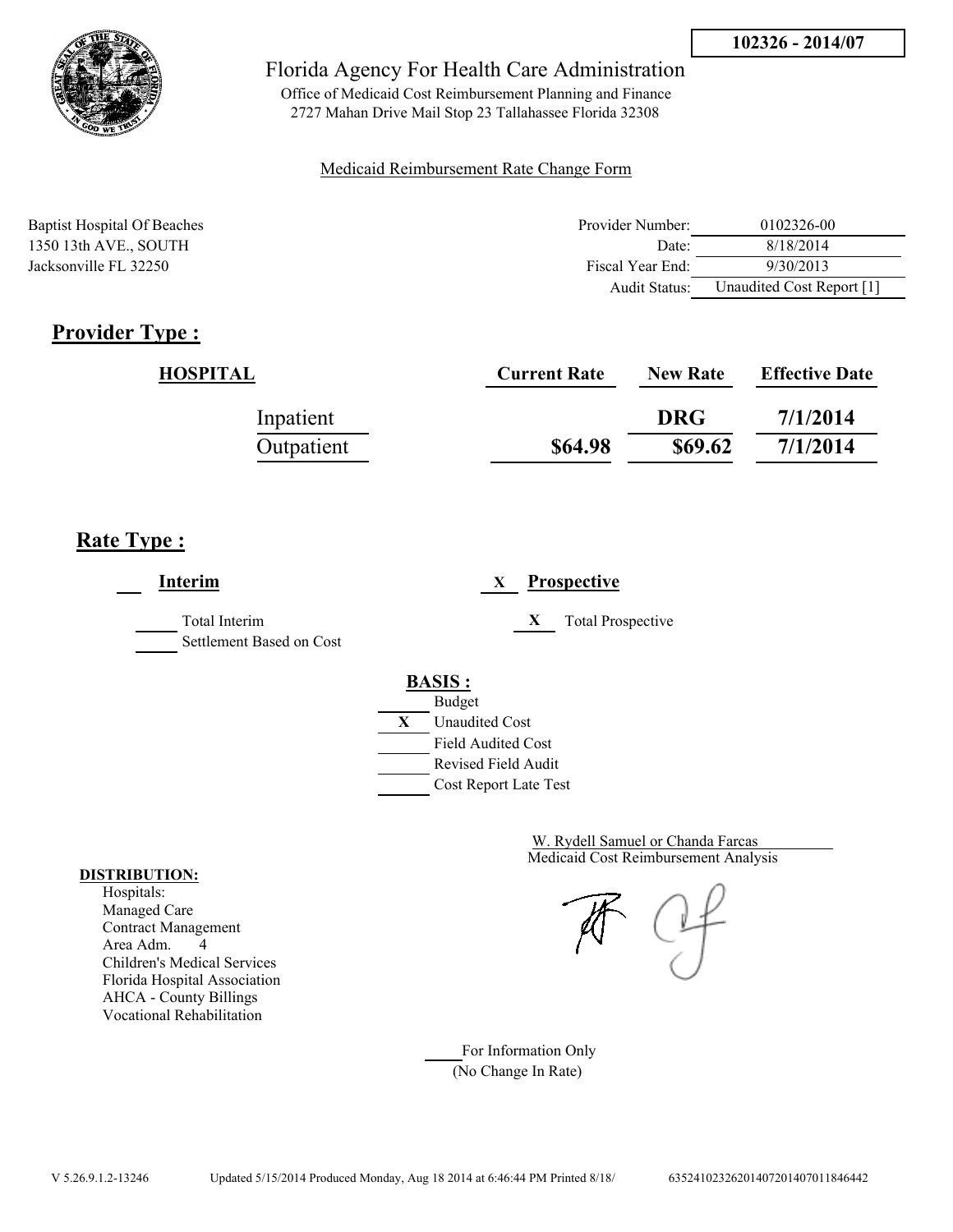**102326 - 2014/07**

Florida Agency For Health Care Administration

Office of Medicaid Cost Reimbursement Planning and Finance
2727 Mahan Drive Mail Stop 23 Tallahassee Florida 32308

Medicaid Reimbursement Rate Change Form

Baptist Hospital Of Beaches
1350 13th AVE., SOUTH
Jacksonville FL 32250

| | |
|---|---|
| Provider Number: | 0102326-00 |
| Date: | 8/18/2014 |
| Fiscal Year End: | 9/30/2013 |
| Audit Status: | Unaudited Cost Report [1] |

## Provider Type :

| HOSPITAL | Current Rate | New Rate | Effective Date |
|---|---|---|---|
| Inpatient | | DRG | 7/1/2014 |
| Outpatient | $64.98 | $69.62 | 7/1/2014 |

## Rate Type :

___ **Interim**

_____ Total Interim
_____ Settlement Based on Cost

X **Prospective**

X Total Prospective

**BASIS :**

_____ Budget
X Unaudited Cost
_____ Field Audited Cost
_____ Revised Field Audit
_____ Cost Report Late Test

W. Rydell Samuel or Chanda Farcas
Medicaid Cost Reimbursement Analysis

**DISTRIBUTION:**
Hospitals:
Managed Care
Contract Management
Area Adm. 4
Children's Medical Services
Florida Hospital Association
AHCA - County Billings
Vocational Rehabilitation

_____ For Information Only
(No Change In Rate)

V 5.26.9.1.2-13246 Updated 5/15/2014 Produced Monday, Aug 18 2014 at 6:46:44 PM Printed 8/18/ 635241023262014072014070118464442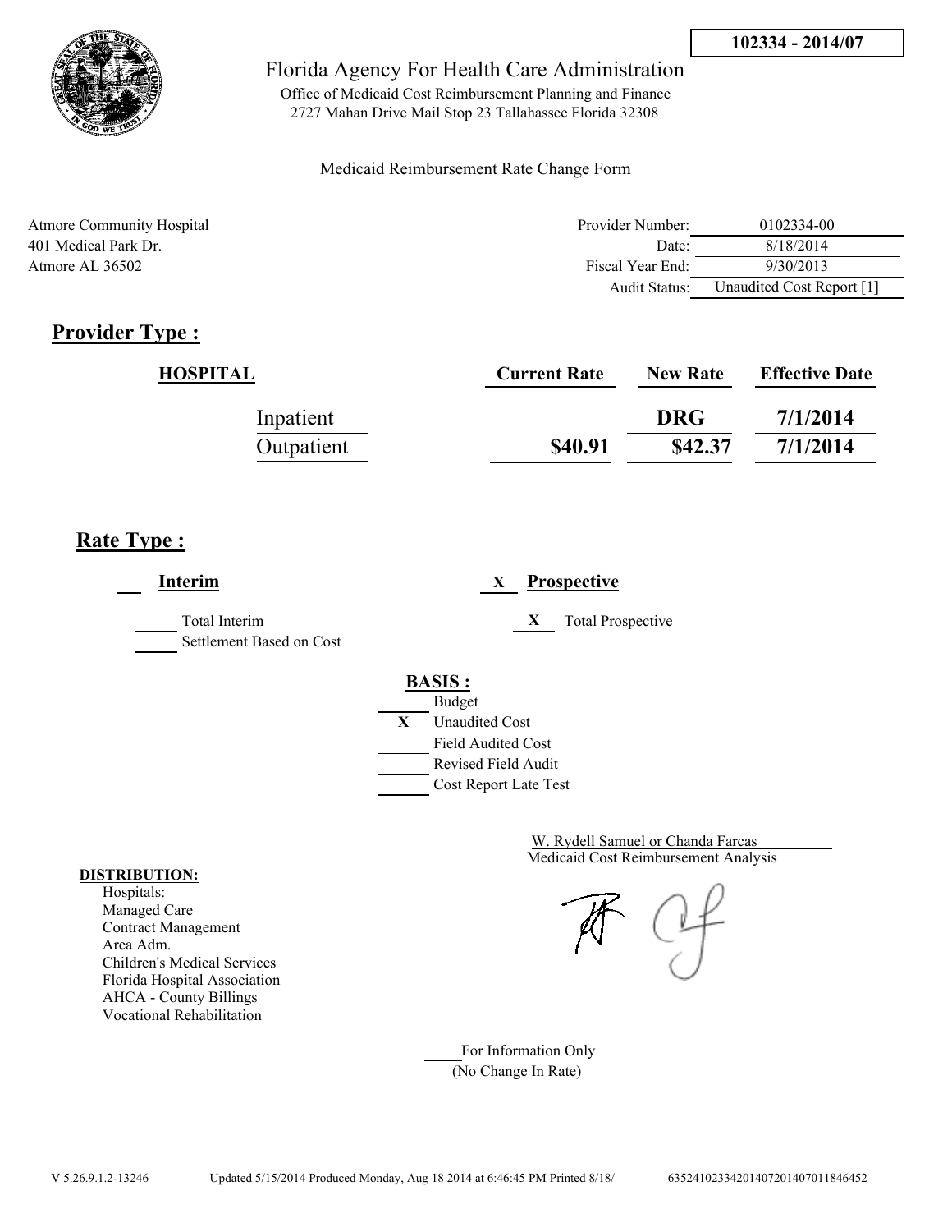**102334 - 2014/07**

Florida Agency For Health Care Administration

Office of Medicaid Cost Reimbursement Planning and Finance
2727 Mahan Drive Mail Stop 23 Tallahassee Florida 32308

Medicaid Reimbursement Rate Change Form

Atmore Community Hospital
401 Medical Park Dr.
Atmore AL 36502

| | |
|---|---|
| Provider Number: | 0102334-00 |
| Date: | 8/18/2014 |
| Fiscal Year End: | 9/30/2013 |
| Audit Status: | Unaudited Cost Report [1] |

## Provider Type :

| HOSPITAL | Current Rate | New Rate | Effective Date |
|---|---|---|---|
| Inpatient | | DRG | 7/1/2014 |
| Outpatient | $40.91 | $42.37 | 7/1/2014 |

## Rate Type :

___ **Interim**

_____ Total Interim
_____ Settlement Based on Cost

X **Prospective**

X Total Prospective

**BASIS :**

_____ Budget
X Unaudited Cost
_____ Field Audited Cost
_____ Revised Field Audit
_____ Cost Report Late Test

W. Rydell Samuel or Chanda Farcas
Medicaid Cost Reimbursement Analysis

**DISTRIBUTION:**
Hospitals:
Managed Care
Contract Management
Area Adm.
Children's Medical Services
Florida Hospital Association
AHCA - County Billings
Vocational Rehabilitation

_____ For Information Only
(No Change In Rate)

V 5.26.9.1.2-13246 Updated 5/15/2014 Produced Monday, Aug 18 2014 at 6:46:45 PM Printed 8/18/ 635241023342014072014070118464​52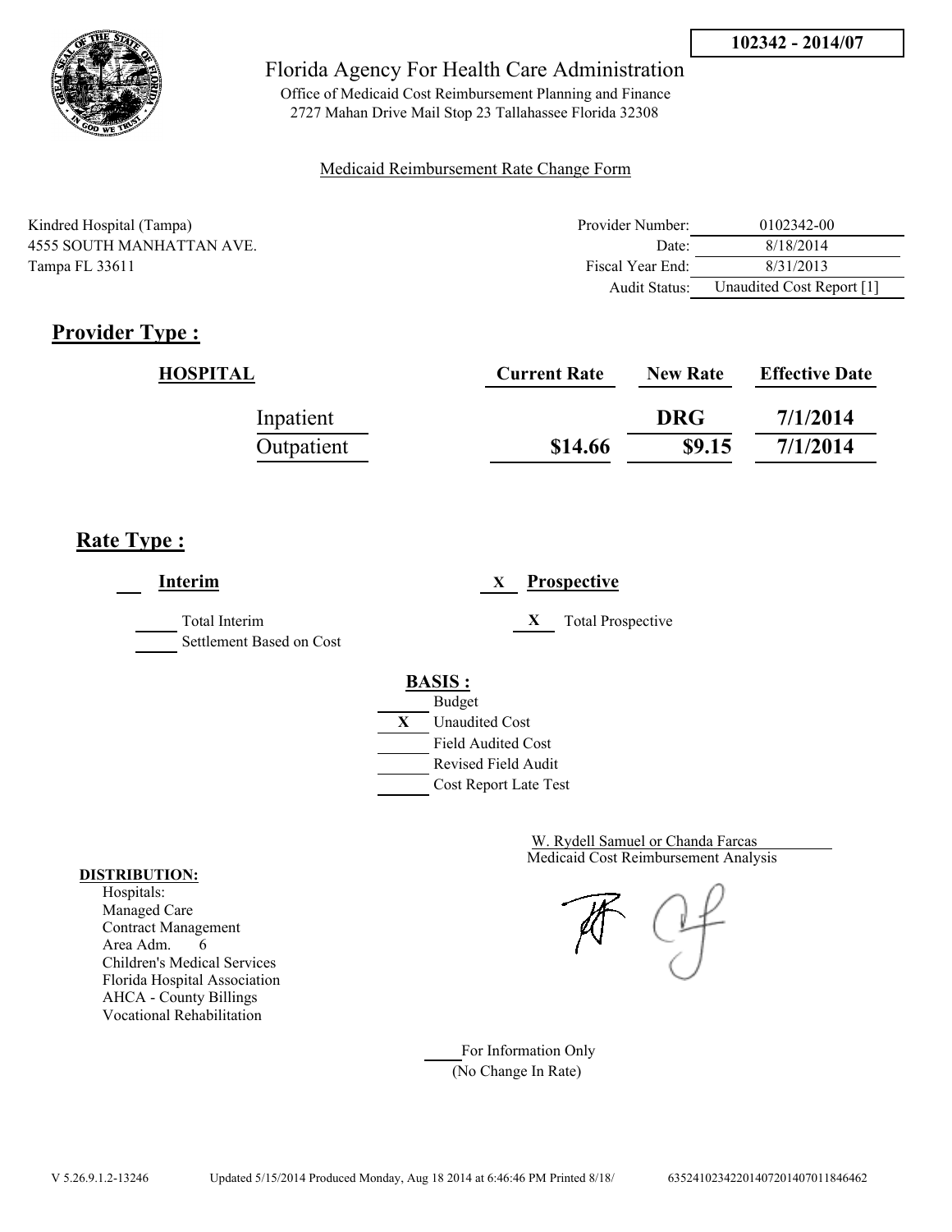**102342 - 2014/07**

Florida Agency For Health Care Administration

Office of Medicaid Cost Reimbursement Planning and Finance
2727 Mahan Drive Mail Stop 23 Tallahassee Florida 32308

Medicaid Reimbursement Rate Change Form

Kindred Hospital (Tampa)
4555 SOUTH MANHATTAN AVE.
Tampa FL 33611

| | |
|---|---|
| Provider Number: | 0102342-00 |
| Date: | 8/18/2014 |
| Fiscal Year End: | 8/31/2013 |
| Audit Status: | Unaudited Cost Report [1] |

## Provider Type :

| HOSPITAL | Current Rate | New Rate | Effective Date |
|---|---|---|---|
| Inpatient | | DRG | 7/1/2014 |
| Outpatient | $14.66 | $9.15 | 7/1/2014 |

## Rate Type :

___ **Interim**

_____ Total Interim
_____ Settlement Based on Cost

X **Prospective**

X Total Prospective

**BASIS :**

_____ Budget
X Unaudited Cost
_____ Field Audited Cost
_____ Revised Field Audit
_____ Cost Report Late Test

W. Rydell Samuel or Chanda Farcas
Medicaid Cost Reimbursement Analysis

**DISTRIBUTION:**
Hospitals:
Managed Care
Contract Management
Area Adm. 6
Children's Medical Services
Florida Hospital Association
AHCA - County Billings
Vocational Rehabilitation

_____ For Information Only
(No Change In Rate)

V 5.26.9.1.2-13246 Updated 5/15/2014 Produced Monday, Aug 18 2014 at 6:46:46 PM Printed 8/18/ 63524102342201407201407011846462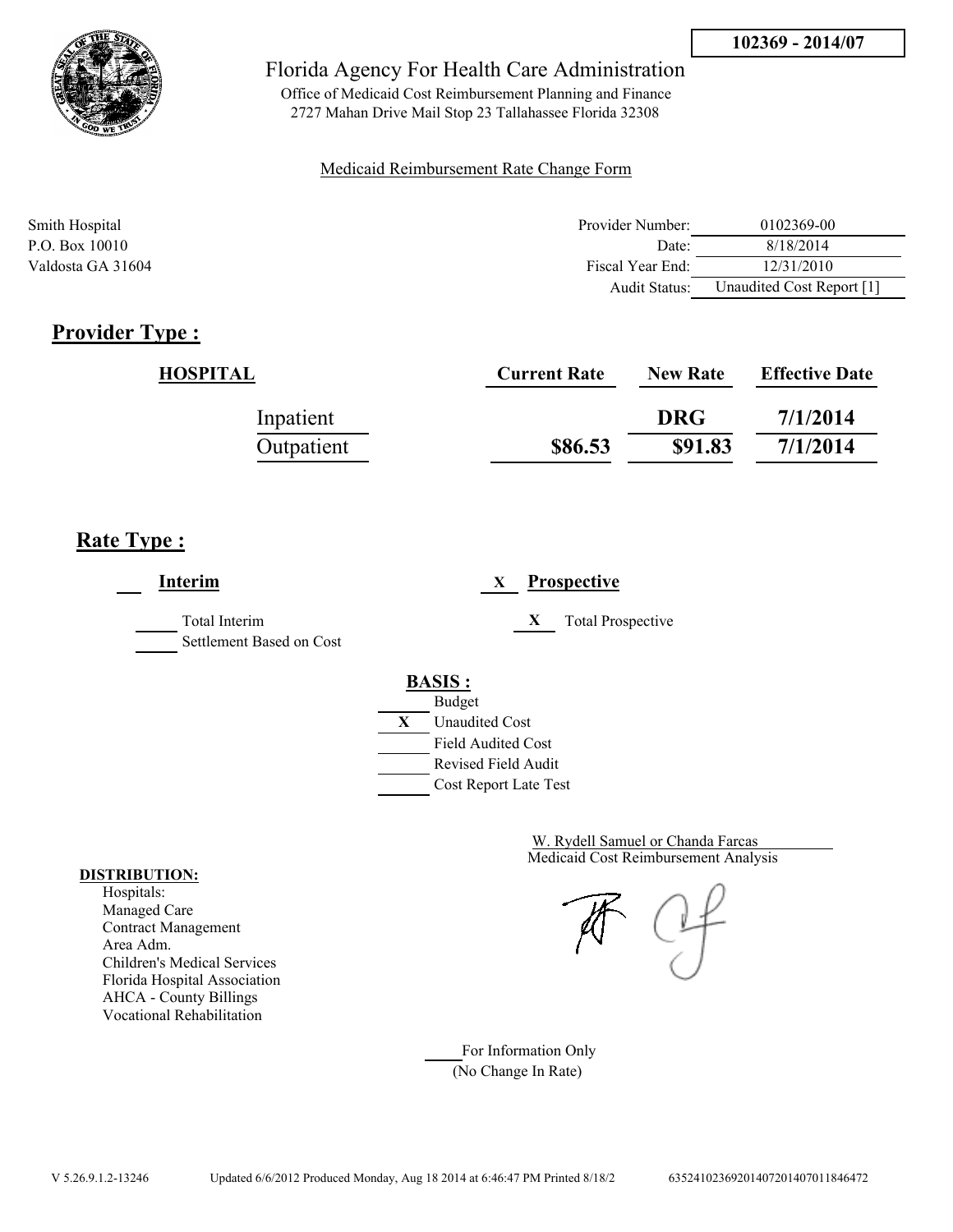**102369 - 2014/07**

# Florida Agency For Health Care Administration

Office of Medicaid Cost Reimbursement Planning and Finance
2727 Mahan Drive Mail Stop 23 Tallahassee Florida 32308

Medicaid Reimbursement Rate Change Form

Smith Hospital
P.O. Box 10010
Valdosta GA 31604

| | |
|---|---|
| Provider Number: | 0102369-00 |
| Date: | 8/18/2014 |
| Fiscal Year End: | 12/31/2010 |
| Audit Status: | Unaudited Cost Report [1] |

## Provider Type :

| HOSPITAL | Current Rate | New Rate | Effective Date |
|---|---|---|---|
| Inpatient | | DRG | 7/1/2014 |
| Outpatient | $86.53 | $91.83 | 7/1/2014 |

## Rate Type :

___ **Interim**

_____ Total Interim
_____ Settlement Based on Cost

X **Prospective**

X Total Prospective

**BASIS :**

_____ Budget
X Unaudited Cost
_____ Field Audited Cost
_____ Revised Field Audit
_____ Cost Report Late Test

W. Rydell Samuel or Chanda Farcas
Medicaid Cost Reimbursement Analysis

**DISTRIBUTION:**
Hospitals:
Managed Care
Contract Management
Area Adm.
Children's Medical Services
Florida Hospital Association
AHCA - County Billings
Vocational Rehabilitation

_____ For Information Only
(No Change In Rate)

V 5.26.9.1.2-13246 Updated 6/6/2012 Produced Monday, Aug 18 2014 at 6:46:47 PM Printed 8/18/2 635241023692014072014070118464​72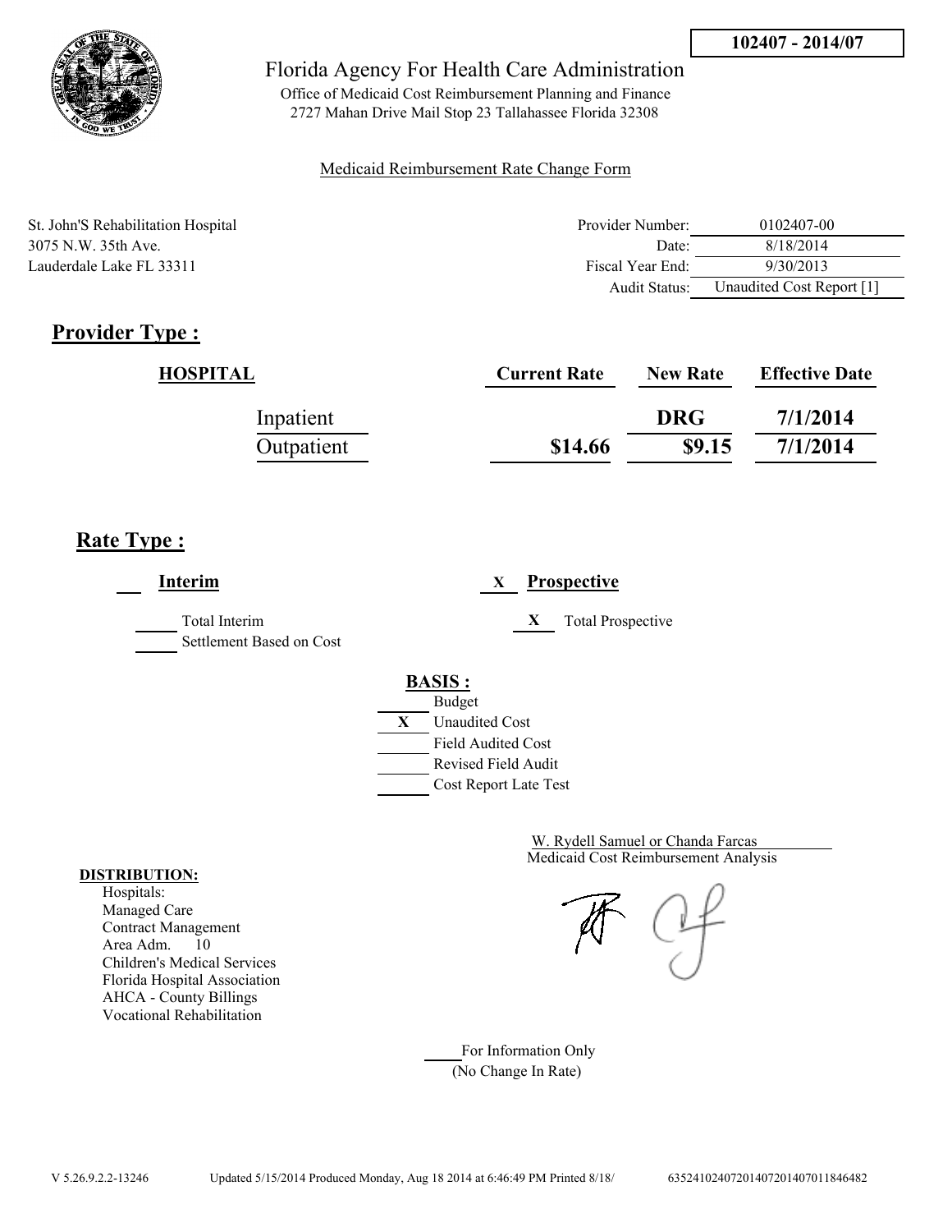102407 - 2014/07

# Florida Agency For Health Care Administration

Office of Medicaid Cost Reimbursement Planning and Finance
2727 Mahan Drive Mail Stop 23 Tallahassee Florida 32308

Medicaid Reimbursement Rate Change Form

St. John'S Rehabilitation Hospital
3075 N.W. 35th Ave.
Lauderdale Lake FL 33311

| | |
|---|---|
| Provider Number: | 0102407-00 |
| Date: | 8/18/2014 |
| Fiscal Year End: | 9/30/2013 |
| Audit Status: | Unaudited Cost Report [1] |

## Provider Type :

| HOSPITAL | Current Rate | New Rate | Effective Date |
|---|---|---|---|
| Inpatient | | DRG | 7/1/2014 |
| Outpatient | $14.66 | $9.15 | 7/1/2014 |

## Rate Type :

___ **Interim**

_____ Total Interim
_____ Settlement Based on Cost

X **Prospective**

X Total Prospective

**BASIS :**

_____ Budget
X Unaudited Cost
_____ Field Audited Cost
_____ Revised Field Audit
_____ Cost Report Late Test

W. Rydell Samuel or Chanda Farcas
Medicaid Cost Reimbursement Analysis

**DISTRIBUTION:**
Hospitals:
Managed Care
Contract Management
Area Adm. 10
Children's Medical Services
Florida Hospital Association
AHCA - County Billings
Vocational Rehabilitation

_____ For Information Only
(No Change In Rate)

V 5.26.9.2.2-13246 Updated 5/15/2014 Produced Monday, Aug 18 2014 at 6:46:49 PM Printed 8/18/ 6352410240720140720140701184648​2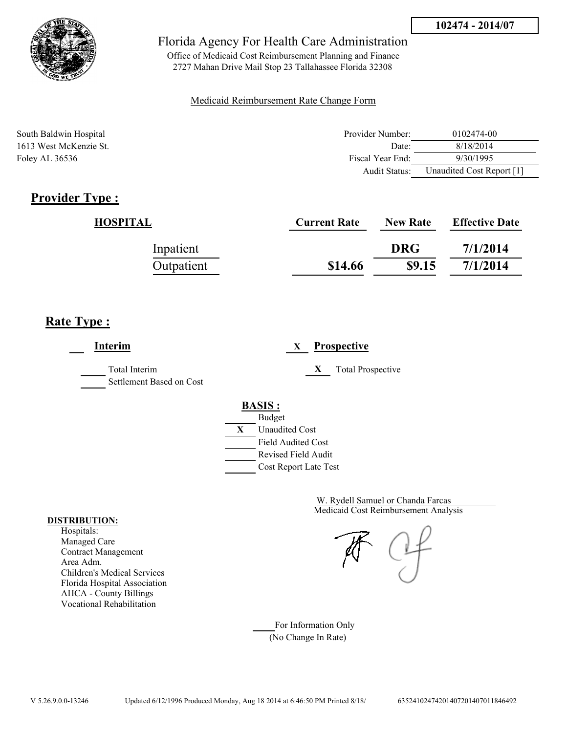**102474 - 2014/07**

# Florida Agency For Health Care Administration

Office of Medicaid Cost Reimbursement Planning and Finance
2727 Mahan Drive Mail Stop 23 Tallahassee Florida 32308

Medicaid Reimbursement Rate Change Form

South Baldwin Hospital
1613 West McKenzie St.
Foley AL 36536

| | |
|---|---|
| Provider Number: | 0102474-00 |
| Date: | 8/18/2014 |
| Fiscal Year End: | 9/30/1995 |
| Audit Status: | Unaudited Cost Report [1] |

## Provider Type :

| HOSPITAL | Current Rate | New Rate | Effective Date |
|---|---|---|---|
| Inpatient | | DRG | 7/1/2014 |
| Outpatient | $14.66 | $9.15 | 7/1/2014 |

## Rate Type :

___ **Interim**

_____ Total Interim
_____ Settlement Based on Cost

X **Prospective**

X Total Prospective

**BASIS :**

_____ Budget
X Unaudited Cost
_____ Field Audited Cost
_____ Revised Field Audit
_____ Cost Report Late Test

W. Rydell Samuel or Chanda Farcas
Medicaid Cost Reimbursement Analysis

**DISTRIBUTION:**
Hospitals:
Managed Care
Contract Management
Area Adm.
Children's Medical Services
Florida Hospital Association
AHCA - County Billings
Vocational Rehabilitation

_____ For Information Only
(No Change In Rate)

V 5.26.9.0.0-13246    Updated 6/12/1996 Produced Monday, Aug 18 2014 at 6:46:50 PM Printed 8/18/    635241024742014072014070118464​92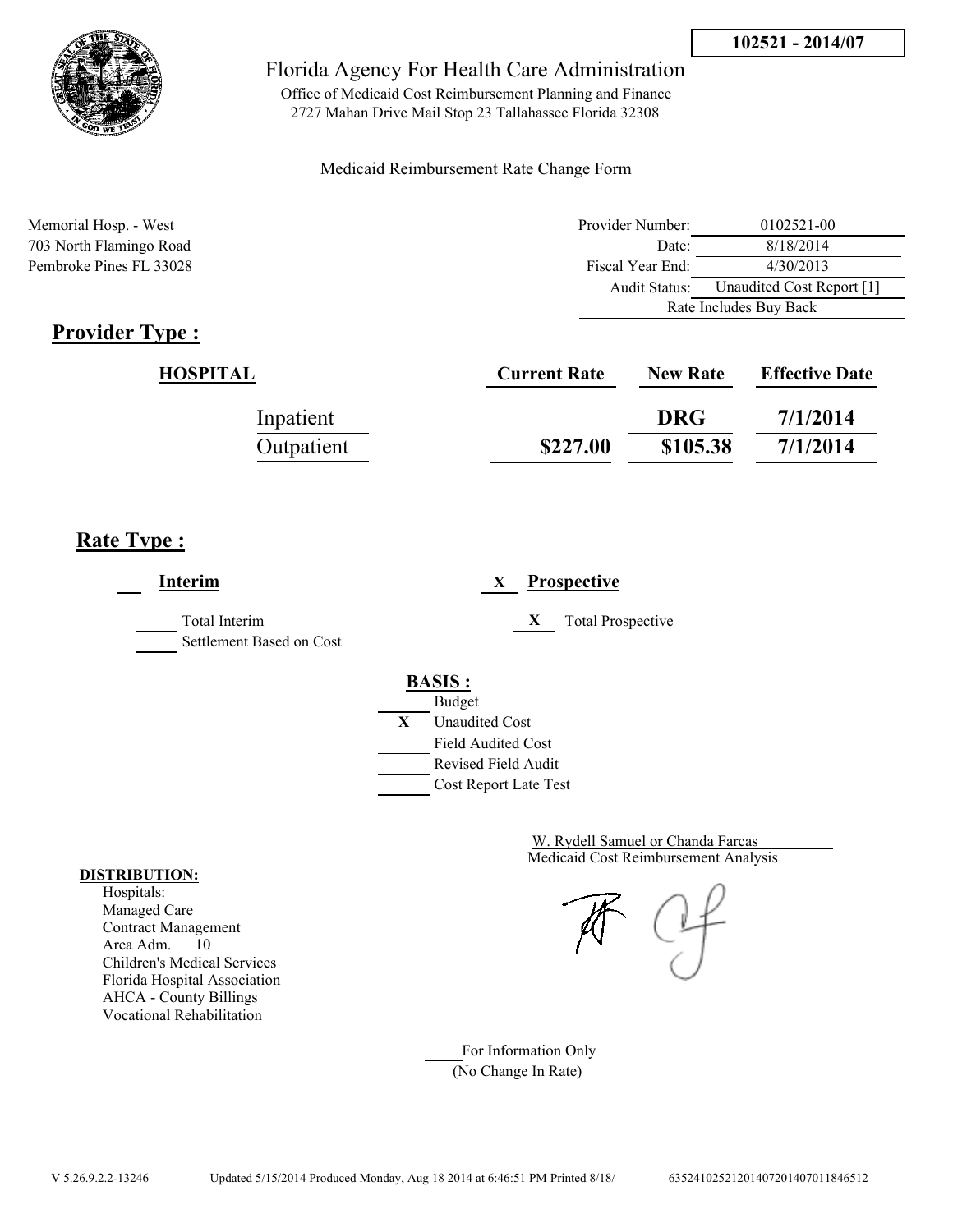102521 - 2014/07

# Florida Agency For Health Care Administration

Office of Medicaid Cost Reimbursement Planning and Finance
2727 Mahan Drive Mail Stop 23 Tallahassee Florida 32308

Medicaid Reimbursement Rate Change Form

Memorial Hosp. - West
703 North Flamingo Road
Pembroke Pines FL 33028

| | |
|---|---|
| Provider Number: | 0102521-00 |
| Date: | 8/18/2014 |
| Fiscal Year End: | 4/30/2013 |
| Audit Status: | Unaudited Cost Report [1] |
| Rate Includes Buy Back | |

## Provider Type :

| HOSPITAL | Current Rate | New Rate | Effective Date |
|---|---|---|---|
| Inpatient | | DRG | 7/1/2014 |
| Outpatient | $227.00 | $105.38 | 7/1/2014 |

## Rate Type :

___ **Interim**

_____ Total Interim
_____ Settlement Based on Cost

X **Prospective**

X Total Prospective

**BASIS :**

_____ Budget
X Unaudited Cost
_____ Field Audited Cost
_____ Revised Field Audit
_____ Cost Report Late Test

W. Rydell Samuel or Chanda Farcas
Medicaid Cost Reimbursement Analysis

**DISTRIBUTION:**
Hospitals:
Managed Care
Contract Management
Area Adm. 10
Children's Medical Services
Florida Hospital Association
AHCA - County Billings
Vocational Rehabilitation

_____ For Information Only
(No Change In Rate)

V 5.26.9.2.2-13246 Updated 5/15/2014 Produced Monday, Aug 18 2014 at 6:46:51 PM Printed 8/18/ 6352410252120140720140701184651​2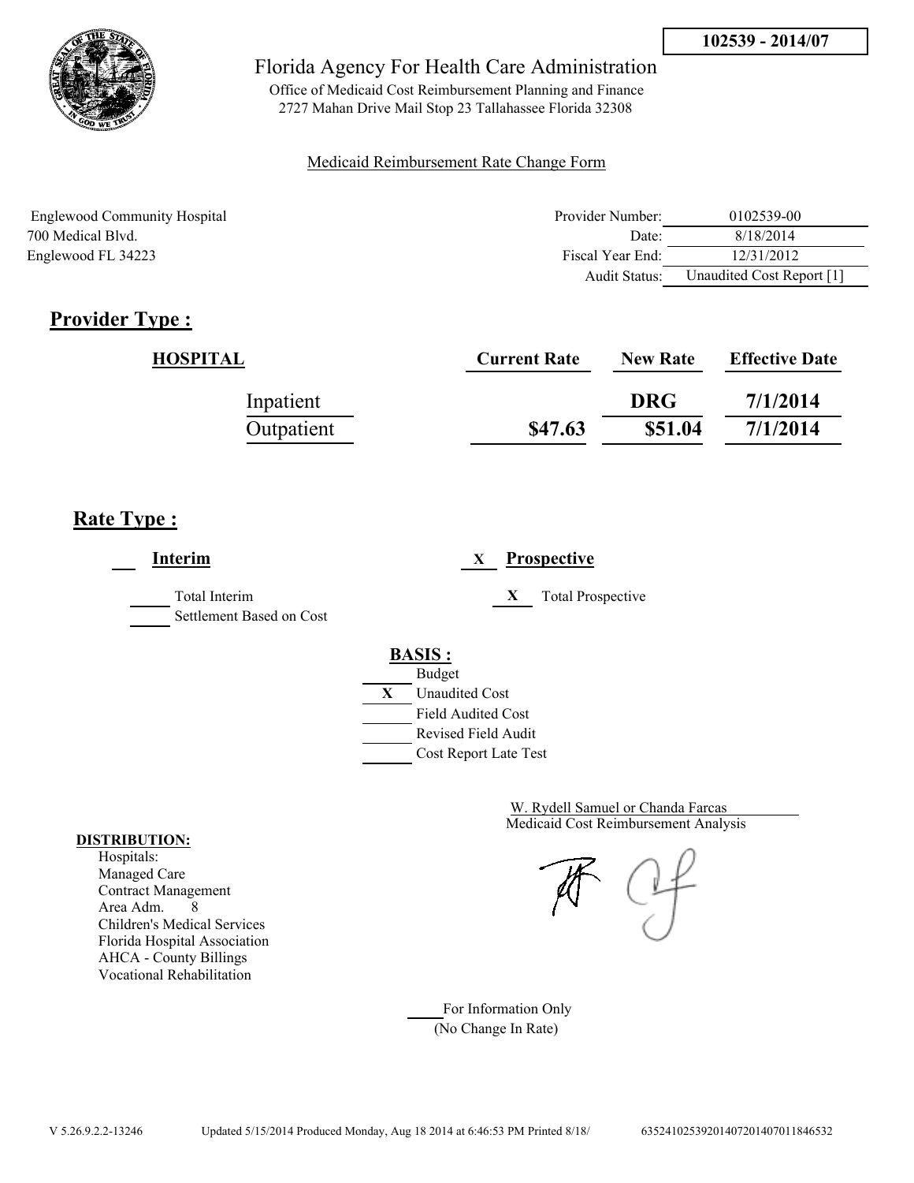**102539 - 2014/07**

Florida Agency For Health Care Administration

Office of Medicaid Cost Reimbursement Planning and Finance
2727 Mahan Drive Mail Stop 23 Tallahassee Florida 32308

Medicaid Reimbursement Rate Change Form

Englewood Community Hospital
700 Medical Blvd.
Englewood FL 34223

| | |
|---|---|
| Provider Number: | 0102539-00 |
| Date: | 8/18/2014 |
| Fiscal Year End: | 12/31/2012 |
| Audit Status: | Unaudited Cost Report [1] |

## Provider Type :

| HOSPITAL | Current Rate | New Rate | Effective Date |
|---|---|---|---|
| Inpatient | | DRG | 7/1/2014 |
| Outpatient | $47.63 | $51.04 | 7/1/2014 |

## Rate Type :

___ **Interim**

_____ Total Interim
_____ Settlement Based on Cost

X **Prospective**

X Total Prospective

**BASIS :**

_____ Budget
X Unaudited Cost
_____ Field Audited Cost
_____ Revised Field Audit
_____ Cost Report Late Test

W. Rydell Samuel or Chanda Farcas
Medicaid Cost Reimbursement Analysis

**DISTRIBUTION:**
Hospitals:
Managed Care
Contract Management
Area Adm. 8
Children's Medical Services
Florida Hospital Association
AHCA - County Billings
Vocational Rehabilitation

_____ For Information Only
(No Change In Rate)

V 5.26.9.2.2-13246 Updated 5/15/2014 Produced Monday, Aug 18 2014 at 6:46:53 PM Printed 8/18/ 635241025392014072014070118465 32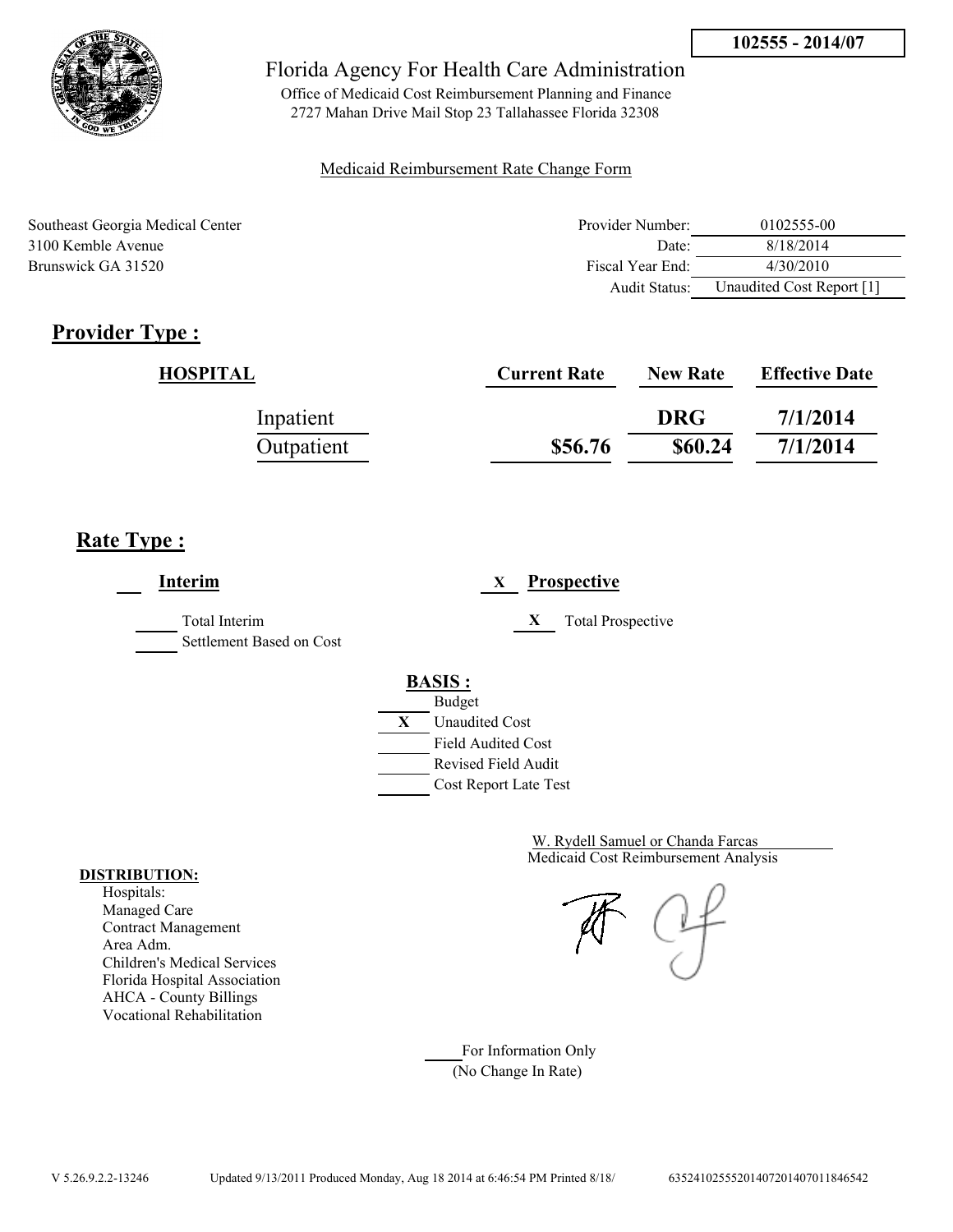102555 - 2014/07

Florida Agency For Health Care Administration

Office of Medicaid Cost Reimbursement Planning and Finance
2727 Mahan Drive Mail Stop 23 Tallahassee Florida 32308

Medicaid Reimbursement Rate Change Form

Southeast Georgia Medical Center
3100 Kemble Avenue
Brunswick GA 31520

| | |
|---|---|
| Provider Number: | 0102555-00 |
| Date: | 8/18/2014 |
| Fiscal Year End: | 4/30/2010 |
| Audit Status: | Unaudited Cost Report [1] |

## Provider Type :

| HOSPITAL | Current Rate | New Rate | Effective Date |
|---|---|---|---|
| Inpatient | | DRG | 7/1/2014 |
| Outpatient | $56.76 | $60.24 | 7/1/2014 |

## Rate Type :

___ **Interim**

_____ Total Interim
_____ Settlement Based on Cost

X **Prospective**

X Total Prospective

**BASIS :**

- _____ Budget
- X Unaudited Cost
- _____ Field Audited Cost
- _____ Revised Field Audit
- _____ Cost Report Late Test

W. Rydell Samuel or Chanda Farcas
Medicaid Cost Reimbursement Analysis

**DISTRIBUTION:**
Hospitals:
Managed Care
Contract Management
Area Adm.
Children's Medical Services
Florida Hospital Association
AHCA - County Billings
Vocational Rehabilitation

_____ For Information Only
(No Change In Rate)

V 5.26.9.2.2-13246 Updated 9/13/2011 Produced Monday, Aug 18 2014 at 6:46:54 PM Printed 8/18/ 635241025552014072014070111846542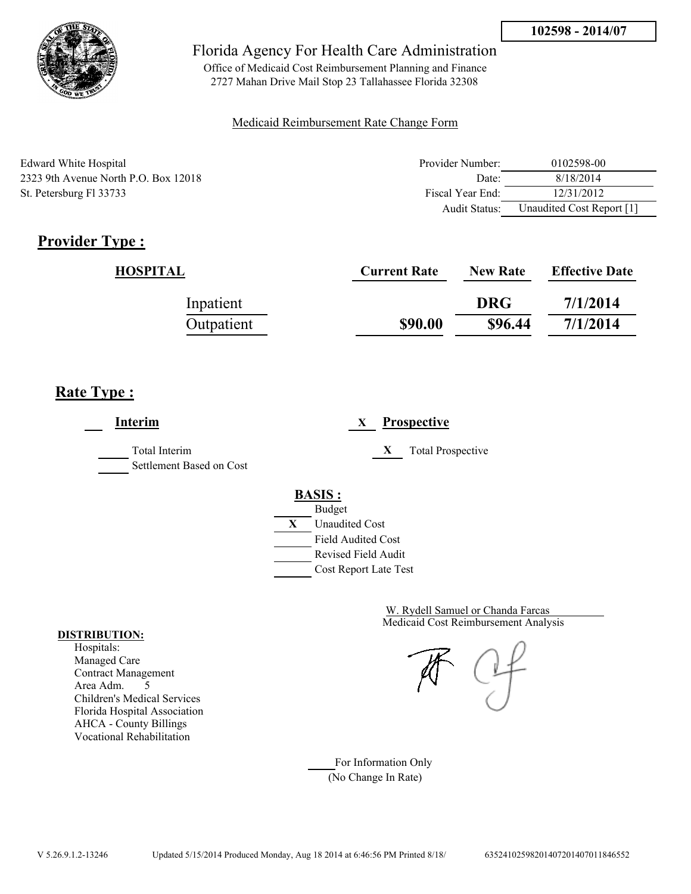102598 - 2014/07

# Florida Agency For Health Care Administration

Office of Medicaid Cost Reimbursement Planning and Finance
2727 Mahan Drive Mail Stop 23 Tallahassee Florida 32308

Medicaid Reimbursement Rate Change Form

Edward White Hospital
2323 9th Avenue North P.O. Box 12018
St. Petersburg Fl 33733

| | |
|---|---|
| Provider Number: | 0102598-00 |
| Date: | 8/18/2014 |
| Fiscal Year End: | 12/31/2012 |
| Audit Status: | Unaudited Cost Report [1] |

## Provider Type :

| HOSPITAL | Current Rate | New Rate | Effective Date |
|---|---|---|---|
| Inpatient | | DRG | 7/1/2014 |
| Outpatient | $90.00 | $96.44 | 7/1/2014 |

## Rate Type :

___ **Interim** — X **Prospective**

___ Total Interim — X Total Prospective

___ Settlement Based on Cost

**BASIS :**

- ___ Budget
- X Unaudited Cost
- ___ Field Audited Cost
- ___ Revised Field Audit
- ___ Cost Report Late Test

W. Rydell Samuel or Chanda Farcas
Medicaid Cost Reimbursement Analysis

**DISTRIBUTION:**

Hospitals:
Managed Care
Contract Management
Area Adm. 5
Children's Medical Services
Florida Hospital Association
AHCA - County Billings
Vocational Rehabilitation

___ For Information Only
(No Change In Rate)

V 5.26.9.1.2-13246 Updated 5/15/2014 Produced Monday, Aug 18 2014 at 6:46:56 PM Printed 8/18/ 63524102598201407201407011846552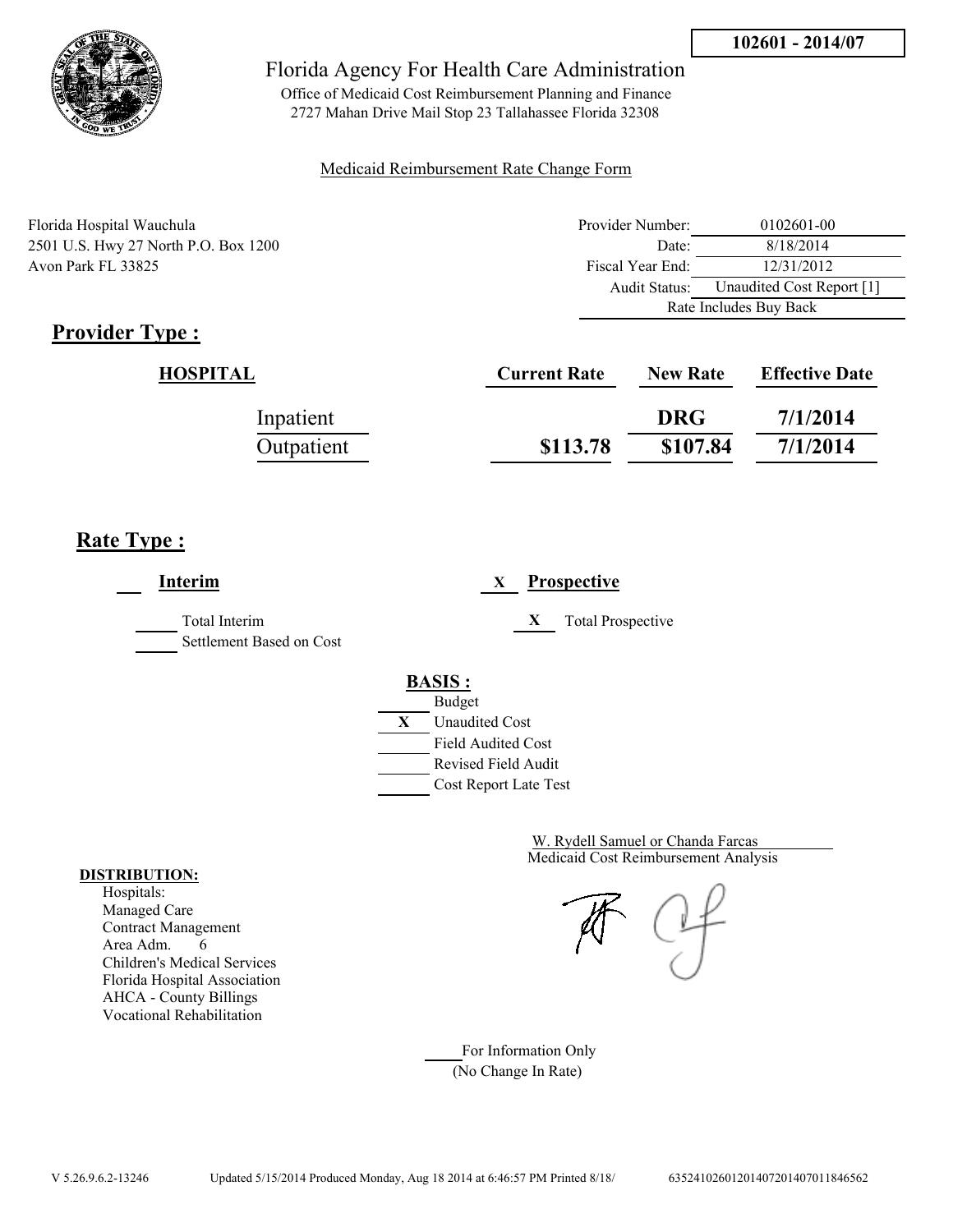**102601 - 2014/07**

# Florida Agency For Health Care Administration

Office of Medicaid Cost Reimbursement Planning and Finance
2727 Mahan Drive Mail Stop 23 Tallahassee Florida 32308

Medicaid Reimbursement Rate Change Form

Florida Hospital Wauchula
2501 U.S. Hwy 27 North P.O. Box 1200
Avon Park FL 33825

| | |
|---|---|
| Provider Number: | 0102601-00 |
| Date: | 8/18/2014 |
| Fiscal Year End: | 12/31/2012 |
| Audit Status: | Unaudited Cost Report [1] |
| | Rate Includes Buy Back |

## Provider Type :

| HOSPITAL | Current Rate | New Rate | Effective Date |
|---|---|---|---|
| Inpatient | | DRG | 7/1/2014 |
| Outpatient | $113.78 | $107.84 | 7/1/2014 |

## Rate Type :

___ **Interim**

_____ Total Interim
_____ Settlement Based on Cost

X **Prospective**

X Total Prospective

**BASIS :**

_____ Budget
X Unaudited Cost
_____ Field Audited Cost
_____ Revised Field Audit
_____ Cost Report Late Test

W. Rydell Samuel or Chanda Farcas
Medicaid Cost Reimbursement Analysis

**DISTRIBUTION:**
Hospitals:
Managed Care
Contract Management
Area Adm. 6
Children's Medical Services
Florida Hospital Association
AHCA - County Billings
Vocational Rehabilitation

_____ For Information Only
(No Change In Rate)

V 5.26.9.6.2-13246 Updated 5/15/2014 Produced Monday, Aug 18 2014 at 6:46:57 PM Printed 8/18/ 635241026012014072014070118465​62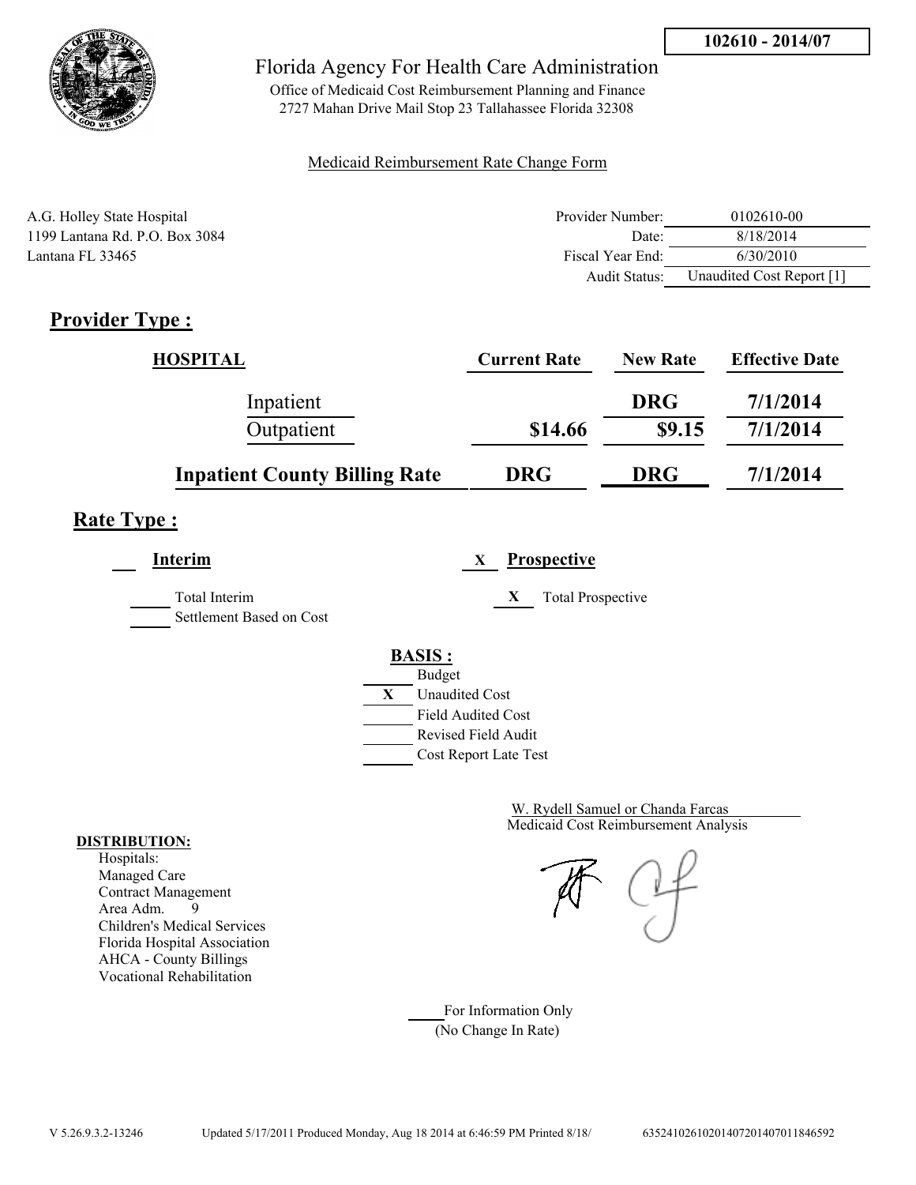**102610 - 2014/07**

Florida Agency For Health Care Administration

Office of Medicaid Cost Reimbursement Planning and Finance
2727 Mahan Drive Mail Stop 23 Tallahassee Florida 32308

Medicaid Reimbursement Rate Change Form

A.G. Holley State Hospital
1199 Lantana Rd. P.O. Box 3084
Lantana FL 33465

| | |
|---|---|
| Provider Number: | 0102610-00 |
| Date: | 8/18/2014 |
| Fiscal Year End: | 6/30/2010 |
| Audit Status: | Unaudited Cost Report [1] |

## Provider Type :

| HOSPITAL | Current Rate | New Rate | Effective Date |
|---|---|---|---|
| Inpatient | | DRG | 7/1/2014 |
| Outpatient | $14.66 | $9.15 | 7/1/2014 |
| **Inpatient County Billing Rate** | **DRG** | **DRG** | **7/1/2014** |

## Rate Type :

___ **Interim**

_____ Total Interim
_____ Settlement Based on Cost

X **Prospective**

X Total Prospective

**BASIS :**

_____ Budget
X Unaudited Cost
_____ Field Audited Cost
_____ Revised Field Audit
_____ Cost Report Late Test

W. Rydell Samuel or Chanda Farcas
Medicaid Cost Reimbursement Analysis

**DISTRIBUTION:**
Hospitals:
Managed Care
Contract Management
Area Adm. 9
Children's Medical Services
Florida Hospital Association
AHCA - County Billings
Vocational Rehabilitation

_____ For Information Only
(No Change In Rate)

V 5.26.9.3.2-13246 Updated 5/17/2011 Produced Monday, Aug 18 2014 at 6:46:59 PM Printed 8/18/ 635241026102014072014070118465​92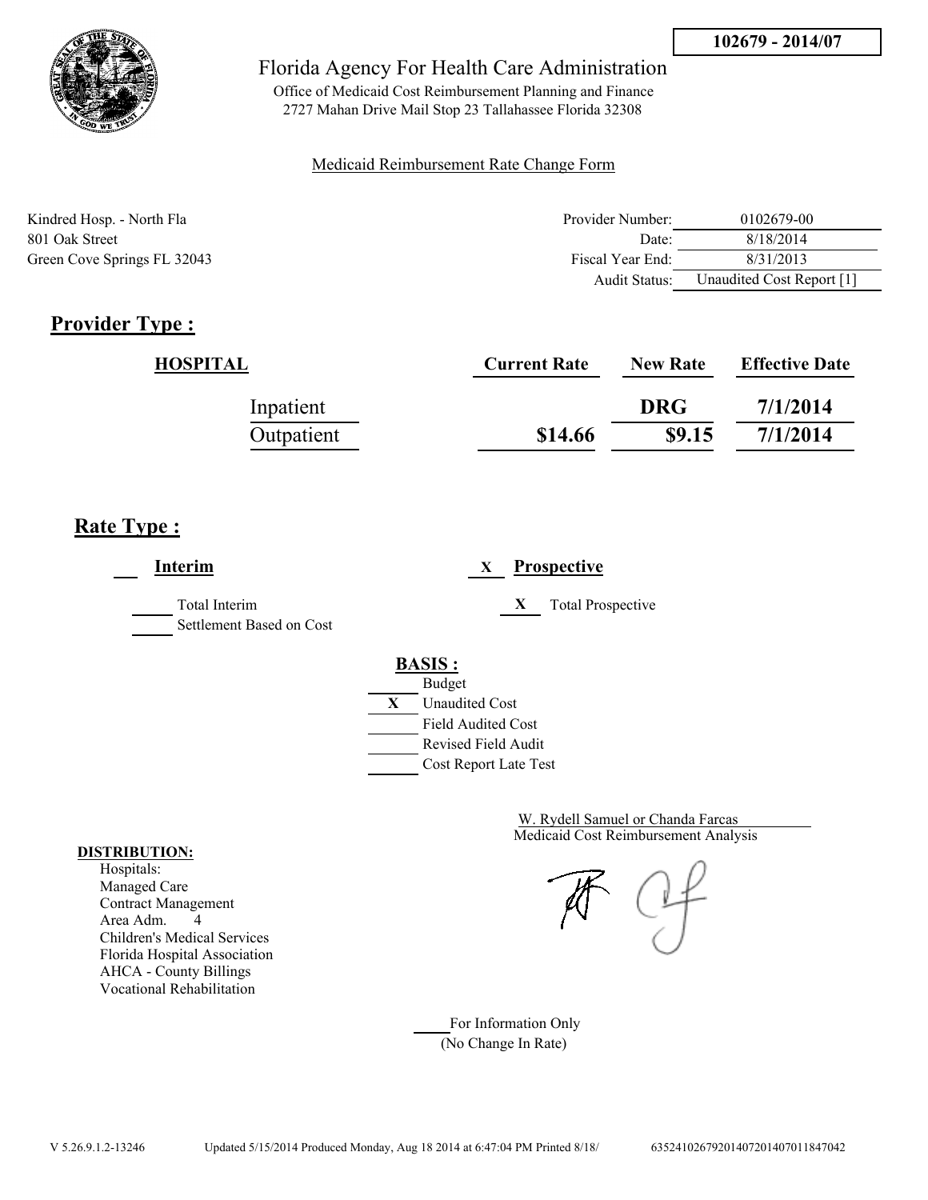**102679 - 2014/07**

# Florida Agency For Health Care Administration

Office of Medicaid Cost Reimbursement Planning and Finance
2727 Mahan Drive Mail Stop 23 Tallahassee Florida 32308

Medicaid Reimbursement Rate Change Form

Kindred Hosp. - North Fla
801 Oak Street
Green Cove Springs FL 32043

| | |
|---|---|
| Provider Number: | 0102679-00 |
| Date: | 8/18/2014 |
| Fiscal Year End: | 8/31/2013 |
| Audit Status: | Unaudited Cost Report [1] |

## Provider Type :

| HOSPITAL | Current Rate | New Rate | Effective Date |
|---|---|---|---|
| Inpatient | | DRG | 7/1/2014 |
| Outpatient | $14.66 | $9.15 | 7/1/2014 |

## Rate Type :

___ **Interim**

___ Total Interim
___ Settlement Based on Cost

X **Prospective**

X Total Prospective

**BASIS :**

___ Budget
X Unaudited Cost
___ Field Audited Cost
___ Revised Field Audit
___ Cost Report Late Test

W. Rydell Samuel or Chanda Farcas
Medicaid Cost Reimbursement Analysis

**DISTRIBUTION:**
Hospitals:
Managed Care
Contract Management
Area Adm. 4
Children's Medical Services
Florida Hospital Association
AHCA - County Billings
Vocational Rehabilitation

___ For Information Only
(No Change In Rate)

V 5.26.9.1.2-13246 Updated 5/15/2014 Produced Monday, Aug 18 2014 at 6:47:04 PM Printed 8/18/ 635241026792014072014070118470​42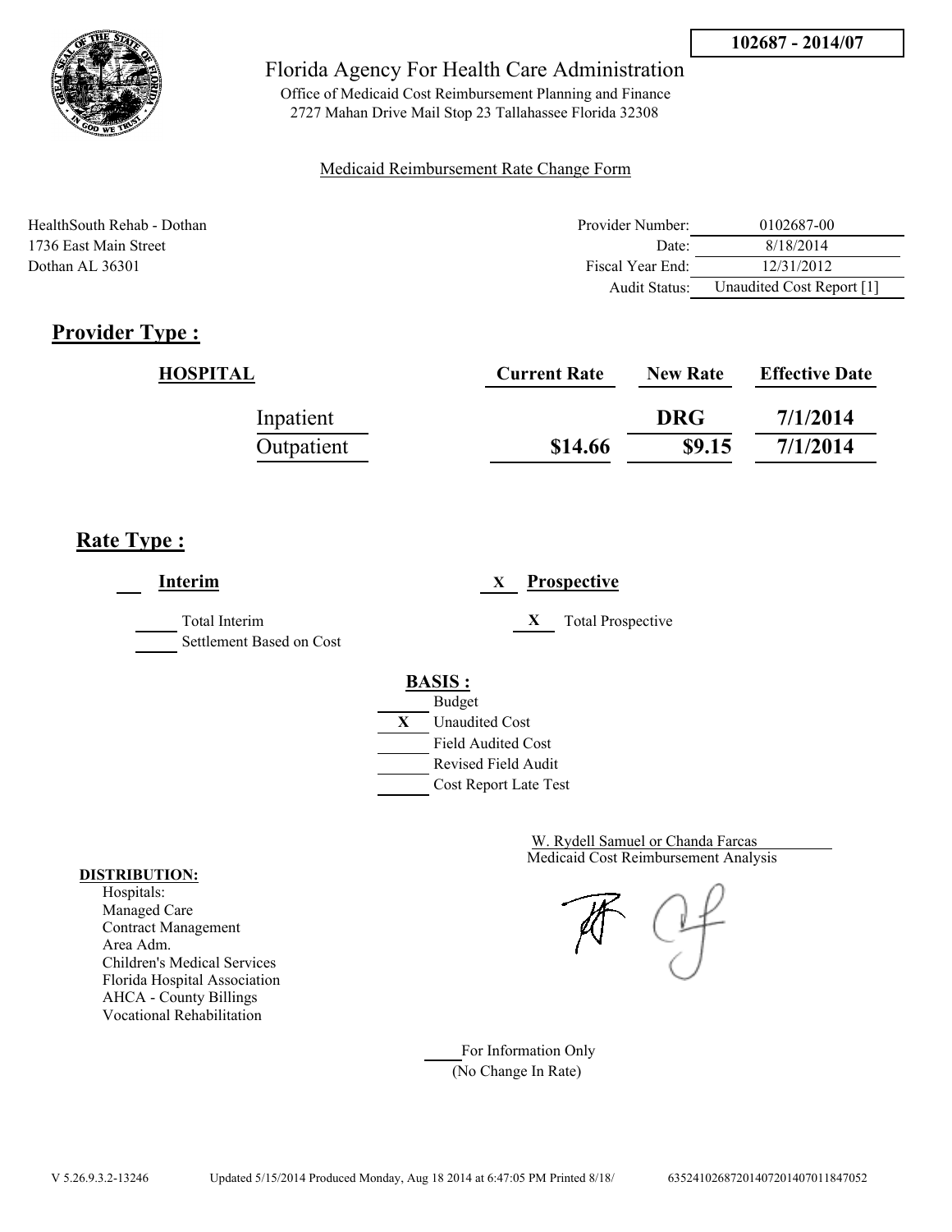**102687 - 2014/07**

# Florida Agency For Health Care Administration

Office of Medicaid Cost Reimbursement Planning and Finance
2727 Mahan Drive Mail Stop 23 Tallahassee Florida 32308

Medicaid Reimbursement Rate Change Form

HealthSouth Rehab - Dothan
1736 East Main Street
Dothan AL 36301

| | |
|---|---|
| Provider Number: | 0102687-00 |
| Date: | 8/18/2014 |
| Fiscal Year End: | 12/31/2012 |
| Audit Status: | Unaudited Cost Report [1] |

## Provider Type :

| HOSPITAL | Current Rate | New Rate | Effective Date |
|---|---|---|---|
| Inpatient | | DRG | 7/1/2014 |
| Outpatient | $14.66 | $9.15 | 7/1/2014 |

## Rate Type :

___ **Interim**

___ Total Interim
___ Settlement Based on Cost

X **Prospective**

X Total Prospective

**BASIS :**

___ Budget
X Unaudited Cost
___ Field Audited Cost
___ Revised Field Audit
___ Cost Report Late Test

W. Rydell Samuel or Chanda Farcas
Medicaid Cost Reimbursement Analysis

**DISTRIBUTION:**
Hospitals:
Managed Care
Contract Management
Area Adm.
Children's Medical Services
Florida Hospital Association
AHCA - County Billings
Vocational Rehabilitation

___ For Information Only
(No Change In Rate)

V 5.26.9.3.2-13246 Updated 5/15/2014 Produced Monday, Aug 18 2014 at 6:47:05 PM Printed 8/18/ 635241026872014072014070118470​52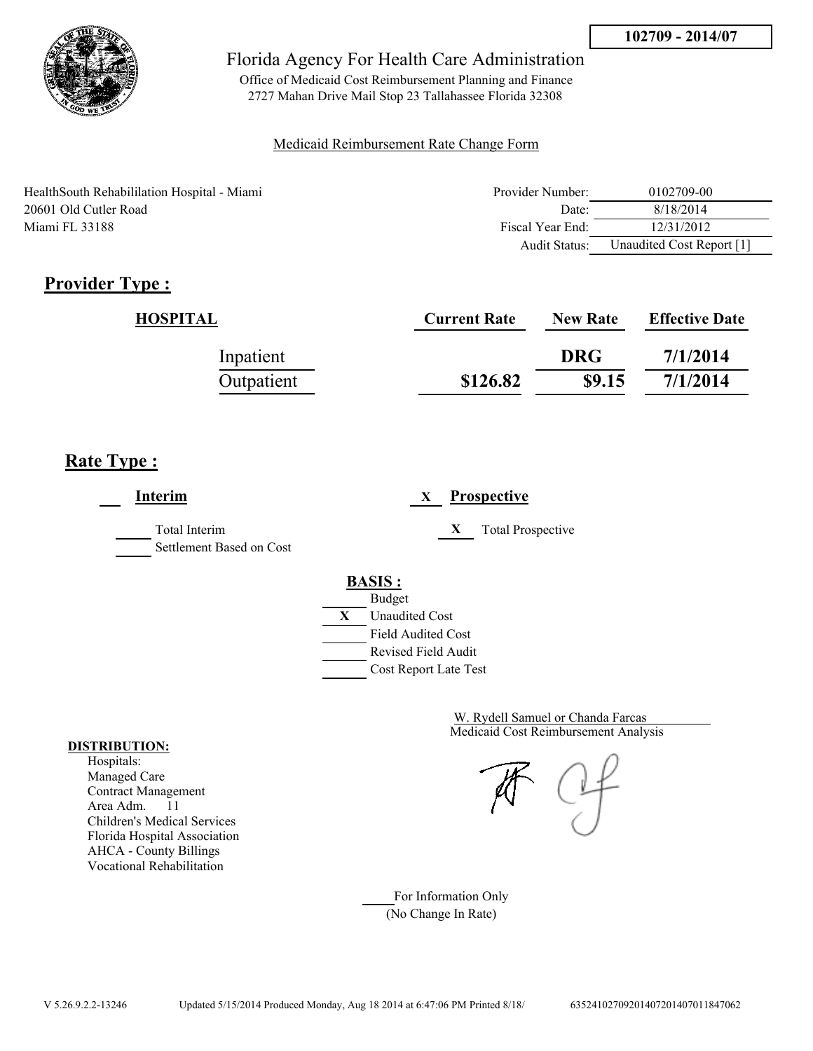**102709 - 2014/07**

Florida Agency For Health Care Administration

Office of Medicaid Cost Reimbursement Planning and Finance
2727 Mahan Drive Mail Stop 23 Tallahassee Florida 32308

Medicaid Reimbursement Rate Change Form

HealthSouth Rehabililation Hospital - Miami
20601 Old Cutler Road
Miami FL 33188

| | |
|---|---|
| Provider Number: | 0102709-00 |
| Date: | 8/18/2014 |
| Fiscal Year End: | 12/31/2012 |
| Audit Status: | Unaudited Cost Report [1] |

## Provider Type :

| HOSPITAL | Current Rate | New Rate | Effective Date |
|---|---|---|---|
| Inpatient | | DRG | 7/1/2014 |
| Outpatient | $126.82 | $9.15 | 7/1/2014 |

## Rate Type :

___ **Interim**

_____ Total Interim
_____ Settlement Based on Cost

X **Prospective**

X Total Prospective

**BASIS :**

_____ Budget
X Unaudited Cost
_____ Field Audited Cost
_____ Revised Field Audit
_____ Cost Report Late Test

W. Rydell Samuel or Chanda Farcas
Medicaid Cost Reimbursement Analysis

**DISTRIBUTION:**
Hospitals:
Managed Care
Contract Management
Area Adm. 11
Children's Medical Services
Florida Hospital Association
AHCA - County Billings
Vocational Rehabilitation

_____ For Information Only
(No Change In Rate)

V 5.26.9.2.2-13246 Updated 5/15/2014 Produced Monday, Aug 18 2014 at 6:47:06 PM Printed 8/18/ 635241027092014072014070118470​62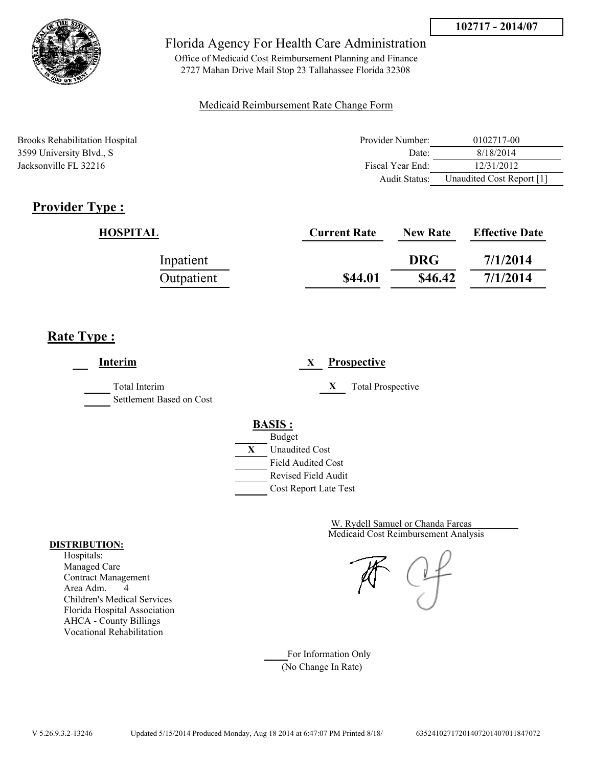**102717 - 2014/07**

# Florida Agency For Health Care Administration

Office of Medicaid Cost Reimbursement Planning and Finance
2727 Mahan Drive Mail Stop 23 Tallahassee Florida 32308

Medicaid Reimbursement Rate Change Form

Brooks Rehabilitation Hospital
3599 University Blvd., S
Jacksonville FL 32216

| | |
|---|---|
| Provider Number: | 0102717-00 |
| Date: | 8/18/2014 |
| Fiscal Year End: | 12/31/2012 |
| Audit Status: | Unaudited Cost Report [1] |

## Provider Type :

| HOSPITAL | Current Rate | New Rate | Effective Date |
|---|---|---|---|
| Inpatient | | DRG | 7/1/2014 |
| Outpatient | $44.01 | $46.42 | 7/1/2014 |

## Rate Type :

___ **Interim**

_____ Total Interim
_____ Settlement Based on Cost

_X_ **Prospective**

_X_ Total Prospective

**BASIS :**

_____ Budget
__X__ Unaudited Cost
_____ Field Audited Cost
_____ Revised Field Audit
_____ Cost Report Late Test

W. Rydell Samuel or Chanda Farcas
Medicaid Cost Reimbursement Analysis

**DISTRIBUTION:**
Hospitals:
Managed Care
Contract Management
Area Adm. 4
Children's Medical Services
Florida Hospital Association
AHCA - County Billings
Vocational Rehabilitation

_____ For Information Only
(No Change In Rate)

V 5.26.9.3.2-13246 Updated 5/15/2014 Produced Monday, Aug 18 2014 at 6:47:07 PM Printed 8/18/ 635241027172014072014070118470​72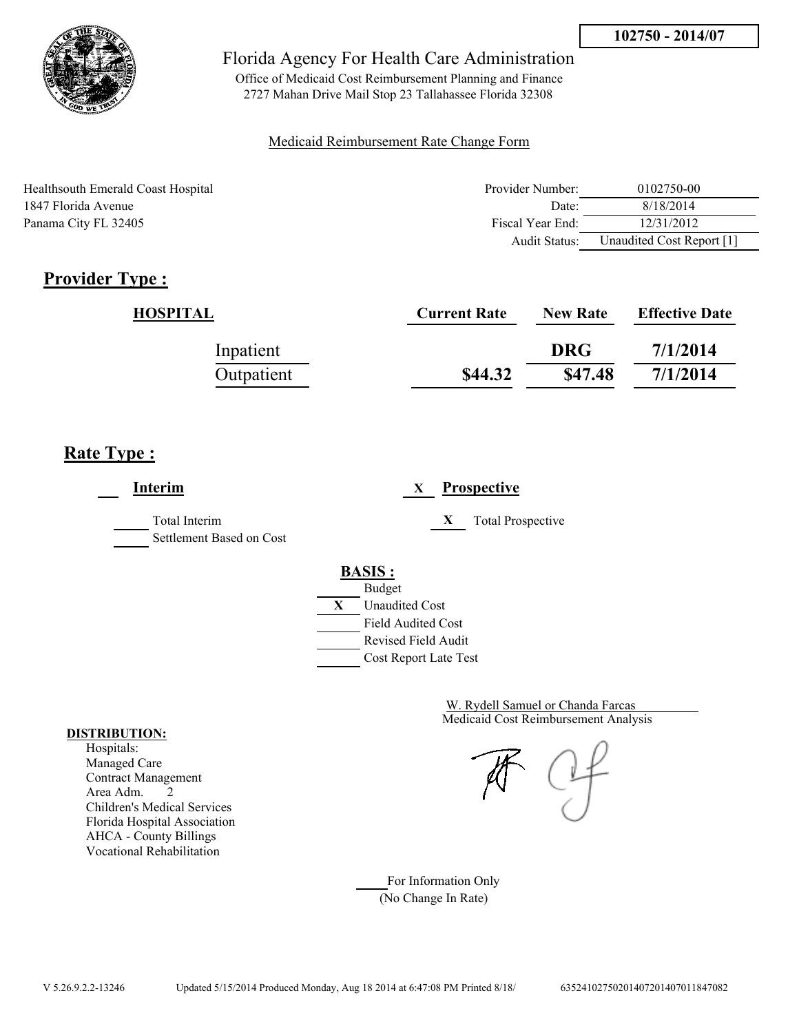**102750 - 2014/07**

# Florida Agency For Health Care Administration

Office of Medicaid Cost Reimbursement Planning and Finance
2727 Mahan Drive Mail Stop 23 Tallahassee Florida 32308

Medicaid Reimbursement Rate Change Form

Healthsouth Emerald Coast Hospital
1847 Florida Avenue
Panama City FL 32405

| | |
|---|---|
| Provider Number: | 0102750-00 |
| Date: | 8/18/2014 |
| Fiscal Year End: | 12/31/2012 |
| Audit Status: | Unaudited Cost Report [1] |

## Provider Type :

| HOSPITAL | Current Rate | New Rate | Effective Date |
|---|---|---|---|
| Inpatient | | DRG | 7/1/2014 |
| Outpatient | $44.32 | $47.48 | 7/1/2014 |

## Rate Type :

___ **Interim**

_____ Total Interim
_____ Settlement Based on Cost

X **Prospective**

X Total Prospective

**BASIS :**

_____ Budget
X Unaudited Cost
_____ Field Audited Cost
_____ Revised Field Audit
_____ Cost Report Late Test

W. Rydell Samuel or Chanda Farcas
Medicaid Cost Reimbursement Analysis

**DISTRIBUTION:**
Hospitals:
Managed Care
Contract Management
Area Adm. 2
Children's Medical Services
Florida Hospital Association
AHCA - County Billings
Vocational Rehabilitation

_____ For Information Only
(No Change In Rate)

V 5.26.9.2.2-13246 Updated 5/15/2014 Produced Monday, Aug 18 2014 at 6:47:08 PM Printed 8/18/ 6352410275020140720140701184 7082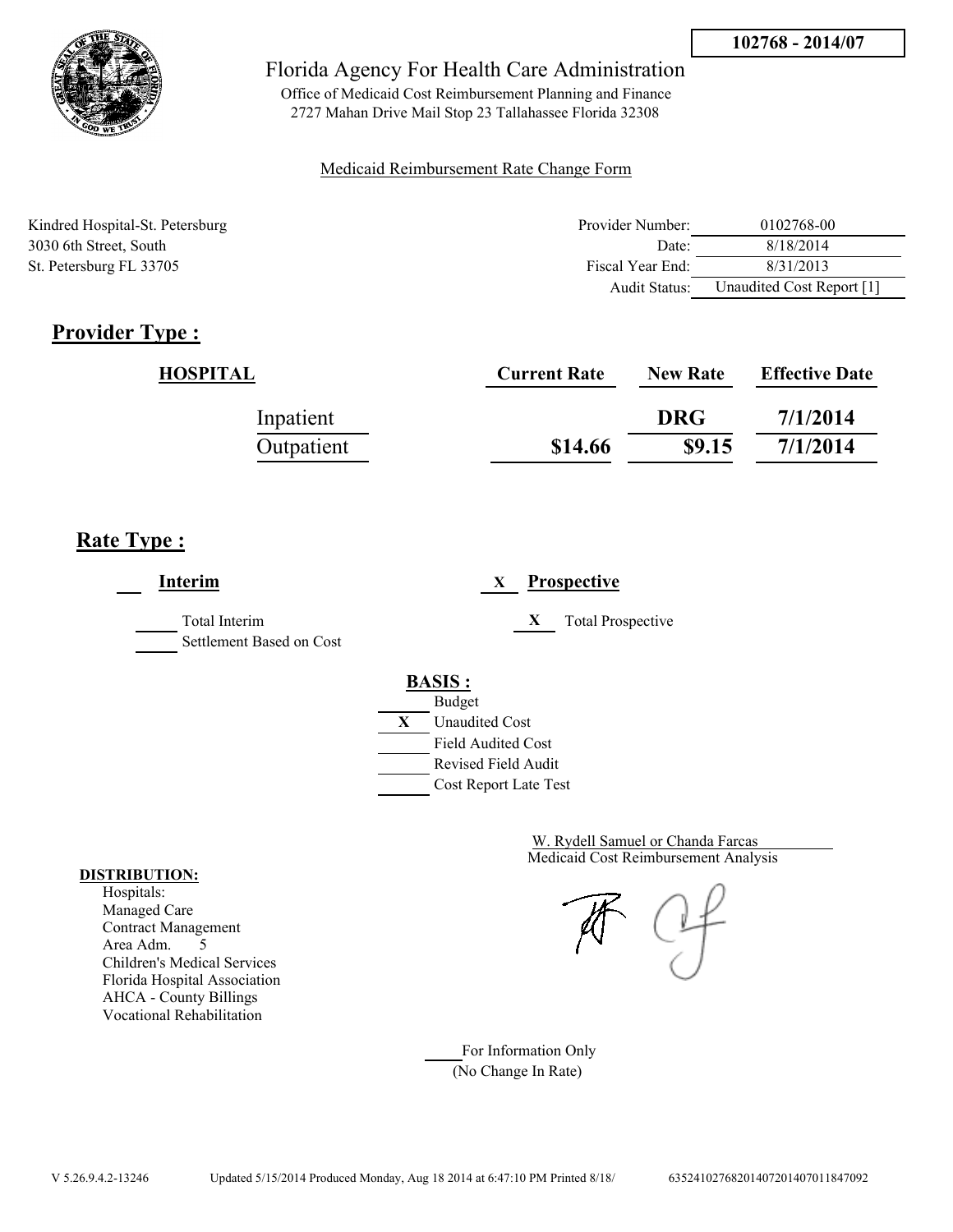102768 - 2014/07

# Florida Agency For Health Care Administration

Office of Medicaid Cost Reimbursement Planning and Finance
2727 Mahan Drive Mail Stop 23 Tallahassee Florida 32308

Medicaid Reimbursement Rate Change Form

Kindred Hospital-St. Petersburg
3030 6th Street, South
St. Petersburg FL 33705

| | |
|---|---|
| Provider Number: | 0102768-00 |
| Date: | 8/18/2014 |
| Fiscal Year End: | 8/31/2013 |
| Audit Status: | Unaudited Cost Report [1] |

## Provider Type :

| HOSPITAL | Current Rate | New Rate | Effective Date |
|---|---|---|---|
| Inpatient | | DRG | 7/1/2014 |
| Outpatient | $14.66 | $9.15 | 7/1/2014 |

## Rate Type :

___ **Interim**

_____ Total Interim
_____ Settlement Based on Cost

X **Prospective**

X Total Prospective

**BASIS :**

- ___ Budget
- X Unaudited Cost
- ___ Field Audited Cost
- ___ Revised Field Audit
- ___ Cost Report Late Test

W. Rydell Samuel or Chanda Farcas
Medicaid Cost Reimbursement Analysis

**DISTRIBUTION:**
Hospitals:
Managed Care
Contract Management
Area Adm. 5
Children's Medical Services
Florida Hospital Association
AHCA - County Billings
Vocational Rehabilitation

_____ For Information Only
(No Change In Rate)

V 5.26.9.4.2-13246 Updated 5/15/2014 Produced Monday, Aug 18 2014 at 6:47:10 PM Printed 8/18/ 635241027682014072014070118470​92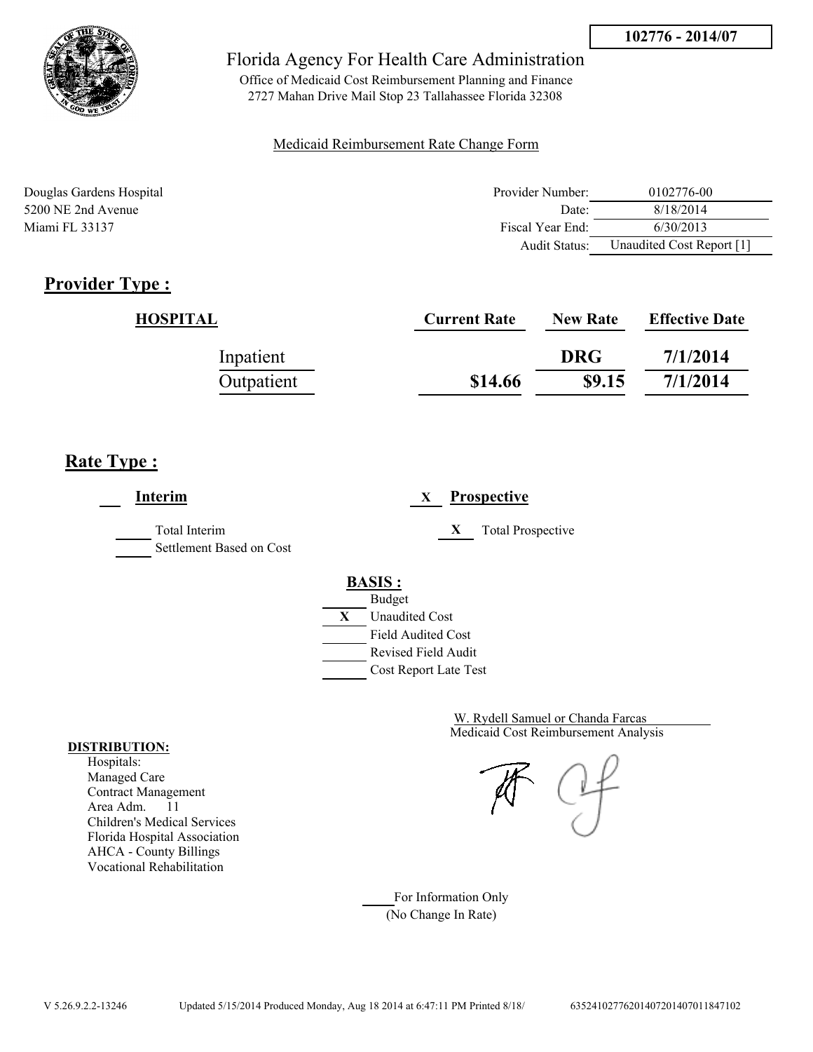**102776 - 2014/07**

# Florida Agency For Health Care Administration

Office of Medicaid Cost Reimbursement Planning and Finance
2727 Mahan Drive Mail Stop 23 Tallahassee Florida 32308

Medicaid Reimbursement Rate Change Form

Douglas Gardens Hospital
5200 NE 2nd Avenue
Miami FL 33137

| | |
|---|---|
| Provider Number: | 0102776-00 |
| Date: | 8/18/2014 |
| Fiscal Year End: | 6/30/2013 |
| Audit Status: | Unaudited Cost Report [1] |

## Provider Type :

| HOSPITAL | Current Rate | New Rate | Effective Date |
|---|---|---|---|
| Inpatient | | DRG | 7/1/2014 |
| Outpatient | $14.66 | $9.15 | 7/1/2014 |

## Rate Type :

___ **Interim**

___ Total Interim

___ Settlement Based on Cost

X **Prospective**

X Total Prospective

**BASIS :**

___ Budget

X Unaudited Cost

___ Field Audited Cost

___ Revised Field Audit

___ Cost Report Late Test

W. Rydell Samuel or Chanda Farcas
Medicaid Cost Reimbursement Analysis

**DISTRIBUTION:**

Hospitals:
Managed Care
Contract Management
Area Adm. 11
Children's Medical Services
Florida Hospital Association
AHCA - County Billings
Vocational Rehabilitation

___ For Information Only
(No Change In Rate)

V 5.26.9.2.2-13246 Updated 5/15/2014 Produced Monday, Aug 18 2014 at 6:47:11 PM Printed 8/18/ 635241027762014072014070118471​02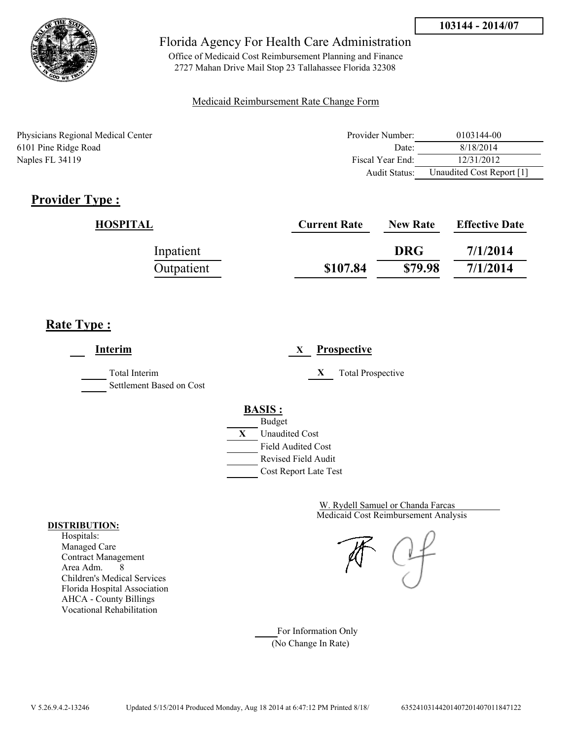**103144 - 2014/07**

# Florida Agency For Health Care Administration

Office of Medicaid Cost Reimbursement Planning and Finance
2727 Mahan Drive Mail Stop 23 Tallahassee Florida 32308

Medicaid Reimbursement Rate Change Form

Physicians Regional Medical Center
6101 Pine Ridge Road
Naples FL 34119

| | |
|---|---|
| Provider Number: | 0103144-00 |
| Date: | 8/18/2014 |
| Fiscal Year End: | 12/31/2012 |
| Audit Status: | Unaudited Cost Report [1] |

## Provider Type :

| HOSPITAL | Current Rate | New Rate | Effective Date |
|---|---|---|---|
| Inpatient | | DRG | 7/1/2014 |
| Outpatient | $107.84 | $79.98 | 7/1/2014 |

## Rate Type :

___ **Interim**

_____ Total Interim
_____ Settlement Based on Cost

X **Prospective**

X Total Prospective

**BASIS :**

_____ Budget
X Unaudited Cost
_____ Field Audited Cost
_____ Revised Field Audit
_____ Cost Report Late Test

W. Rydell Samuel or Chanda Farcas
Medicaid Cost Reimbursement Analysis

**DISTRIBUTION:**
Hospitals:
Managed Care
Contract Management
Area Adm. 8
Children's Medical Services
Florida Hospital Association
AHCA - County Billings
Vocational Rehabilitation

_____ For Information Only
(No Change In Rate)

V 5.26.9.4.2-13246 Updated 5/15/2014 Produced Monday, Aug 18 2014 at 6:47:12 PM Printed 8/18/ 63524103144201407201407011847122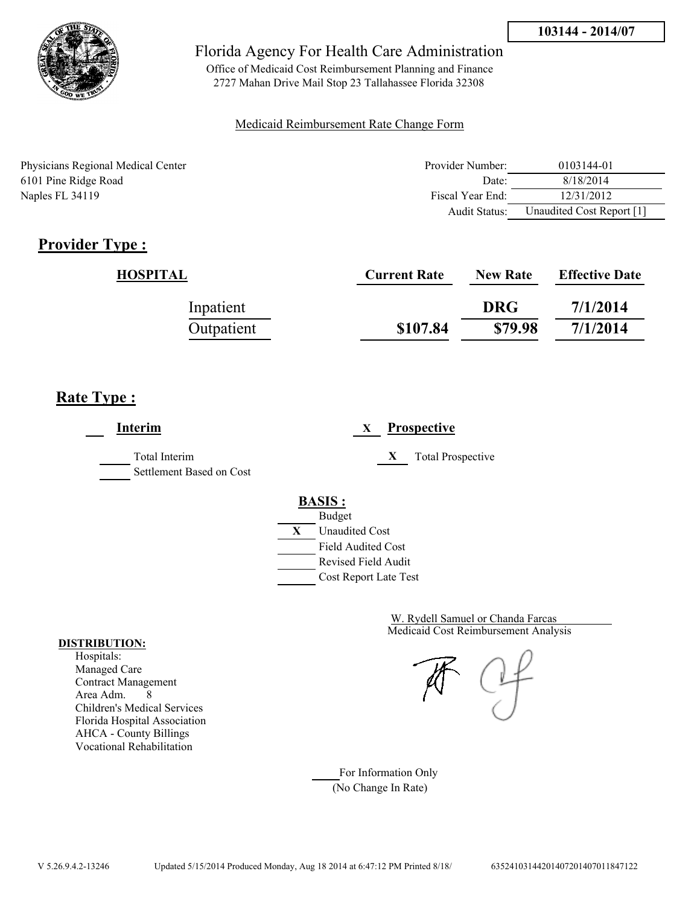**103144 - 2014/07**

# Florida Agency For Health Care Administration

Office of Medicaid Cost Reimbursement Planning and Finance
2727 Mahan Drive Mail Stop 23 Tallahassee Florida 32308

Medicaid Reimbursement Rate Change Form

Physicians Regional Medical Center
6101 Pine Ridge Road
Naples FL 34119

| | |
|---|---|
| Provider Number: | 0103144-01 |
| Date: | 8/18/2014 |
| Fiscal Year End: | 12/31/2012 |
| Audit Status: | Unaudited Cost Report [1] |

## Provider Type :

| HOSPITAL | Current Rate | New Rate | Effective Date |
|---|---|---|---|
| Inpatient | | DRG | 7/1/2014 |
| Outpatient | $107.84 | $79.98 | 7/1/2014 |

## Rate Type :

___ **Interim**

_____ Total Interim
_____ Settlement Based on Cost

X **Prospective**

X Total Prospective

**BASIS :**

_____ Budget
X Unaudited Cost
_____ Field Audited Cost
_____ Revised Field Audit
_____ Cost Report Late Test

W. Rydell Samuel or Chanda Farcas
Medicaid Cost Reimbursement Analysis

**DISTRIBUTION:**
Hospitals:
Managed Care
Contract Management
Area Adm. 8
Children's Medical Services
Florida Hospital Association
AHCA - County Billings
Vocational Rehabilitation

_____ For Information Only
(No Change In Rate)

V 5.26.9.4.2-13246 Updated 5/15/2014 Produced Monday, Aug 18 2014 at 6:47:12 PM Printed 8/18/ 635241031442014072014070118471​22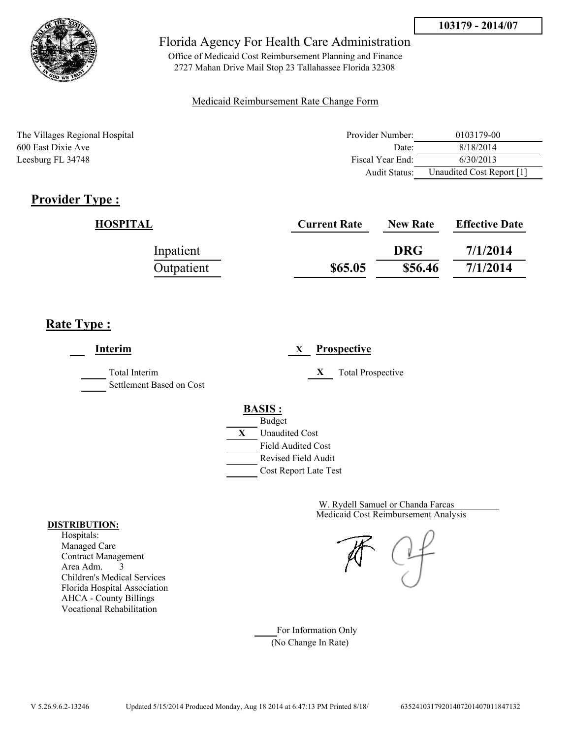**103179 - 2014/07**

Florida Agency For Health Care Administration

Office of Medicaid Cost Reimbursement Planning and Finance
2727 Mahan Drive Mail Stop 23 Tallahassee Florida 32308

Medicaid Reimbursement Rate Change Form

The Villages Regional Hospital
600 East Dixie Ave
Leesburg FL 34748

| | |
|---|---|
| Provider Number: | 0103179-00 |
| Date: | 8/18/2014 |
| Fiscal Year End: | 6/30/2013 |
| Audit Status: | Unaudited Cost Report [1] |

## Provider Type :

| HOSPITAL | Current Rate | New Rate | Effective Date |
|---|---|---|---|
| Inpatient | | DRG | 7/1/2014 |
| Outpatient | $65.05 | $56.46 | 7/1/2014 |

## Rate Type :

___ **Interim**

_____ Total Interim
_____ Settlement Based on Cost

X **Prospective**

X Total Prospective

**BASIS :**

_____ Budget
X Unaudited Cost
_____ Field Audited Cost
_____ Revised Field Audit
_____ Cost Report Late Test

W. Rydell Samuel or Chanda Farcas
Medicaid Cost Reimbursement Analysis

**DISTRIBUTION:**
Hospitals:
Managed Care
Contract Management
Area Adm. 3
Children's Medical Services
Florida Hospital Association
AHCA - County Billings
Vocational Rehabilitation

_____ For Information Only
(No Change In Rate)

V 5.26.9.6.2-13246 Updated 5/15/2014 Produced Monday, Aug 18 2014 at 6:47:13 PM Printed 8/18/ 635241031792014072014070118471​32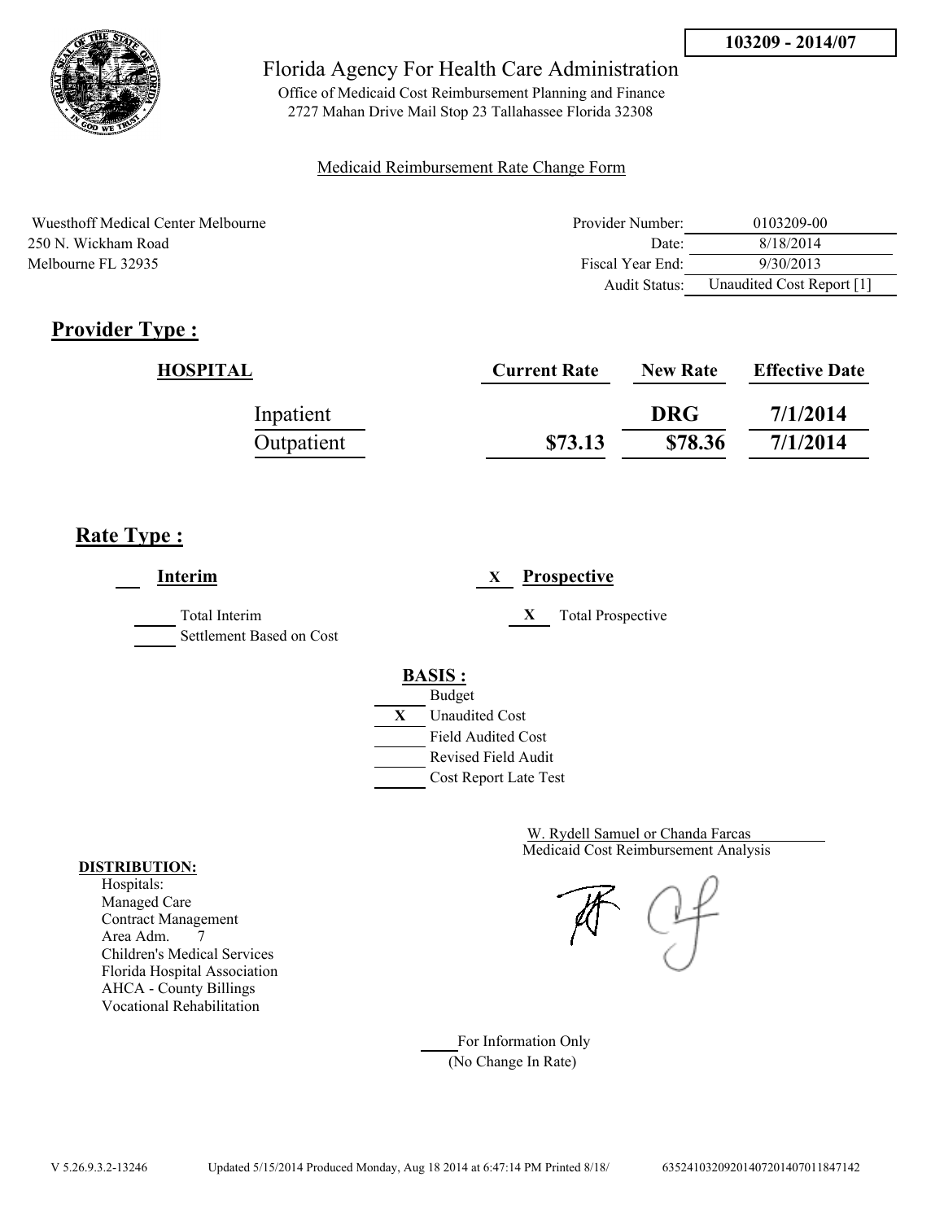**103209 - 2014/07**

Florida Agency For Health Care Administration

Office of Medicaid Cost Reimbursement Planning and Finance
2727 Mahan Drive Mail Stop 23 Tallahassee Florida 32308

Medicaid Reimbursement Rate Change Form

Wuesthoff Medical Center Melbourne
250 N. Wickham Road
Melbourne FL 32935

| | |
|---|---|
| Provider Number: | 0103209-00 |
| Date: | 8/18/2014 |
| Fiscal Year End: | 9/30/2013 |
| Audit Status: | Unaudited Cost Report [1] |

## Provider Type :

| HOSPITAL | Current Rate | New Rate | Effective Date |
|---|---|---|---|
| Inpatient | | DRG | 7/1/2014 |
| Outpatient | $73.13 | $78.36 | 7/1/2014 |

## Rate Type :

___ **Interim**

_____ Total Interim
_____ Settlement Based on Cost

X **Prospective**

X Total Prospective

**BASIS :**

_____ Budget
X Unaudited Cost
_____ Field Audited Cost
_____ Revised Field Audit
_____ Cost Report Late Test

W. Rydell Samuel or Chanda Farcas
Medicaid Cost Reimbursement Analysis

**DISTRIBUTION:**
Hospitals:
Managed Care
Contract Management
Area Adm. 7
Children's Medical Services
Florida Hospital Association
AHCA - County Billings
Vocational Rehabilitation

_____ For Information Only
(No Change In Rate)

V 5.26.9.3.2-13246 Updated 5/15/2014 Produced Monday, Aug 18 2014 at 6:47:14 PM Printed 8/18/ 635241032092014072014070118471​42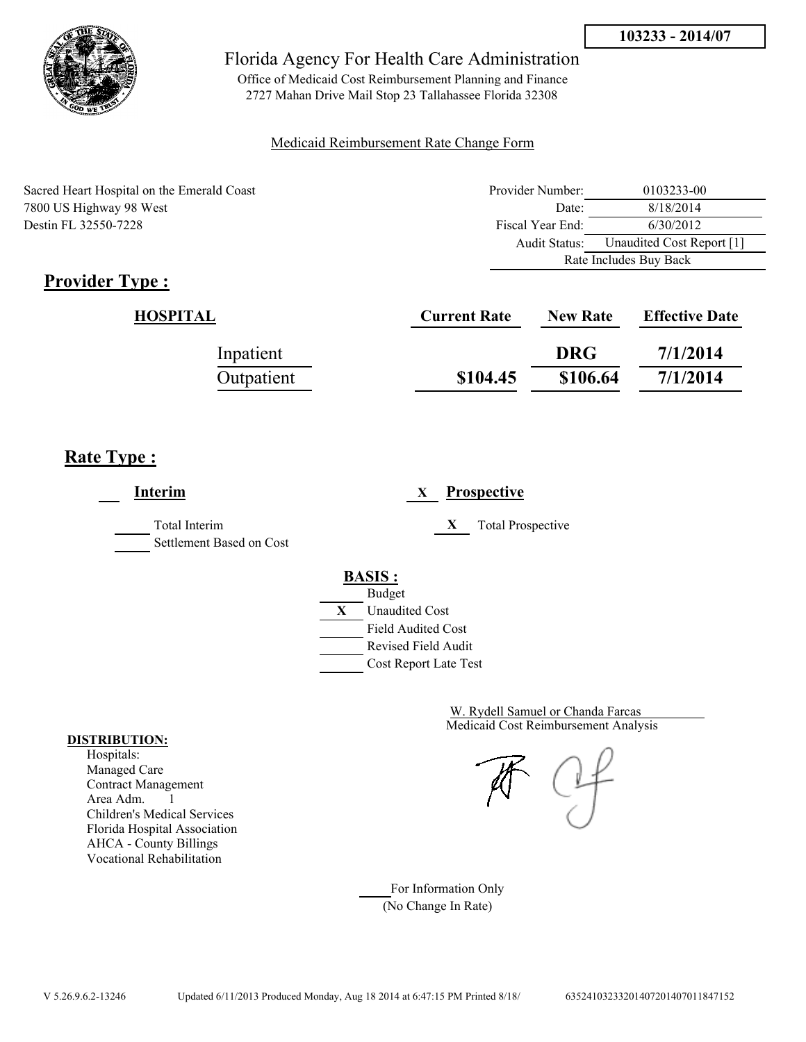**103233 - 2014/07**

# Florida Agency For Health Care Administration

Office of Medicaid Cost Reimbursement Planning and Finance
2727 Mahan Drive Mail Stop 23 Tallahassee Florida 32308

Medicaid Reimbursement Rate Change Form

Sacred Heart Hospital on the Emerald Coast
7800 US Highway 98 West
Destin FL 32550-7228

| | |
|---|---|
| Provider Number: | 0103233-00 |
| Date: | 8/18/2014 |
| Fiscal Year End: | 6/30/2012 |
| Audit Status: | Unaudited Cost Report [1] |
| | Rate Includes Buy Back |

## Provider Type :

| HOSPITAL | Current Rate | New Rate | Effective Date |
|---|---|---|---|
| Inpatient | | DRG | 7/1/2014 |
| Outpatient | $104.45 | $106.64 | 7/1/2014 |

## Rate Type :

___ **Interim**

_____ Total Interim
_____ Settlement Based on Cost

X **Prospective**

X Total Prospective

**BASIS :**

_____ Budget
X Unaudited Cost
_____ Field Audited Cost
_____ Revised Field Audit
_____ Cost Report Late Test

W. Rydell Samuel or Chanda Farcas
Medicaid Cost Reimbursement Analysis

**DISTRIBUTION:**
Hospitals:
Managed Care
Contract Management
Area Adm. 1
Children's Medical Services
Florida Hospital Association
AHCA - County Billings
Vocational Rehabilitation

_____ For Information Only
(No Change In Rate)

V 5.26.9.6.2-13246 Updated 6/11/2013 Produced Monday, Aug 18 2014 at 6:47:15 PM Printed 8/18/ 635241032332014072014070118471​52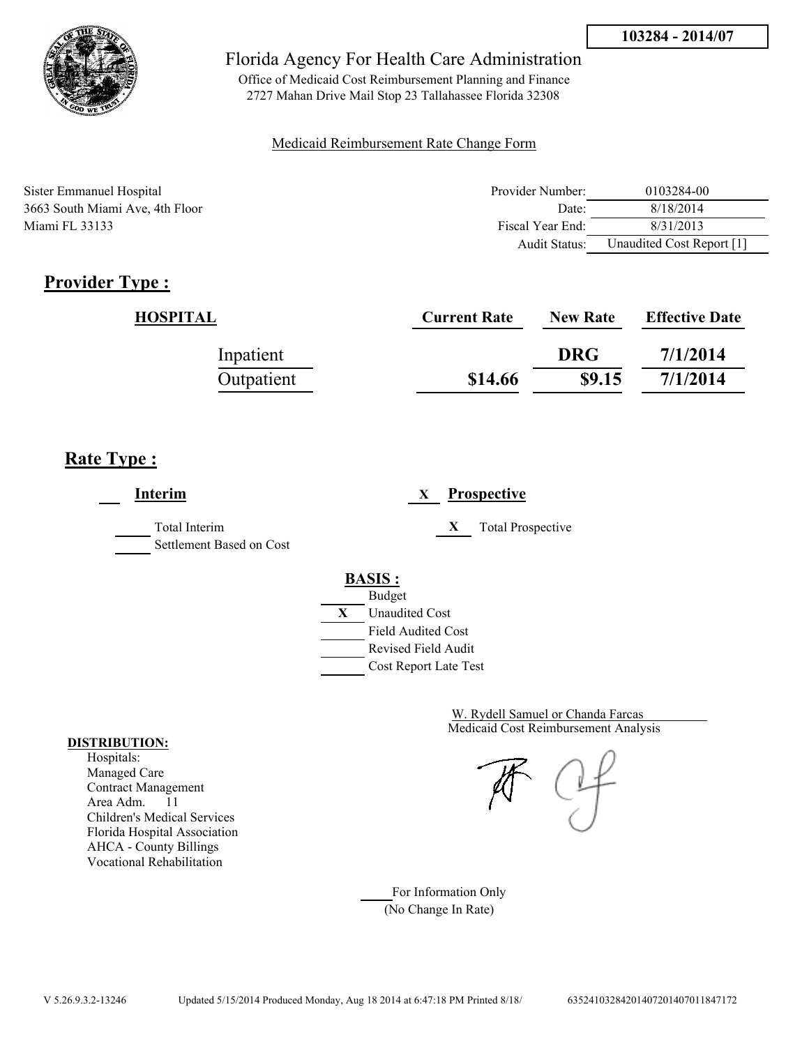**103284 - 2014/07**

Florida Agency For Health Care Administration

Office of Medicaid Cost Reimbursement Planning and Finance
2727 Mahan Drive Mail Stop 23 Tallahassee Florida 32308

Medicaid Reimbursement Rate Change Form

Sister Emmanuel Hospital
3663 South Miami Ave, 4th Floor
Miami FL 33133

| | |
|---|---|
| Provider Number: | 0103284-00 |
| Date: | 8/18/2014 |
| Fiscal Year End: | 8/31/2013 |
| Audit Status: | Unaudited Cost Report [1] |

## Provider Type :

| HOSPITAL | Current Rate | New Rate | Effective Date |
|---|---|---|---|
| Inpatient | | DRG | 7/1/2014 |
| Outpatient | $14.66 | $9.15 | 7/1/2014 |

## Rate Type :

___ **Interim**

___ Total Interim
___ Settlement Based on Cost

X **Prospective**

X Total Prospective

**BASIS :**

___ Budget
X Unaudited Cost
___ Field Audited Cost
___ Revised Field Audit
___ Cost Report Late Test

W. Rydell Samuel or Chanda Farcas
Medicaid Cost Reimbursement Analysis

**DISTRIBUTION:**
Hospitals:
Managed Care
Contract Management
Area Adm. 11
Children's Medical Services
Florida Hospital Association
AHCA - County Billings
Vocational Rehabilitation

___ For Information Only
(No Change In Rate)

V 5.26.9.3.2-13246 Updated 5/15/2014 Produced Monday, Aug 18 2014 at 6:47:18 PM Printed 8/18/ 635241032842014072014070118471​72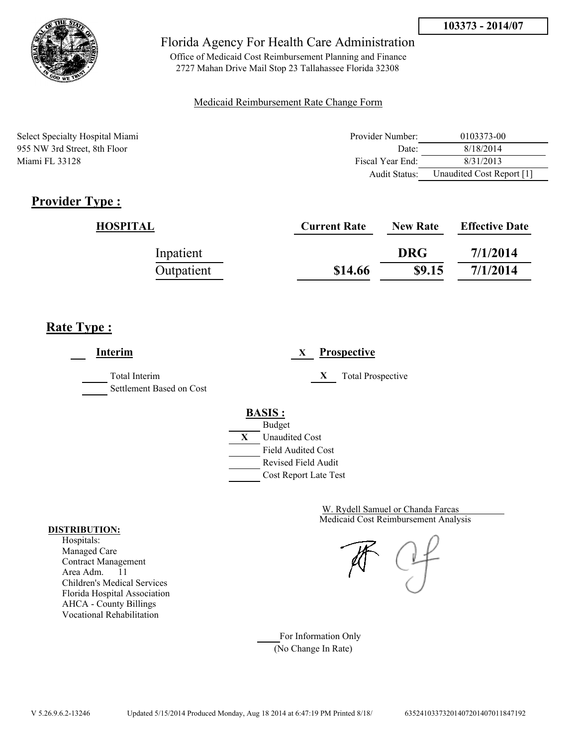**103373 - 2014/07**

Florida Agency For Health Care Administration

Office of Medicaid Cost Reimbursement Planning and Finance
2727 Mahan Drive Mail Stop 23 Tallahassee Florida 32308

Medicaid Reimbursement Rate Change Form

Select Specialty Hospital Miami
955 NW 3rd Street, 8th Floor
Miami FL 33128

| | |
|---|---|
| Provider Number: | 0103373-00 |
| Date: | 8/18/2014 |
| Fiscal Year End: | 8/31/2013 |
| Audit Status: | Unaudited Cost Report [1] |

## Provider Type :

| HOSPITAL | Current Rate | New Rate | Effective Date |
|---|---|---|---|
| Inpatient | | DRG | 7/1/2014 |
| Outpatient | $14.66 | $9.15 | 7/1/2014 |

## Rate Type :

___ **Interim**

_____ Total Interim
_____ Settlement Based on Cost

X **Prospective**

X Total Prospective

**BASIS :**

_____ Budget
X Unaudited Cost
_____ Field Audited Cost
_____ Revised Field Audit
_____ Cost Report Late Test

W. Rydell Samuel or Chanda Farcas
Medicaid Cost Reimbursement Analysis

**DISTRIBUTION:**
Hospitals:
Managed Care
Contract Management
Area Adm. 11
Children's Medical Services
Florida Hospital Association
AHCA - County Billings
Vocational Rehabilitation

_____ For Information Only
(No Change In Rate)

V 5.26.9.6.2-13246 Updated 5/15/2014 Produced Monday, Aug 18 2014 at 6:47:19 PM Printed 8/18/ 635241033732014072014070118471​92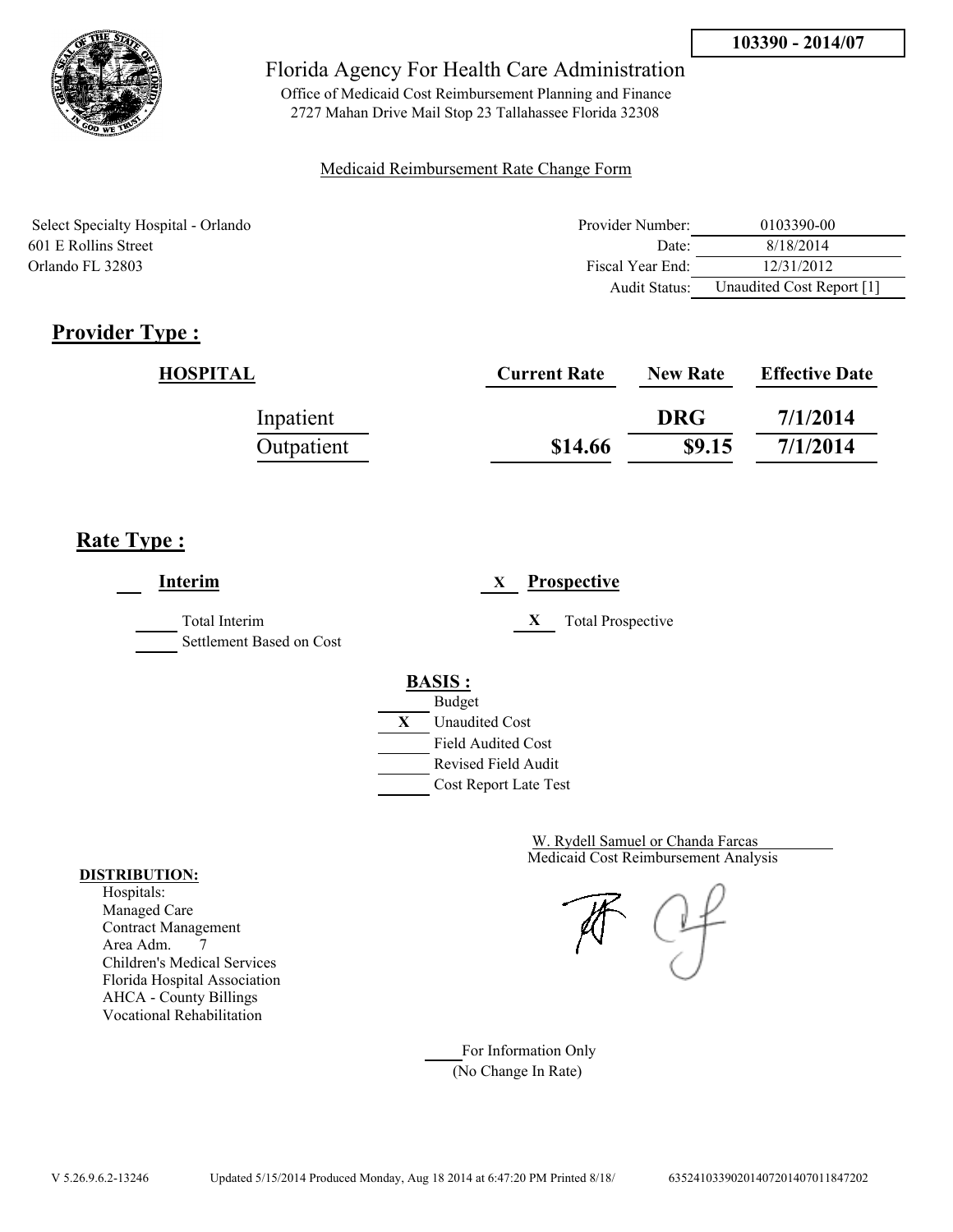103390 - 2014/07

Florida Agency For Health Care Administration

Office of Medicaid Cost Reimbursement Planning and Finance
2727 Mahan Drive Mail Stop 23 Tallahassee Florida 32308

Medicaid Reimbursement Rate Change Form

Select Specialty Hospital - Orlando
601 E Rollins Street
Orlando FL 32803

| | |
|---|---|
| Provider Number: | 0103390-00 |
| Date: | 8/18/2014 |
| Fiscal Year End: | 12/31/2012 |
| Audit Status: | Unaudited Cost Report [1] |

## Provider Type :

| HOSPITAL | Current Rate | New Rate | Effective Date |
|---|---|---|---|
| Inpatient | | DRG | 7/1/2014 |
| Outpatient | $14.66 | $9.15 | 7/1/2014 |

## Rate Type :

___ **Interim**

_____ Total Interim
_____ Settlement Based on Cost

_X_ **Prospective**

_X_ Total Prospective

**BASIS :**

_____ Budget
_X_ Unaudited Cost
_____ Field Audited Cost
_____ Revised Field Audit
_____ Cost Report Late Test

W. Rydell Samuel or Chanda Farcas
Medicaid Cost Reimbursement Analysis

**DISTRIBUTION:**
Hospitals:
Managed Care
Contract Management
Area Adm. 7
Children's Medical Services
Florida Hospital Association
AHCA - County Billings
Vocational Rehabilitation

_____ For Information Only
(No Change In Rate)

V 5.26.9.6.2-13246 Updated 5/15/2014 Produced Monday, Aug 18 2014 at 6:47:20 PM Printed 8/18/ 635241033902014072014070118472​02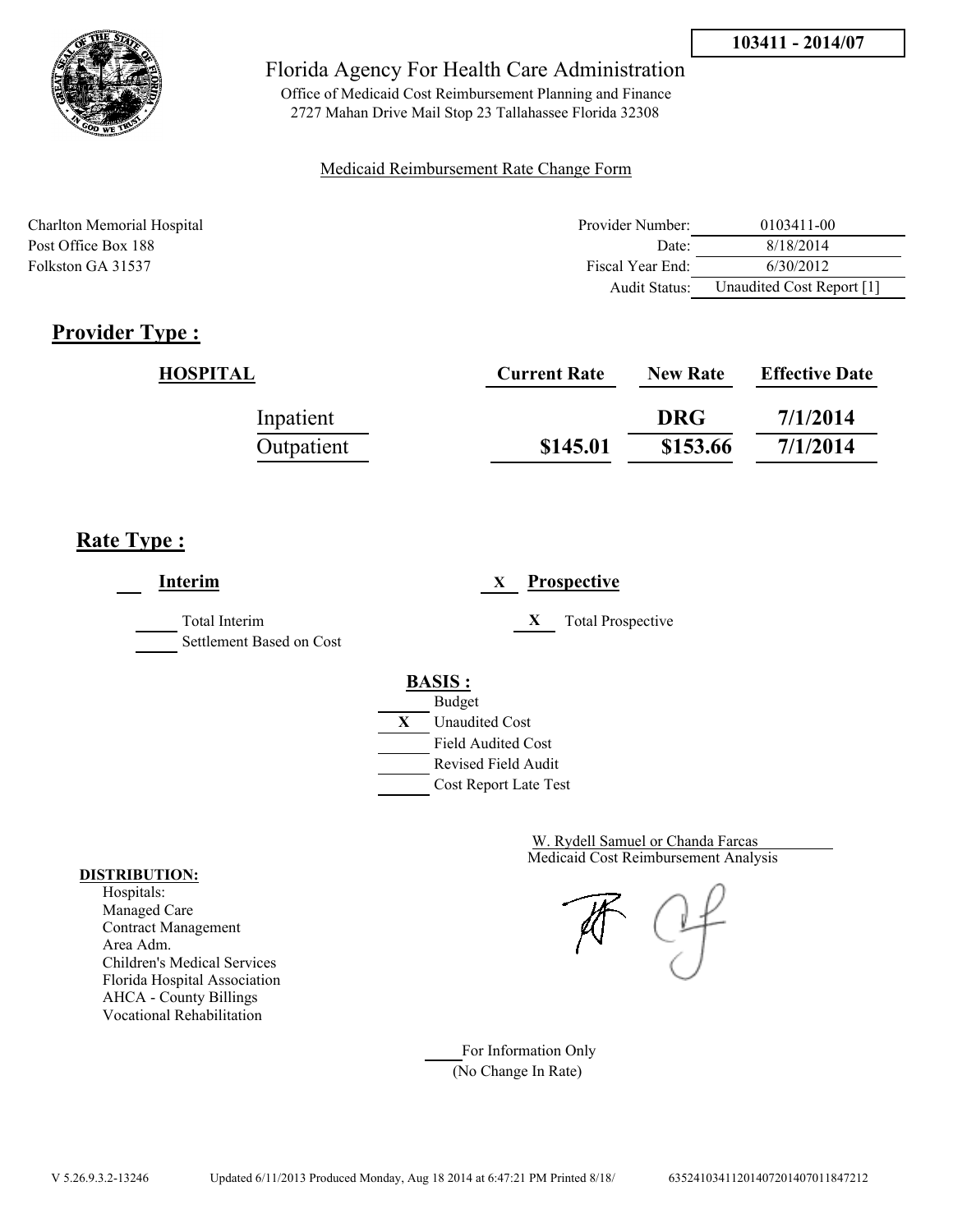**103411 - 2014/07**

# Florida Agency For Health Care Administration

Office of Medicaid Cost Reimbursement Planning and Finance
2727 Mahan Drive Mail Stop 23 Tallahassee Florida 32308

Medicaid Reimbursement Rate Change Form

Charlton Memorial Hospital
Post Office Box 188
Folkston GA 31537

| | |
|---|---|
| Provider Number: | 0103411-00 |
| Date: | 8/18/2014 |
| Fiscal Year End: | 6/30/2012 |
| Audit Status: | Unaudited Cost Report [1] |

## Provider Type :

| HOSPITAL | Current Rate | New Rate | Effective Date |
|---|---|---|---|
| Inpatient | | DRG | 7/1/2014 |
| Outpatient | $145.01 | $153.66 | 7/1/2014 |

## Rate Type :

**Interim**
- ___ Total Interim
- ___ Settlement Based on Cost

X **Prospective**
- X Total Prospective

**BASIS :**
- ___ Budget
- X Unaudited Cost
- ___ Field Audited Cost
- ___ Revised Field Audit
- ___ Cost Report Late Test

W. Rydell Samuel or Chanda Farcas
Medicaid Cost Reimbursement Analysis

**DISTRIBUTION:**
Hospitals:
Managed Care
Contract Management
Area Adm.
Children's Medical Services
Florida Hospital Association
AHCA - County Billings
Vocational Rehabilitation

___ For Information Only
(No Change In Rate)

V 5.26.9.3.2-13246 Updated 6/11/2013 Produced Monday, Aug 18 2014 at 6:47:21 PM Printed 8/18/ 63524103411201407201407011847212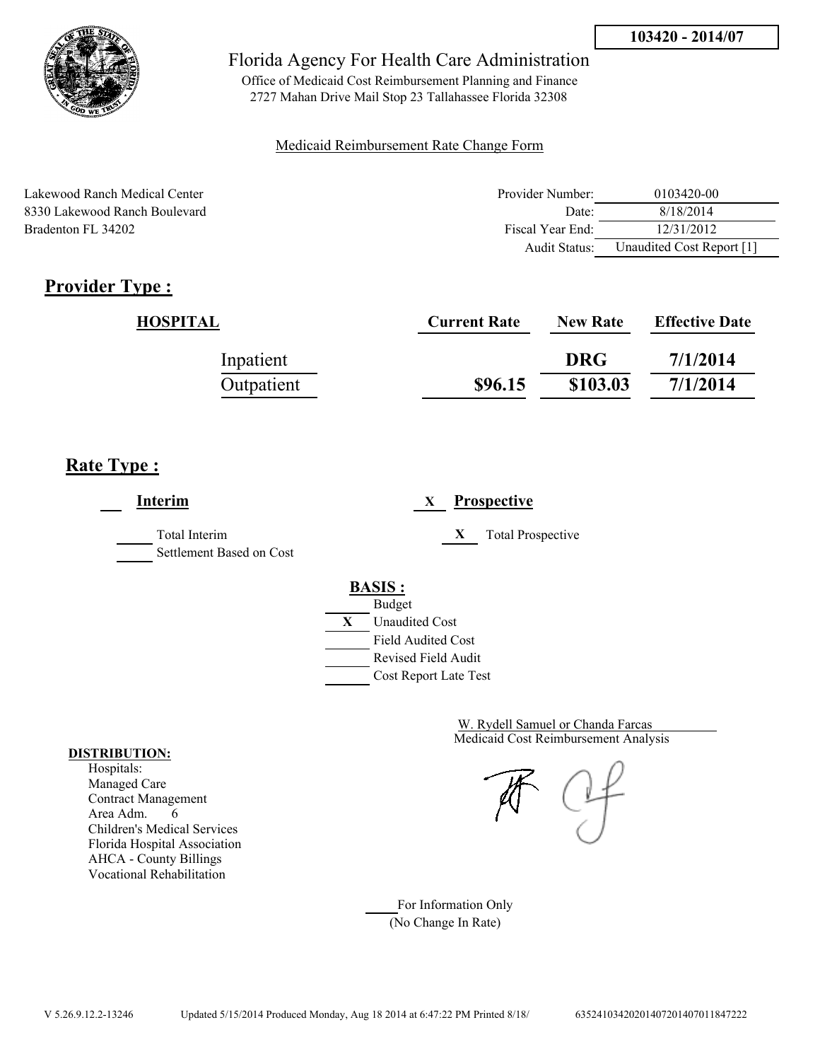103420 - 2014/07

# Florida Agency For Health Care Administration

Office of Medicaid Cost Reimbursement Planning and Finance
2727 Mahan Drive Mail Stop 23 Tallahassee Florida 32308

Medicaid Reimbursement Rate Change Form

Lakewood Ranch Medical Center
8330 Lakewood Ranch Boulevard
Bradenton FL 34202

| | |
|---|---|
| Provider Number: | 0103420-00 |
| Date: | 8/18/2014 |
| Fiscal Year End: | 12/31/2012 |
| Audit Status: | Unaudited Cost Report [1] |

## Provider Type :

| HOSPITAL | Current Rate | New Rate | Effective Date |
|---|---|---|---|
| Inpatient | | DRG | 7/1/2014 |
| Outpatient | $96.15 | $103.03 | 7/1/2014 |

## Rate Type :

___ **Interim**

_____ Total Interim
_____ Settlement Based on Cost

X **Prospective**

X Total Prospective

**BASIS :**

_____ Budget
X Unaudited Cost
_____ Field Audited Cost
_____ Revised Field Audit
_____ Cost Report Late Test

W. Rydell Samuel or Chanda Farcas
Medicaid Cost Reimbursement Analysis

**DISTRIBUTION:**
Hospitals:
Managed Care
Contract Management
Area Adm. 6
Children's Medical Services
Florida Hospital Association
AHCA - County Billings
Vocational Rehabilitation

_____ For Information Only
(No Change In Rate)

V 5.26.9.12.2-13246 Updated 5/15/2014 Produced Monday, Aug 18 2014 at 6:47:22 PM Printed 8/18/ 635241034202014072014070118472222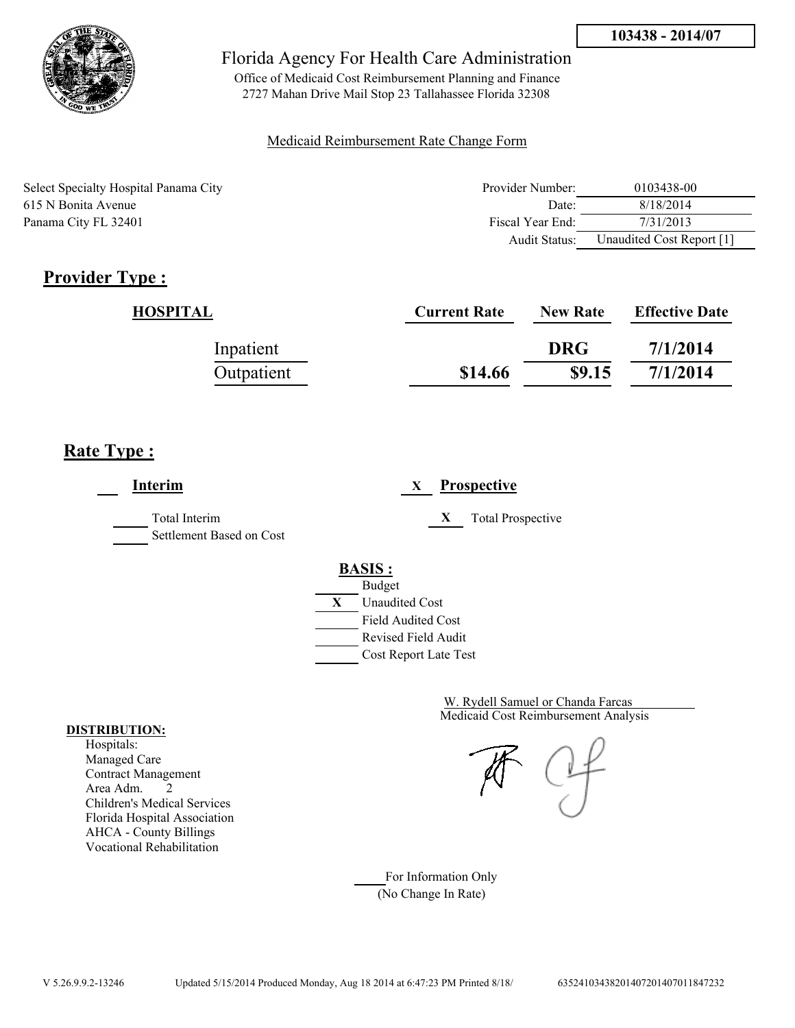**103438 - 2014/07**

# Florida Agency For Health Care Administration

Office of Medicaid Cost Reimbursement Planning and Finance
2727 Mahan Drive Mail Stop 23 Tallahassee Florida 32308

Medicaid Reimbursement Rate Change Form

Select Specialty Hospital Panama City
615 N Bonita Avenue
Panama City FL 32401

| | |
|---|---|
| Provider Number: | 0103438-00 |
| Date: | 8/18/2014 |
| Fiscal Year End: | 7/31/2013 |
| Audit Status: | Unaudited Cost Report [1] |

## Provider Type :

| HOSPITAL | Current Rate | New Rate | Effective Date |
|---|---|---|---|
| Inpatient | | DRG | 7/1/2014 |
| Outpatient | $14.66 | $9.15 | 7/1/2014 |

## Rate Type :

___ **Interim**

_____ Total Interim
_____ Settlement Based on Cost

X **Prospective**

X Total Prospective

**BASIS :**

_____ Budget
X Unaudited Cost
_____ Field Audited Cost
_____ Revised Field Audit
_____ Cost Report Late Test

W. Rydell Samuel or Chanda Farcas
Medicaid Cost Reimbursement Analysis

**DISTRIBUTION:**
Hospitals:
Managed Care
Contract Management
Area Adm. 2
Children's Medical Services
Florida Hospital Association
AHCA - County Billings
Vocational Rehabilitation

_____ For Information Only
(No Change In Rate)

V 5.26.9.9.2-13246 Updated 5/15/2014 Produced Monday, Aug 18 2014 at 6:47:23 PM Printed 8/18/ 635241034382014072014070118472​32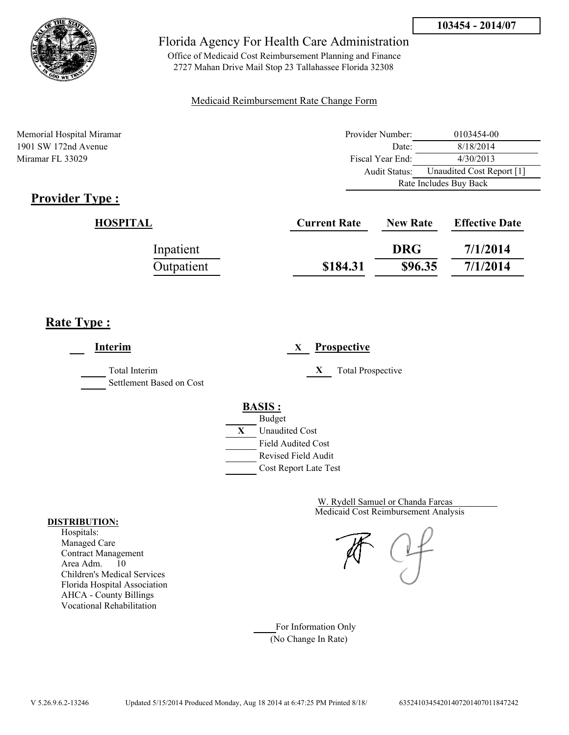**103454 - 2014/07**

Florida Agency For Health Care Administration

Office of Medicaid Cost Reimbursement Planning and Finance
2727 Mahan Drive Mail Stop 23 Tallahassee Florida 32308

Medicaid Reimbursement Rate Change Form

Memorial Hospital Miramar
1901 SW 172nd Avenue
Miramar FL 33029

| | |
|---|---|
| Provider Number: | 0103454-00 |
| Date: | 8/18/2014 |
| Fiscal Year End: | 4/30/2013 |
| Audit Status: | Unaudited Cost Report [1] |
| | Rate Includes Buy Back |

## Provider Type :

| HOSPITAL | Current Rate | New Rate | Effective Date |
|---|---|---|---|
| Inpatient | | DRG | 7/1/2014 |
| Outpatient | $184.31 | $96.35 | 7/1/2014 |

## Rate Type :

___ **Interim** X **Prospective**

_____ Total Interim
_____ Settlement Based on Cost

X Total Prospective

**BASIS :**

_____ Budget
X Unaudited Cost
_____ Field Audited Cost
_____ Revised Field Audit
_____ Cost Report Late Test

W. Rydell Samuel or Chanda Farcas
Medicaid Cost Reimbursement Analysis

**DISTRIBUTION:**
Hospitals:
Managed Care
Contract Management
Area Adm. 10
Children's Medical Services
Florida Hospital Association
AHCA - County Billings
Vocational Rehabilitation

_____ For Information Only
(No Change In Rate)

V 5.26.9.6.2-13246 Updated 5/15/2014 Produced Monday, Aug 18 2014 at 6:47:25 PM Printed 8/18/ 6352410345420140720140701184 7242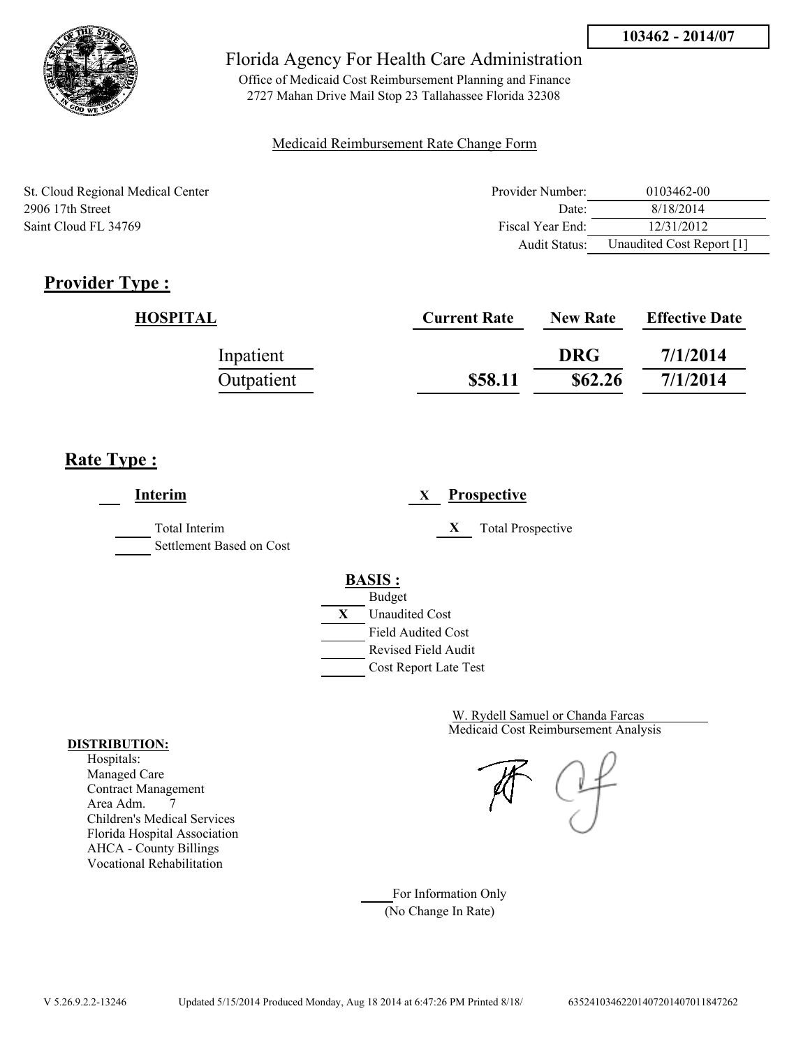**103462 - 2014/07**

# Florida Agency For Health Care Administration

Office of Medicaid Cost Reimbursement Planning and Finance
2727 Mahan Drive Mail Stop 23 Tallahassee Florida 32308

Medicaid Reimbursement Rate Change Form

St. Cloud Regional Medical Center
2906 17th Street
Saint Cloud FL 34769

| | |
|---|---|
| Provider Number: | 0103462-00 |
| Date: | 8/18/2014 |
| Fiscal Year End: | 12/31/2012 |
| Audit Status: | Unaudited Cost Report [1] |

## Provider Type :

| HOSPITAL | Current Rate | New Rate | Effective Date |
|---|---|---|---|
| Inpatient | | DRG | 7/1/2014 |
| Outpatient | $58.11 | $62.26 | 7/1/2014 |

## Rate Type :

___ **Interim**

_____ Total Interim
_____ Settlement Based on Cost

X **Prospective**

X Total Prospective

**BASIS :**

_____ Budget
X Unaudited Cost
_____ Field Audited Cost
_____ Revised Field Audit
_____ Cost Report Late Test

W. Rydell Samuel or Chanda Farcas
Medicaid Cost Reimbursement Analysis

**DISTRIBUTION:**
Hospitals:
Managed Care
Contract Management
Area Adm. 7
Children's Medical Services
Florida Hospital Association
AHCA - County Billings
Vocational Rehabilitation

_____ For Information Only
(No Change In Rate)

V 5.26.9.2.2-13246 Updated 5/15/2014 Produced Monday, Aug 18 2014 at 6:47:26 PM Printed 8/18/ 6352410346220140720140701184726​2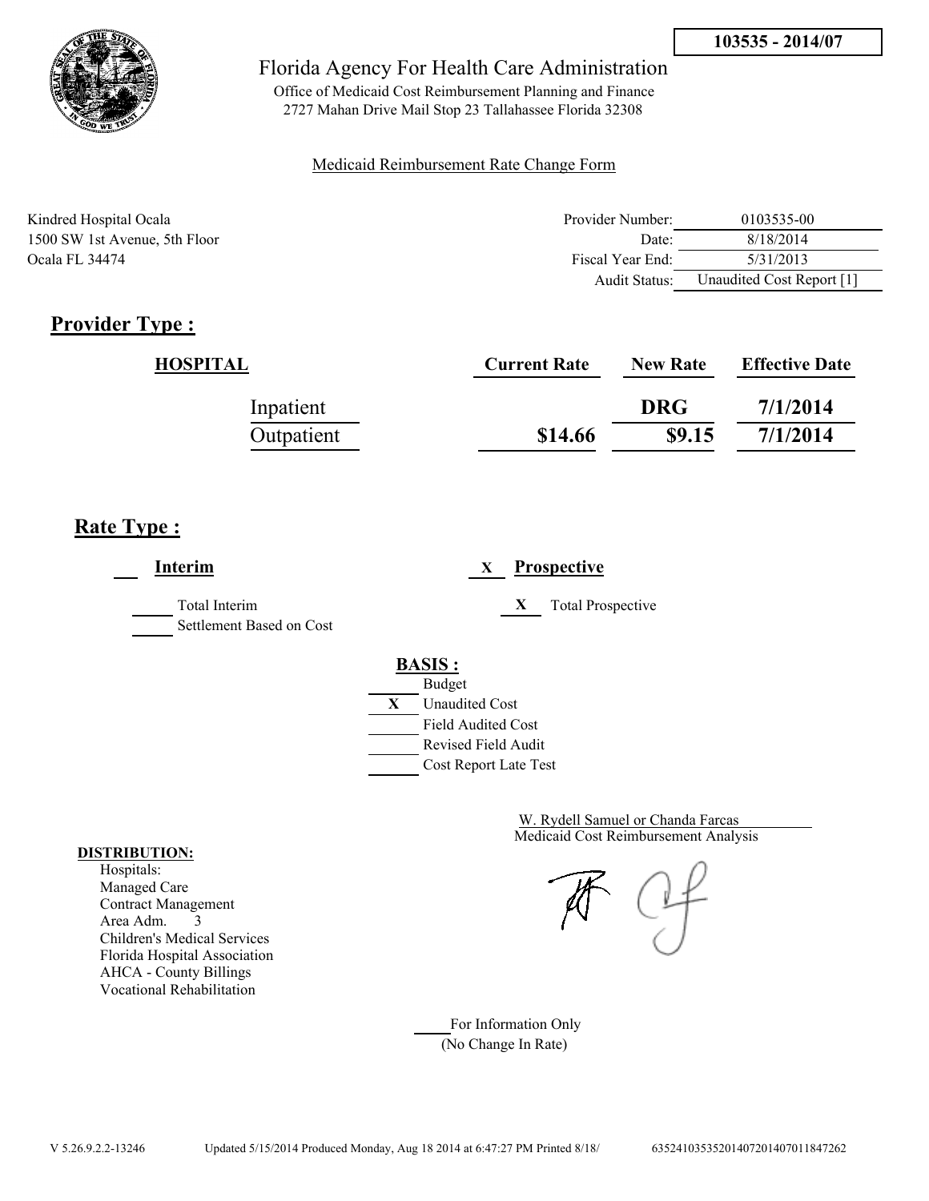**103535 - 2014/07**

Florida Agency For Health Care Administration

Office of Medicaid Cost Reimbursement Planning and Finance
2727 Mahan Drive Mail Stop 23 Tallahassee Florida 32308

Medicaid Reimbursement Rate Change Form

Kindred Hospital Ocala
1500 SW 1st Avenue, 5th Floor
Ocala FL 34474

| | |
|---|---|
| Provider Number: | 0103535-00 |
| Date: | 8/18/2014 |
| Fiscal Year End: | 5/31/2013 |
| Audit Status: | Unaudited Cost Report [1] |

## Provider Type :

| HOSPITAL | Current Rate | New Rate | Effective Date |
|---|---|---|---|
| Inpatient | | DRG | 7/1/2014 |
| Outpatient | $14.66 | $9.15 | 7/1/2014 |

## Rate Type :

___ **Interim** &nbsp;&nbsp;&nbsp;&nbsp; X **Prospective**

___ Total Interim &nbsp;&nbsp;&nbsp;&nbsp; X Total Prospective

___ Settlement Based on Cost

**BASIS :**

- ___ Budget
- X Unaudited Cost
- ___ Field Audited Cost
- ___ Revised Field Audit
- ___ Cost Report Late Test

W. Rydell Samuel or Chanda Farcas
Medicaid Cost Reimbursement Analysis

**DISTRIBUTION:**

Hospitals:
Managed Care
Contract Management
Area Adm. 3
Children's Medical Services
Florida Hospital Association
AHCA - County Billings
Vocational Rehabilitation

___ For Information Only
(No Change In Rate)

V 5.26.9.2.2-13246 Updated 5/15/2014 Produced Monday, Aug 18 2014 at 6:47:27 PM Printed 8/18/ 6352410353520140720140701184726​2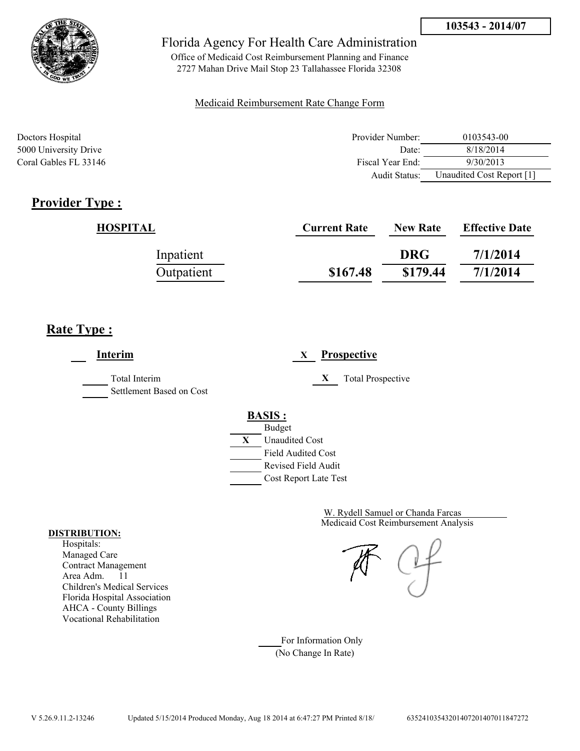**103543 - 2014/07**

Florida Agency For Health Care Administration

Office of Medicaid Cost Reimbursement Planning and Finance
2727 Mahan Drive Mail Stop 23 Tallahassee Florida 32308

Medicaid Reimbursement Rate Change Form

Doctors Hospital
5000 University Drive
Coral Gables FL 33146

| | |
|---|---|
| Provider Number: | 0103543-00 |
| Date: | 8/18/2014 |
| Fiscal Year End: | 9/30/2013 |
| Audit Status: | Unaudited Cost Report [1] |

## Provider Type :

| HOSPITAL | Current Rate | New Rate | Effective Date |
|---|---|---|---|
| Inpatient | | DRG | 7/1/2014 |
| Outpatient | $167.48 | $179.44 | 7/1/2014 |

## Rate Type :

___ **Interim**

_____ Total Interim
_____ Settlement Based on Cost

X **Prospective**

X Total Prospective

**BASIS :**

_____ Budget
X Unaudited Cost
_____ Field Audited Cost
_____ Revised Field Audit
_____ Cost Report Late Test

W. Rydell Samuel or Chanda Farcas
Medicaid Cost Reimbursement Analysis

**DISTRIBUTION:**
Hospitals:
Managed Care
Contract Management
Area Adm. 11
Children's Medical Services
Florida Hospital Association
AHCA - County Billings
Vocational Rehabilitation

_____ For Information Only
(No Change In Rate)

V 5.26.9.11.2-13246 Updated 5/15/2014 Produced Monday, Aug 18 2014 at 6:47:27 PM Printed 8/18/ 635241035432014072014070118472​72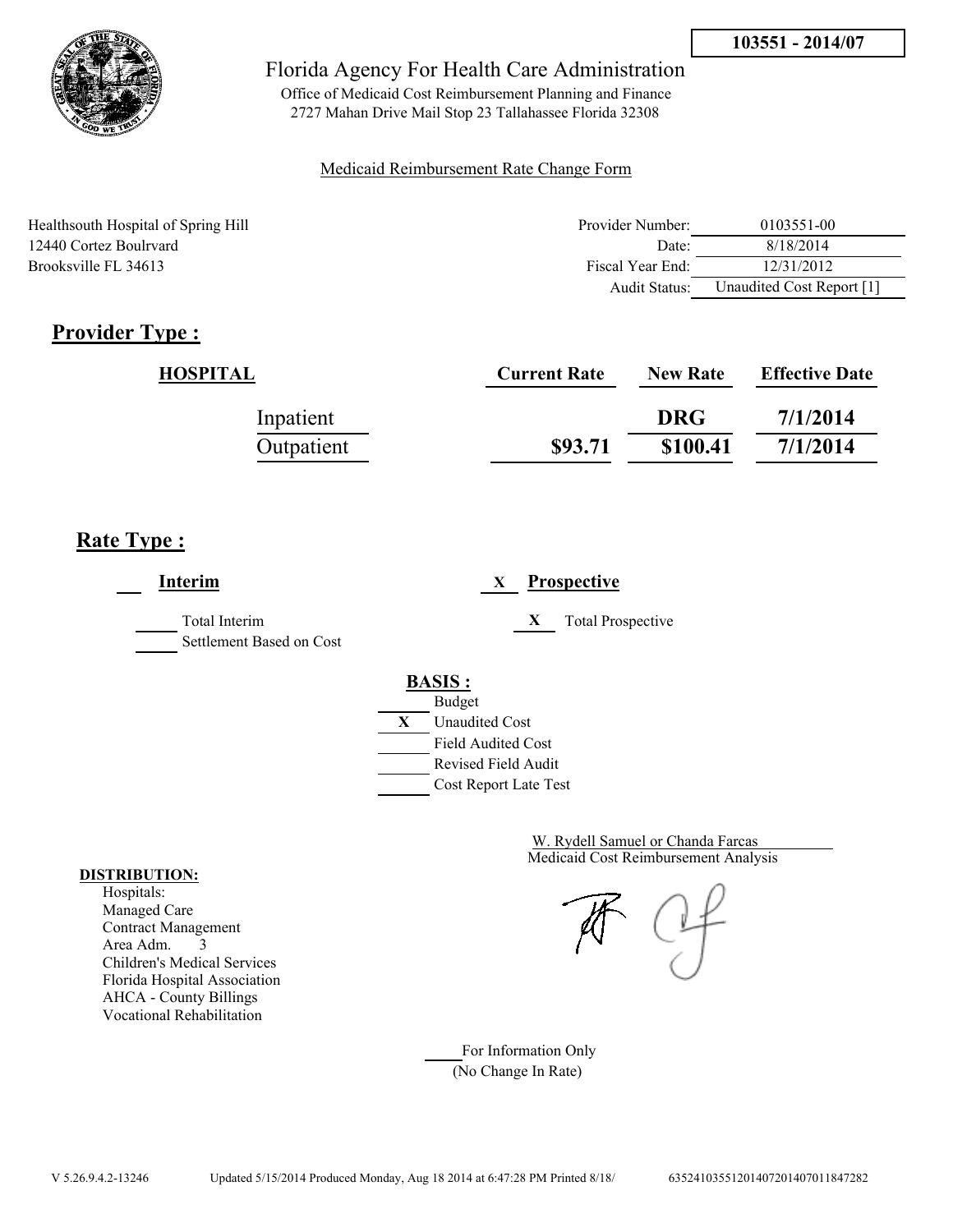**103551 - 2014/07**

Florida Agency For Health Care Administration

Office of Medicaid Cost Reimbursement Planning and Finance
2727 Mahan Drive Mail Stop 23 Tallahassee Florida 32308

Medicaid Reimbursement Rate Change Form

Healthsouth Hospital of Spring Hill
12440 Cortez Boulrvard
Brooksville FL 34613

| | |
|---|---|
| Provider Number: | 0103551-00 |
| Date: | 8/18/2014 |
| Fiscal Year End: | 12/31/2012 |
| Audit Status: | Unaudited Cost Report [1] |

## Provider Type :

| HOSPITAL | Current Rate | New Rate | Effective Date |
|---|---|---|---|
| Inpatient | | DRG | 7/1/2014 |
| Outpatient | $93.71 | $100.41 | 7/1/2014 |

## Rate Type :

___ **Interim**

_____ Total Interim
_____ Settlement Based on Cost

X **Prospective**

X Total Prospective

**BASIS :**

_____ Budget
X Unaudited Cost
_____ Field Audited Cost
_____ Revised Field Audit
_____ Cost Report Late Test

W. Rydell Samuel or Chanda Farcas
Medicaid Cost Reimbursement Analysis

**DISTRIBUTION:**
Hospitals:
Managed Care
Contract Management
Area Adm. 3
Children's Medical Services
Florida Hospital Association
AHCA - County Billings
Vocational Rehabilitation

_____ For Information Only
(No Change In Rate)

V 5.26.9.4.2-13246 Updated 5/15/2014 Produced Monday, Aug 18 2014 at 6:47:28 PM Printed 8/18/ 635241035512014072014070118472​82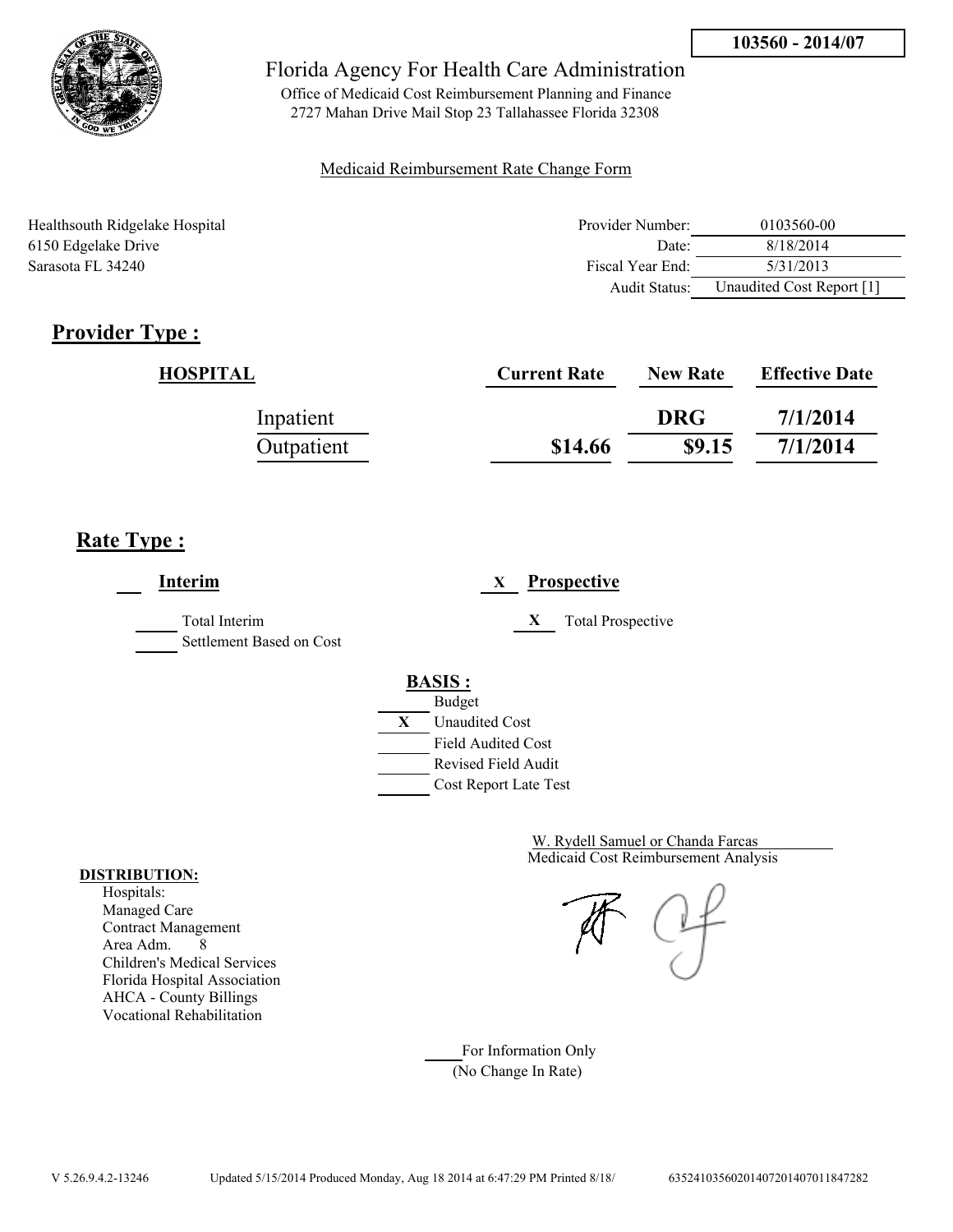**103560 - 2014/07**

# Florida Agency For Health Care Administration

Office of Medicaid Cost Reimbursement Planning and Finance
2727 Mahan Drive Mail Stop 23 Tallahassee Florida 32308

Medicaid Reimbursement Rate Change Form

Healthsouth Ridgelake Hospital
6150 Edgelake Drive
Sarasota FL 34240

| | |
|---|---|
| Provider Number: | 0103560-00 |
| Date: | 8/18/2014 |
| Fiscal Year End: | 5/31/2013 |
| Audit Status: | Unaudited Cost Report [1] |

## Provider Type :

| HOSPITAL | Current Rate | New Rate | Effective Date |
|---|---|---|---|
| Inpatient | | DRG | 7/1/2014 |
| Outpatient | $14.66 | $9.15 | 7/1/2014 |

## Rate Type :

___ **Interim**

_____ Total Interim
_____ Settlement Based on Cost

X **Prospective**

X Total Prospective

**BASIS :**

_____ Budget
X Unaudited Cost
_____ Field Audited Cost
_____ Revised Field Audit
_____ Cost Report Late Test

W. Rydell Samuel or Chanda Farcas
Medicaid Cost Reimbursement Analysis

**DISTRIBUTION:**
Hospitals:
Managed Care
Contract Management
Area Adm. 8
Children's Medical Services
Florida Hospital Association
AHCA - County Billings
Vocational Rehabilitation

_____ For Information Only
(No Change In Rate)

V 5.26.9.4.2-13246 Updated 5/15/2014 Produced Monday, Aug 18 2014 at 6:47:29 PM Printed 8/18/ 635241035602014072014070118472​82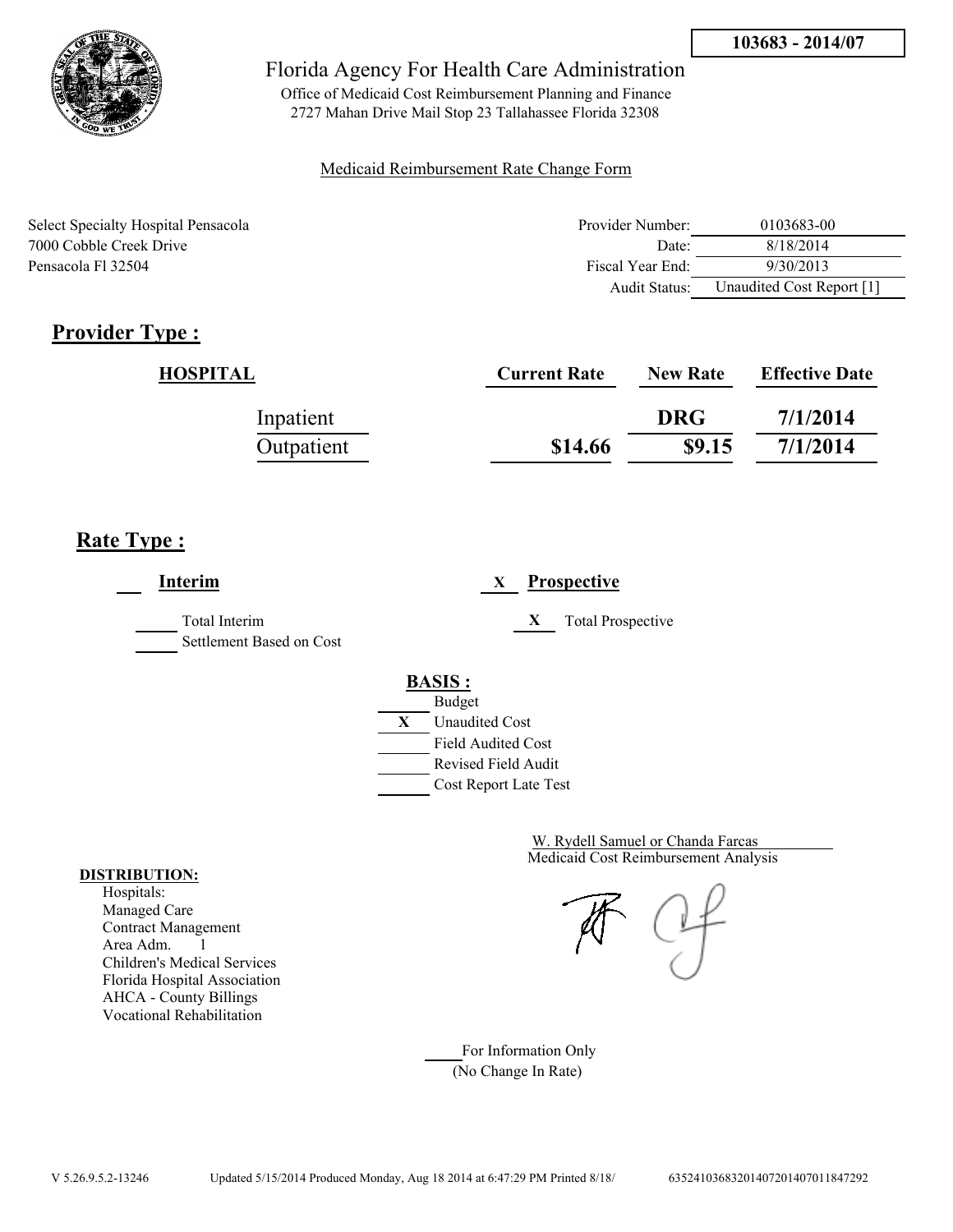**103683 - 2014/07**

Florida Agency For Health Care Administration

Office of Medicaid Cost Reimbursement Planning and Finance
2727 Mahan Drive Mail Stop 23 Tallahassee Florida 32308

Medicaid Reimbursement Rate Change Form

Select Specialty Hospital Pensacola
7000 Cobble Creek Drive
Pensacola Fl 32504

| | |
|---|---|
| Provider Number: | 0103683-00 |
| Date: | 8/18/2014 |
| Fiscal Year End: | 9/30/2013 |
| Audit Status: | Unaudited Cost Report [1] |

## Provider Type :

| HOSPITAL | Current Rate | New Rate | Effective Date |
|---|---|---|---|
| Inpatient | | DRG | 7/1/2014 |
| Outpatient | $14.66 | $9.15 | 7/1/2014 |

## Rate Type :

___ **Interim**

_____ Total Interim
_____ Settlement Based on Cost

X **Prospective**

X Total Prospective

**BASIS :**

- ___ Budget
- X Unaudited Cost
- ___ Field Audited Cost
- ___ Revised Field Audit
- ___ Cost Report Late Test

W. Rydell Samuel or Chanda Farcas
Medicaid Cost Reimbursement Analysis

**DISTRIBUTION:**

Hospitals:
Managed Care
Contract Management
Area Adm. 1
Children's Medical Services
Florida Hospital Association
AHCA - County Billings
Vocational Rehabilitation

____ For Information Only
(No Change In Rate)

V 5.26.9.5.2-13246 Updated 5/15/2014 Produced Monday, Aug 18 2014 at 6:47:29 PM Printed 8/18/ 63524103683201407201407011847292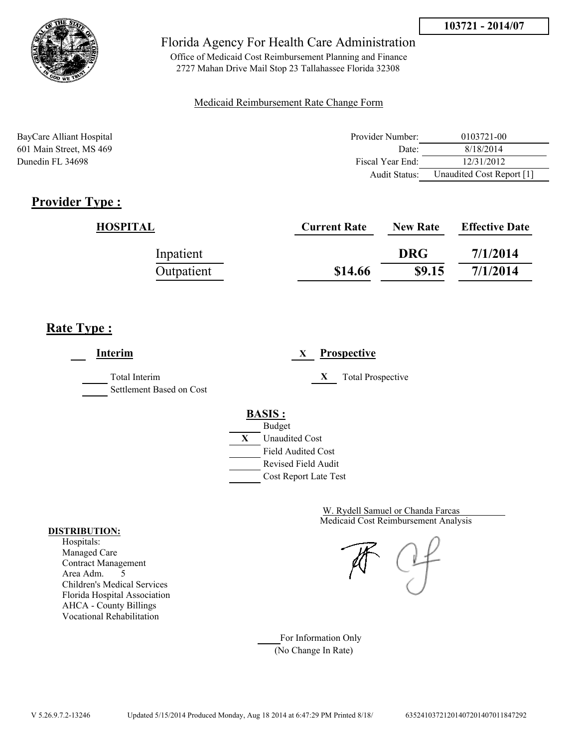**103721 - 2014/07**

Florida Agency For Health Care Administration

Office of Medicaid Cost Reimbursement Planning and Finance
2727 Mahan Drive Mail Stop 23 Tallahassee Florida 32308

Medicaid Reimbursement Rate Change Form

BayCare Alliant Hospital
601 Main Street, MS 469
Dunedin FL 34698

| | |
|---|---|
| Provider Number: | 0103721-00 |
| Date: | 8/18/2014 |
| Fiscal Year End: | 12/31/2012 |
| Audit Status: | Unaudited Cost Report [1] |

## Provider Type :

| HOSPITAL | Current Rate | New Rate | Effective Date |
|---|---|---|---|
| Inpatient | | DRG | 7/1/2014 |
| Outpatient | $14.66 | $9.15 | 7/1/2014 |

## Rate Type :

___ **Interim**

___ Total Interim
___ Settlement Based on Cost

X **Prospective**

X Total Prospective

**BASIS :**

___ Budget
X Unaudited Cost
___ Field Audited Cost
___ Revised Field Audit
___ Cost Report Late Test

W. Rydell Samuel or Chanda Farcas
Medicaid Cost Reimbursement Analysis

**DISTRIBUTION:**
Hospitals:
Managed Care
Contract Management
Area Adm. 5
Children's Medical Services
Florida Hospital Association
AHCA - County Billings
Vocational Rehabilitation

___ For Information Only
(No Change In Rate)

V 5.26.9.7.2-13246 Updated 5/15/2014 Produced Monday, Aug 18 2014 at 6:47:29 PM Printed 8/18/ 63524103721201407201407011847292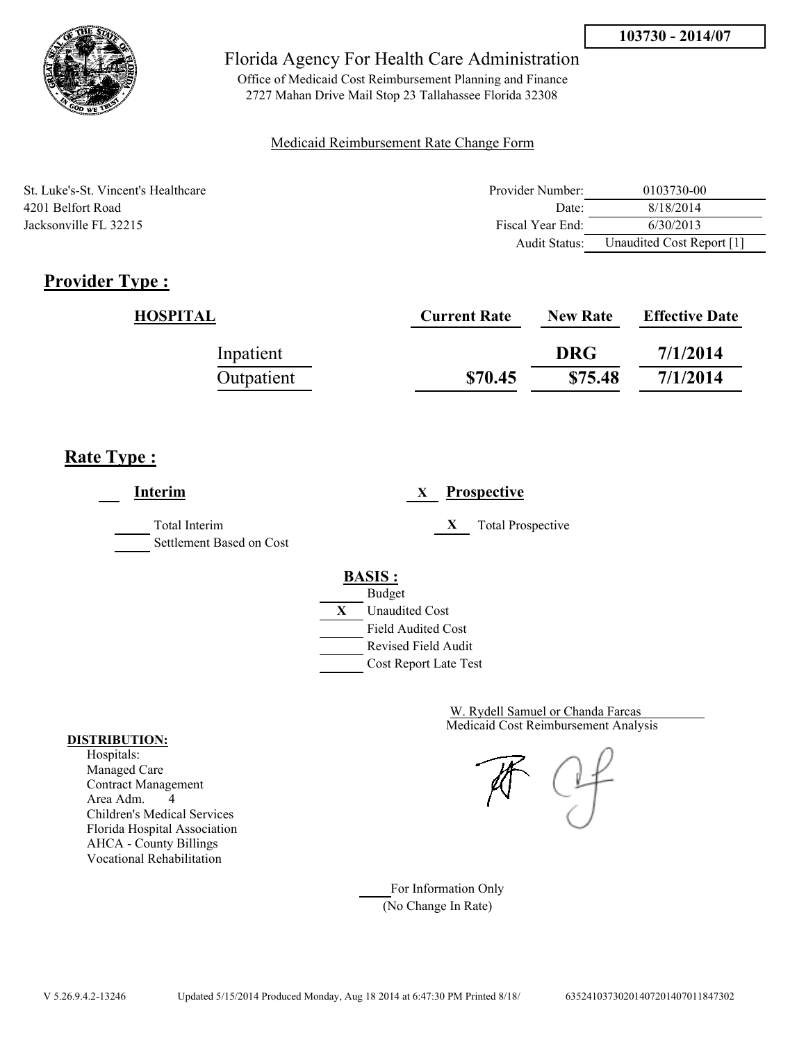**103730 - 2014/07**

# Florida Agency For Health Care Administration

Office of Medicaid Cost Reimbursement Planning and Finance
2727 Mahan Drive Mail Stop 23 Tallahassee Florida 32308

Medicaid Reimbursement Rate Change Form

St. Luke's-St. Vincent's Healthcare
4201 Belfort Road
Jacksonville FL 32215

| | |
|---|---|
| Provider Number: | 0103730-00 |
| Date: | 8/18/2014 |
| Fiscal Year End: | 6/30/2013 |
| Audit Status: | Unaudited Cost Report [1] |

## Provider Type :

| HOSPITAL | Current Rate | New Rate | Effective Date |
|---|---|---|---|
| Inpatient | | DRG | 7/1/2014 |
| Outpatient | $70.45 | $75.48 | 7/1/2014 |

## Rate Type :

___ **Interim**

___ Total Interim
___ Settlement Based on Cost

X **Prospective**

X Total Prospective

**BASIS :**

___ Budget
X Unaudited Cost
___ Field Audited Cost
___ Revised Field Audit
___ Cost Report Late Test

W. Rydell Samuel or Chanda Farcas
Medicaid Cost Reimbursement Analysis

**DISTRIBUTION:**
Hospitals:
Managed Care
Contract Management
Area Adm. 4
Children's Medical Services
Florida Hospital Association
AHCA - County Billings
Vocational Rehabilitation

___ For Information Only
(No Change In Rate)

V 5.26.9.4.2-13246 Updated 5/15/2014 Produced Monday, Aug 18 2014 at 6:47:30 PM Printed 8/18/ 635241037302014072014070118473​02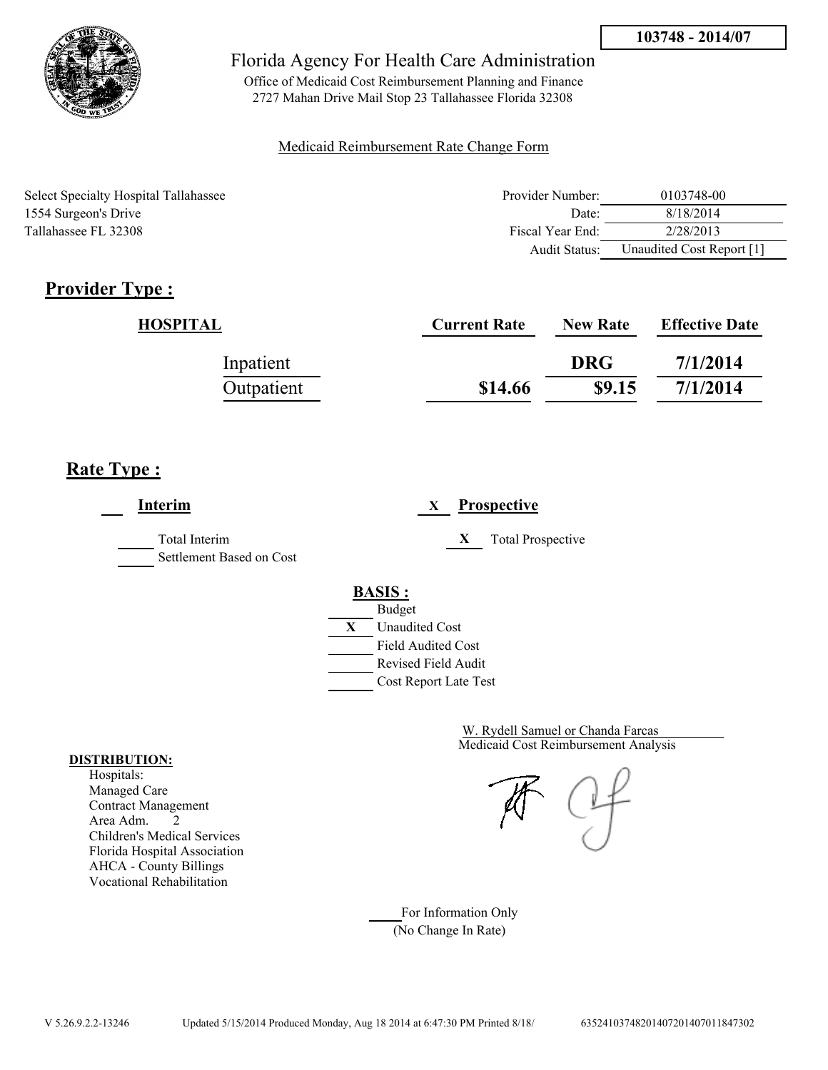**103748 - 2014/07**

Florida Agency For Health Care Administration

Office of Medicaid Cost Reimbursement Planning and Finance
2727 Mahan Drive Mail Stop 23 Tallahassee Florida 32308

Medicaid Reimbursement Rate Change Form

Select Specialty Hospital Tallahassee
1554 Surgeon's Drive
Tallahassee FL 32308

| | |
|---|---|
| Provider Number: | 0103748-00 |
| Date: | 8/18/2014 |
| Fiscal Year End: | 2/28/2013 |
| Audit Status: | Unaudited Cost Report [1] |

## Provider Type :

| HOSPITAL | Current Rate | New Rate | Effective Date |
|---|---|---|---|
| Inpatient | | DRG | 7/1/2014 |
| Outpatient | $14.66 | $9.15 | 7/1/2014 |

## Rate Type :

___ **Interim**

_____ Total Interim
_____ Settlement Based on Cost

X **Prospective**

X Total Prospective

**BASIS :**

_____ Budget
X Unaudited Cost
_____ Field Audited Cost
_____ Revised Field Audit
_____ Cost Report Late Test

W. Rydell Samuel or Chanda Farcas
Medicaid Cost Reimbursement Analysis

**DISTRIBUTION:**
Hospitals:
Managed Care
Contract Management
Area Adm. 2
Children's Medical Services
Florida Hospital Association
AHCA - County Billings
Vocational Rehabilitation

_____ For Information Only
(No Change In Rate)

V 5.26.9.2.2-13246 Updated 5/15/2014 Produced Monday, Aug 18 2014 at 6:47:30 PM Printed 8/18/ 635241037482014072014070118473​02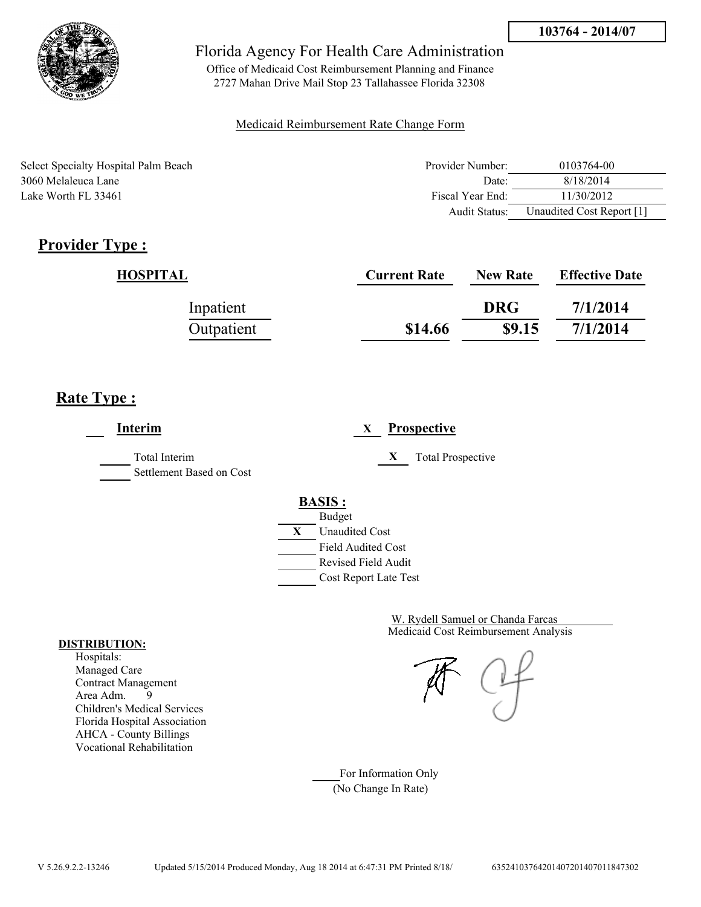**103764 - 2014/07**

Florida Agency For Health Care Administration

Office of Medicaid Cost Reimbursement Planning and Finance
2727 Mahan Drive Mail Stop 23 Tallahassee Florida 32308

Medicaid Reimbursement Rate Change Form

Select Specialty Hospital Palm Beach
3060 Melaleuca Lane
Lake Worth FL 33461

| | |
|---|---|
| Provider Number: | 0103764-00 |
| Date: | 8/18/2014 |
| Fiscal Year End: | 11/30/2012 |
| Audit Status: | Unaudited Cost Report [1] |

## Provider Type :

| HOSPITAL | Current Rate | New Rate | Effective Date |
|---|---|---|---|
| Inpatient | | DRG | 7/1/2014 |
| Outpatient | $14.66 | $9.15 | 7/1/2014 |

## Rate Type :

___ **Interim**

_____ Total Interim
_____ Settlement Based on Cost

X **Prospective**

X Total Prospective

**BASIS :**

_____ Budget
X Unaudited Cost
_____ Field Audited Cost
_____ Revised Field Audit
_____ Cost Report Late Test

W. Rydell Samuel or Chanda Farcas
Medicaid Cost Reimbursement Analysis

**DISTRIBUTION:**
Hospitals:
Managed Care
Contract Management
Area Adm. 9
Children's Medical Services
Florida Hospital Association
AHCA - County Billings
Vocational Rehabilitation

_____ For Information Only
(No Change In Rate)

V 5.26.9.2.2-13246 Updated 5/15/2014 Produced Monday, Aug 18 2014 at 6:47:31 PM Printed 8/18/ 63524103764201407201407011847302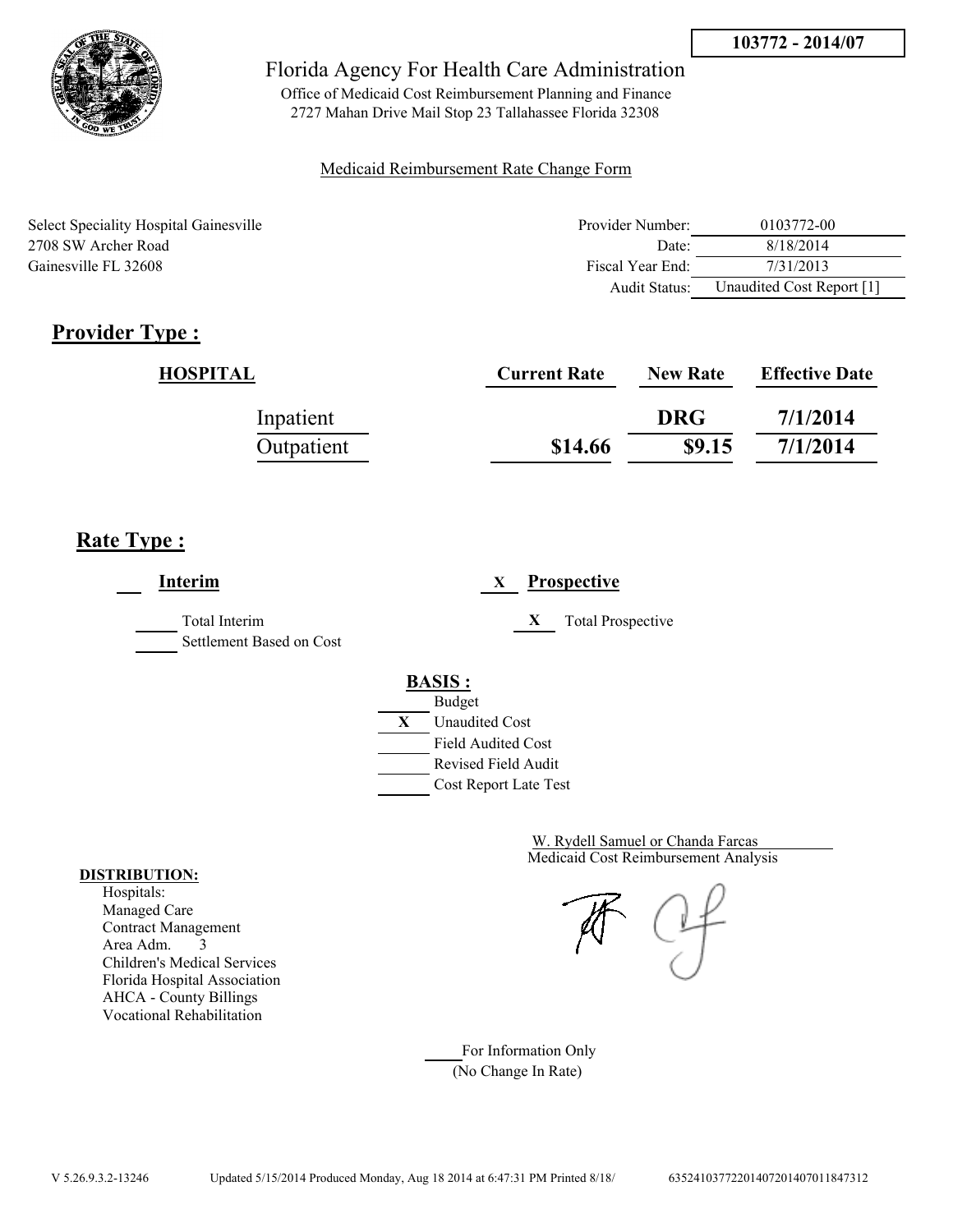103772 - 2014/07

Florida Agency For Health Care Administration

Office of Medicaid Cost Reimbursement Planning and Finance
2727 Mahan Drive Mail Stop 23 Tallahassee Florida 32308

Medicaid Reimbursement Rate Change Form

Select Speciality Hospital Gainesville
2708 SW Archer Road
Gainesville FL 32608

| | |
|---|---|
| Provider Number: | 0103772-00 |
| Date: | 8/18/2014 |
| Fiscal Year End: | 7/31/2013 |
| Audit Status: | Unaudited Cost Report [1] |

## Provider Type :

| HOSPITAL | Current Rate | New Rate | Effective Date |
|---|---|---|---|
| Inpatient | | DRG | 7/1/2014 |
| Outpatient | $14.66 | $9.15 | 7/1/2014 |

## Rate Type :

___ **Interim**

_____ Total Interim
_____ Settlement Based on Cost

X **Prospective**

X Total Prospective

**BASIS :**

_____ Budget
X Unaudited Cost
_____ Field Audited Cost
_____ Revised Field Audit
_____ Cost Report Late Test

W. Rydell Samuel or Chanda Farcas
Medicaid Cost Reimbursement Analysis

**DISTRIBUTION:**
Hospitals:
Managed Care
Contract Management
Area Adm. 3
Children's Medical Services
Florida Hospital Association
AHCA - County Billings
Vocational Rehabilitation

_____ For Information Only
(No Change In Rate)

V 5.26.9.3.2-13246 Updated 5/15/2014 Produced Monday, Aug 18 2014 at 6:47:31 PM Printed 8/18/ 635241037722014072014070118473​12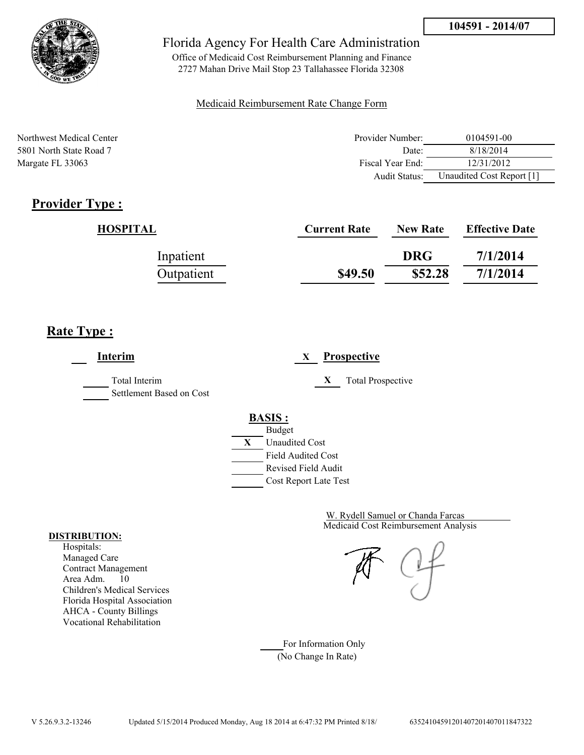**104591 - 2014/07**

Florida Agency For Health Care Administration

Office of Medicaid Cost Reimbursement Planning and Finance
2727 Mahan Drive Mail Stop 23 Tallahassee Florida 32308

Medicaid Reimbursement Rate Change Form

Northwest Medical Center
5801 North State Road 7
Margate FL 33063

| | |
|---|---|
| Provider Number: | 0104591-00 |
| Date: | 8/18/2014 |
| Fiscal Year End: | 12/31/2012 |
| Audit Status: | Unaudited Cost Report [1] |

## Provider Type :

| HOSPITAL | Current Rate | New Rate | Effective Date |
|---|---|---|---|
| Inpatient | | DRG | 7/1/2014 |
| Outpatient | $49.50 | $52.28 | 7/1/2014 |

## Rate Type :

___ **Interim**

_____ Total Interim
_____ Settlement Based on Cost

X **Prospective**

X Total Prospective

**BASIS :**

_____ Budget
X Unaudited Cost
_____ Field Audited Cost
_____ Revised Field Audit
_____ Cost Report Late Test

W. Rydell Samuel or Chanda Farcas
Medicaid Cost Reimbursement Analysis

**DISTRIBUTION:**

Hospitals:
Managed Care
Contract Management
Area Adm. 10
Children's Medical Services
Florida Hospital Association
AHCA - County Billings
Vocational Rehabilitation

_____ For Information Only
(No Change In Rate)

V 5.26.9.3.2-13246 Updated 5/15/2014 Produced Monday, Aug 18 2014 at 6:47:32 PM Printed 8/18/ 63524104591201407201407011847322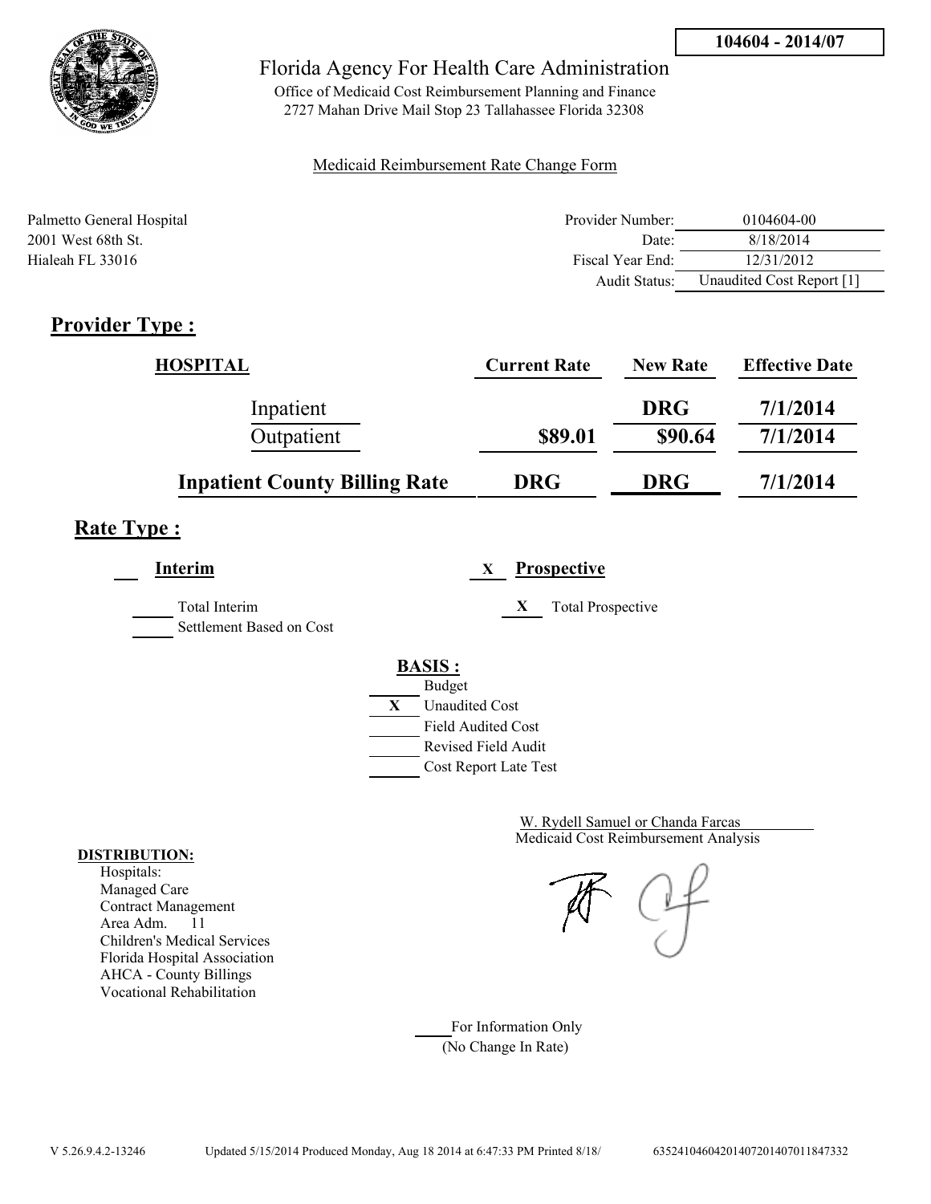104604 - 2014/07

Florida Agency For Health Care Administration

Office of Medicaid Cost Reimbursement Planning and Finance
2727 Mahan Drive Mail Stop 23 Tallahassee Florida 32308

Medicaid Reimbursement Rate Change Form

Palmetto General Hospital
2001 West 68th St.
Hialeah FL 33016

| | |
|---|---|
| Provider Number: | 0104604-00 |
| Date: | 8/18/2014 |
| Fiscal Year End: | 12/31/2012 |
| Audit Status: | Unaudited Cost Report [1] |

## Provider Type :

| HOSPITAL | Current Rate | New Rate | Effective Date |
|---|---|---|---|
| Inpatient | | DRG | 7/1/2014 |
| Outpatient | $89.01 | $90.64 | 7/1/2014 |
| **Inpatient County Billing Rate** | **DRG** | **DRG** | **7/1/2014** |

## Rate Type :

___ **Interim**

___ Total Interim

___ Settlement Based on Cost

X **Prospective**

X Total Prospective

**BASIS :**

___ Budget
X Unaudited Cost
___ Field Audited Cost
___ Revised Field Audit
___ Cost Report Late Test

W. Rydell Samuel or Chanda Farcas
Medicaid Cost Reimbursement Analysis

**DISTRIBUTION:**

Hospitals:
Managed Care
Contract Management
Area Adm. 11
Children's Medical Services
Florida Hospital Association
AHCA - County Billings
Vocational Rehabilitation

___ For Information Only
(No Change In Rate)

V 5.26.9.4.2-13246 Updated 5/15/2014 Produced Monday, Aug 18 2014 at 6:47:33 PM Printed 8/18/ 63524104604201407201407011847332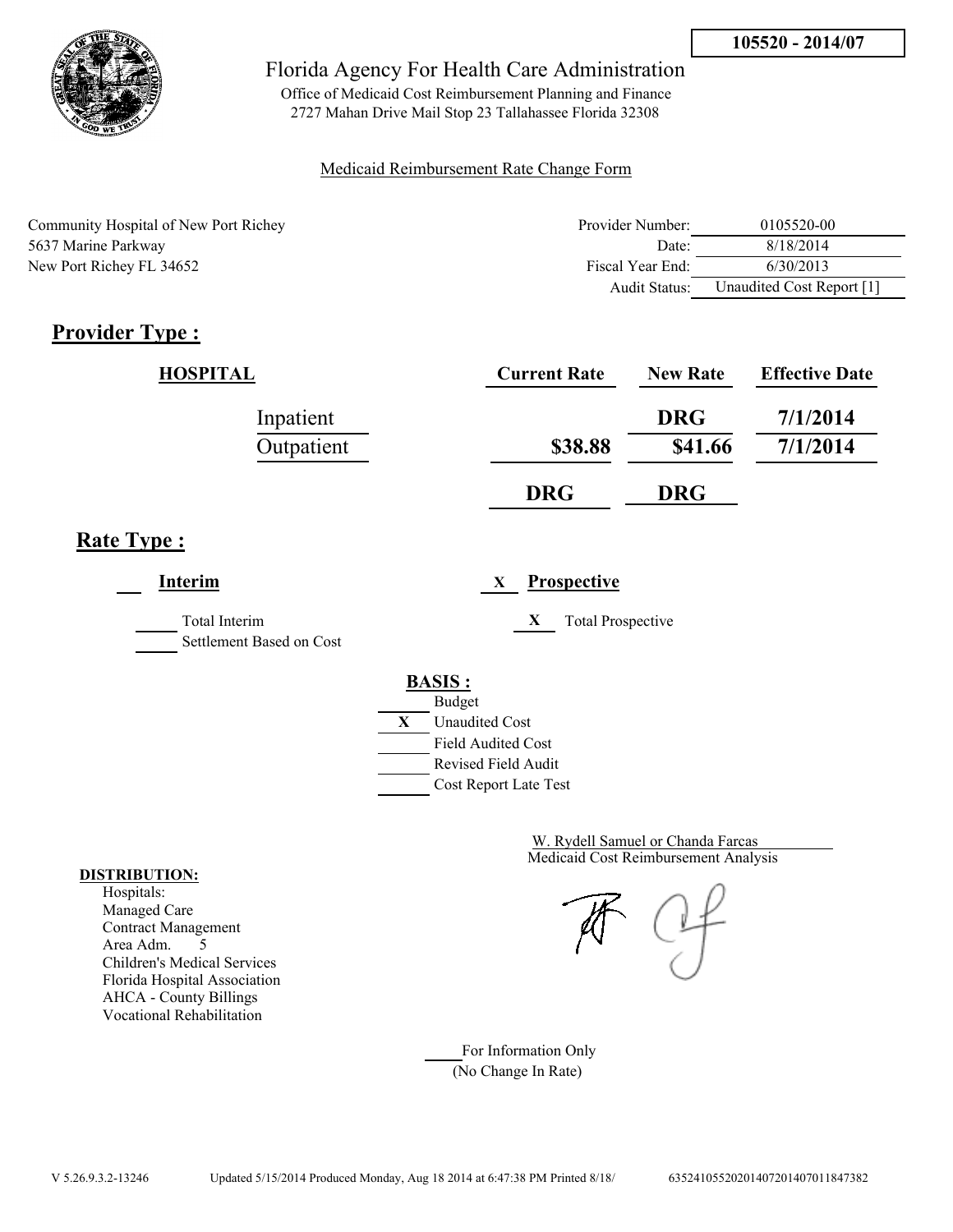**105520 - 2014/07**

Florida Agency For Health Care Administration

Office of Medicaid Cost Reimbursement Planning and Finance
2727 Mahan Drive Mail Stop 23 Tallahassee Florida 32308

Medicaid Reimbursement Rate Change Form

Community Hospital of New Port Richey
5637 Marine Parkway
New Port Richey FL 34652

| | |
|---|---|
| Provider Number: | 0105520-00 |
| Date: | 8/18/2014 |
| Fiscal Year End: | 6/30/2013 |
| Audit Status: | Unaudited Cost Report [1] |

## Provider Type :

| HOSPITAL | Current Rate | New Rate | Effective Date |
|---|---|---|---|
| Inpatient | | DRG | 7/1/2014 |
| Outpatient | $38.88 | $41.66 | 7/1/2014 |
| | DRG | DRG | |

## Rate Type :

___ **Interim**

_____ Total Interim
_____ Settlement Based on Cost

X **Prospective**

X Total Prospective

**BASIS :**

_____ Budget
X Unaudited Cost
_____ Field Audited Cost
_____ Revised Field Audit
_____ Cost Report Late Test

W. Rydell Samuel or Chanda Farcas
Medicaid Cost Reimbursement Analysis

**DISTRIBUTION:**
Hospitals:
Managed Care
Contract Management
Area Adm. 5
Children's Medical Services
Florida Hospital Association
AHCA - County Billings
Vocational Rehabilitation

_____ For Information Only
(No Change In Rate)

V 5.26.9.3.2-13246 Updated 5/15/2014 Produced Monday, Aug 18 2014 at 6:47:38 PM Printed 8/18/ 635241055202014072014070118473 82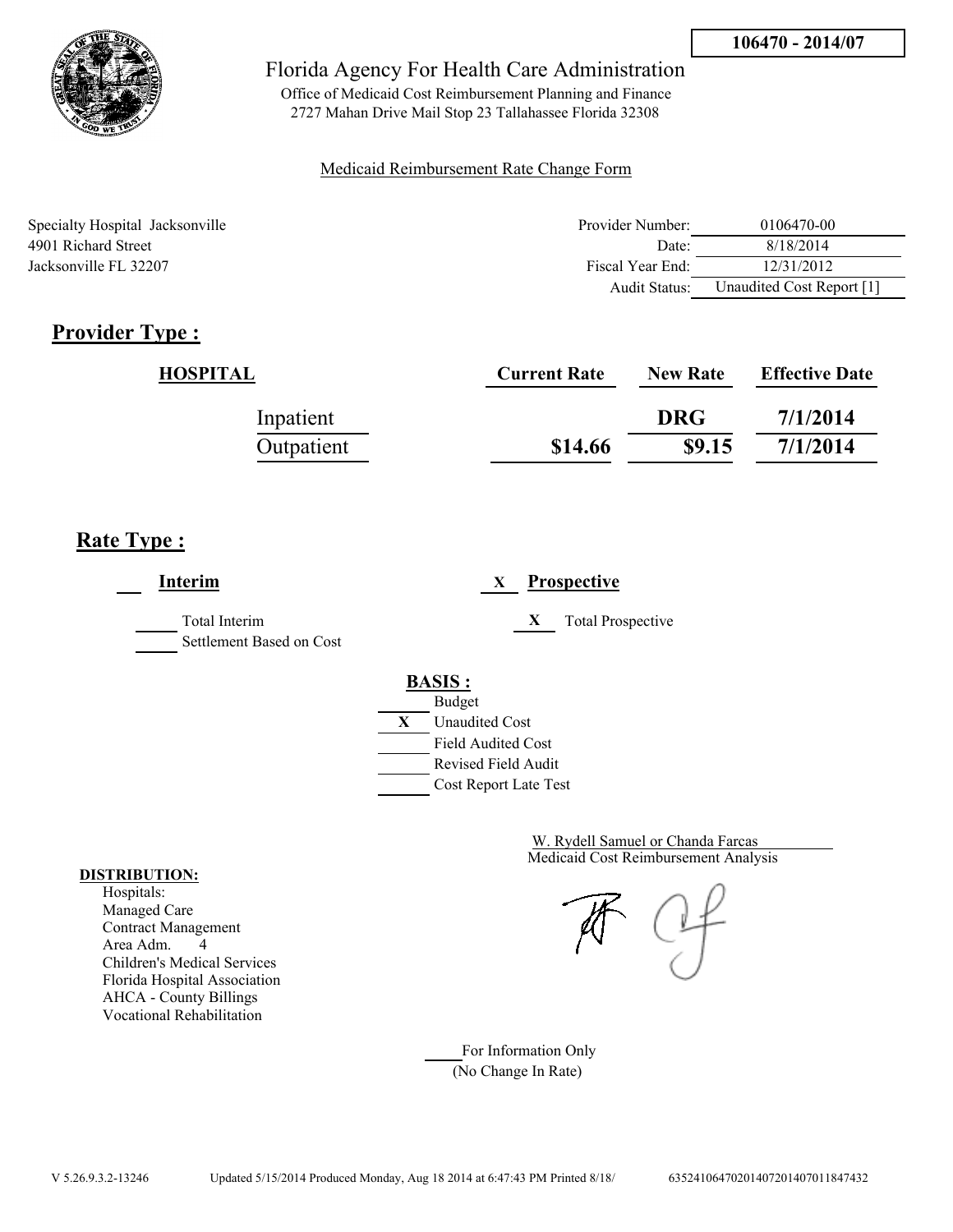**106470 - 2014/07**

Florida Agency For Health Care Administration

Office of Medicaid Cost Reimbursement Planning and Finance
2727 Mahan Drive Mail Stop 23 Tallahassee Florida 32308

Medicaid Reimbursement Rate Change Form

Specialty Hospital Jacksonville
4901 Richard Street
Jacksonville FL 32207

| | |
|---|---|
| Provider Number: | 0106470-00 |
| Date: | 8/18/2014 |
| Fiscal Year End: | 12/31/2012 |
| Audit Status: | Unaudited Cost Report [1] |

## Provider Type :

| HOSPITAL | Current Rate | New Rate | Effective Date |
|---|---|---|---|
| Inpatient | | DRG | 7/1/2014 |
| Outpatient | $14.66 | $9.15 | 7/1/2014 |

## Rate Type :

___ **Interim**

_____ Total Interim
_____ Settlement Based on Cost

X **Prospective**

X Total Prospective

**BASIS :**

_____ Budget
X Unaudited Cost
_____ Field Audited Cost
_____ Revised Field Audit
_____ Cost Report Late Test

W. Rydell Samuel or Chanda Farcas
Medicaid Cost Reimbursement Analysis

**DISTRIBUTION:**
Hospitals:
Managed Care
Contract Management
Area Adm. 4
Children's Medical Services
Florida Hospital Association
AHCA - County Billings
Vocational Rehabilitation

_____ For Information Only
(No Change In Rate)

V 5.26.9.3.2-13246 Updated 5/15/2014 Produced Monday, Aug 18 2014 at 6:47:43 PM Printed 8/18/ 635241064702014072014070118474 32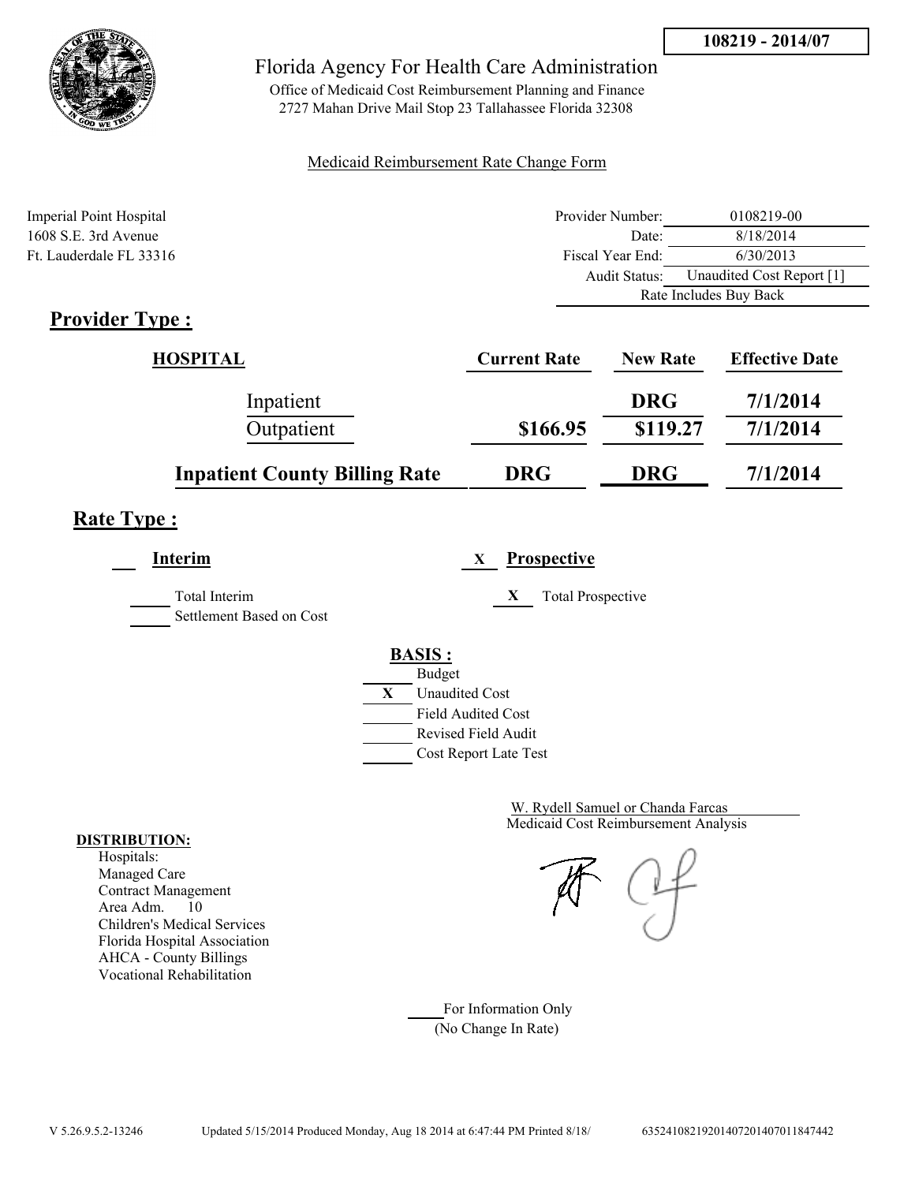108219 - 2014/07

# Florida Agency For Health Care Administration

Office of Medicaid Cost Reimbursement Planning and Finance
2727 Mahan Drive Mail Stop 23 Tallahassee Florida 32308

Medicaid Reimbursement Rate Change Form

Imperial Point Hospital
1608 S.E. 3rd Avenue
Ft. Lauderdale FL 33316

| | |
|---|---|
| Provider Number: | 0108219-00 |
| Date: | 8/18/2014 |
| Fiscal Year End: | 6/30/2013 |
| Audit Status: | Unaudited Cost Report [1] |
| Rate Includes Buy Back | |

## Provider Type :

| HOSPITAL | Current Rate | New Rate | Effective Date |
|---|---|---|---|
| Inpatient | | DRG | 7/1/2014 |
| Outpatient | $166.95 | $119.27 | 7/1/2014 |
| **Inpatient County Billing Rate** | **DRG** | **DRG** | **7/1/2014** |

## Rate Type :

___ **Interim**

_____ Total Interim
_____ Settlement Based on Cost

X **Prospective**

X Total Prospective

**BASIS :**

- _____ Budget
- X Unaudited Cost
- _____ Field Audited Cost
- _____ Revised Field Audit
- _____ Cost Report Late Test

W. Rydell Samuel or Chanda Farcas
Medicaid Cost Reimbursement Analysis

**DISTRIBUTION:**

Hospitals:
Managed Care
Contract Management
Area Adm. 10
Children's Medical Services
Florida Hospital Association
AHCA - County Billings
Vocational Rehabilitation

_____ For Information Only
(No Change In Rate)

V 5.26.9.5.2-13246 Updated 5/15/2014 Produced Monday, Aug 18 2014 at 6:47:44 PM Printed 8/18/ 63524108219201407201407011847442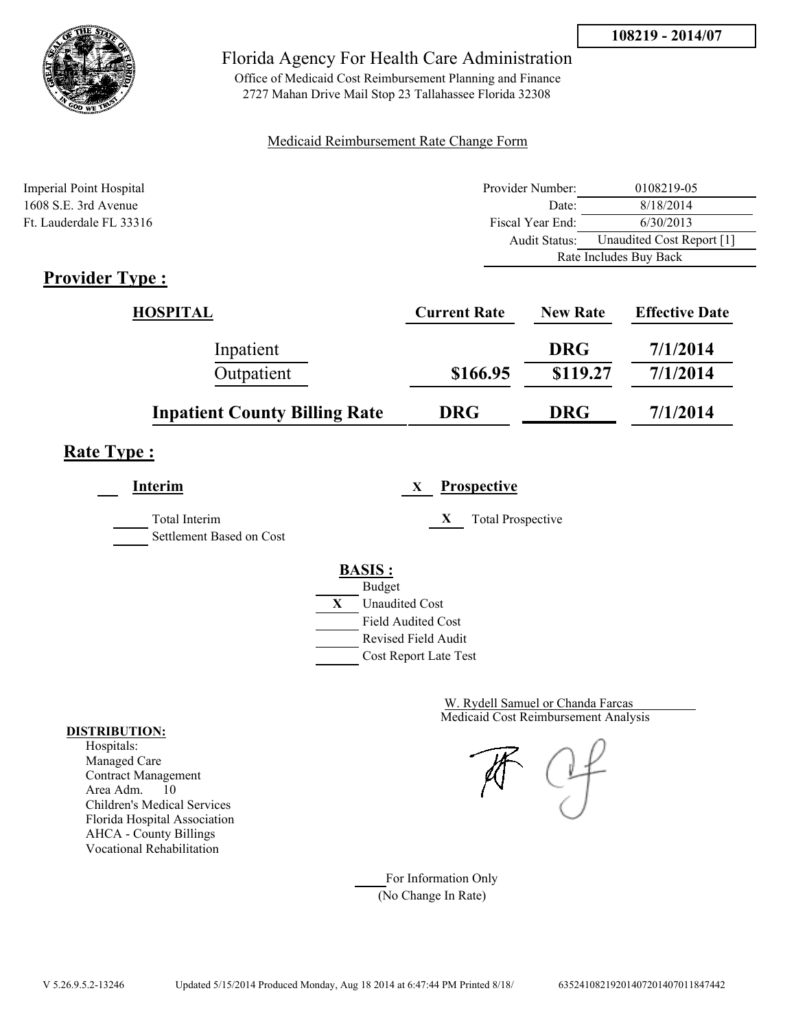**108219 - 2014/07**

Florida Agency For Health Care Administration

Office of Medicaid Cost Reimbursement Planning and Finance
2727 Mahan Drive Mail Stop 23 Tallahassee Florida 32308

Medicaid Reimbursement Rate Change Form

Imperial Point Hospital
1608 S.E. 3rd Avenue
Ft. Lauderdale FL 33316

| | |
|---|---|
| Provider Number: | 0108219-05 |
| Date: | 8/18/2014 |
| Fiscal Year End: | 6/30/2013 |
| Audit Status: | Unaudited Cost Report [1] |
| | Rate Includes Buy Back |

## Provider Type :

| HOSPITAL | Current Rate | New Rate | Effective Date |
|---|---|---|---|
| Inpatient | | DRG | 7/1/2014 |
| Outpatient | $166.95 | $119.27 | 7/1/2014 |
| **Inpatient County Billing Rate** | **DRG** | **DRG** | **7/1/2014** |

## Rate Type :

___ **Interim**

___ Total Interim
___ Settlement Based on Cost

X **Prospective**

X Total Prospective

**BASIS :**

___ Budget
X Unaudited Cost
___ Field Audited Cost
___ Revised Field Audit
___ Cost Report Late Test

W. Rydell Samuel or Chanda Farcas
Medicaid Cost Reimbursement Analysis

**DISTRIBUTION:**
Hospitals:
Managed Care
Contract Management
Area Adm. 10
Children's Medical Services
Florida Hospital Association
AHCA - County Billings
Vocational Rehabilitation

___ For Information Only
(No Change In Rate)

V 5.26.9.5.2-13246 Updated 5/15/2014 Produced Monday, Aug 18 2014 at 6:47:44 PM Printed 8/18/ 635241082192014072014070118474​42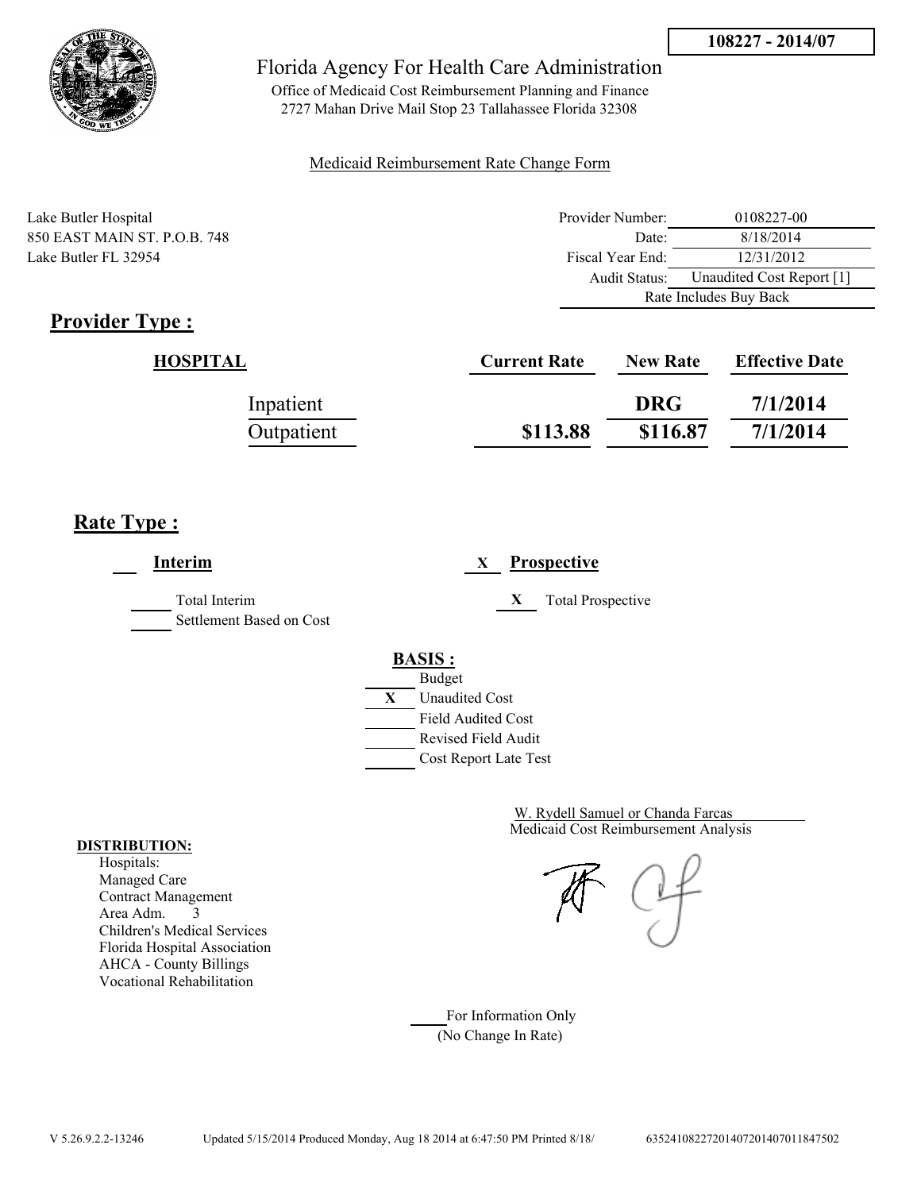**108227 - 2014/07**

# Florida Agency For Health Care Administration

Office of Medicaid Cost Reimbursement Planning and Finance
2727 Mahan Drive Mail Stop 23 Tallahassee Florida 32308

Medicaid Reimbursement Rate Change Form

Lake Butler Hospital
850 EAST MAIN ST. P.O.B. 748
Lake Butler FL 32954

| | |
|---|---|
| Provider Number: | 0108227-00 |
| Date: | 8/18/2014 |
| Fiscal Year End: | 12/31/2012 |
| Audit Status: | Unaudited Cost Report [1] |
| | Rate Includes Buy Back |

## Provider Type :

| HOSPITAL | Current Rate | New Rate | Effective Date |
|---|---|---|---|
| Inpatient | | DRG | 7/1/2014 |
| Outpatient | $113.88 | $116.87 | 7/1/2014 |

## Rate Type :

**Interim**

- ___ Total Interim
- ___ Settlement Based on Cost

X **Prospective**

- X Total Prospective

**BASIS :**

- ___ Budget
- X Unaudited Cost
- ___ Field Audited Cost
- ___ Revised Field Audit
- ___ Cost Report Late Test

W. Rydell Samuel or Chanda Farcas
Medicaid Cost Reimbursement Analysis

**DISTRIBUTION:**

Hospitals:
Managed Care
Contract Management
Area Adm. 3
Children's Medical Services
Florida Hospital Association
AHCA - County Billings
Vocational Rehabilitation

___ For Information Only
(No Change In Rate)

V 5.26.9.2.2-13246 Updated 5/15/2014 Produced Monday, Aug 18 2014 at 6:47:50 PM Printed 8/18/ 635241082272014072014070118475O2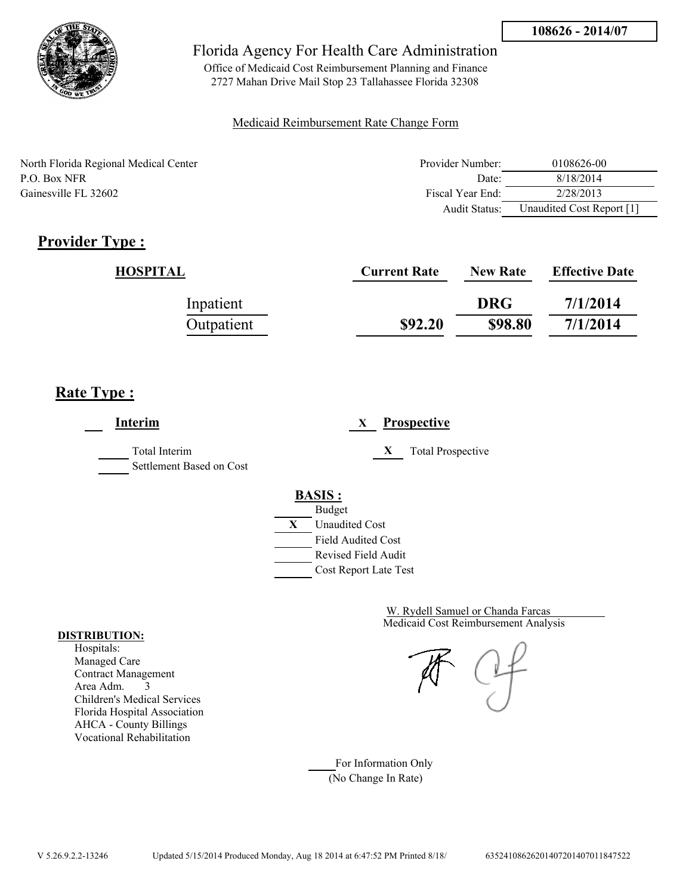**108626 - 2014/07**

# Florida Agency For Health Care Administration

Office of Medicaid Cost Reimbursement Planning and Finance
2727 Mahan Drive Mail Stop 23 Tallahassee Florida 32308

Medicaid Reimbursement Rate Change Form

North Florida Regional Medical Center
P.O. Box NFR
Gainesville FL 32602

| | |
|---|---|
| Provider Number: | 0108626-00 |
| Date: | 8/18/2014 |
| Fiscal Year End: | 2/28/2013 |
| Audit Status: | Unaudited Cost Report [1] |

## Provider Type :

| HOSPITAL | Current Rate | New Rate | Effective Date |
|---|---|---|---|
| Inpatient | | DRG | 7/1/2014 |
| Outpatient | $92.20 | $98.80 | 7/1/2014 |

## Rate Type :

___ **Interim**

_____ Total Interim
_____ Settlement Based on Cost

X **Prospective**

X Total Prospective

**BASIS :**

_____ Budget
X Unaudited Cost
_____ Field Audited Cost
_____ Revised Field Audit
_____ Cost Report Late Test

W. Rydell Samuel or Chanda Farcas
Medicaid Cost Reimbursement Analysis

**DISTRIBUTION:**

Hospitals:
Managed Care
Contract Management
Area Adm. 3
Children's Medical Services
Florida Hospital Association
AHCA - County Billings
Vocational Rehabilitation

_____ For Information Only
(No Change In Rate)

V 5.26.9.2.2-13246 Updated 5/15/2014 Produced Monday, Aug 18 2014 at 6:47:52 PM Printed 8/18/ 635241086262014072014070118475522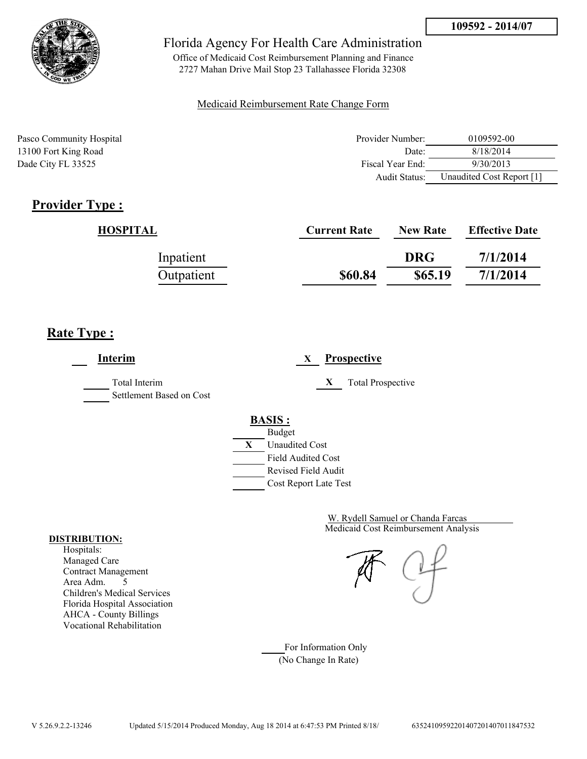109592 - 2014/07

Florida Agency For Health Care Administration

Office of Medicaid Cost Reimbursement Planning and Finance
2727 Mahan Drive Mail Stop 23 Tallahassee Florida 32308

Medicaid Reimbursement Rate Change Form

Pasco Community Hospital
13100 Fort King Road
Dade City FL 33525

| | |
|---|---|
| Provider Number: | 0109592-00 |
| Date: | 8/18/2014 |
| Fiscal Year End: | 9/30/2013 |
| Audit Status: | Unaudited Cost Report [1] |

## Provider Type :

| HOSPITAL | Current Rate | New Rate | Effective Date |
|---|---|---|---|
| Inpatient | | DRG | 7/1/2014 |
| Outpatient | $60.84 | $65.19 | 7/1/2014 |

## Rate Type :

___ **Interim**

_____ Total Interim
_____ Settlement Based on Cost

X **Prospective**

X Total Prospective

**BASIS :**

_____ Budget
X Unaudited Cost
_____ Field Audited Cost
_____ Revised Field Audit
_____ Cost Report Late Test

W. Rydell Samuel or Chanda Farcas
Medicaid Cost Reimbursement Analysis

**DISTRIBUTION:**
Hospitals:
Managed Care
Contract Management
Area Adm. 5
Children's Medical Services
Florida Hospital Association
AHCA - County Billings
Vocational Rehabilitation

_____ For Information Only
(No Change In Rate)

V 5.26.9.2.2-13246 Updated 5/15/2014 Produced Monday, Aug 18 2014 at 6:47:53 PM Printed 8/18/ 635241095922014072014070118475​32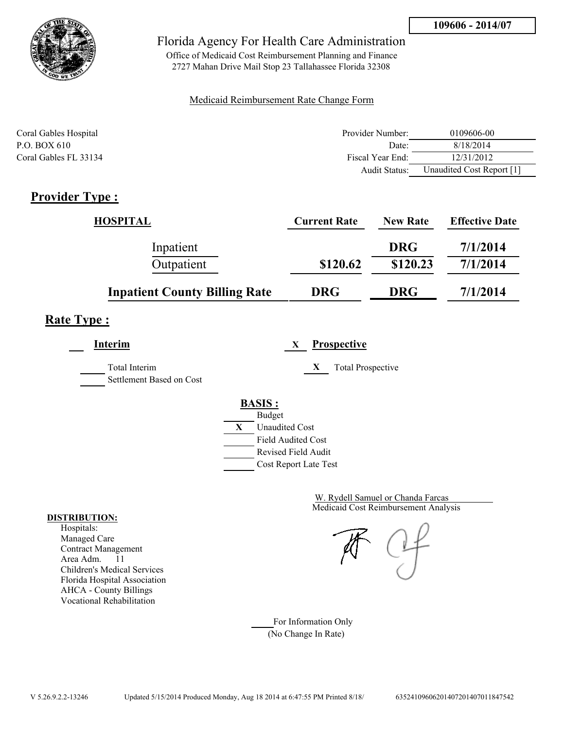**109606 - 2014/07**

Florida Agency For Health Care Administration

Office of Medicaid Cost Reimbursement Planning and Finance
2727 Mahan Drive Mail Stop 23 Tallahassee Florida 32308

Medicaid Reimbursement Rate Change Form

Coral Gables Hospital
P.O. BOX 610
Coral Gables FL 33134

| | |
|---|---|
| Provider Number: | 0109606-00 |
| Date: | 8/18/2014 |
| Fiscal Year End: | 12/31/2012 |
| Audit Status: | Unaudited Cost Report [1] |

## Provider Type :

| HOSPITAL | Current Rate | New Rate | Effective Date |
|---|---|---|---|
| Inpatient | | DRG | 7/1/2014 |
| Outpatient | $120.62 | $120.23 | 7/1/2014 |
| **Inpatient County Billing Rate** | **DRG** | **DRG** | **7/1/2014** |

## Rate Type :

**Interim**

Total Interim
Settlement Based on Cost

X **Prospective**

X Total Prospective

**BASIS :**

Budget
X Unaudited Cost
Field Audited Cost
Revised Field Audit
Cost Report Late Test

W. Rydell Samuel or Chanda Farcas
Medicaid Cost Reimbursement Analysis

**DISTRIBUTION:**

Hospitals:
Managed Care
Contract Management
Area Adm. 11
Children's Medical Services
Florida Hospital Association
AHCA - County Billings
Vocational Rehabilitation

For Information Only
(No Change In Rate)

V 5.26.9.2.2-13246 Updated 5/15/2014 Produced Monday, Aug 18 2014 at 6:47:55 PM Printed 8/18/ 635241096062014072014070118475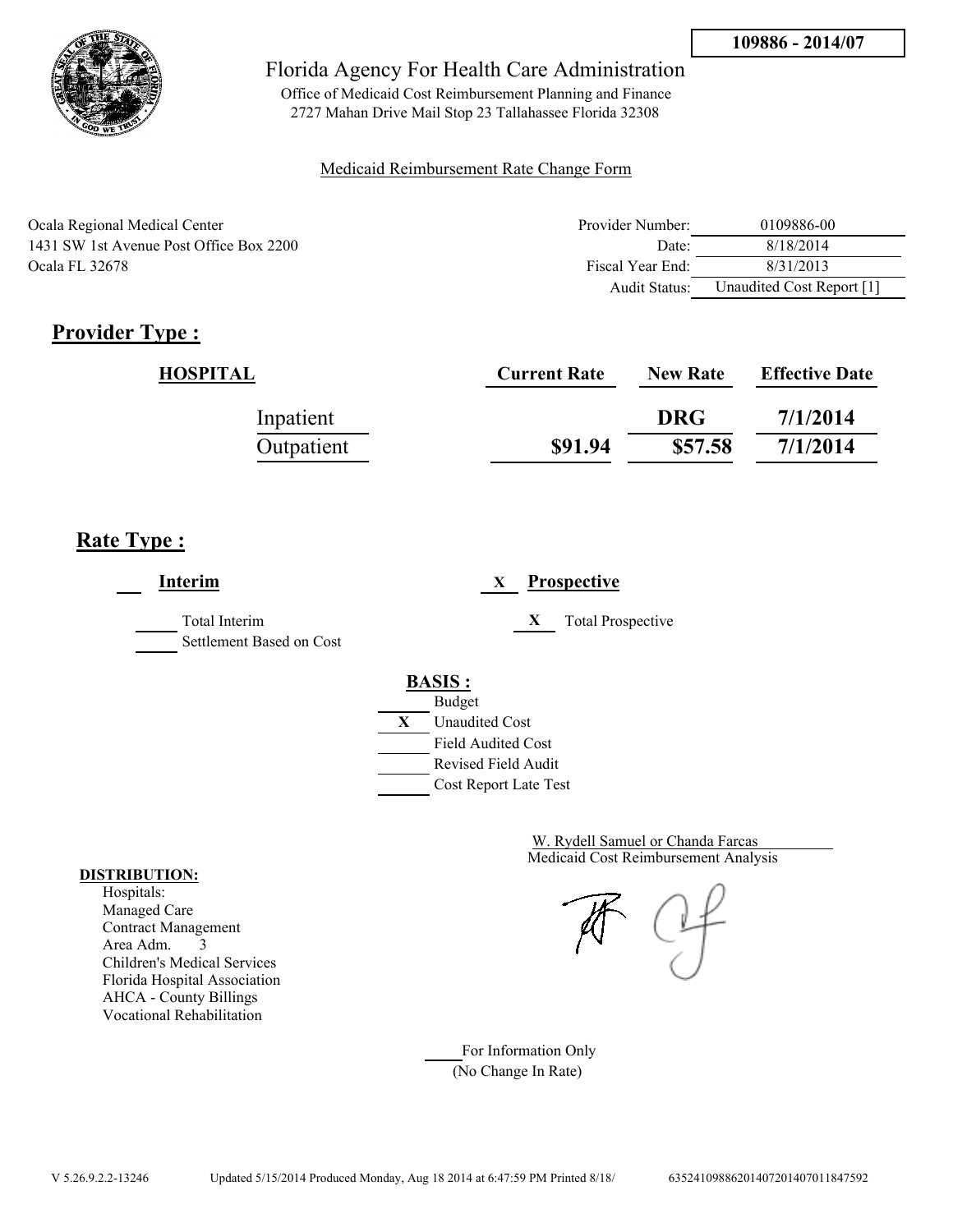109886 - 2014/07

# Florida Agency For Health Care Administration

Office of Medicaid Cost Reimbursement Planning and Finance
2727 Mahan Drive Mail Stop 23 Tallahassee Florida 32308

Medicaid Reimbursement Rate Change Form

Ocala Regional Medical Center
1431 SW 1st Avenue Post Office Box 2200
Ocala FL 32678

| | |
|---|---|
| Provider Number: | 0109886-00 |
| Date: | 8/18/2014 |
| Fiscal Year End: | 8/31/2013 |
| Audit Status: | Unaudited Cost Report [1] |

## Provider Type :

| HOSPITAL | Current Rate | New Rate | Effective Date |
|---|---|---|---|
| Inpatient | | DRG | 7/1/2014 |
| Outpatient | $91.94 | $57.58 | 7/1/2014 |

## Rate Type :

___ **Interim**

___ Total Interim

___ Settlement Based on Cost

X **Prospective**

X Total Prospective

**BASIS :**

___ Budget

X Unaudited Cost

___ Field Audited Cost

___ Revised Field Audit

___ Cost Report Late Test

W. Rydell Samuel or Chanda Farcas
Medicaid Cost Reimbursement Analysis

**DISTRIBUTION:**

Hospitals:
Managed Care
Contract Management
Area Adm. 3
Children's Medical Services
Florida Hospital Association
AHCA - County Billings
Vocational Rehabilitation

___ For Information Only
(No Change In Rate)

V 5.26.9.2.2-13246 Updated 5/15/2014 Produced Monday, Aug 18 2014 at 6:47:59 PM Printed 8/18/ 6352410988620140720140701184759​2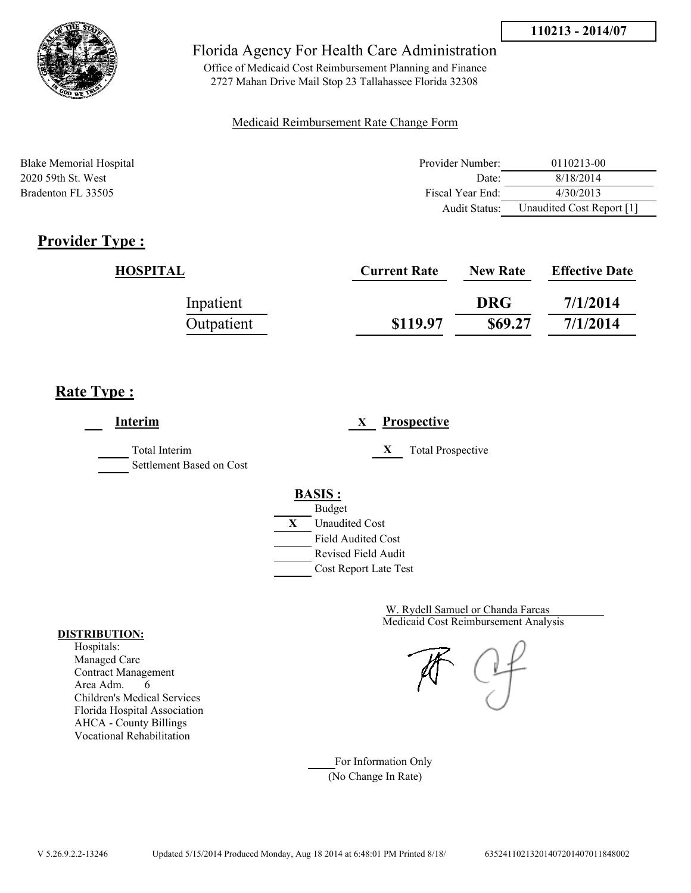110213 - 2014/07

# Florida Agency For Health Care Administration

Office of Medicaid Cost Reimbursement Planning and Finance
2727 Mahan Drive Mail Stop 23 Tallahassee Florida 32308

Medicaid Reimbursement Rate Change Form

Blake Memorial Hospital
2020 59th St. West
Bradenton FL 33505

| | |
|---|---|
| Provider Number: | 0110213-00 |
| Date: | 8/18/2014 |
| Fiscal Year End: | 4/30/2013 |
| Audit Status: | Unaudited Cost Report [1] |

## Provider Type :

| HOSPITAL | Current Rate | New Rate | Effective Date |
|---|---|---|---|
| Inpatient | | DRG | 7/1/2014 |
| Outpatient | $119.97 | $69.27 | 7/1/2014 |

## Rate Type :

___ **Interim**

___ Total Interim
___ Settlement Based on Cost

X **Prospective**

X Total Prospective

**BASIS :**

___ Budget
X Unaudited Cost
___ Field Audited Cost
___ Revised Field Audit
___ Cost Report Late Test

W. Rydell Samuel or Chanda Farcas
Medicaid Cost Reimbursement Analysis

**DISTRIBUTION:**
Hospitals:
Managed Care
Contract Management
Area Adm. 6
Children's Medical Services
Florida Hospital Association
AHCA - County Billings
Vocational Rehabilitation

___ For Information Only
(No Change In Rate)

V 5.26.9.2.2-13246 Updated 5/15/2014 Produced Monday, Aug 18 2014 at 6:48:01 PM Printed 8/18/ 6352411021320140720140701 1848002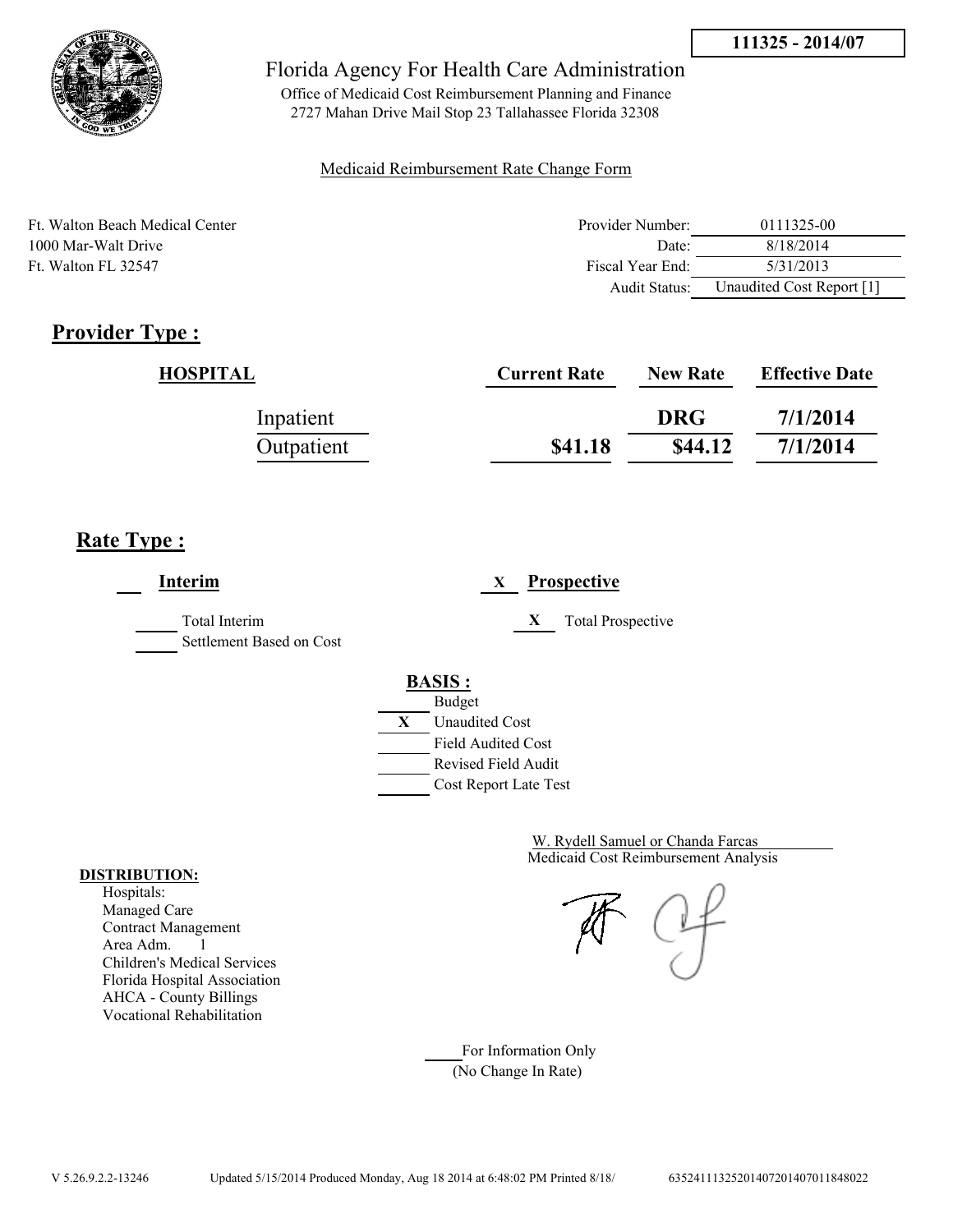111325 - 2014/07

# Florida Agency For Health Care Administration

Office of Medicaid Cost Reimbursement Planning and Finance
2727 Mahan Drive Mail Stop 23 Tallahassee Florida 32308

Medicaid Reimbursement Rate Change Form

Ft. Walton Beach Medical Center
1000 Mar-Walt Drive
Ft. Walton FL 32547

| | |
|---|---|
| Provider Number: | 0111325-00 |
| Date: | 8/18/2014 |
| Fiscal Year End: | 5/31/2013 |
| Audit Status: | Unaudited Cost Report [1] |

## Provider Type :

| HOSPITAL | Current Rate | New Rate | Effective Date |
|---|---|---|---|
| Inpatient | | DRG | 7/1/2014 |
| Outpatient | $41.18 | $44.12 | 7/1/2014 |

## Rate Type :

___ **Interim**

_____ Total Interim
_____ Settlement Based on Cost

X **Prospective**

X Total Prospective

**BASIS :**

_____ Budget
X Unaudited Cost
_____ Field Audited Cost
_____ Revised Field Audit
_____ Cost Report Late Test

W. Rydell Samuel or Chanda Farcas
Medicaid Cost Reimbursement Analysis

**DISTRIBUTION:**
Hospitals:
Managed Care
Contract Management
Area Adm. 1
Children's Medical Services
Florida Hospital Association
AHCA - County Billings
Vocational Rehabilitation

_____ For Information Only
(No Change In Rate)

V 5.26.9.2.2-13246 Updated 5/15/2014 Produced Monday, Aug 18 2014 at 6:48:02 PM Printed 8/18/ 635241113252014072014070118480​22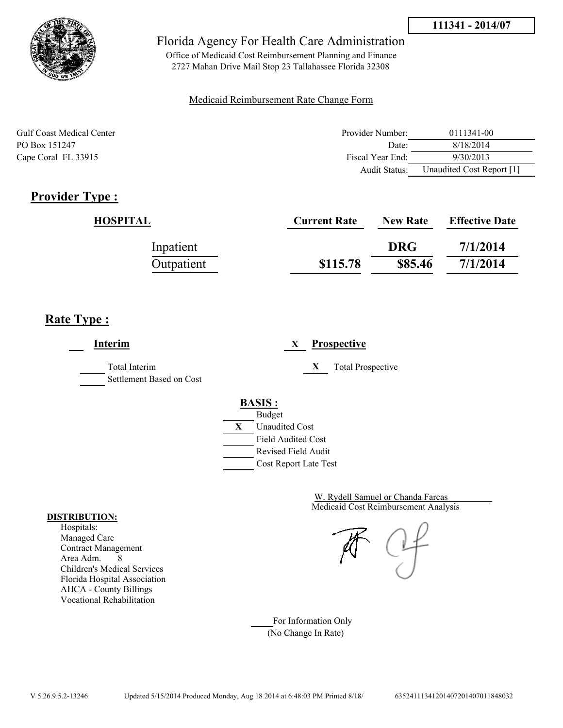**111341 - 2014/07**

Florida Agency For Health Care Administration

Office of Medicaid Cost Reimbursement Planning and Finance
2727 Mahan Drive Mail Stop 23 Tallahassee Florida 32308

Medicaid Reimbursement Rate Change Form

Gulf Coast Medical Center
PO Box 151247
Cape Coral FL 33915

| | |
|---|---|
| Provider Number: | 0111341-00 |
| Date: | 8/18/2014 |
| Fiscal Year End: | 9/30/2013 |
| Audit Status: | Unaudited Cost Report [1] |

## Provider Type :

| HOSPITAL | Current Rate | New Rate | Effective Date |
|---|---|---|---|
| Inpatient | | DRG | 7/1/2014 |
| Outpatient | $115.78 | $85.46 | 7/1/2014 |

## Rate Type :

___ **Interim**

___ Total Interim

___ Settlement Based on Cost

X **Prospective**

X Total Prospective

**BASIS :**

___ Budget
X Unaudited Cost
___ Field Audited Cost
___ Revised Field Audit
___ Cost Report Late Test

W. Rydell Samuel or Chanda Farcas
Medicaid Cost Reimbursement Analysis

**DISTRIBUTION:**

Hospitals:
Managed Care
Contract Management
Area Adm. 8
Children's Medical Services
Florida Hospital Association
AHCA - County Billings
Vocational Rehabilitation

___ For Information Only
(No Change In Rate)

V 5.26.9.5.2-13246 Updated 5/15/2014 Produced Monday, Aug 18 2014 at 6:48:03 PM Printed 8/18/ 63524111341201407201407011848032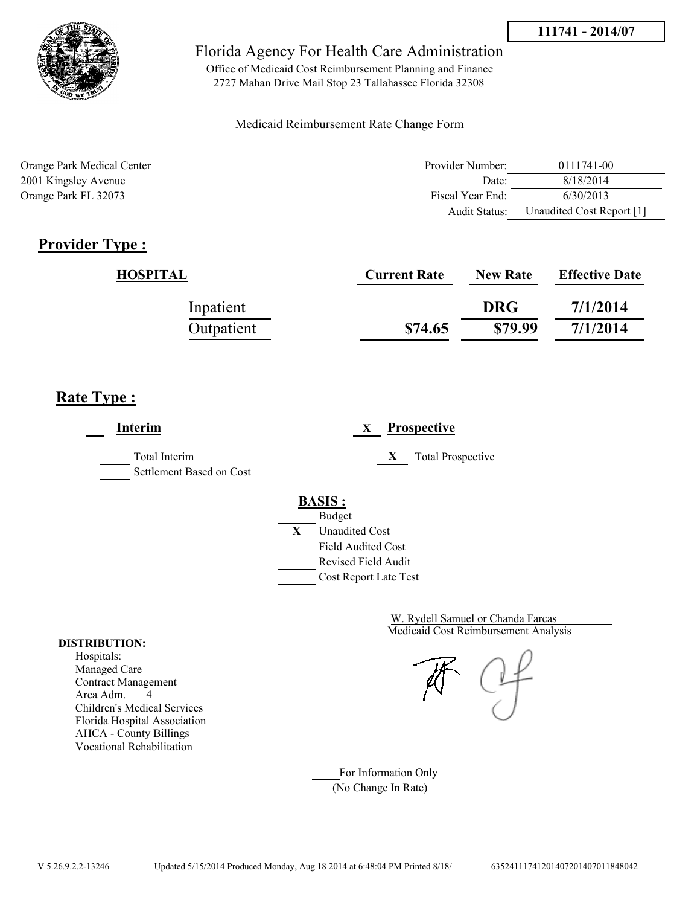111741 - 2014/07

Florida Agency For Health Care Administration

Office of Medicaid Cost Reimbursement Planning and Finance
2727 Mahan Drive Mail Stop 23 Tallahassee Florida 32308

Medicaid Reimbursement Rate Change Form

Orange Park Medical Center
2001 Kingsley Avenue
Orange Park FL 32073

| | |
|---|---|
| Provider Number: | 0111741-00 |
| Date: | 8/18/2014 |
| Fiscal Year End: | 6/30/2013 |
| Audit Status: | Unaudited Cost Report [1] |

## Provider Type :

| HOSPITAL | Current Rate | New Rate | Effective Date |
|---|---|---|---|
| Inpatient | | DRG | 7/1/2014 |
| Outpatient | $74.65 | $79.99 | 7/1/2014 |

## Rate Type :

___ **Interim**

_____ Total Interim
_____ Settlement Based on Cost

X **Prospective**

X Total Prospective

**BASIS :**

_____ Budget
X Unaudited Cost
_____ Field Audited Cost
_____ Revised Field Audit
_____ Cost Report Late Test

W. Rydell Samuel or Chanda Farcas
Medicaid Cost Reimbursement Analysis

**DISTRIBUTION:**
Hospitals:
Managed Care
Contract Management
Area Adm. 4
Children's Medical Services
Florida Hospital Association
AHCA - County Billings
Vocational Rehabilitation

_____ For Information Only
(No Change In Rate)

V 5.26.9.2.2-13246 Updated 5/15/2014 Produced Monday, Aug 18 2014 at 6:48:04 PM Printed 8/18/ 635241117412014072014070118480​42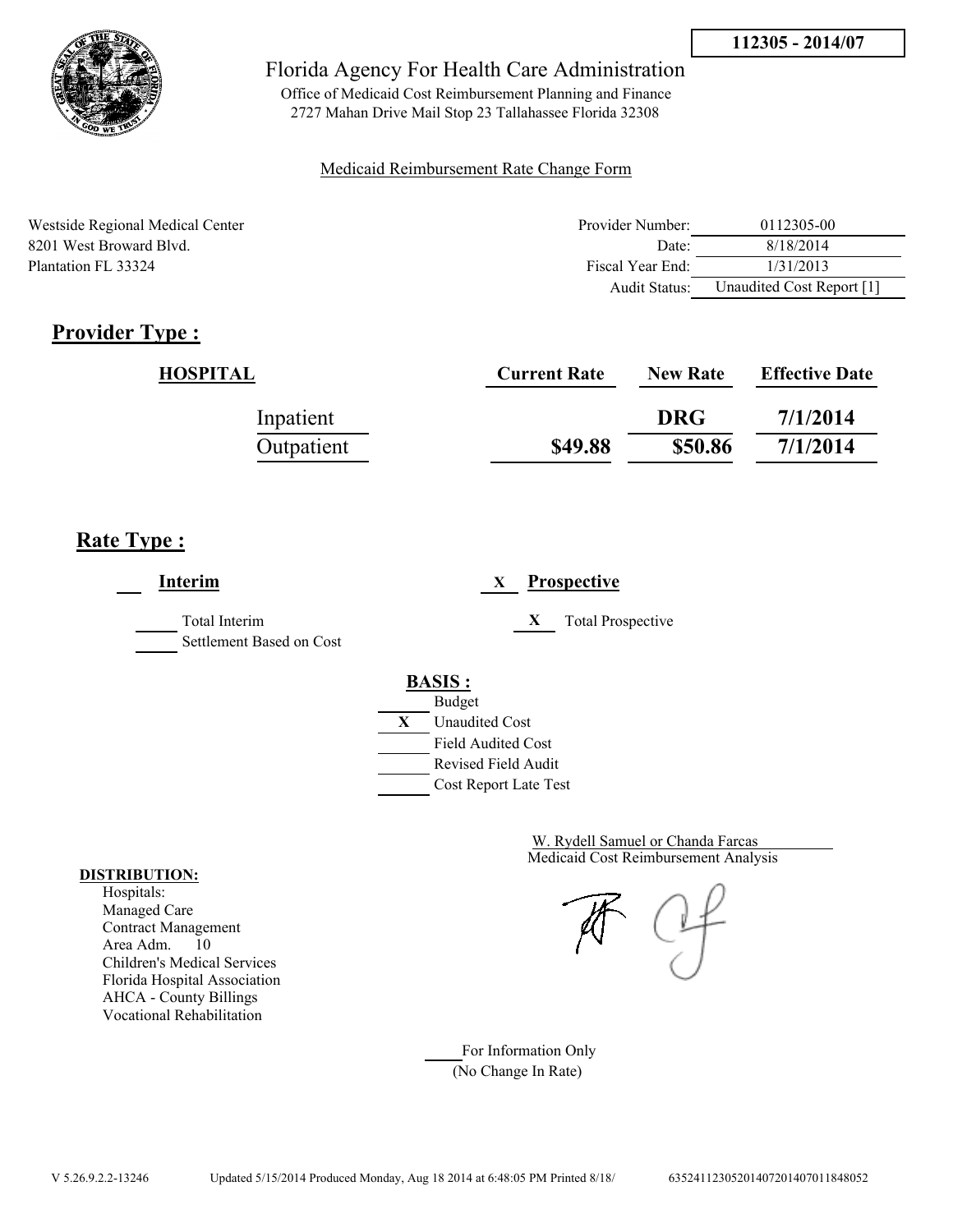**112305 - 2014/07**

Florida Agency For Health Care Administration

Office of Medicaid Cost Reimbursement Planning and Finance
2727 Mahan Drive Mail Stop 23 Tallahassee Florida 32308

Medicaid Reimbursement Rate Change Form

Westside Regional Medical Center
8201 West Broward Blvd.
Plantation FL 33324

| | |
|---|---|
| Provider Number: | 0112305-00 |
| Date: | 8/18/2014 |
| Fiscal Year End: | 1/31/2013 |
| Audit Status: | Unaudited Cost Report [1] |

## Provider Type :

| HOSPITAL | Current Rate | New Rate | Effective Date |
|---|---|---|---|
| Inpatient | | DRG | 7/1/2014 |
| Outpatient | $49.88 | $50.86 | 7/1/2014 |

## Rate Type :

___ **Interim**

_____ Total Interim
_____ Settlement Based on Cost

X **Prospective**

X Total Prospective

**BASIS :**

_____ Budget
X Unaudited Cost
_____ Field Audited Cost
_____ Revised Field Audit
_____ Cost Report Late Test

W. Rydell Samuel or Chanda Farcas
Medicaid Cost Reimbursement Analysis

**DISTRIBUTION:**
Hospitals:
Managed Care
Contract Management
Area Adm. 10
Children's Medical Services
Florida Hospital Association
AHCA - County Billings
Vocational Rehabilitation

_____ For Information Only
(No Change In Rate)

V 5.26.9.2.2-13246 Updated 5/15/2014 Produced Monday, Aug 18 2014 at 6:48:05 PM Printed 8/18/ 635241123052014072014070118480​52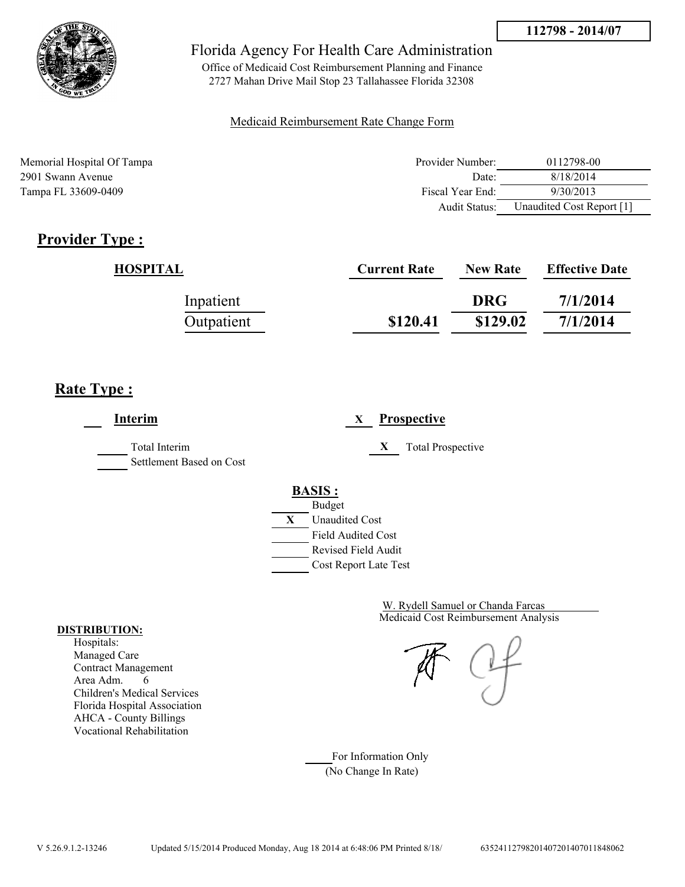112798 - 2014/07

Florida Agency For Health Care Administration

Office of Medicaid Cost Reimbursement Planning and Finance
2727 Mahan Drive Mail Stop 23 Tallahassee Florida 32308

Medicaid Reimbursement Rate Change Form

Memorial Hospital Of Tampa
2901 Swann Avenue
Tampa FL 33609-0409

| | |
|---|---|
| Provider Number: | 0112798-00 |
| Date: | 8/18/2014 |
| Fiscal Year End: | 9/30/2013 |
| Audit Status: | Unaudited Cost Report [1] |

## Provider Type :

| HOSPITAL | Current Rate | New Rate | Effective Date |
|---|---|---|---|
| Inpatient | | DRG | 7/1/2014 |
| Outpatient | $120.41 | $129.02 | 7/1/2014 |

## Rate Type :

___ **Interim**

_____ Total Interim
_____ Settlement Based on Cost

X **Prospective**

X Total Prospective

**BASIS :**

_____ Budget
X Unaudited Cost
_____ Field Audited Cost
_____ Revised Field Audit
_____ Cost Report Late Test

W. Rydell Samuel or Chanda Farcas
Medicaid Cost Reimbursement Analysis

**DISTRIBUTION:**
Hospitals:
Managed Care
Contract Management
Area Adm. 6
Children's Medical Services
Florida Hospital Association
AHCA - County Billings
Vocational Rehabilitation

_____ For Information Only
(No Change In Rate)

V 5.26.9.1.2-13246 Updated 5/15/2014 Produced Monday, Aug 18 2014 at 6:48:06 PM Printed 8/18/ 635241127982014072014070118480​62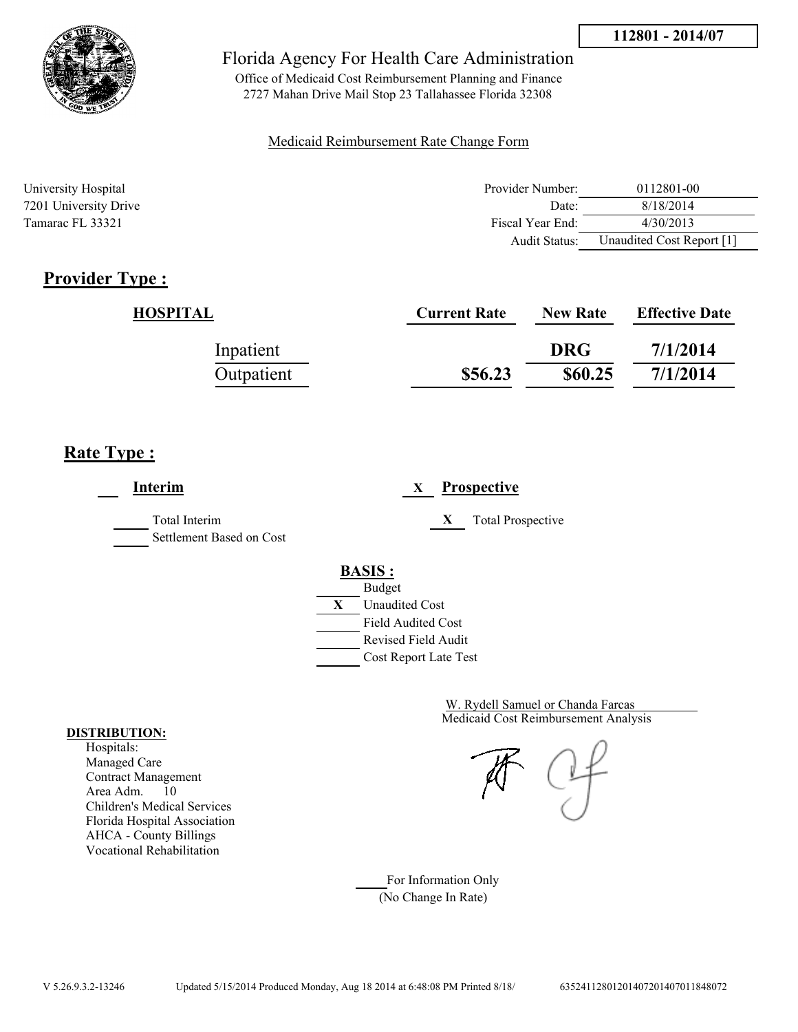**112801 - 2014/07**

# Florida Agency For Health Care Administration

Office of Medicaid Cost Reimbursement Planning and Finance
2727 Mahan Drive Mail Stop 23 Tallahassee Florida 32308

Medicaid Reimbursement Rate Change Form

University Hospital
7201 University Drive
Tamarac FL 33321

| | |
|---|---|
| Provider Number: | 0112801-00 |
| Date: | 8/18/2014 |
| Fiscal Year End: | 4/30/2013 |
| Audit Status: | Unaudited Cost Report [1] |

## Provider Type :

| HOSPITAL | Current Rate | New Rate | Effective Date |
|---|---|---|---|
| Inpatient | | DRG | 7/1/2014 |
| Outpatient | $56.23 | $60.25 | 7/1/2014 |

## Rate Type :

___ **Interim**

_____ Total Interim
_____ Settlement Based on Cost

_X_ **Prospective**

_X_ Total Prospective

**BASIS :**

_____ Budget
_X_ Unaudited Cost
_____ Field Audited Cost
_____ Revised Field Audit
_____ Cost Report Late Test

W. Rydell Samuel or Chanda Farcas
Medicaid Cost Reimbursement Analysis

**DISTRIBUTION:**
Hospitals:
Managed Care
Contract Management
Area Adm. 10
Children's Medical Services
Florida Hospital Association
AHCA - County Billings
Vocational Rehabilitation

_____ For Information Only
(No Change In Rate)

V 5.26.9.3.2-13246 Updated 5/15/2014 Produced Monday, Aug 18 2014 at 6:48:08 PM Printed 8/18/ 6352411280120140720140701184807​2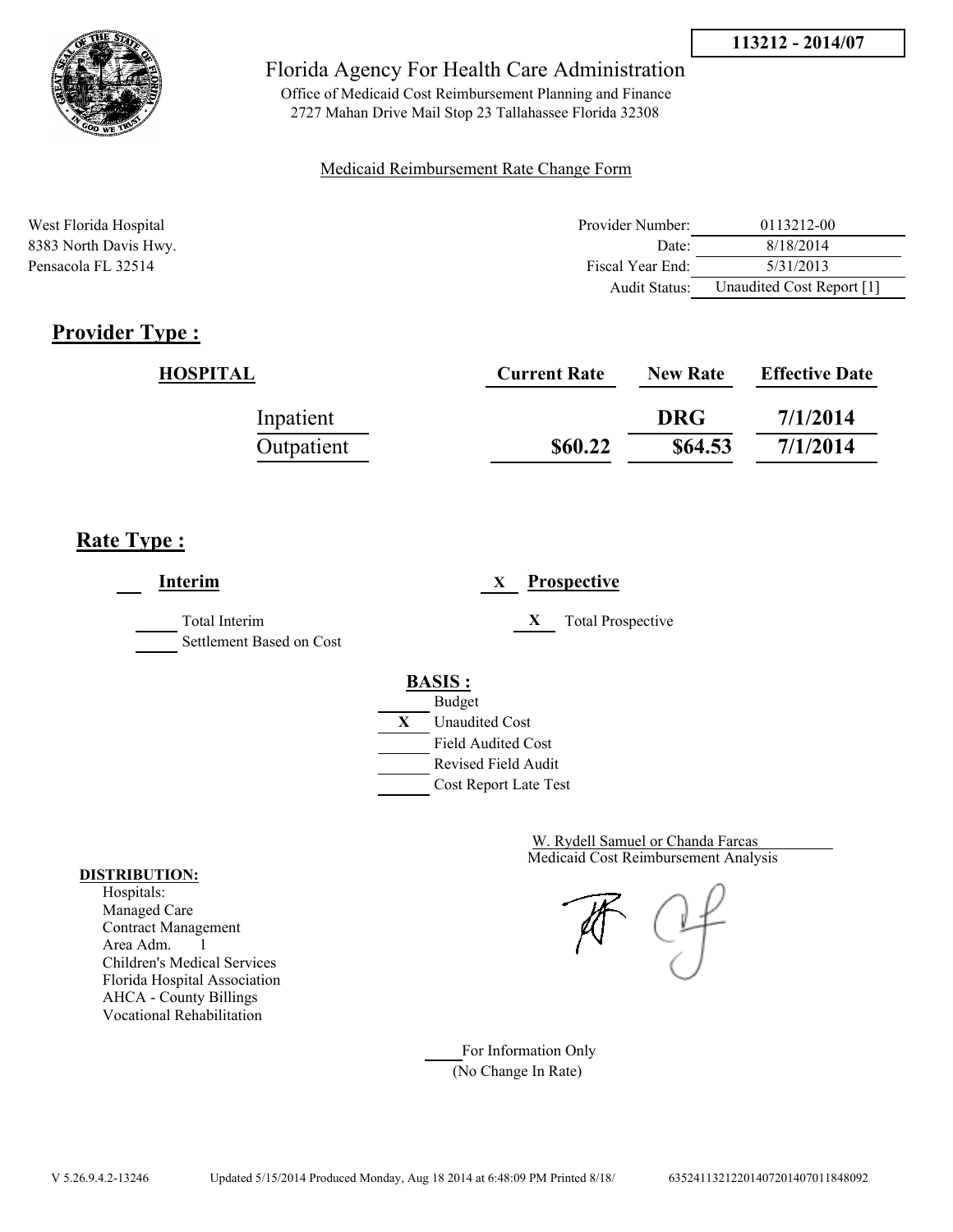**113212 - 2014/07**

Florida Agency For Health Care Administration

Office of Medicaid Cost Reimbursement Planning and Finance
2727 Mahan Drive Mail Stop 23 Tallahassee Florida 32308

Medicaid Reimbursement Rate Change Form

West Florida Hospital
8383 North Davis Hwy.
Pensacola FL 32514

| | |
|---|---|
| Provider Number: | 0113212-00 |
| Date: | 8/18/2014 |
| Fiscal Year End: | 5/31/2013 |
| Audit Status: | Unaudited Cost Report [1] |

## Provider Type :

| HOSPITAL | Current Rate | New Rate | Effective Date |
|---|---|---|---|
| Inpatient | | DRG | 7/1/2014 |
| Outpatient | $60.22 | $64.53 | 7/1/2014 |

## Rate Type :

___ **Interim**

_____ Total Interim
_____ Settlement Based on Cost

X **Prospective**

X Total Prospective

**BASIS :**

_____ Budget
X Unaudited Cost
_____ Field Audited Cost
_____ Revised Field Audit
_____ Cost Report Late Test

W. Rydell Samuel or Chanda Farcas
Medicaid Cost Reimbursement Analysis

**DISTRIBUTION:**
Hospitals:
Managed Care
Contract Management
Area Adm. 1
Children's Medical Services
Florida Hospital Association
AHCA - County Billings
Vocational Rehabilitation

_____ For Information Only
(No Change In Rate)

V 5.26.9.4.2-13246 Updated 5/15/2014 Produced Monday, Aug 18 2014 at 6:48:09 PM Printed 8/18/ 635241132122014072014070118480​92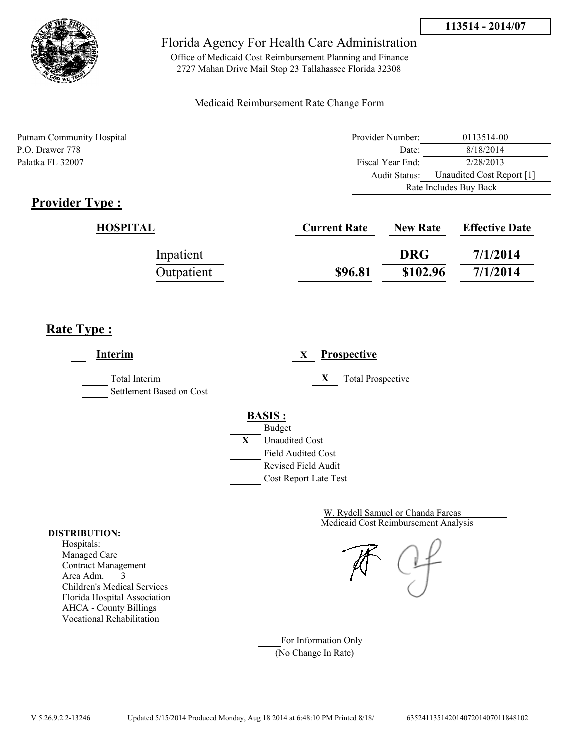**113514 - 2014/07**

Florida Agency For Health Care Administration

Office of Medicaid Cost Reimbursement Planning and Finance
2727 Mahan Drive Mail Stop 23 Tallahassee Florida 32308

Medicaid Reimbursement Rate Change Form

Putnam Community Hospital
P.O. Drawer 778
Palatka FL 32007

| | |
|---|---|
| Provider Number: | 0113514-00 |
| Date: | 8/18/2014 |
| Fiscal Year End: | 2/28/2013 |
| Audit Status: | Unaudited Cost Report [1] |
| | Rate Includes Buy Back |

## Provider Type :

| HOSPITAL | Current Rate | New Rate | Effective Date |
|---|---|---|---|
| Inpatient | | DRG | 7/1/2014 |
| Outpatient | $96.81 | $102.96 | 7/1/2014 |

## Rate Type :

___ **Interim**

_____ Total Interim
_____ Settlement Based on Cost

X **Prospective**

X Total Prospective

**BASIS :**

_____ Budget
X Unaudited Cost
_____ Field Audited Cost
_____ Revised Field Audit
_____ Cost Report Late Test

W. Rydell Samuel or Chanda Farcas
Medicaid Cost Reimbursement Analysis

**DISTRIBUTION:**
Hospitals:
Managed Care
Contract Management
Area Adm. 3
Children's Medical Services
Florida Hospital Association
AHCA - County Billings
Vocational Rehabilitation

_____ For Information Only
(No Change In Rate)

V 5.26.9.2.2-13246 Updated 5/15/2014 Produced Monday, Aug 18 2014 at 6:48:10 PM Printed 8/18/ 635241135142014072014070118481​02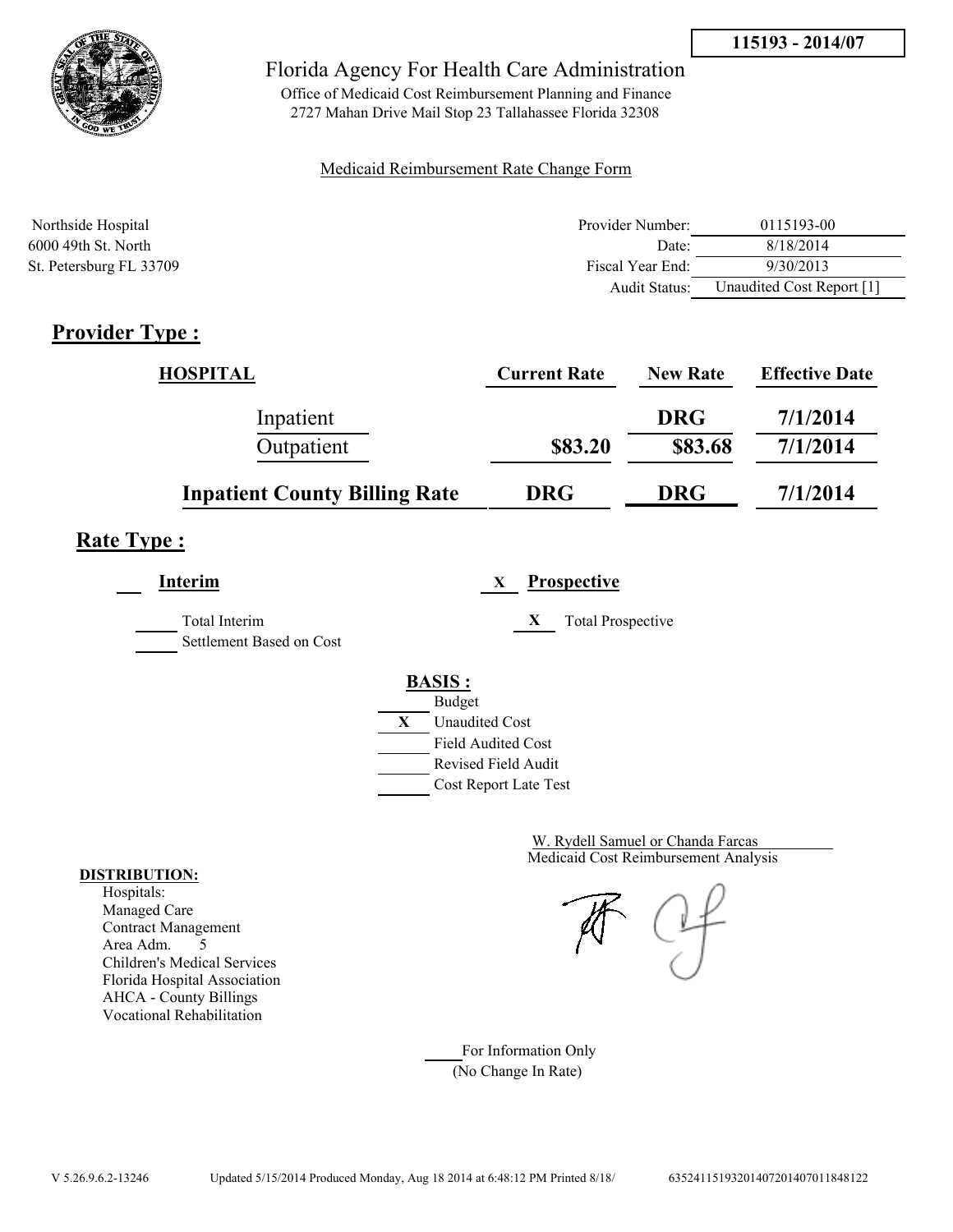**115193 - 2014/07**

# Florida Agency For Health Care Administration

Office of Medicaid Cost Reimbursement Planning and Finance
2727 Mahan Drive Mail Stop 23 Tallahassee Florida 32308

Medicaid Reimbursement Rate Change Form

Northside Hospital
6000 49th St. North
St. Petersburg FL 33709

| | |
|---|---|
| Provider Number: | 0115193-00 |
| Date: | 8/18/2014 |
| Fiscal Year End: | 9/30/2013 |
| Audit Status: | Unaudited Cost Report [1] |

## Provider Type :

| HOSPITAL | Current Rate | New Rate | Effective Date |
|---|---|---|---|
| Inpatient | | DRG | 7/1/2014 |
| Outpatient | $83.20 | $83.68 | 7/1/2014 |
| **Inpatient County Billing Rate** | **DRG** | **DRG** | **7/1/2014** |

## Rate Type :

___ **Interim**

_____ Total Interim
_____ Settlement Based on Cost

X **Prospective**

X Total Prospective

**BASIS :**

_____ Budget
X Unaudited Cost
_____ Field Audited Cost
_____ Revised Field Audit
_____ Cost Report Late Test

W. Rydell Samuel or Chanda Farcas
Medicaid Cost Reimbursement Analysis

**DISTRIBUTION:**
Hospitals:
Managed Care
Contract Management
Area Adm. 5
Children's Medical Services
Florida Hospital Association
AHCA - County Billings
Vocational Rehabilitation

_____ For Information Only
(No Change In Rate)

V 5.26.9.6.2-13246 Updated 5/15/2014 Produced Monday, Aug 18 2014 at 6:48:12 PM Printed 8/18/ 635241151932014072014070011848122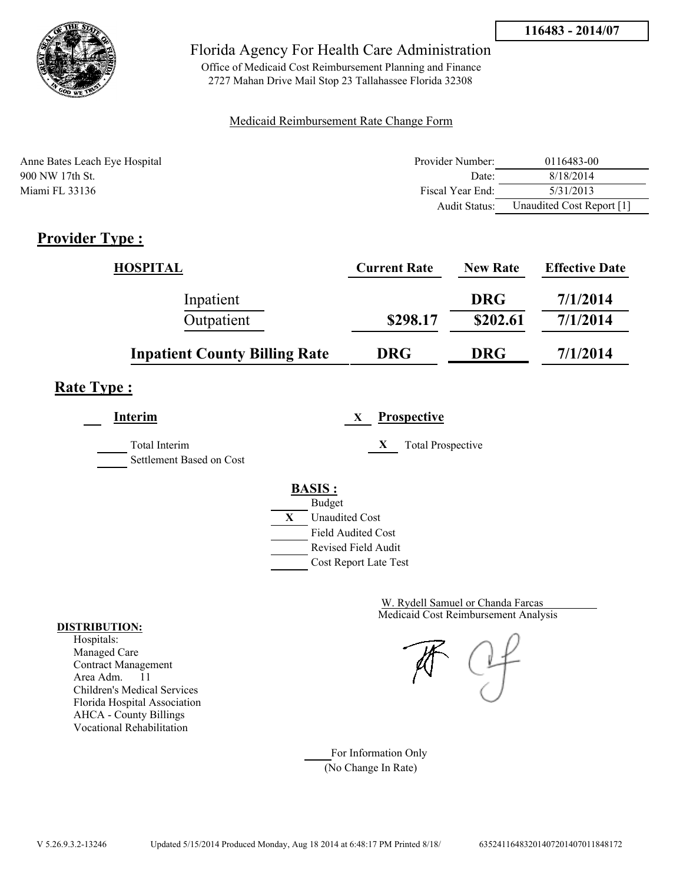116483 - 2014/07

Florida Agency For Health Care Administration

Office of Medicaid Cost Reimbursement Planning and Finance
2727 Mahan Drive Mail Stop 23 Tallahassee Florida 32308

Medicaid Reimbursement Rate Change Form

Anne Bates Leach Eye Hospital
900 NW 17th St.
Miami FL 33136

| | |
|---|---|
| Provider Number: | 0116483-00 |
| Date: | 8/18/2014 |
| Fiscal Year End: | 5/31/2013 |
| Audit Status: | Unaudited Cost Report [1] |

## Provider Type :

| HOSPITAL | Current Rate | New Rate | Effective Date |
|---|---|---|---|
| Inpatient | | DRG | 7/1/2014 |
| Outpatient | $298.17 | $202.61 | 7/1/2014 |
| **Inpatient County Billing Rate** | DRG | DRG | 7/1/2014 |

## Rate Type :

___ **Interim** X **Prospective**

_____ Total Interim
_____ Settlement Based on Cost

X Total Prospective

**BASIS :**

- _____ Budget
- X Unaudited Cost
- _____ Field Audited Cost
- _____ Revised Field Audit
- _____ Cost Report Late Test

W. Rydell Samuel or Chanda Farcas
Medicaid Cost Reimbursement Analysis

**DISTRIBUTION:**

Hospitals:
Managed Care
Contract Management
Area Adm. 11
Children's Medical Services
Florida Hospital Association
AHCA - County Billings
Vocational Rehabilitation

_____ For Information Only
(No Change In Rate)

V 5.26.9.3.2-13246 Updated 5/15/2014 Produced Monday, Aug 18 2014 at 6:48:17 PM Printed 8/18/ 6352411648320140720140701184817​2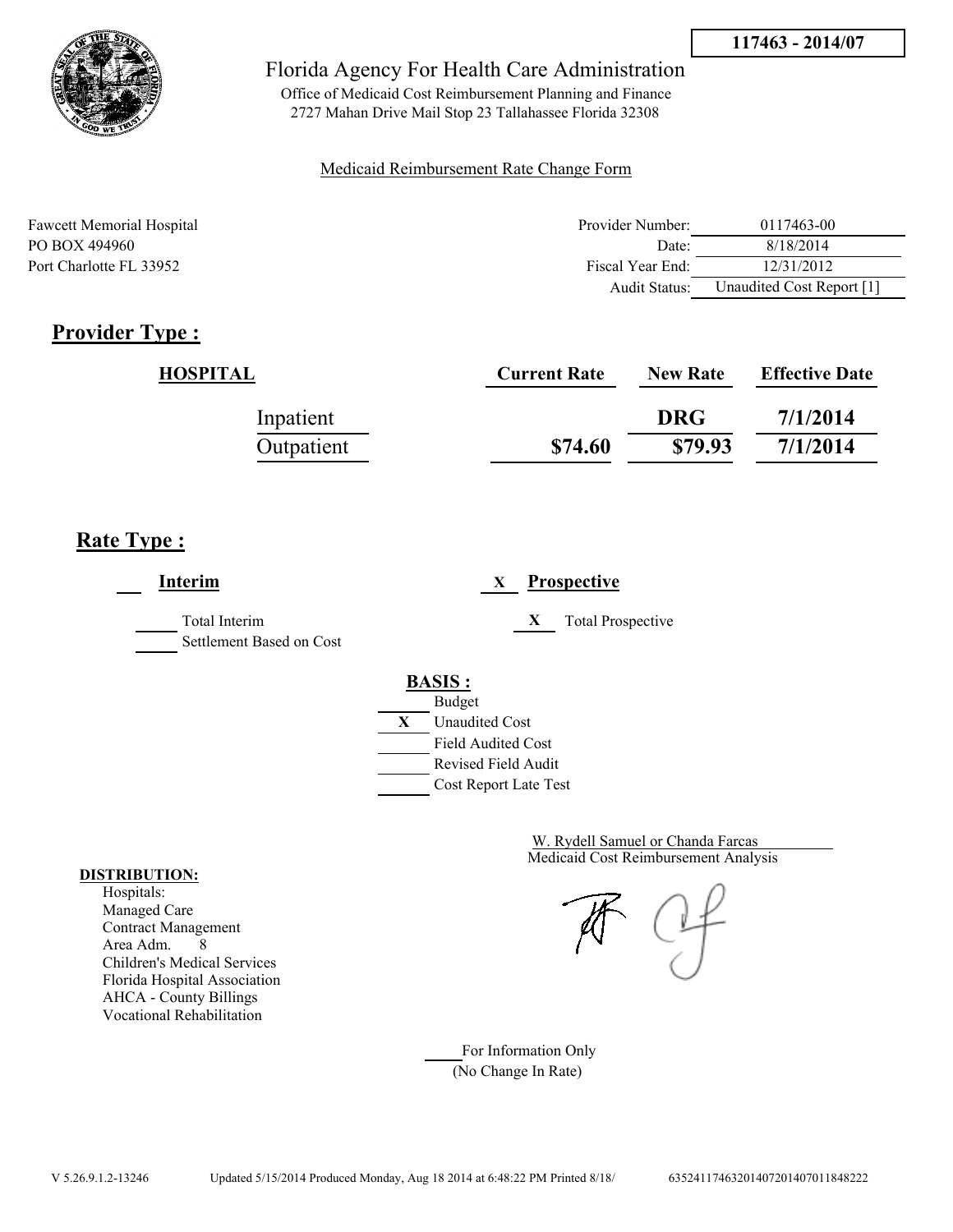**117463 - 2014/07**

Florida Agency For Health Care Administration

Office of Medicaid Cost Reimbursement Planning and Finance
2727 Mahan Drive Mail Stop 23 Tallahassee Florida 32308

Medicaid Reimbursement Rate Change Form

Fawcett Memorial Hospital
PO BOX 494960
Port Charlotte FL 33952

| | |
|---|---|
| Provider Number: | 0117463-00 |
| Date: | 8/18/2014 |
| Fiscal Year End: | 12/31/2012 |
| Audit Status: | Unaudited Cost Report [1] |

## Provider Type :

| HOSPITAL | Current Rate | New Rate | Effective Date |
|---|---|---|---|
| Inpatient | | DRG | 7/1/2014 |
| Outpatient | $74.60 | $79.93 | 7/1/2014 |

## Rate Type :

___ **Interim**

_____ Total Interim
_____ Settlement Based on Cost

X **Prospective**

X Total Prospective

**BASIS :**

_____ Budget
X Unaudited Cost
_____ Field Audited Cost
_____ Revised Field Audit
_____ Cost Report Late Test

W. Rydell Samuel or Chanda Farcas
Medicaid Cost Reimbursement Analysis

**DISTRIBUTION:**
Hospitals:
Managed Care
Contract Management
Area Adm. 8
Children's Medical Services
Florida Hospital Association
AHCA - County Billings
Vocational Rehabilitation

_____ For Information Only
(No Change In Rate)

V 5.26.9.1.2-13246 Updated 5/15/2014 Produced Monday, Aug 18 2014 at 6:48:22 PM Printed 8/18/ 635241174632014072014070118482​22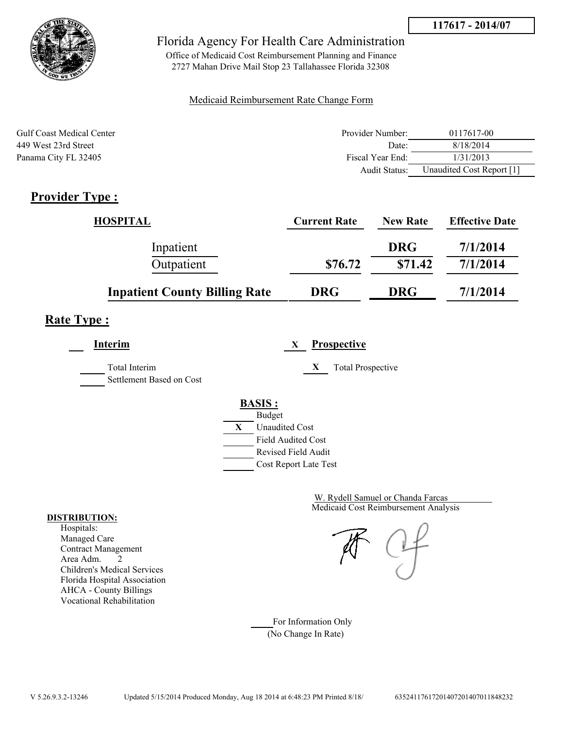**117617 - 2014/07**

Florida Agency For Health Care Administration

Office of Medicaid Cost Reimbursement Planning and Finance
2727 Mahan Drive Mail Stop 23 Tallahassee Florida 32308

Medicaid Reimbursement Rate Change Form

Gulf Coast Medical Center
449 West 23rd Street
Panama City FL 32405

| | |
|---|---|
| Provider Number: | 0117617-00 |
| Date: | 8/18/2014 |
| Fiscal Year End: | 1/31/2013 |
| Audit Status: | Unaudited Cost Report [1] |

## Provider Type :

| HOSPITAL | Current Rate | New Rate | Effective Date |
|---|---|---|---|
| Inpatient | | DRG | 7/1/2014 |
| Outpatient | $76.72 | $71.42 | 7/1/2014 |
| **Inpatient County Billing Rate** | **DRG** | **DRG** | **7/1/2014** |

## Rate Type :

___ **Interim** &nbsp;&nbsp;&nbsp; X **Prospective**

___ Total Interim &nbsp;&nbsp;&nbsp; X Total Prospective

___ Settlement Based on Cost

**BASIS :**

- ___ Budget
- X Unaudited Cost
- ___ Field Audited Cost
- ___ Revised Field Audit
- ___ Cost Report Late Test

W. Rydell Samuel or Chanda Farcas
Medicaid Cost Reimbursement Analysis

**DISTRIBUTION:**

Hospitals:
Managed Care
Contract Management
Area Adm. 2
Children's Medical Services
Florida Hospital Association
AHCA - County Billings
Vocational Rehabilitation

___ For Information Only
(No Change In Rate)

V 5.26.9.3.2-13246 Updated 5/15/2014 Produced Monday, Aug 18 2014 at 6:48:23 PM Printed 8/18/ 635241176172014072014070111848232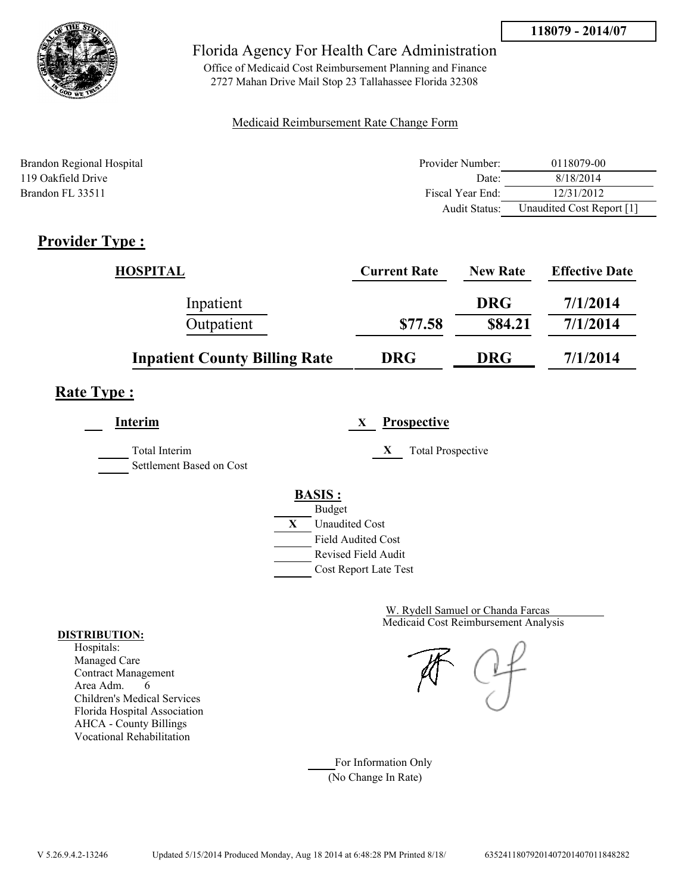118079 - 2014/07

Florida Agency For Health Care Administration

Office of Medicaid Cost Reimbursement Planning and Finance
2727 Mahan Drive Mail Stop 23 Tallahassee Florida 32308

Medicaid Reimbursement Rate Change Form

Brandon Regional Hospital
119 Oakfield Drive
Brandon FL 33511

| | |
|---|---|
| Provider Number: | 0118079-00 |
| Date: | 8/18/2014 |
| Fiscal Year End: | 12/31/2012 |
| Audit Status: | Unaudited Cost Report [1] |

## Provider Type :

| HOSPITAL | Current Rate | New Rate | Effective Date |
|---|---|---|---|
| Inpatient | | DRG | 7/1/2014 |
| Outpatient | $77.58 | $84.21 | 7/1/2014 |
| **Inpatient County Billing Rate** | **DRG** | **DRG** | **7/1/2014** |

## Rate Type :

___ **Interim**

___ Total Interim

___ Settlement Based on Cost

X **Prospective**

X Total Prospective

**BASIS :**

___ Budget

X Unaudited Cost

___ Field Audited Cost

___ Revised Field Audit

___ Cost Report Late Test

W. Rydell Samuel or Chanda Farcas
Medicaid Cost Reimbursement Analysis

**DISTRIBUTION:**

Hospitals:
Managed Care
Contract Management
Area Adm. 6
Children's Medical Services
Florida Hospital Association
AHCA - County Billings
Vocational Rehabilitation

___ For Information Only
(No Change In Rate)

V 5.26.9.4.2-13246 Updated 5/15/2014 Produced Monday, Aug 18 2014 at 6:48:28 PM Printed 8/18/ 635241180792014072014070118482​82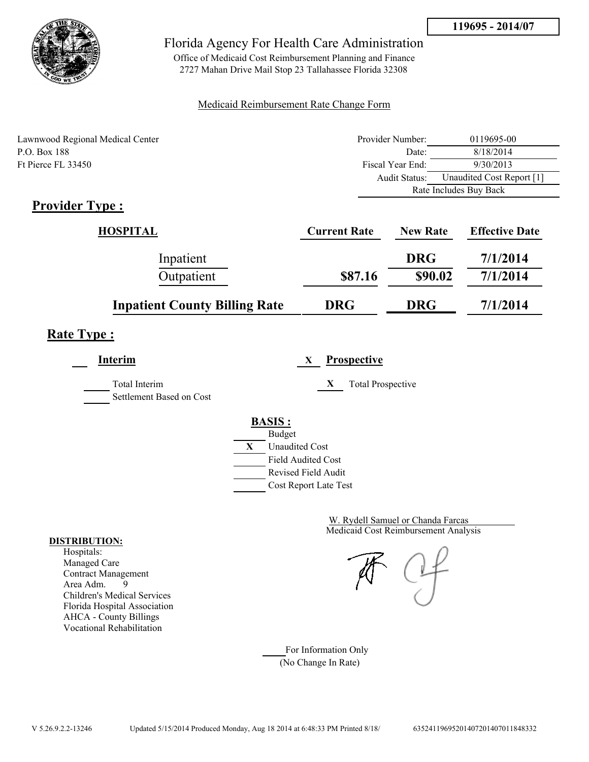119695 - 2014/07

Florida Agency For Health Care Administration

Office of Medicaid Cost Reimbursement Planning and Finance
2727 Mahan Drive Mail Stop 23 Tallahassee Florida 32308

Medicaid Reimbursement Rate Change Form

Lawnwood Regional Medical Center
P.O. Box 188
Ft Pierce FL 33450

| | |
|---|---|
| Provider Number: | 0119695-00 |
| Date: | 8/18/2014 |
| Fiscal Year End: | 9/30/2013 |
| Audit Status: | Unaudited Cost Report [1] |
| | Rate Includes Buy Back |

## Provider Type :

| HOSPITAL | Current Rate | New Rate | Effective Date |
|---|---|---|---|
| Inpatient | | DRG | 7/1/2014 |
| Outpatient | $87.16 | $90.02 | 7/1/2014 |
| **Inpatient County Billing Rate** | **DRG** | **DRG** | **7/1/2014** |

## Rate Type :

**Interim**

Total Interim
Settlement Based on Cost

X **Prospective**

X Total Prospective

**BASIS :**

Budget
X Unaudited Cost
Field Audited Cost
Revised Field Audit
Cost Report Late Test

W. Rydell Samuel or Chanda Farcas
Medicaid Cost Reimbursement Analysis

**DISTRIBUTION:**

Hospitals:
Managed Care
Contract Management
Area Adm. 9
Children's Medical Services
Florida Hospital Association
AHCA - County Billings
Vocational Rehabilitation

For Information Only
(No Change In Rate)

V 5.26.9.2.2-13246 Updated 5/15/2014 Produced Monday, Aug 18 2014 at 6:48:33 PM Printed 8/18/ 6352411969520140720140701184833​2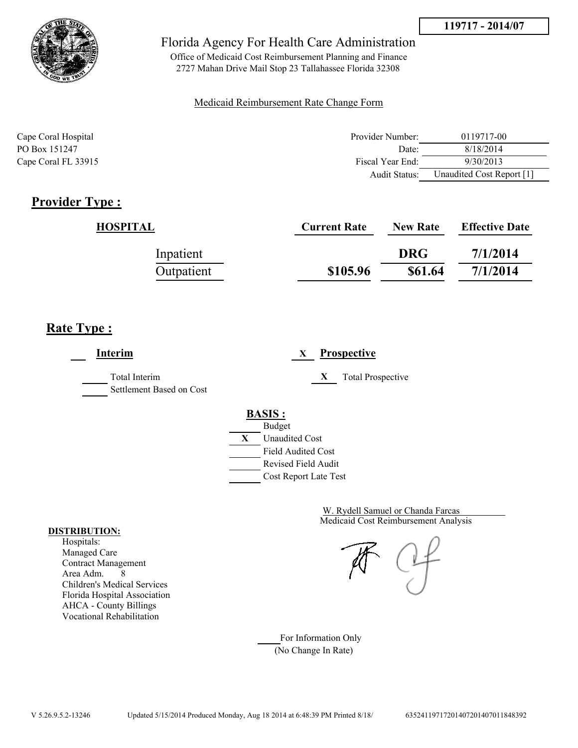**119717 - 2014/07**

# Florida Agency For Health Care Administration

Office of Medicaid Cost Reimbursement Planning and Finance
2727 Mahan Drive Mail Stop 23 Tallahassee Florida 32308

Medicaid Reimbursement Rate Change Form

Cape Coral Hospital
PO Box 151247
Cape Coral FL 33915

| | |
|---|---|
| Provider Number: | 0119717-00 |
| Date: | 8/18/2014 |
| Fiscal Year End: | 9/30/2013 |
| Audit Status: | Unaudited Cost Report [1] |

## Provider Type :

| HOSPITAL | Current Rate | New Rate | Effective Date |
|---|---|---|---|
| Inpatient | | DRG | 7/1/2014 |
| Outpatient | $105.96 | $61.64 | 7/1/2014 |

## Rate Type :

___ **Interim**

_____ Total Interim
_____ Settlement Based on Cost

X **Prospective**

X Total Prospective

**BASIS :**

_____ Budget
X Unaudited Cost
_____ Field Audited Cost
_____ Revised Field Audit
_____ Cost Report Late Test

W. Rydell Samuel or Chanda Farcas
Medicaid Cost Reimbursement Analysis

**DISTRIBUTION:**
Hospitals:
Managed Care
Contract Management
Area Adm. 8
Children's Medical Services
Florida Hospital Association
AHCA - County Billings
Vocational Rehabilitation

_____ For Information Only
(No Change In Rate)

V 5.26.9.5.2-13246 Updated 5/15/2014 Produced Monday, Aug 18 2014 at 6:48:39 PM Printed 8/18/ 635241197172014072014070118483 92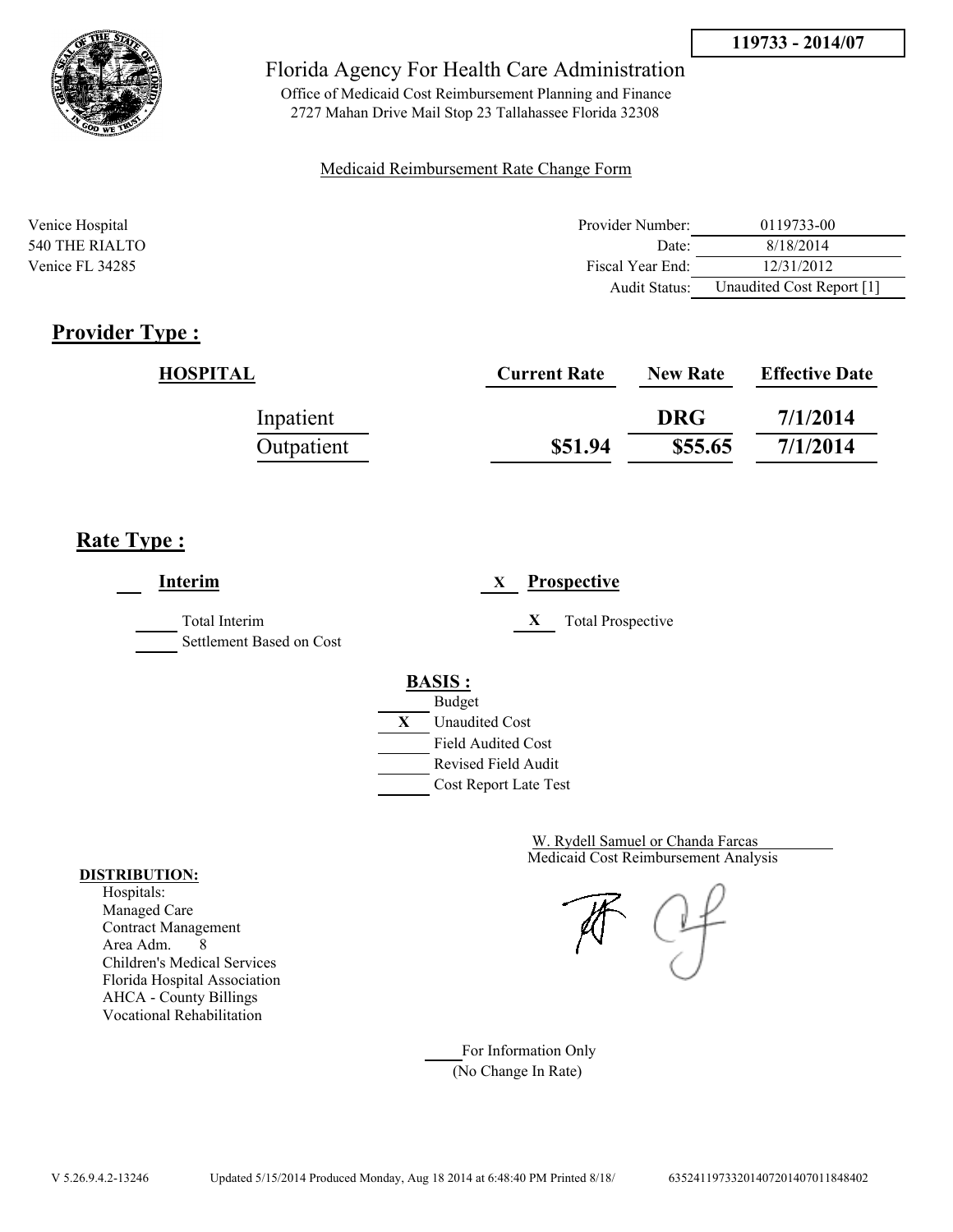**119733 - 2014/07**

Florida Agency For Health Care Administration

Office of Medicaid Cost Reimbursement Planning and Finance
2727 Mahan Drive Mail Stop 23 Tallahassee Florida 32308

Medicaid Reimbursement Rate Change Form

Venice Hospital
540 THE RIALTO
Venice FL 34285

| | |
|---|---|
| Provider Number: | 0119733-00 |
| Date: | 8/18/2014 |
| Fiscal Year End: | 12/31/2012 |
| Audit Status: | Unaudited Cost Report [1] |

## Provider Type :

| HOSPITAL | Current Rate | New Rate | Effective Date |
|---|---|---|---|
| Inpatient | | DRG | 7/1/2014 |
| Outpatient | $51.94 | $55.65 | 7/1/2014 |

## Rate Type :

___ **Interim**

_____ Total Interim
_____ Settlement Based on Cost

X **Prospective**

X Total Prospective

**BASIS :**

_____ Budget
X Unaudited Cost
_____ Field Audited Cost
_____ Revised Field Audit
_____ Cost Report Late Test

W. Rydell Samuel or Chanda Farcas
Medicaid Cost Reimbursement Analysis

**DISTRIBUTION:**
Hospitals:
Managed Care
Contract Management
Area Adm. 8
Children's Medical Services
Florida Hospital Association
AHCA - County Billings
Vocational Rehabilitation

_____ For Information Only
(No Change In Rate)

V 5.26.9.4.2-13246 Updated 5/15/2014 Produced Monday, Aug 18 2014 at 6:48:40 PM Printed 8/18/ 635241197332014072014070​11848402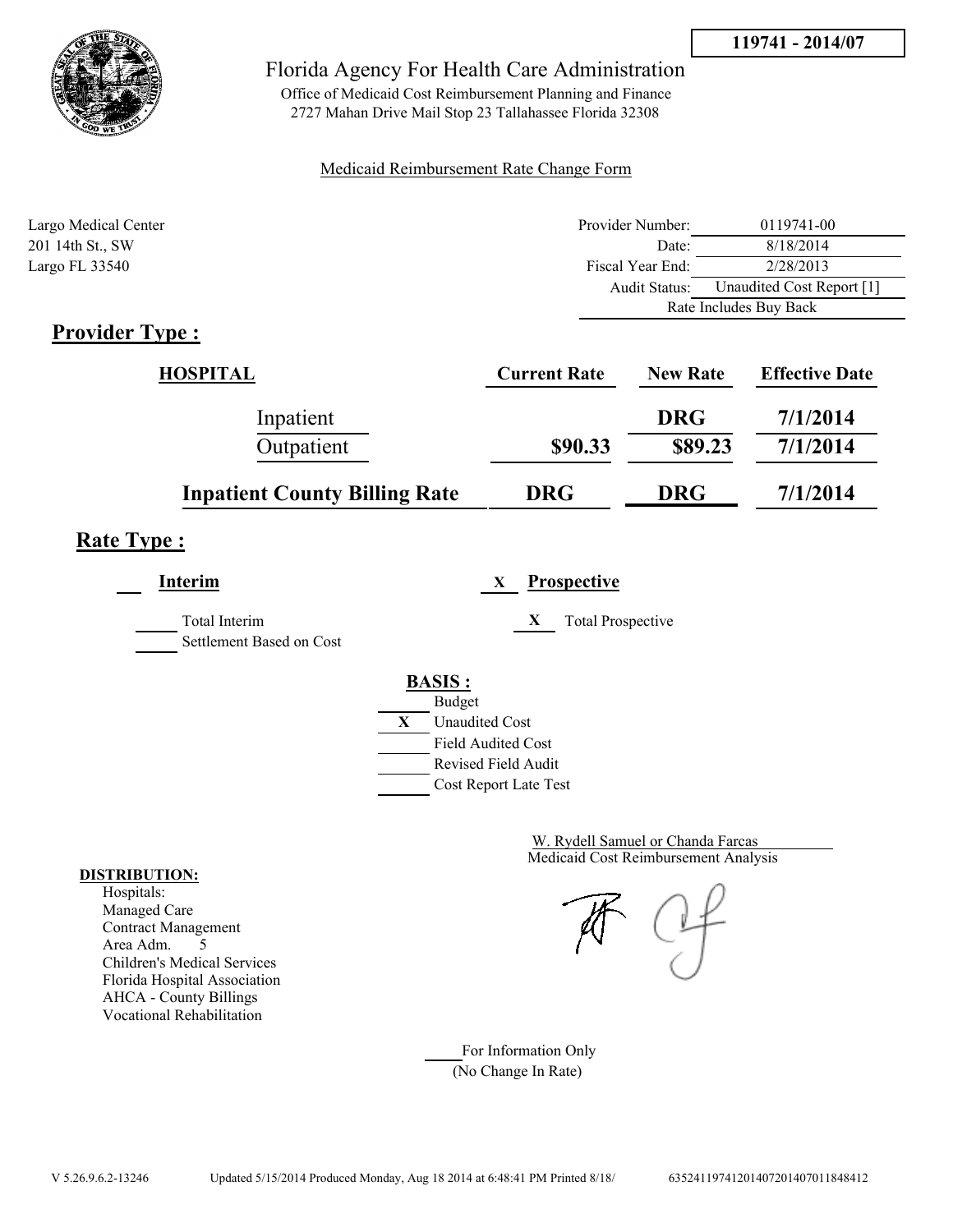**119741 - 2014/07**

Florida Agency For Health Care Administration

Office of Medicaid Cost Reimbursement Planning and Finance
2727 Mahan Drive Mail Stop 23 Tallahassee Florida 32308

Medicaid Reimbursement Rate Change Form

Largo Medical Center
201 14th St., SW
Largo FL 33540

| | |
|---|---|
| Provider Number: | 0119741-00 |
| Date: | 8/18/2014 |
| Fiscal Year End: | 2/28/2013 |
| Audit Status: | Unaudited Cost Report [1] |
| | Rate Includes Buy Back |

## Provider Type :

| HOSPITAL | Current Rate | New Rate | Effective Date |
|---|---|---|---|
| Inpatient | | DRG | 7/1/2014 |
| Outpatient | $90.33 | $89.23 | 7/1/2014 |
| **Inpatient County Billing Rate** | **DRG** | **DRG** | **7/1/2014** |

## Rate Type :

___ **Interim**

_____ Total Interim
_____ Settlement Based on Cost

X **Prospective**

X Total Prospective

**BASIS :**

_____ Budget
X Unaudited Cost
_____ Field Audited Cost
_____ Revised Field Audit
_____ Cost Report Late Test

W. Rydell Samuel or Chanda Farcas
Medicaid Cost Reimbursement Analysis

**DISTRIBUTION:**

Hospitals:
Managed Care
Contract Management
Area Adm. 5
Children's Medical Services
Florida Hospital Association
AHCA - County Billings
Vocational Rehabilitation

_____ For Information Only
(No Change In Rate)

V 5.26.9.6.2-13246 Updated 5/15/2014 Produced Monday, Aug 18 2014 at 6:48:41 PM Printed 8/18/ 635241197412014072014070118484​12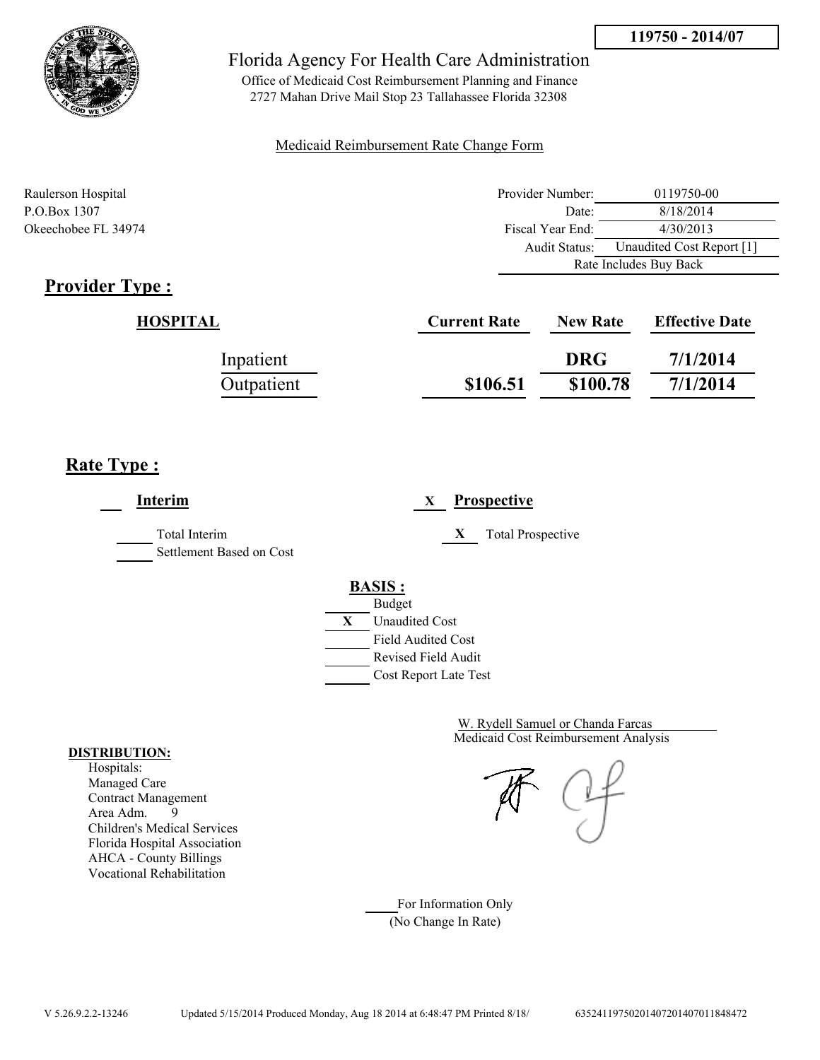119750 - 2014/07

Florida Agency For Health Care Administration

Office of Medicaid Cost Reimbursement Planning and Finance
2727 Mahan Drive Mail Stop 23 Tallahassee Florida 32308

Medicaid Reimbursement Rate Change Form

Raulerson Hospital
P.O.Box 1307
Okeechobee FL 34974

| | |
|---|---|
| Provider Number: | 0119750-00 |
| Date: | 8/18/2014 |
| Fiscal Year End: | 4/30/2013 |
| Audit Status: | Unaudited Cost Report [1] |
| | Rate Includes Buy Back |

## Provider Type :

| HOSPITAL | Current Rate | New Rate | Effective Date |
|---|---|---|---|
| Inpatient | | DRG | 7/1/2014 |
| Outpatient | $106.51 | $100.78 | 7/1/2014 |

## Rate Type :

___ **Interim**

___ Total Interim

___ Settlement Based on Cost

X **Prospective**

X Total Prospective

**BASIS :**

___ Budget
X Unaudited Cost
___ Field Audited Cost
___ Revised Field Audit
___ Cost Report Late Test

W. Rydell Samuel or Chanda Farcas
Medicaid Cost Reimbursement Analysis

**DISTRIBUTION:**
Hospitals:
Managed Care
Contract Management
Area Adm. 9
Children's Medical Services
Florida Hospital Association
AHCA - County Billings
Vocational Rehabilitation

___ For Information Only
(No Change In Rate)

V 5.26.9.2.2-13246 Updated 5/15/2014 Produced Monday, Aug 18 2014 at 6:48:47 PM Printed 8/18/ 63524119750201407201407011848472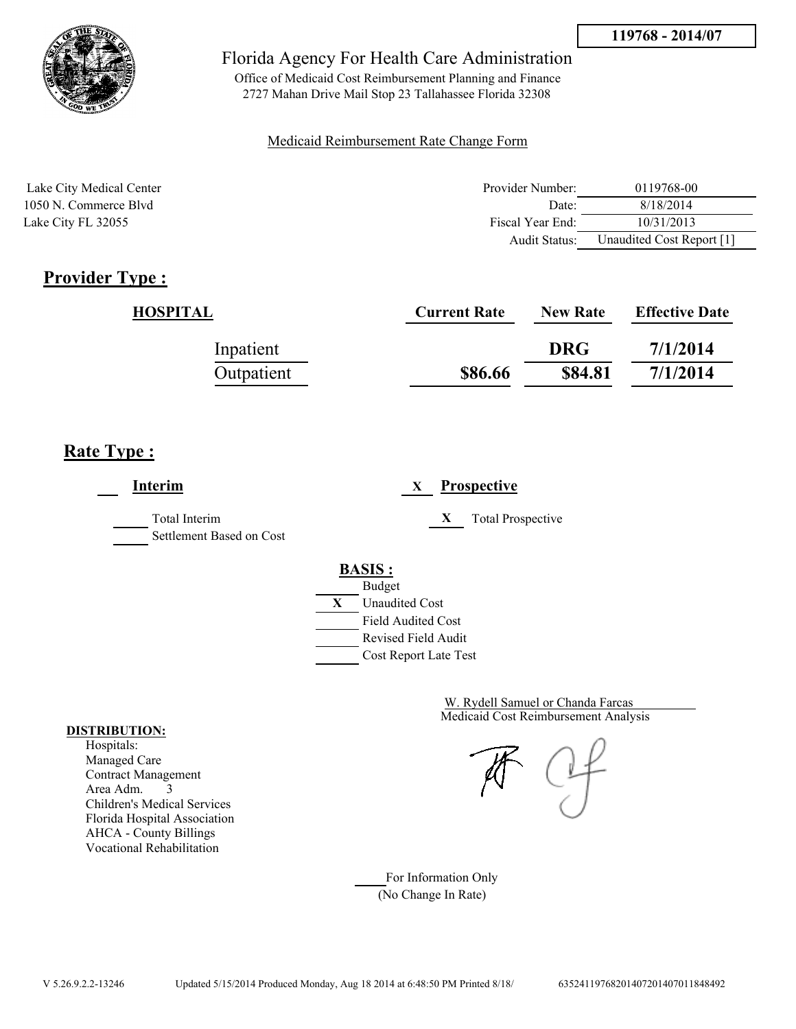**119768 - 2014/07**

Florida Agency For Health Care Administration

Office of Medicaid Cost Reimbursement Planning and Finance
2727 Mahan Drive Mail Stop 23 Tallahassee Florida 32308

Medicaid Reimbursement Rate Change Form

Lake City Medical Center
1050 N. Commerce Blvd
Lake City FL 32055

| | |
|---|---|
| Provider Number: | 0119768-00 |
| Date: | 8/18/2014 |
| Fiscal Year End: | 10/31/2013 |
| Audit Status: | Unaudited Cost Report [1] |

## Provider Type :

| HOSPITAL | Current Rate | New Rate | Effective Date |
|---|---|---|---|
| Inpatient | | DRG | 7/1/2014 |
| Outpatient | $86.66 | $84.81 | 7/1/2014 |

## Rate Type :

___ **Interim** &nbsp;&nbsp;&nbsp; X **Prospective**

___ Total Interim &nbsp;&nbsp;&nbsp; X Total Prospective

___ Settlement Based on Cost

**BASIS :**

- ___ Budget
- X Unaudited Cost
- ___ Field Audited Cost
- ___ Revised Field Audit
- ___ Cost Report Late Test

W. Rydell Samuel or Chanda Farcas
Medicaid Cost Reimbursement Analysis

**DISTRIBUTION:**

Hospitals:
Managed Care
Contract Management
Area Adm. 3
Children's Medical Services
Florida Hospital Association
AHCA - County Billings
Vocational Rehabilitation

___ For Information Only
(No Change In Rate)

V 5.26.9.2.2-13246 Updated 5/15/2014 Produced Monday, Aug 18 2014 at 6:48:50 PM Printed 8/18/ 635241197682014072014070118484920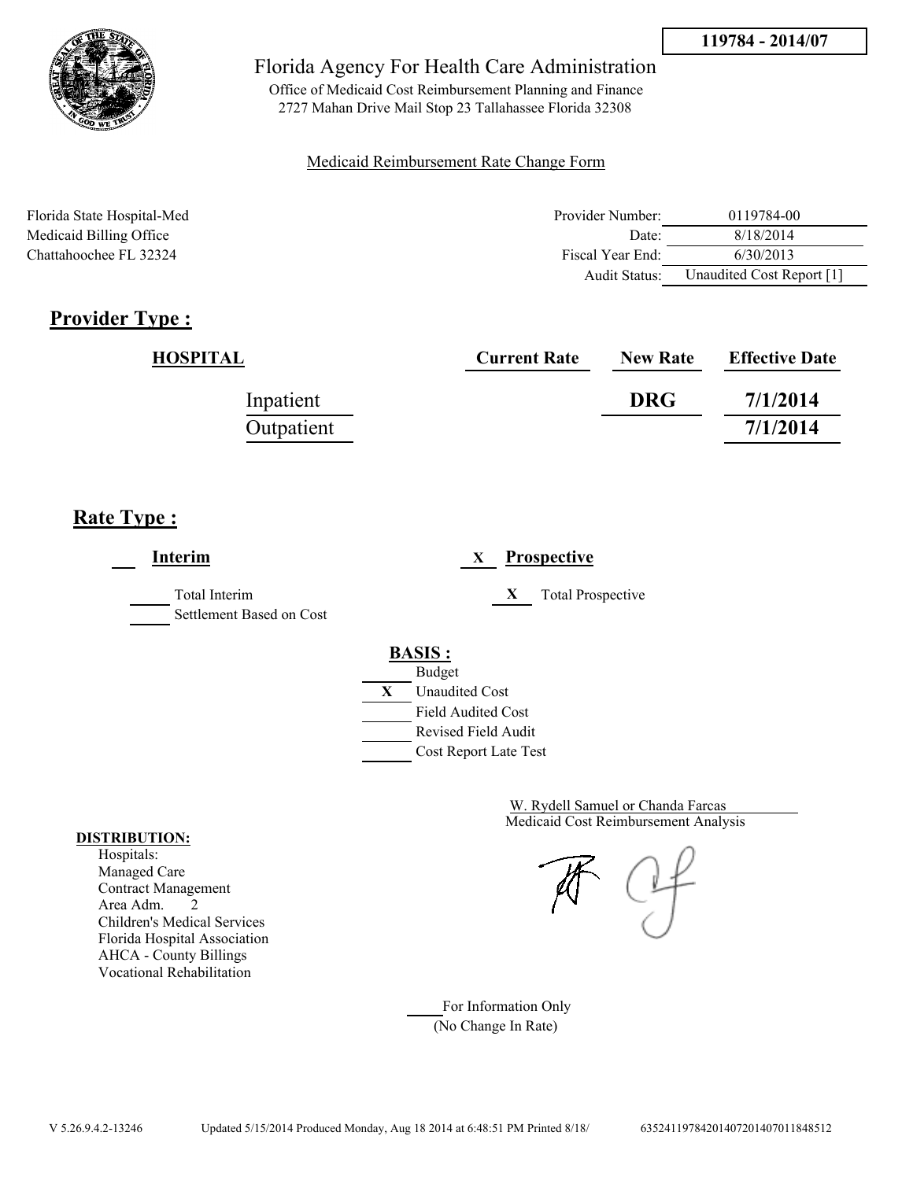119784 - 2014/07

Florida Agency For Health Care Administration

Office of Medicaid Cost Reimbursement Planning and Finance
2727 Mahan Drive Mail Stop 23 Tallahassee Florida 32308

Medicaid Reimbursement Rate Change Form

Florida State Hospital-Med
Medicaid Billing Office
Chattahoochee FL 32324

| | |
|---|---|
| Provider Number: | 0119784-00 |
| Date: | 8/18/2014 |
| Fiscal Year End: | 6/30/2013 |
| Audit Status: | Unaudited Cost Report [1] |

## Provider Type :

| HOSPITAL | Current Rate | New Rate | Effective Date |
|---|---|---|---|
| Inpatient | | DRG | 7/1/2014 |
| Outpatient | | | 7/1/2014 |

## Rate Type :

___ **Interim** &nbsp;&nbsp;&nbsp; X **Prospective**

___ Total Interim
___ Settlement Based on Cost

X Total Prospective

**BASIS :**

___ Budget
X Unaudited Cost
___ Field Audited Cost
___ Revised Field Audit
___ Cost Report Late Test

W. Rydell Samuel or Chanda Farcas
Medicaid Cost Reimbursement Analysis

**DISTRIBUTION:**
Hospitals:
Managed Care
Contract Management
Area Adm. 2
Children's Medical Services
Florida Hospital Association
AHCA - County Billings
Vocational Rehabilitation

___ For Information Only
(No Change In Rate)

V 5.26.9.4.2-13246 Updated 5/15/2014 Produced Monday, Aug 18 2014 at 6:48:51 PM Printed 8/18/ 635241197842014072014070118488512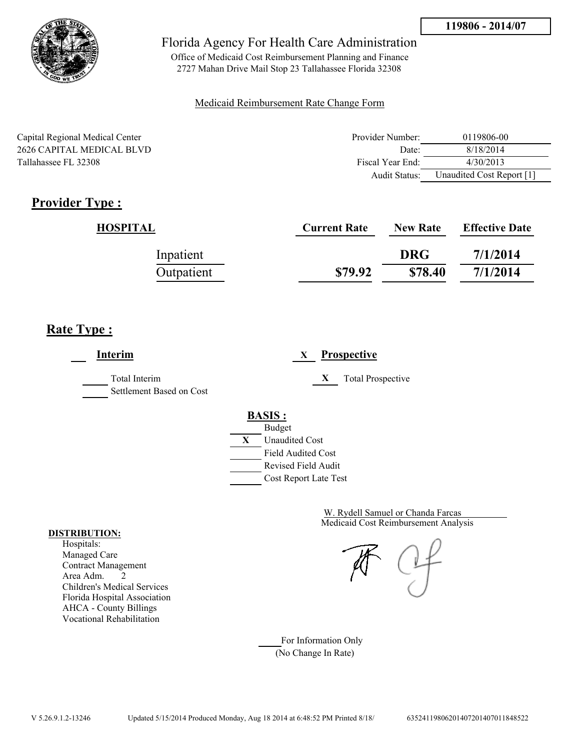119806 - 2014/07

Florida Agency For Health Care Administration

Office of Medicaid Cost Reimbursement Planning and Finance
2727 Mahan Drive Mail Stop 23 Tallahassee Florida 32308

Medicaid Reimbursement Rate Change Form

Capital Regional Medical Center
2626 CAPITAL MEDICAL BLVD
Tallahassee FL 32308

| | |
|---|---|
| Provider Number: | 0119806-00 |
| Date: | 8/18/2014 |
| Fiscal Year End: | 4/30/2013 |
| Audit Status: | Unaudited Cost Report [1] |

## Provider Type :

| HOSPITAL | Current Rate | New Rate | Effective Date |
|---|---|---|---|
| Inpatient | | DRG | 7/1/2014 |
| Outpatient | $79.92 | $78.40 | 7/1/2014 |

## Rate Type :

___ **Interim**

_____ Total Interim
_____ Settlement Based on Cost

X **Prospective**

X Total Prospective

**BASIS :**

_____ Budget
X Unaudited Cost
_____ Field Audited Cost
_____ Revised Field Audit
_____ Cost Report Late Test

W. Rydell Samuel or Chanda Farcas
Medicaid Cost Reimbursement Analysis

**DISTRIBUTION:**

Hospitals:
Managed Care
Contract Management
Area Adm. 2
Children's Medical Services
Florida Hospital Association
AHCA - County Billings
Vocational Rehabilitation

_____ For Information Only
(No Change In Rate)

V 5.26.9.1.2-13246 Updated 5/15/2014 Produced Monday, Aug 18 2014 at 6:48:52 PM Printed 8/18/ 635241198062014072014070118485 22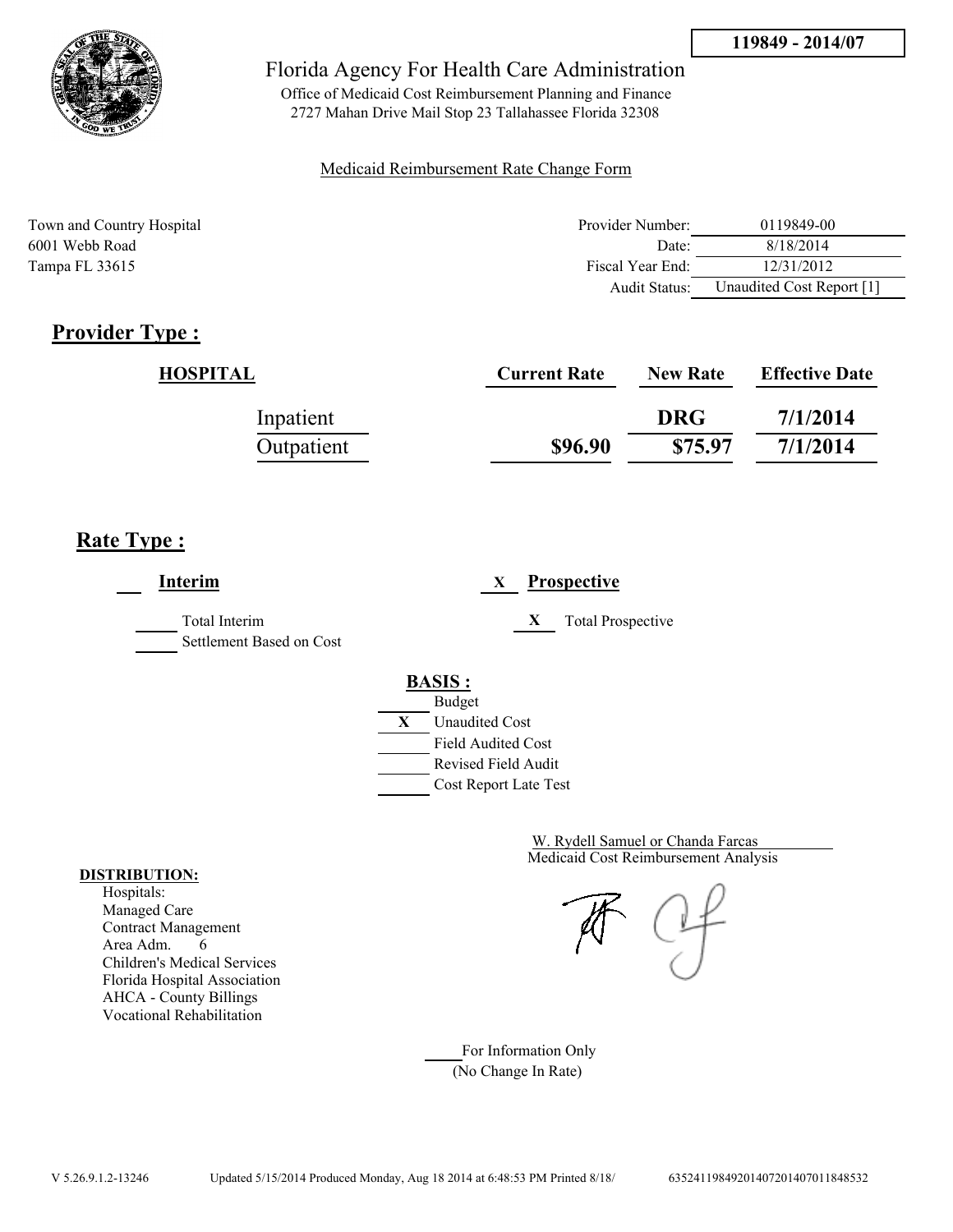**119849 - 2014/07**

Florida Agency For Health Care Administration

Office of Medicaid Cost Reimbursement Planning and Finance
2727 Mahan Drive Mail Stop 23 Tallahassee Florida 32308

Medicaid Reimbursement Rate Change Form

Town and Country Hospital
6001 Webb Road
Tampa FL 33615

| | |
|---|---|
| Provider Number: | 0119849-00 |
| Date: | 8/18/2014 |
| Fiscal Year End: | 12/31/2012 |
| Audit Status: | Unaudited Cost Report [1] |

## Provider Type :

| HOSPITAL | Current Rate | New Rate | Effective Date |
|---|---|---|---|
| Inpatient | | DRG | 7/1/2014 |
| Outpatient | $96.90 | $75.97 | 7/1/2014 |

## Rate Type :

___ **Interim**

_____ Total Interim
_____ Settlement Based on Cost

X **Prospective**

X Total Prospective

**BASIS :**

- _____ Budget
- X Unaudited Cost
- _____ Field Audited Cost
- _____ Revised Field Audit
- _____ Cost Report Late Test

W. Rydell Samuel or Chanda Farcas
Medicaid Cost Reimbursement Analysis

**DISTRIBUTION:**
Hospitals:
Managed Care
Contract Management
Area Adm. 6
Children's Medical Services
Florida Hospital Association
AHCA - County Billings
Vocational Rehabilitation

_____ For Information Only
(No Change In Rate)

V 5.26.9.1.2-13246 Updated 5/15/2014 Produced Monday, Aug 18 2014 at 6:48:53 PM Printed 8/18/ 635241198492014072014070118485​32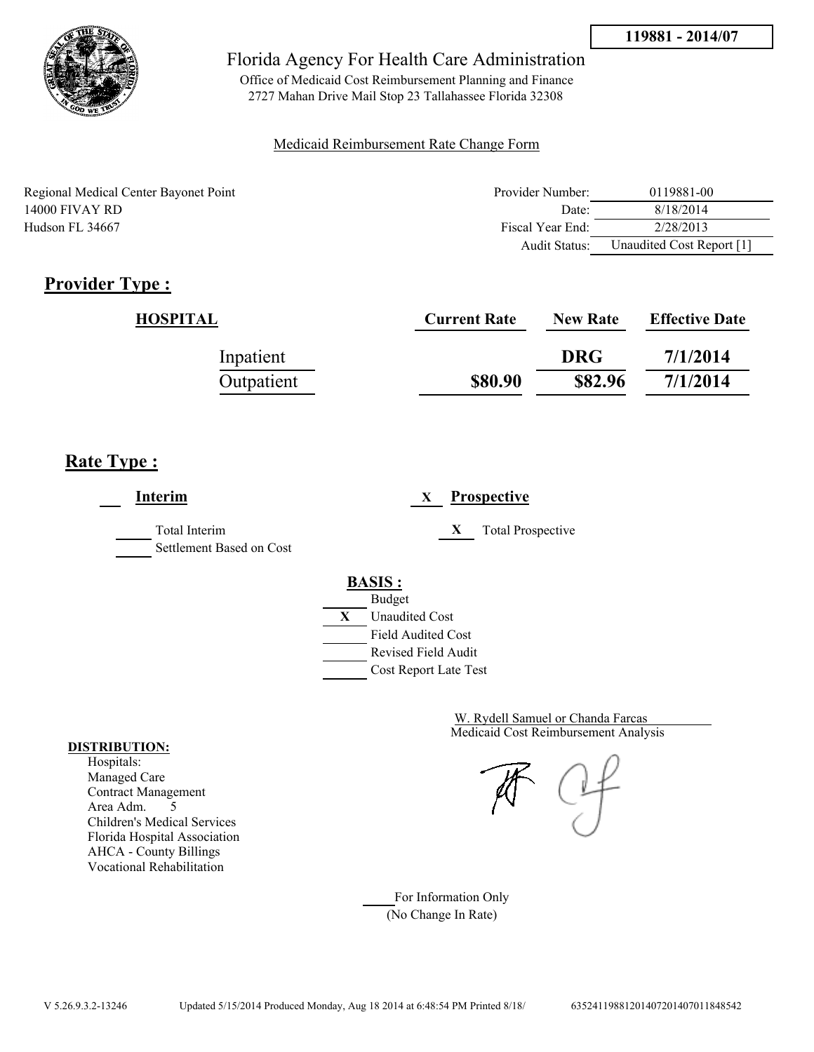**119881 - 2014/07**

Florida Agency For Health Care Administration

Office of Medicaid Cost Reimbursement Planning and Finance
2727 Mahan Drive Mail Stop 23 Tallahassee Florida 32308

Medicaid Reimbursement Rate Change Form

Regional Medical Center Bayonet Point
14000 FIVAY RD
Hudson FL 34667

| | |
|---|---|
| Provider Number: | 0119881-00 |
| Date: | 8/18/2014 |
| Fiscal Year End: | 2/28/2013 |
| Audit Status: | Unaudited Cost Report [1] |

## Provider Type :

| HOSPITAL | Current Rate | New Rate | Effective Date |
|---|---|---|---|
| Inpatient | | DRG | 7/1/2014 |
| Outpatient | $80.90 | $82.96 | 7/1/2014 |

## Rate Type :

___ **Interim**

_____ Total Interim
_____ Settlement Based on Cost

X **Prospective**

X Total Prospective

**BASIS :**

_____ Budget
X Unaudited Cost
_____ Field Audited Cost
_____ Revised Field Audit
_____ Cost Report Late Test

W. Rydell Samuel or Chanda Farcas
Medicaid Cost Reimbursement Analysis

**DISTRIBUTION:**
Hospitals:
Managed Care
Contract Management
Area Adm. 5
Children's Medical Services
Florida Hospital Association
AHCA - County Billings
Vocational Rehabilitation

_____ For Information Only
(No Change In Rate)

V 5.26.9.3.2-13246 Updated 5/15/2014 Produced Monday, Aug 18 2014 at 6:48:54 PM Printed 8/18/ 635241198812014072014070111848542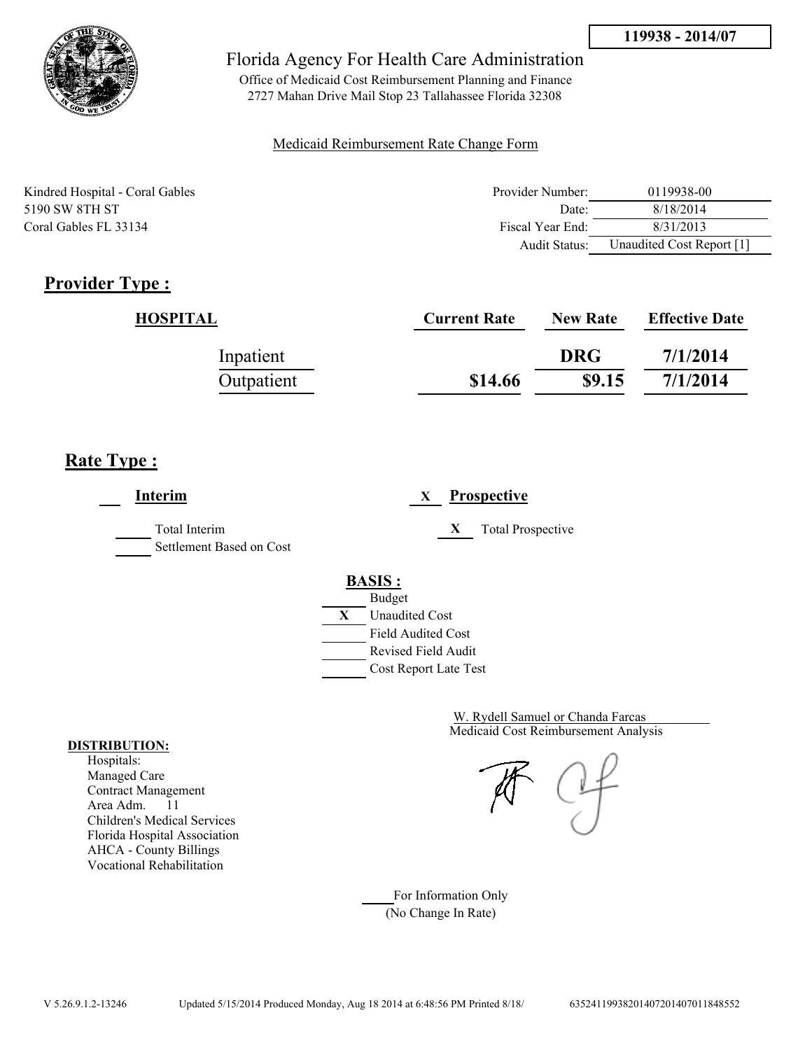**119938 - 2014/07**

# Florida Agency For Health Care Administration

Office of Medicaid Cost Reimbursement Planning and Finance
2727 Mahan Drive Mail Stop 23 Tallahassee Florida 32308

Medicaid Reimbursement Rate Change Form

Kindred Hospital - Coral Gables
5190 SW 8TH ST
Coral Gables FL 33134

| | |
|---|---|
| Provider Number: | 0119938-00 |
| Date: | 8/18/2014 |
| Fiscal Year End: | 8/31/2013 |
| Audit Status: | Unaudited Cost Report [1] |

## Provider Type :

| HOSPITAL | Current Rate | New Rate | Effective Date |
|---|---|---|---|
| Inpatient | | DRG | 7/1/2014 |
| Outpatient | $14.66 | $9.15 | 7/1/2014 |

## Rate Type :

___ **Interim**

___ Total Interim
___ Settlement Based on Cost

X **Prospective**

X Total Prospective

**BASIS :**

___ Budget
X Unaudited Cost
___ Field Audited Cost
___ Revised Field Audit
___ Cost Report Late Test

W. Rydell Samuel or Chanda Farcas
Medicaid Cost Reimbursement Analysis

**DISTRIBUTION:**
Hospitals:
Managed Care
Contract Management
Area Adm. 11
Children's Medical Services
Florida Hospital Association
AHCA - County Billings
Vocational Rehabilitation

___ For Information Only
(No Change In Rate)

V 5.26.9.1.2-13246 Updated 5/15/2014 Produced Monday, Aug 18 2014 at 6:48:56 PM Printed 8/18/ 635241199382014072014070118485​52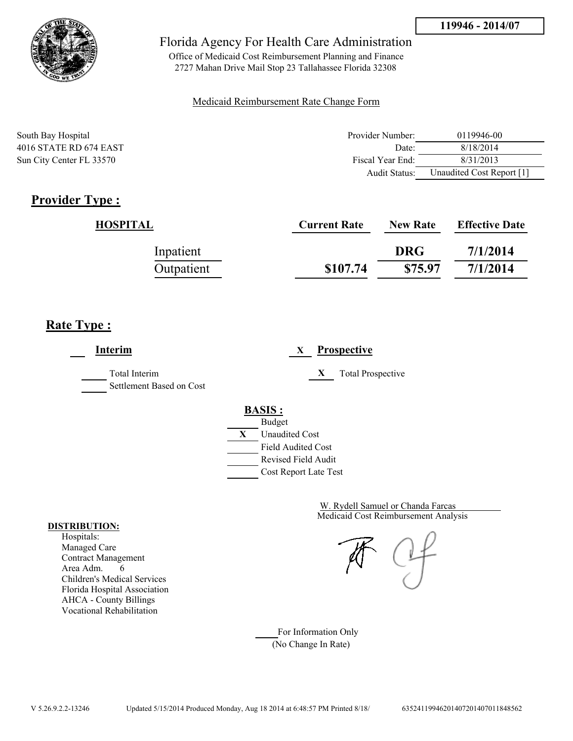119946 - 2014/07

# Florida Agency For Health Care Administration

Office of Medicaid Cost Reimbursement Planning and Finance
2727 Mahan Drive Mail Stop 23 Tallahassee Florida 32308

Medicaid Reimbursement Rate Change Form

South Bay Hospital
4016 STATE RD 674 EAST
Sun City Center FL 33570

| | |
|---|---|
| Provider Number: | 0119946-00 |
| Date: | 8/18/2014 |
| Fiscal Year End: | 8/31/2013 |
| Audit Status: | Unaudited Cost Report [1] |

## Provider Type :

| HOSPITAL | Current Rate | New Rate | Effective Date |
|---|---|---|---|
| Inpatient | | DRG | 7/1/2014 |
| Outpatient | $107.74 | $75.97 | 7/1/2014 |

## Rate Type :

___ **Interim**

___ Total Interim
___ Settlement Based on Cost

X **Prospective**

X Total Prospective

**BASIS :**

___ Budget
X Unaudited Cost
___ Field Audited Cost
___ Revised Field Audit
___ Cost Report Late Test

W. Rydell Samuel or Chanda Farcas
Medicaid Cost Reimbursement Analysis

**DISTRIBUTION:**
Hospitals:
Managed Care
Contract Management
Area Adm. 6
Children's Medical Services
Florida Hospital Association
AHCA - County Billings
Vocational Rehabilitation

___ For Information Only
(No Change In Rate)

V 5.26.9.2.2-13246 Updated 5/15/2014 Produced Monday, Aug 18 2014 at 6:48:57 PM Printed 8/18/ 63524119946201407201407011848562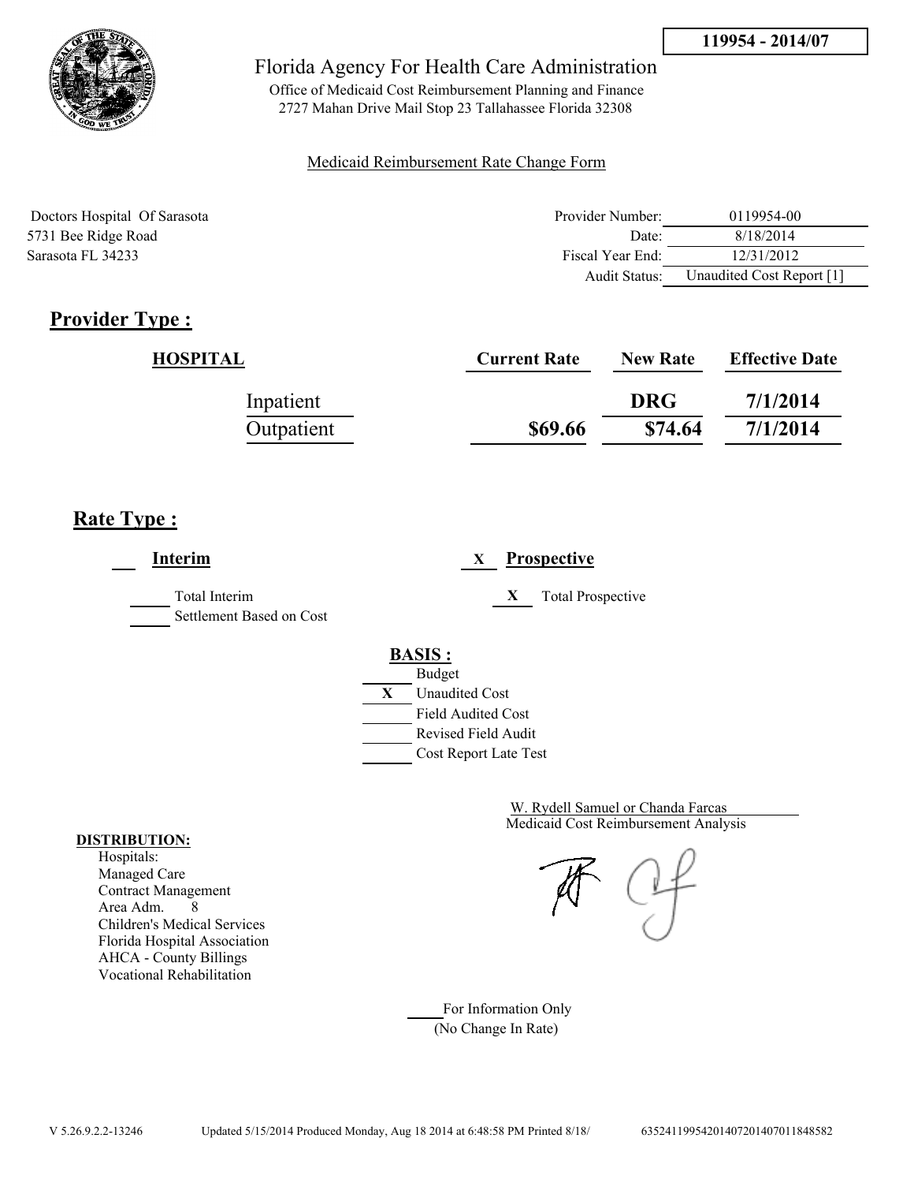119954 - 2014/07

Florida Agency For Health Care Administration

Office of Medicaid Cost Reimbursement Planning and Finance
2727 Mahan Drive Mail Stop 23 Tallahassee Florida 32308

Medicaid Reimbursement Rate Change Form

Doctors Hospital Of Sarasota
5731 Bee Ridge Road
Sarasota FL 34233

| | |
|---|---|
| Provider Number: | 0119954-00 |
| Date: | 8/18/2014 |
| Fiscal Year End: | 12/31/2012 |
| Audit Status: | Unaudited Cost Report [1] |

## Provider Type :

| HOSPITAL | Current Rate | New Rate | Effective Date |
|---|---|---|---|
| Inpatient | | DRG | 7/1/2014 |
| Outpatient | $69.66 | $74.64 | 7/1/2014 |

## Rate Type :

**Interim**

- ___ Total Interim
- ___ Settlement Based on Cost

**X Prospective**

- X Total Prospective

**BASIS :**

- ___ Budget
- X Unaudited Cost
- ___ Field Audited Cost
- ___ Revised Field Audit
- ___ Cost Report Late Test

W. Rydell Samuel or Chanda Farcas
Medicaid Cost Reimbursement Analysis

**DISTRIBUTION:**

Hospitals:
Managed Care
Contract Management
Area Adm. 8
Children's Medical Services
Florida Hospital Association
AHCA - County Billings
Vocational Rehabilitation

___ For Information Only
(No Change In Rate)

V 5.26.9.2.2-13246 Updated 5/15/2014 Produced Monday, Aug 18 2014 at 6:48:58 PM Printed 8/18/ 635241199542014072014070118485 82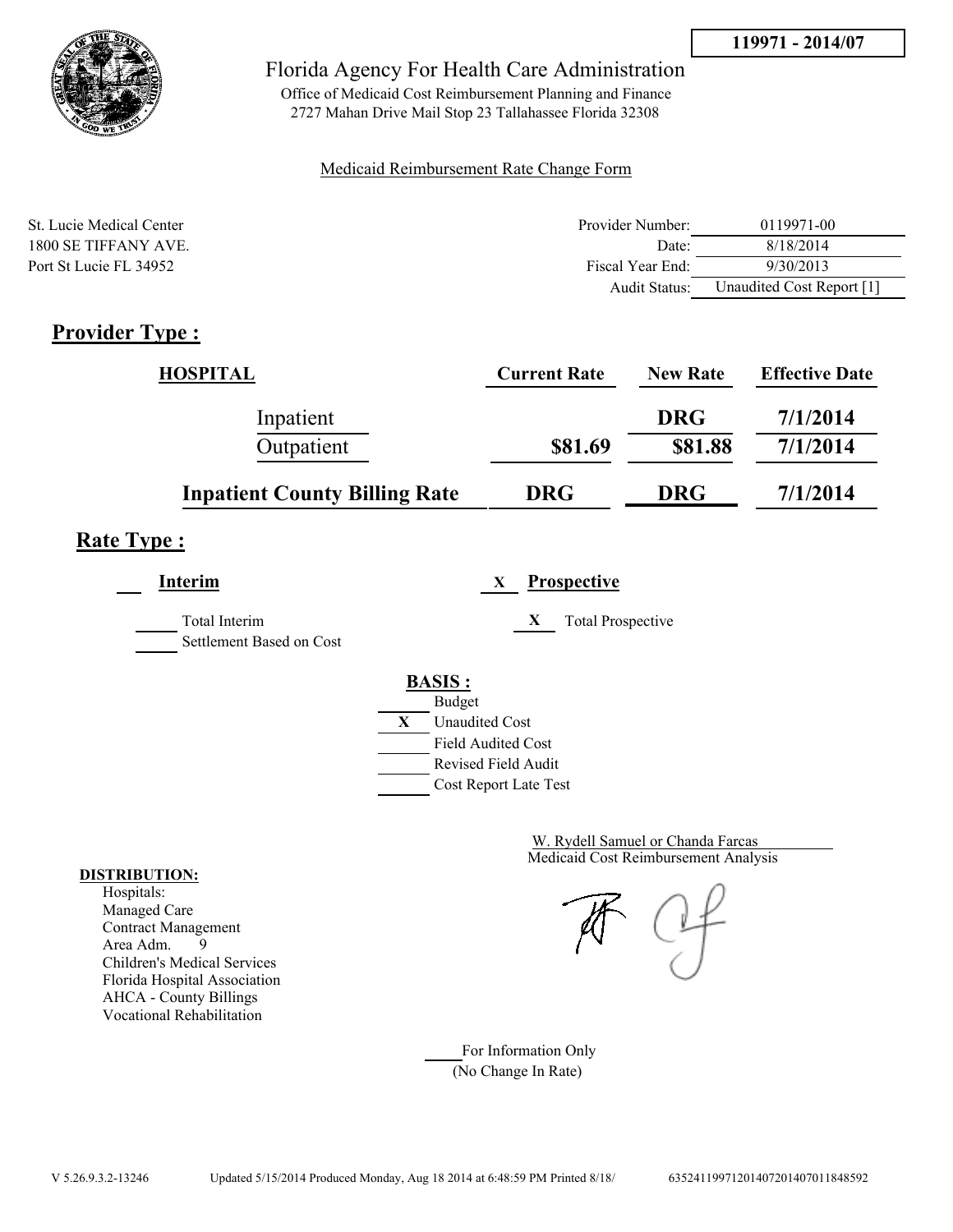**119971 - 2014/07**

# Florida Agency For Health Care Administration

Office of Medicaid Cost Reimbursement Planning and Finance
2727 Mahan Drive Mail Stop 23 Tallahassee Florida 32308

Medicaid Reimbursement Rate Change Form

St. Lucie Medical Center
1800 SE TIFFANY AVE.
Port St Lucie FL 34952

| | |
|---|---|
| Provider Number: | 0119971-00 |
| Date: | 8/18/2014 |
| Fiscal Year End: | 9/30/2013 |
| Audit Status: | Unaudited Cost Report [1] |

## Provider Type :

| HOSPITAL | Current Rate | New Rate | Effective Date |
|---|---|---|---|
| Inpatient | | DRG | 7/1/2014 |
| Outpatient | $81.69 | $81.88 | 7/1/2014 |
| **Inpatient County Billing Rate** | DRG | DRG | 7/1/2014 |

## Rate Type :

___ **Interim**

___ Total Interim
___ Settlement Based on Cost

X **Prospective**

X Total Prospective

**BASIS :**

___ Budget
X Unaudited Cost
___ Field Audited Cost
___ Revised Field Audit
___ Cost Report Late Test

W. Rydell Samuel or Chanda Farcas
Medicaid Cost Reimbursement Analysis

**DISTRIBUTION:**
Hospitals:
Managed Care
Contract Management
Area Adm. 9
Children's Medical Services
Florida Hospital Association
AHCA - County Billings
Vocational Rehabilitation

___ For Information Only
(No Change In Rate)

V 5.26.9.3.2-13246 Updated 5/15/2014 Produced Monday, Aug 18 2014 at 6:48:59 PM Printed 8/18/ 635241199712014072014070118485​92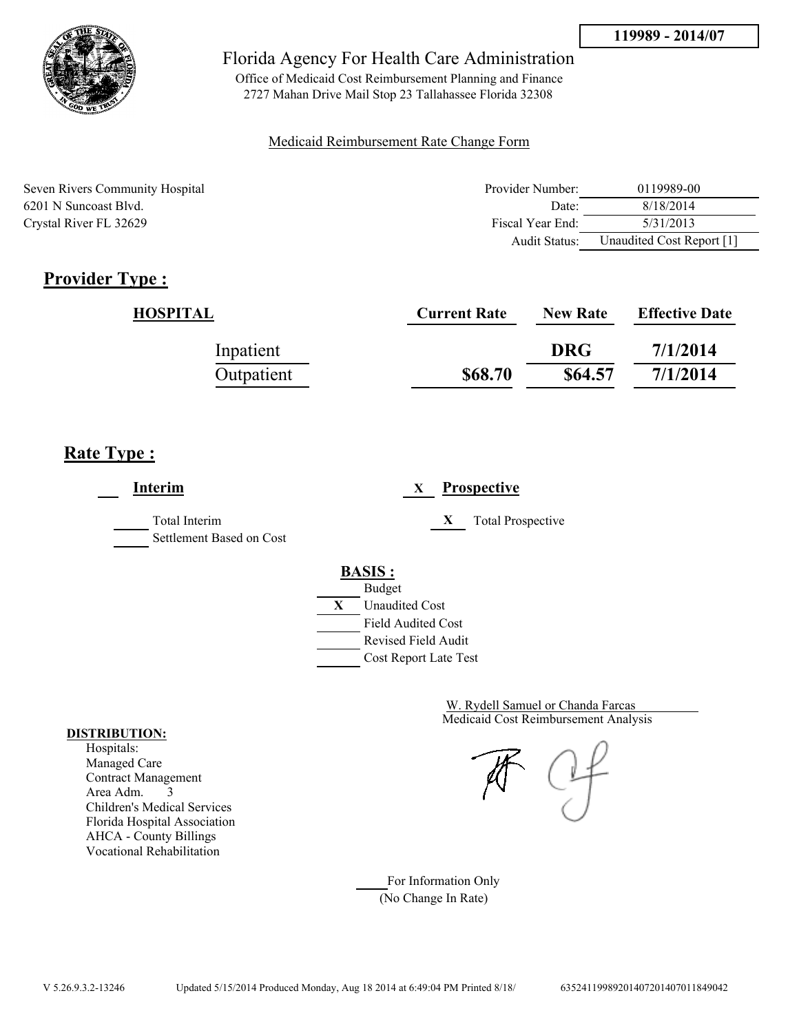**119989 - 2014/07**

# Florida Agency For Health Care Administration

Office of Medicaid Cost Reimbursement Planning and Finance
2727 Mahan Drive Mail Stop 23 Tallahassee Florida 32308

Medicaid Reimbursement Rate Change Form

Seven Rivers Community Hospital
6201 N Suncoast Blvd.
Crystal River FL 32629

| | |
|---|---|
| Provider Number: | 0119989-00 |
| Date: | 8/18/2014 |
| Fiscal Year End: | 5/31/2013 |
| Audit Status: | Unaudited Cost Report [1] |

## Provider Type :

| HOSPITAL | Current Rate | New Rate | Effective Date |
|---|---|---|---|
| Inpatient | | DRG | 7/1/2014 |
| Outpatient | $68.70 | $64.57 | 7/1/2014 |

## Rate Type :

___ **Interim**

_____ Total Interim
_____ Settlement Based on Cost

X **Prospective**

X Total Prospective

**BASIS :**

_____ Budget
X Unaudited Cost
_____ Field Audited Cost
_____ Revised Field Audit
_____ Cost Report Late Test

W. Rydell Samuel or Chanda Farcas
Medicaid Cost Reimbursement Analysis

**DISTRIBUTION:**
Hospitals:
Managed Care
Contract Management
Area Adm. 3
Children's Medical Services
Florida Hospital Association
AHCA - County Billings
Vocational Rehabilitation

_____ For Information Only
(No Change In Rate)

V 5.26.9.3.2-13246 Updated 5/15/2014 Produced Monday, Aug 18 2014 at 6:49:04 PM Printed 8/18/ 635241199892014072014070118490042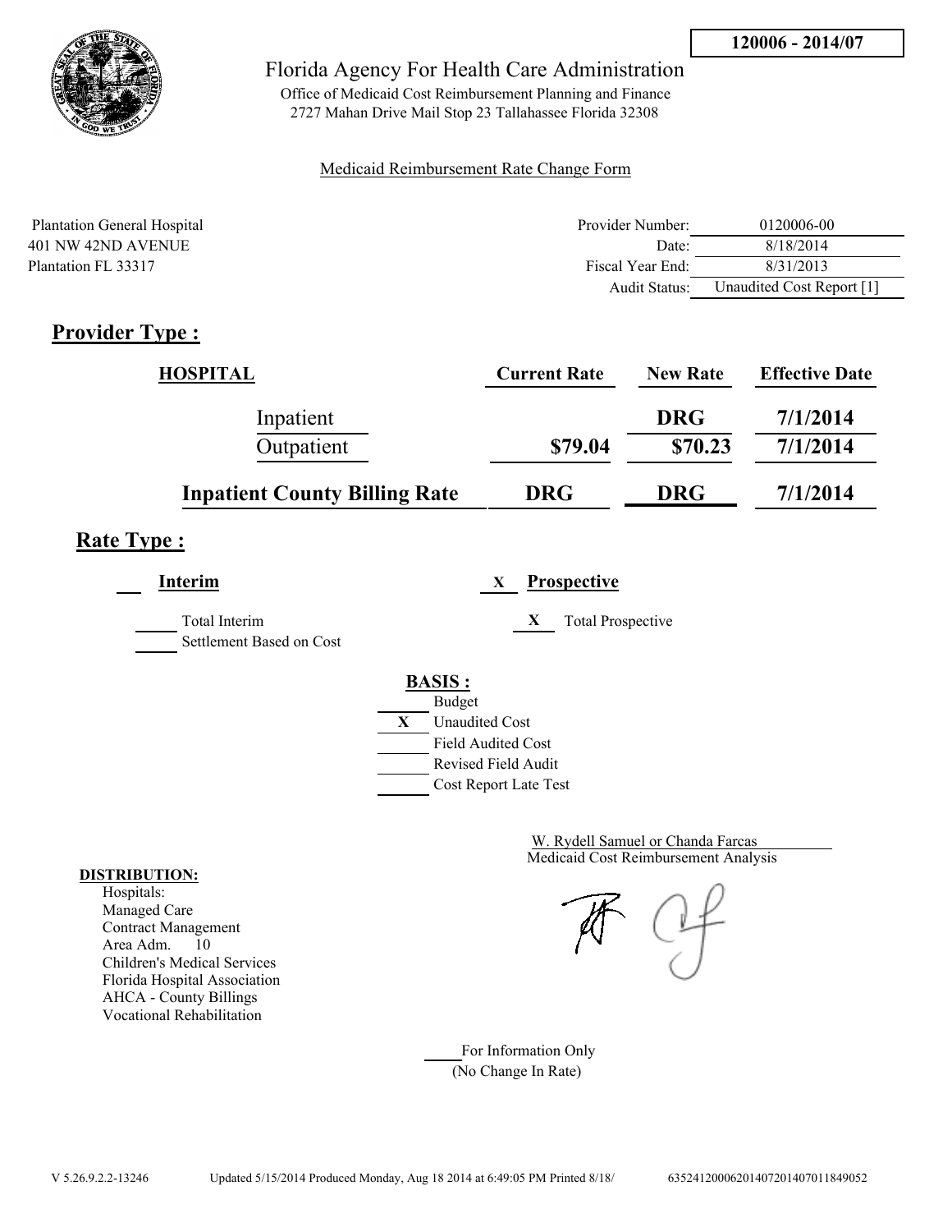**120006 - 2014/07**

# Florida Agency For Health Care Administration

Office of Medicaid Cost Reimbursement Planning and Finance
2727 Mahan Drive Mail Stop 23 Tallahassee Florida 32308

Medicaid Reimbursement Rate Change Form

Plantation General Hospital
401 NW 42ND AVENUE
Plantation FL 33317

| | |
|---|---|
| Provider Number: | 0120006-00 |
| Date: | 8/18/2014 |
| Fiscal Year End: | 8/31/2013 |
| Audit Status: | Unaudited Cost Report [1] |

## Provider Type :

| HOSPITAL | Current Rate | New Rate | Effective Date |
|---|---|---|---|
| Inpatient | | DRG | 7/1/2014 |
| Outpatient | $79.04 | $70.23 | 7/1/2014 |
| **Inpatient County Billing Rate** | **DRG** | **DRG** | **7/1/2014** |

## Rate Type :

___ **Interim**

___ Total Interim

___ Settlement Based on Cost

X **Prospective**

X Total Prospective

**BASIS :**

___ Budget

X Unaudited Cost

___ Field Audited Cost

___ Revised Field Audit

___ Cost Report Late Test

W. Rydell Samuel or Chanda Farcas
Medicaid Cost Reimbursement Analysis

**DISTRIBUTION:**

Hospitals:
Managed Care
Contract Management
Area Adm. 10
Children's Medical Services
Florida Hospital Association
AHCA - County Billings
Vocational Rehabilitation

___ For Information Only
(No Change In Rate)

V 5.26.9.2.2-13246 Updated 5/15/2014 Produced Monday, Aug 18 2014 at 6:49:05 PM Printed 8/18/ 635241200062014072014070118490​52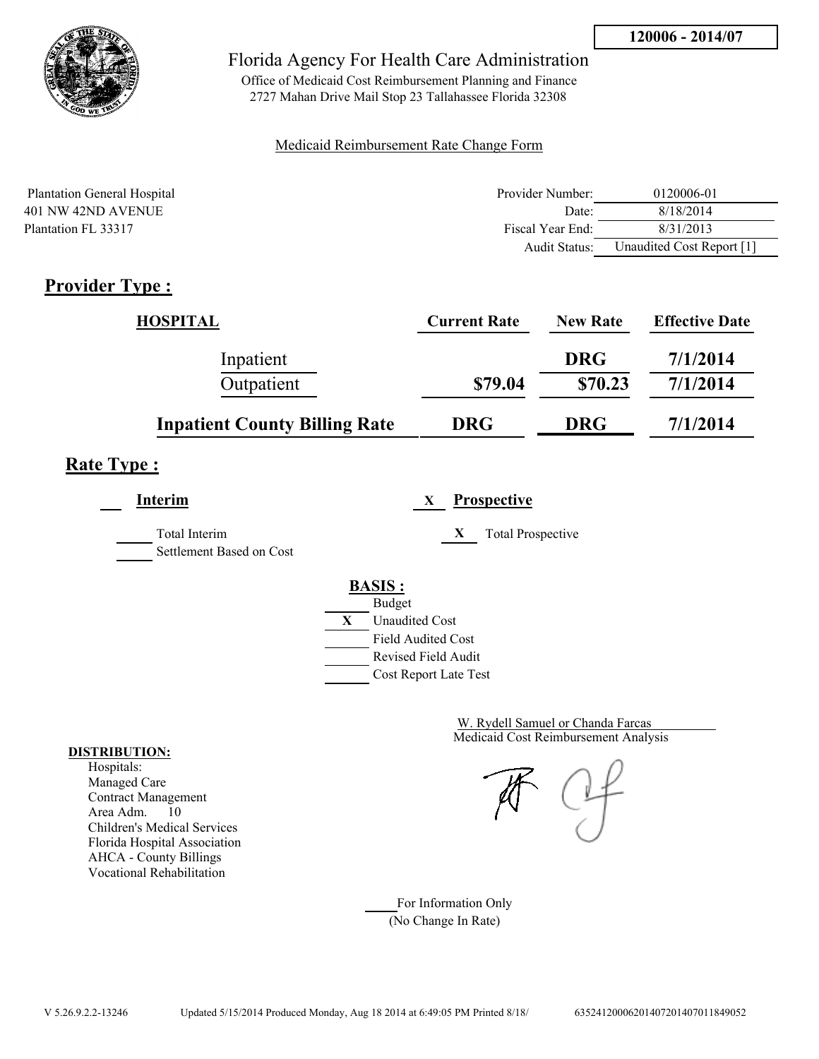**120006 - 2014/07**

Florida Agency For Health Care Administration

Office of Medicaid Cost Reimbursement Planning and Finance
2727 Mahan Drive Mail Stop 23 Tallahassee Florida 32308

Medicaid Reimbursement Rate Change Form

Plantation General Hospital
401 NW 42ND AVENUE
Plantation FL 33317

| | |
|---|---|
| Provider Number: | 0120006-01 |
| Date: | 8/18/2014 |
| Fiscal Year End: | 8/31/2013 |
| Audit Status: | Unaudited Cost Report [1] |

## Provider Type :

| HOSPITAL | Current Rate | New Rate | Effective Date |
|---|---|---|---|
| Inpatient | | DRG | 7/1/2014 |
| Outpatient | $79.04 | $70.23 | 7/1/2014 |
| **Inpatient County Billing Rate** | **DRG** | **DRG** | **7/1/2014** |

## Rate Type :

___ **Interim**

___ Total Interim

___ Settlement Based on Cost

X **Prospective**

X Total Prospective

**BASIS :**

___ Budget
X Unaudited Cost
___ Field Audited Cost
___ Revised Field Audit
___ Cost Report Late Test

W. Rydell Samuel or Chanda Farcas
Medicaid Cost Reimbursement Analysis

**DISTRIBUTION:**
Hospitals:
Managed Care
Contract Management
Area Adm. 10
Children's Medical Services
Florida Hospital Association
AHCA - County Billings
Vocational Rehabilitation

___ For Information Only
(No Change In Rate)

V 5.26.9.2.2-13246 Updated 5/15/2014 Produced Monday, Aug 18 2014 at 6:49:05 PM Printed 8/18/ 6352412000620140720140701184905​2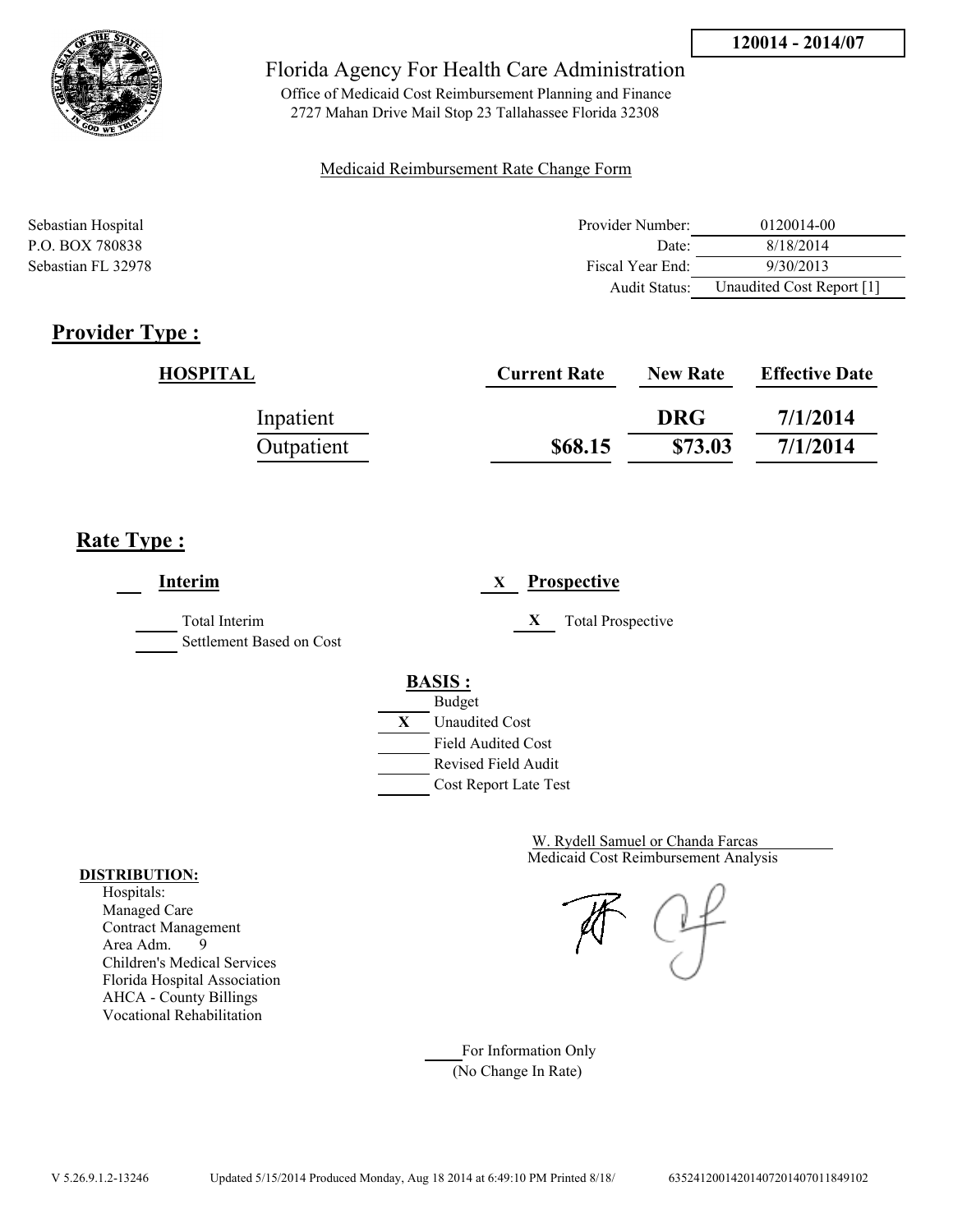**120014 - 2014/07**

# Florida Agency For Health Care Administration

Office of Medicaid Cost Reimbursement Planning and Finance
2727 Mahan Drive Mail Stop 23 Tallahassee Florida 32308

Medicaid Reimbursement Rate Change Form

Sebastian Hospital
P.O. BOX 780838
Sebastian FL 32978

| | |
|---|---|
| Provider Number: | 0120014-00 |
| Date: | 8/18/2014 |
| Fiscal Year End: | 9/30/2013 |
| Audit Status: | Unaudited Cost Report [1] |

## Provider Type :

| HOSPITAL | Current Rate | New Rate | Effective Date |
|---|---|---|---|
| Inpatient | | DRG | 7/1/2014 |
| Outpatient | $68.15 | $73.03 | 7/1/2014 |

## Rate Type :

___ **Interim**

_____ Total Interim
_____ Settlement Based on Cost

X **Prospective**

X Total Prospective

**BASIS :**

_____ Budget
X Unaudited Cost
_____ Field Audited Cost
_____ Revised Field Audit
_____ Cost Report Late Test

W. Rydell Samuel or Chanda Farcas
Medicaid Cost Reimbursement Analysis

**DISTRIBUTION:**
Hospitals:
Managed Care
Contract Management
Area Adm. 9
Children's Medical Services
Florida Hospital Association
AHCA - County Billings
Vocational Rehabilitation

_____ For Information Only
(No Change In Rate)

V 5.26.9.1.2-13246 Updated 5/15/2014 Produced Monday, Aug 18 2014 at 6:49:10 PM Printed 8/18/ 635241200142014072014070118491 02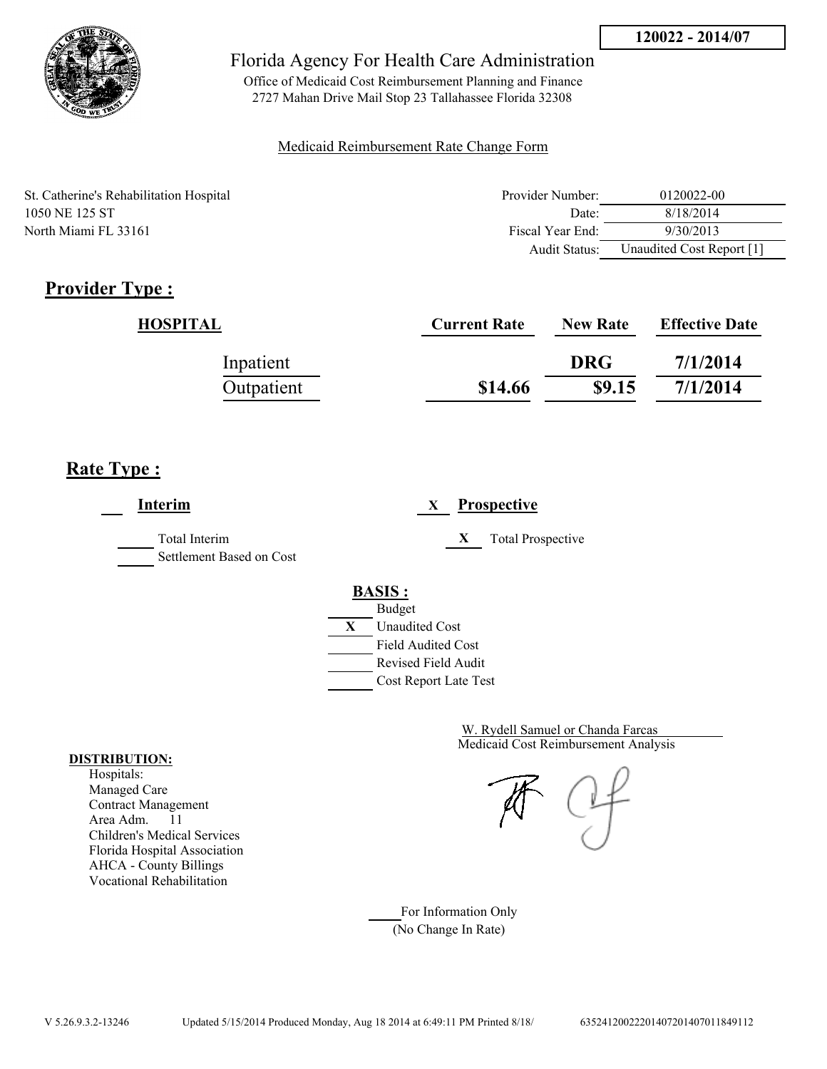**120022 - 2014/07**

# Florida Agency For Health Care Administration

Office of Medicaid Cost Reimbursement Planning and Finance
2727 Mahan Drive Mail Stop 23 Tallahassee Florida 32308

Medicaid Reimbursement Rate Change Form

St. Catherine's Rehabilitation Hospital
1050 NE 125 ST
North Miami FL 33161

| | |
|---|---|
| Provider Number: | 0120022-00 |
| Date: | 8/18/2014 |
| Fiscal Year End: | 9/30/2013 |
| Audit Status: | Unaudited Cost Report [1] |

## Provider Type :

| HOSPITAL | Current Rate | New Rate | Effective Date |
|---|---|---|---|
| Inpatient | | DRG | 7/1/2014 |
| Outpatient | $14.66 | $9.15 | 7/1/2014 |

## Rate Type :

___ **Interim**

_____ Total Interim
_____ Settlement Based on Cost

X **Prospective**

X Total Prospective

**BASIS :**

_____ Budget
X Unaudited Cost
_____ Field Audited Cost
_____ Revised Field Audit
_____ Cost Report Late Test

W. Rydell Samuel or Chanda Farcas
Medicaid Cost Reimbursement Analysis

**DISTRIBUTION:**
Hospitals:
Managed Care
Contract Management
Area Adm. 11
Children's Medical Services
Florida Hospital Association
AHCA - County Billings
Vocational Rehabilitation

_____ For Information Only
(No Change In Rate)

V 5.26.9.3.2-13246 Updated 5/15/2014 Produced Monday, Aug 18 2014 at 6:49:11 PM Printed 8/18/ 63524120022201407201407011849112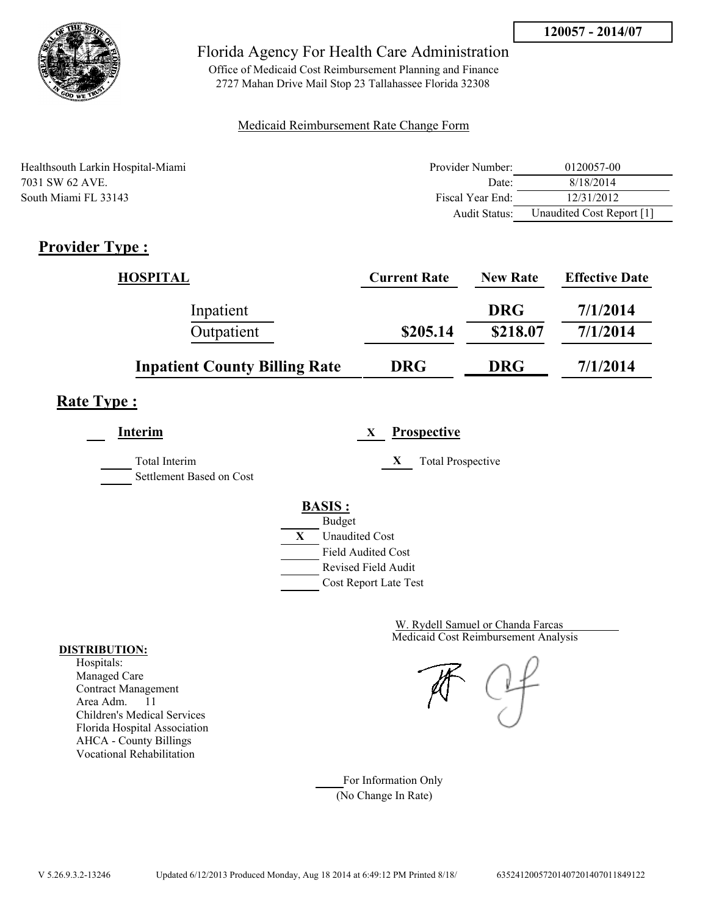**120057 - 2014/07**

# Florida Agency For Health Care Administration

Office of Medicaid Cost Reimbursement Planning and Finance
2727 Mahan Drive Mail Stop 23 Tallahassee Florida 32308

Medicaid Reimbursement Rate Change Form

Healthsouth Larkin Hospital-Miami
7031 SW 62 AVE.
South Miami FL 33143

| | |
|---|---|
| Provider Number: | 0120057-00 |
| Date: | 8/18/2014 |
| Fiscal Year End: | 12/31/2012 |
| Audit Status: | Unaudited Cost Report [1] |

## Provider Type :

| HOSPITAL | Current Rate | New Rate | Effective Date |
|---|---|---|---|
| Inpatient | | DRG | 7/1/2014 |
| Outpatient | $205.14 | $218.07 | 7/1/2014 |
| **Inpatient County Billing Rate** | **DRG** | **DRG** | **7/1/2014** |

## Rate Type :

___ **Interim**

___ Total Interim
___ Settlement Based on Cost

X **Prospective**

X Total Prospective

**BASIS :**

- ___ Budget
- X Unaudited Cost
- ___ Field Audited Cost
- ___ Revised Field Audit
- ___ Cost Report Late Test

W. Rydell Samuel or Chanda Farcas
Medicaid Cost Reimbursement Analysis

**DISTRIBUTION:**
Hospitals:
Managed Care
Contract Management
Area Adm. 11
Children's Medical Services
Florida Hospital Association
AHCA - County Billings
Vocational Rehabilitation

___ For Information Only
(No Change In Rate)

V 5.26.9.3.2-13246 Updated 6/12/2013 Produced Monday, Aug 18 2014 at 6:49:12 PM Printed 8/18/ 635241200572014072014070118491​22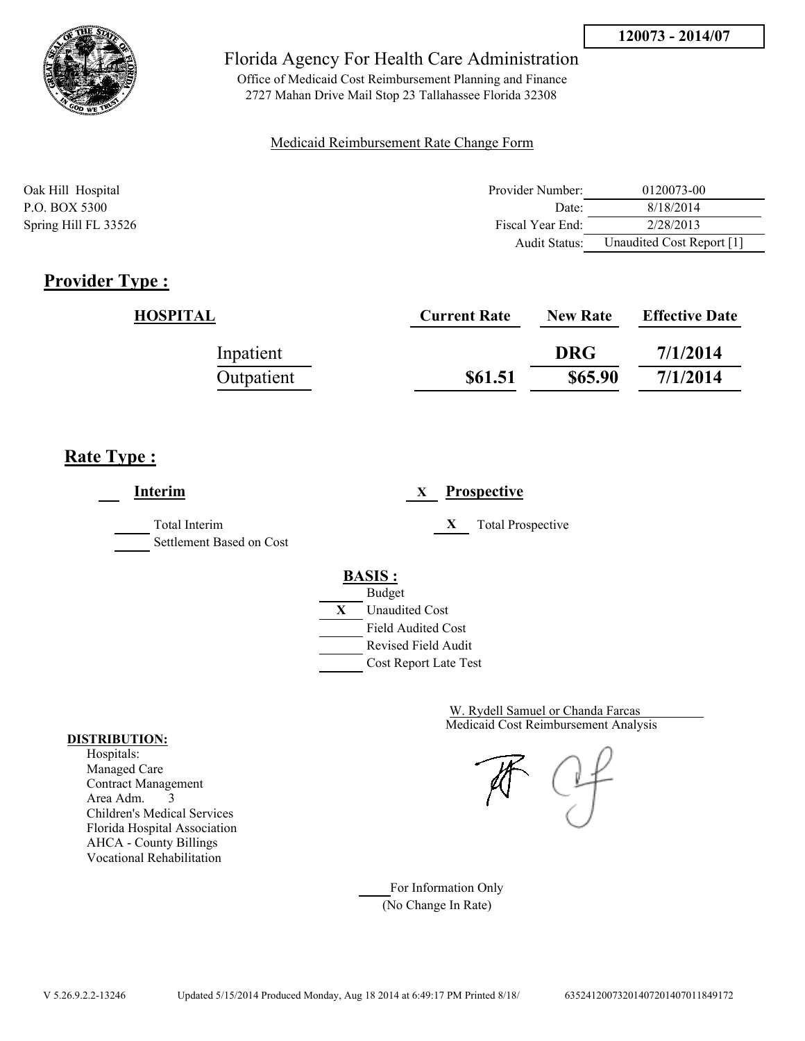120073 - 2014/07

Florida Agency For Health Care Administration

Office of Medicaid Cost Reimbursement Planning and Finance
2727 Mahan Drive Mail Stop 23 Tallahassee Florida 32308

Medicaid Reimbursement Rate Change Form

Oak Hill Hospital
P.O. BOX 5300
Spring Hill FL 33526

| | |
|---|---|
| Provider Number: | 0120073-00 |
| Date: | 8/18/2014 |
| Fiscal Year End: | 2/28/2013 |
| Audit Status: | Unaudited Cost Report [1] |

## Provider Type :

| HOSPITAL | Current Rate | New Rate | Effective Date |
|---|---|---|---|
| Inpatient | | DRG | 7/1/2014 |
| Outpatient | $61.51 | $65.90 | 7/1/2014 |

## Rate Type :

**Interim**

- ___ Total Interim
- ___ Settlement Based on Cost

X **Prospective**

- X Total Prospective

**BASIS :**

- ___ Budget
- X Unaudited Cost
- ___ Field Audited Cost
- ___ Revised Field Audit
- ___ Cost Report Late Test

W. Rydell Samuel or Chanda Farcas
Medicaid Cost Reimbursement Analysis

**DISTRIBUTION:**

Hospitals:
Managed Care
Contract Management
Area Adm. 3
Children's Medical Services
Florida Hospital Association
AHCA - County Billings
Vocational Rehabilitation

___ For Information Only
(No Change In Rate)

V 5.26.9.2.2-13246 Updated 5/15/2014 Produced Monday, Aug 18 2014 at 6:49:17 PM Printed 8/18/ 63524120073201407201407011849172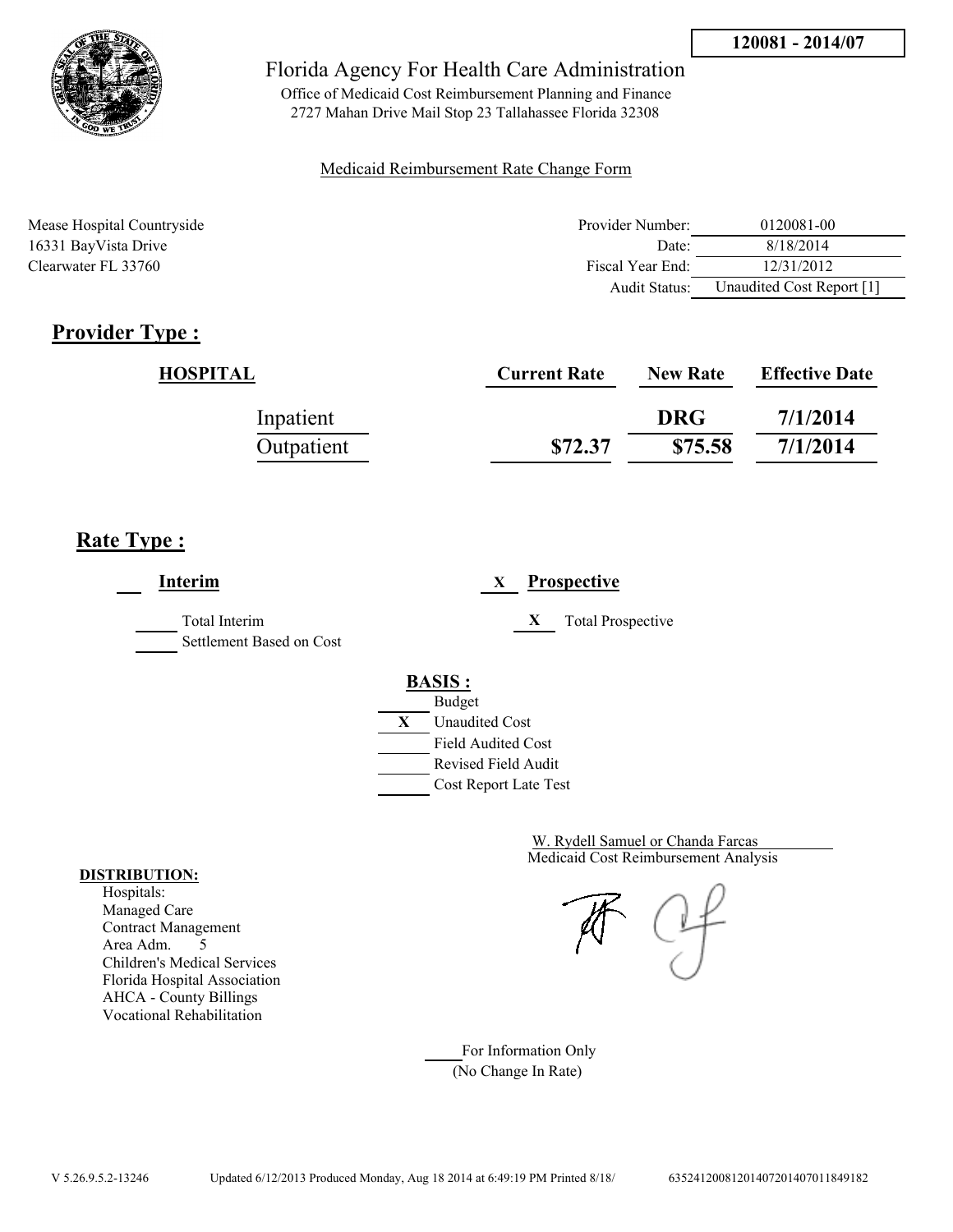**120081 - 2014/07**

Florida Agency For Health Care Administration

Office of Medicaid Cost Reimbursement Planning and Finance
2727 Mahan Drive Mail Stop 23 Tallahassee Florida 32308

Medicaid Reimbursement Rate Change Form

Mease Hospital Countryside
16331 BayVista Drive
Clearwater FL 33760

| | |
|---|---|
| Provider Number: | 0120081-00 |
| Date: | 8/18/2014 |
| Fiscal Year End: | 12/31/2012 |
| Audit Status: | Unaudited Cost Report [1] |

## Provider Type :

| HOSPITAL | Current Rate | New Rate | Effective Date |
|---|---|---|---|
| Inpatient | | DRG | 7/1/2014 |
| Outpatient | $72.37 | $75.58 | 7/1/2014 |

## Rate Type :

___ **Interim**

_____ Total Interim
_____ Settlement Based on Cost

X **Prospective**

X Total Prospective

**BASIS :**

_____ Budget
X Unaudited Cost
_____ Field Audited Cost
_____ Revised Field Audit
_____ Cost Report Late Test

W. Rydell Samuel or Chanda Farcas
Medicaid Cost Reimbursement Analysis

**DISTRIBUTION:**
Hospitals:
Managed Care
Contract Management
Area Adm. 5
Children's Medical Services
Florida Hospital Association
AHCA - County Billings
Vocational Rehabilitation

_____ For Information Only
(No Change In Rate)

V 5.26.9.5.2-13246 Updated 6/12/2013 Produced Monday, Aug 18 2014 at 6:49:19 PM Printed 8/18/ 635241200812014072014070118491­82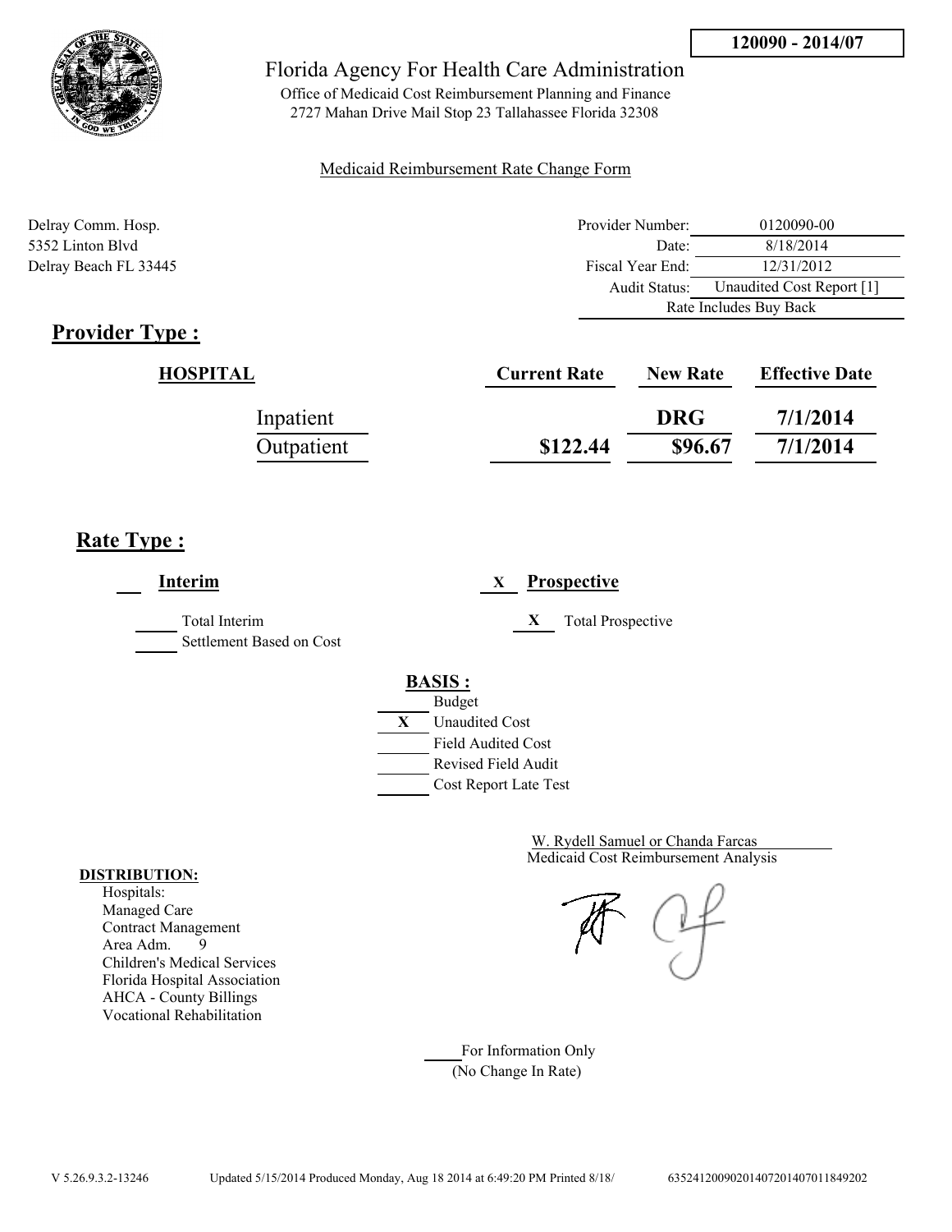120090 - 2014/07

Florida Agency For Health Care Administration

Office of Medicaid Cost Reimbursement Planning and Finance
2727 Mahan Drive Mail Stop 23 Tallahassee Florida 32308

Medicaid Reimbursement Rate Change Form

Delray Comm. Hosp.
5352 Linton Blvd
Delray Beach FL 33445

| | |
|---|---|
| Provider Number: | 0120090-00 |
| Date: | 8/18/2014 |
| Fiscal Year End: | 12/31/2012 |
| Audit Status: | Unaudited Cost Report [1] |
| | Rate Includes Buy Back |

## Provider Type :

| HOSPITAL | Current Rate | New Rate | Effective Date |
|---|---|---|---|
| Inpatient | | DRG | 7/1/2014 |
| Outpatient | $122.44 | $96.67 | 7/1/2014 |

## Rate Type :

___ **Interim** &nbsp;&nbsp;&nbsp; X **Prospective**

_____ Total Interim
_____ Settlement Based on Cost

X Total Prospective

**BASIS :**

- ___ Budget
- X Unaudited Cost
- ___ Field Audited Cost
- ___ Revised Field Audit
- ___ Cost Report Late Test

W. Rydell Samuel or Chanda Farcas
Medicaid Cost Reimbursement Analysis

**DISTRIBUTION:**
Hospitals:
Managed Care
Contract Management
Area Adm. 9
Children's Medical Services
Florida Hospital Association
AHCA - County Billings
Vocational Rehabilitation

____ For Information Only
(No Change In Rate)

V 5.26.9.3.2-13246 Updated 5/15/2014 Produced Monday, Aug 18 2014 at 6:49:20 PM Printed 8/18/ 635241200902014072014070118492O2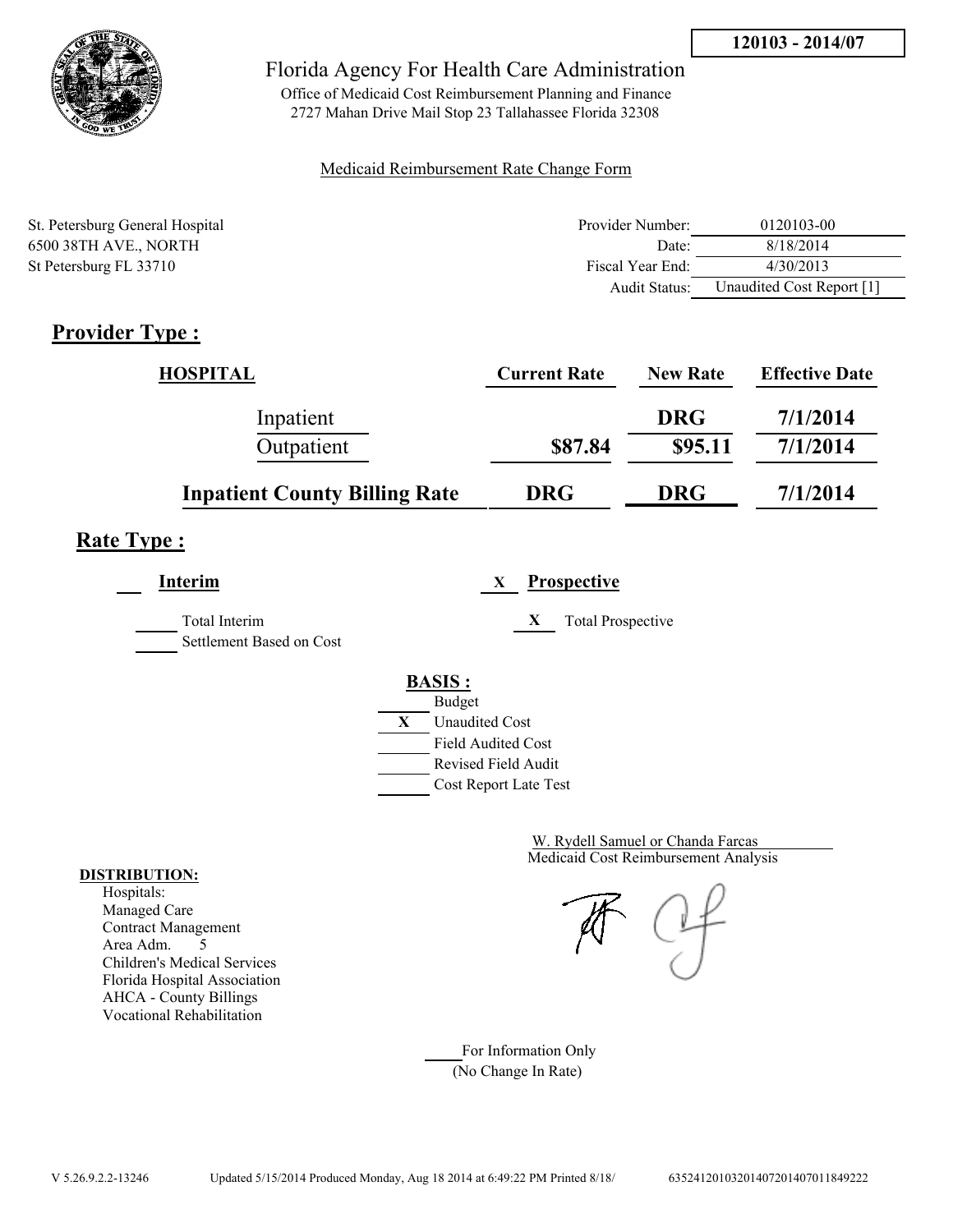**120103 - 2014/07**

Florida Agency For Health Care Administration

Office of Medicaid Cost Reimbursement Planning and Finance
2727 Mahan Drive Mail Stop 23 Tallahassee Florida 32308

Medicaid Reimbursement Rate Change Form

St. Petersburg General Hospital
6500 38TH AVE., NORTH
St Petersburg FL 33710

| | |
|---|---|
| Provider Number: | 0120103-00 |
| Date: | 8/18/2014 |
| Fiscal Year End: | 4/30/2013 |
| Audit Status: | Unaudited Cost Report [1] |

## Provider Type :

| HOSPITAL | Current Rate | New Rate | Effective Date |
|---|---|---|---|
| Inpatient | | DRG | 7/1/2014 |
| Outpatient | $87.84 | $95.11 | 7/1/2014 |
| **Inpatient County Billing Rate** | **DRG** | **DRG** | **7/1/2014** |

## Rate Type :

___ **Interim** X **Prospective**

_____ Total Interim
_____ Settlement Based on Cost

X Total Prospective

**BASIS :**

- ___ Budget
- X Unaudited Cost
- ___ Field Audited Cost
- ___ Revised Field Audit
- ___ Cost Report Late Test

W. Rydell Samuel or Chanda Farcas
Medicaid Cost Reimbursement Analysis

**DISTRIBUTION:**
Hospitals:
Managed Care
Contract Management
Area Adm. 5
Children's Medical Services
Florida Hospital Association
AHCA - County Billings
Vocational Rehabilitation

___ For Information Only
(No Change In Rate)

V 5.26.9.2.2-13246 Updated 5/15/2014 Produced Monday, Aug 18 2014 at 6:49:22 PM Printed 8/18/ 635241201032014072014070118492​22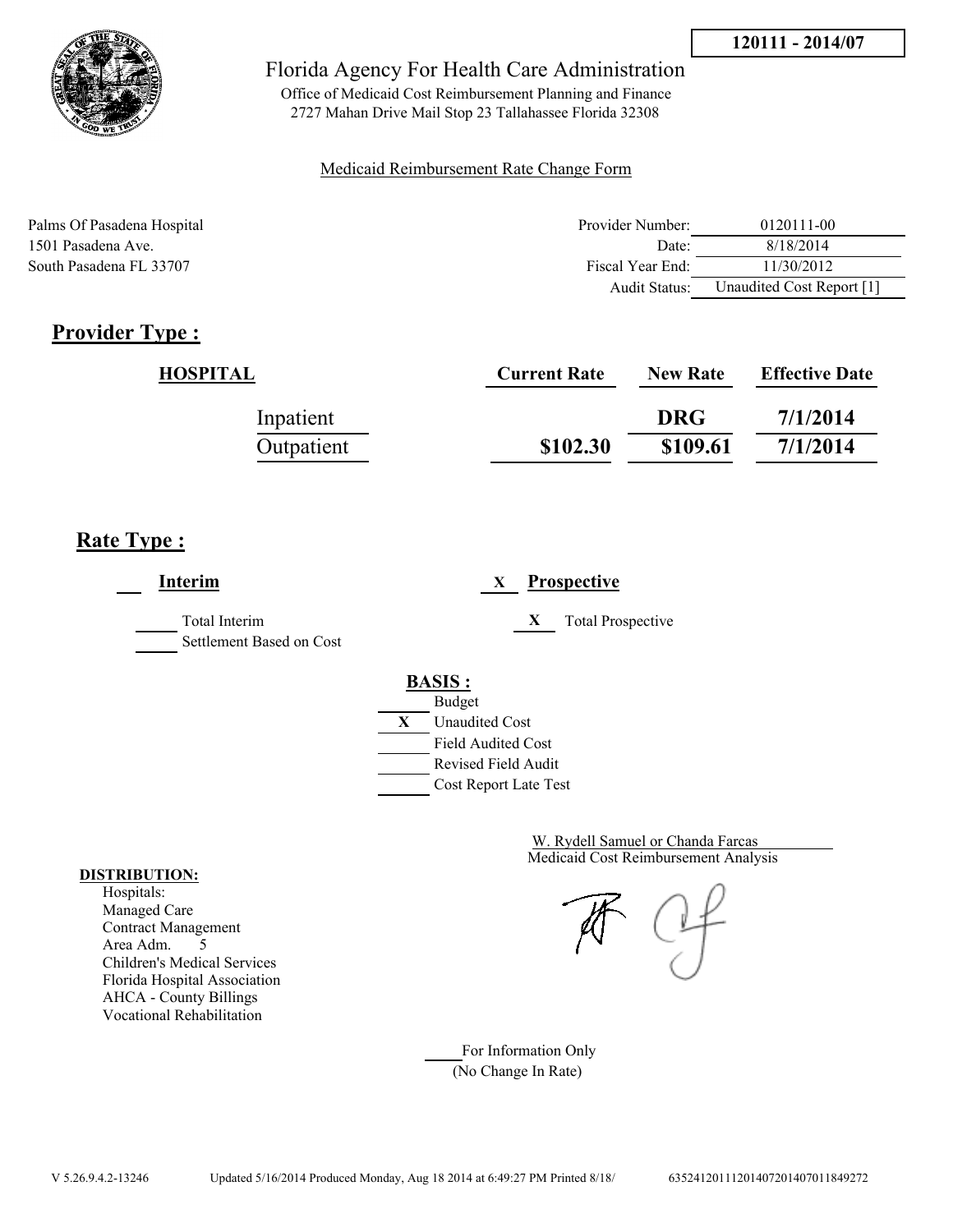**120111 - 2014/07**

# Florida Agency For Health Care Administration

Office of Medicaid Cost Reimbursement Planning and Finance
2727 Mahan Drive Mail Stop 23 Tallahassee Florida 32308

Medicaid Reimbursement Rate Change Form

Palms Of Pasadena Hospital
1501 Pasadena Ave.
South Pasadena FL 33707

| | |
|---|---|
| Provider Number: | 0120111-00 |
| Date: | 8/18/2014 |
| Fiscal Year End: | 11/30/2012 |
| Audit Status: | Unaudited Cost Report [1] |

## Provider Type :

| HOSPITAL | Current Rate | New Rate | Effective Date |
|---|---|---|---|
| Inpatient | | DRG | 7/1/2014 |
| Outpatient | $102.30 | $109.61 | 7/1/2014 |

## Rate Type :

___ **Interim**

_____ Total Interim
_____ Settlement Based on Cost

X **Prospective**

X Total Prospective

**BASIS :**

_____ Budget
X Unaudited Cost
_____ Field Audited Cost
_____ Revised Field Audit
_____ Cost Report Late Test

W. Rydell Samuel or Chanda Farcas
Medicaid Cost Reimbursement Analysis

**DISTRIBUTION:**
Hospitals:
Managed Care
Contract Management
Area Adm. 5
Children's Medical Services
Florida Hospital Association
AHCA - County Billings
Vocational Rehabilitation

_____ For Information Only
(No Change In Rate)

V 5.26.9.4.2-13246 Updated 5/16/2014 Produced Monday, Aug 18 2014 at 6:49:27 PM Printed 8/18/ 635241201112014072014070118492​72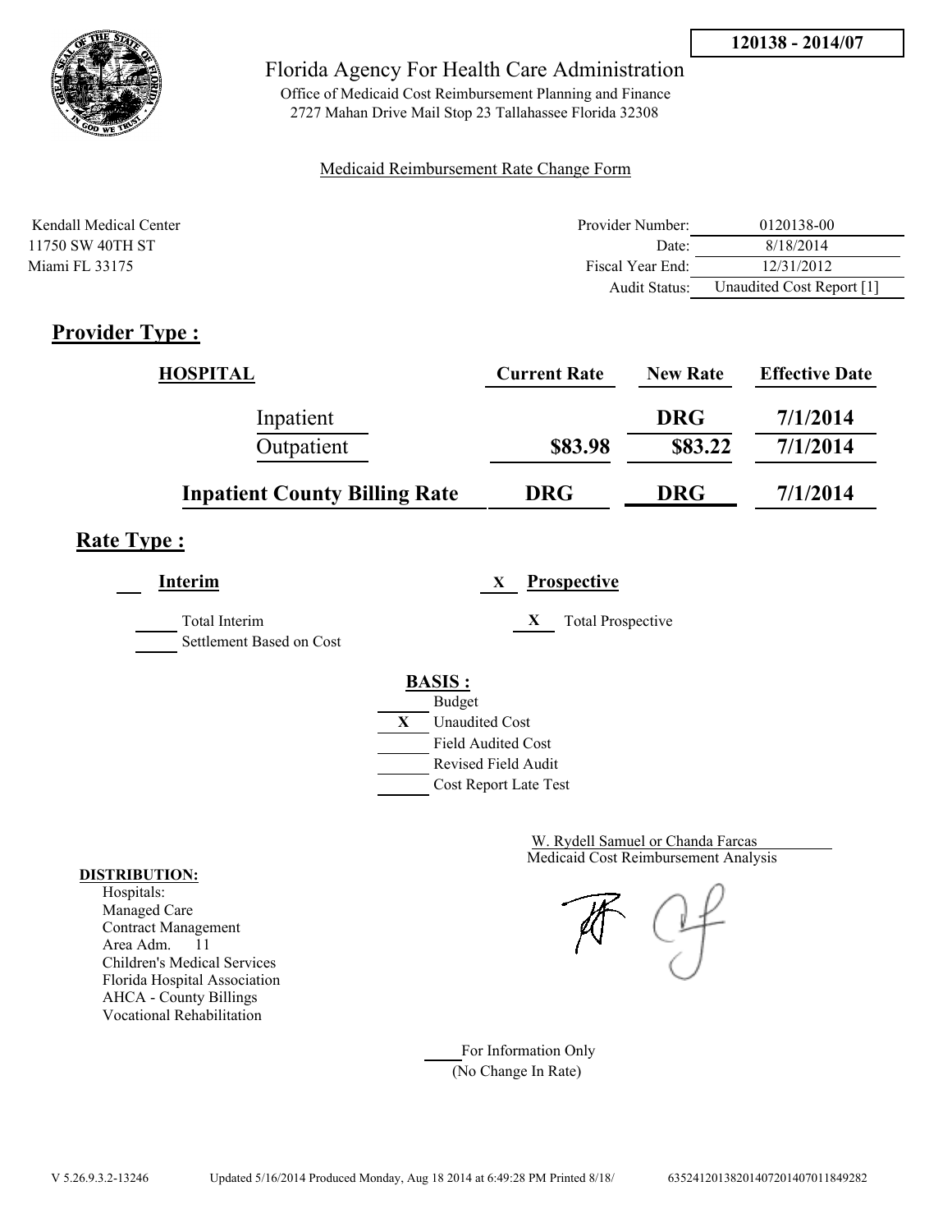**120138 - 2014/07**

Florida Agency For Health Care Administration

Office of Medicaid Cost Reimbursement Planning and Finance
2727 Mahan Drive Mail Stop 23 Tallahassee Florida 32308

Medicaid Reimbursement Rate Change Form

Kendall Medical Center
11750 SW 40TH ST
Miami FL 33175

| | |
|---|---|
| Provider Number: | 0120138-00 |
| Date: | 8/18/2014 |
| Fiscal Year End: | 12/31/2012 |
| Audit Status: | Unaudited Cost Report [1] |

## Provider Type :

| HOSPITAL | Current Rate | New Rate | Effective Date |
|---|---|---|---|
| Inpatient | | DRG | 7/1/2014 |
| Outpatient | $83.98 | $83.22 | 7/1/2014 |
| **Inpatient County Billing Rate** | **DRG** | **DRG** | **7/1/2014** |

## Rate Type :

___ **Interim**

___ Total Interim
___ Settlement Based on Cost

X **Prospective**

X Total Prospective

**BASIS :**

___ Budget
X Unaudited Cost
___ Field Audited Cost
___ Revised Field Audit
___ Cost Report Late Test

W. Rydell Samuel or Chanda Farcas
Medicaid Cost Reimbursement Analysis

**DISTRIBUTION:**

Hospitals:
Managed Care
Contract Management
Area Adm. 11
Children's Medical Services
Florida Hospital Association
AHCA - County Billings
Vocational Rehabilitation

___ For Information Only
(No Change In Rate)

V 5.26.9.3.2-13246 Updated 5/16/2014 Produced Monday, Aug 18 2014 at 6:49:28 PM Printed 8/18/ 635241201382014072014070118492​82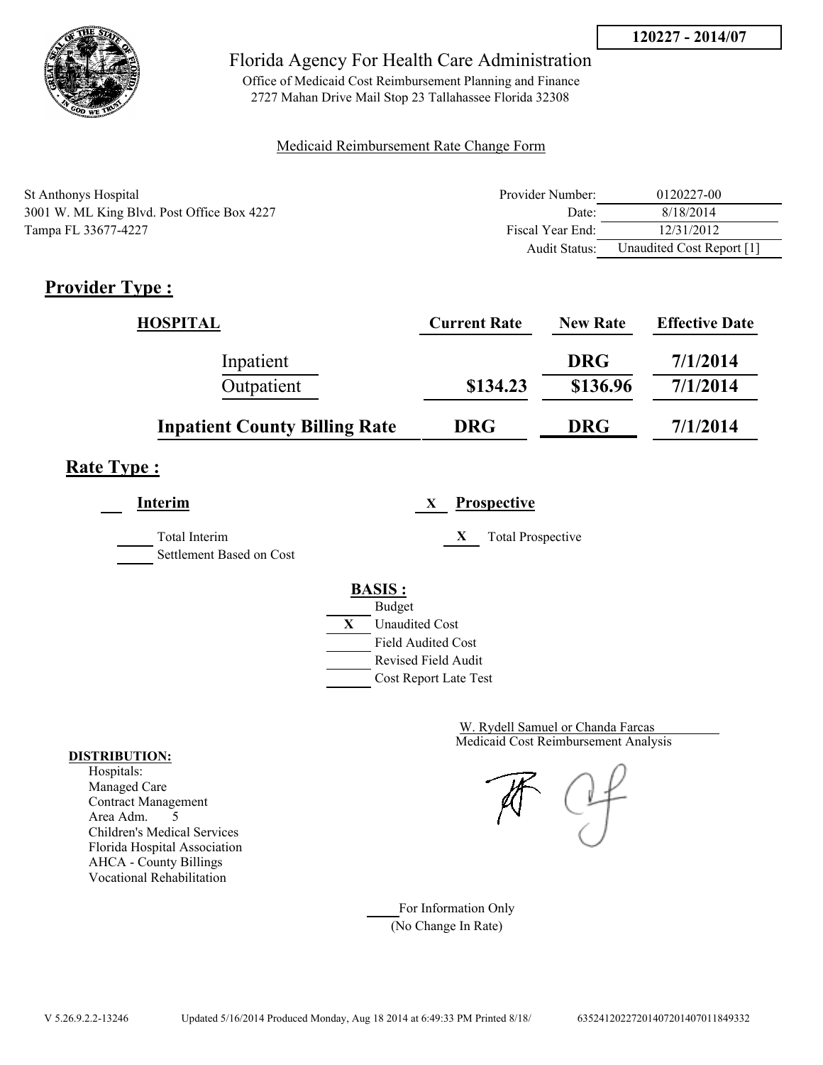**120227 - 2014/07**

Florida Agency For Health Care Administration

Office of Medicaid Cost Reimbursement Planning and Finance
2727 Mahan Drive Mail Stop 23 Tallahassee Florida 32308

Medicaid Reimbursement Rate Change Form

St Anthonys Hospital
3001 W. ML King Blvd. Post Office Box 4227
Tampa FL 33677-4227

| | |
|---|---|
| Provider Number: | 0120227-00 |
| Date: | 8/18/2014 |
| Fiscal Year End: | 12/31/2012 |
| Audit Status: | Unaudited Cost Report [1] |

## Provider Type :

| HOSPITAL | Current Rate | New Rate | Effective Date |
|---|---|---|---|
| Inpatient | | DRG | 7/1/2014 |
| Outpatient | $134.23 | $136.96 | 7/1/2014 |
| **Inpatient County Billing Rate** | **DRG** | **DRG** | **7/1/2014** |

## Rate Type :

___ **Interim**

_____ Total Interim
_____ Settlement Based on Cost

X **Prospective**

X Total Prospective

**BASIS :**

_____ Budget
X Unaudited Cost
_____ Field Audited Cost
_____ Revised Field Audit
_____ Cost Report Late Test

W. Rydell Samuel or Chanda Farcas
Medicaid Cost Reimbursement Analysis

**DISTRIBUTION:**
Hospitals:
Managed Care
Contract Management
Area Adm. 5
Children's Medical Services
Florida Hospital Association
AHCA - County Billings
Vocational Rehabilitation

_____ For Information Only
(No Change In Rate)

V 5.26.9.2.2-13246 Updated 5/16/2014 Produced Monday, Aug 18 2014 at 6:49:33 PM Printed 8/18/ 635241202272014072014070118493​32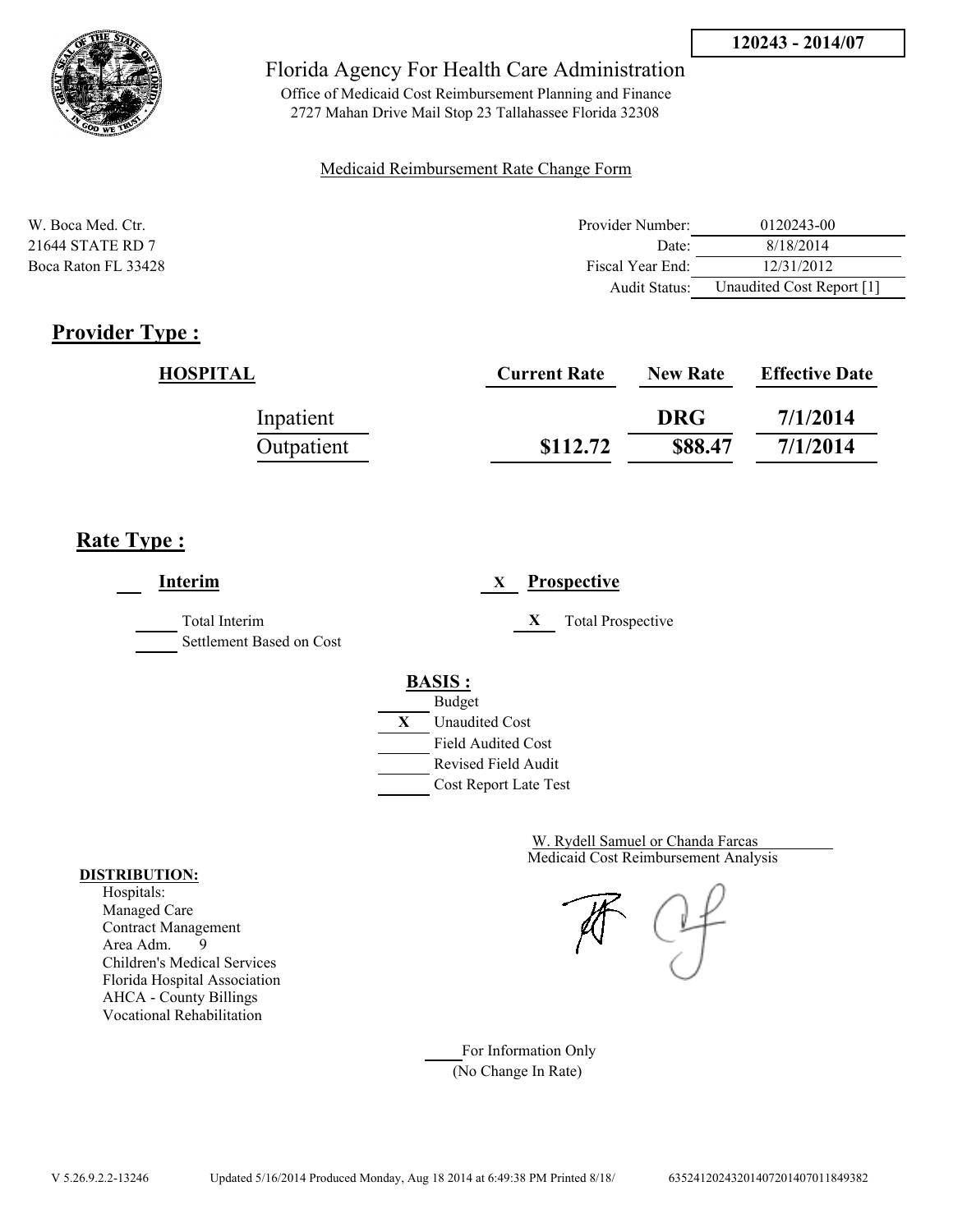**120243 - 2014/07**

Florida Agency For Health Care Administration

Office of Medicaid Cost Reimbursement Planning and Finance
2727 Mahan Drive Mail Stop 23 Tallahassee Florida 32308

Medicaid Reimbursement Rate Change Form

W. Boca Med. Ctr.
21644 STATE RD 7
Boca Raton FL 33428

| | |
|---|---|
| Provider Number: | 0120243-00 |
| Date: | 8/18/2014 |
| Fiscal Year End: | 12/31/2012 |
| Audit Status: | Unaudited Cost Report [1] |

## Provider Type :

| HOSPITAL | Current Rate | New Rate | Effective Date |
|---|---|---|---|
| Inpatient | | DRG | 7/1/2014 |
| Outpatient | $112.72 | $88.47 | 7/1/2014 |

## Rate Type :

___ **Interim**

_____ Total Interim
_____ Settlement Based on Cost

X **Prospective**

X Total Prospective

**BASIS :**

_____ Budget
X Unaudited Cost
_____ Field Audited Cost
_____ Revised Field Audit
_____ Cost Report Late Test

W. Rydell Samuel or Chanda Farcas
Medicaid Cost Reimbursement Analysis

**DISTRIBUTION:**
Hospitals:
Managed Care
Contract Management
Area Adm. 9
Children's Medical Services
Florida Hospital Association
AHCA - County Billings
Vocational Rehabilitation

_____ For Information Only
(No Change In Rate)

V 5.26.9.2.2-13246 Updated 5/16/2014 Produced Monday, Aug 18 2014 at 6:49:38 PM Printed 8/18/ 635241202432014072014070118493​82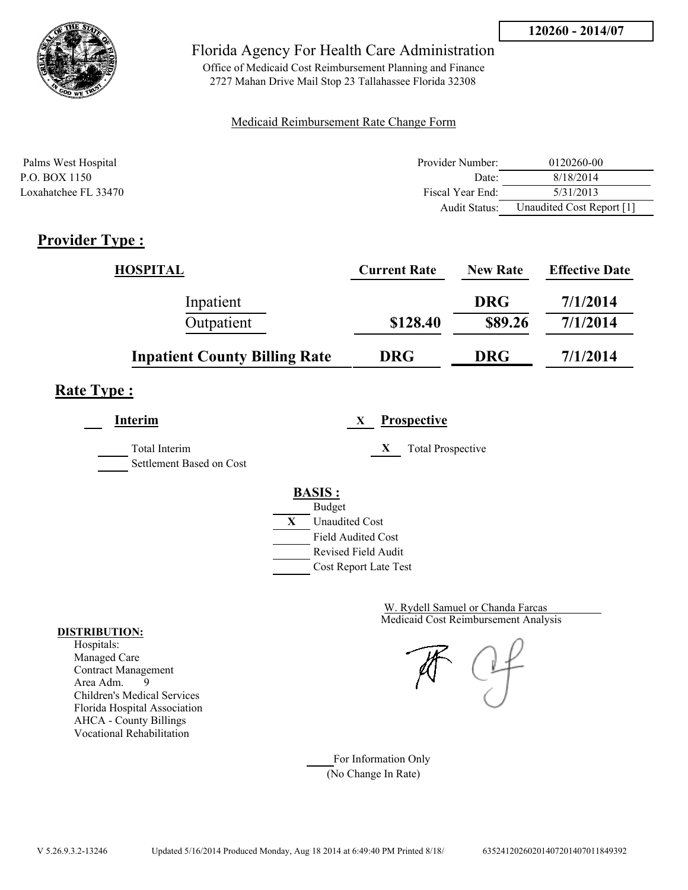**120260 - 2014/07**

Florida Agency For Health Care Administration

Office of Medicaid Cost Reimbursement Planning and Finance
2727 Mahan Drive Mail Stop 23 Tallahassee Florida 32308

Medicaid Reimbursement Rate Change Form

Palms West Hospital
P.O. BOX 1150
Loxahatchee FL 33470

| | |
|---|---|
| Provider Number: | 0120260-00 |
| Date: | 8/18/2014 |
| Fiscal Year End: | 5/31/2013 |
| Audit Status: | Unaudited Cost Report [1] |

## Provider Type :

| HOSPITAL | Current Rate | New Rate | Effective Date |
|---|---|---|---|
| Inpatient | | DRG | 7/1/2014 |
| Outpatient | $128.40 | $89.26 | 7/1/2014 |
| **Inpatient County Billing Rate** | **DRG** | **DRG** | **7/1/2014** |

## Rate Type :

**Interim**

- ___ Total Interim
- ___ Settlement Based on Cost

X **Prospective**

- X Total Prospective

**BASIS :**

- ___ Budget
- X Unaudited Cost
- ___ Field Audited Cost
- ___ Revised Field Audit
- ___ Cost Report Late Test

W. Rydell Samuel or Chanda Farcas
Medicaid Cost Reimbursement Analysis

**DISTRIBUTION:**

Hospitals:
Managed Care
Contract Management
Area Adm. 9
Children's Medical Services
Florida Hospital Association
AHCA - County Billings
Vocational Rehabilitation

___ For Information Only
(No Change In Rate)

V 5.26.9.3.2-13246 Updated 5/16/2014 Produced Monday, Aug 18 2014 at 6:49:40 PM Printed 8/18/ 6352412026020140720140701184939​2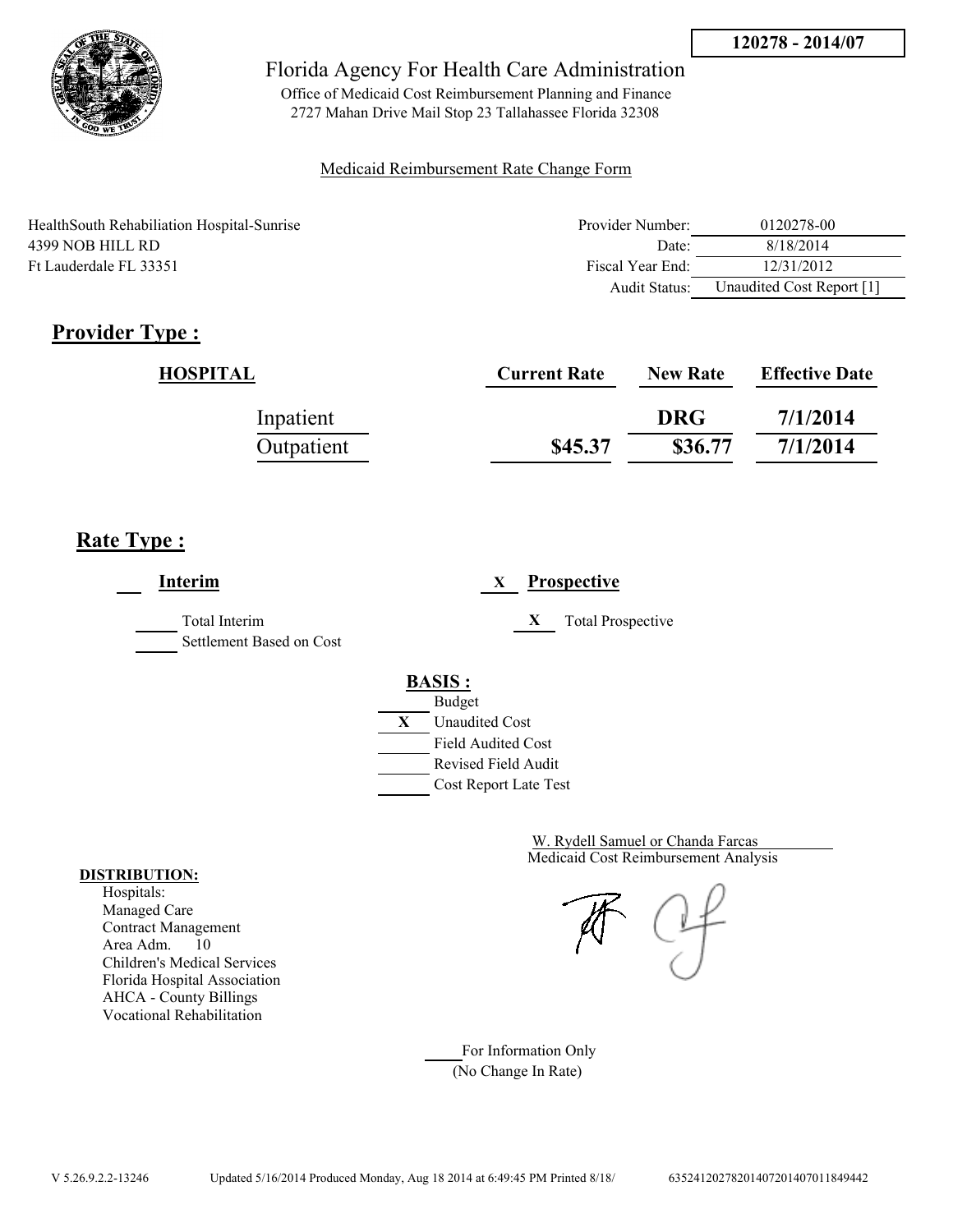120278 - 2014/07

Florida Agency For Health Care Administration

Office of Medicaid Cost Reimbursement Planning and Finance
2727 Mahan Drive Mail Stop 23 Tallahassee Florida 32308

Medicaid Reimbursement Rate Change Form

HealthSouth Rehabiliation Hospital-Sunrise
4399 NOB HILL RD
Ft Lauderdale FL 33351

| | |
|---|---|
| Provider Number: | 0120278-00 |
| Date: | 8/18/2014 |
| Fiscal Year End: | 12/31/2012 |
| Audit Status: | Unaudited Cost Report [1] |

## Provider Type :

| HOSPITAL | Current Rate | New Rate | Effective Date |
|---|---|---|---|
| Inpatient | | DRG | 7/1/2014 |
| Outpatient | $45.37 | $36.77 | 7/1/2014 |

## Rate Type :

___ **Interim**

_____ Total Interim
_____ Settlement Based on Cost

X **Prospective**

X Total Prospective

**BASIS :**

_____ Budget
X Unaudited Cost
_____ Field Audited Cost
_____ Revised Field Audit
_____ Cost Report Late Test

W. Rydell Samuel or Chanda Farcas
Medicaid Cost Reimbursement Analysis

**DISTRIBUTION:**

Hospitals:
Managed Care
Contract Management
Area Adm. 10
Children's Medical Services
Florida Hospital Association
AHCA - County Billings
Vocational Rehabilitation

_____ For Information Only
(No Change In Rate)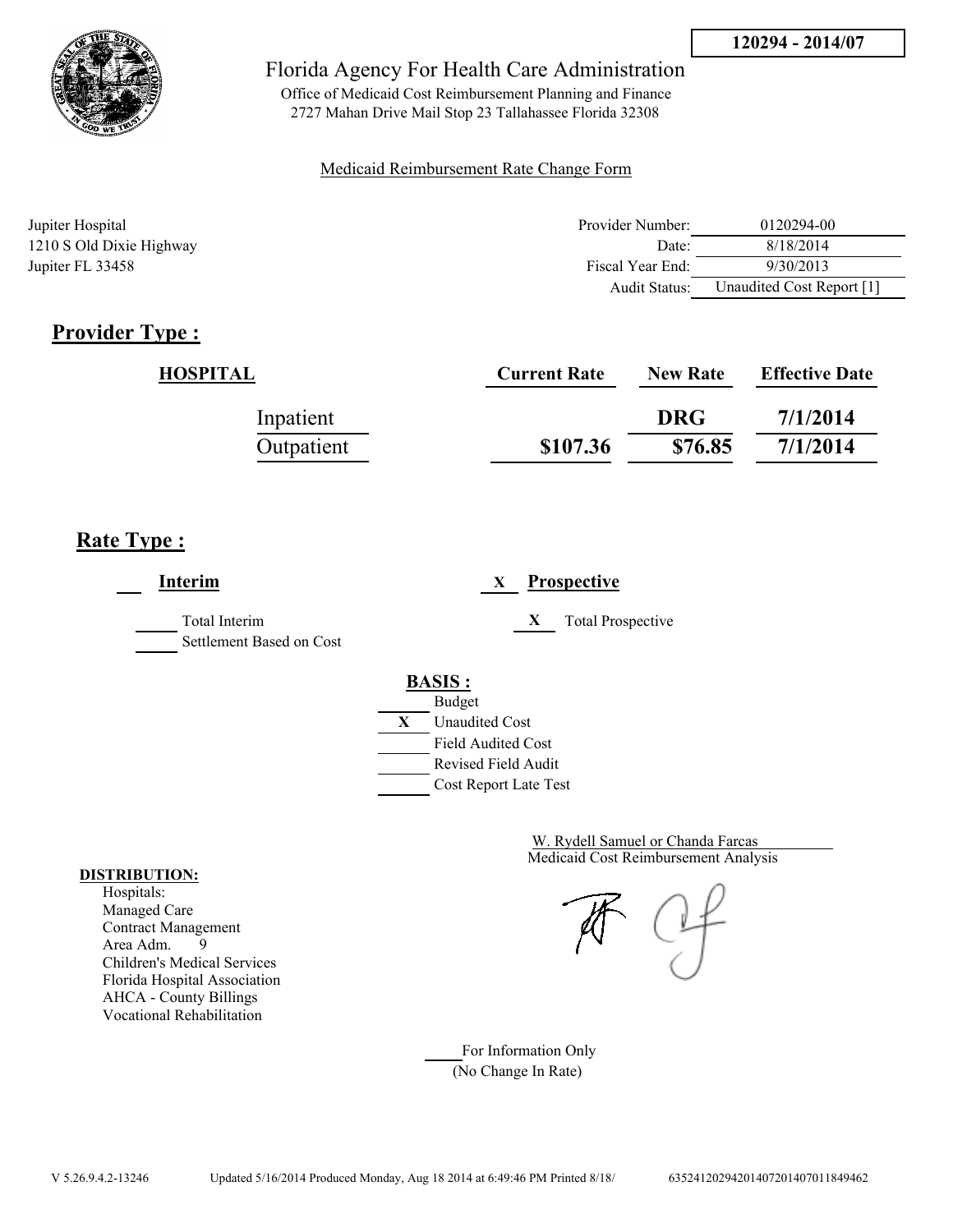**120294 - 2014/07**

Florida Agency For Health Care Administration

Office of Medicaid Cost Reimbursement Planning and Finance
2727 Mahan Drive Mail Stop 23 Tallahassee Florida 32308

Medicaid Reimbursement Rate Change Form

Jupiter Hospital
1210 S Old Dixie Highway
Jupiter FL 33458

| | |
|---|---|
| Provider Number: | 0120294-00 |
| Date: | 8/18/2014 |
| Fiscal Year End: | 9/30/2013 |
| Audit Status: | Unaudited Cost Report [1] |

## Provider Type :

| HOSPITAL | Current Rate | New Rate | Effective Date |
|---|---|---|---|
| Inpatient | | DRG | 7/1/2014 |
| Outpatient | \$107.36 | \$76.85 | 7/1/2014 |

## Rate Type :

___ **Interim**

_____ Total Interim
_____ Settlement Based on Cost

X **Prospective**

X Total Prospective

**BASIS :**

_____ Budget
X Unaudited Cost
_____ Field Audited Cost
_____ Revised Field Audit
_____ Cost Report Late Test

W. Rydell Samuel or Chanda Farcas
Medicaid Cost Reimbursement Analysis

**DISTRIBUTION:**
Hospitals:
Managed Care
Contract Management
Area Adm. 9
Children's Medical Services
Florida Hospital Association
AHCA - County Billings
Vocational Rehabilitation

_____ For Information Only
(No Change In Rate)

V 5.26.9.4.2-13246 Updated 5/16/2014 Produced Monday, Aug 18 2014 at 6:49:46 PM Printed 8/18/ 635241202942014072014070118494​62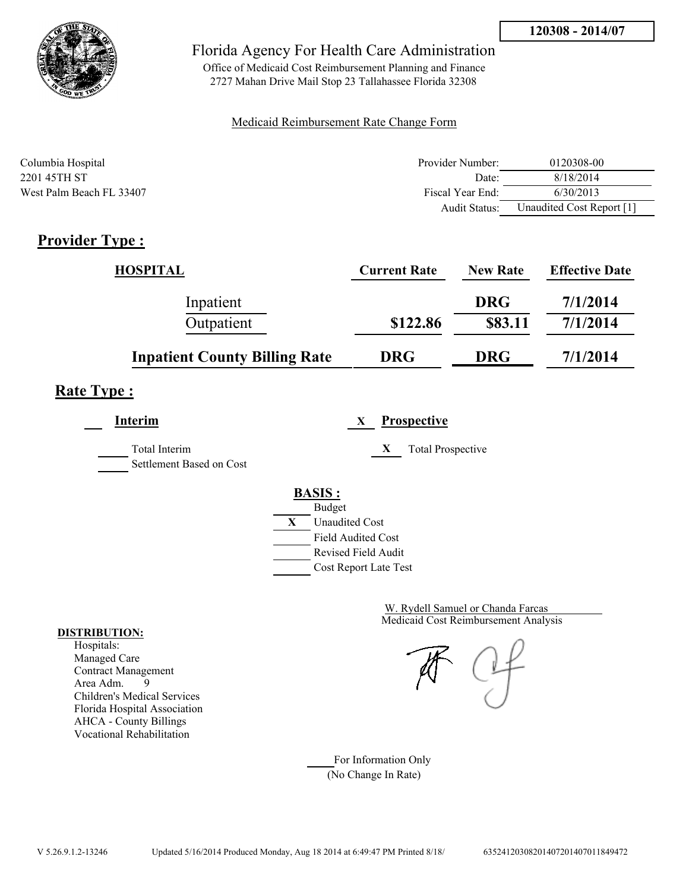**120308 - 2014/07**

# Florida Agency For Health Care Administration

Office of Medicaid Cost Reimbursement Planning and Finance
2727 Mahan Drive Mail Stop 23 Tallahassee Florida 32308

Medicaid Reimbursement Rate Change Form

Columbia Hospital
2201 45TH ST
West Palm Beach FL 33407

| | |
|---|---|
| Provider Number: | 0120308-00 |
| Date: | 8/18/2014 |
| Fiscal Year End: | 6/30/2013 |
| Audit Status: | Unaudited Cost Report [1] |

## Provider Type :

| HOSPITAL | Current Rate | New Rate | Effective Date |
|---|---|---|---|
| Inpatient | | DRG | 7/1/2014 |
| Outpatient | $122.86 | $83.11 | 7/1/2014 |
| **Inpatient County Billing Rate** | **DRG** | **DRG** | **7/1/2014** |

## Rate Type :

___ **Interim**

_____ Total Interim
_____ Settlement Based on Cost

X **Prospective**

X Total Prospective

**BASIS :**

_____ Budget
X Unaudited Cost
_____ Field Audited Cost
_____ Revised Field Audit
_____ Cost Report Late Test

W. Rydell Samuel or Chanda Farcas
Medicaid Cost Reimbursement Analysis

**DISTRIBUTION:**

Hospitals:
Managed Care
Contract Management
Area Adm. 9
Children's Medical Services
Florida Hospital Association
AHCA - County Billings
Vocational Rehabilitation

_____ For Information Only
(No Change In Rate)

V 5.26.9.1.2-13246 Updated 5/16/2014 Produced Monday, Aug 18 2014 at 6:49:47 PM Printed 8/18/ 63524120308201407201407011849472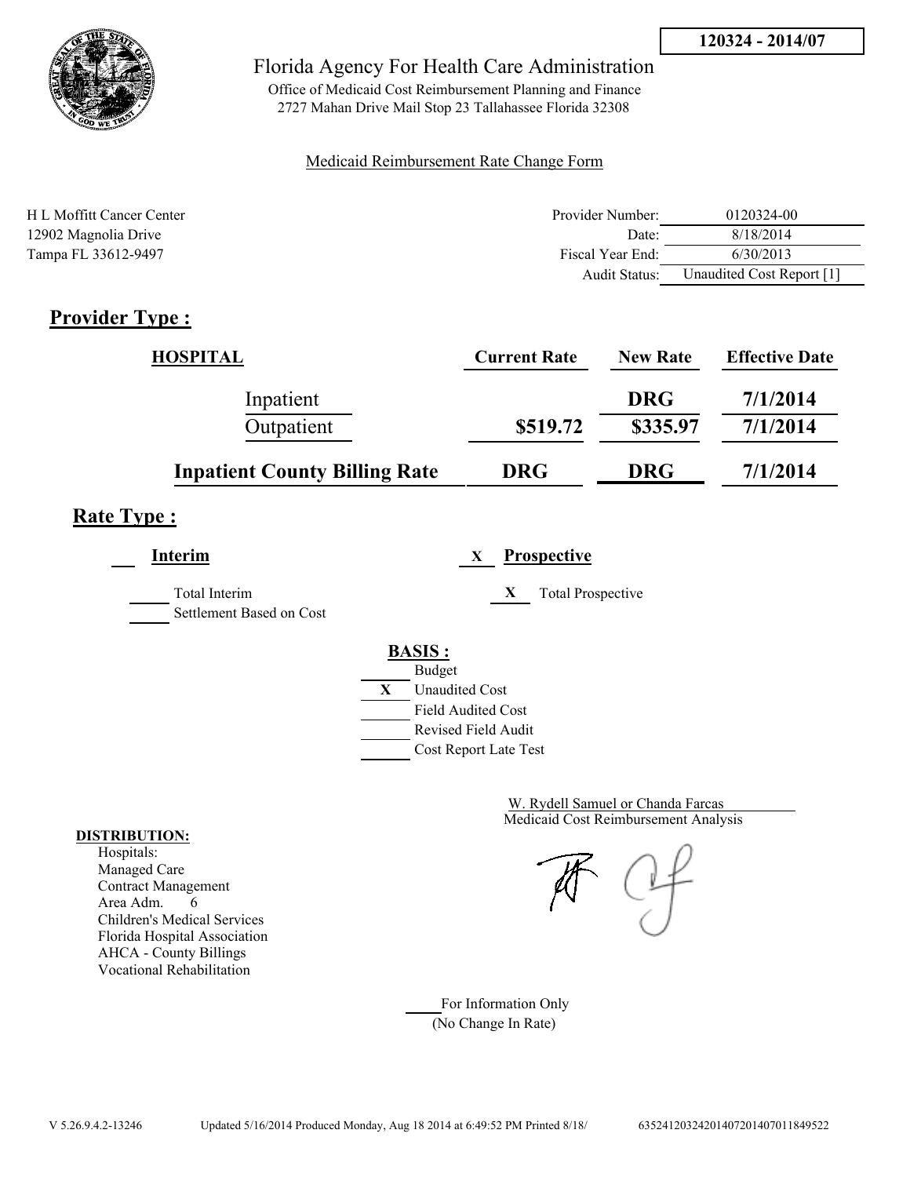**120324 - 2014/07**

Florida Agency For Health Care Administration

Office of Medicaid Cost Reimbursement Planning and Finance
2727 Mahan Drive Mail Stop 23 Tallahassee Florida 32308

Medicaid Reimbursement Rate Change Form

H L Moffitt Cancer Center
12902 Magnolia Drive
Tampa FL 33612-9497

| | |
|---|---|
| Provider Number: | 0120324-00 |
| Date: | 8/18/2014 |
| Fiscal Year End: | 6/30/2013 |
| Audit Status: | Unaudited Cost Report [1] |

## Provider Type :

| HOSPITAL | Current Rate | New Rate | Effective Date |
|---|---|---|---|
| Inpatient | | DRG | 7/1/2014 |
| Outpatient | $519.72 | $335.97 | 7/1/2014 |
| **Inpatient County Billing Rate** | **DRG** | **DRG** | **7/1/2014** |

## Rate Type :

___ **Interim**

_____ Total Interim
_____ Settlement Based on Cost

X **Prospective**

X Total Prospective

**BASIS :**

_____ Budget
X Unaudited Cost
_____ Field Audited Cost
_____ Revised Field Audit
_____ Cost Report Late Test

W. Rydell Samuel or Chanda Farcas
Medicaid Cost Reimbursement Analysis

**DISTRIBUTION:**

Hospitals:
Managed Care
Contract Management
Area Adm. 6
Children's Medical Services
Florida Hospital Association
AHCA - County Billings
Vocational Rehabilitation

_____ For Information Only
(No Change In Rate)

V 5.26.9.4.2-13246 Updated 5/16/2014 Produced Monday, Aug 18 2014 at 6:49:52 PM Printed 8/18/ 635241203242014072014070118495522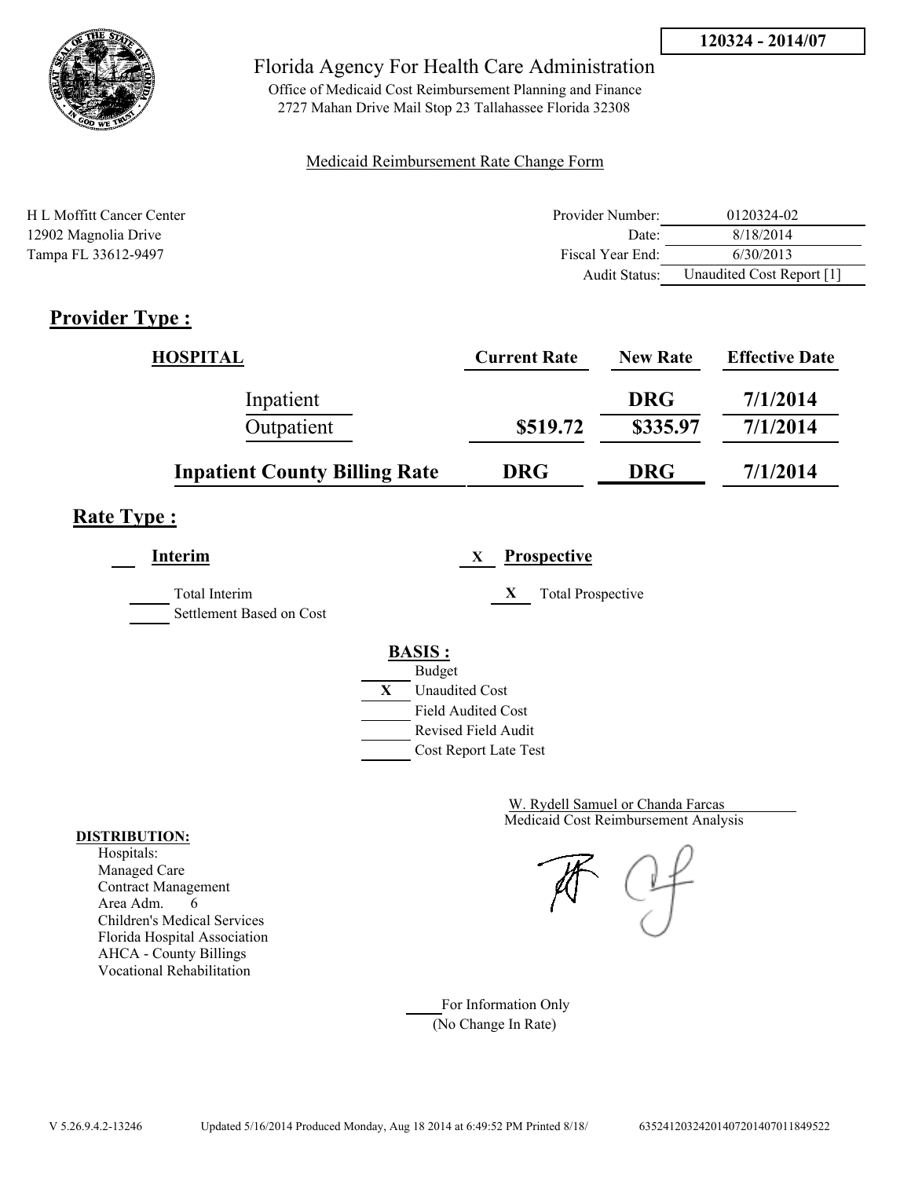**120324 - 2014/07**

Florida Agency For Health Care Administration

Office of Medicaid Cost Reimbursement Planning and Finance
2727 Mahan Drive Mail Stop 23 Tallahassee Florida 32308

Medicaid Reimbursement Rate Change Form

H L Moffitt Cancer Center
12902 Magnolia Drive
Tampa FL 33612-9497

| | |
|---|---|
| Provider Number: | 0120324-02 |
| Date: | 8/18/2014 |
| Fiscal Year End: | 6/30/2013 |
| Audit Status: | Unaudited Cost Report [1] |

## Provider Type :

| HOSPITAL | Current Rate | New Rate | Effective Date |
|---|---|---|---|
| Inpatient | | DRG | 7/1/2014 |
| Outpatient | $519.72 | $335.97 | 7/1/2014 |
| **Inpatient County Billing Rate** | **DRG** | **DRG** | **7/1/2014** |

## Rate Type :

___ **Interim**

_____ Total Interim
_____ Settlement Based on Cost

X **Prospective**

X Total Prospective

**BASIS :**

- _____ Budget
- X Unaudited Cost
- _____ Field Audited Cost
- _____ Revised Field Audit
- _____ Cost Report Late Test

W. Rydell Samuel or Chanda Farcas
Medicaid Cost Reimbursement Analysis

**DISTRIBUTION:**
Hospitals:
Managed Care
Contract Management
Area Adm. 6
Children's Medical Services
Florida Hospital Association
AHCA - County Billings
Vocational Rehabilitation

_____ For Information Only
(No Change In Rate)

V 5.26.9.4.2-13246 Updated 5/16/2014 Produced Monday, Aug 18 2014 at 6:49:52 PM Printed 8/18/ 635241203242014072014070118495222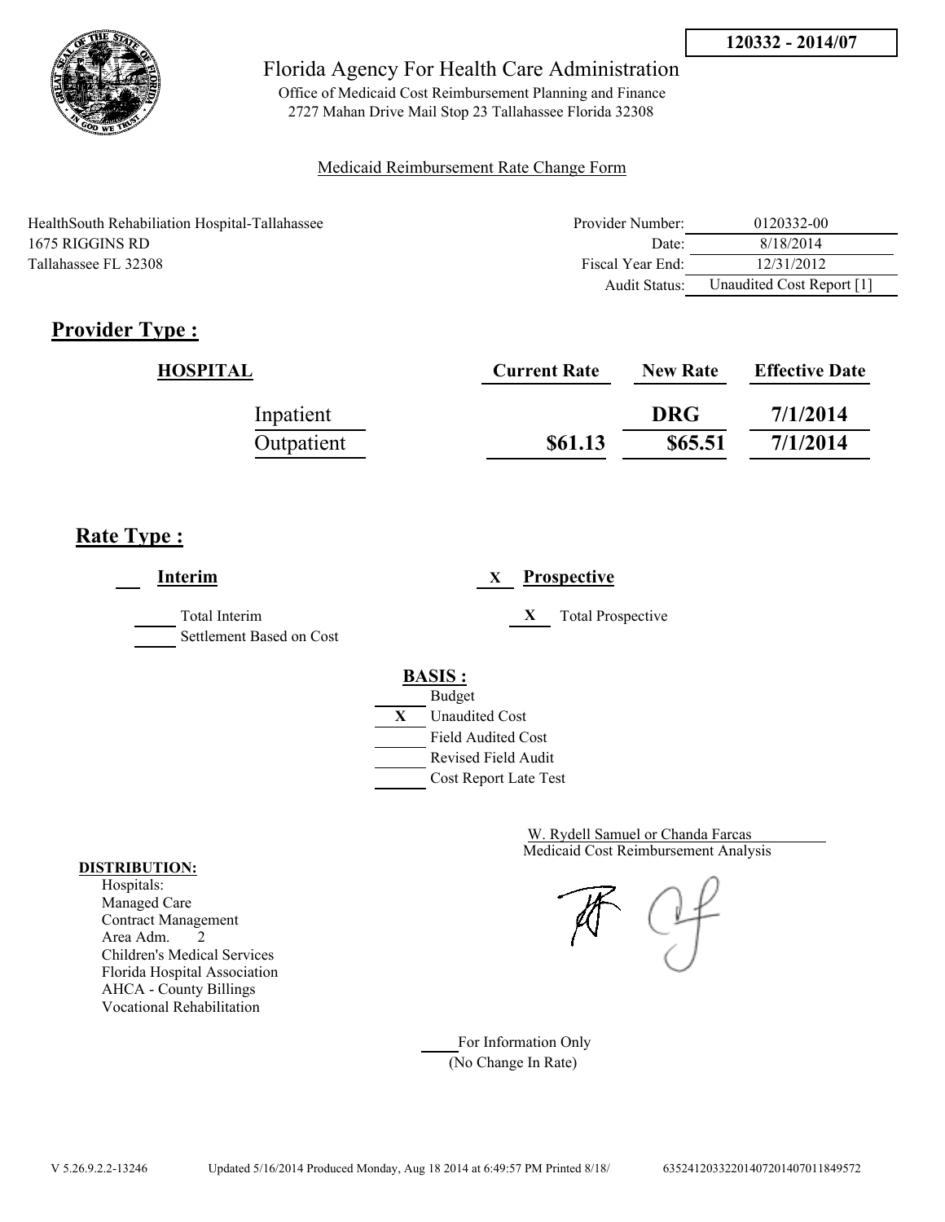**120332 - 2014/07**

# Florida Agency For Health Care Administration

Office of Medicaid Cost Reimbursement Planning and Finance
2727 Mahan Drive Mail Stop 23 Tallahassee Florida 32308

Medicaid Reimbursement Rate Change Form

HealthSouth Rehabiliation Hospital-Tallahassee
1675 RIGGINS RD
Tallahassee FL 32308

| | |
|---|---|
| Provider Number: | 0120332-00 |
| Date: | 8/18/2014 |
| Fiscal Year End: | 12/31/2012 |
| Audit Status: | Unaudited Cost Report [1] |

## Provider Type :

| HOSPITAL | Current Rate | New Rate | Effective Date |
|---|---|---|---|
| Inpatient | | DRG | 7/1/2014 |
| Outpatient | $61.13 | $65.51 | 7/1/2014 |

## Rate Type :

___ **Interim**

_____ Total Interim
_____ Settlement Based on Cost

X **Prospective**

X Total Prospective

**BASIS :**

_____ Budget
X Unaudited Cost
_____ Field Audited Cost
_____ Revised Field Audit
_____ Cost Report Late Test

W. Rydell Samuel or Chanda Farcas
Medicaid Cost Reimbursement Analysis

**DISTRIBUTION:**
Hospitals:
Managed Care
Contract Management
Area Adm. 2
Children's Medical Services
Florida Hospital Association
AHCA - County Billings
Vocational Rehabilitation

_____ For Information Only
(No Change In Rate)

V 5.26.9.2.2-13246 Updated 5/16/2014 Produced Monday, Aug 18 2014 at 6:49:57 PM Printed 8/18/ 635241203322014072014070118449572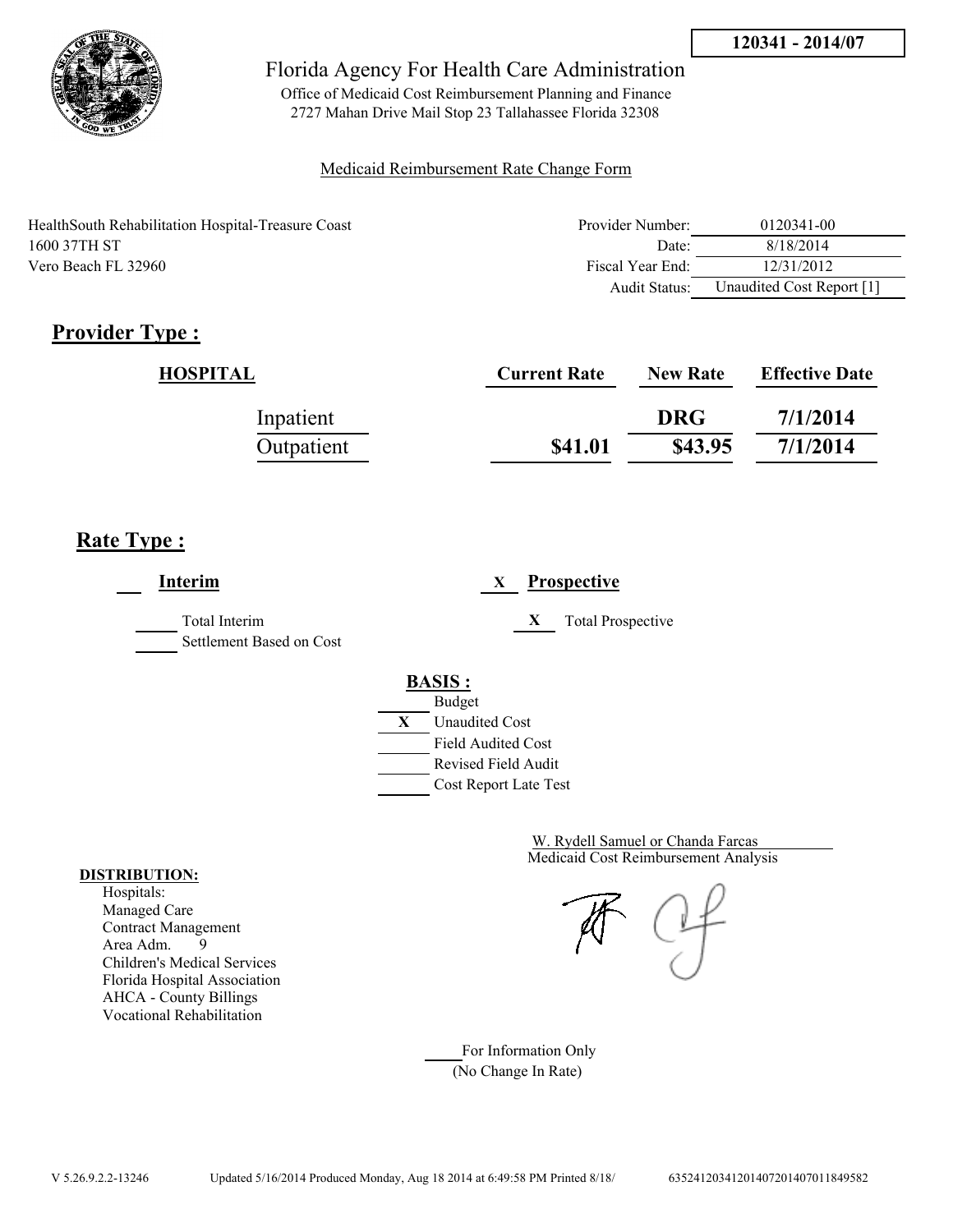**120341 - 2014/07**

Florida Agency For Health Care Administration

Office of Medicaid Cost Reimbursement Planning and Finance
2727 Mahan Drive Mail Stop 23 Tallahassee Florida 32308

Medicaid Reimbursement Rate Change Form

HealthSouth Rehabilitation Hospital-Treasure Coast
1600 37TH ST
Vero Beach FL 32960

| | |
|---|---|
| Provider Number: | 0120341-00 |
| Date: | 8/18/2014 |
| Fiscal Year End: | 12/31/2012 |
| Audit Status: | Unaudited Cost Report [1] |

## Provider Type :

| HOSPITAL | Current Rate | New Rate | Effective Date |
|---|---|---|---|
| Inpatient | | DRG | 7/1/2014 |
| Outpatient | $41.01 | $43.95 | 7/1/2014 |

## Rate Type :

___ **Interim**

_____ Total Interim
_____ Settlement Based on Cost

X **Prospective**

X Total Prospective

**BASIS :**

_____ Budget
X Unaudited Cost
_____ Field Audited Cost
_____ Revised Field Audit
_____ Cost Report Late Test

W. Rydell Samuel or Chanda Farcas
Medicaid Cost Reimbursement Analysis

**DISTRIBUTION:**
Hospitals:
Managed Care
Contract Management
Area Adm. 9
Children's Medical Services
Florida Hospital Association
AHCA - County Billings
Vocational Rehabilitation

_____ For Information Only
(No Change In Rate)

V 5.26.9.2.2-13246 Updated 5/16/2014 Produced Monday, Aug 18 2014 at 6:49:58 PM Printed 8/18/ 635241203412014072014070118495​82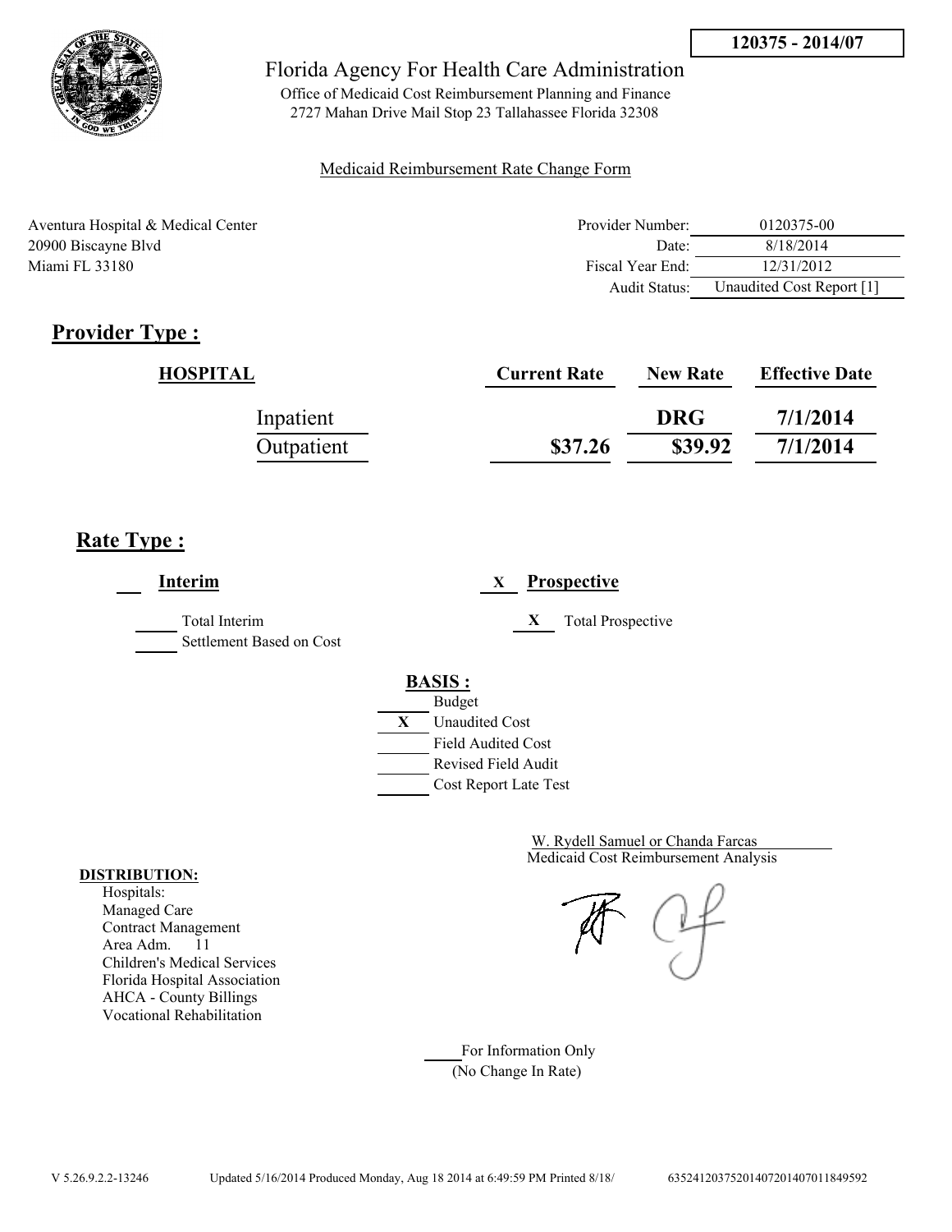**120375 - 2014/07**

# Florida Agency For Health Care Administration

Office of Medicaid Cost Reimbursement Planning and Finance
2727 Mahan Drive Mail Stop 23 Tallahassee Florida 32308

Medicaid Reimbursement Rate Change Form

Aventura Hospital & Medical Center
20900 Biscayne Blvd
Miami FL 33180

| | |
|---|---|
| Provider Number: | 0120375-00 |
| Date: | 8/18/2014 |
| Fiscal Year End: | 12/31/2012 |
| Audit Status: | Unaudited Cost Report [1] |

## Provider Type :

| HOSPITAL | Current Rate | New Rate | Effective Date |
|---|---|---|---|
| Inpatient | | DRG | 7/1/2014 |
| Outpatient | $37.26 | $39.92 | 7/1/2014 |

## Rate Type :

___ **Interim**

_____ Total Interim
_____ Settlement Based on Cost

X **Prospective**

X Total Prospective

**BASIS :**

_____ Budget
X Unaudited Cost
_____ Field Audited Cost
_____ Revised Field Audit
_____ Cost Report Late Test

W. Rydell Samuel or Chanda Farcas
Medicaid Cost Reimbursement Analysis

**DISTRIBUTION:**
Hospitals:
Managed Care
Contract Management
Area Adm. 11
Children's Medical Services
Florida Hospital Association
AHCA - County Billings
Vocational Rehabilitation

_____ For Information Only
(No Change In Rate)

V 5.26.9.2.2-13246 Updated 5/16/2014 Produced Monday, Aug 18 2014 at 6:49:59 PM Printed 8/18/ 635241203752014072014070011849592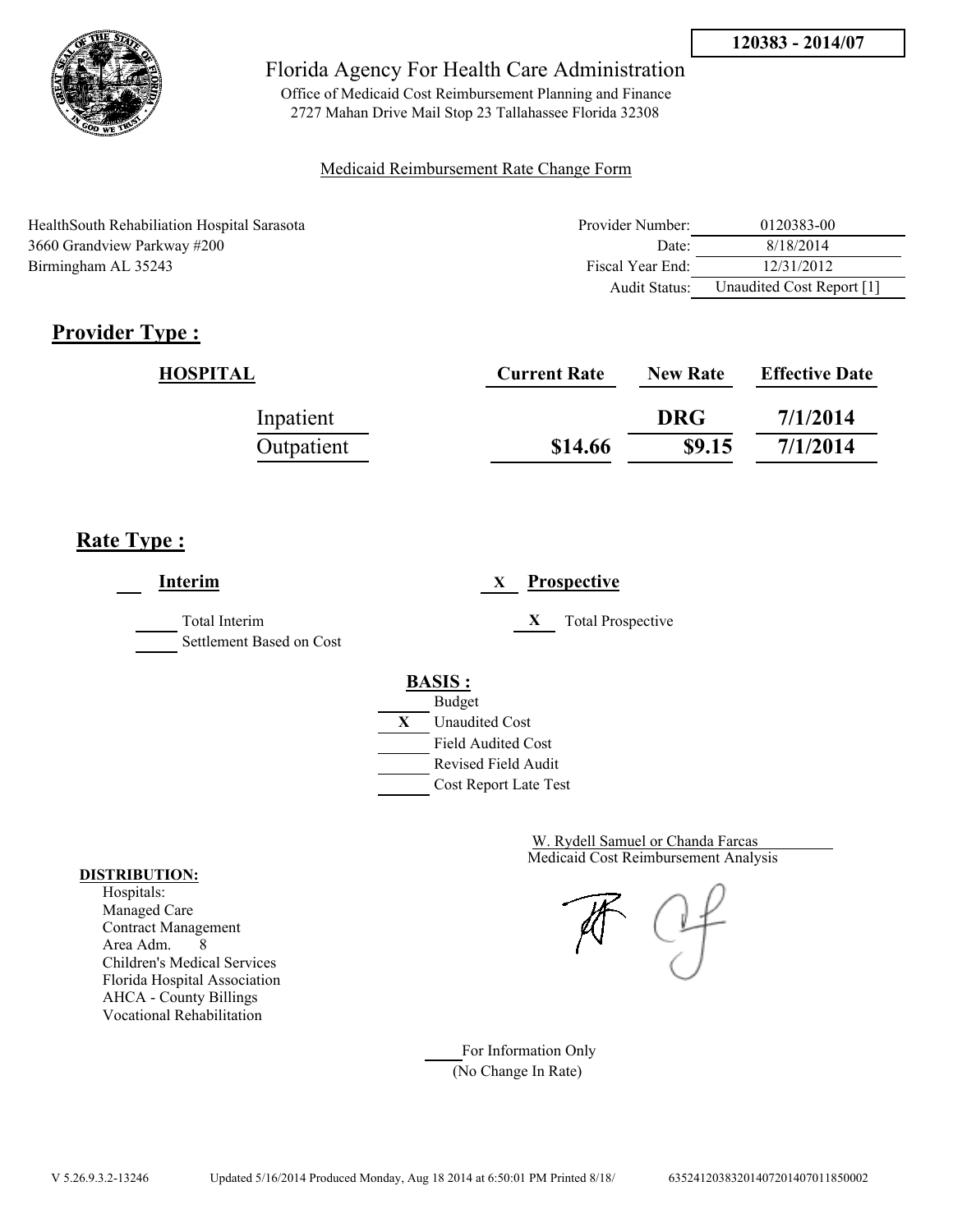**120383 - 2014/07**

Florida Agency For Health Care Administration

Office of Medicaid Cost Reimbursement Planning and Finance
2727 Mahan Drive Mail Stop 23 Tallahassee Florida 32308

Medicaid Reimbursement Rate Change Form

HealthSouth Rehabiliation Hospital Sarasota
3660 Grandview Parkway #200
Birmingham AL 35243

| | |
|---|---|
| Provider Number: | 0120383-00 |
| Date: | 8/18/2014 |
| Fiscal Year End: | 12/31/2012 |
| Audit Status: | Unaudited Cost Report [1] |

## Provider Type :

| HOSPITAL | Current Rate | New Rate | Effective Date |
|---|---|---|---|
| Inpatient | | DRG | 7/1/2014 |
| Outpatient | $14.66 | $9.15 | 7/1/2014 |

## Rate Type :

___ **Interim**

_____ Total Interim
_____ Settlement Based on Cost

X **Prospective**

X Total Prospective

**BASIS :**

_____ Budget
X Unaudited Cost
_____ Field Audited Cost
_____ Revised Field Audit
_____ Cost Report Late Test

W. Rydell Samuel or Chanda Farcas
Medicaid Cost Reimbursement Analysis

**DISTRIBUTION:**
Hospitals:
Managed Care
Contract Management
Area Adm. 8
Children's Medical Services
Florida Hospital Association
AHCA - County Billings
Vocational Rehabilitation

_____ For Information Only
(No Change In Rate)

V 5.26.9.3.2-13246 Updated 5/16/2014 Produced Monday, Aug 18 2014 at 6:50:01 PM Printed 8/18/ 635241203832014072014070118500002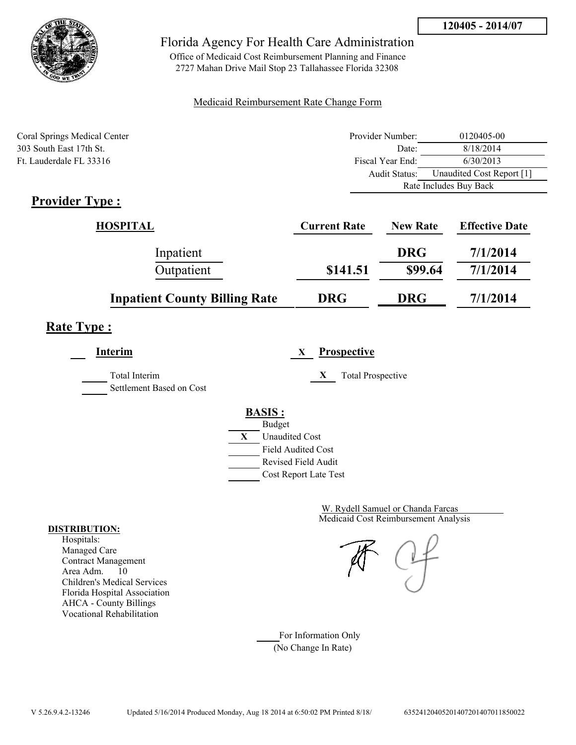**120405 - 2014/07**

# Florida Agency For Health Care Administration

Office of Medicaid Cost Reimbursement Planning and Finance
2727 Mahan Drive Mail Stop 23 Tallahassee Florida 32308

Medicaid Reimbursement Rate Change Form

Coral Springs Medical Center
303 South East 17th St.
Ft. Lauderdale FL 33316

| | |
|---|---|
| Provider Number: | 0120405-00 |
| Date: | 8/18/2014 |
| Fiscal Year End: | 6/30/2013 |
| Audit Status: | Unaudited Cost Report [1] |
| | Rate Includes Buy Back |

## Provider Type :

| HOSPITAL | Current Rate | New Rate | Effective Date |
|---|---|---|---|
| Inpatient | | DRG | 7/1/2014 |
| Outpatient | $141.51 | $99.64 | 7/1/2014 |
| **Inpatient County Billing Rate** | **DRG** | **DRG** | **7/1/2014** |

## Rate Type :

___ **Interim**

___ Total Interim
___ Settlement Based on Cost

X **Prospective**

X Total Prospective

**BASIS :**

___ Budget
X Unaudited Cost
___ Field Audited Cost
___ Revised Field Audit
___ Cost Report Late Test

W. Rydell Samuel or Chanda Farcas
Medicaid Cost Reimbursement Analysis

**DISTRIBUTION:**
Hospitals:
Managed Care
Contract Management
Area Adm. 10
Children's Medical Services
Florida Hospital Association
AHCA - County Billings
Vocational Rehabilitation

___ For Information Only
(No Change In Rate)

V 5.26.9.4.2-13246 Updated 5/16/2014 Produced Monday, Aug 18 2014 at 6:50:02 PM Printed 8/18/ 635241204052014072014070118500022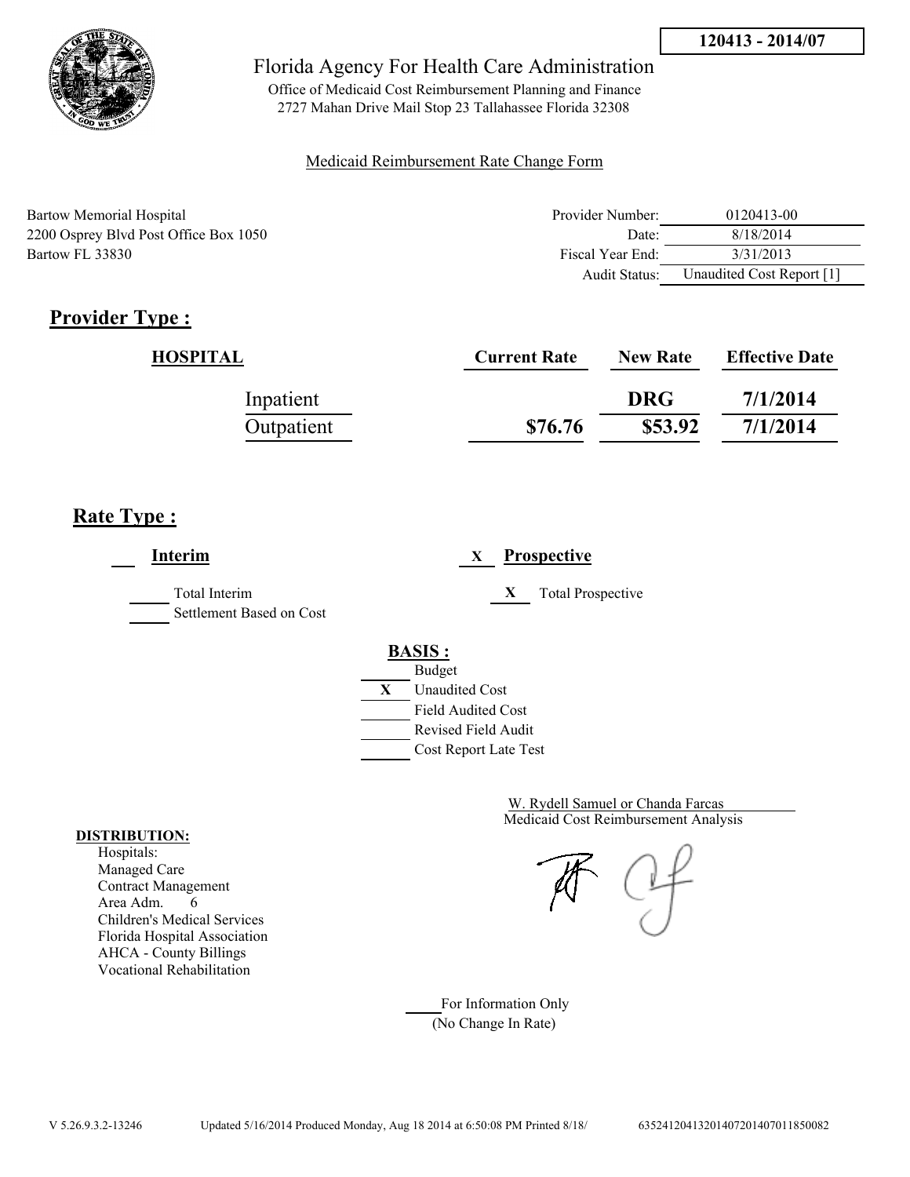**120413 - 2014/07**

Florida Agency For Health Care Administration

Office of Medicaid Cost Reimbursement Planning and Finance
2727 Mahan Drive Mail Stop 23 Tallahassee Florida 32308

Medicaid Reimbursement Rate Change Form

Bartow Memorial Hospital
2200 Osprey Blvd Post Office Box 1050
Bartow FL 33830

| | |
|---|---|
| Provider Number: | 0120413-00 |
| Date: | 8/18/2014 |
| Fiscal Year End: | 3/31/2013 |
| Audit Status: | Unaudited Cost Report [1] |

## Provider Type :

| HOSPITAL | Current Rate | New Rate | Effective Date |
|---|---|---|---|
| Inpatient | | DRG | 7/1/2014 |
| Outpatient | $76.76 | $53.92 | 7/1/2014 |

## Rate Type :

___ **Interim** X **Prospective**

_____ Total Interim
_____ Settlement Based on Cost

X Total Prospective

**BASIS :**

- ___ Budget
- X Unaudited Cost
- ___ Field Audited Cost
- ___ Revised Field Audit
- ___ Cost Report Late Test

W. Rydell Samuel or Chanda Farcas
Medicaid Cost Reimbursement Analysis

**DISTRIBUTION:**
Hospitals:
Managed Care
Contract Management
Area Adm. 6
Children's Medical Services
Florida Hospital Association
AHCA - County Billings
Vocational Rehabilitation

____ For Information Only
(No Change In Rate)

V 5.26.9.3.2-13246 Updated 5/16/2014 Produced Monday, Aug 18 2014 at 6:50:08 PM Printed 8/18/ 635241204132014072014070118500 82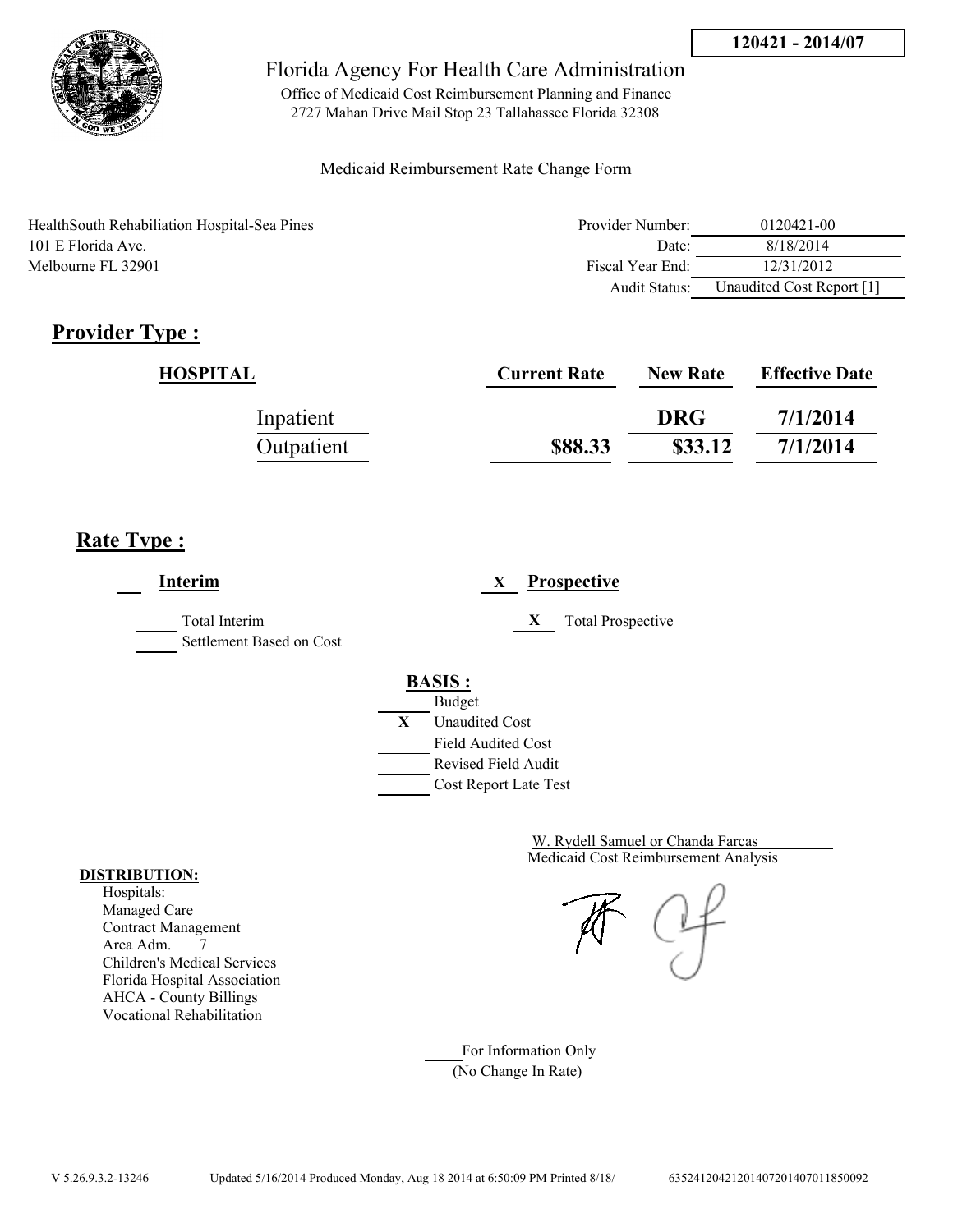**120421 - 2014/07**

Florida Agency For Health Care Administration

Office of Medicaid Cost Reimbursement Planning and Finance
2727 Mahan Drive Mail Stop 23 Tallahassee Florida 32308

Medicaid Reimbursement Rate Change Form

HealthSouth Rehabiliation Hospital-Sea Pines
101 E Florida Ave.
Melbourne FL 32901

| | |
|---|---|
| Provider Number: | 0120421-00 |
| Date: | 8/18/2014 |
| Fiscal Year End: | 12/31/2012 |
| Audit Status: | Unaudited Cost Report [1] |

## Provider Type :

| HOSPITAL | Current Rate | New Rate | Effective Date |
|---|---|---|---|
| Inpatient | | DRG | 7/1/2014 |
| Outpatient | $88.33 | $33.12 | 7/1/2014 |

## Rate Type :

___ **Interim**

_____ Total Interim
_____ Settlement Based on Cost

X **Prospective**

X Total Prospective

**BASIS :**

_____ Budget
X Unaudited Cost
_____ Field Audited Cost
_____ Revised Field Audit
_____ Cost Report Late Test

W. Rydell Samuel or Chanda Farcas
Medicaid Cost Reimbursement Analysis

**DISTRIBUTION:**
Hospitals:
Managed Care
Contract Management
Area Adm. 7
Children's Medical Services
Florida Hospital Association
AHCA - County Billings
Vocational Rehabilitation

_____ For Information Only
(No Change In Rate)

V 5.26.9.3.2-13246 Updated 5/16/2014 Produced Monday, Aug 18 2014 at 6:50:09 PM Printed 8/18/ 635241204212014072014070118500 92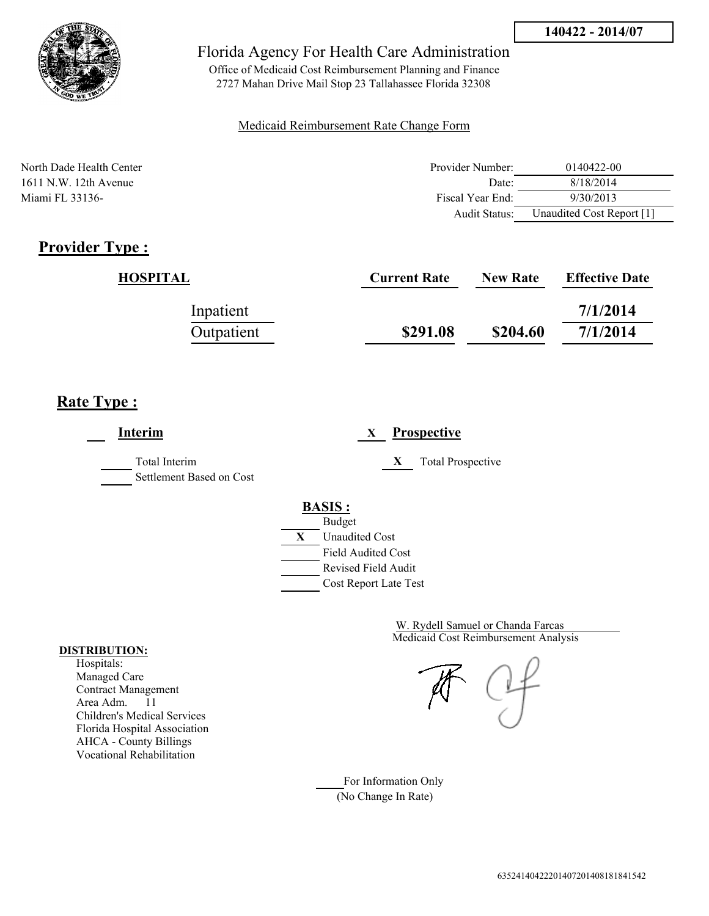**140422 - 2014/07**

# Florida Agency For Health Care Administration

Office of Medicaid Cost Reimbursement Planning and Finance
2727 Mahan Drive Mail Stop 23 Tallahassee Florida 32308

Medicaid Reimbursement Rate Change Form

North Dade Health Center
1611 N.W. 12th Avenue
Miami FL 33136-

| | |
|---|---|
| Provider Number: | 0140422-00 |
| Date: | 8/18/2014 |
| Fiscal Year End: | 9/30/2013 |
| Audit Status: | Unaudited Cost Report [1] |

## Provider Type :

| HOSPITAL | Current Rate | New Rate | Effective Date |
|---|---|---|---|
| Inpatient | | | 7/1/2014 |
| Outpatient | $291.08 | $204.60 | 7/1/2014 |

## Rate Type :

___ **Interim**

___ Total Interim
___ Settlement Based on Cost

X **Prospective**

X Total Prospective

**BASIS :**

___ Budget
X Unaudited Cost
___ Field Audited Cost
___ Revised Field Audit
___ Cost Report Late Test

W. Rydell Samuel or Chanda Farcas
Medicaid Cost Reimbursement Analysis

**DISTRIBUTION:**
Hospitals:
Managed Care
Contract Management
Area Adm. 11
Children's Medical Services
Florida Hospital Association
AHCA - County Billings
Vocational Rehabilitation

___ For Information Only
(No Change In Rate)

635241404222014072014081818415​42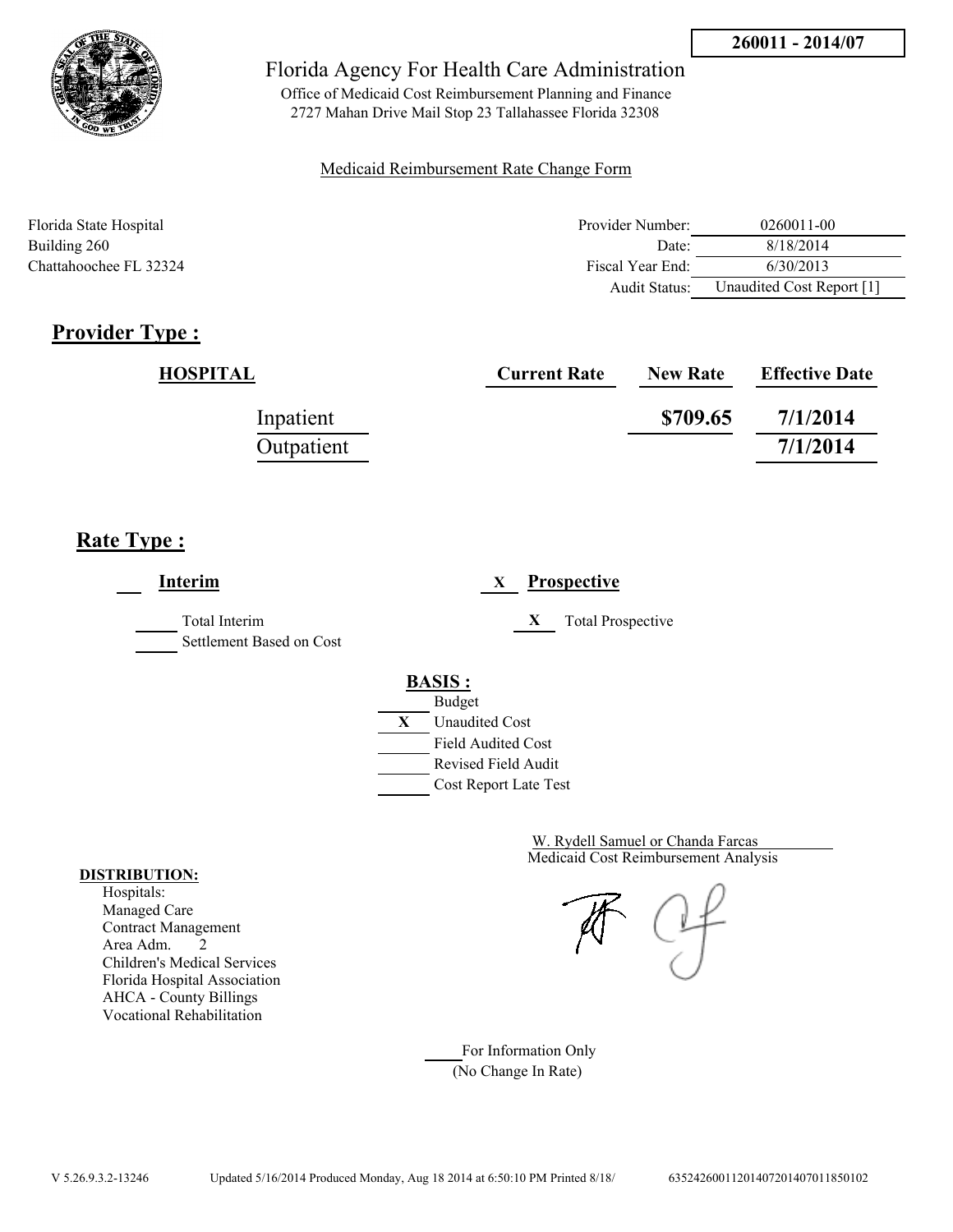260011 - 2014/07

# Florida Agency For Health Care Administration

Office of Medicaid Cost Reimbursement Planning and Finance
2727 Mahan Drive Mail Stop 23 Tallahassee Florida 32308

Medicaid Reimbursement Rate Change Form

Florida State Hospital
Building 260
Chattahoochee FL 32324

| | |
|---|---|
| Provider Number: | 0260011-00 |
| Date: | 8/18/2014 |
| Fiscal Year End: | 6/30/2013 |
| Audit Status: | Unaudited Cost Report [1] |

## Provider Type :

| HOSPITAL | Current Rate | New Rate | Effective Date |
|---|---|---|---|
| Inpatient | | $709.65 | 7/1/2014 |
| Outpatient | | | 7/1/2014 |

## Rate Type :

**Interim**

___ Total Interim
___ Settlement Based on Cost

X **Prospective**

X Total Prospective

**BASIS :**

___ Budget
X Unaudited Cost
___ Field Audited Cost
___ Revised Field Audit
___ Cost Report Late Test

**DISTRIBUTION:**
Hospitals:
Managed Care
Contract Management
Area Adm. 2
Children's Medical Services
Florida Hospital Association
AHCA - County Billings
Vocational Rehabilitation

W. Rydell Samuel or Chanda Farcas
Medicaid Cost Reimbursement Analysis

___ For Information Only
(No Change In Rate)

V 5.26.9.3.2-13246 Updated 5/16/2014 Produced Monday, Aug 18 2014 at 6:50:10 PM Printed 8/18/ 635242600112014072014070118501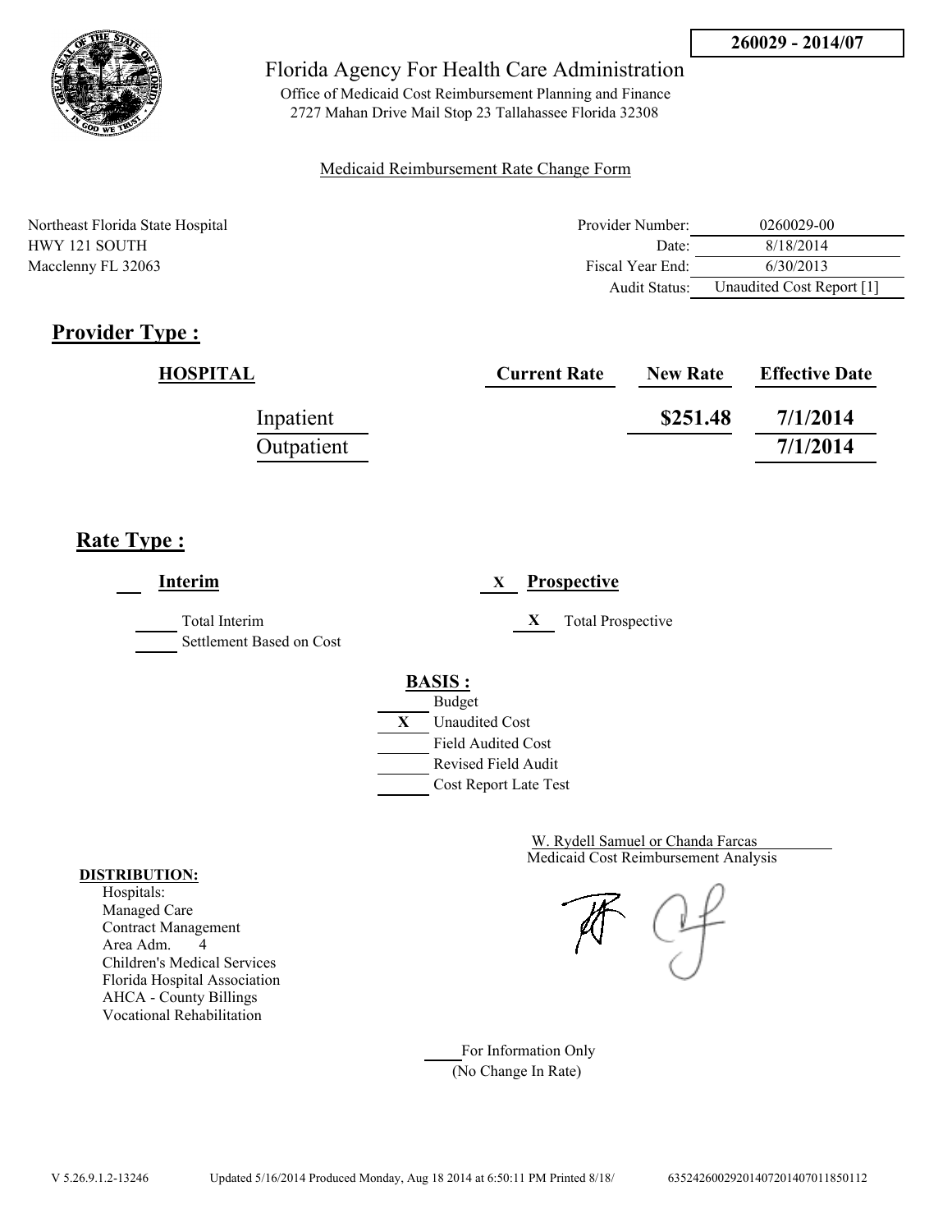**260029 - 2014/07**

Florida Agency For Health Care Administration

Office of Medicaid Cost Reimbursement Planning and Finance
2727 Mahan Drive Mail Stop 23 Tallahassee Florida 32308

Medicaid Reimbursement Rate Change Form

Northeast Florida State Hospital
HWY 121 SOUTH
Macclenny FL 32063

| | |
|---|---|
| Provider Number: | 0260029-00 |
| Date: | 8/18/2014 |
| Fiscal Year End: | 6/30/2013 |
| Audit Status: | Unaudited Cost Report [1] |

## Provider Type :

| HOSPITAL | Current Rate | New Rate | Effective Date |
|---|---|---|---|
| Inpatient | | $251.48 | 7/1/2014 |
| Outpatient | | | 7/1/2014 |

## Rate Type :

___ **Interim**

_____ Total Interim
_____ Settlement Based on Cost

X **Prospective**

X Total Prospective

**BASIS :**

_____ Budget
X Unaudited Cost
_____ Field Audited Cost
_____ Revised Field Audit
_____ Cost Report Late Test

W. Rydell Samuel or Chanda Farcas
Medicaid Cost Reimbursement Analysis

**DISTRIBUTION:**
Hospitals:
Managed Care
Contract Management
Area Adm. 4
Children's Medical Services
Florida Hospital Association
AHCA - County Billings
Vocational Rehabilitation

_____ For Information Only
(No Change In Rate)

V 5.26.9.1.2-13246 Updated 5/16/2014 Produced Monday, Aug 18 2014 at 6:50:11 PM Printed 8/18/ 635242600292014072014070118501​12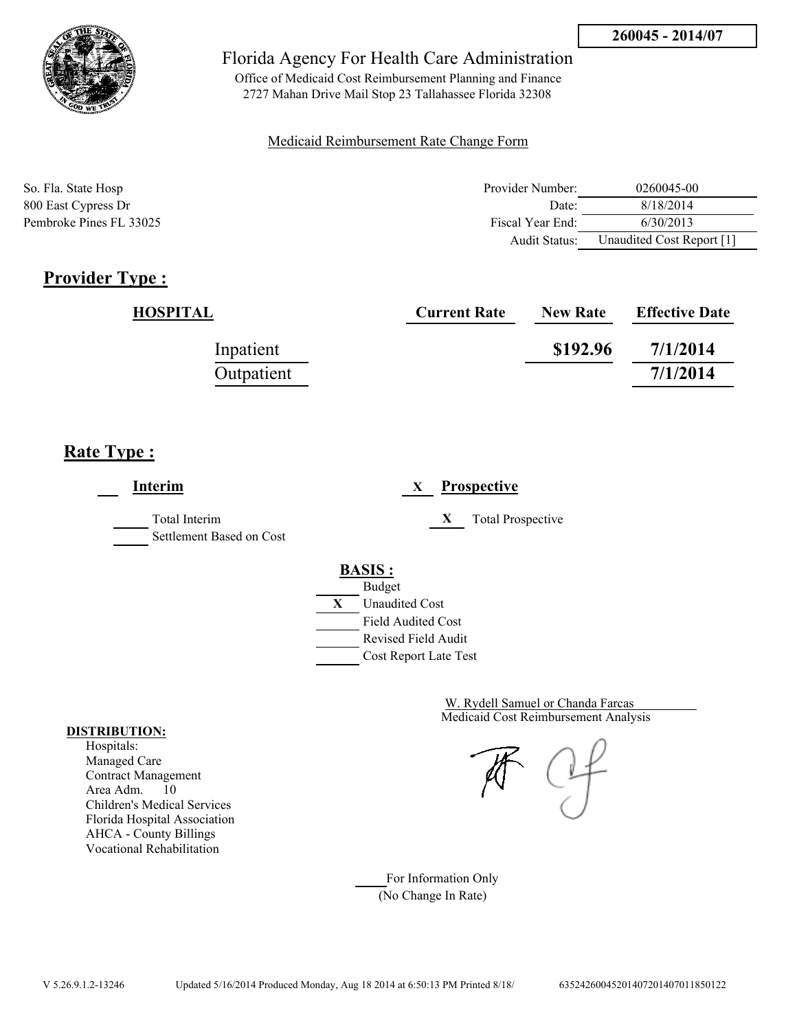**260045 - 2014/07**

# Florida Agency For Health Care Administration

Office of Medicaid Cost Reimbursement Planning and Finance
2727 Mahan Drive Mail Stop 23 Tallahassee Florida 32308

Medicaid Reimbursement Rate Change Form

So. Fla. State Hosp
800 East Cypress Dr
Pembroke Pines FL 33025

| | |
|---|---|
| Provider Number: | 0260045-00 |
| Date: | 8/18/2014 |
| Fiscal Year End: | 6/30/2013 |
| Audit Status: | Unaudited Cost Report [1] |

## Provider Type :

| HOSPITAL | Current Rate | New Rate | Effective Date |
|---|---|---|---|
| Inpatient | | $192.96 | 7/1/2014 |
| Outpatient | | | 7/1/2014 |

## Rate Type :

___ **Interim**

_____ Total Interim
_____ Settlement Based on Cost

X **Prospective**

X Total Prospective

**BASIS :**

- _____ Budget
- X Unaudited Cost
- _____ Field Audited Cost
- _____ Revised Field Audit
- _____ Cost Report Late Test

W. Rydell Samuel or Chanda Farcas
Medicaid Cost Reimbursement Analysis

**DISTRIBUTION:**
Hospitals:
Managed Care
Contract Management
Area Adm. 10
Children's Medical Services
Florida Hospital Association
AHCA - County Billings
Vocational Rehabilitation

_____ For Information Only
(No Change In Rate)

V 5.26.9.1.2-13246 Updated 5/16/2014 Produced Monday, Aug 18 2014 at 6:50:13 PM Printed 8/18/ 635242600452014072014070118 50122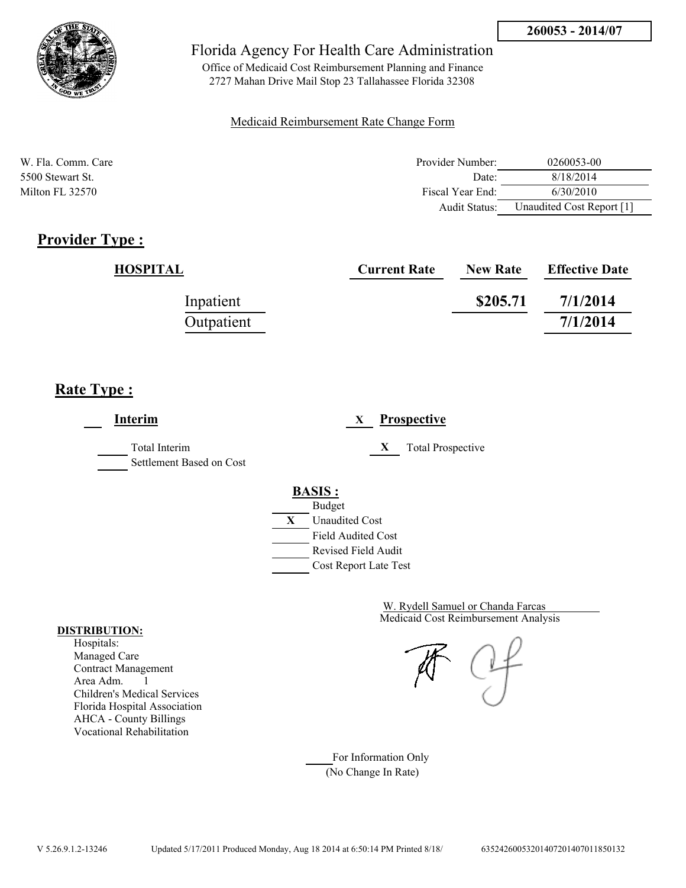260053 - 2014/07

# Florida Agency For Health Care Administration

Office of Medicaid Cost Reimbursement Planning and Finance
2727 Mahan Drive Mail Stop 23 Tallahassee Florida 32308

Medicaid Reimbursement Rate Change Form

W. Fla. Comm. Care
5500 Stewart St.
Milton FL 32570

| | |
|---|---|
| Provider Number: | 0260053-00 |
| Date: | 8/18/2014 |
| Fiscal Year End: | 6/30/2010 |
| Audit Status: | Unaudited Cost Report [1] |

## Provider Type :

| HOSPITAL | Current Rate | New Rate | Effective Date |
|---|---|---|---|
| Inpatient | | **$205.71** | **7/1/2014** |
| Outpatient | | | **7/1/2014** |

## Rate Type :

**Interim**

_____ Total Interim
_____ Settlement Based on Cost

X **Prospective**

X Total Prospective

**BASIS :**

_____ Budget
X Unaudited Cost
_____ Field Audited Cost
_____ Revised Field Audit
_____ Cost Report Late Test

W. Rydell Samuel or Chanda Farcas
Medicaid Cost Reimbursement Analysis

**DISTRIBUTION:**
Hospitals:
Managed Care
Contract Management
Area Adm. 1
Children's Medical Services
Florida Hospital Association
AHCA - County Billings
Vocational Rehabilitation

_____ For Information Only
(No Change In Rate)

V 5.26.9.1.2-13246 Updated 5/17/2011 Produced Monday, Aug 18 2014 at 6:50:14 PM Printed 8/18/ 635242600532014072014070111850132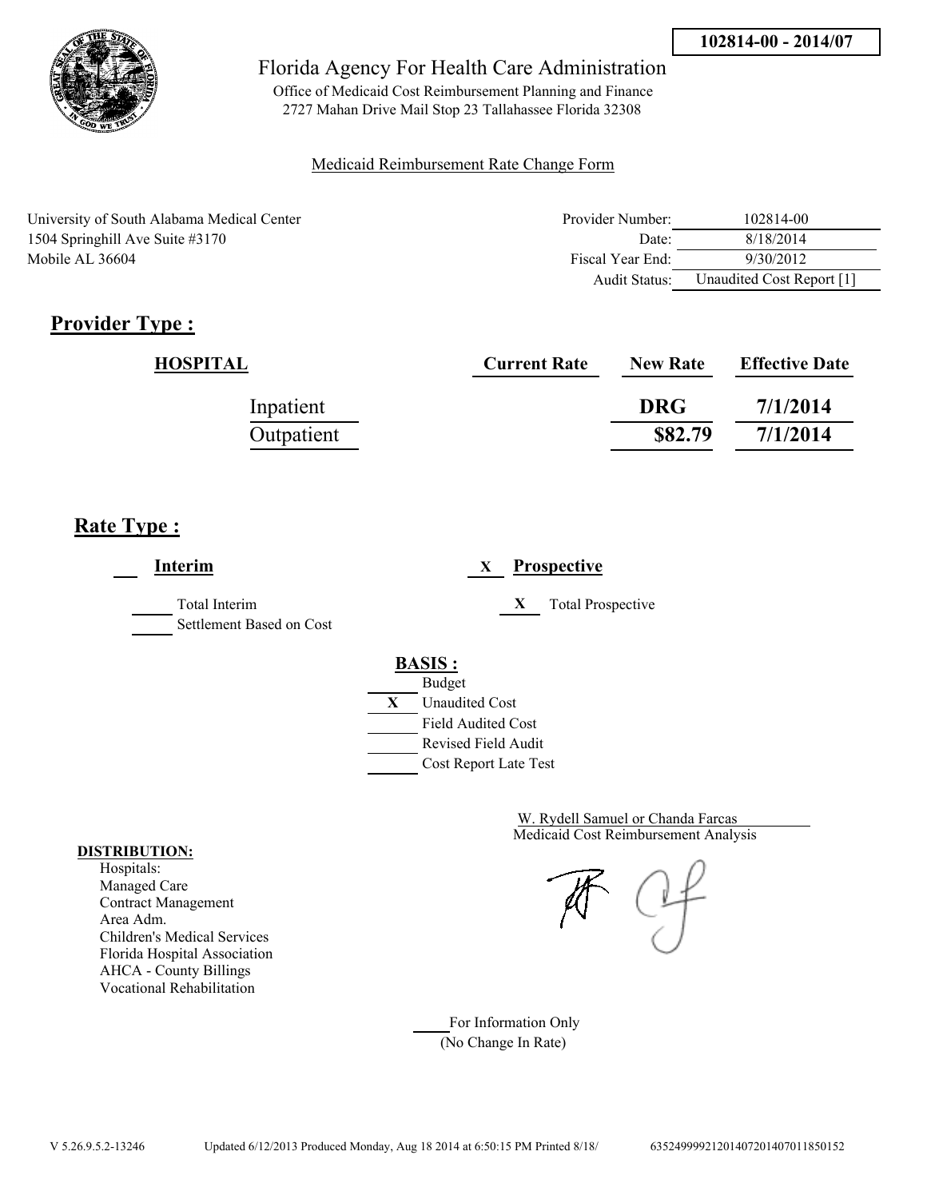102814-00 - 2014/07

Florida Agency For Health Care Administration

Office of Medicaid Cost Reimbursement Planning and Finance
2727 Mahan Drive Mail Stop 23 Tallahassee Florida 32308

Medicaid Reimbursement Rate Change Form

University of South Alabama Medical Center
1504 Springhill Ave Suite #3170
Mobile AL 36604

| | |
|---|---|
| Provider Number: | 102814-00 |
| Date: | 8/18/2014 |
| Fiscal Year End: | 9/30/2012 |
| Audit Status: | Unaudited Cost Report [1] |

## Provider Type :

| HOSPITAL | Current Rate | New Rate | Effective Date |
|---|---|---|---|
| Inpatient | | DRG | 7/1/2014 |
| Outpatient | | $82.79 | 7/1/2014 |

## Rate Type :

___ **Interim**

_____ Total Interim
_____ Settlement Based on Cost

X **Prospective**

X Total Prospective

**BASIS :**

_____ Budget
X Unaudited Cost
_____ Field Audited Cost
_____ Revised Field Audit
_____ Cost Report Late Test

W. Rydell Samuel or Chanda Farcas
Medicaid Cost Reimbursement Analysis

**DISTRIBUTION:**
Hospitals:
Managed Care
Contract Management
Area Adm.
Children's Medical Services
Florida Hospital Association
AHCA - County Billings
Vocational Rehabilitation

_____ For Information Only
(No Change In Rate)

V 5.26.9.5.2-13246 Updated 6/12/2013 Produced Monday, Aug 18 2014 at 6:50:15 PM Printed 8/18/ 635249999212014072014070118501​52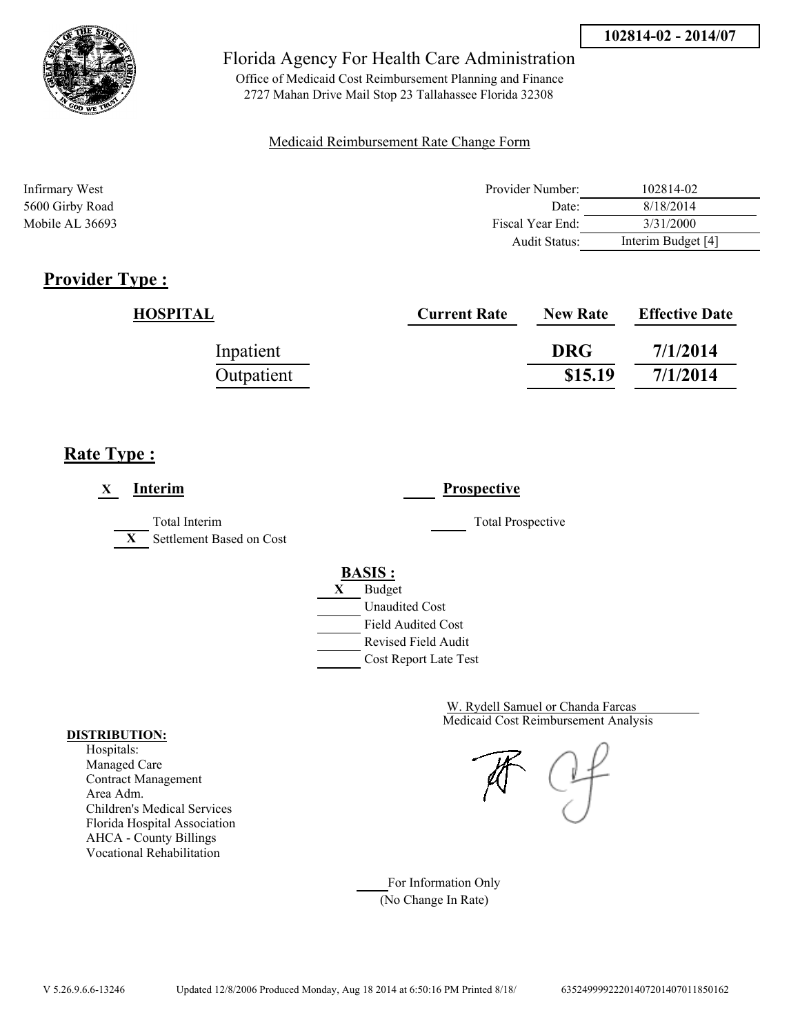**102814-02 - 2014/07**

Florida Agency For Health Care Administration

Office of Medicaid Cost Reimbursement Planning and Finance
2727 Mahan Drive Mail Stop 23 Tallahassee Florida 32308

Medicaid Reimbursement Rate Change Form

Infirmary West
5600 Girby Road
Mobile AL 36693

| | |
|---|---|
| Provider Number: | 102814-02 |
| Date: | 8/18/2014 |
| Fiscal Year End: | 3/31/2000 |
| Audit Status: | Interim Budget [4] |

## Provider Type :

| HOSPITAL | Current Rate | New Rate | Effective Date |
|---|---|---|---|
| Inpatient | | DRG | 7/1/2014 |
| Outpatient | | $15.19 | 7/1/2014 |

## Rate Type :

X **Interim**

___ Total Interim
X Settlement Based on Cost

___ **Prospective**

___ Total Prospective

**BASIS :**

X Budget
___ Unaudited Cost
___ Field Audited Cost
___ Revised Field Audit
___ Cost Report Late Test

W. Rydell Samuel or Chanda Farcas
Medicaid Cost Reimbursement Analysis

**DISTRIBUTION:**
Hospitals:
Managed Care
Contract Management
Area Adm.
Children's Medical Services
Florida Hospital Association
AHCA - County Billings
Vocational Rehabilitation

___ For Information Only
(No Change In Rate)

V 5.26.9.6.6-13246 Updated 12/8/2006 Produced Monday, Aug 18 2014 at 6:50:16 PM Printed 8/18/ 635249999222014072014070118501​62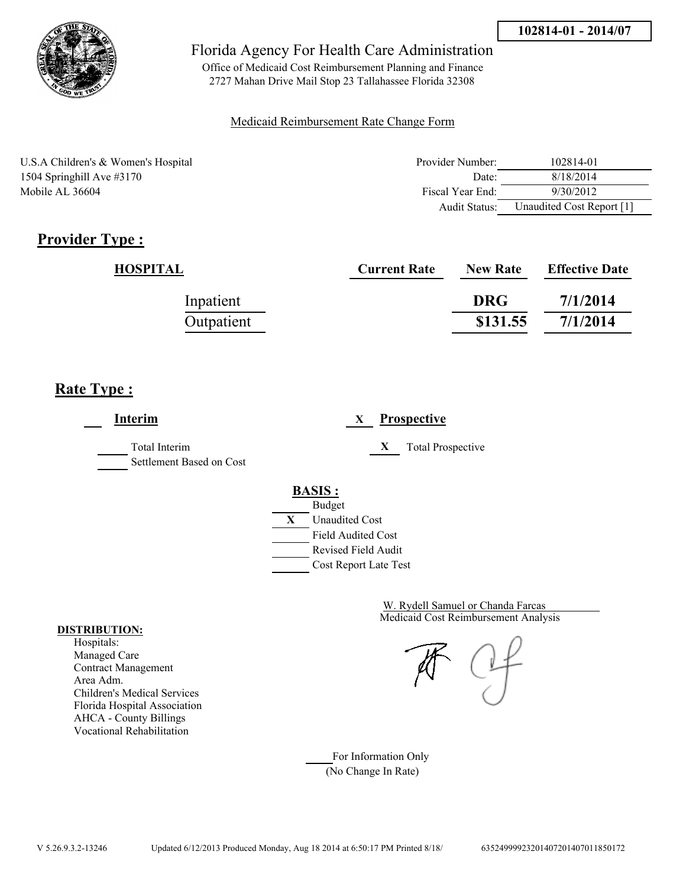102814-01 - 2014/07

# Florida Agency For Health Care Administration

Office of Medicaid Cost Reimbursement Planning and Finance
2727 Mahan Drive Mail Stop 23 Tallahassee Florida 32308

Medicaid Reimbursement Rate Change Form

U.S.A Children's & Women's Hospital
1504 Springhill Ave #3170
Mobile AL 36604

| | |
|---|---|
| Provider Number: | 102814-01 |
| Date: | 8/18/2014 |
| Fiscal Year End: | 9/30/2012 |
| Audit Status: | Unaudited Cost Report [1] |

## Provider Type :

| HOSPITAL | Current Rate | New Rate | Effective Date |
|---|---|---|---|
| Inpatient | | DRG | 7/1/2014 |
| Outpatient | | $131.55 | 7/1/2014 |

## Rate Type :

___ **Interim**

_____ Total Interim
_____ Settlement Based on Cost

X **Prospective**

X Total Prospective

**BASIS :**

_____ Budget
X Unaudited Cost
_____ Field Audited Cost
_____ Revised Field Audit
_____ Cost Report Late Test

W. Rydell Samuel or Chanda Farcas
Medicaid Cost Reimbursement Analysis

**DISTRIBUTION:**
Hospitals:
Managed Care
Contract Management
Area Adm.
Children's Medical Services
Florida Hospital Association
AHCA - County Billings
Vocational Rehabilitation

_____ For Information Only
(No Change In Rate)

V 5.26.9.3.2-13246 Updated 6/12/2013 Produced Monday, Aug 18 2014 at 6:50:17 PM Printed 8/18/ 635249999232014072014070118501​72